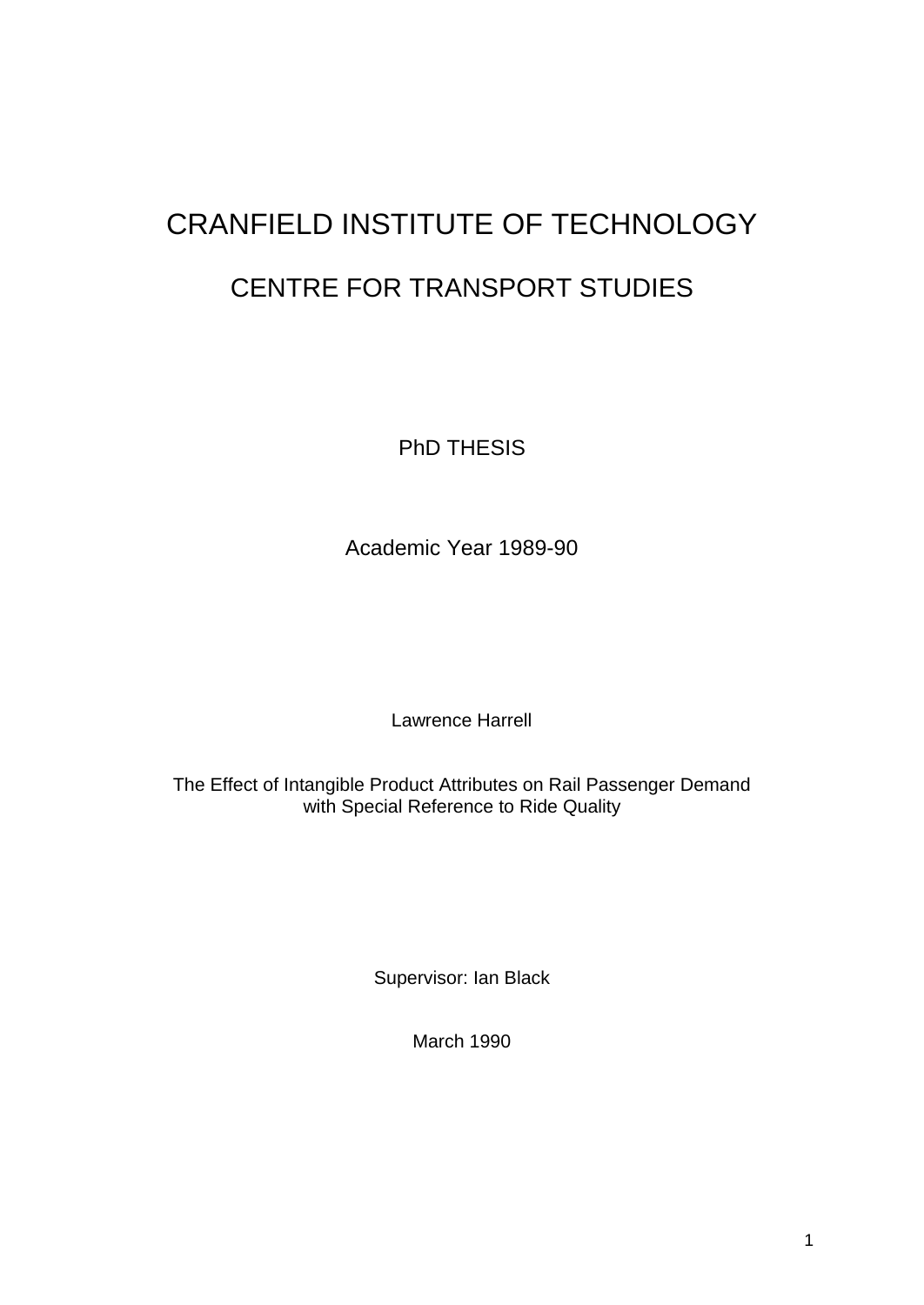# CRANFIELD INSTITUTE OF TECHNOLOGY

## CENTRE FOR TRANSPORT STUDIES

PhD THESIS

Academic Year 1989-90

Lawrence Harrell

The Effect of Intangible Product Attributes on Rail Passenger Demand with Special Reference to Ride Quality

Supervisor: Ian Black

March 1990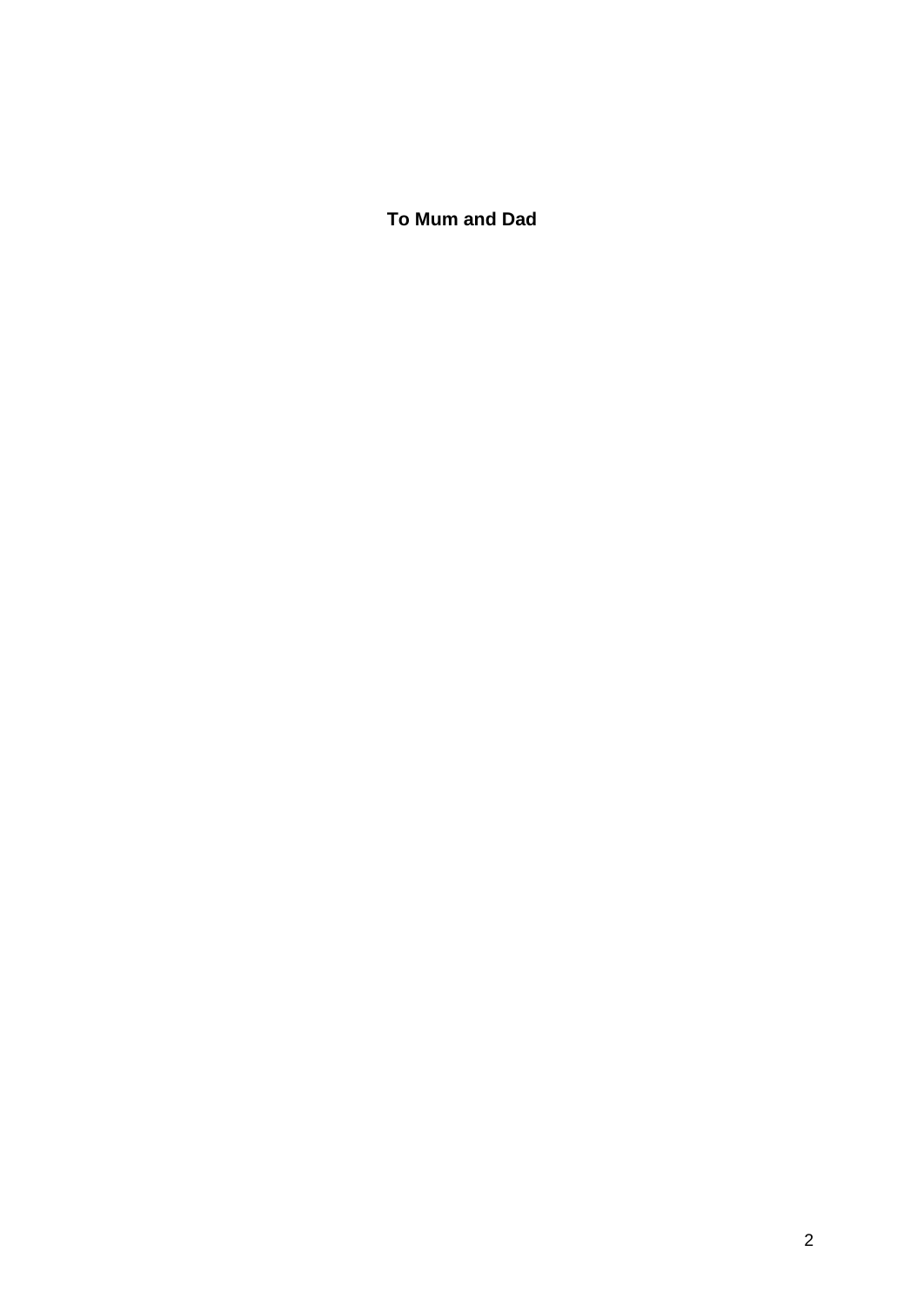**To Mum and Dad**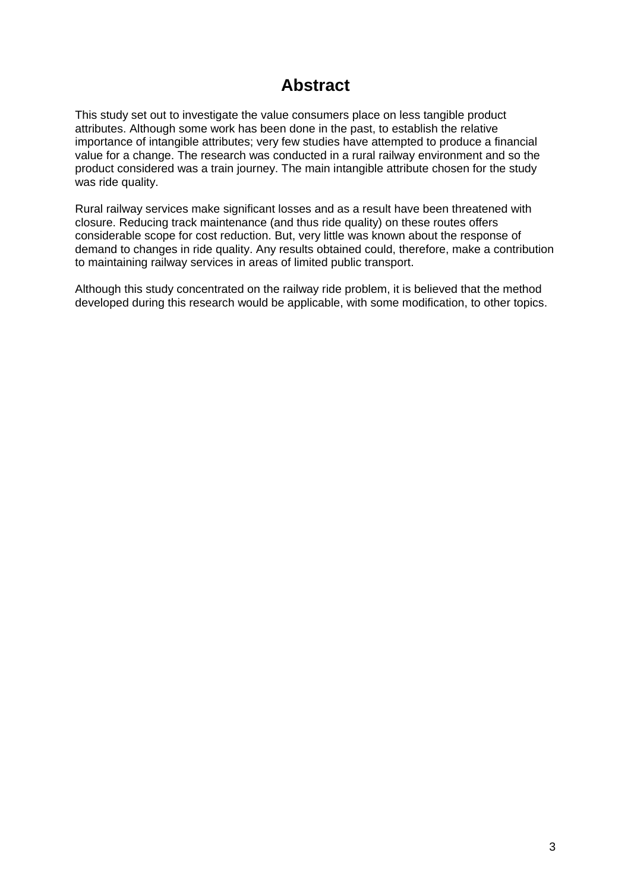# Abstract

This study set out to investigate the value consumers place on less tangible product attributes. Although some work has been done in the past, to establish the relative importance of intangible attributes; very few studies have attempted to produce a financial value for a change. The research was conducted in a rural railway environment and so the product considered was a train journey. The main intangible attribute chosen for the study was ride quality.

Rural railway services make significant losses and as a result have been threatened with closure. Reducing track maintenance (and thus ride quality) on these routes offers considerable scope for cost reduction. But, very little was known about the response of demand to changes in ride quality. Any results obtained could, therefore, make a contribution to maintaining railway services in areas of limited public transport.

Although this study concentrated on the railway ride problem, it is believed that the method developed during this research would be applicable, with some modification, to other topics.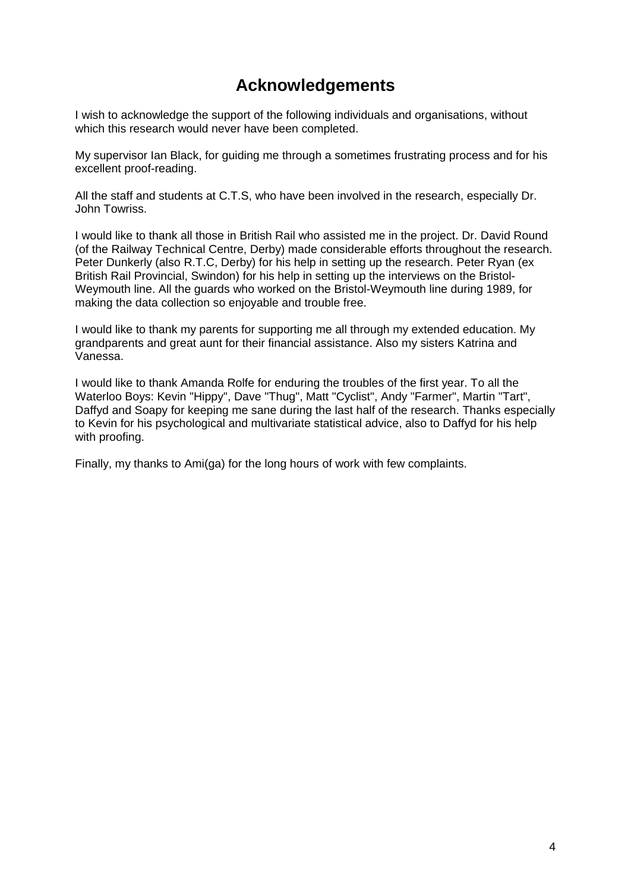# Acknowledgements

I wish to acknowledge the support of the following individuals and organisations, without which this research would never have been completed.

My supervisor Ian Black, for guiding me through a sometimes frustrating process and for his excellent proof-reading.

All the staff and students at C.T.S, who have been involved in the research, especially Dr. John Towriss.

I would like to thank all those in British Rail who assisted me in the project. Dr. David Round (of the Railway Technical Centre, Derby) made considerable efforts throughout the research. Peter Dunkerly (also R.T.C, Derby) for his help in setting up the research. Peter Ryan (ex British Rail Provincial, Swindon) for his help in setting up the interviews on the Bristol-Weymouth line. All the guards who worked on the Bristol-Weymouth line during 1989, for making the data collection so enjoyable and trouble free.

I would like to thank my parents for supporting me all through my extended education. My grandparents and great aunt for their financial assistance. Also my sisters Katrina and Vanessa.

I would like to thank Amanda Rolfe for enduring the troubles of the first year. To all the Waterloo Boys: Kevin "Hippy", Dave "Thug", Matt "Cyclist", Andy "Farmer", Martin "Tart", Daffyd and Soapy for keeping me sane during the last half of the research. Thanks especially to Kevin for his psychological and multivariate statistical advice, also to Daffyd for his help with proofing.

Finally, my thanks to Ami(ga) for the long hours of work with few complaints.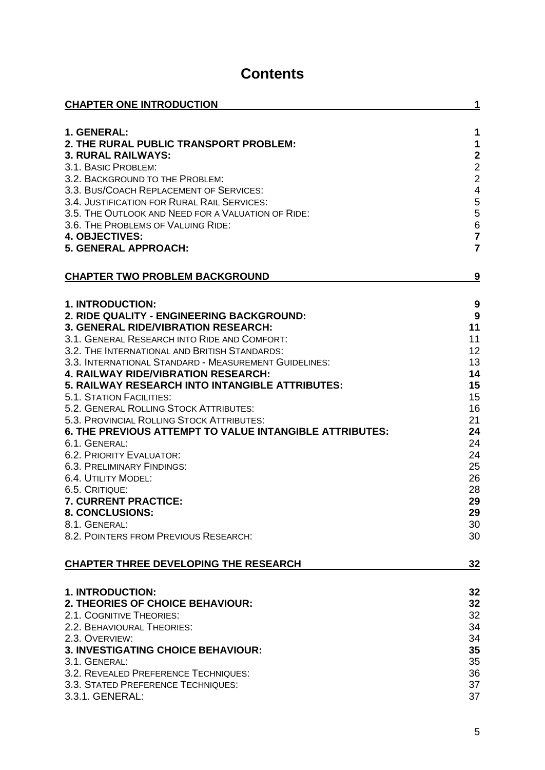# Contents

| | |
|---|---|
| **CHAPTER ONE INTRODUCTION** | **1** |
| **1. GENERAL:** | **1** |
| **2. THE RURAL PUBLIC TRANSPORT PROBLEM:** | **1** |
| **3. RURAL RAILWAYS:** | **2** |
| 3.1. BASIC PROBLEM: | 2 |
| 3.2. BACKGROUND TO THE PROBLEM: | 2 |
| 3.3. BUS/COACH REPLACEMENT OF SERVICES: | 4 |
| 3.4. JUSTIFICATION FOR RURAL RAIL SERVICES: | 5 |
| 3.5. THE OUTLOOK AND NEED FOR A VALUATION OF RIDE: | 5 |
| 3.6. THE PROBLEMS OF VALUING RIDE: | 6 |
| **4. OBJECTIVES:** | **7** |
| **5. GENERAL APPROACH:** | **7** |
| **CHAPTER TWO PROBLEM BACKGROUND** | **9** |
| **1. INTRODUCTION:** | **9** |
| **2. RIDE QUALITY - ENGINEERING BACKGROUND:** | **9** |
| **3. GENERAL RIDE/VIBRATION RESEARCH:** | **11** |
| 3.1. GENERAL RESEARCH INTO RIDE AND COMFORT: | 11 |
| 3.2. THE INTERNATIONAL AND BRITISH STANDARDS: | 12 |
| 3.3. INTERNATIONAL STANDARD - MEASUREMENT GUIDELINES: | 13 |
| **4. RAILWAY RIDE/VIBRATION RESEARCH:** | **14** |
| **5. RAILWAY RESEARCH INTO INTANGIBLE ATTRIBUTES:** | **15** |
| 5.1. STATION FACILITIES: | 15 |
| 5.2. GENERAL ROLLING STOCK ATTRIBUTES: | 16 |
| 5.3. PROVINCIAL ROLLING STOCK ATTRIBUTES: | 21 |
| **6. THE PREVIOUS ATTEMPT TO VALUE INTANGIBLE ATTRIBUTES:** | **24** |
| 6.1. GENERAL: | 24 |
| 6.2. PRIORITY EVALUATOR: | 24 |
| 6.3. PRELIMINARY FINDINGS: | 25 |
| 6.4. UTILITY MODEL: | 26 |
| 6.5. CRITIQUE: | 28 |
| **7. CURRENT PRACTICE:** | **29** |
| **8. CONCLUSIONS:** | **29** |
| 8.1. GENERAL: | 30 |
| 8.2. POINTERS FROM PREVIOUS RESEARCH: | 30 |
| **CHAPTER THREE DEVELOPING THE RESEARCH** | **32** |
| **1. INTRODUCTION:** | **32** |
| **2. THEORIES OF CHOICE BEHAVIOUR:** | **32** |
| 2.1. COGNITIVE THEORIES: | 32 |
| 2.2. BEHAVIOURAL THEORIES: | 34 |
| 2.3. OVERVIEW: | 34 |
| **3. INVESTIGATING CHOICE BEHAVIOUR:** | **35** |
| 3.1. GENERAL: | 35 |
| 3.2. REVEALED PREFERENCE TECHNIQUES: | 36 |
| 3.3. STATED PREFERENCE TECHNIQUES: | 37 |
| 3.3.1. GENERAL: | 37 |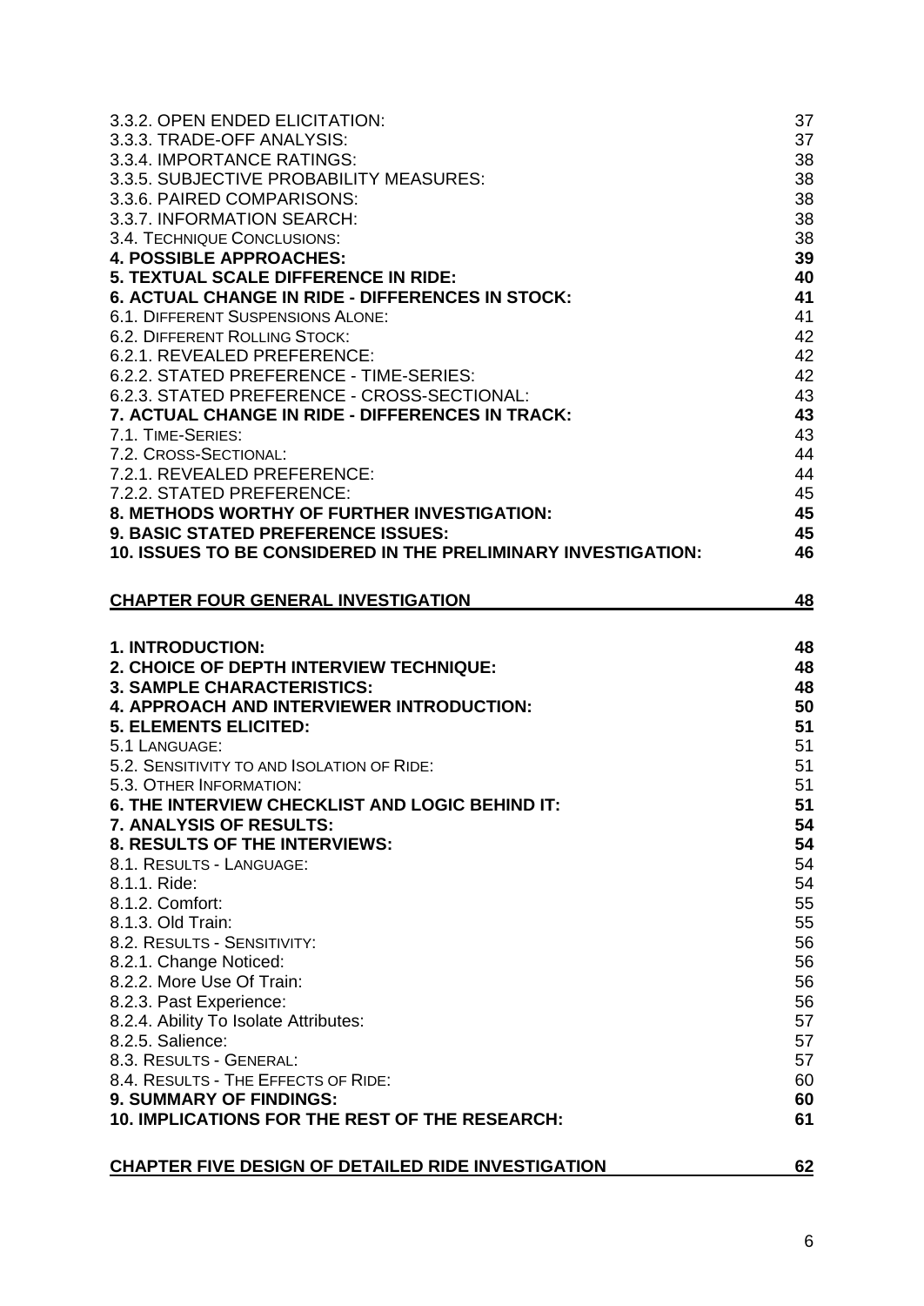| | |
|---|---|
| 3.3.2. OPEN ENDED ELICITATION: | 37 |
| 3.3.3. TRADE-OFF ANALYSIS: | 37 |
| 3.3.4. IMPORTANCE RATINGS: | 38 |
| 3.3.5. SUBJECTIVE PROBABILITY MEASURES: | 38 |
| 3.3.6. PAIRED COMPARISONS: | 38 |
| 3.3.7. INFORMATION SEARCH: | 38 |
| 3.4. TECHNIQUE CONCLUSIONS: | 38 |
| **4. POSSIBLE APPROACHES:** | **39** |
| **5. TEXTUAL SCALE DIFFERENCE IN RIDE:** | **40** |
| **6. ACTUAL CHANGE IN RIDE - DIFFERENCES IN STOCK:** | **41** |
| 6.1. DIFFERENT SUSPENSIONS ALONE: | 41 |
| 6.2. DIFFERENT ROLLING STOCK: | 42 |
| 6.2.1. REVEALED PREFERENCE: | 42 |
| 6.2.2. STATED PREFERENCE - TIME-SERIES: | 42 |
| 6.2.3. STATED PREFERENCE - CROSS-SECTIONAL: | 43 |
| **7. ACTUAL CHANGE IN RIDE - DIFFERENCES IN TRACK:** | **43** |
| 7.1. TIME-SERIES: | 43 |
| 7.2. CROSS-SECTIONAL: | 44 |
| 7.2.1. REVEALED PREFERENCE: | 44 |
| 7.2.2. STATED PREFERENCE: | 45 |
| **8. METHODS WORTHY OF FURTHER INVESTIGATION:** | **45** |
| **9. BASIC STATED PREFERENCE ISSUES:** | **45** |
| **10. ISSUES TO BE CONSIDERED IN THE PRELIMINARY INVESTIGATION:** | **46** |

**CHAPTER FOUR GENERAL INVESTIGATION** — **48**

| | |
|---|---|
| **1. INTRODUCTION:** | **48** |
| **2. CHOICE OF DEPTH INTERVIEW TECHNIQUE:** | **48** |
| **3. SAMPLE CHARACTERISTICS:** | **48** |
| **4. APPROACH AND INTERVIEWER INTRODUCTION:** | **50** |
| **5. ELEMENTS ELICITED:** | **51** |
| 5.1 LANGUAGE: | 51 |
| 5.2. SENSITIVITY TO AND ISOLATION OF RIDE: | 51 |
| 5.3. OTHER INFORMATION: | 51 |
| **6. THE INTERVIEW CHECKLIST AND LOGIC BEHIND IT:** | **51** |
| **7. ANALYSIS OF RESULTS:** | **54** |
| **8. RESULTS OF THE INTERVIEWS:** | **54** |
| 8.1. RESULTS - LANGUAGE: | 54 |
| 8.1.1. Ride: | 54 |
| 8.1.2. Comfort: | 55 |
| 8.1.3. Old Train: | 55 |
| 8.2. RESULTS - SENSITIVITY: | 56 |
| 8.2.1. Change Noticed: | 56 |
| 8.2.2. More Use Of Train: | 56 |
| 8.2.3. Past Experience: | 56 |
| 8.2.4. Ability To Isolate Attributes: | 57 |
| 8.2.5. Salience: | 57 |
| 8.3. RESULTS - GENERAL: | 57 |
| 8.4. RESULTS - THE EFFECTS OF RIDE: | 60 |
| **9. SUMMARY OF FINDINGS:** | **60** |
| **10. IMPLICATIONS FOR THE REST OF THE RESEARCH:** | **61** |

**CHAPTER FIVE DESIGN OF DETAILED RIDE INVESTIGATION** — **62**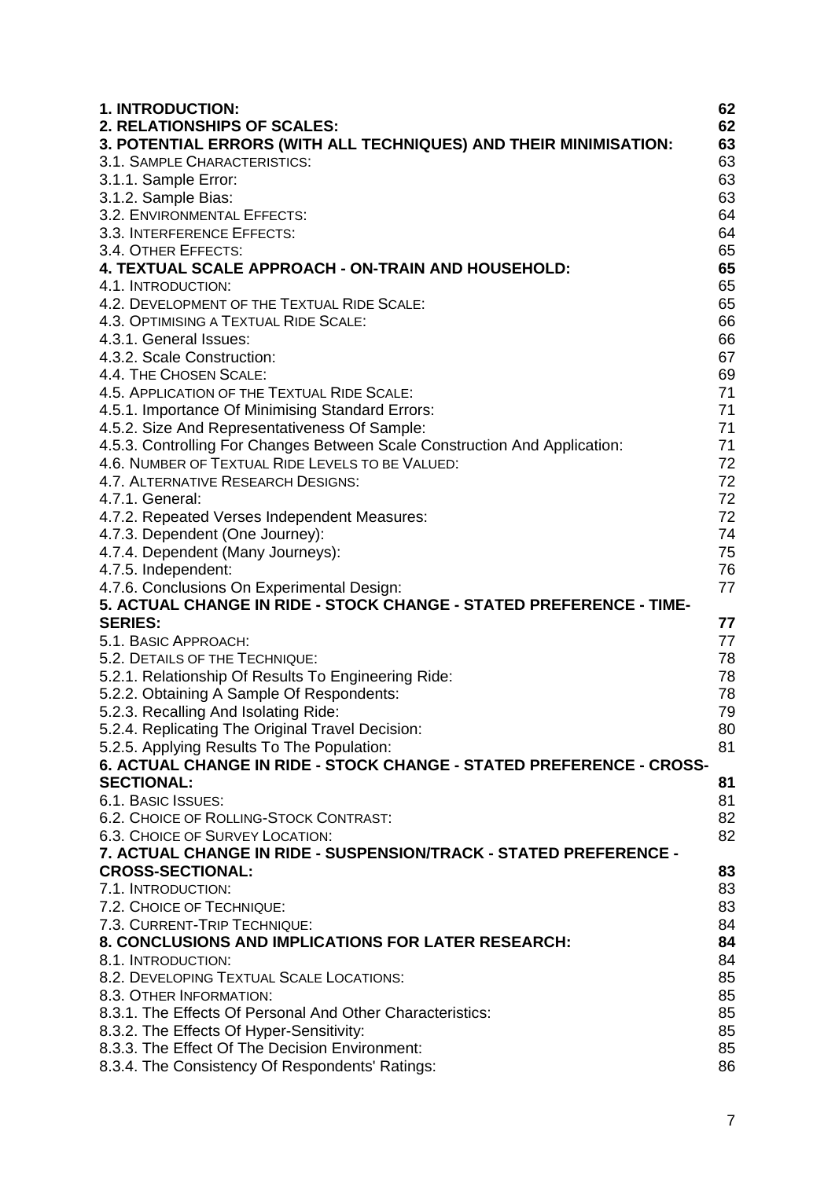| | |
|---|---|
| **1. INTRODUCTION:** | **62** |
| **2. RELATIONSHIPS OF SCALES:** | **62** |
| **3. POTENTIAL ERRORS (WITH ALL TECHNIQUES) AND THEIR MINIMISATION:** | **63** |
| 3.1. SAMPLE CHARACTERISTICS: | 63 |
| 3.1.1. Sample Error: | 63 |
| 3.1.2. Sample Bias: | 63 |
| 3.2. ENVIRONMENTAL EFFECTS: | 64 |
| 3.3. INTERFERENCE EFFECTS: | 64 |
| 3.4. OTHER EFFECTS: | 65 |
| **4. TEXTUAL SCALE APPROACH - ON-TRAIN AND HOUSEHOLD:** | **65** |
| 4.1. INTRODUCTION: | 65 |
| 4.2. DEVELOPMENT OF THE TEXTUAL RIDE SCALE: | 65 |
| 4.3. OPTIMISING A TEXTUAL RIDE SCALE: | 66 |
| 4.3.1. General Issues: | 66 |
| 4.3.2. Scale Construction: | 67 |
| 4.4. THE CHOSEN SCALE: | 69 |
| 4.5. APPLICATION OF THE TEXTUAL RIDE SCALE: | 71 |
| 4.5.1. Importance Of Minimising Standard Errors: | 71 |
| 4.5.2. Size And Representativeness Of Sample: | 71 |
| 4.5.3. Controlling For Changes Between Scale Construction And Application: | 71 |
| 4.6. NUMBER OF TEXTUAL RIDE LEVELS TO BE VALUED: | 72 |
| 4.7. ALTERNATIVE RESEARCH DESIGNS: | 72 |
| 4.7.1. General: | 72 |
| 4.7.2. Repeated Verses Independent Measures: | 72 |
| 4.7.3. Dependent (One Journey): | 74 |
| 4.7.4. Dependent (Many Journeys): | 75 |
| 4.7.5. Independent: | 76 |
| 4.7.6. Conclusions On Experimental Design: | 77 |
| **5. ACTUAL CHANGE IN RIDE - STOCK CHANGE - STATED PREFERENCE - TIME-SERIES:** | **77** |
| 5.1. BASIC APPROACH: | 77 |
| 5.2. DETAILS OF THE TECHNIQUE: | 78 |
| 5.2.1. Relationship Of Results To Engineering Ride: | 78 |
| 5.2.2. Obtaining A Sample Of Respondents: | 78 |
| 5.2.3. Recalling And Isolating Ride: | 79 |
| 5.2.4. Replicating The Original Travel Decision: | 80 |
| 5.2.5. Applying Results To The Population: | 81 |
| **6. ACTUAL CHANGE IN RIDE - STOCK CHANGE - STATED PREFERENCE - CROSS-SECTIONAL:** | **81** |
| 6.1. BASIC ISSUES: | 81 |
| 6.2. CHOICE OF ROLLING-STOCK CONTRAST: | 82 |
| 6.3. CHOICE OF SURVEY LOCATION: | 82 |
| **7. ACTUAL CHANGE IN RIDE - SUSPENSION/TRACK - STATED PREFERENCE - CROSS-SECTIONAL:** | **83** |
| 7.1. INTRODUCTION: | 83 |
| 7.2. CHOICE OF TECHNIQUE: | 83 |
| 7.3. CURRENT-TRIP TECHNIQUE: | 84 |
| **8. CONCLUSIONS AND IMPLICATIONS FOR LATER RESEARCH:** | **84** |
| 8.1. INTRODUCTION: | 84 |
| 8.2. DEVELOPING TEXTUAL SCALE LOCATIONS: | 85 |
| 8.3. OTHER INFORMATION: | 85 |
| 8.3.1. The Effects Of Personal And Other Characteristics: | 85 |
| 8.3.2. The Effects Of Hyper-Sensitivity: | 85 |
| 8.3.3. The Effect Of The Decision Environment: | 85 |
| 8.3.4. The Consistency Of Respondents' Ratings: | 86 |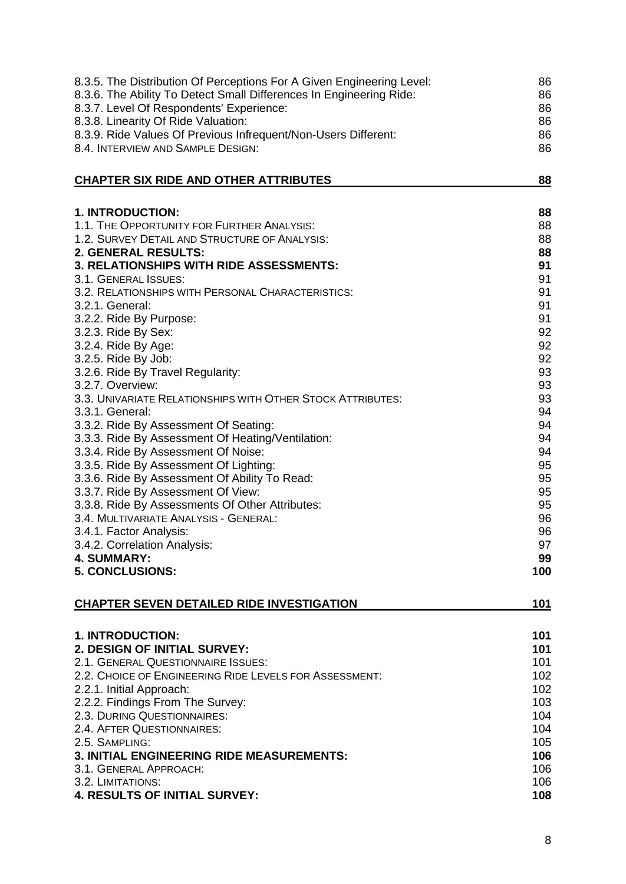| | |
|---|---|
| 8.3.5. The Distribution Of Perceptions For A Given Engineering Level: | 86 |
| 8.3.6. The Ability To Detect Small Differences In Engineering Ride: | 86 |
| 8.3.7. Level Of Respondents' Experience: | 86 |
| 8.3.8. Linearity Of Ride Valuation: | 86 |
| 8.3.9. Ride Values Of Previous Infrequent/Non-Users Different: | 86 |
| 8.4. INTERVIEW AND SAMPLE DESIGN: | 86 |

| | |
|---|---|
| **CHAPTER SIX RIDE AND OTHER ATTRIBUTES** | **88** |
| **1. INTRODUCTION:** | **88** |
| 1.1. THE OPPORTUNITY FOR FURTHER ANALYSIS: | 88 |
| 1.2. SURVEY DETAIL AND STRUCTURE OF ANALYSIS: | 88 |
| **2. GENERAL RESULTS:** | **88** |
| **3. RELATIONSHIPS WITH RIDE ASSESSMENTS:** | **91** |
| 3.1. GENERAL ISSUES: | 91 |
| 3.2. RELATIONSHIPS WITH PERSONAL CHARACTERISTICS: | 91 |
| 3.2.1. General: | 91 |
| 3.2.2. Ride By Purpose: | 91 |
| 3.2.3. Ride By Sex: | 92 |
| 3.2.4. Ride By Age: | 92 |
| 3.2.5. Ride By Job: | 92 |
| 3.2.6. Ride By Travel Regularity: | 93 |
| 3.2.7. Overview: | 93 |
| 3.3. UNIVARIATE RELATIONSHIPS WITH OTHER STOCK ATTRIBUTES: | 93 |
| 3.3.1. General: | 94 |
| 3.3.2. Ride By Assessment Of Seating: | 94 |
| 3.3.3. Ride By Assessment Of Heating/Ventilation: | 94 |
| 3.3.4. Ride By Assessment Of Noise: | 94 |
| 3.3.5. Ride By Assessment Of Lighting: | 95 |
| 3.3.6. Ride By Assessment Of Ability To Read: | 95 |
| 3.3.7. Ride By Assessment Of View: | 95 |
| 3.3.8. Ride By Assessments Of Other Attributes: | 95 |
| 3.4. MULTIVARIATE ANALYSIS - GENERAL: | 96 |
| 3.4.1. Factor Analysis: | 96 |
| 3.4.2. Correlation Analysis: | 97 |
| **4. SUMMARY:** | **99** |
| **5. CONCLUSIONS:** | **100** |

| | |
|---|---|
| **CHAPTER SEVEN DETAILED RIDE INVESTIGATION** | **101** |
| **1. INTRODUCTION:** | **101** |
| **2. DESIGN OF INITIAL SURVEY:** | **101** |
| 2.1. GENERAL QUESTIONNAIRE ISSUES: | 101 |
| 2.2. CHOICE OF ENGINEERING RIDE LEVELS FOR ASSESSMENT: | 102 |
| 2.2.1. Initial Approach: | 102 |
| 2.2.2. Findings From The Survey: | 103 |
| 2.3. DURING QUESTIONNAIRES: | 104 |
| 2.4. AFTER QUESTIONNAIRES: | 104 |
| 2.5. SAMPLING: | 105 |
| **3. INITIAL ENGINEERING RIDE MEASUREMENTS:** | **106** |
| 3.1. GENERAL APPROACH: | 106 |
| 3.2. LIMITATIONS: | 106 |
| **4. RESULTS OF INITIAL SURVEY:** | **108** |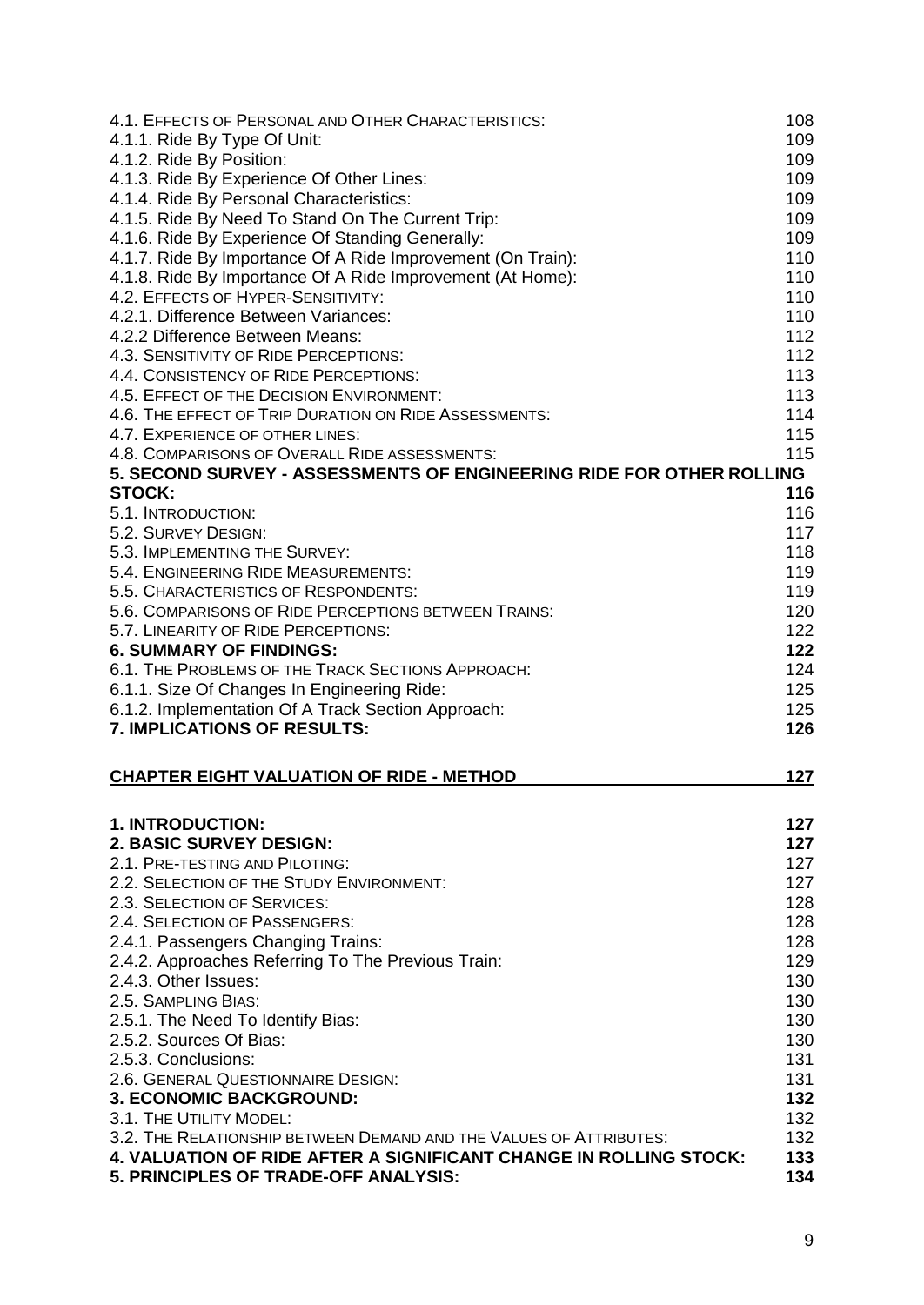4.1. EFFECTS OF PERSONAL AND OTHER CHARACTERISTICS: 108
4.1.1. Ride By Type Of Unit: 109
4.1.2. Ride By Position: 109
4.1.3. Ride By Experience Of Other Lines: 109
4.1.4. Ride By Personal Characteristics: 109
4.1.5. Ride By Need To Stand On The Current Trip: 109
4.1.6. Ride By Experience Of Standing Generally: 109
4.1.7. Ride By Importance Of A Ride Improvement (On Train): 110
4.1.8. Ride By Importance Of A Ride Improvement (At Home): 110
4.2. EFFECTS OF HYPER-SENSITIVITY: 110
4.2.1. Difference Between Variances: 110
4.2.2 Difference Between Means: 112
4.3. SENSITIVITY OF RIDE PERCEPTIONS: 112
4.4. CONSISTENCY OF RIDE PERCEPTIONS: 113
4.5. EFFECT OF THE DECISION ENVIRONMENT: 113
4.6. THE EFFECT OF TRIP DURATION ON RIDE ASSESSMENTS: 114
4.7. EXPERIENCE OF OTHER LINES: 115
4.8. COMPARISONS OF OVERALL RIDE ASSESSMENTS: 115
**5. SECOND SURVEY - ASSESSMENTS OF ENGINEERING RIDE FOR OTHER ROLLING STOCK: 116**
5.1. INTRODUCTION: 116
5.2. SURVEY DESIGN: 117
5.3. IMPLEMENTING THE SURVEY: 118
5.4. ENGINEERING RIDE MEASUREMENTS: 119
5.5. CHARACTERISTICS OF RESPONDENTS: 119
5.6. COMPARISONS OF RIDE PERCEPTIONS BETWEEN TRAINS: 120
5.7. LINEARITY OF RIDE PERCEPTIONS: 122
**6. SUMMARY OF FINDINGS: 122**
6.1. THE PROBLEMS OF THE TRACK SECTIONS APPROACH: 124
6.1.1. Size Of Changes In Engineering Ride: 125
6.1.2. Implementation Of A Track Section Approach: 125
**7. IMPLICATIONS OF RESULTS: 126**

**CHAPTER EIGHT VALUATION OF RIDE - METHOD 127**

**1. INTRODUCTION: 127**
**2. BASIC SURVEY DESIGN: 127**
2.1. PRE-TESTING AND PILOTING: 127
2.2. SELECTION OF THE STUDY ENVIRONMENT: 127
2.3. SELECTION OF SERVICES: 128
2.4. SELECTION OF PASSENGERS: 128
2.4.1. Passengers Changing Trains: 128
2.4.2. Approaches Referring To The Previous Train: 129
2.4.3. Other Issues: 130
2.5. SAMPLING BIAS: 130
2.5.1. The Need To Identify Bias: 130
2.5.2. Sources Of Bias: 130
2.5.3. Conclusions: 131
2.6. GENERAL QUESTIONNAIRE DESIGN: 131
**3. ECONOMIC BACKGROUND: 132**
3.1. THE UTILITY MODEL: 132
3.2. THE RELATIONSHIP BETWEEN DEMAND AND THE VALUES OF ATTRIBUTES: 132
**4. VALUATION OF RIDE AFTER A SIGNIFICANT CHANGE IN ROLLING STOCK: 133**
**5. PRINCIPLES OF TRADE-OFF ANALYSIS: 134**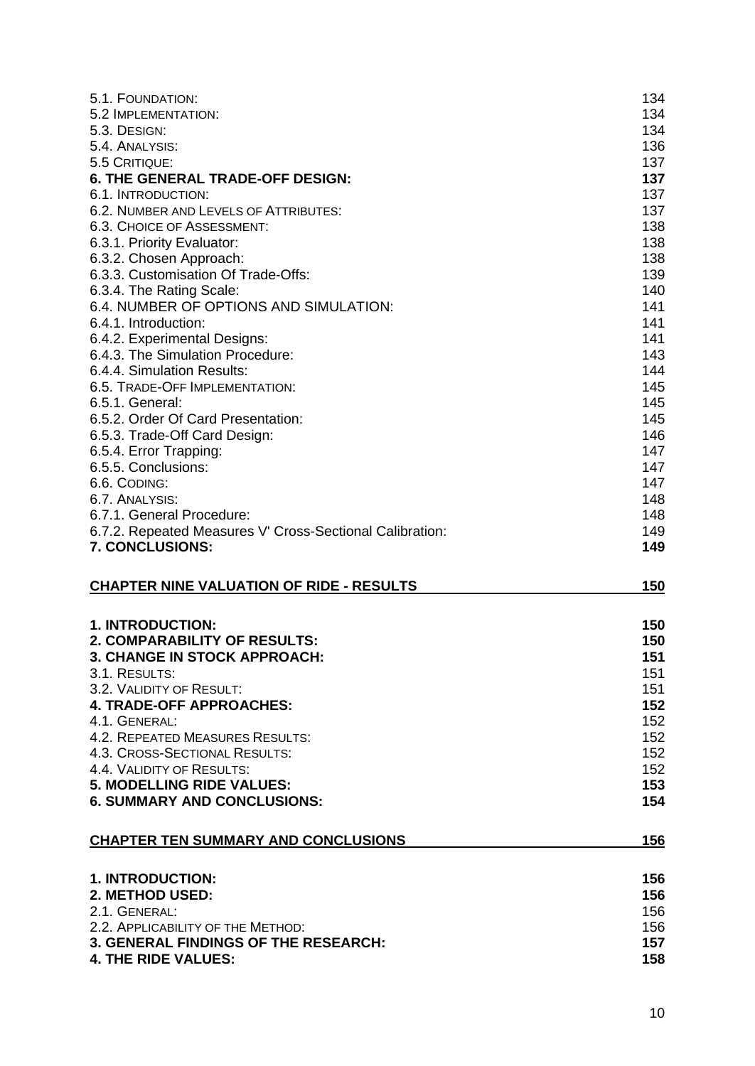| | |
|---|---|
| 5.1. Foundation: | 134 |
| 5.2 Implementation: | 134 |
| 5.3. Design: | 134 |
| 5.4. Analysis: | 136 |
| 5.5 Critique: | 137 |
| **6. THE GENERAL TRADE-OFF DESIGN:** | **137** |
| 6.1. Introduction: | 137 |
| 6.2. Number and Levels of Attributes: | 137 |
| 6.3. Choice of Assessment: | 138 |
| 6.3.1. Priority Evaluator: | 138 |
| 6.3.2. Chosen Approach: | 138 |
| 6.3.3. Customisation Of Trade-Offs: | 139 |
| 6.3.4. The Rating Scale: | 140 |
| 6.4. NUMBER OF OPTIONS AND SIMULATION: | 141 |
| 6.4.1. Introduction: | 141 |
| 6.4.2. Experimental Designs: | 141 |
| 6.4.3. The Simulation Procedure: | 143 |
| 6.4.4. Simulation Results: | 144 |
| 6.5. Trade-Off Implementation: | 145 |
| 6.5.1. General: | 145 |
| 6.5.2. Order Of Card Presentation: | 145 |
| 6.5.3. Trade-Off Card Design: | 146 |
| 6.5.4. Error Trapping: | 147 |
| 6.5.5. Conclusions: | 147 |
| 6.6. Coding: | 147 |
| 6.7. Analysis: | 148 |
| 6.7.1. General Procedure: | 148 |
| 6.7.2. Repeated Measures V' Cross-Sectional Calibration: | 149 |
| **7. CONCLUSIONS:** | **149** |

## CHAPTER NINE VALUATION OF RIDE - RESULTS 150

| | |
|---|---|
| **1. INTRODUCTION:** | **150** |
| **2. COMPARABILITY OF RESULTS:** | **150** |
| **3. CHANGE IN STOCK APPROACH:** | **151** |
| 3.1. Results: | 151 |
| 3.2. Validity of Result: | 151 |
| **4. TRADE-OFF APPROACHES:** | **152** |
| 4.1. General: | 152 |
| 4.2. Repeated Measures Results: | 152 |
| 4.3. Cross-Sectional Results: | 152 |
| 4.4. Validity of Results: | 152 |
| **5. MODELLING RIDE VALUES:** | **153** |
| **6. SUMMARY AND CONCLUSIONS:** | **154** |

## CHAPTER TEN SUMMARY AND CONCLUSIONS 156

| | |
|---|---|
| **1. INTRODUCTION:** | **156** |
| **2. METHOD USED:** | **156** |
| 2.1. General: | 156 |
| 2.2. Applicability of the Method: | 156 |
| **3. GENERAL FINDINGS OF THE RESEARCH:** | **157** |
| **4. THE RIDE VALUES:** | **158** |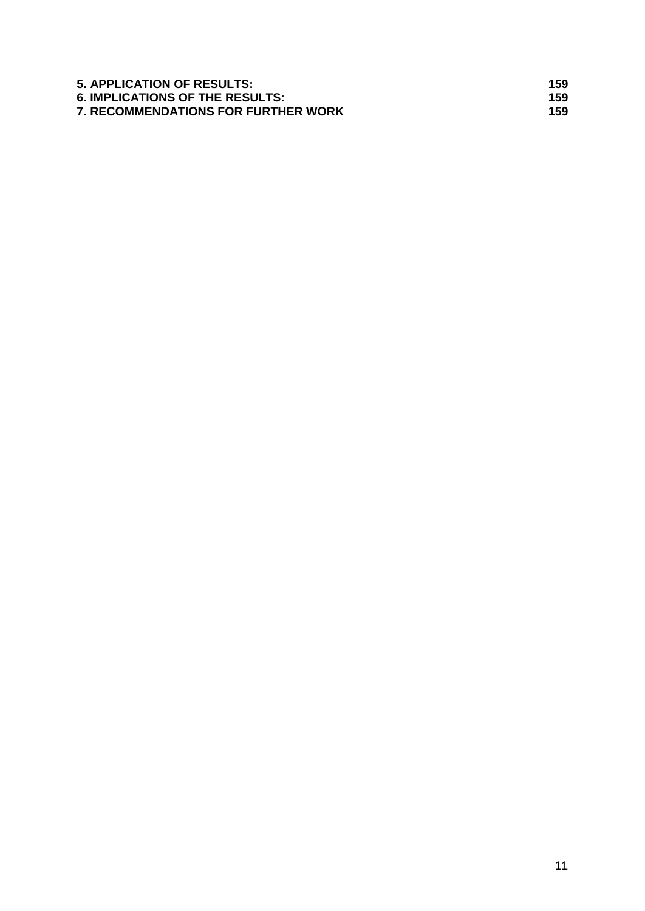**5. APPLICATION OF RESULTS:** 159
**6. IMPLICATIONS OF THE RESULTS:** 159
**7. RECOMMENDATIONS FOR FURTHER WORK** 159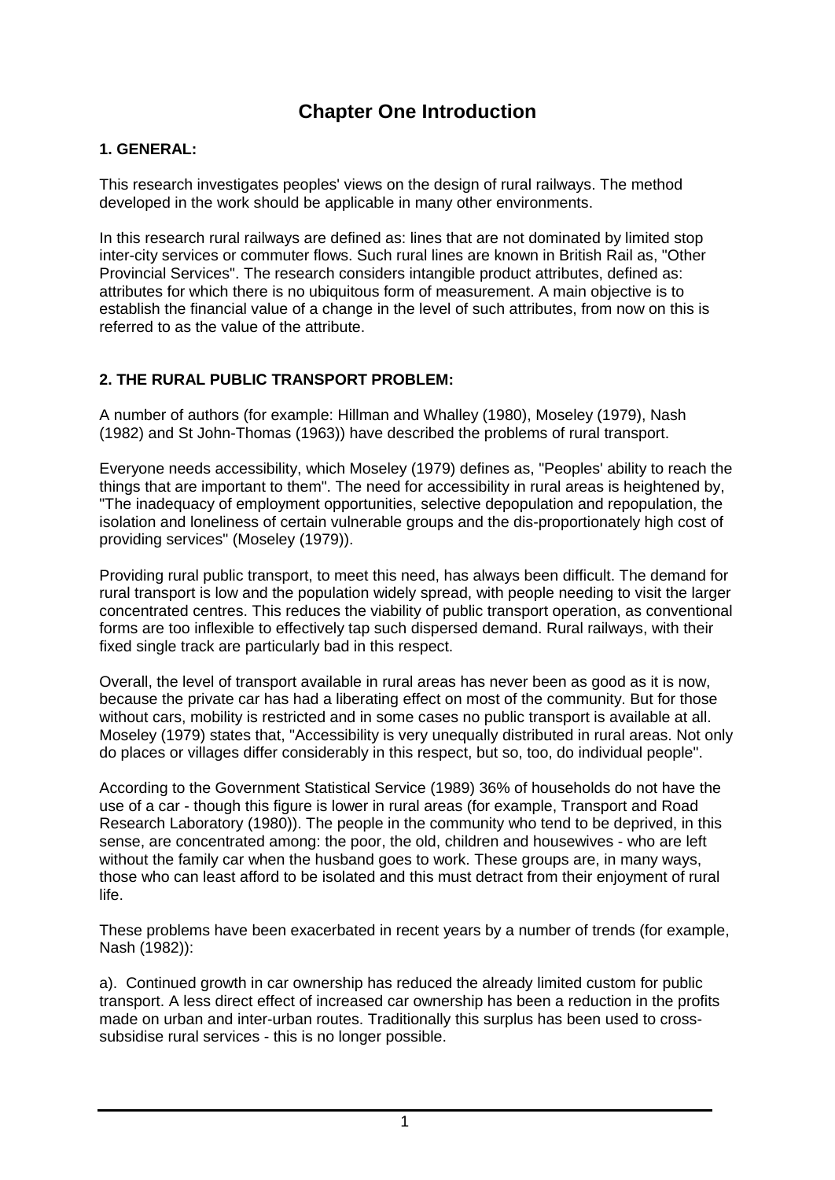# Chapter One Introduction

## 1. GENERAL:

This research investigates peoples' views on the design of rural railways. The method developed in the work should be applicable in many other environments.

In this research rural railways are defined as: lines that are not dominated by limited stop inter-city services or commuter flows. Such rural lines are known in British Rail as, "Other Provincial Services". The research considers intangible product attributes, defined as: attributes for which there is no ubiquitous form of measurement. A main objective is to establish the financial value of a change in the level of such attributes, from now on this is referred to as the value of the attribute.

## 2. THE RURAL PUBLIC TRANSPORT PROBLEM:

A number of authors (for example: Hillman and Whalley (1980), Moseley (1979), Nash (1982) and St John-Thomas (1963)) have described the problems of rural transport.

Everyone needs accessibility, which Moseley (1979) defines as, "Peoples' ability to reach the things that are important to them". The need for accessibility in rural areas is heightened by, "The inadequacy of employment opportunities, selective depopulation and repopulation, the isolation and loneliness of certain vulnerable groups and the dis-proportionately high cost of providing services" (Moseley (1979)).

Providing rural public transport, to meet this need, has always been difficult. The demand for rural transport is low and the population widely spread, with people needing to visit the larger concentrated centres. This reduces the viability of public transport operation, as conventional forms are too inflexible to effectively tap such dispersed demand. Rural railways, with their fixed single track are particularly bad in this respect.

Overall, the level of transport available in rural areas has never been as good as it is now, because the private car has had a liberating effect on most of the community. But for those without cars, mobility is restricted and in some cases no public transport is available at all. Moseley (1979) states that, "Accessibility is very unequally distributed in rural areas. Not only do places or villages differ considerably in this respect, but so, too, do individual people".

According to the Government Statistical Service (1989) 36% of households do not have the use of a car - though this figure is lower in rural areas (for example, Transport and Road Research Laboratory (1980)). The people in the community who tend to be deprived, in this sense, are concentrated among: the poor, the old, children and housewives - who are left without the family car when the husband goes to work. These groups are, in many ways, those who can least afford to be isolated and this must detract from their enjoyment of rural life.

These problems have been exacerbated in recent years by a number of trends (for example, Nash (1982)):

a). Continued growth in car ownership has reduced the already limited custom for public transport. A less direct effect of increased car ownership has been a reduction in the profits made on urban and inter-urban routes. Traditionally this surplus has been used to cross-subsidise rural services - this is no longer possible.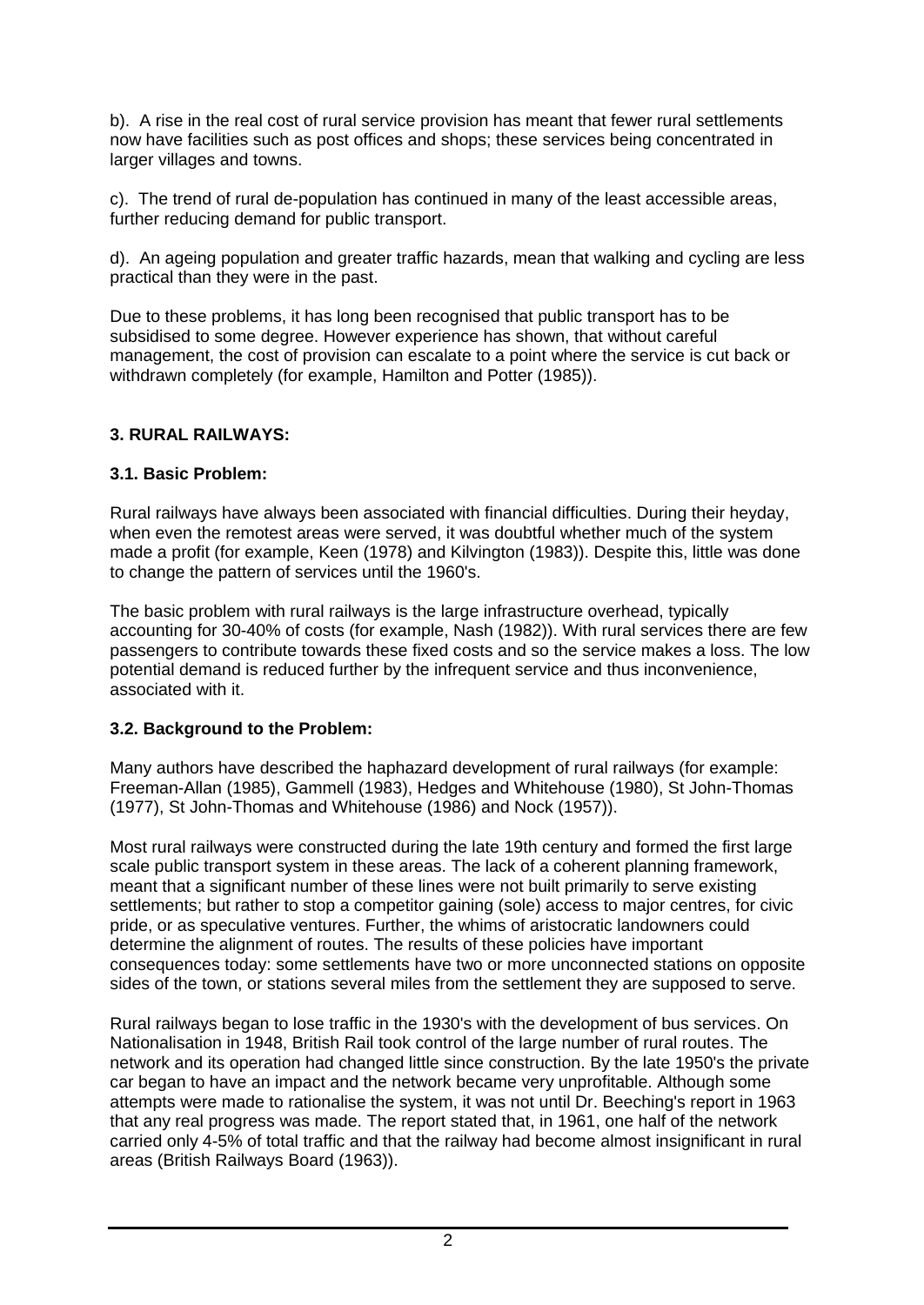b). A rise in the real cost of rural service provision has meant that fewer rural settlements now have facilities such as post offices and shops; these services being concentrated in larger villages and towns.

c). The trend of rural de-population has continued in many of the least accessible areas, further reducing demand for public transport.

d). An ageing population and greater traffic hazards, mean that walking and cycling are less practical than they were in the past.

Due to these problems, it has long been recognised that public transport has to be subsidised to some degree. However experience has shown, that without careful management, the cost of provision can escalate to a point where the service is cut back or withdrawn completely (for example, Hamilton and Potter (1985)).

## 3. RURAL RAILWAYS:

### 3.1. Basic Problem:

Rural railways have always been associated with financial difficulties. During their heyday, when even the remotest areas were served, it was doubtful whether much of the system made a profit (for example, Keen (1978) and Kilvington (1983)). Despite this, little was done to change the pattern of services until the 1960's.

The basic problem with rural railways is the large infrastructure overhead, typically accounting for 30-40% of costs (for example, Nash (1982)). With rural services there are few passengers to contribute towards these fixed costs and so the service makes a loss. The low potential demand is reduced further by the infrequent service and thus inconvenience, associated with it.

### 3.2. Background to the Problem:

Many authors have described the haphazard development of rural railways (for example: Freeman-Allan (1985), Gammell (1983), Hedges and Whitehouse (1980), St John-Thomas (1977), St John-Thomas and Whitehouse (1986) and Nock (1957)).

Most rural railways were constructed during the late 19th century and formed the first large scale public transport system in these areas. The lack of a coherent planning framework, meant that a significant number of these lines were not built primarily to serve existing settlements; but rather to stop a competitor gaining (sole) access to major centres, for civic pride, or as speculative ventures. Further, the whims of aristocratic landowners could determine the alignment of routes. The results of these policies have important consequences today: some settlements have two or more unconnected stations on opposite sides of the town, or stations several miles from the settlement they are supposed to serve.

Rural railways began to lose traffic in the 1930's with the development of bus services. On Nationalisation in 1948, British Rail took control of the large number of rural routes. The network and its operation had changed little since construction. By the late 1950's the private car began to have an impact and the network became very unprofitable. Although some attempts were made to rationalise the system, it was not until Dr. Beeching's report in 1963 that any real progress was made. The report stated that, in 1961, one half of the network carried only 4-5% of total traffic and that the railway had become almost insignificant in rural areas (British Railways Board (1963)).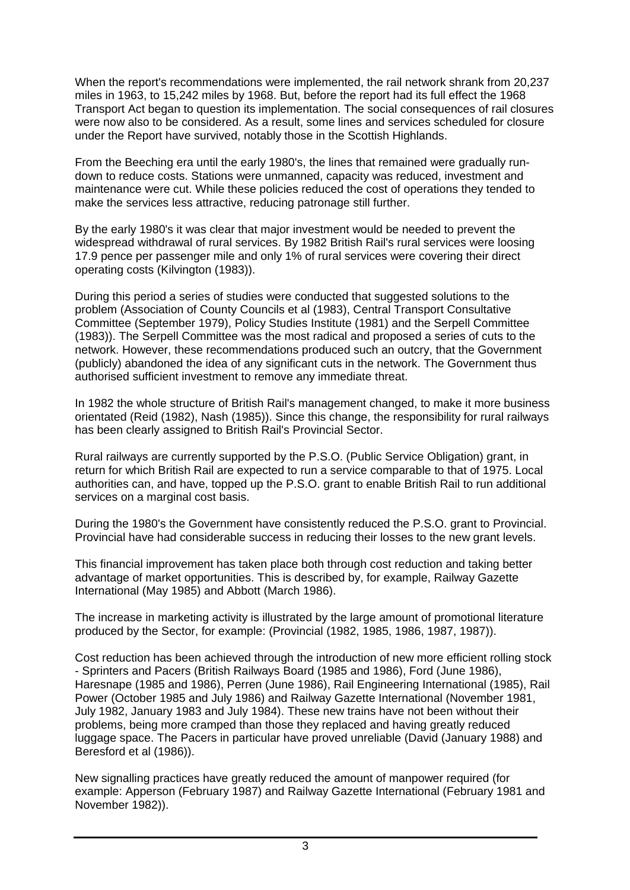When the report's recommendations were implemented, the rail network shrank from 20,237 miles in 1963, to 15,242 miles by 1968. But, before the report had its full effect the 1968 Transport Act began to question its implementation. The social consequences of rail closures were now also to be considered. As a result, some lines and services scheduled for closure under the Report have survived, notably those in the Scottish Highlands.

From the Beeching era until the early 1980's, the lines that remained were gradually run-down to reduce costs. Stations were unmanned, capacity was reduced, investment and maintenance were cut. While these policies reduced the cost of operations they tended to make the services less attractive, reducing patronage still further.

By the early 1980's it was clear that major investment would be needed to prevent the widespread withdrawal of rural services. By 1982 British Rail's rural services were loosing 17.9 pence per passenger mile and only 1% of rural services were covering their direct operating costs (Kilvington (1983)).

During this period a series of studies were conducted that suggested solutions to the problem (Association of County Councils et al (1983), Central Transport Consultative Committee (September 1979), Policy Studies Institute (1981) and the Serpell Committee (1983)). The Serpell Committee was the most radical and proposed a series of cuts to the network. However, these recommendations produced such an outcry, that the Government (publicly) abandoned the idea of any significant cuts in the network. The Government thus authorised sufficient investment to remove any immediate threat.

In 1982 the whole structure of British Rail's management changed, to make it more business orientated (Reid (1982), Nash (1985)). Since this change, the responsibility for rural railways has been clearly assigned to British Rail's Provincial Sector.

Rural railways are currently supported by the P.S.O. (Public Service Obligation) grant, in return for which British Rail are expected to run a service comparable to that of 1975. Local authorities can, and have, topped up the P.S.O. grant to enable British Rail to run additional services on a marginal cost basis.

During the 1980's the Government have consistently reduced the P.S.O. grant to Provincial. Provincial have had considerable success in reducing their losses to the new grant levels.

This financial improvement has taken place both through cost reduction and taking better advantage of market opportunities. This is described by, for example, Railway Gazette International (May 1985) and Abbott (March 1986).

The increase in marketing activity is illustrated by the large amount of promotional literature produced by the Sector, for example: (Provincial (1982, 1985, 1986, 1987, 1987)).

Cost reduction has been achieved through the introduction of new more efficient rolling stock - Sprinters and Pacers (British Railways Board (1985 and 1986), Ford (June 1986), Haresnape (1985 and 1986), Perren (June 1986), Rail Engineering International (1985), Rail Power (October 1985 and July 1986) and Railway Gazette International (November 1981, July 1982, January 1983 and July 1984). These new trains have not been without their problems, being more cramped than those they replaced and having greatly reduced luggage space. The Pacers in particular have proved unreliable (David (January 1988) and Beresford et al (1986)).

New signalling practices have greatly reduced the amount of manpower required (for example: Apperson (February 1987) and Railway Gazette International (February 1981 and November 1982)).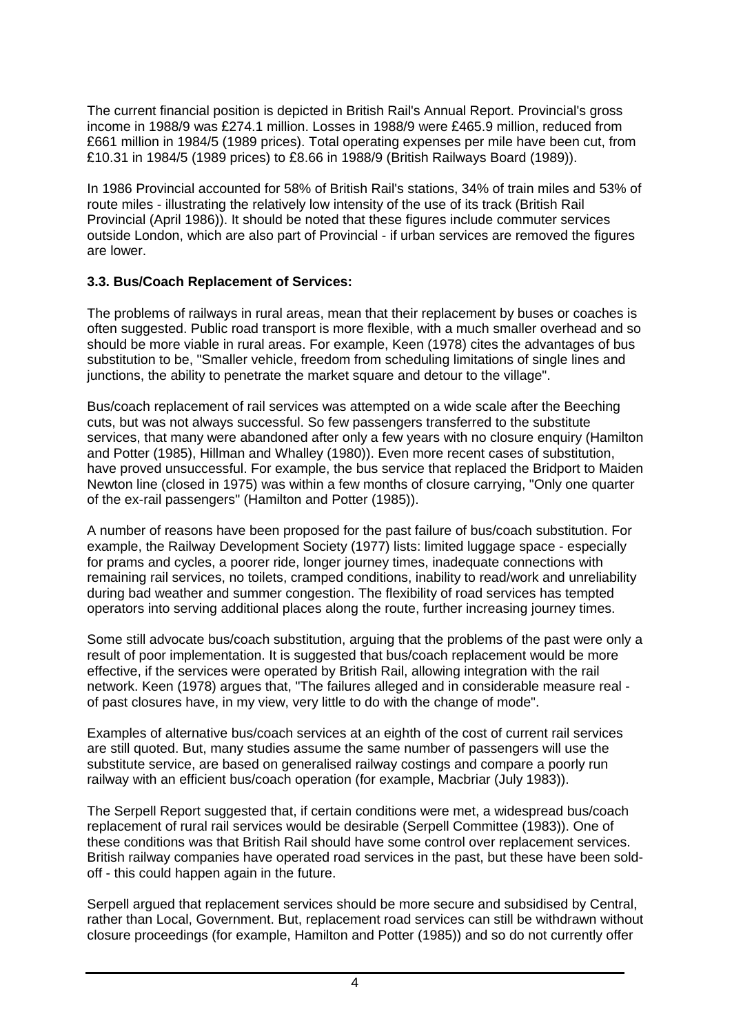The current financial position is depicted in British Rail's Annual Report. Provincial's gross income in 1988/9 was £274.1 million. Losses in 1988/9 were £465.9 million, reduced from £661 million in 1984/5 (1989 prices). Total operating expenses per mile have been cut, from £10.31 in 1984/5 (1989 prices) to £8.66 in 1988/9 (British Railways Board (1989)).

In 1986 Provincial accounted for 58% of British Rail's stations, 34% of train miles and 53% of route miles - illustrating the relatively low intensity of the use of its track (British Rail Provincial (April 1986)). It should be noted that these figures include commuter services outside London, which are also part of Provincial - if urban services are removed the figures are lower.

### 3.3. Bus/Coach Replacement of Services:

The problems of railways in rural areas, mean that their replacement by buses or coaches is often suggested. Public road transport is more flexible, with a much smaller overhead and so should be more viable in rural areas. For example, Keen (1978) cites the advantages of bus substitution to be, "Smaller vehicle, freedom from scheduling limitations of single lines and junctions, the ability to penetrate the market square and detour to the village".

Bus/coach replacement of rail services was attempted on a wide scale after the Beeching cuts, but was not always successful. So few passengers transferred to the substitute services, that many were abandoned after only a few years with no closure enquiry (Hamilton and Potter (1985), Hillman and Whalley (1980)). Even more recent cases of substitution, have proved unsuccessful. For example, the bus service that replaced the Bridport to Maiden Newton line (closed in 1975) was within a few months of closure carrying, "Only one quarter of the ex-rail passengers" (Hamilton and Potter (1985)).

A number of reasons have been proposed for the past failure of bus/coach substitution. For example, the Railway Development Society (1977) lists: limited luggage space - especially for prams and cycles, a poorer ride, longer journey times, inadequate connections with remaining rail services, no toilets, cramped conditions, inability to read/work and unreliability during bad weather and summer congestion. The flexibility of road services has tempted operators into serving additional places along the route, further increasing journey times.

Some still advocate bus/coach substitution, arguing that the problems of the past were only a result of poor implementation. It is suggested that bus/coach replacement would be more effective, if the services were operated by British Rail, allowing integration with the rail network. Keen (1978) argues that, "The failures alleged and in considerable measure real - of past closures have, in my view, very little to do with the change of mode".

Examples of alternative bus/coach services at an eighth of the cost of current rail services are still quoted. But, many studies assume the same number of passengers will use the substitute service, are based on generalised railway costings and compare a poorly run railway with an efficient bus/coach operation (for example, Macbriar (July 1983)).

The Serpell Report suggested that, if certain conditions were met, a widespread bus/coach replacement of rural rail services would be desirable (Serpell Committee (1983)). One of these conditions was that British Rail should have some control over replacement services. British railway companies have operated road services in the past, but these have been sold-off - this could happen again in the future.

Serpell argued that replacement services should be more secure and subsidised by Central, rather than Local, Government. But, replacement road services can still be withdrawn without closure proceedings (for example, Hamilton and Potter (1985)) and so do not currently offer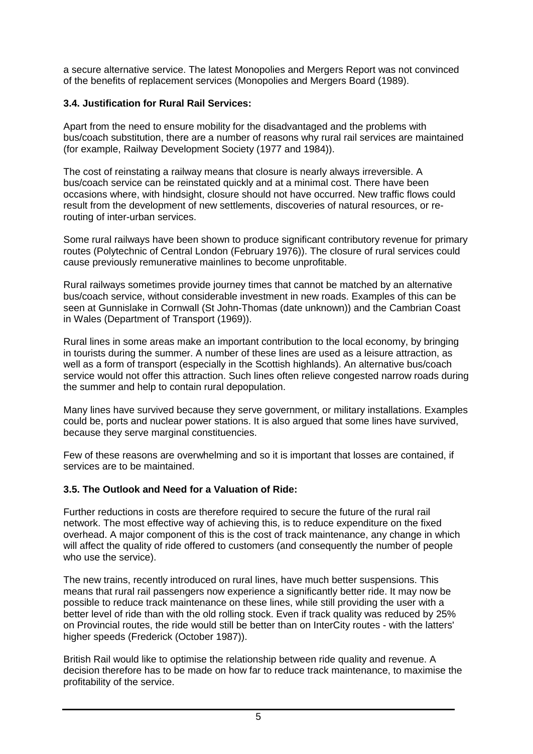a secure alternative service. The latest Monopolies and Mergers Report was not convinced of the benefits of replacement services (Monopolies and Mergers Board (1989).

### 3.4. Justification for Rural Rail Services:

Apart from the need to ensure mobility for the disadvantaged and the problems with bus/coach substitution, there are a number of reasons why rural rail services are maintained (for example, Railway Development Society (1977 and 1984)).

The cost of reinstating a railway means that closure is nearly always irreversible. A bus/coach service can be reinstated quickly and at a minimal cost. There have been occasions where, with hindsight, closure should not have occurred. New traffic flows could result from the development of new settlements, discoveries of natural resources, or re-routing of inter-urban services.

Some rural railways have been shown to produce significant contributory revenue for primary routes (Polytechnic of Central London (February 1976)). The closure of rural services could cause previously remunerative mainlines to become unprofitable.

Rural railways sometimes provide journey times that cannot be matched by an alternative bus/coach service, without considerable investment in new roads. Examples of this can be seen at Gunnislake in Cornwall (St John-Thomas (date unknown)) and the Cambrian Coast in Wales (Department of Transport (1969)).

Rural lines in some areas make an important contribution to the local economy, by bringing in tourists during the summer. A number of these lines are used as a leisure attraction, as well as a form of transport (especially in the Scottish highlands). An alternative bus/coach service would not offer this attraction. Such lines often relieve congested narrow roads during the summer and help to contain rural depopulation.

Many lines have survived because they serve government, or military installations. Examples could be, ports and nuclear power stations. It is also argued that some lines have survived, because they serve marginal constituencies.

Few of these reasons are overwhelming and so it is important that losses are contained, if services are to be maintained.

### 3.5. The Outlook and Need for a Valuation of Ride:

Further reductions in costs are therefore required to secure the future of the rural rail network. The most effective way of achieving this, is to reduce expenditure on the fixed overhead. A major component of this is the cost of track maintenance, any change in which will affect the quality of ride offered to customers (and consequently the number of people who use the service).

The new trains, recently introduced on rural lines, have much better suspensions. This means that rural rail passengers now experience a significantly better ride. It may now be possible to reduce track maintenance on these lines, while still providing the user with a better level of ride than with the old rolling stock. Even if track quality was reduced by 25% on Provincial routes, the ride would still be better than on InterCity routes - with the latters' higher speeds (Frederick (October 1987)).

British Rail would like to optimise the relationship between ride quality and revenue. A decision therefore has to be made on how far to reduce track maintenance, to maximise the profitability of the service.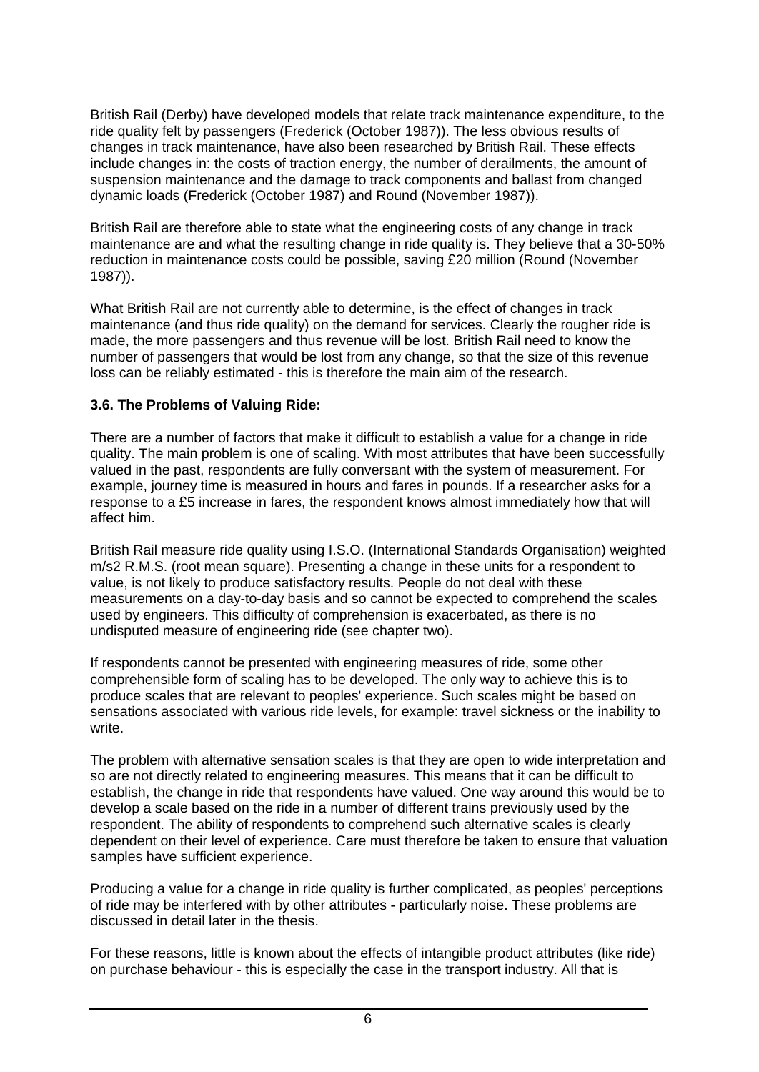British Rail (Derby) have developed models that relate track maintenance expenditure, to the ride quality felt by passengers (Frederick (October 1987)). The less obvious results of changes in track maintenance, have also been researched by British Rail. These effects include changes in: the costs of traction energy, the number of derailments, the amount of suspension maintenance and the damage to track components and ballast from changed dynamic loads (Frederick (October 1987) and Round (November 1987)).

British Rail are therefore able to state what the engineering costs of any change in track maintenance are and what the resulting change in ride quality is. They believe that a 30-50% reduction in maintenance costs could be possible, saving £20 million (Round (November 1987)).

What British Rail are not currently able to determine, is the effect of changes in track maintenance (and thus ride quality) on the demand for services. Clearly the rougher ride is made, the more passengers and thus revenue will be lost. British Rail need to know the number of passengers that would be lost from any change, so that the size of this revenue loss can be reliably estimated - this is therefore the main aim of the research.

### 3.6. The Problems of Valuing Ride:

There are a number of factors that make it difficult to establish a value for a change in ride quality. The main problem is one of scaling. With most attributes that have been successfully valued in the past, respondents are fully conversant with the system of measurement. For example, journey time is measured in hours and fares in pounds. If a researcher asks for a response to a £5 increase in fares, the respondent knows almost immediately how that will affect him.

British Rail measure ride quality using I.S.O. (International Standards Organisation) weighted m/s2 R.M.S. (root mean square). Presenting a change in these units for a respondent to value, is not likely to produce satisfactory results. People do not deal with these measurements on a day-to-day basis and so cannot be expected to comprehend the scales used by engineers. This difficulty of comprehension is exacerbated, as there is no undisputed measure of engineering ride (see chapter two).

If respondents cannot be presented with engineering measures of ride, some other comprehensible form of scaling has to be developed. The only way to achieve this is to produce scales that are relevant to peoples' experience. Such scales might be based on sensations associated with various ride levels, for example: travel sickness or the inability to write.

The problem with alternative sensation scales is that they are open to wide interpretation and so are not directly related to engineering measures. This means that it can be difficult to establish, the change in ride that respondents have valued. One way around this would be to develop a scale based on the ride in a number of different trains previously used by the respondent. The ability of respondents to comprehend such alternative scales is clearly dependent on their level of experience. Care must therefore be taken to ensure that valuation samples have sufficient experience.

Producing a value for a change in ride quality is further complicated, as peoples' perceptions of ride may be interfered with by other attributes - particularly noise. These problems are discussed in detail later in the thesis.

For these reasons, little is known about the effects of intangible product attributes (like ride) on purchase behaviour - this is especially the case in the transport industry. All that is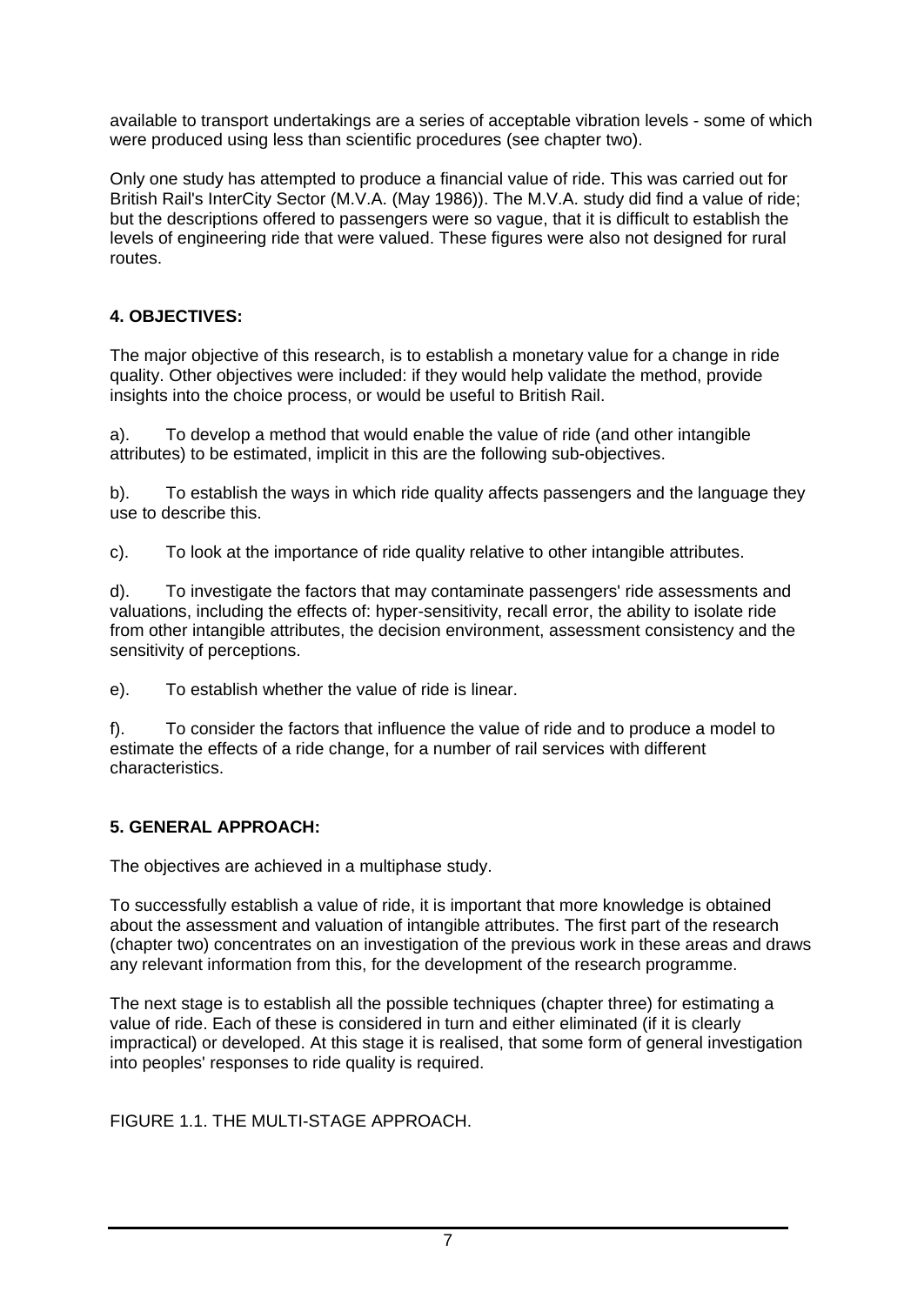available to transport undertakings are a series of acceptable vibration levels - some of which were produced using less than scientific procedures (see chapter two).

Only one study has attempted to produce a financial value of ride. This was carried out for British Rail's InterCity Sector (M.V.A. (May 1986)). The M.V.A. study did find a value of ride; but the descriptions offered to passengers were so vague, that it is difficult to establish the levels of engineering ride that were valued. These figures were also not designed for rural routes.

## 4. OBJECTIVES:

The major objective of this research, is to establish a monetary value for a change in ride quality. Other objectives were included: if they would help validate the method, provide insights into the choice process, or would be useful to British Rail.

a). To develop a method that would enable the value of ride (and other intangible attributes) to be estimated, implicit in this are the following sub-objectives.

b). To establish the ways in which ride quality affects passengers and the language they use to describe this.

c). To look at the importance of ride quality relative to other intangible attributes.

d). To investigate the factors that may contaminate passengers' ride assessments and valuations, including the effects of: hyper-sensitivity, recall error, the ability to isolate ride from other intangible attributes, the decision environment, assessment consistency and the sensitivity of perceptions.

e). To establish whether the value of ride is linear.

f). To consider the factors that influence the value of ride and to produce a model to estimate the effects of a ride change, for a number of rail services with different characteristics.

## 5. GENERAL APPROACH:

The objectives are achieved in a multiphase study.

To successfully establish a value of ride, it is important that more knowledge is obtained about the assessment and valuation of intangible attributes. The first part of the research (chapter two) concentrates on an investigation of the previous work in these areas and draws any relevant information from this, for the development of the research programme.

The next stage is to establish all the possible techniques (chapter three) for estimating a value of ride. Each of these is considered in turn and either eliminated (if it is clearly impractical) or developed. At this stage it is realised, that some form of general investigation into peoples' responses to ride quality is required.

FIGURE 1.1. THE MULTI-STAGE APPROACH.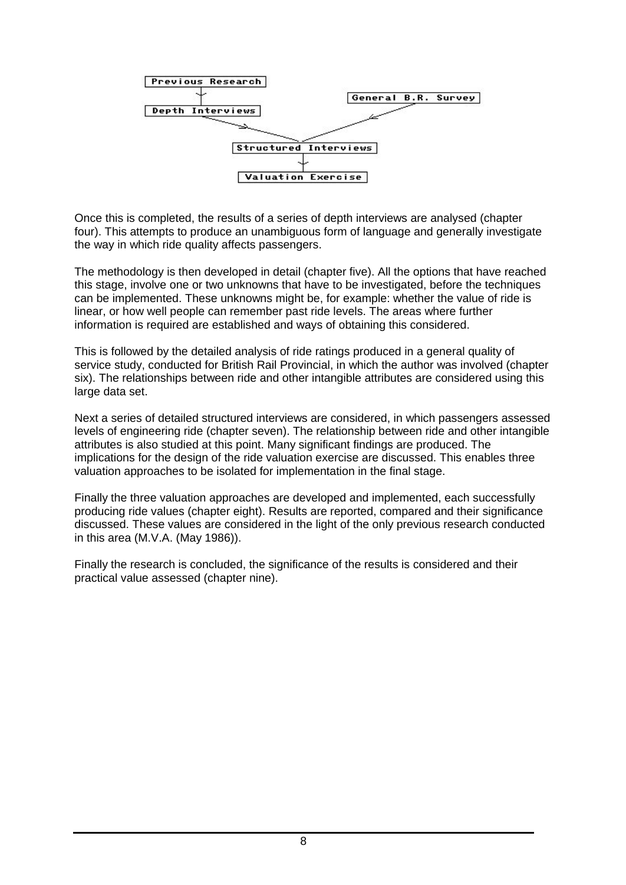```
Previous Research
        |
        v
Depth Interviews                 General B.R. Survey
          \                            /
           v                          v
           Structured Interviews
                    |
                    v
            Valuation Exercise
```

Once this is completed, the results of a series of depth interviews are analysed (chapter four). This attempts to produce an unambiguous form of language and generally investigate the way in which ride quality affects passengers.

The methodology is then developed in detail (chapter five). All the options that have reached this stage, involve one or two unknowns that have to be investigated, before the techniques can be implemented. These unknowns might be, for example: whether the value of ride is linear, or how well people can remember past ride levels. The areas where further information is required are established and ways of obtaining this considered.

This is followed by the detailed analysis of ride ratings produced in a general quality of service study, conducted for British Rail Provincial, in which the author was involved (chapter six). The relationships between ride and other intangible attributes are considered using this large data set.

Next a series of detailed structured interviews are considered, in which passengers assessed levels of engineering ride (chapter seven). The relationship between ride and other intangible attributes is also studied at this point. Many significant findings are produced. The implications for the design of the ride valuation exercise are discussed. This enables three valuation approaches to be isolated for implementation in the final stage.

Finally the three valuation approaches are developed and implemented, each successfully producing ride values (chapter eight). Results are reported, compared and their significance discussed. These values are considered in the light of the only previous research conducted in this area (M.V.A. (May 1986)).

Finally the research is concluded, the significance of the results is considered and their practical value assessed (chapter nine).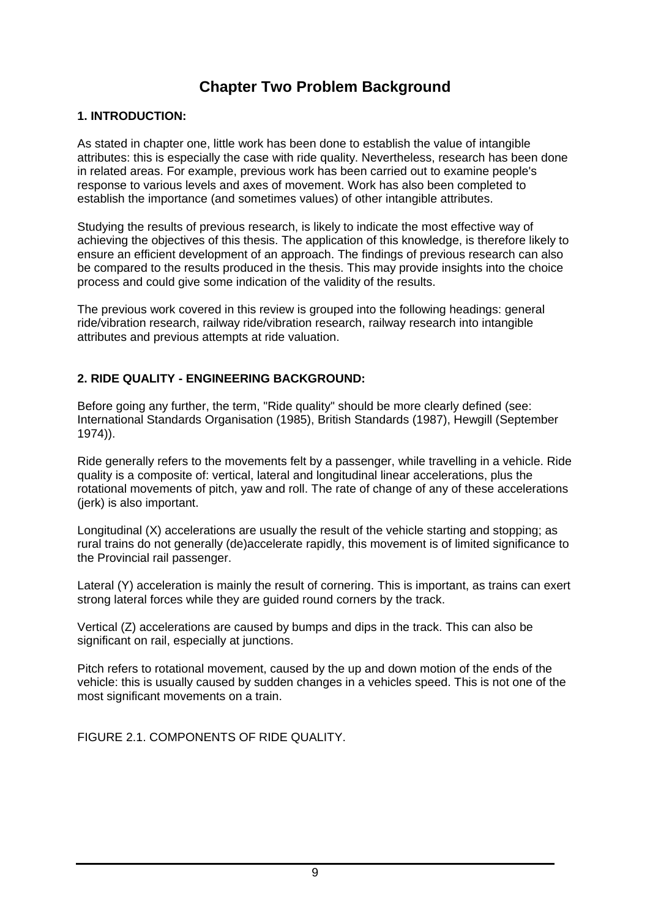# Chapter Two Problem Background

## 1. INTRODUCTION:

As stated in chapter one, little work has been done to establish the value of intangible attributes: this is especially the case with ride quality. Nevertheless, research has been done in related areas. For example, previous work has been carried out to examine people's response to various levels and axes of movement. Work has also been completed to establish the importance (and sometimes values) of other intangible attributes.

Studying the results of previous research, is likely to indicate the most effective way of achieving the objectives of this thesis. The application of this knowledge, is therefore likely to ensure an efficient development of an approach. The findings of previous research can also be compared to the results produced in the thesis. This may provide insights into the choice process and could give some indication of the validity of the results.

The previous work covered in this review is grouped into the following headings: general ride/vibration research, railway ride/vibration research, railway research into intangible attributes and previous attempts at ride valuation.

## 2. RIDE QUALITY - ENGINEERING BACKGROUND:

Before going any further, the term, "Ride quality" should be more clearly defined (see: International Standards Organisation (1985), British Standards (1987), Hewgill (September 1974)).

Ride generally refers to the movements felt by a passenger, while travelling in a vehicle. Ride quality is a composite of: vertical, lateral and longitudinal linear accelerations, plus the rotational movements of pitch, yaw and roll. The rate of change of any of these accelerations (jerk) is also important.

Longitudinal (X) accelerations are usually the result of the vehicle starting and stopping; as rural trains do not generally (de)accelerate rapidly, this movement is of limited significance to the Provincial rail passenger.

Lateral (Y) acceleration is mainly the result of cornering. This is important, as trains can exert strong lateral forces while they are guided round corners by the track.

Vertical (Z) accelerations are caused by bumps and dips in the track. This can also be significant on rail, especially at junctions.

Pitch refers to rotational movement, caused by the up and down motion of the ends of the vehicle: this is usually caused by sudden changes in a vehicles speed. This is not one of the most significant movements on a train.

FIGURE 2.1. COMPONENTS OF RIDE QUALITY.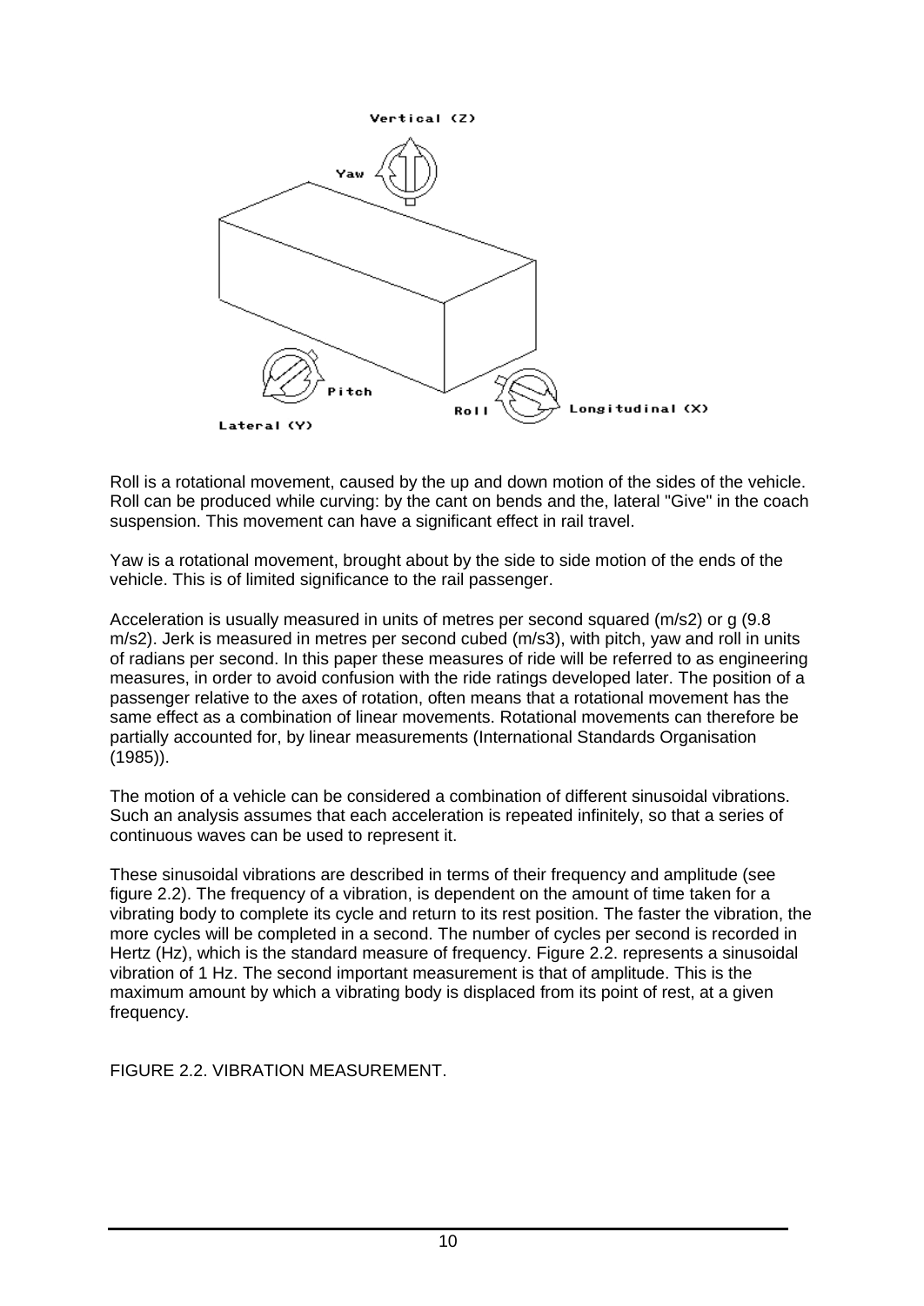Roll is a rotational movement, caused by the up and down motion of the sides of the vehicle. Roll can be produced while curving: by the cant on bends and the, lateral "Give" in the coach suspension. This movement can have a significant effect in rail travel.

Yaw is a rotational movement, brought about by the side to side motion of the ends of the vehicle. This is of limited significance to the rail passenger.

Acceleration is usually measured in units of metres per second squared (m/s2) or g (9.8 m/s2). Jerk is measured in metres per second cubed (m/s3), with pitch, yaw and roll in units of radians per second. In this paper these measures of ride will be referred to as engineering measures, in order to avoid confusion with the ride ratings developed later. The position of a passenger relative to the axes of rotation, often means that a rotational movement has the same effect as a combination of linear movements. Rotational movements can therefore be partially accounted for, by linear measurements (International Standards Organisation (1985)).

The motion of a vehicle can be considered a combination of different sinusoidal vibrations. Such an analysis assumes that each acceleration is repeated infinitely, so that a series of continuous waves can be used to represent it.

These sinusoidal vibrations are described in terms of their frequency and amplitude (see figure 2.2). The frequency of a vibration, is dependent on the amount of time taken for a vibrating body to complete its cycle and return to its rest position. The faster the vibration, the more cycles will be completed in a second. The number of cycles per second is recorded in Hertz (Hz), which is the standard measure of frequency. Figure 2.2. represents a sinusoidal vibration of 1 Hz. The second important measurement is that of amplitude. This is the maximum amount by which a vibrating body is displaced from its point of rest, at a given frequency.

FIGURE 2.2. VIBRATION MEASUREMENT.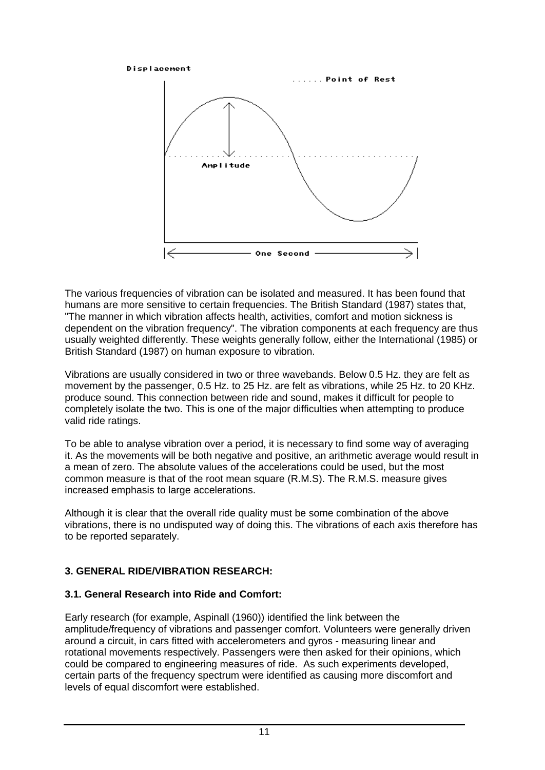The various frequencies of vibration can be isolated and measured. It has been found that humans are more sensitive to certain frequencies. The British Standard (1987) states that, "The manner in which vibration affects health, activities, comfort and motion sickness is dependent on the vibration frequency". The vibration components at each frequency are thus usually weighted differently. These weights generally follow, either the International (1985) or British Standard (1987) on human exposure to vibration.

Vibrations are usually considered in two or three wavebands. Below 0.5 Hz. they are felt as movement by the passenger, 0.5 Hz. to 25 Hz. are felt as vibrations, while 25 Hz. to 20 KHz. produce sound. This connection between ride and sound, makes it difficult for people to completely isolate the two. This is one of the major difficulties when attempting to produce valid ride ratings.

To be able to analyse vibration over a period, it is necessary to find some way of averaging it. As the movements will be both negative and positive, an arithmetic average would result in a mean of zero. The absolute values of the accelerations could be used, but the most common measure is that of the root mean square (R.M.S). The R.M.S. measure gives increased emphasis to large accelerations.

Although it is clear that the overall ride quality must be some combination of the above vibrations, there is no undisputed way of doing this. The vibrations of each axis therefore has to be reported separately.

## 3. GENERAL RIDE/VIBRATION RESEARCH:

### 3.1. General Research into Ride and Comfort:

Early research (for example, Aspinall (1960)) identified the link between the amplitude/frequency of vibrations and passenger comfort. Volunteers were generally driven around a circuit, in cars fitted with accelerometers and gyros - measuring linear and rotational movements respectively. Passengers were then asked for their opinions, which could be compared to engineering measures of ride. As such experiments developed, certain parts of the frequency spectrum were identified as causing more discomfort and levels of equal discomfort were established.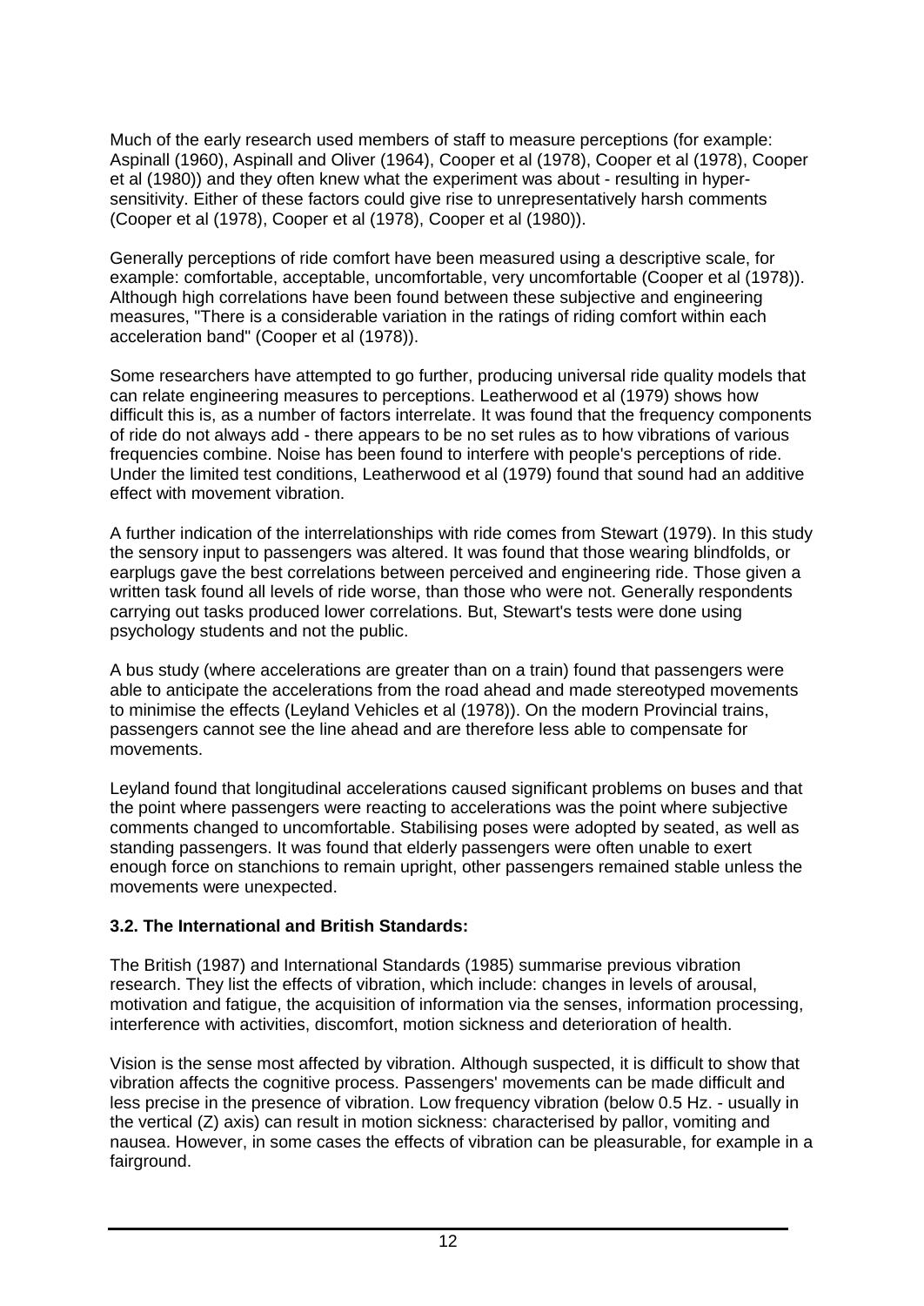Much of the early research used members of staff to measure perceptions (for example: Aspinall (1960), Aspinall and Oliver (1964), Cooper et al (1978), Cooper et al (1978), Cooper et al (1980)) and they often knew what the experiment was about - resulting in hyper-sensitivity. Either of these factors could give rise to unrepresentatively harsh comments (Cooper et al (1978), Cooper et al (1978), Cooper et al (1980)).

Generally perceptions of ride comfort have been measured using a descriptive scale, for example: comfortable, acceptable, uncomfortable, very uncomfortable (Cooper et al (1978)). Although high correlations have been found between these subjective and engineering measures, "There is a considerable variation in the ratings of riding comfort within each acceleration band" (Cooper et al (1978)).

Some researchers have attempted to go further, producing universal ride quality models that can relate engineering measures to perceptions. Leatherwood et al (1979) shows how difficult this is, as a number of factors interrelate. It was found that the frequency components of ride do not always add - there appears to be no set rules as to how vibrations of various frequencies combine. Noise has been found to interfere with people's perceptions of ride. Under the limited test conditions, Leatherwood et al (1979) found that sound had an additive effect with movement vibration.

A further indication of the interrelationships with ride comes from Stewart (1979). In this study the sensory input to passengers was altered. It was found that those wearing blindfolds, or earplugs gave the best correlations between perceived and engineering ride. Those given a written task found all levels of ride worse, than those who were not. Generally respondents carrying out tasks produced lower correlations. But, Stewart's tests were done using psychology students and not the public.

A bus study (where accelerations are greater than on a train) found that passengers were able to anticipate the accelerations from the road ahead and made stereotyped movements to minimise the effects (Leyland Vehicles et al (1978)). On the modern Provincial trains, passengers cannot see the line ahead and are therefore less able to compensate for movements.

Leyland found that longitudinal accelerations caused significant problems on buses and that the point where passengers were reacting to accelerations was the point where subjective comments changed to uncomfortable. Stabilising poses were adopted by seated, as well as standing passengers. It was found that elderly passengers were often unable to exert enough force on stanchions to remain upright, other passengers remained stable unless the movements were unexpected.

### 3.2. The International and British Standards:

The British (1987) and International Standards (1985) summarise previous vibration research. They list the effects of vibration, which include: changes in levels of arousal, motivation and fatigue, the acquisition of information via the senses, information processing, interference with activities, discomfort, motion sickness and deterioration of health.

Vision is the sense most affected by vibration. Although suspected, it is difficult to show that vibration affects the cognitive process. Passengers' movements can be made difficult and less precise in the presence of vibration. Low frequency vibration (below 0.5 Hz. - usually in the vertical (Z) axis) can result in motion sickness: characterised by pallor, vomiting and nausea. However, in some cases the effects of vibration can be pleasurable, for example in a fairground.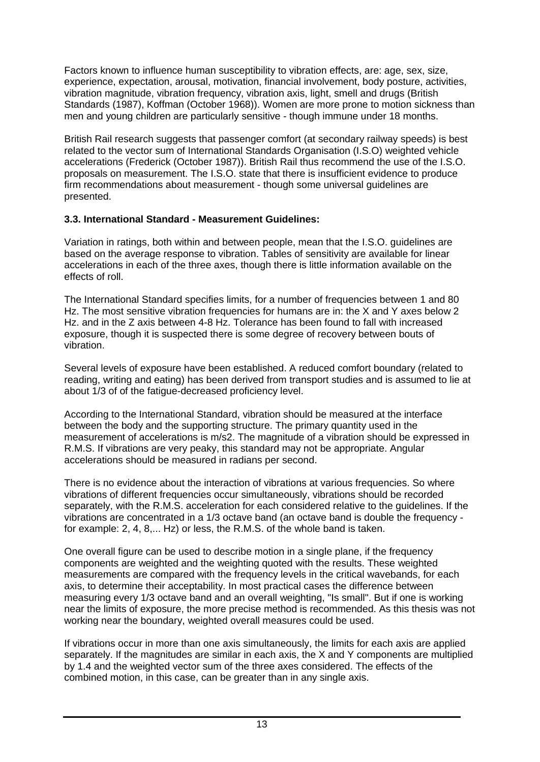Factors known to influence human susceptibility to vibration effects, are: age, sex, size, experience, expectation, arousal, motivation, financial involvement, body posture, activities, vibration magnitude, vibration frequency, vibration axis, light, smell and drugs (British Standards (1987), Koffman (October 1968)). Women are more prone to motion sickness than men and young children are particularly sensitive - though immune under 18 months.

British Rail research suggests that passenger comfort (at secondary railway speeds) is best related to the vector sum of International Standards Organisation (I.S.O) weighted vehicle accelerations (Frederick (October 1987)). British Rail thus recommend the use of the I.S.O. proposals on measurement. The I.S.O. state that there is insufficient evidence to produce firm recommendations about measurement - though some universal guidelines are presented.

### 3.3. International Standard - Measurement Guidelines:

Variation in ratings, both within and between people, mean that the I.S.O. guidelines are based on the average response to vibration. Tables of sensitivity are available for linear accelerations in each of the three axes, though there is little information available on the effects of roll.

The International Standard specifies limits, for a number of frequencies between 1 and 80 Hz. The most sensitive vibration frequencies for humans are in: the X and Y axes below 2 Hz. and in the Z axis between 4-8 Hz. Tolerance has been found to fall with increased exposure, though it is suspected there is some degree of recovery between bouts of vibration.

Several levels of exposure have been established. A reduced comfort boundary (related to reading, writing and eating) has been derived from transport studies and is assumed to lie at about 1/3 of of the fatigue-decreased proficiency level.

According to the International Standard, vibration should be measured at the interface between the body and the supporting structure. The primary quantity used in the measurement of accelerations is m/s2. The magnitude of a vibration should be expressed in R.M.S. If vibrations are very peaky, this standard may not be appropriate. Angular accelerations should be measured in radians per second.

There is no evidence about the interaction of vibrations at various frequencies. So where vibrations of different frequencies occur simultaneously, vibrations should be recorded separately, with the R.M.S. acceleration for each considered relative to the guidelines. If the vibrations are concentrated in a 1/3 octave band (an octave band is double the frequency - for example: 2, 4, 8,... Hz) or less, the R.M.S. of the whole band is taken.

One overall figure can be used to describe motion in a single plane, if the frequency components are weighted and the weighting quoted with the results. These weighted measurements are compared with the frequency levels in the critical wavebands, for each axis, to determine their acceptability. In most practical cases the difference between measuring every 1/3 octave band and an overall weighting, "Is small". But if one is working near the limits of exposure, the more precise method is recommended. As this thesis was not working near the boundary, weighted overall measures could be used.

If vibrations occur in more than one axis simultaneously, the limits for each axis are applied separately. If the magnitudes are similar in each axis, the X and Y components are multiplied by 1.4 and the weighted vector sum of the three axes considered. The effects of the combined motion, in this case, can be greater than in any single axis.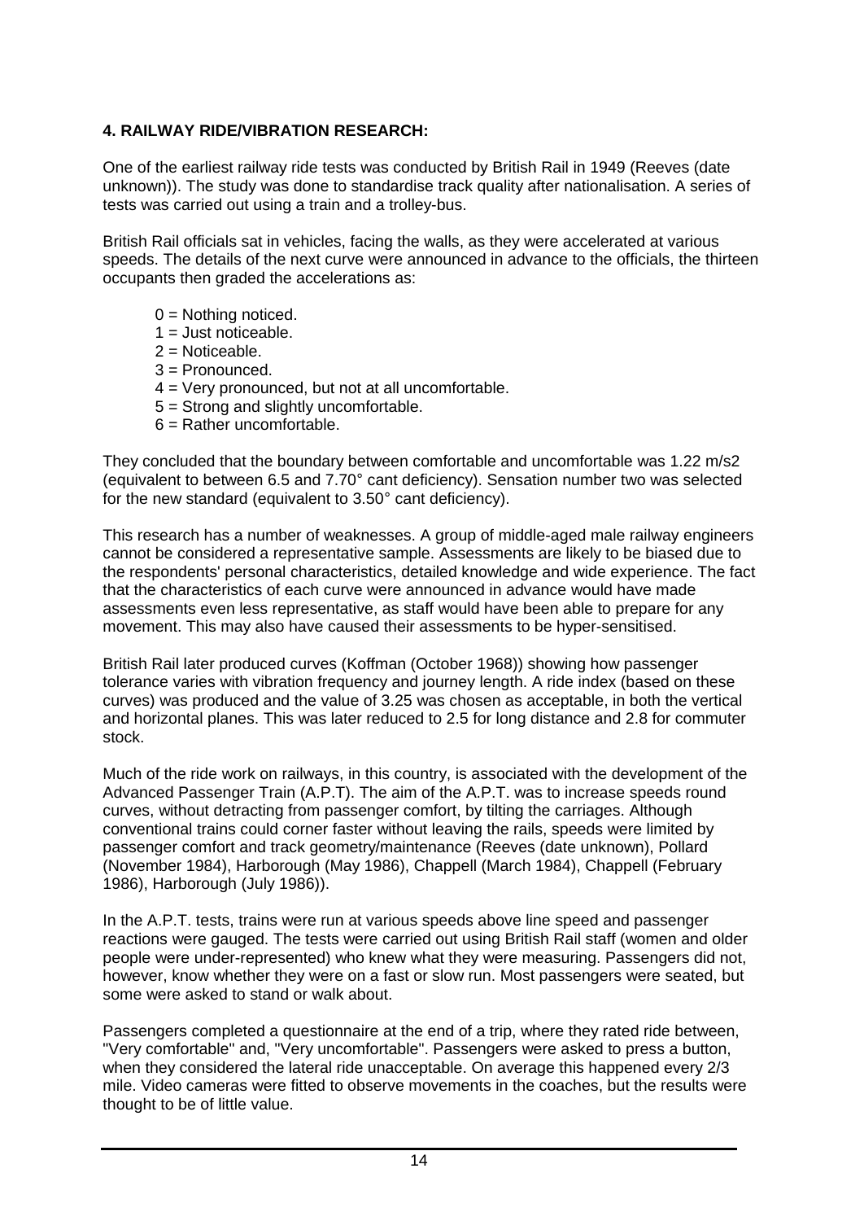**4. RAILWAY RIDE/VIBRATION RESEARCH:**

One of the earliest railway ride tests was conducted by British Rail in 1949 (Reeves (date unknown)). The study was done to standardise track quality after nationalisation. A series of tests was carried out using a train and a trolley-bus.

British Rail officials sat in vehicles, facing the walls, as they were accelerated at various speeds. The details of the next curve were announced in advance to the officials, the thirteen occupants then graded the accelerations as:

- 0 = Nothing noticed.
- 1 = Just noticeable.
- 2 = Noticeable.
- 3 = Pronounced.
- 4 = Very pronounced, but not at all uncomfortable.
- 5 = Strong and slightly uncomfortable.
- 6 = Rather uncomfortable.

They concluded that the boundary between comfortable and uncomfortable was 1.22 m/s2 (equivalent to between 6.5 and 7.70° cant deficiency). Sensation number two was selected for the new standard (equivalent to 3.50° cant deficiency).

This research has a number of weaknesses. A group of middle-aged male railway engineers cannot be considered a representative sample. Assessments are likely to be biased due to the respondents' personal characteristics, detailed knowledge and wide experience. The fact that the characteristics of each curve were announced in advance would have made assessments even less representative, as staff would have been able to prepare for any movement. This may also have caused their assessments to be hyper-sensitised.

British Rail later produced curves (Koffman (October 1968)) showing how passenger tolerance varies with vibration frequency and journey length. A ride index (based on these curves) was produced and the value of 3.25 was chosen as acceptable, in both the vertical and horizontal planes. This was later reduced to 2.5 for long distance and 2.8 for commuter stock.

Much of the ride work on railways, in this country, is associated with the development of the Advanced Passenger Train (A.P.T). The aim of the A.P.T. was to increase speeds round curves, without detracting from passenger comfort, by tilting the carriages. Although conventional trains could corner faster without leaving the rails, speeds were limited by passenger comfort and track geometry/maintenance (Reeves (date unknown), Pollard (November 1984), Harborough (May 1986), Chappell (March 1984), Chappell (February 1986), Harborough (July 1986)).

In the A.P.T. tests, trains were run at various speeds above line speed and passenger reactions were gauged. The tests were carried out using British Rail staff (women and older people were under-represented) who knew what they were measuring. Passengers did not, however, know whether they were on a fast or slow run. Most passengers were seated, but some were asked to stand or walk about.

Passengers completed a questionnaire at the end of a trip, where they rated ride between, "Very comfortable" and, "Very uncomfortable". Passengers were asked to press a button, when they considered the lateral ride unacceptable. On average this happened every 2/3 mile. Video cameras were fitted to observe movements in the coaches, but the results were thought to be of little value.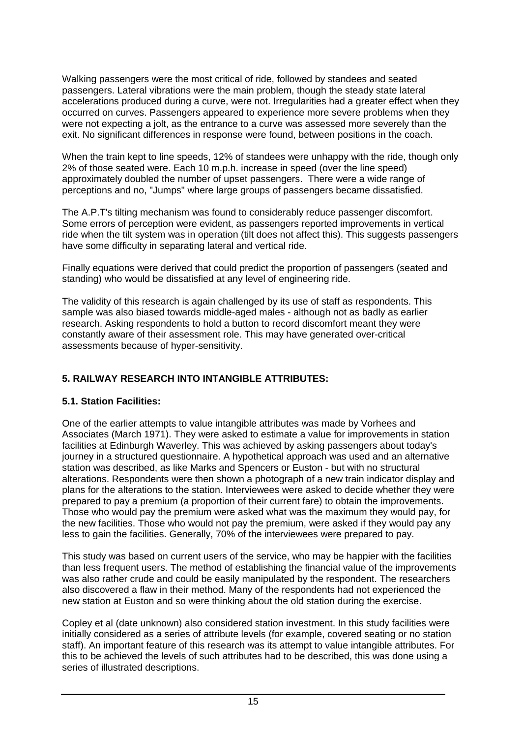Walking passengers were the most critical of ride, followed by standees and seated passengers. Lateral vibrations were the main problem, though the steady state lateral accelerations produced during a curve, were not. Irregularities had a greater effect when they occurred on curves. Passengers appeared to experience more severe problems when they were not expecting a jolt, as the entrance to a curve was assessed more severely than the exit. No significant differences in response were found, between positions in the coach.

When the train kept to line speeds, 12% of standees were unhappy with the ride, though only 2% of those seated were. Each 10 m.p.h. increase in speed (over the line speed) approximately doubled the number of upset passengers. There were a wide range of perceptions and no, "Jumps" where large groups of passengers became dissatisfied.

The A.P.T's tilting mechanism was found to considerably reduce passenger discomfort. Some errors of perception were evident, as passengers reported improvements in vertical ride when the tilt system was in operation (tilt does not affect this). This suggests passengers have some difficulty in separating lateral and vertical ride.

Finally equations were derived that could predict the proportion of passengers (seated and standing) who would be dissatisfied at any level of engineering ride.

The validity of this research is again challenged by its use of staff as respondents. This sample was also biased towards middle-aged males - although not as badly as earlier research. Asking respondents to hold a button to record discomfort meant they were constantly aware of their assessment role. This may have generated over-critical assessments because of hyper-sensitivity.

## 5. RAILWAY RESEARCH INTO INTANGIBLE ATTRIBUTES:

### 5.1. Station Facilities:

One of the earlier attempts to value intangible attributes was made by Vorhees and Associates (March 1971). They were asked to estimate a value for improvements in station facilities at Edinburgh Waverley. This was achieved by asking passengers about today's journey in a structured questionnaire. A hypothetical approach was used and an alternative station was described, as like Marks and Spencers or Euston - but with no structural alterations. Respondents were then shown a photograph of a new train indicator display and plans for the alterations to the station. Interviewees were asked to decide whether they were prepared to pay a premium (a proportion of their current fare) to obtain the improvements. Those who would pay the premium were asked what was the maximum they would pay, for the new facilities. Those who would not pay the premium, were asked if they would pay any less to gain the facilities. Generally, 70% of the interviewees were prepared to pay.

This study was based on current users of the service, who may be happier with the facilities than less frequent users. The method of establishing the financial value of the improvements was also rather crude and could be easily manipulated by the respondent. The researchers also discovered a flaw in their method. Many of the respondents had not experienced the new station at Euston and so were thinking about the old station during the exercise.

Copley et al (date unknown) also considered station investment. In this study facilities were initially considered as a series of attribute levels (for example, covered seating or no station staff). An important feature of this research was its attempt to value intangible attributes. For this to be achieved the levels of such attributes had to be described, this was done using a series of illustrated descriptions.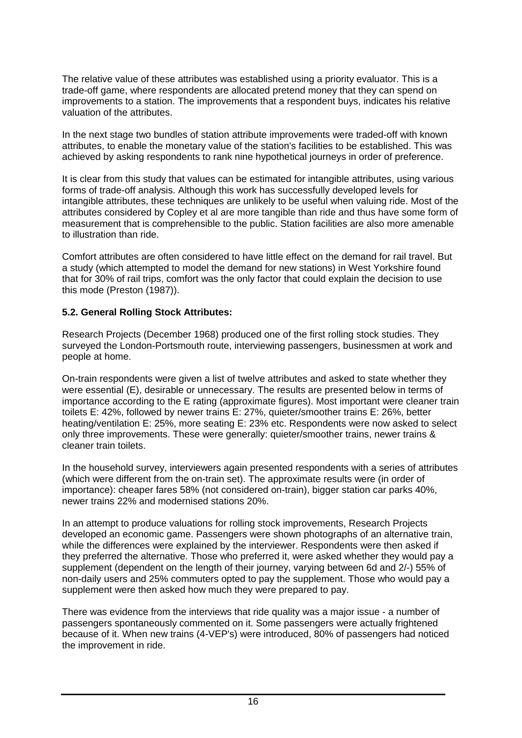The relative value of these attributes was established using a priority evaluator. This is a trade-off game, where respondents are allocated pretend money that they can spend on improvements to a station. The improvements that a respondent buys, indicates his relative valuation of the attributes.

In the next stage two bundles of station attribute improvements were traded-off with known attributes, to enable the monetary value of the station's facilities to be established. This was achieved by asking respondents to rank nine hypothetical journeys in order of preference.

It is clear from this study that values can be estimated for intangible attributes, using various forms of trade-off analysis. Although this work has successfully developed levels for intangible attributes, these techniques are unlikely to be useful when valuing ride. Most of the attributes considered by Copley et al are more tangible than ride and thus have some form of measurement that is comprehensible to the public. Station facilities are also more amenable to illustration than ride.

Comfort attributes are often considered to have little effect on the demand for rail travel. But a study (which attempted to model the demand for new stations) in West Yorkshire found that for 30% of rail trips, comfort was the only factor that could explain the decision to use this mode (Preston (1987)).

### 5.2. General Rolling Stock Attributes:

Research Projects (December 1968) produced one of the first rolling stock studies. They surveyed the London-Portsmouth route, interviewing passengers, businessmen at work and people at home.

On-train respondents were given a list of twelve attributes and asked to state whether they were essential (E), desirable or unnecessary. The results are presented below in terms of importance according to the E rating (approximate figures). Most important were cleaner train toilets E: 42%, followed by newer trains E: 27%, quieter/smoother trains E: 26%, better heating/ventilation E: 25%, more seating E: 23% etc. Respondents were now asked to select only three improvements. These were generally: quieter/smoother trains, newer trains & cleaner train toilets.

In the household survey, interviewers again presented respondents with a series of attributes (which were different from the on-train set). The approximate results were (in order of importance): cheaper fares 58% (not considered on-train), bigger station car parks 40%, newer trains 22% and modernised stations 20%.

In an attempt to produce valuations for rolling stock improvements, Research Projects developed an economic game. Passengers were shown photographs of an alternative train, while the differences were explained by the interviewer. Respondents were then asked if they preferred the alternative. Those who preferred it, were asked whether they would pay a supplement (dependent on the length of their journey, varying between 6d and 2/-) 55% of non-daily users and 25% commuters opted to pay the supplement. Those who would pay a supplement were then asked how much they were prepared to pay.

There was evidence from the interviews that ride quality was a major issue - a number of passengers spontaneously commented on it. Some passengers were actually frightened because of it. When new trains (4-VEP's) were introduced, 80% of passengers had noticed the improvement in ride.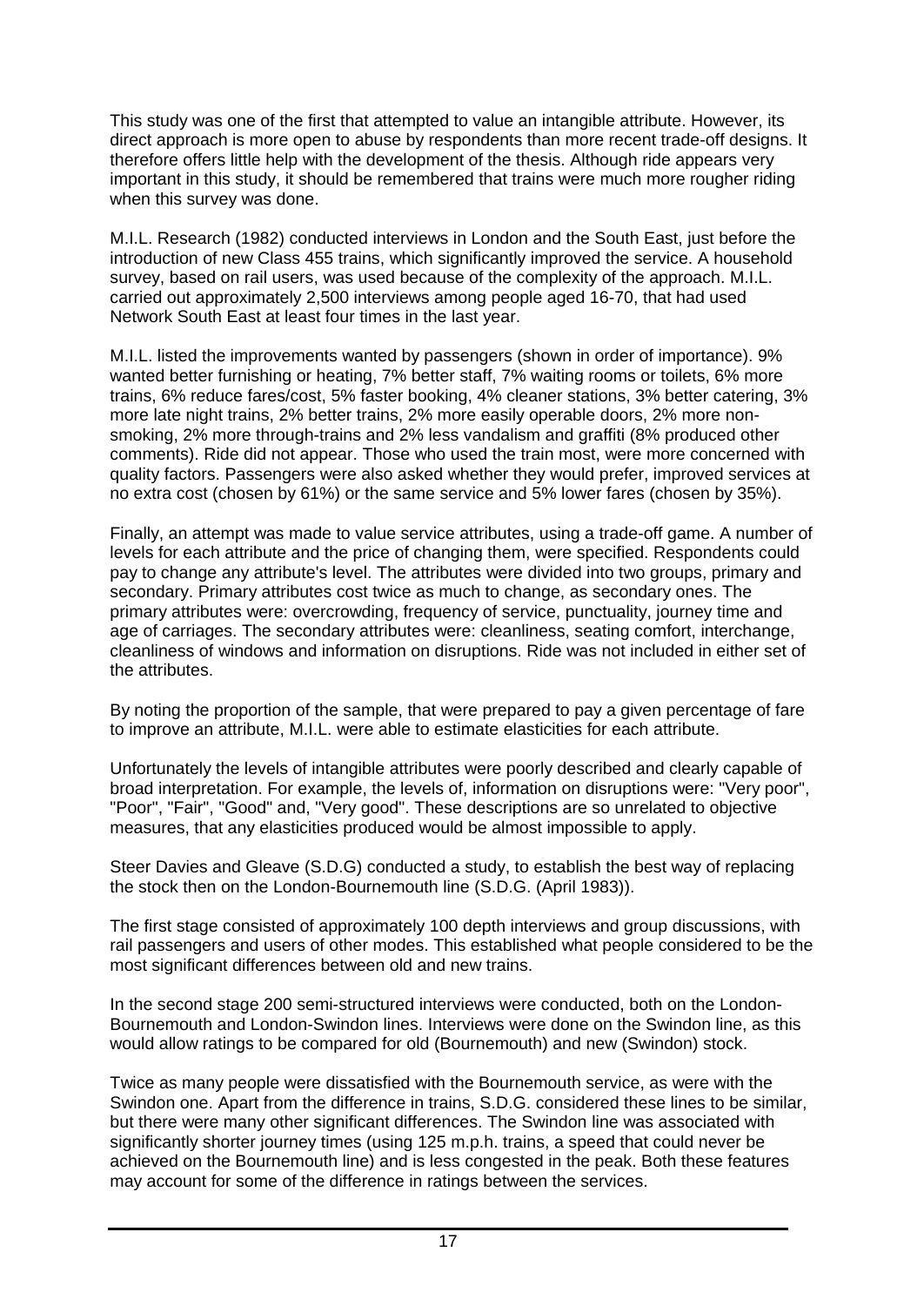This study was one of the first that attempted to value an intangible attribute. However, its direct approach is more open to abuse by respondents than more recent trade-off designs. It therefore offers little help with the development of the thesis. Although ride appears very important in this study, it should be remembered that trains were much more rougher riding when this survey was done.

M.I.L. Research (1982) conducted interviews in London and the South East, just before the introduction of new Class 455 trains, which significantly improved the service. A household survey, based on rail users, was used because of the complexity of the approach. M.I.L. carried out approximately 2,500 interviews among people aged 16-70, that had used Network South East at least four times in the last year.

M.I.L. listed the improvements wanted by passengers (shown in order of importance). 9% wanted better furnishing or heating, 7% better staff, 7% waiting rooms or toilets, 6% more trains, 6% reduce fares/cost, 5% faster booking, 4% cleaner stations, 3% better catering, 3% more late night trains, 2% better trains, 2% more easily operable doors, 2% more non-smoking, 2% more through-trains and 2% less vandalism and graffiti (8% produced other comments). Ride did not appear. Those who used the train most, were more concerned with quality factors. Passengers were also asked whether they would prefer, improved services at no extra cost (chosen by 61%) or the same service and 5% lower fares (chosen by 35%).

Finally, an attempt was made to value service attributes, using a trade-off game. A number of levels for each attribute and the price of changing them, were specified. Respondents could pay to change any attribute's level. The attributes were divided into two groups, primary and secondary. Primary attributes cost twice as much to change, as secondary ones. The primary attributes were: overcrowding, frequency of service, punctuality, journey time and age of carriages. The secondary attributes were: cleanliness, seating comfort, interchange, cleanliness of windows and information on disruptions. Ride was not included in either set of the attributes.

By noting the proportion of the sample, that were prepared to pay a given percentage of fare to improve an attribute, M.I.L. were able to estimate elasticities for each attribute.

Unfortunately the levels of intangible attributes were poorly described and clearly capable of broad interpretation. For example, the levels of, information on disruptions were: "Very poor", "Poor", "Fair", "Good" and, "Very good". These descriptions are so unrelated to objective measures, that any elasticities produced would be almost impossible to apply.

Steer Davies and Gleave (S.D.G) conducted a study, to establish the best way of replacing the stock then on the London-Bournemouth line (S.D.G. (April 1983)).

The first stage consisted of approximately 100 depth interviews and group discussions, with rail passengers and users of other modes. This established what people considered to be the most significant differences between old and new trains.

In the second stage 200 semi-structured interviews were conducted, both on the London-Bournemouth and London-Swindon lines. Interviews were done on the Swindon line, as this would allow ratings to be compared for old (Bournemouth) and new (Swindon) stock.

Twice as many people were dissatisfied with the Bournemouth service, as were with the Swindon one. Apart from the difference in trains, S.D.G. considered these lines to be similar, but there were many other significant differences. The Swindon line was associated with significantly shorter journey times (using 125 m.p.h. trains, a speed that could never be achieved on the Bournemouth line) and is less congested in the peak. Both these features may account for some of the difference in ratings between the services.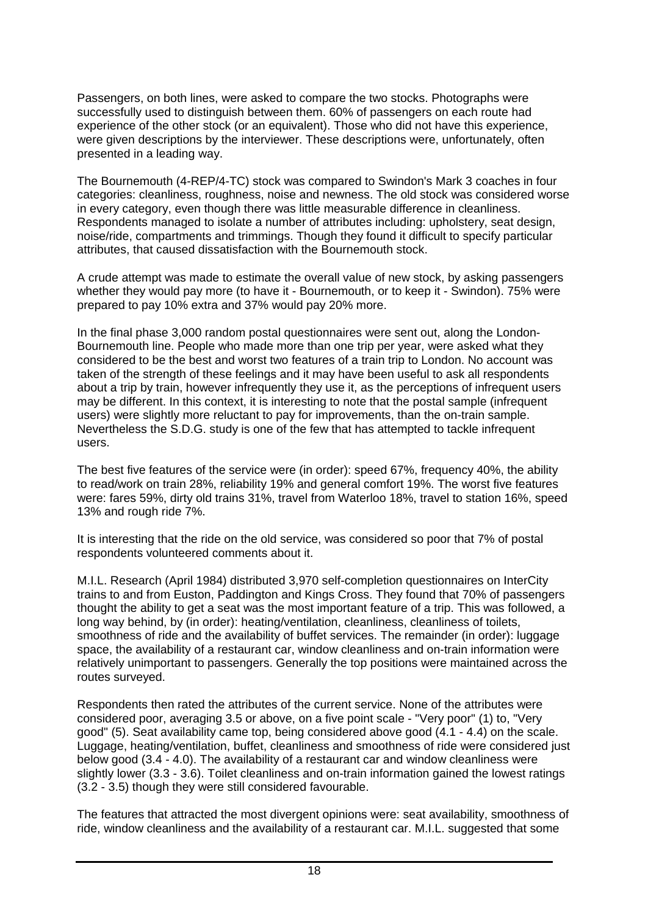Passengers, on both lines, were asked to compare the two stocks. Photographs were successfully used to distinguish between them. 60% of passengers on each route had experience of the other stock (or an equivalent). Those who did not have this experience, were given descriptions by the interviewer. These descriptions were, unfortunately, often presented in a leading way.

The Bournemouth (4-REP/4-TC) stock was compared to Swindon's Mark 3 coaches in four categories: cleanliness, roughness, noise and newness. The old stock was considered worse in every category, even though there was little measurable difference in cleanliness. Respondents managed to isolate a number of attributes including: upholstery, seat design, noise/ride, compartments and trimmings. Though they found it difficult to specify particular attributes, that caused dissatisfaction with the Bournemouth stock.

A crude attempt was made to estimate the overall value of new stock, by asking passengers whether they would pay more (to have it - Bournemouth, or to keep it - Swindon). 75% were prepared to pay 10% extra and 37% would pay 20% more.

In the final phase 3,000 random postal questionnaires were sent out, along the London-Bournemouth line. People who made more than one trip per year, were asked what they considered to be the best and worst two features of a train trip to London. No account was taken of the strength of these feelings and it may have been useful to ask all respondents about a trip by train, however infrequently they use it, as the perceptions of infrequent users may be different. In this context, it is interesting to note that the postal sample (infrequent users) were slightly more reluctant to pay for improvements, than the on-train sample. Nevertheless the S.D.G. study is one of the few that has attempted to tackle infrequent users.

The best five features of the service were (in order): speed 67%, frequency 40%, the ability to read/work on train 28%, reliability 19% and general comfort 19%. The worst five features were: fares 59%, dirty old trains 31%, travel from Waterloo 18%, travel to station 16%, speed 13% and rough ride 7%.

It is interesting that the ride on the old service, was considered so poor that 7% of postal respondents volunteered comments about it.

M.I.L. Research (April 1984) distributed 3,970 self-completion questionnaires on InterCity trains to and from Euston, Paddington and Kings Cross. They found that 70% of passengers thought the ability to get a seat was the most important feature of a trip. This was followed, a long way behind, by (in order): heating/ventilation, cleanliness, cleanliness of toilets, smoothness of ride and the availability of buffet services. The remainder (in order): luggage space, the availability of a restaurant car, window cleanliness and on-train information were relatively unimportant to passengers. Generally the top positions were maintained across the routes surveyed.

Respondents then rated the attributes of the current service. None of the attributes were considered poor, averaging 3.5 or above, on a five point scale - "Very poor" (1) to, "Very good" (5). Seat availability came top, being considered above good (4.1 - 4.4) on the scale. Luggage, heating/ventilation, buffet, cleanliness and smoothness of ride were considered just below good (3.4 - 4.0). The availability of a restaurant car and window cleanliness were slightly lower (3.3 - 3.6). Toilet cleanliness and on-train information gained the lowest ratings (3.2 - 3.5) though they were still considered favourable.

The features that attracted the most divergent opinions were: seat availability, smoothness of ride, window cleanliness and the availability of a restaurant car. M.I.L. suggested that some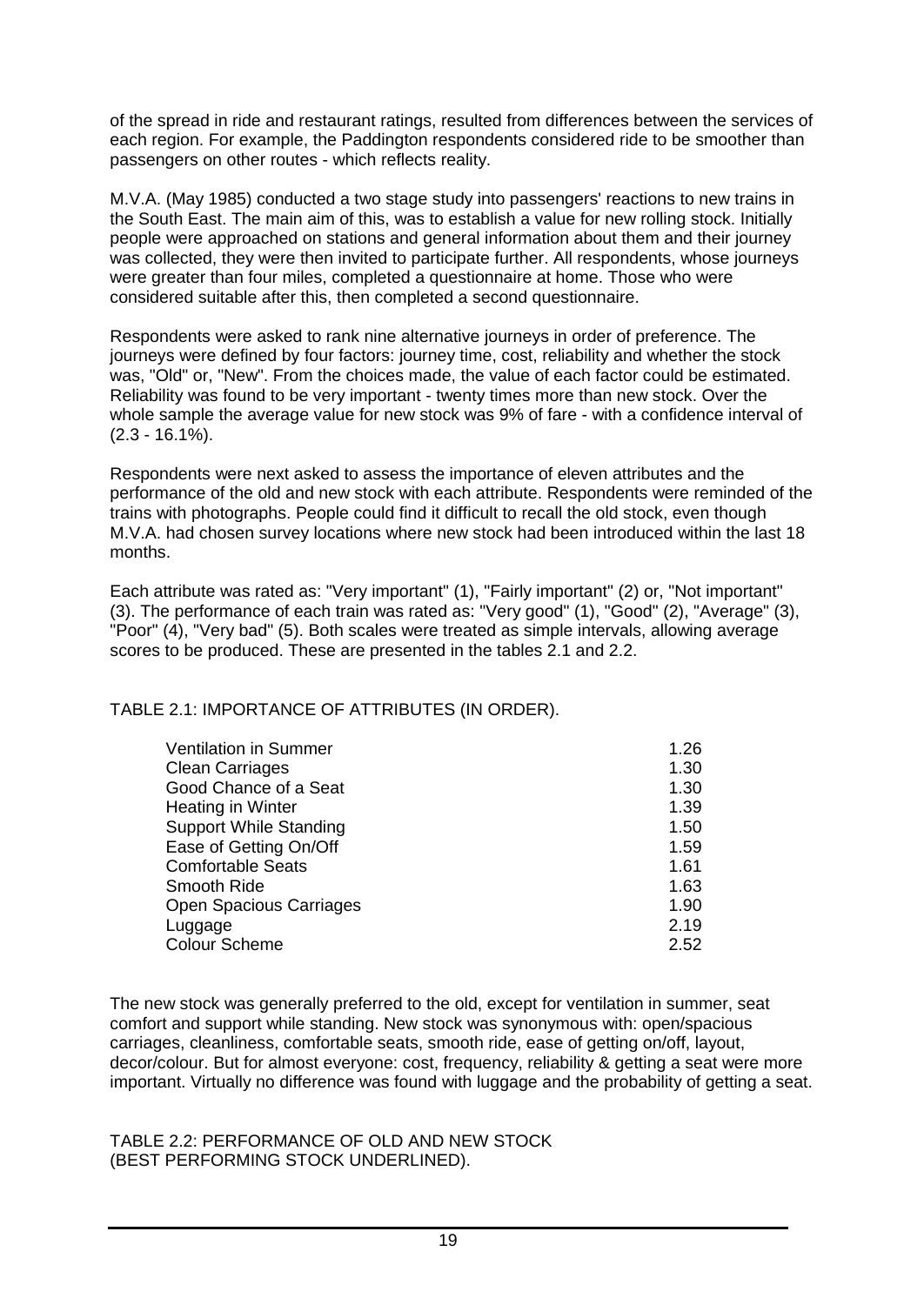of the spread in ride and restaurant ratings, resulted from differences between the services of each region. For example, the Paddington respondents considered ride to be smoother than passengers on other routes - which reflects reality.

M.V.A. (May 1985) conducted a two stage study into passengers' reactions to new trains in the South East. The main aim of this, was to establish a value for new rolling stock. Initially people were approached on stations and general information about them and their journey was collected, they were then invited to participate further. All respondents, whose journeys were greater than four miles, completed a questionnaire at home. Those who were considered suitable after this, then completed a second questionnaire.

Respondents were asked to rank nine alternative journeys in order of preference. The journeys were defined by four factors: journey time, cost, reliability and whether the stock was, "Old" or, "New". From the choices made, the value of each factor could be estimated. Reliability was found to be very important - twenty times more than new stock. Over the whole sample the average value for new stock was 9% of fare - with a confidence interval of (2.3 - 16.1%).

Respondents were next asked to assess the importance of eleven attributes and the performance of the old and new stock with each attribute. Respondents were reminded of the trains with photographs. People could find it difficult to recall the old stock, even though M.V.A. had chosen survey locations where new stock had been introduced within the last 18 months.

Each attribute was rated as: "Very important" (1), "Fairly important" (2) or, "Not important" (3). The performance of each train was rated as: "Very good" (1), "Good" (2), "Average" (3), "Poor" (4), "Very bad" (5). Both scales were treated as simple intervals, allowing average scores to be produced. These are presented in the tables 2.1 and 2.2.

TABLE 2.1: IMPORTANCE OF ATTRIBUTES (IN ORDER).

| Attribute | Score |
| --- | --- |
| Ventilation in Summer | 1.26 |
| Clean Carriages | 1.30 |
| Good Chance of a Seat | 1.30 |
| Heating in Winter | 1.39 |
| Support While Standing | 1.50 |
| Ease of Getting On/Off | 1.59 |
| Comfortable Seats | 1.61 |
| Smooth Ride | 1.63 |
| Open Spacious Carriages | 1.90 |
| Luggage | 2.19 |
| Colour Scheme | 2.52 |

The new stock was generally preferred to the old, except for ventilation in summer, seat comfort and support while standing. New stock was synonymous with: open/spacious carriages, cleanliness, comfortable seats, smooth ride, ease of getting on/off, layout, decor/colour. But for almost everyone: cost, frequency, reliability & getting a seat were more important. Virtually no difference was found with luggage and the probability of getting a seat.

TABLE 2.2: PERFORMANCE OF OLD AND NEW STOCK
(BEST PERFORMING STOCK UNDERLINED).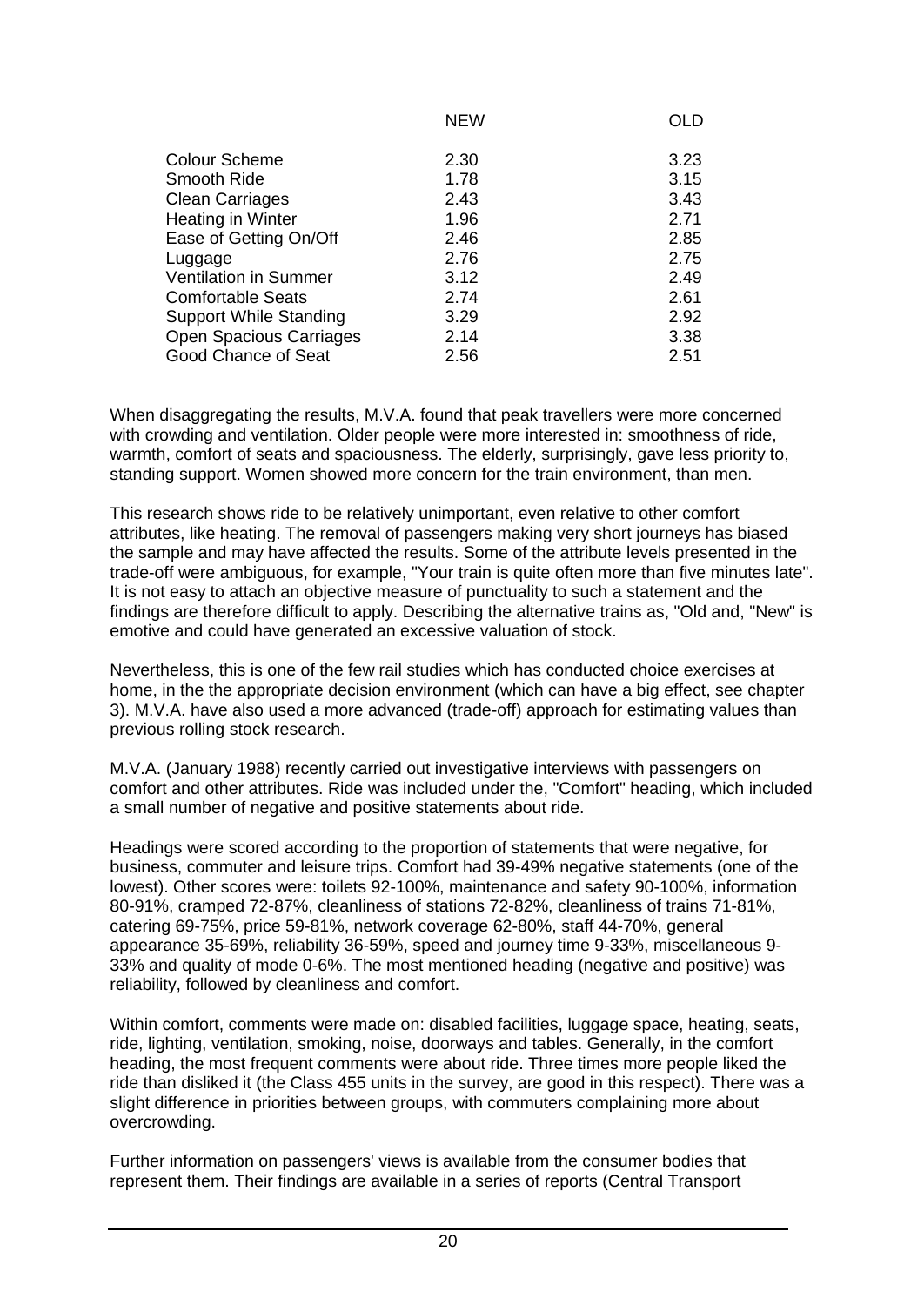| | NEW | OLD |
|---|---|---|
| Colour Scheme | 2.30 | 3.23 |
| Smooth Ride | 1.78 | 3.15 |
| Clean Carriages | 2.43 | 3.43 |
| Heating in Winter | 1.96 | 2.71 |
| Ease of Getting On/Off | 2.46 | 2.85 |
| Luggage | 2.76 | 2.75 |
| Ventilation in Summer | 3.12 | 2.49 |
| Comfortable Seats | 2.74 | 2.61 |
| Support While Standing | 3.29 | 2.92 |
| Open Spacious Carriages | 2.14 | 3.38 |
| Good Chance of Seat | 2.56 | 2.51 |

When disaggregating the results, M.V.A. found that peak travellers were more concerned with crowding and ventilation. Older people were more interested in: smoothness of ride, warmth, comfort of seats and spaciousness. The elderly, surprisingly, gave less priority to, standing support. Women showed more concern for the train environment, than men.

This research shows ride to be relatively unimportant, even relative to other comfort attributes, like heating. The removal of passengers making very short journeys has biased the sample and may have affected the results. Some of the attribute levels presented in the trade-off were ambiguous, for example, "Your train is quite often more than five minutes late". It is not easy to attach an objective measure of punctuality to such a statement and the findings are therefore difficult to apply. Describing the alternative trains as, "Old and, "New" is emotive and could have generated an excessive valuation of stock.

Nevertheless, this is one of the few rail studies which has conducted choice exercises at home, in the the appropriate decision environment (which can have a big effect, see chapter 3). M.V.A. have also used a more advanced (trade-off) approach for estimating values than previous rolling stock research.

M.V.A. (January 1988) recently carried out investigative interviews with passengers on comfort and other attributes. Ride was included under the, "Comfort" heading, which included a small number of negative and positive statements about ride.

Headings were scored according to the proportion of statements that were negative, for business, commuter and leisure trips. Comfort had 39-49% negative statements (one of the lowest). Other scores were: toilets 92-100%, maintenance and safety 90-100%, information 80-91%, cramped 72-87%, cleanliness of stations 72-82%, cleanliness of trains 71-81%, catering 69-75%, price 59-81%, network coverage 62-80%, staff 44-70%, general appearance 35-69%, reliability 36-59%, speed and journey time 9-33%, miscellaneous 9-33% and quality of mode 0-6%. The most mentioned heading (negative and positive) was reliability, followed by cleanliness and comfort.

Within comfort, comments were made on: disabled facilities, luggage space, heating, seats, ride, lighting, ventilation, smoking, noise, doorways and tables. Generally, in the comfort heading, the most frequent comments were about ride. Three times more people liked the ride than disliked it (the Class 455 units in the survey, are good in this respect). There was a slight difference in priorities between groups, with commuters complaining more about overcrowding.

Further information on passengers' views is available from the consumer bodies that represent them. Their findings are available in a series of reports (Central Transport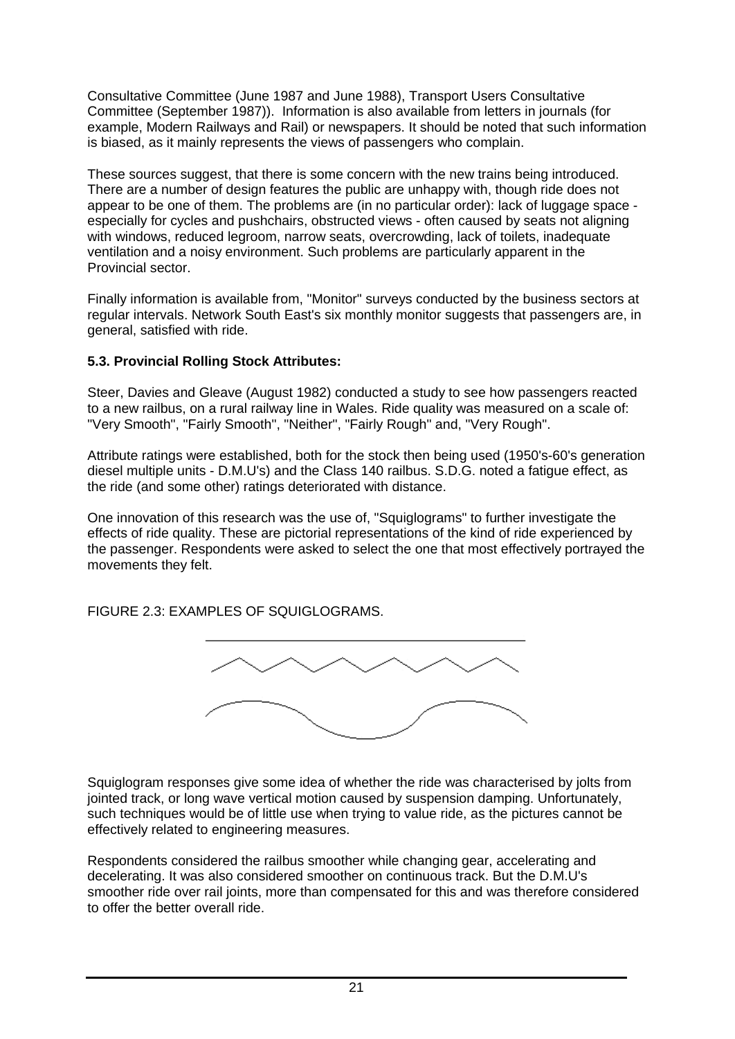Consultative Committee (June 1987 and June 1988), Transport Users Consultative Committee (September 1987)). Information is also available from letters in journals (for example, Modern Railways and Rail) or newspapers. It should be noted that such information is biased, as it mainly represents the views of passengers who complain.

These sources suggest, that there is some concern with the new trains being introduced. There are a number of design features the public are unhappy with, though ride does not appear to be one of them. The problems are (in no particular order): lack of luggage space - especially for cycles and pushchairs, obstructed views - often caused by seats not aligning with windows, reduced legroom, narrow seats, overcrowding, lack of toilets, inadequate ventilation and a noisy environment. Such problems are particularly apparent in the Provincial sector.

Finally information is available from, "Monitor" surveys conducted by the business sectors at regular intervals. Network South East's six monthly monitor suggests that passengers are, in general, satisfied with ride.

### 5.3. Provincial Rolling Stock Attributes:

Steer, Davies and Gleave (August 1982) conducted a study to see how passengers reacted to a new railbus, on a rural railway line in Wales. Ride quality was measured on a scale of: "Very Smooth", "Fairly Smooth", "Neither", "Fairly Rough" and, "Very Rough".

Attribute ratings were established, both for the stock then being used (1950's-60's generation diesel multiple units - D.M.U's) and the Class 140 railbus. S.D.G. noted a fatigue effect, as the ride (and some other) ratings deteriorated with distance.

One innovation of this research was the use of, "Squiglograms" to further investigate the effects of ride quality. These are pictorial representations of the kind of ride experienced by the passenger. Respondents were asked to select the one that most effectively portrayed the movements they felt.

FIGURE 2.3: EXAMPLES OF SQUIGLOGRAMS.

Squiglogram responses give some idea of whether the ride was characterised by jolts from jointed track, or long wave vertical motion caused by suspension damping. Unfortunately, such techniques would be of little use when trying to value ride, as the pictures cannot be effectively related to engineering measures.

Respondents considered the railbus smoother while changing gear, accelerating and decelerating. It was also considered smoother on continuous track. But the D.M.U's smoother ride over rail joints, more than compensated for this and was therefore considered to offer the better overall ride.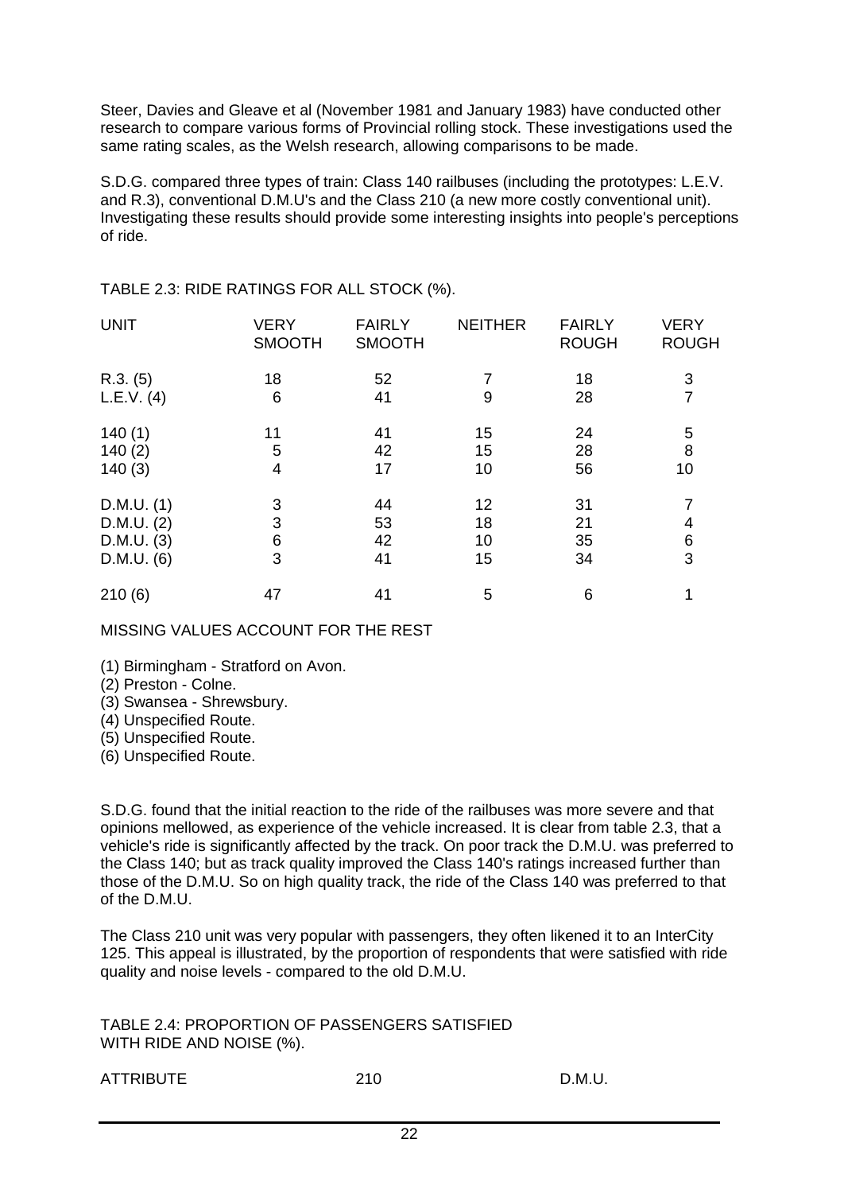Steer, Davies and Gleave et al (November 1981 and January 1983) have conducted other research to compare various forms of Provincial rolling stock. These investigations used the same rating scales, as the Welsh research, allowing comparisons to be made.

S.D.G. compared three types of train: Class 140 railbuses (including the prototypes: L.E.V. and R.3), conventional D.M.U's and the Class 210 (a new more costly conventional unit). Investigating these results should provide some interesting insights into people's perceptions of ride.

TABLE 2.3: RIDE RATINGS FOR ALL STOCK (%).

| UNIT | VERY SMOOTH | FAIRLY SMOOTH | NEITHER | FAIRLY ROUGH | VERY ROUGH |
|---|---|---|---|---|---|
| R.3. (5) | 18 | 52 | 7 | 18 | 3 |
| L.E.V. (4) | 6 | 41 | 9 | 28 | 7 |
| 140 (1) | 11 | 41 | 15 | 24 | 5 |
| 140 (2) | 5 | 42 | 15 | 28 | 8 |
| 140 (3) | 4 | 17 | 10 | 56 | 10 |
| D.M.U. (1) | 3 | 44 | 12 | 31 | 7 |
| D.M.U. (2) | 3 | 53 | 18 | 21 | 4 |
| D.M.U. (3) | 6 | 42 | 10 | 35 | 6 |
| D.M.U. (6) | 3 | 41 | 15 | 34 | 3 |
| 210 (6) | 47 | 41 | 5 | 6 | 1 |

MISSING VALUES ACCOUNT FOR THE REST

(1) Birmingham - Stratford on Avon.
(2) Preston - Colne.
(3) Swansea - Shrewsbury.
(4) Unspecified Route.
(5) Unspecified Route.
(6) Unspecified Route.

S.D.G. found that the initial reaction to the ride of the railbuses was more severe and that opinions mellowed, as experience of the vehicle increased. It is clear from table 2.3, that a vehicle's ride is significantly affected by the track. On poor track the D.M.U. was preferred to the Class 140; but as track quality improved the Class 140's ratings increased further than those of the D.M.U. So on high quality track, the ride of the Class 140 was preferred to that of the D.M.U.

The Class 210 unit was very popular with passengers, they often likened it to an InterCity 125. This appeal is illustrated, by the proportion of respondents that were satisfied with ride quality and noise levels - compared to the old D.M.U.

TABLE 2.4: PROPORTION OF PASSENGERS SATISFIED WITH RIDE AND NOISE (%).

| ATTRIBUTE | 210 | D.M.U. |
|---|---|---|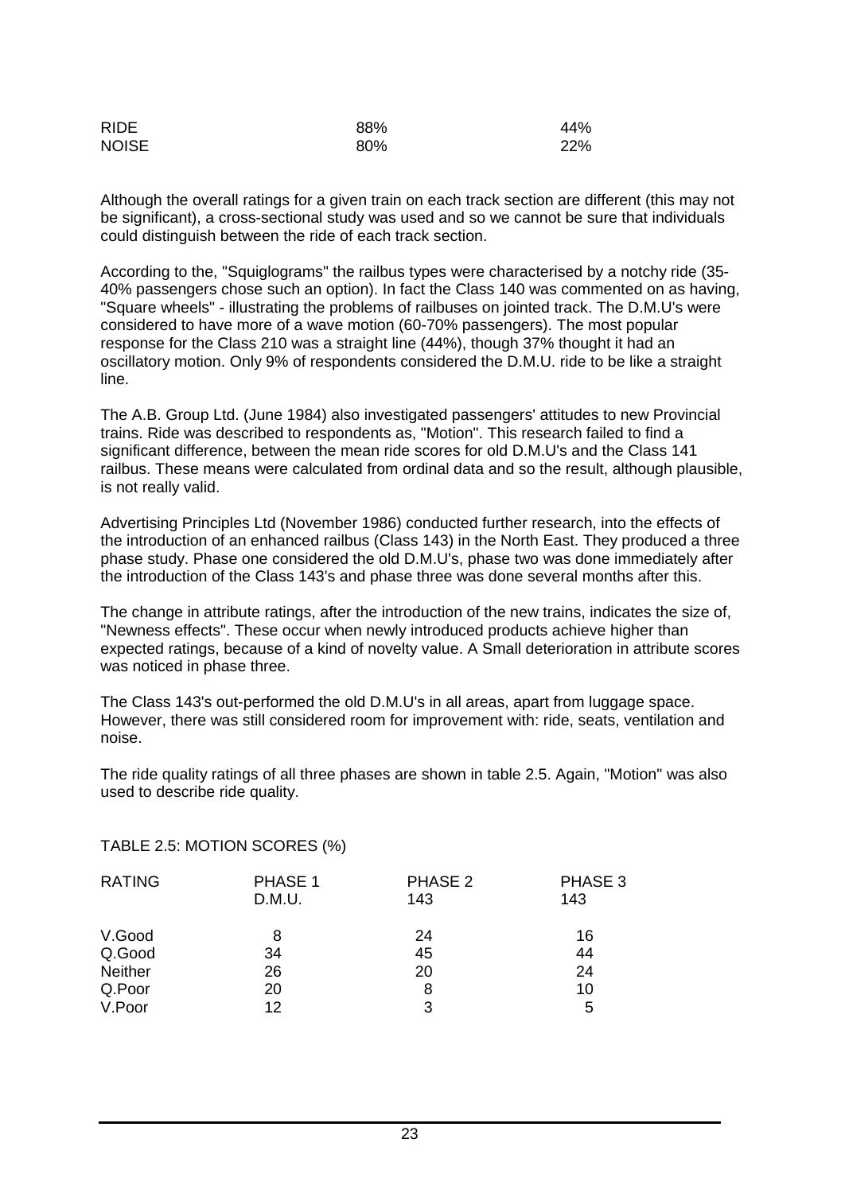| | | |
|---|---|---|
| RIDE | 88% | 44% |
| NOISE | 80% | 22% |

Although the overall ratings for a given train on each track section are different (this may not be significant), a cross-sectional study was used and so we cannot be sure that individuals could distinguish between the ride of each track section.

According to the, "Squiglograms" the railbus types were characterised by a notchy ride (35-40% passengers chose such an option). In fact the Class 140 was commented on as having, "Square wheels" - illustrating the problems of railbuses on jointed track. The D.M.U's were considered to have more of a wave motion (60-70% passengers). The most popular response for the Class 210 was a straight line (44%), though 37% thought it had an oscillatory motion. Only 9% of respondents considered the D.M.U. ride to be like a straight line.

The A.B. Group Ltd. (June 1984) also investigated passengers' attitudes to new Provincial trains. Ride was described to respondents as, "Motion". This research failed to find a significant difference, between the mean ride scores for old D.M.U's and the Class 141 railbus. These means were calculated from ordinal data and so the result, although plausible, is not really valid.

Advertising Principles Ltd (November 1986) conducted further research, into the effects of the introduction of an enhanced railbus (Class 143) in the North East. They produced a three phase study. Phase one considered the old D.M.U's, phase two was done immediately after the introduction of the Class 143's and phase three was done several months after this.

The change in attribute ratings, after the introduction of the new trains, indicates the size of, "Newness effects". These occur when newly introduced products achieve higher than expected ratings, because of a kind of novelty value. A Small deterioration in attribute scores was noticed in phase three.

The Class 143's out-performed the old D.M.U's in all areas, apart from luggage space. However, there was still considered room for improvement with: ride, seats, ventilation and noise.

The ride quality ratings of all three phases are shown in table 2.5. Again, "Motion" was also used to describe ride quality.

TABLE 2.5: MOTION SCORES (%)

| RATING | PHASE 1 D.M.U. | PHASE 2 143 | PHASE 3 143 |
|---|---|---|---|
| V.Good | 8 | 24 | 16 |
| Q.Good | 34 | 45 | 44 |
| Neither | 26 | 20 | 24 |
| Q.Poor | 20 | 8 | 10 |
| V.Poor | 12 | 3 | 5 |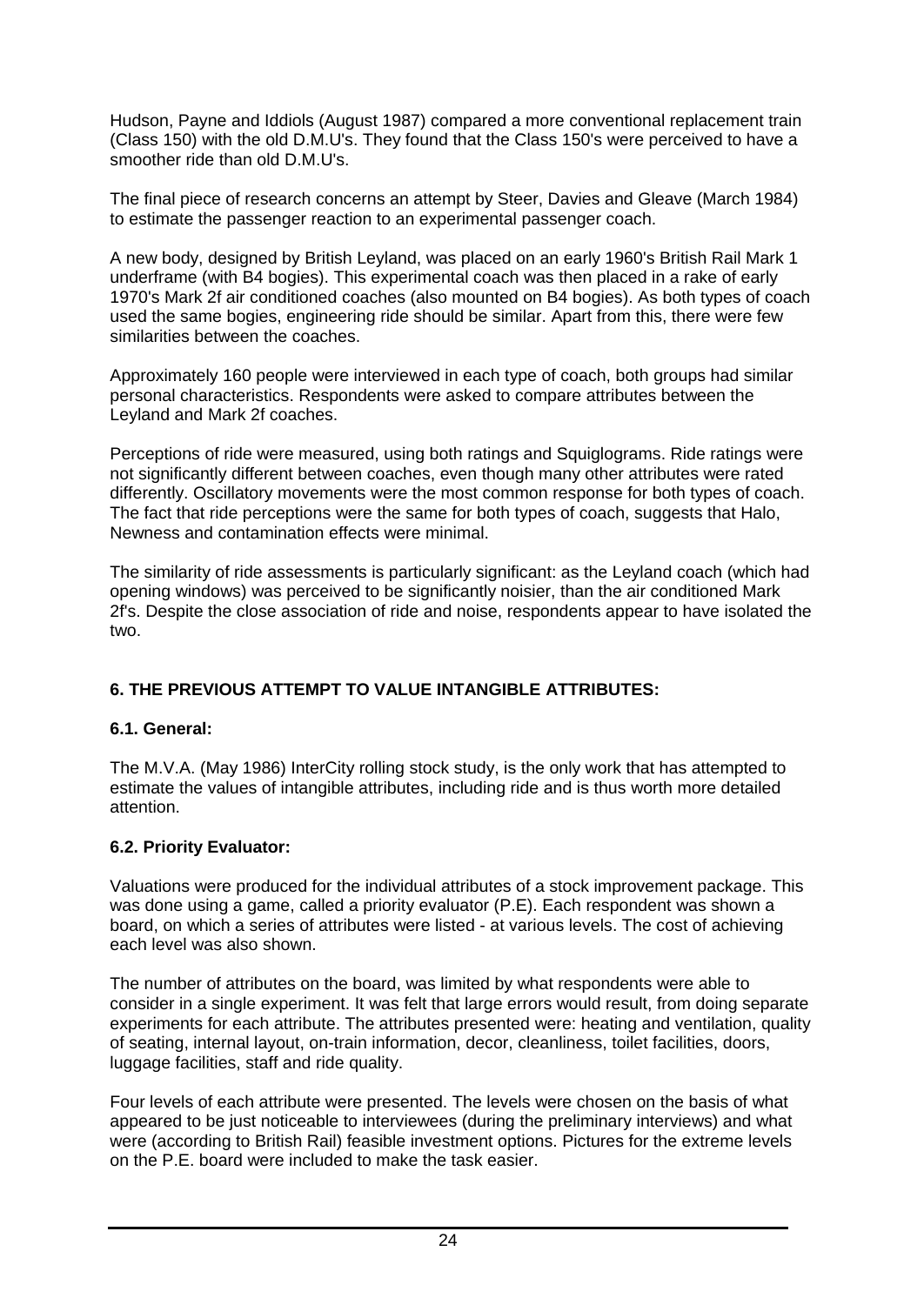Hudson, Payne and Iddiols (August 1987) compared a more conventional replacement train (Class 150) with the old D.M.U's. They found that the Class 150's were perceived to have a smoother ride than old D.M.U's.

The final piece of research concerns an attempt by Steer, Davies and Gleave (March 1984) to estimate the passenger reaction to an experimental passenger coach.

A new body, designed by British Leyland, was placed on an early 1960's British Rail Mark 1 underframe (with B4 bogies). This experimental coach was then placed in a rake of early 1970's Mark 2f air conditioned coaches (also mounted on B4 bogies). As both types of coach used the same bogies, engineering ride should be similar. Apart from this, there were few similarities between the coaches.

Approximately 160 people were interviewed in each type of coach, both groups had similar personal characteristics. Respondents were asked to compare attributes between the Leyland and Mark 2f coaches.

Perceptions of ride were measured, using both ratings and Squiglograms. Ride ratings were not significantly different between coaches, even though many other attributes were rated differently. Oscillatory movements were the most common response for both types of coach. The fact that ride perceptions were the same for both types of coach, suggests that Halo, Newness and contamination effects were minimal.

The similarity of ride assessments is particularly significant: as the Leyland coach (which had opening windows) was perceived to be significantly noisier, than the air conditioned Mark 2f's. Despite the close association of ride and noise, respondents appear to have isolated the two.

## 6. THE PREVIOUS ATTEMPT TO VALUE INTANGIBLE ATTRIBUTES:

### 6.1. General:

The M.V.A. (May 1986) InterCity rolling stock study, is the only work that has attempted to estimate the values of intangible attributes, including ride and is thus worth more detailed attention.

### 6.2. Priority Evaluator:

Valuations were produced for the individual attributes of a stock improvement package. This was done using a game, called a priority evaluator (P.E). Each respondent was shown a board, on which a series of attributes were listed - at various levels. The cost of achieving each level was also shown.

The number of attributes on the board, was limited by what respondents were able to consider in a single experiment. It was felt that large errors would result, from doing separate experiments for each attribute. The attributes presented were: heating and ventilation, quality of seating, internal layout, on-train information, decor, cleanliness, toilet facilities, doors, luggage facilities, staff and ride quality.

Four levels of each attribute were presented. The levels were chosen on the basis of what appeared to be just noticeable to interviewees (during the preliminary interviews) and what were (according to British Rail) feasible investment options. Pictures for the extreme levels on the P.E. board were included to make the task easier.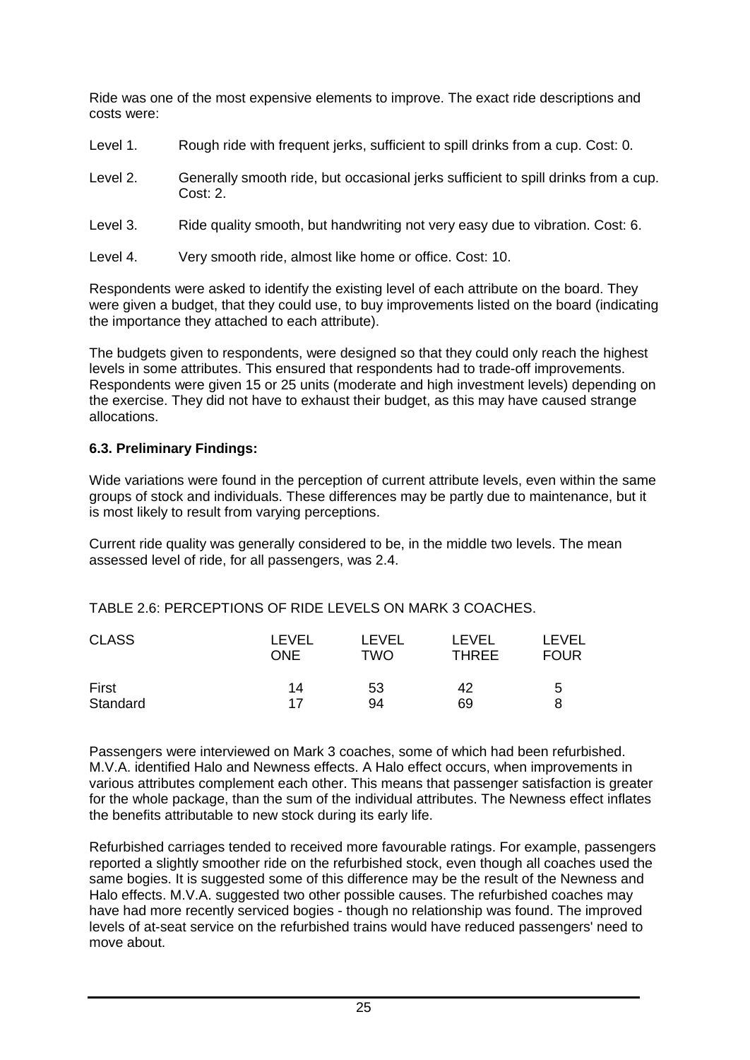Ride was one of the most expensive elements to improve. The exact ride descriptions and costs were:

Level 1. Rough ride with frequent jerks, sufficient to spill drinks from a cup. Cost: 0.

Level 2. Generally smooth ride, but occasional jerks sufficient to spill drinks from a cup. Cost: 2.

Level 3. Ride quality smooth, but handwriting not very easy due to vibration. Cost: 6.

Level 4. Very smooth ride, almost like home or office. Cost: 10.

Respondents were asked to identify the existing level of each attribute on the board. They were given a budget, that they could use, to buy improvements listed on the board (indicating the importance they attached to each attribute).

The budgets given to respondents, were designed so that they could only reach the highest levels in some attributes. This ensured that respondents had to trade-off improvements. Respondents were given 15 or 25 units (moderate and high investment levels) depending on the exercise. They did not have to exhaust their budget, as this may have caused strange allocations.

### 6.3. Preliminary Findings:

Wide variations were found in the perception of current attribute levels, even within the same groups of stock and individuals. These differences may be partly due to maintenance, but it is most likely to result from varying perceptions.

Current ride quality was generally considered to be, in the middle two levels. The mean assessed level of ride, for all passengers, was 2.4.

TABLE 2.6: PERCEPTIONS OF RIDE LEVELS ON MARK 3 COACHES.

| CLASS | LEVEL ONE | LEVEL TWO | LEVEL THREE | LEVEL FOUR |
|---|---|---|---|---|
| First | 14 | 53 | 42 | 5 |
| Standard | 17 | 94 | 69 | 8 |

Passengers were interviewed on Mark 3 coaches, some of which had been refurbished. M.V.A. identified Halo and Newness effects. A Halo effect occurs, when improvements in various attributes complement each other. This means that passenger satisfaction is greater for the whole package, than the sum of the individual attributes. The Newness effect inflates the benefits attributable to new stock during its early life.

Refurbished carriages tended to received more favourable ratings. For example, passengers reported a slightly smoother ride on the refurbished stock, even though all coaches used the same bogies. It is suggested some of this difference may be the result of the Newness and Halo effects. M.V.A. suggested two other possible causes. The refurbished coaches may have had more recently serviced bogies - though no relationship was found. The improved levels of at-seat service on the refurbished trains would have reduced passengers' need to move about.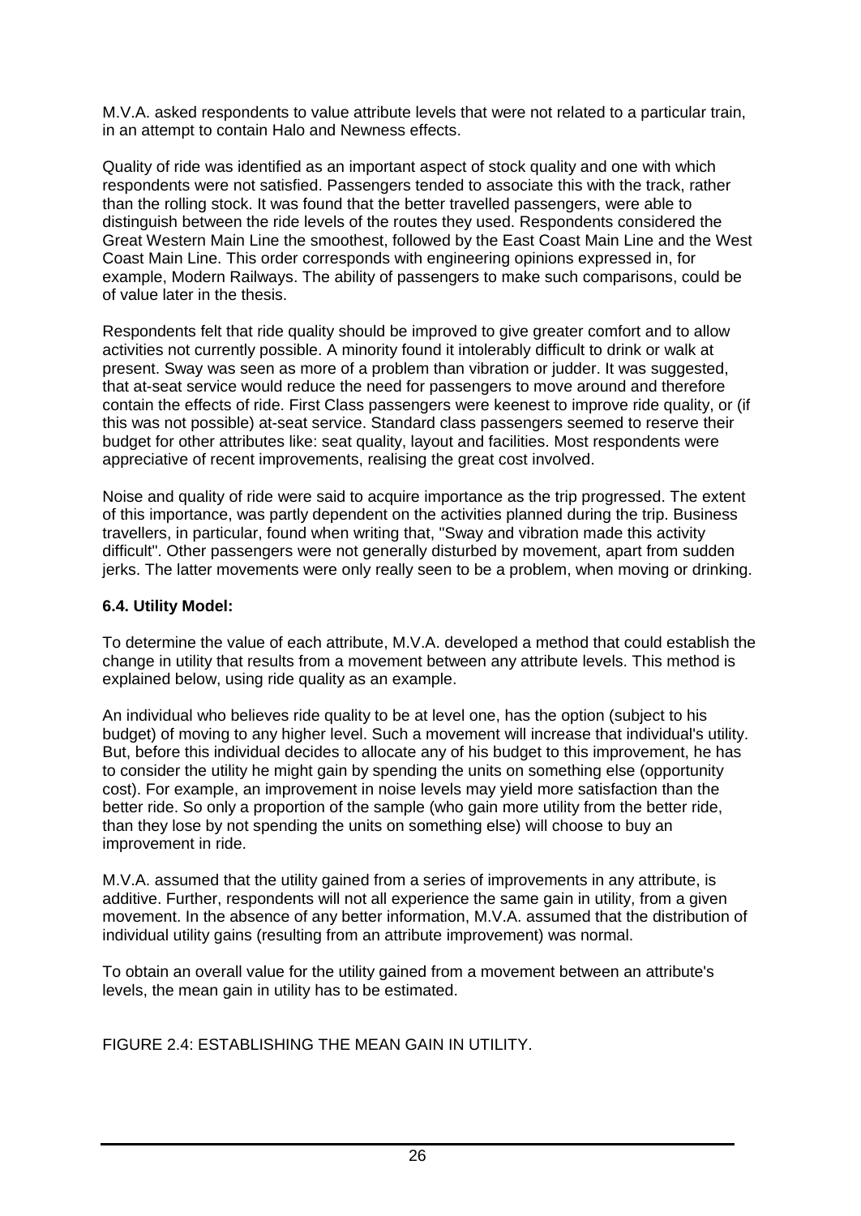M.V.A. asked respondents to value attribute levels that were not related to a particular train, in an attempt to contain Halo and Newness effects.

Quality of ride was identified as an important aspect of stock quality and one with which respondents were not satisfied. Passengers tended to associate this with the track, rather than the rolling stock. It was found that the better travelled passengers, were able to distinguish between the ride levels of the routes they used. Respondents considered the Great Western Main Line the smoothest, followed by the East Coast Main Line and the West Coast Main Line. This order corresponds with engineering opinions expressed in, for example, Modern Railways. The ability of passengers to make such comparisons, could be of value later in the thesis.

Respondents felt that ride quality should be improved to give greater comfort and to allow activities not currently possible. A minority found it intolerably difficult to drink or walk at present. Sway was seen as more of a problem than vibration or judder. It was suggested, that at-seat service would reduce the need for passengers to move around and therefore contain the effects of ride. First Class passengers were keenest to improve ride quality, or (if this was not possible) at-seat service. Standard class passengers seemed to reserve their budget for other attributes like: seat quality, layout and facilities. Most respondents were appreciative of recent improvements, realising the great cost involved.

Noise and quality of ride were said to acquire importance as the trip progressed. The extent of this importance, was partly dependent on the activities planned during the trip. Business travellers, in particular, found when writing that, "Sway and vibration made this activity difficult". Other passengers were not generally disturbed by movement, apart from sudden jerks. The latter movements were only really seen to be a problem, when moving or drinking.

### 6.4. Utility Model:

To determine the value of each attribute, M.V.A. developed a method that could establish the change in utility that results from a movement between any attribute levels. This method is explained below, using ride quality as an example.

An individual who believes ride quality to be at level one, has the option (subject to his budget) of moving to any higher level. Such a movement will increase that individual's utility. But, before this individual decides to allocate any of his budget to this improvement, he has to consider the utility he might gain by spending the units on something else (opportunity cost). For example, an improvement in noise levels may yield more satisfaction than the better ride. So only a proportion of the sample (who gain more utility from the better ride, than they lose by not spending the units on something else) will choose to buy an improvement in ride.

M.V.A. assumed that the utility gained from a series of improvements in any attribute, is additive. Further, respondents will not all experience the same gain in utility, from a given movement. In the absence of any better information, M.V.A. assumed that the distribution of individual utility gains (resulting from an attribute improvement) was normal.

To obtain an overall value for the utility gained from a movement between an attribute's levels, the mean gain in utility has to be estimated.

FIGURE 2.4: ESTABLISHING THE MEAN GAIN IN UTILITY.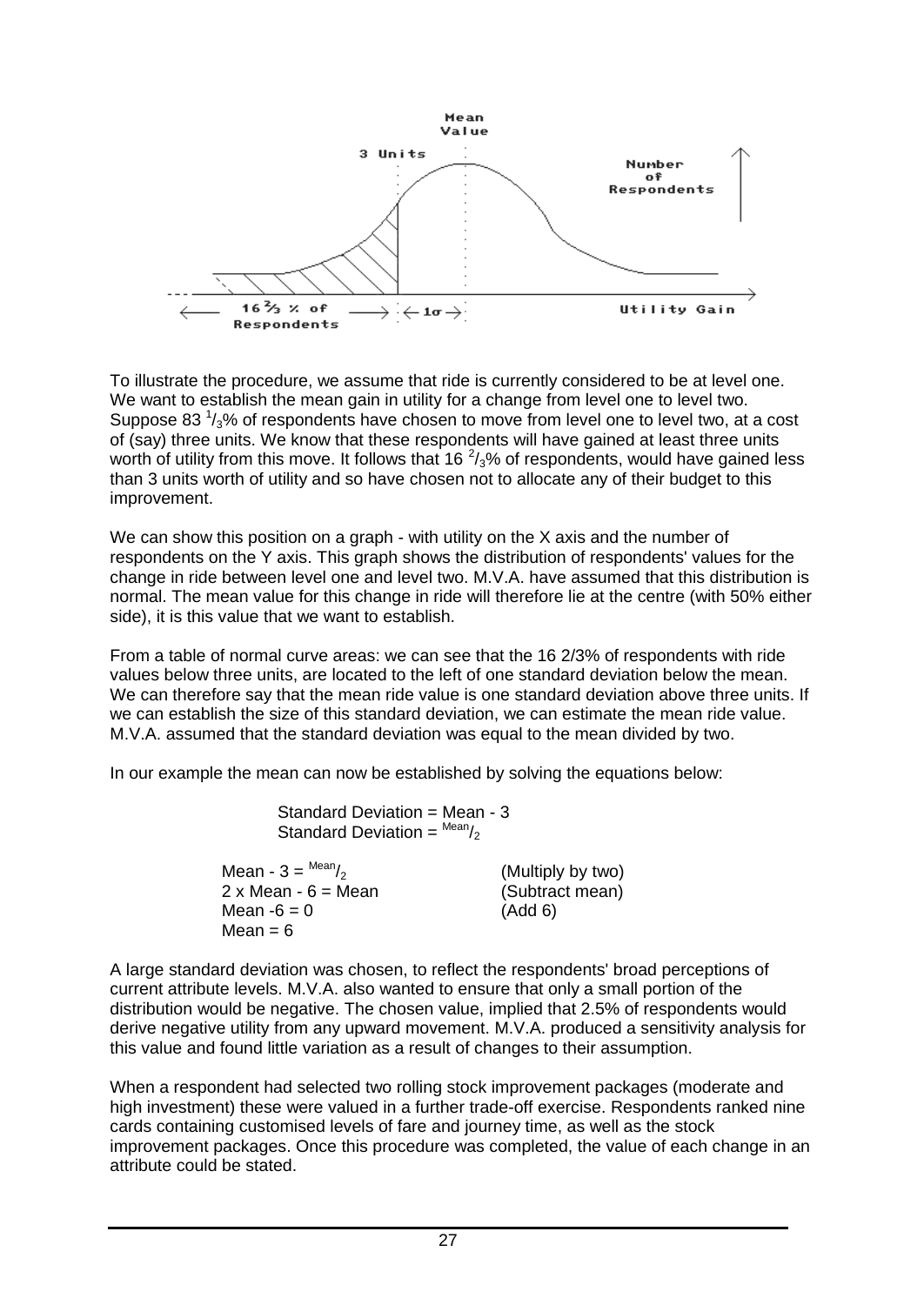To illustrate the procedure, we assume that ride is currently considered to be at level one. We want to establish the mean gain in utility for a change from level one to level two. Suppose 83 $^1/_3$% of respondents have chosen to move from level one to level two, at a cost of (say) three units. We know that these respondents will have gained at least three units worth of utility from this move. It follows that 16 $^2/_3$% of respondents, would have gained less than 3 units worth of utility and so have chosen not to allocate any of their budget to this improvement.

We can show this position on a graph - with utility on the X axis and the number of respondents on the Y axis. This graph shows the distribution of respondents' values for the change in ride between level one and level two. M.V.A. have assumed that this distribution is normal. The mean value for this change in ride will therefore lie at the centre (with 50% either side), it is this value that we want to establish.

From a table of normal curve areas: we can see that the 16 2/3% of respondents with ride values below three units, are located to the left of one standard deviation below the mean. We can therefore say that the mean ride value is one standard deviation above three units. If we can establish the size of this standard deviation, we can estimate the mean ride value. M.V.A. assumed that the standard deviation was equal to the mean divided by two.

In our example the mean can now be established by solving the equations below:

Standard Deviation = Mean - 3
Standard Deviation = $^{\text{Mean}}/_2$

| | |
|---|---|
| Mean - 3 = $^{\text{Mean}}/_2$ | (Multiply by two) |
| 2 x Mean - 6 = Mean | (Subtract mean) |
| Mean -6 = 0 | (Add 6) |
| Mean = 6 | |

A large standard deviation was chosen, to reflect the respondents' broad perceptions of current attribute levels. M.V.A. also wanted to ensure that only a small portion of the distribution would be negative. The chosen value, implied that 2.5% of respondents would derive negative utility from any upward movement. M.V.A. produced a sensitivity analysis for this value and found little variation as a result of changes to their assumption.

When a respondent had selected two rolling stock improvement packages (moderate and high investment) these were valued in a further trade-off exercise. Respondents ranked nine cards containing customised levels of fare and journey time, as well as the stock improvement packages. Once this procedure was completed, the value of each change in an attribute could be stated.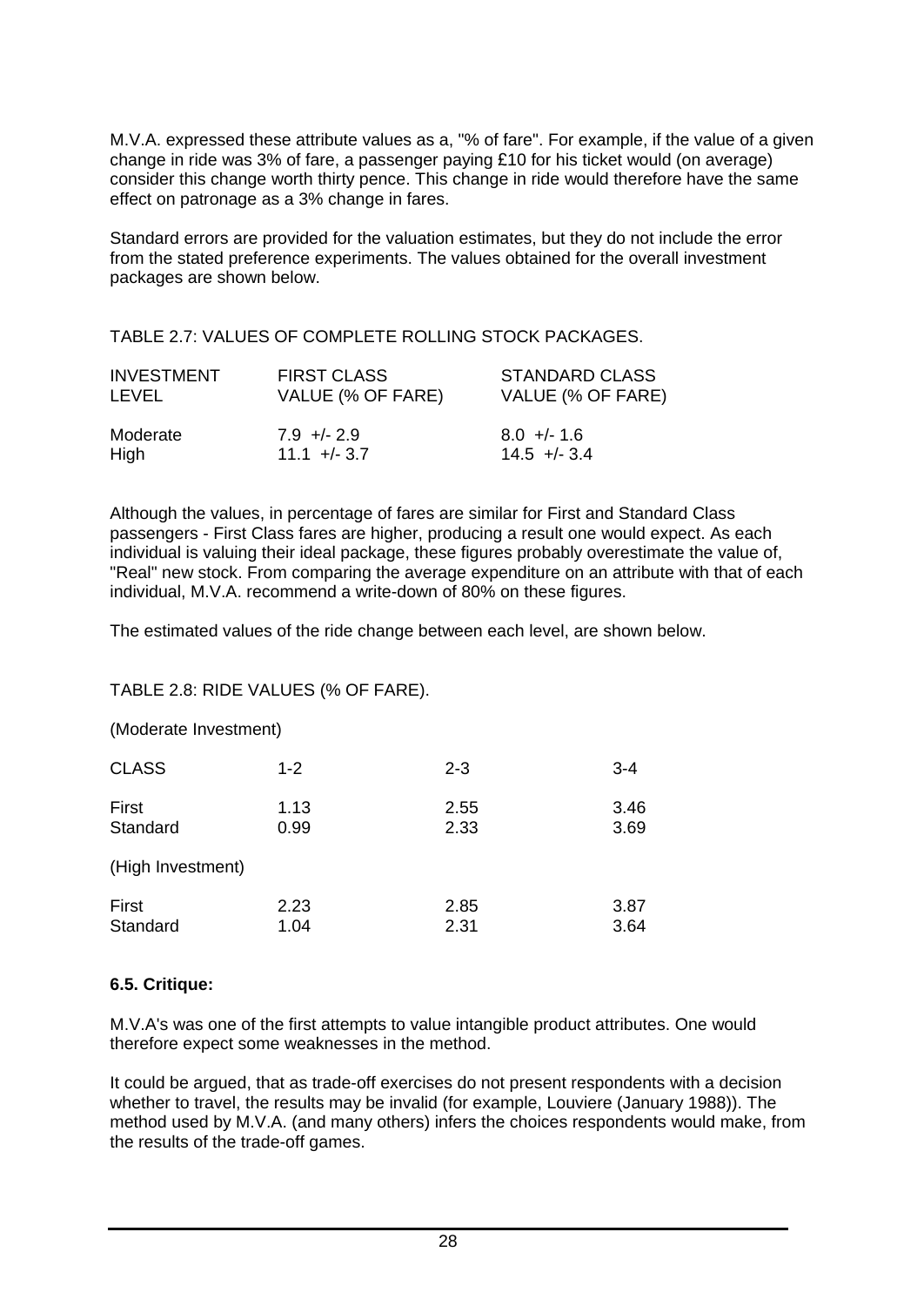M.V.A. expressed these attribute values as a, "% of fare". For example, if the value of a given change in ride was 3% of fare, a passenger paying £10 for his ticket would (on average) consider this change worth thirty pence. This change in ride would therefore have the same effect on patronage as a 3% change in fares.

Standard errors are provided for the valuation estimates, but they do not include the error from the stated preference experiments. The values obtained for the overall investment packages are shown below.

TABLE 2.7: VALUES OF COMPLETE ROLLING STOCK PACKAGES.

| INVESTMENT LEVEL | FIRST CLASS VALUE (% OF FARE) | STANDARD CLASS VALUE (% OF FARE) |
|---|---|---|
| Moderate | 7.9 +/- 2.9 | 8.0 +/- 1.6 |
| High | 11.1 +/- 3.7 | 14.5 +/- 3.4 |

Although the values, in percentage of fares are similar for First and Standard Class passengers - First Class fares are higher, producing a result one would expect. As each individual is valuing their ideal package, these figures probably overestimate the value of, "Real" new stock. From comparing the average expenditure on an attribute with that of each individual, M.V.A. recommend a write-down of 80% on these figures.

The estimated values of the ride change between each level, are shown below.

TABLE 2.8: RIDE VALUES (% OF FARE).

(Moderate Investment)

| CLASS | 1-2 | 2-3 | 3-4 |
|---|---|---|---|
| First | 1.13 | 2.55 | 3.46 |
| Standard | 0.99 | 2.33 | 3.69 |

(High Investment)

| CLASS | 1-2 | 2-3 | 3-4 |
|---|---|---|---|
| First | 2.23 | 2.85 | 3.87 |
| Standard | 1.04 | 2.31 | 3.64 |

**6.5. Critique:**

M.V.A's was one of the first attempts to value intangible product attributes. One would therefore expect some weaknesses in the method.

It could be argued, that as trade-off exercises do not present respondents with a decision whether to travel, the results may be invalid (for example, Louviere (January 1988)). The method used by M.V.A. (and many others) infers the choices respondents would make, from the results of the trade-off games.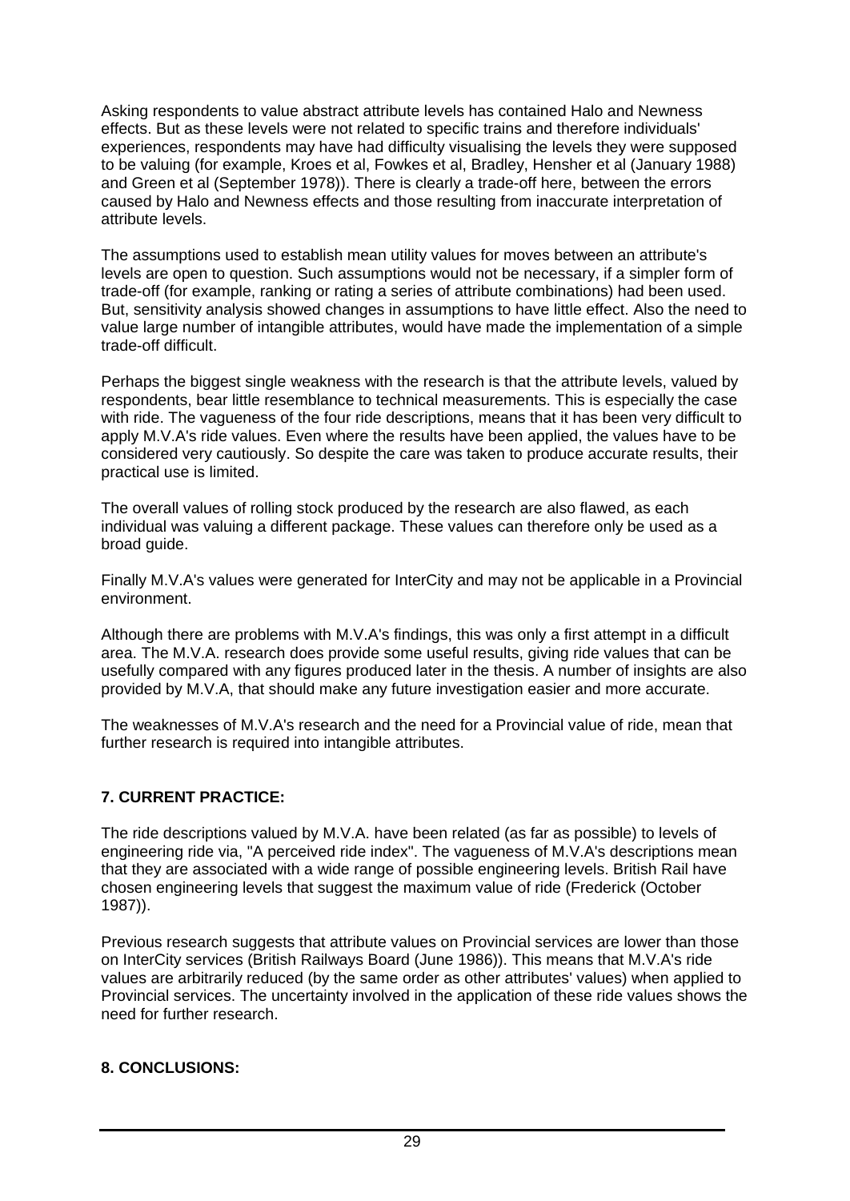Asking respondents to value abstract attribute levels has contained Halo and Newness effects. But as these levels were not related to specific trains and therefore individuals' experiences, respondents may have had difficulty visualising the levels they were supposed to be valuing (for example, Kroes et al, Fowkes et al, Bradley, Hensher et al (January 1988) and Green et al (September 1978)). There is clearly a trade-off here, between the errors caused by Halo and Newness effects and those resulting from inaccurate interpretation of attribute levels.

The assumptions used to establish mean utility values for moves between an attribute's levels are open to question. Such assumptions would not be necessary, if a simpler form of trade-off (for example, ranking or rating a series of attribute combinations) had been used. But, sensitivity analysis showed changes in assumptions to have little effect. Also the need to value large number of intangible attributes, would have made the implementation of a simple trade-off difficult.

Perhaps the biggest single weakness with the research is that the attribute levels, valued by respondents, bear little resemblance to technical measurements. This is especially the case with ride. The vagueness of the four ride descriptions, means that it has been very difficult to apply M.V.A's ride values. Even where the results have been applied, the values have to be considered very cautiously. So despite the care was taken to produce accurate results, their practical use is limited.

The overall values of rolling stock produced by the research are also flawed, as each individual was valuing a different package. These values can therefore only be used as a broad guide.

Finally M.V.A's values were generated for InterCity and may not be applicable in a Provincial environment.

Although there are problems with M.V.A's findings, this was only a first attempt in a difficult area. The M.V.A. research does provide some useful results, giving ride values that can be usefully compared with any figures produced later in the thesis. A number of insights are also provided by M.V.A, that should make any future investigation easier and more accurate.

The weaknesses of M.V.A's research and the need for a Provincial value of ride, mean that further research is required into intangible attributes.

## 7. CURRENT PRACTICE:

The ride descriptions valued by M.V.A. have been related (as far as possible) to levels of engineering ride via, "A perceived ride index". The vagueness of M.V.A's descriptions mean that they are associated with a wide range of possible engineering levels. British Rail have chosen engineering levels that suggest the maximum value of ride (Frederick (October 1987)).

Previous research suggests that attribute values on Provincial services are lower than those on InterCity services (British Railways Board (June 1986)). This means that M.V.A's ride values are arbitrarily reduced (by the same order as other attributes' values) when applied to Provincial services. The uncertainty involved in the application of these ride values shows the need for further research.

## 8. CONCLUSIONS: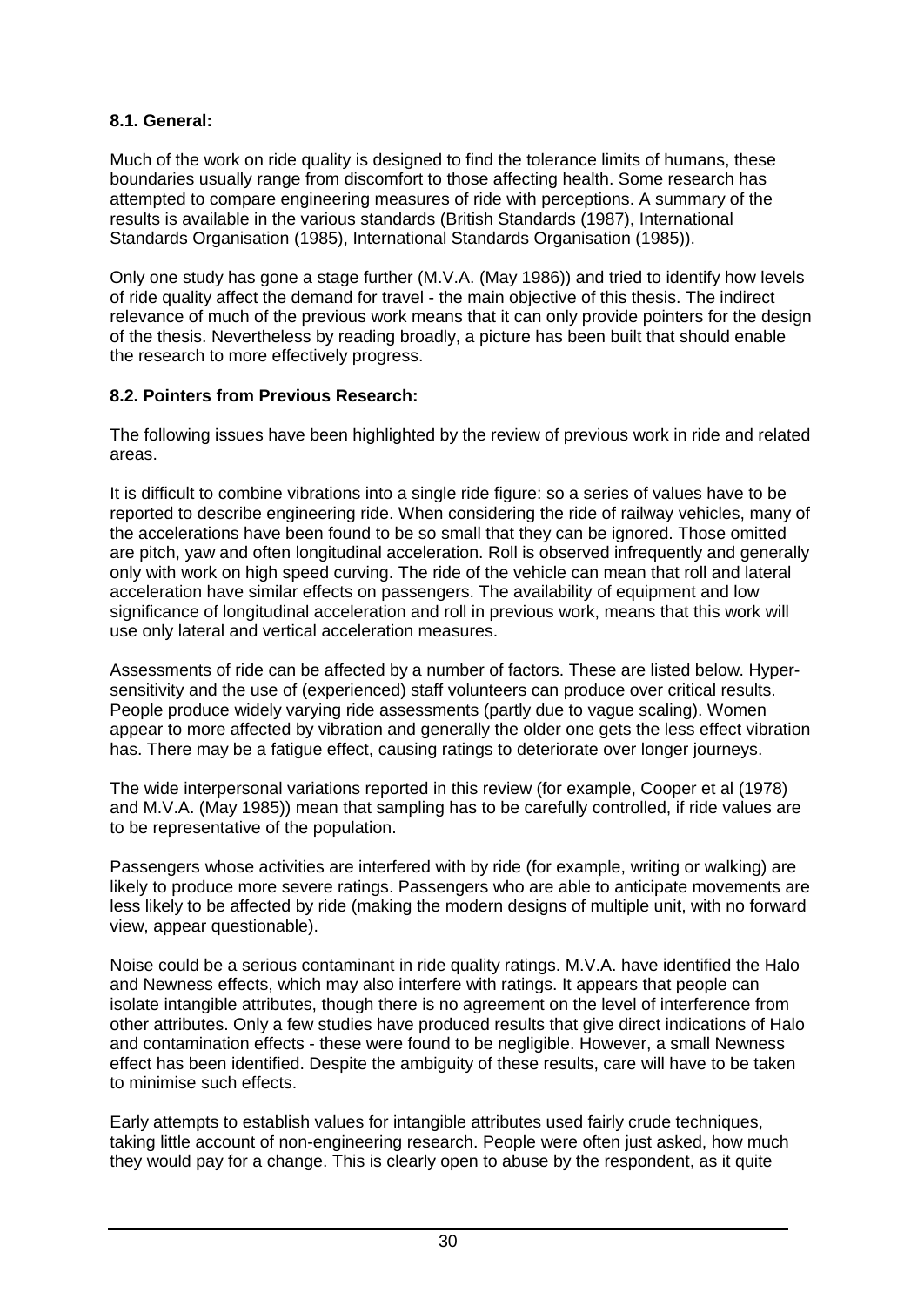### 8.1. General:

Much of the work on ride quality is designed to find the tolerance limits of humans, these boundaries usually range from discomfort to those affecting health. Some research has attempted to compare engineering measures of ride with perceptions. A summary of the results is available in the various standards (British Standards (1987), International Standards Organisation (1985), International Standards Organisation (1985)).

Only one study has gone a stage further (M.V.A. (May 1986)) and tried to identify how levels of ride quality affect the demand for travel - the main objective of this thesis. The indirect relevance of much of the previous work means that it can only provide pointers for the design of the thesis. Nevertheless by reading broadly, a picture has been built that should enable the research to more effectively progress.

### 8.2. Pointers from Previous Research:

The following issues have been highlighted by the review of previous work in ride and related areas.

It is difficult to combine vibrations into a single ride figure: so a series of values have to be reported to describe engineering ride. When considering the ride of railway vehicles, many of the accelerations have been found to be so small that they can be ignored. Those omitted are pitch, yaw and often longitudinal acceleration. Roll is observed infrequently and generally only with work on high speed curving. The ride of the vehicle can mean that roll and lateral acceleration have similar effects on passengers. The availability of equipment and low significance of longitudinal acceleration and roll in previous work, means that this work will use only lateral and vertical acceleration measures.

Assessments of ride can be affected by a number of factors. These are listed below. Hyper-sensitivity and the use of (experienced) staff volunteers can produce over critical results. People produce widely varying ride assessments (partly due to vague scaling). Women appear to more affected by vibration and generally the older one gets the less effect vibration has. There may be a fatigue effect, causing ratings to deteriorate over longer journeys.

The wide interpersonal variations reported in this review (for example, Cooper et al (1978) and M.V.A. (May 1985)) mean that sampling has to be carefully controlled, if ride values are to be representative of the population.

Passengers whose activities are interfered with by ride (for example, writing or walking) are likely to produce more severe ratings. Passengers who are able to anticipate movements are less likely to be affected by ride (making the modern designs of multiple unit, with no forward view, appear questionable).

Noise could be a serious contaminant in ride quality ratings. M.V.A. have identified the Halo and Newness effects, which may also interfere with ratings. It appears that people can isolate intangible attributes, though there is no agreement on the level of interference from other attributes. Only a few studies have produced results that give direct indications of Halo and contamination effects - these were found to be negligible. However, a small Newness effect has been identified. Despite the ambiguity of these results, care will have to be taken to minimise such effects.

Early attempts to establish values for intangible attributes used fairly crude techniques, taking little account of non-engineering research. People were often just asked, how much they would pay for a change. This is clearly open to abuse by the respondent, as it quite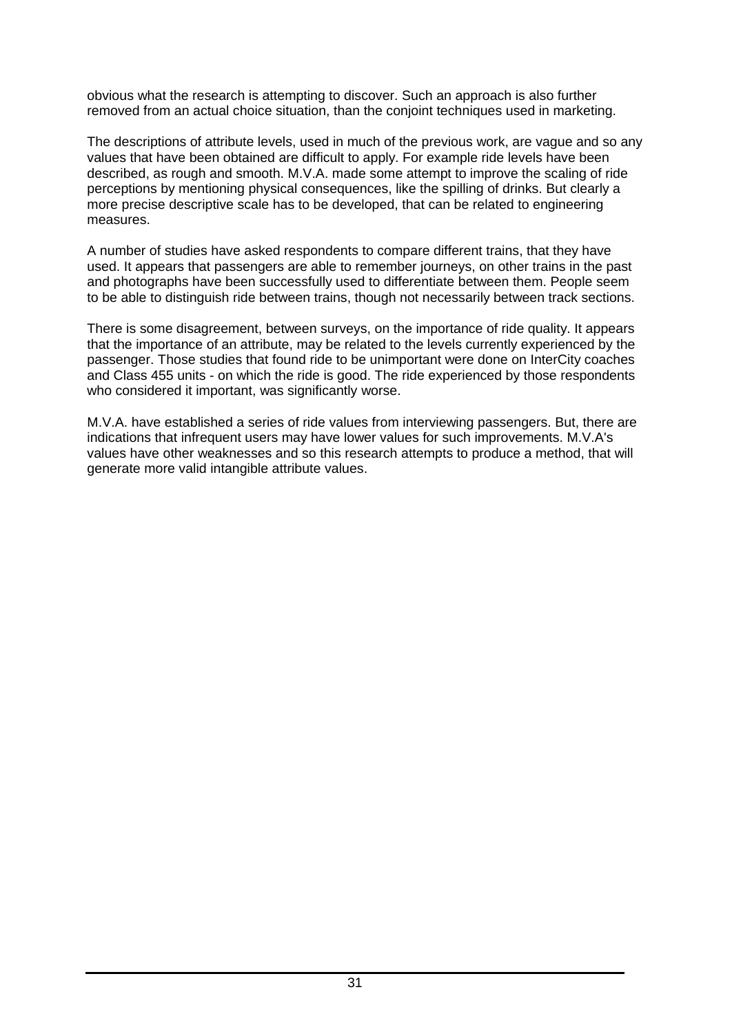obvious what the research is attempting to discover. Such an approach is also further removed from an actual choice situation, than the conjoint techniques used in marketing.

The descriptions of attribute levels, used in much of the previous work, are vague and so any values that have been obtained are difficult to apply. For example ride levels have been described, as rough and smooth. M.V.A. made some attempt to improve the scaling of ride perceptions by mentioning physical consequences, like the spilling of drinks. But clearly a more precise descriptive scale has to be developed, that can be related to engineering measures.

A number of studies have asked respondents to compare different trains, that they have used. It appears that passengers are able to remember journeys, on other trains in the past and photographs have been successfully used to differentiate between them. People seem to be able to distinguish ride between trains, though not necessarily between track sections.

There is some disagreement, between surveys, on the importance of ride quality. It appears that the importance of an attribute, may be related to the levels currently experienced by the passenger. Those studies that found ride to be unimportant were done on InterCity coaches and Class 455 units - on which the ride is good. The ride experienced by those respondents who considered it important, was significantly worse.

M.V.A. have established a series of ride values from interviewing passengers. But, there are indications that infrequent users may have lower values for such improvements. M.V.A's values have other weaknesses and so this research attempts to produce a method, that will generate more valid intangible attribute values.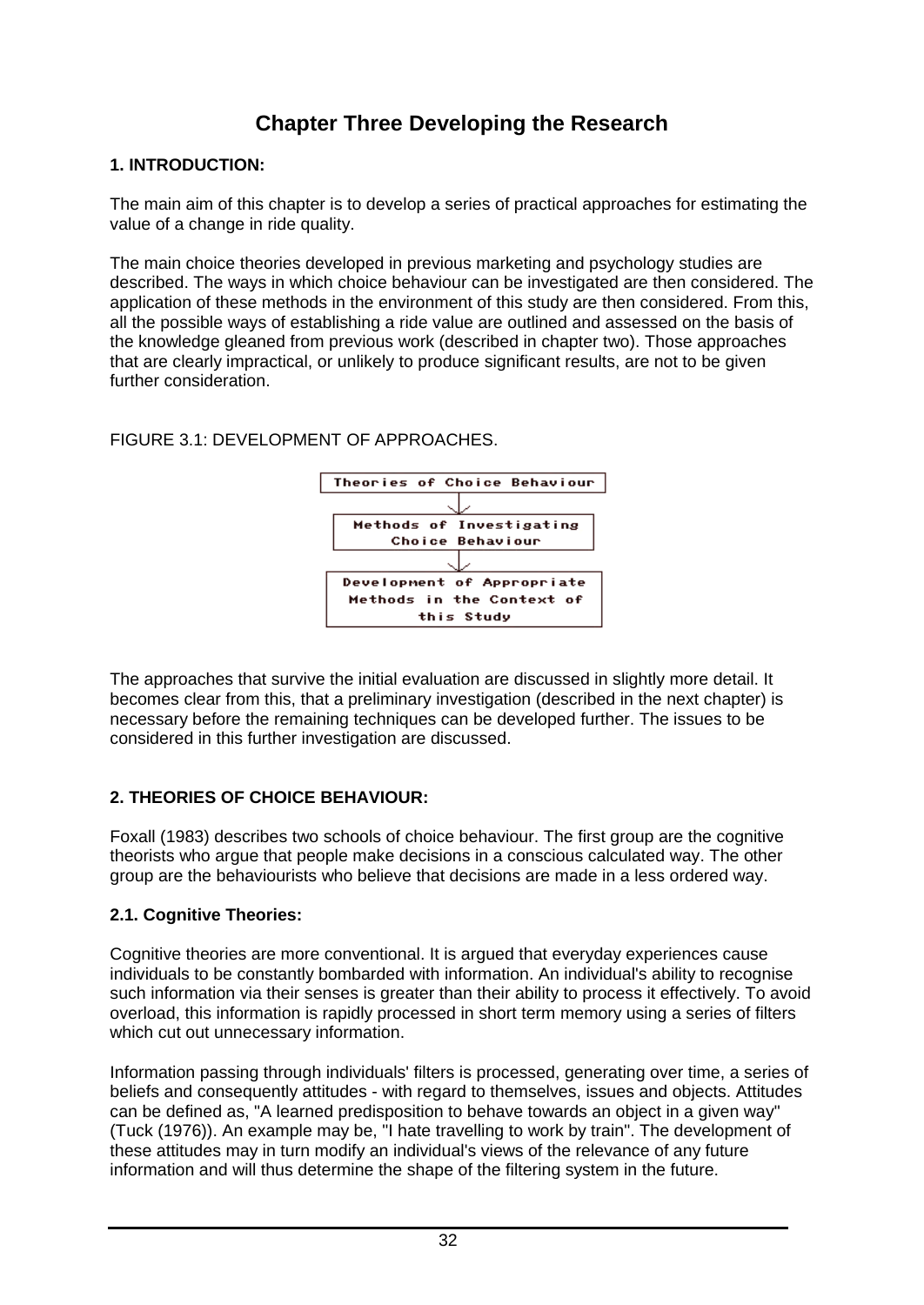# Chapter Three Developing the Research

### 1. INTRODUCTION:

The main aim of this chapter is to develop a series of practical approaches for estimating the value of a change in ride quality.

The main choice theories developed in previous marketing and psychology studies are described. The ways in which choice behaviour can be investigated are then considered. The application of these methods in the environment of this study are then considered. From this, all the possible ways of establishing a ride value are outlined and assessed on the basis of the knowledge gleaned from previous work (described in chapter two). Those approaches that are clearly impractical, or unlikely to produce significant results, are not to be given further consideration.

FIGURE 3.1: DEVELOPMENT OF APPROACHES.

```
Theories of Choice Behaviour
            ↓
Methods of Investigating
   Choice Behaviour
            ↓
Development of Appropriate
Methods in the Context of
       this Study
```

The approaches that survive the initial evaluation are discussed in slightly more detail. It becomes clear from this, that a preliminary investigation (described in the next chapter) is necessary before the remaining techniques can be developed further. The issues to be considered in this further investigation are discussed.

### 2. THEORIES OF CHOICE BEHAVIOUR:

Foxall (1983) describes two schools of choice behaviour. The first group are the cognitive theorists who argue that people make decisions in a conscious calculated way. The other group are the behaviourists who believe that decisions are made in a less ordered way.

#### 2.1. Cognitive Theories:

Cognitive theories are more conventional. It is argued that everyday experiences cause individuals to be constantly bombarded with information. An individual's ability to recognise such information via their senses is greater than their ability to process it effectively. To avoid overload, this information is rapidly processed in short term memory using a series of filters which cut out unnecessary information.

Information passing through individuals' filters is processed, generating over time, a series of beliefs and consequently attitudes - with regard to themselves, issues and objects. Attitudes can be defined as, "A learned predisposition to behave towards an object in a given way" (Tuck (1976)). An example may be, "I hate travelling to work by train". The development of these attitudes may in turn modify an individual's views of the relevance of any future information and will thus determine the shape of the filtering system in the future.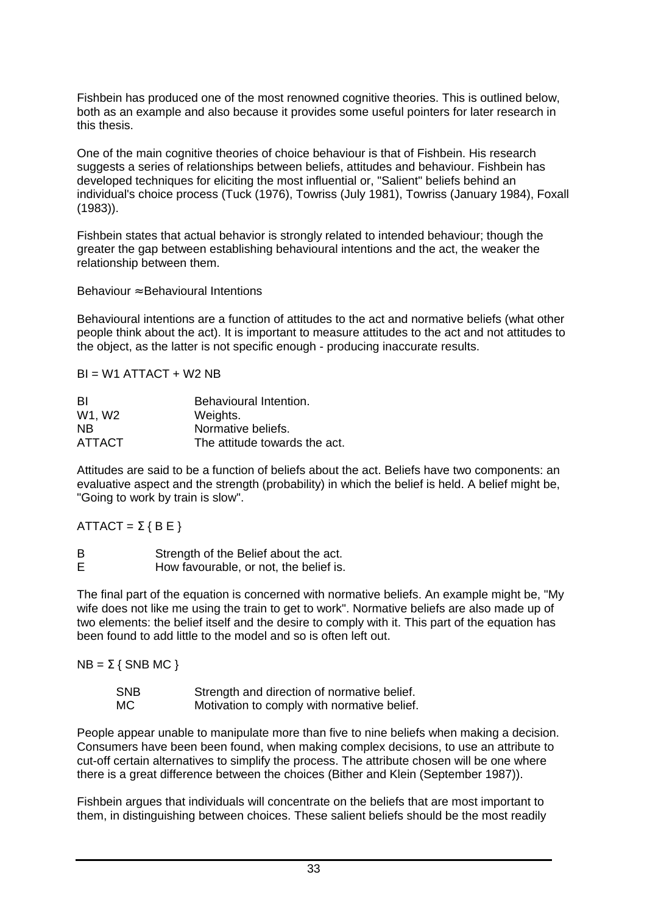Fishbein has produced one of the most renowned cognitive theories. This is outlined below, both as an example and also because it provides some useful pointers for later research in this thesis.

One of the main cognitive theories of choice behaviour is that of Fishbein. His research suggests a series of relationships between beliefs, attitudes and behaviour. Fishbein has developed techniques for eliciting the most influential or, "Salient" beliefs behind an individual's choice process (Tuck (1976), Towriss (July 1981), Towriss (January 1984), Foxall (1983)).

Fishbein states that actual behavior is strongly related to intended behaviour; though the greater the gap between establishing behavioural intentions and the act, the weaker the relationship between them.

$$\text{Behaviour} \approx \text{Behavioural Intentions}$$

Behavioural intentions are a function of attitudes to the act and normative beliefs (what other people think about the act). It is important to measure attitudes to the act and not attitudes to the object, as the latter is not specific enough - producing inaccurate results.

$$BI = W1\ ATTACT + W2\ NB$$

| | |
|---|---|
| BI | Behavioural Intention. |
| W1, W2 | Weights. |
| NB | Normative beliefs. |
| ATTACT | The attitude towards the act. |

Attitudes are said to be a function of beliefs about the act. Beliefs have two components: an evaluative aspect and the strength (probability) in which the belief is held. A belief might be, "Going to work by train is slow".

$$ATTACT = \Sigma \{ B\ E \}$$

| | |
|---|---|
| B | Strength of the Belief about the act. |
| E | How favourable, or not, the belief is. |

The final part of the equation is concerned with normative beliefs. An example might be, "My wife does not like me using the train to get to work". Normative beliefs are also made up of two elements: the belief itself and the desire to comply with it. This part of the equation has been found to add little to the model and so is often left out.

$$NB = \Sigma \{ SNB\ MC \}$$

| | |
|---|---|
| SNB | Strength and direction of normative belief. |
| MC | Motivation to comply with normative belief. |

People appear unable to manipulate more than five to nine beliefs when making a decision. Consumers have been been found, when making complex decisions, to use an attribute to cut-off certain alternatives to simplify the process. The attribute chosen will be one where there is a great difference between the choices (Bither and Klein (September 1987)).

Fishbein argues that individuals will concentrate on the beliefs that are most important to them, in distinguishing between choices. These salient beliefs should be the most readily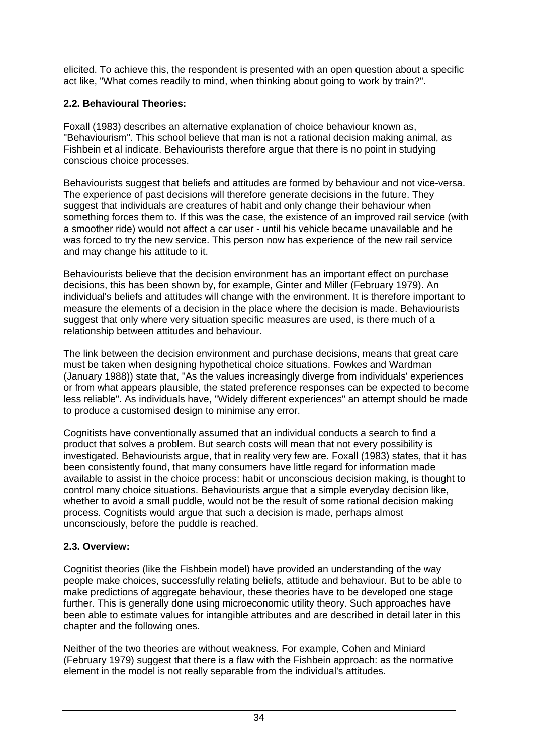elicited. To achieve this, the respondent is presented with an open question about a specific act like, "What comes readily to mind, when thinking about going to work by train?".

### 2.2. Behavioural Theories:

Foxall (1983) describes an alternative explanation of choice behaviour known as, "Behaviourism". This school believe that man is not a rational decision making animal, as Fishbein et al indicate. Behaviourists therefore argue that there is no point in studying conscious choice processes.

Behaviourists suggest that beliefs and attitudes are formed by behaviour and not vice-versa. The experience of past decisions will therefore generate decisions in the future. They suggest that individuals are creatures of habit and only change their behaviour when something forces them to. If this was the case, the existence of an improved rail service (with a smoother ride) would not affect a car user - until his vehicle became unavailable and he was forced to try the new service. This person now has experience of the new rail service and may change his attitude to it.

Behaviourists believe that the decision environment has an important effect on purchase decisions, this has been shown by, for example, Ginter and Miller (February 1979). An individual's beliefs and attitudes will change with the environment. It is therefore important to measure the elements of a decision in the place where the decision is made. Behaviourists suggest that only where very situation specific measures are used, is there much of a relationship between attitudes and behaviour.

The link between the decision environment and purchase decisions, means that great care must be taken when designing hypothetical choice situations. Fowkes and Wardman (January 1988)) state that, "As the values increasingly diverge from individuals' experiences or from what appears plausible, the stated preference responses can be expected to become less reliable". As individuals have, "Widely different experiences" an attempt should be made to produce a customised design to minimise any error.

Cognitists have conventionally assumed that an individual conducts a search to find a product that solves a problem. But search costs will mean that not every possibility is investigated. Behaviourists argue, that in reality very few are. Foxall (1983) states, that it has been consistently found, that many consumers have little regard for information made available to assist in the choice process: habit or unconscious decision making, is thought to control many choice situations. Behaviourists argue that a simple everyday decision like, whether to avoid a small puddle, would not be the result of some rational decision making process. Cognitists would argue that such a decision is made, perhaps almost unconsciously, before the puddle is reached.

### 2.3. Overview:

Cognitist theories (like the Fishbein model) have provided an understanding of the way people make choices, successfully relating beliefs, attitude and behaviour. But to be able to make predictions of aggregate behaviour, these theories have to be developed one stage further. This is generally done using microeconomic utility theory. Such approaches have been able to estimate values for intangible attributes and are described in detail later in this chapter and the following ones.

Neither of the two theories are without weakness. For example, Cohen and Miniard (February 1979) suggest that there is a flaw with the Fishbein approach: as the normative element in the model is not really separable from the individual's attitudes.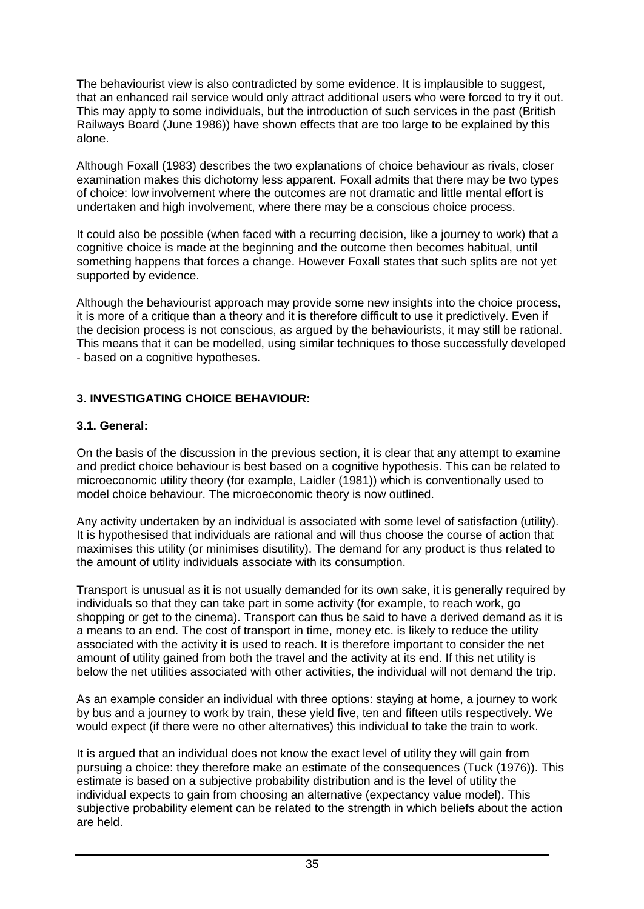The behaviourist view is also contradicted by some evidence. It is implausible to suggest, that an enhanced rail service would only attract additional users who were forced to try it out. This may apply to some individuals, but the introduction of such services in the past (British Railways Board (June 1986)) have shown effects that are too large to be explained by this alone.

Although Foxall (1983) describes the two explanations of choice behaviour as rivals, closer examination makes this dichotomy less apparent. Foxall admits that there may be two types of choice: low involvement where the outcomes are not dramatic and little mental effort is undertaken and high involvement, where there may be a conscious choice process.

It could also be possible (when faced with a recurring decision, like a journey to work) that a cognitive choice is made at the beginning and the outcome then becomes habitual, until something happens that forces a change. However Foxall states that such splits are not yet supported by evidence.

Although the behaviourist approach may provide some new insights into the choice process, it is more of a critique than a theory and it is therefore difficult to use it predictively. Even if the decision process is not conscious, as argued by the behaviourists, it may still be rational. This means that it can be modelled, using similar techniques to those successfully developed - based on a cognitive hypotheses.

## 3. INVESTIGATING CHOICE BEHAVIOUR:

### 3.1. General:

On the basis of the discussion in the previous section, it is clear that any attempt to examine and predict choice behaviour is best based on a cognitive hypothesis. This can be related to microeconomic utility theory (for example, Laidler (1981)) which is conventionally used to model choice behaviour. The microeconomic theory is now outlined.

Any activity undertaken by an individual is associated with some level of satisfaction (utility). It is hypothesised that individuals are rational and will thus choose the course of action that maximises this utility (or minimises disutility). The demand for any product is thus related to the amount of utility individuals associate with its consumption.

Transport is unusual as it is not usually demanded for its own sake, it is generally required by individuals so that they can take part in some activity (for example, to reach work, go shopping or get to the cinema). Transport can thus be said to have a derived demand as it is a means to an end. The cost of transport in time, money etc. is likely to reduce the utility associated with the activity it is used to reach. It is therefore important to consider the net amount of utility gained from both the travel and the activity at its end. If this net utility is below the net utilities associated with other activities, the individual will not demand the trip.

As an example consider an individual with three options: staying at home, a journey to work by bus and a journey to work by train, these yield five, ten and fifteen utils respectively. We would expect (if there were no other alternatives) this individual to take the train to work.

It is argued that an individual does not know the exact level of utility they will gain from pursuing a choice: they therefore make an estimate of the consequences (Tuck (1976)). This estimate is based on a subjective probability distribution and is the level of utility the individual expects to gain from choosing an alternative (expectancy value model). This subjective probability element can be related to the strength in which beliefs about the action are held.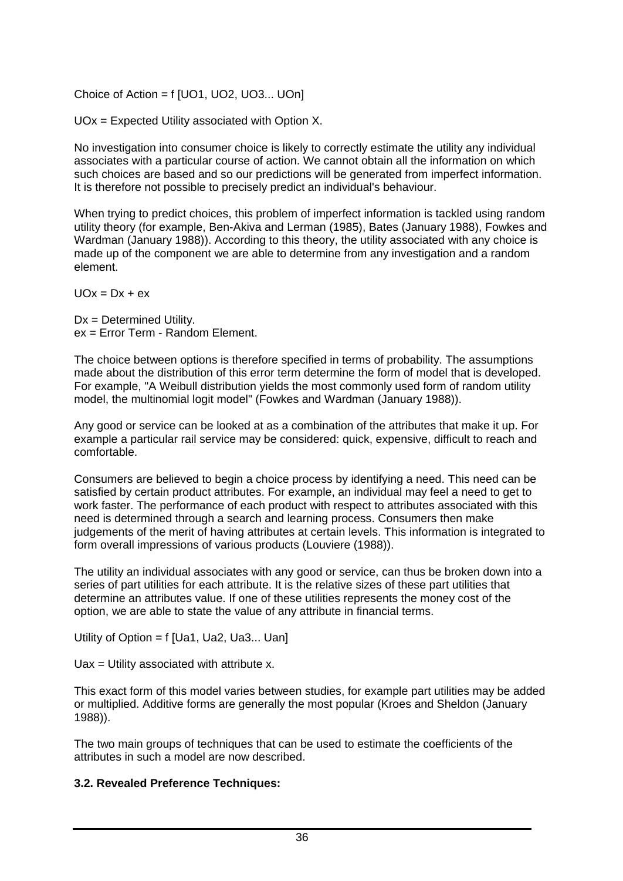Choice of Action = f [UO1, UO2, UO3... UOn]

UOx = Expected Utility associated with Option X.

No investigation into consumer choice is likely to correctly estimate the utility any individual associates with a particular course of action. We cannot obtain all the information on which such choices are based and so our predictions will be generated from imperfect information. It is therefore not possible to precisely predict an individual's behaviour.

When trying to predict choices, this problem of imperfect information is tackled using random utility theory (for example, Ben-Akiva and Lerman (1985), Bates (January 1988), Fowkes and Wardman (January 1988)). According to this theory, the utility associated with any choice is made up of the component we are able to determine from any investigation and a random element.

UOx = Dx + ex

Dx = Determined Utility.
ex = Error Term - Random Element.

The choice between options is therefore specified in terms of probability. The assumptions made about the distribution of this error term determine the form of model that is developed. For example, "A Weibull distribution yields the most commonly used form of random utility model, the multinomial logit model" (Fowkes and Wardman (January 1988)).

Any good or service can be looked at as a combination of the attributes that make it up. For example a particular rail service may be considered: quick, expensive, difficult to reach and comfortable.

Consumers are believed to begin a choice process by identifying a need. This need can be satisfied by certain product attributes. For example, an individual may feel a need to get to work faster. The performance of each product with respect to attributes associated with this need is determined through a search and learning process. Consumers then make judgements of the merit of having attributes at certain levels. This information is integrated to form overall impressions of various products (Louviere (1988)).

The utility an individual associates with any good or service, can thus be broken down into a series of part utilities for each attribute. It is the relative sizes of these part utilities that determine an attributes value. If one of these utilities represents the money cost of the option, we are able to state the value of any attribute in financial terms.

Utility of Option = f [Ua1, Ua2, Ua3... Uan]

Uax = Utility associated with attribute x.

This exact form of this model varies between studies, for example part utilities may be added or multiplied. Additive forms are generally the most popular (Kroes and Sheldon (January 1988)).

The two main groups of techniques that can be used to estimate the coefficients of the attributes in such a model are now described.

**3.2. Revealed Preference Techniques:**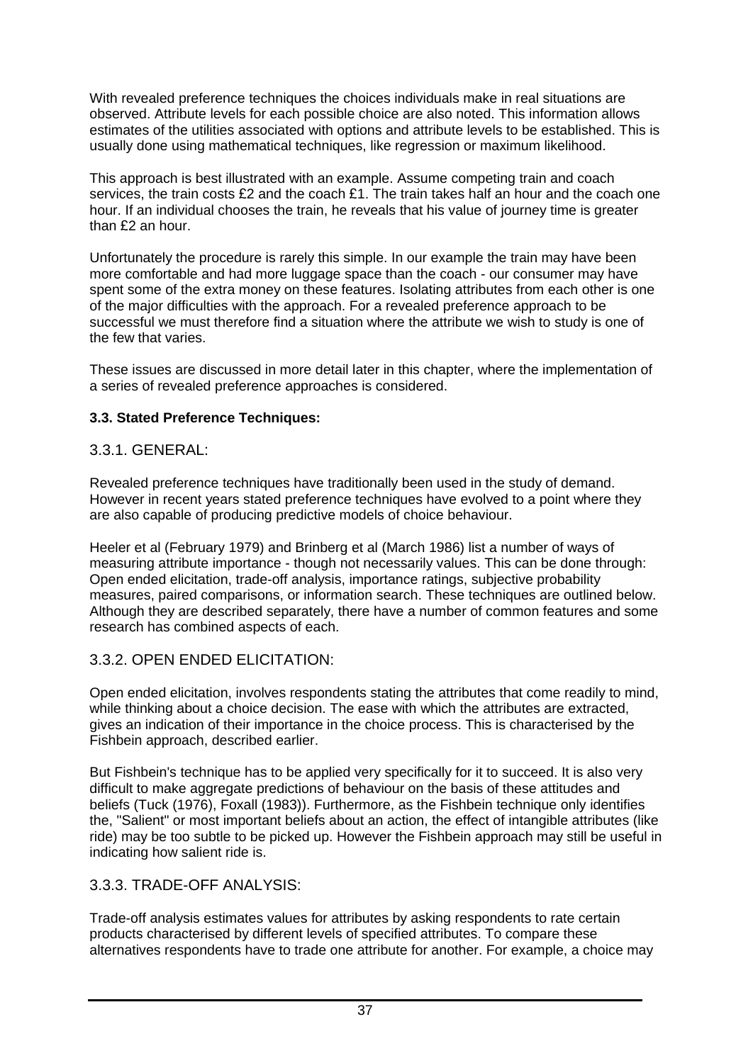With revealed preference techniques the choices individuals make in real situations are observed. Attribute levels for each possible choice are also noted. This information allows estimates of the utilities associated with options and attribute levels to be established. This is usually done using mathematical techniques, like regression or maximum likelihood.

This approach is best illustrated with an example. Assume competing train and coach services, the train costs £2 and the coach £1. The train takes half an hour and the coach one hour. If an individual chooses the train, he reveals that his value of journey time is greater than £2 an hour.

Unfortunately the procedure is rarely this simple. In our example the train may have been more comfortable and had more luggage space than the coach - our consumer may have spent some of the extra money on these features. Isolating attributes from each other is one of the major difficulties with the approach. For a revealed preference approach to be successful we must therefore find a situation where the attribute we wish to study is one of the few that varies.

These issues are discussed in more detail later in this chapter, where the implementation of a series of revealed preference approaches is considered.

### 3.3. Stated Preference Techniques:

#### 3.3.1. GENERAL:

Revealed preference techniques have traditionally been used in the study of demand. However in recent years stated preference techniques have evolved to a point where they are also capable of producing predictive models of choice behaviour.

Heeler et al (February 1979) and Brinberg et al (March 1986) list a number of ways of measuring attribute importance - though not necessarily values. This can be done through: Open ended elicitation, trade-off analysis, importance ratings, subjective probability measures, paired comparisons, or information search. These techniques are outlined below. Although they are described separately, there have a number of common features and some research has combined aspects of each.

#### 3.3.2. OPEN ENDED ELICITATION:

Open ended elicitation, involves respondents stating the attributes that come readily to mind, while thinking about a choice decision. The ease with which the attributes are extracted, gives an indication of their importance in the choice process. This is characterised by the Fishbein approach, described earlier.

But Fishbein's technique has to be applied very specifically for it to succeed. It is also very difficult to make aggregate predictions of behaviour on the basis of these attitudes and beliefs (Tuck (1976), Foxall (1983)). Furthermore, as the Fishbein technique only identifies the, "Salient" or most important beliefs about an action, the effect of intangible attributes (like ride) may be too subtle to be picked up. However the Fishbein approach may still be useful in indicating how salient ride is.

#### 3.3.3. TRADE-OFF ANALYSIS:

Trade-off analysis estimates values for attributes by asking respondents to rate certain products characterised by different levels of specified attributes. To compare these alternatives respondents have to trade one attribute for another. For example, a choice may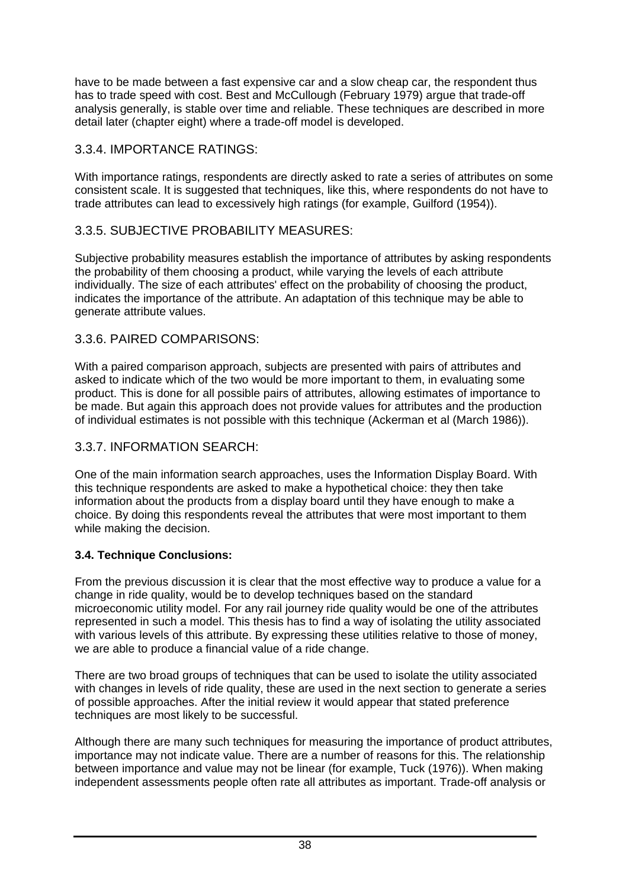have to be made between a fast expensive car and a slow cheap car, the respondent thus has to trade speed with cost. Best and McCullough (February 1979) argue that trade-off analysis generally, is stable over time and reliable. These techniques are described in more detail later (chapter eight) where a trade-off model is developed.

### 3.3.4. IMPORTANCE RATINGS:

With importance ratings, respondents are directly asked to rate a series of attributes on some consistent scale. It is suggested that techniques, like this, where respondents do not have to trade attributes can lead to excessively high ratings (for example, Guilford (1954)).

### 3.3.5. SUBJECTIVE PROBABILITY MEASURES:

Subjective probability measures establish the importance of attributes by asking respondents the probability of them choosing a product, while varying the levels of each attribute individually. The size of each attributes' effect on the probability of choosing the product, indicates the importance of the attribute. An adaptation of this technique may be able to generate attribute values.

### 3.3.6. PAIRED COMPARISONS:

With a paired comparison approach, subjects are presented with pairs of attributes and asked to indicate which of the two would be more important to them, in evaluating some product. This is done for all possible pairs of attributes, allowing estimates of importance to be made. But again this approach does not provide values for attributes and the production of individual estimates is not possible with this technique (Ackerman et al (March 1986)).

### 3.3.7. INFORMATION SEARCH:

One of the main information search approaches, uses the Information Display Board. With this technique respondents are asked to make a hypothetical choice: they then take information about the products from a display board until they have enough to make a choice. By doing this respondents reveal the attributes that were most important to them while making the decision.

## 3.4. Technique Conclusions:

From the previous discussion it is clear that the most effective way to produce a value for a change in ride quality, would be to develop techniques based on the standard microeconomic utility model. For any rail journey ride quality would be one of the attributes represented in such a model. This thesis has to find a way of isolating the utility associated with various levels of this attribute. By expressing these utilities relative to those of money, we are able to produce a financial value of a ride change.

There are two broad groups of techniques that can be used to isolate the utility associated with changes in levels of ride quality, these are used in the next section to generate a series of possible approaches. After the initial review it would appear that stated preference techniques are most likely to be successful.

Although there are many such techniques for measuring the importance of product attributes, importance may not indicate value. There are a number of reasons for this. The relationship between importance and value may not be linear (for example, Tuck (1976)). When making independent assessments people often rate all attributes as important. Trade-off analysis or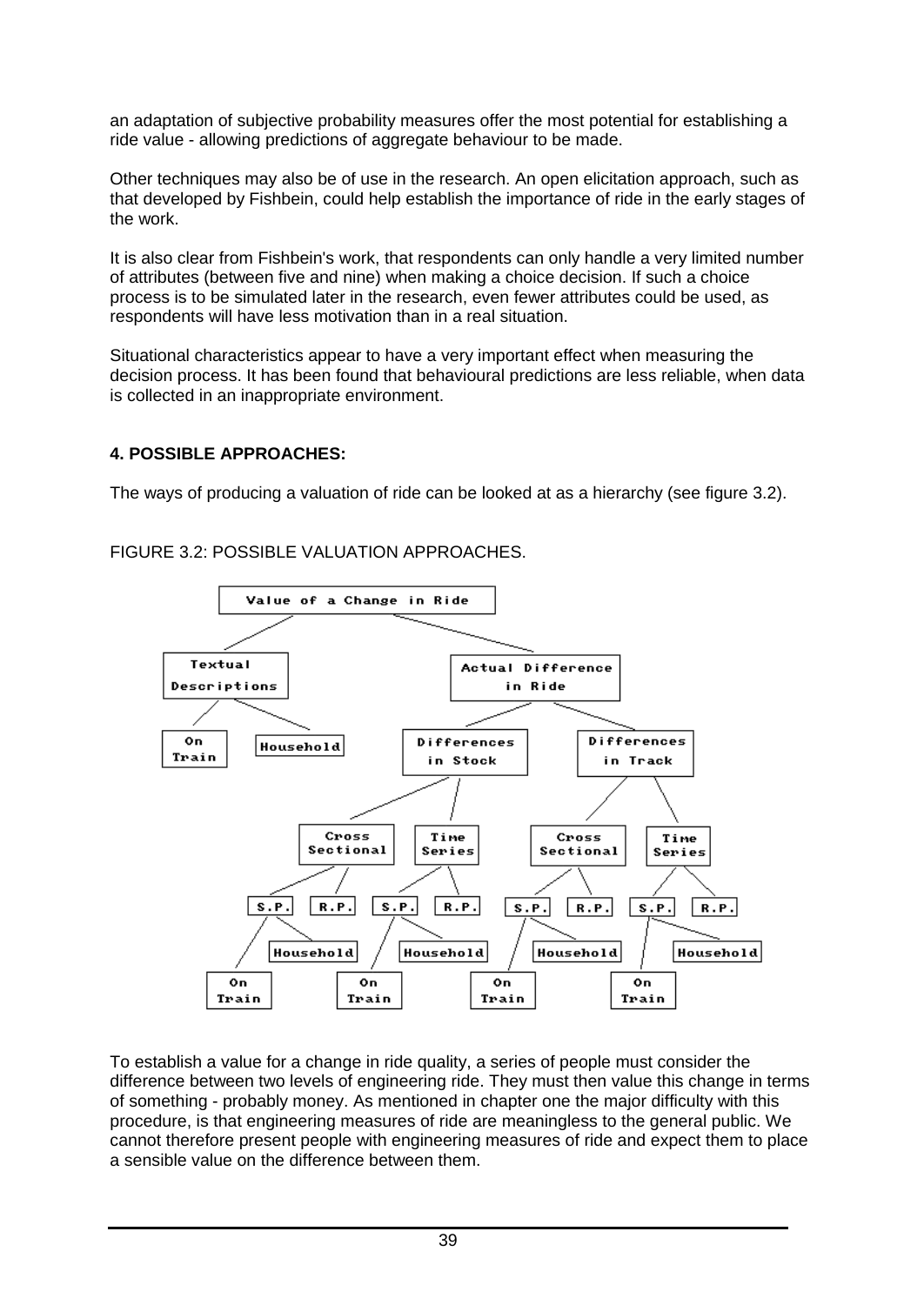an adaptation of subjective probability measures offer the most potential for establishing a ride value - allowing predictions of aggregate behaviour to be made.

Other techniques may also be of use in the research. An open elicitation approach, such as that developed by Fishbein, could help establish the importance of ride in the early stages of the work.

It is also clear from Fishbein's work, that respondents can only handle a very limited number of attributes (between five and nine) when making a choice decision. If such a choice process is to be simulated later in the research, even fewer attributes could be used, as respondents will have less motivation than in a real situation.

Situational characteristics appear to have a very important effect when measuring the decision process. It has been found that behavioural predictions are less reliable, when data is collected in an inappropriate environment.

## 4. POSSIBLE APPROACHES:

The ways of producing a valuation of ride can be looked at as a hierarchy (see figure 3.2).

FIGURE 3.2: POSSIBLE VALUATION APPROACHES.

```
Value of a Change in Ride
├── Textual Descriptions
│   ├── On Train
│   └── Household
└── Actual Difference in Ride
    ├── Differences in Stock
    │   ├── Cross Sectional
    │   │   ├── S.P.
    │   │   │   ├── On Train
    │   │   │   └── Household
    │   │   └── R.P.
    │   └── Time Series
    │       ├── S.P.
    │       │   ├── On Train
    │       │   └── Household
    │       └── R.P.
    └── Differences in Track
        ├── Cross Sectional
        │   ├── S.P.
        │   │   ├── On Train
        │   │   └── Household
        │   └── R.P.
        └── Time Series
            ├── S.P.
            │   ├── On Train
            │   └── Household
            └── R.P.
```

To establish a value for a change in ride quality, a series of people must consider the difference between two levels of engineering ride. They must then value this change in terms of something - probably money. As mentioned in chapter one the major difficulty with this procedure, is that engineering measures of ride are meaningless to the general public. We cannot therefore present people with engineering measures of ride and expect them to place a sensible value on the difference between them.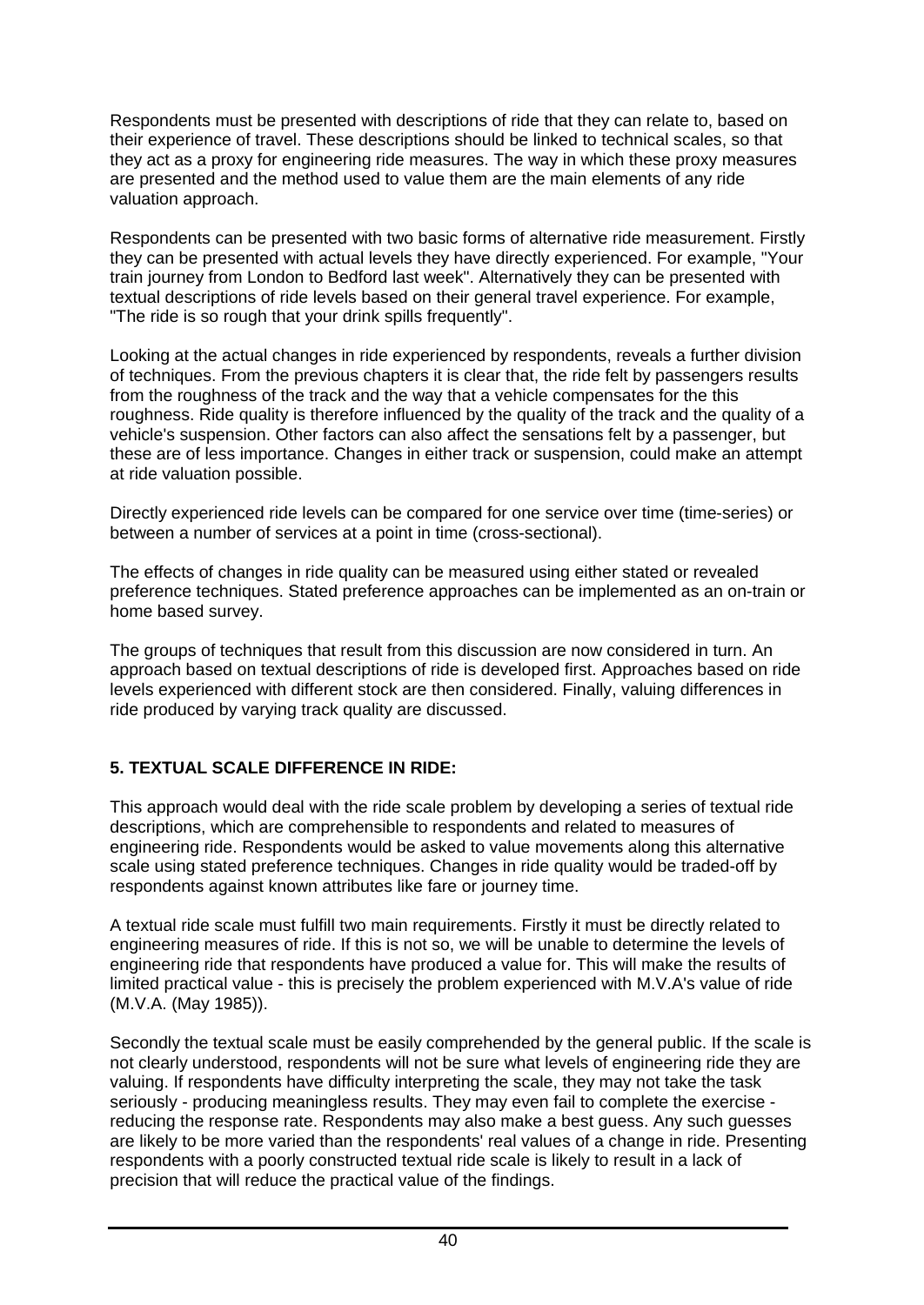Respondents must be presented with descriptions of ride that they can relate to, based on their experience of travel. These descriptions should be linked to technical scales, so that they act as a proxy for engineering ride measures. The way in which these proxy measures are presented and the method used to value them are the main elements of any ride valuation approach.

Respondents can be presented with two basic forms of alternative ride measurement. Firstly they can be presented with actual levels they have directly experienced. For example, "Your train journey from London to Bedford last week". Alternatively they can be presented with textual descriptions of ride levels based on their general travel experience. For example, "The ride is so rough that your drink spills frequently".

Looking at the actual changes in ride experienced by respondents, reveals a further division of techniques. From the previous chapters it is clear that, the ride felt by passengers results from the roughness of the track and the way that a vehicle compensates for the this roughness. Ride quality is therefore influenced by the quality of the track and the quality of a vehicle's suspension. Other factors can also affect the sensations felt by a passenger, but these are of less importance. Changes in either track or suspension, could make an attempt at ride valuation possible.

Directly experienced ride levels can be compared for one service over time (time-series) or between a number of services at a point in time (cross-sectional).

The effects of changes in ride quality can be measured using either stated or revealed preference techniques. Stated preference approaches can be implemented as an on-train or home based survey.

The groups of techniques that result from this discussion are now considered in turn. An approach based on textual descriptions of ride is developed first. Approaches based on ride levels experienced with different stock are then considered. Finally, valuing differences in ride produced by varying track quality are discussed.

## 5. TEXTUAL SCALE DIFFERENCE IN RIDE:

This approach would deal with the ride scale problem by developing a series of textual ride descriptions, which are comprehensible to respondents and related to measures of engineering ride. Respondents would be asked to value movements along this alternative scale using stated preference techniques. Changes in ride quality would be traded-off by respondents against known attributes like fare or journey time.

A textual ride scale must fulfill two main requirements. Firstly it must be directly related to engineering measures of ride. If this is not so, we will be unable to determine the levels of engineering ride that respondents have produced a value for. This will make the results of limited practical value - this is precisely the problem experienced with M.V.A's value of ride (M.V.A. (May 1985)).

Secondly the textual scale must be easily comprehended by the general public. If the scale is not clearly understood, respondents will not be sure what levels of engineering ride they are valuing. If respondents have difficulty interpreting the scale, they may not take the task seriously - producing meaningless results. They may even fail to complete the exercise - reducing the response rate. Respondents may also make a best guess. Any such guesses are likely to be more varied than the respondents' real values of a change in ride. Presenting respondents with a poorly constructed textual ride scale is likely to result in a lack of precision that will reduce the practical value of the findings.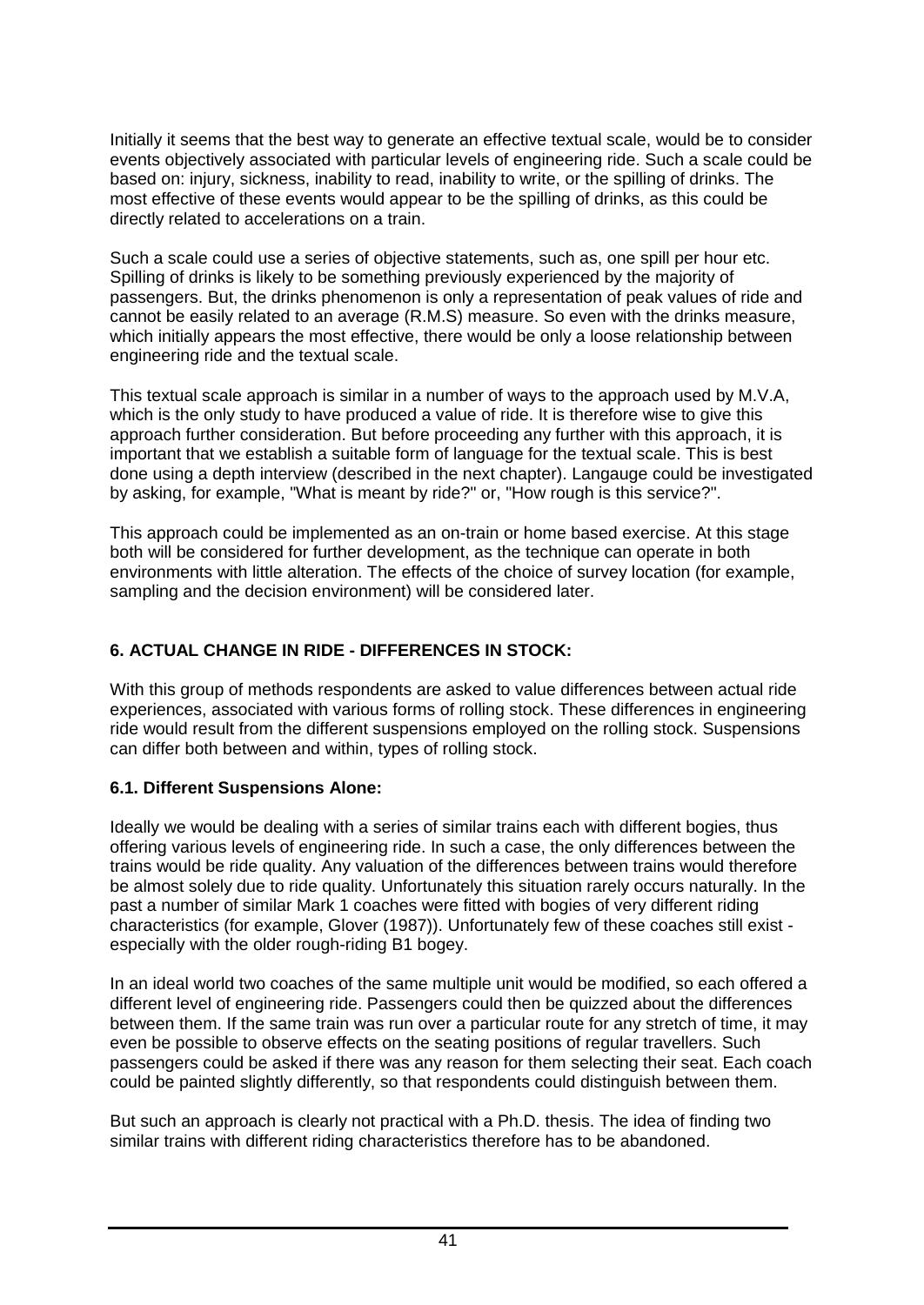Initially it seems that the best way to generate an effective textual scale, would be to consider events objectively associated with particular levels of engineering ride. Such a scale could be based on: injury, sickness, inability to read, inability to write, or the spilling of drinks. The most effective of these events would appear to be the spilling of drinks, as this could be directly related to accelerations on a train.

Such a scale could use a series of objective statements, such as, one spill per hour etc. Spilling of drinks is likely to be something previously experienced by the majority of passengers. But, the drinks phenomenon is only a representation of peak values of ride and cannot be easily related to an average (R.M.S) measure. So even with the drinks measure, which initially appears the most effective, there would be only a loose relationship between engineering ride and the textual scale.

This textual scale approach is similar in a number of ways to the approach used by M.V.A, which is the only study to have produced a value of ride. It is therefore wise to give this approach further consideration. But before proceeding any further with this approach, it is important that we establish a suitable form of language for the textual scale. This is best done using a depth interview (described in the next chapter). Langauge could be investigated by asking, for example, "What is meant by ride?" or, "How rough is this service?".

This approach could be implemented as an on-train or home based exercise. At this stage both will be considered for further development, as the technique can operate in both environments with little alteration. The effects of the choice of survey location (for example, sampling and the decision environment) will be considered later.

## 6. ACTUAL CHANGE IN RIDE - DIFFERENCES IN STOCK:

With this group of methods respondents are asked to value differences between actual ride experiences, associated with various forms of rolling stock. These differences in engineering ride would result from the different suspensions employed on the rolling stock. Suspensions can differ both between and within, types of rolling stock.

### 6.1. Different Suspensions Alone:

Ideally we would be dealing with a series of similar trains each with different bogies, thus offering various levels of engineering ride. In such a case, the only differences between the trains would be ride quality. Any valuation of the differences between trains would therefore be almost solely due to ride quality. Unfortunately this situation rarely occurs naturally. In the past a number of similar Mark 1 coaches were fitted with bogies of very different riding characteristics (for example, Glover (1987)). Unfortunately few of these coaches still exist - especially with the older rough-riding B1 bogey.

In an ideal world two coaches of the same multiple unit would be modified, so each offered a different level of engineering ride. Passengers could then be quizzed about the differences between them. If the same train was run over a particular route for any stretch of time, it may even be possible to observe effects on the seating positions of regular travellers. Such passengers could be asked if there was any reason for them selecting their seat. Each coach could be painted slightly differently, so that respondents could distinguish between them.

But such an approach is clearly not practical with a Ph.D. thesis. The idea of finding two similar trains with different riding characteristics therefore has to be abandoned.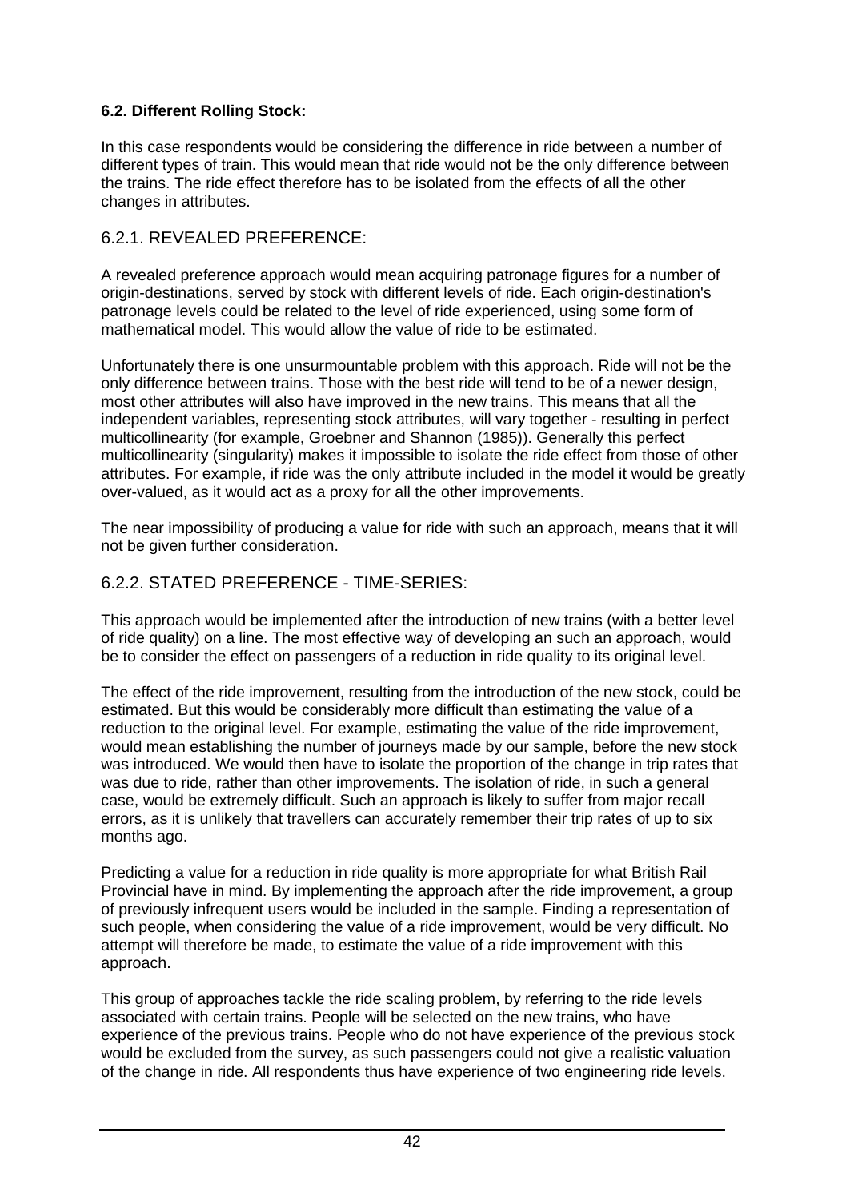### 6.2. Different Rolling Stock:

In this case respondents would be considering the difference in ride between a number of different types of train. This would mean that ride would not be the only difference between the trains. The ride effect therefore has to be isolated from the effects of all the other changes in attributes.

#### 6.2.1. REVEALED PREFERENCE:

A revealed preference approach would mean acquiring patronage figures for a number of origin-destinations, served by stock with different levels of ride. Each origin-destination's patronage levels could be related to the level of ride experienced, using some form of mathematical model. This would allow the value of ride to be estimated.

Unfortunately there is one unsurmountable problem with this approach. Ride will not be the only difference between trains. Those with the best ride will tend to be of a newer design, most other attributes will also have improved in the new trains. This means that all the independent variables, representing stock attributes, will vary together - resulting in perfect multicollinearity (for example, Groebner and Shannon (1985)). Generally this perfect multicollinearity (singularity) makes it impossible to isolate the ride effect from those of other attributes. For example, if ride was the only attribute included in the model it would be greatly over-valued, as it would act as a proxy for all the other improvements.

The near impossibility of producing a value for ride with such an approach, means that it will not be given further consideration.

#### 6.2.2. STATED PREFERENCE - TIME-SERIES:

This approach would be implemented after the introduction of new trains (with a better level of ride quality) on a line. The most effective way of developing an such an approach, would be to consider the effect on passengers of a reduction in ride quality to its original level.

The effect of the ride improvement, resulting from the introduction of the new stock, could be estimated. But this would be considerably more difficult than estimating the value of a reduction to the original level. For example, estimating the value of the ride improvement, would mean establishing the number of journeys made by our sample, before the new stock was introduced. We would then have to isolate the proportion of the change in trip rates that was due to ride, rather than other improvements. The isolation of ride, in such a general case, would be extremely difficult. Such an approach is likely to suffer from major recall errors, as it is unlikely that travellers can accurately remember their trip rates of up to six months ago.

Predicting a value for a reduction in ride quality is more appropriate for what British Rail Provincial have in mind. By implementing the approach after the ride improvement, a group of previously infrequent users would be included in the sample. Finding a representation of such people, when considering the value of a ride improvement, would be very difficult. No attempt will therefore be made, to estimate the value of a ride improvement with this approach.

This group of approaches tackle the ride scaling problem, by referring to the ride levels associated with certain trains. People will be selected on the new trains, who have experience of the previous trains. People who do not have experience of the previous stock would be excluded from the survey, as such passengers could not give a realistic valuation of the change in ride. All respondents thus have experience of two engineering ride levels.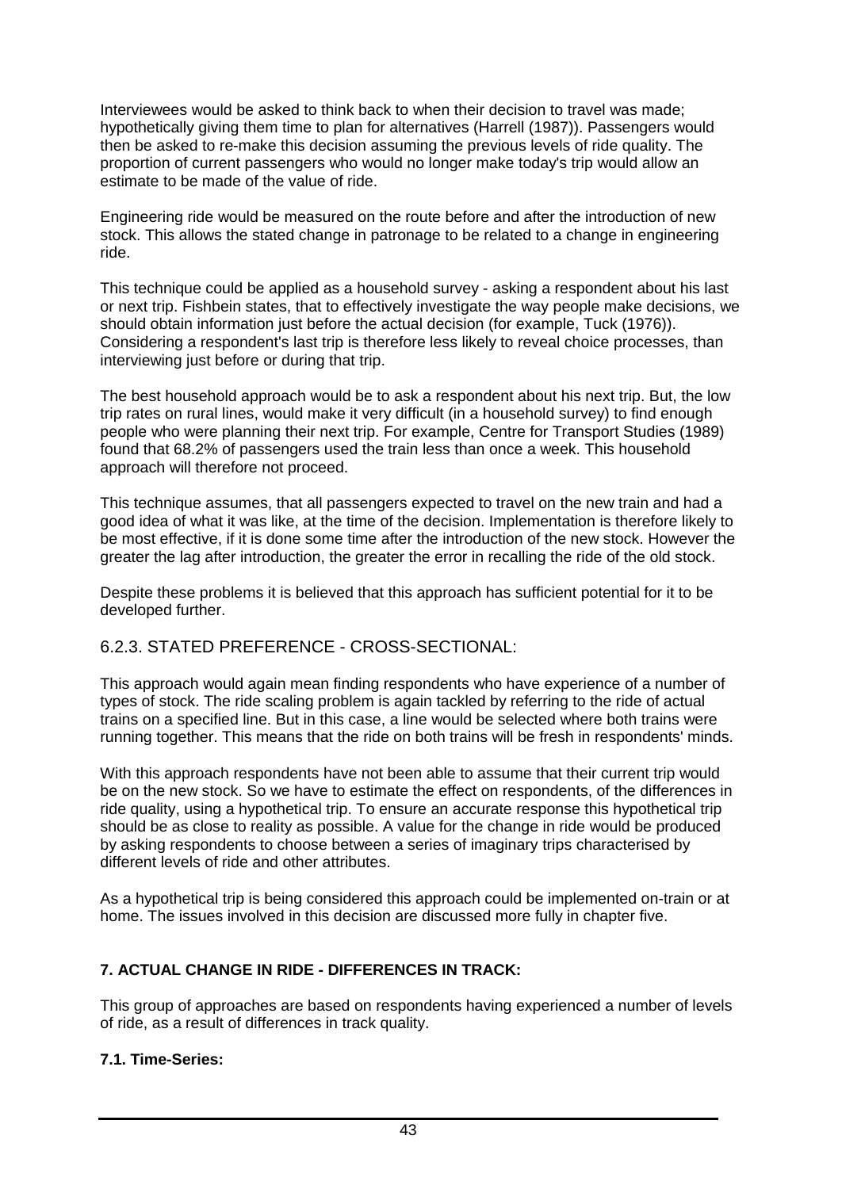Interviewees would be asked to think back to when their decision to travel was made; hypothetically giving them time to plan for alternatives (Harrell (1987)). Passengers would then be asked to re-make this decision assuming the previous levels of ride quality. The proportion of current passengers who would no longer make today's trip would allow an estimate to be made of the value of ride.

Engineering ride would be measured on the route before and after the introduction of new stock. This allows the stated change in patronage to be related to a change in engineering ride.

This technique could be applied as a household survey - asking a respondent about his last or next trip. Fishbein states, that to effectively investigate the way people make decisions, we should obtain information just before the actual decision (for example, Tuck (1976)). Considering a respondent's last trip is therefore less likely to reveal choice processes, than interviewing just before or during that trip.

The best household approach would be to ask a respondent about his next trip. But, the low trip rates on rural lines, would make it very difficult (in a household survey) to find enough people who were planning their next trip. For example, Centre for Transport Studies (1989) found that 68.2% of passengers used the train less than once a week. This household approach will therefore not proceed.

This technique assumes, that all passengers expected to travel on the new train and had a good idea of what it was like, at the time of the decision. Implementation is therefore likely to be most effective, if it is done some time after the introduction of the new stock. However the greater the lag after introduction, the greater the error in recalling the ride of the old stock.

Despite these problems it is believed that this approach has sufficient potential for it to be developed further.

### 6.2.3. STATED PREFERENCE - CROSS-SECTIONAL:

This approach would again mean finding respondents who have experience of a number of types of stock. The ride scaling problem is again tackled by referring to the ride of actual trains on a specified line. But in this case, a line would be selected where both trains were running together. This means that the ride on both trains will be fresh in respondents' minds.

With this approach respondents have not been able to assume that their current trip would be on the new stock. So we have to estimate the effect on respondents, of the differences in ride quality, using a hypothetical trip. To ensure an accurate response this hypothetical trip should be as close to reality as possible. A value for the change in ride would be produced by asking respondents to choose between a series of imaginary trips characterised by different levels of ride and other attributes.

As a hypothetical trip is being considered this approach could be implemented on-train or at home. The issues involved in this decision are discussed more fully in chapter five.

## 7. ACTUAL CHANGE IN RIDE - DIFFERENCES IN TRACK:

This group of approaches are based on respondents having experienced a number of levels of ride, as a result of differences in track quality.

### 7.1. Time-Series: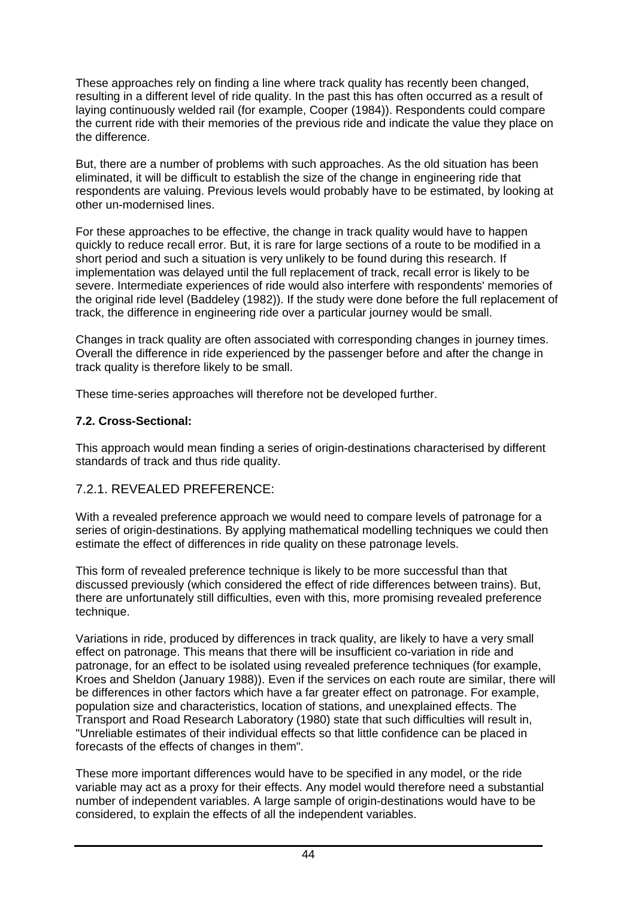These approaches rely on finding a line where track quality has recently been changed, resulting in a different level of ride quality. In the past this has often occurred as a result of laying continuously welded rail (for example, Cooper (1984)). Respondents could compare the current ride with their memories of the previous ride and indicate the value they place on the difference.

But, there are a number of problems with such approaches. As the old situation has been eliminated, it will be difficult to establish the size of the change in engineering ride that respondents are valuing. Previous levels would probably have to be estimated, by looking at other un-modernised lines.

For these approaches to be effective, the change in track quality would have to happen quickly to reduce recall error. But, it is rare for large sections of a route to be modified in a short period and such a situation is very unlikely to be found during this research. If implementation was delayed until the full replacement of track, recall error is likely to be severe. Intermediate experiences of ride would also interfere with respondents' memories of the original ride level (Baddeley (1982)). If the study were done before the full replacement of track, the difference in engineering ride over a particular journey would be small.

Changes in track quality are often associated with corresponding changes in journey times. Overall the difference in ride experienced by the passenger before and after the change in track quality is therefore likely to be small.

These time-series approaches will therefore not be developed further.

### 7.2. Cross-Sectional:

This approach would mean finding a series of origin-destinations characterised by different standards of track and thus ride quality.

#### 7.2.1. REVEALED PREFERENCE:

With a revealed preference approach we would need to compare levels of patronage for a series of origin-destinations. By applying mathematical modelling techniques we could then estimate the effect of differences in ride quality on these patronage levels.

This form of revealed preference technique is likely to be more successful than that discussed previously (which considered the effect of ride differences between trains). But, there are unfortunately still difficulties, even with this, more promising revealed preference technique.

Variations in ride, produced by differences in track quality, are likely to have a very small effect on patronage. This means that there will be insufficient co-variation in ride and patronage, for an effect to be isolated using revealed preference techniques (for example, Kroes and Sheldon (January 1988)). Even if the services on each route are similar, there will be differences in other factors which have a far greater effect on patronage. For example, population size and characteristics, location of stations, and unexplained effects. The Transport and Road Research Laboratory (1980) state that such difficulties will result in, "Unreliable estimates of their individual effects so that little confidence can be placed in forecasts of the effects of changes in them".

These more important differences would have to be specified in any model, or the ride variable may act as a proxy for their effects. Any model would therefore need a substantial number of independent variables. A large sample of origin-destinations would have to be considered, to explain the effects of all the independent variables.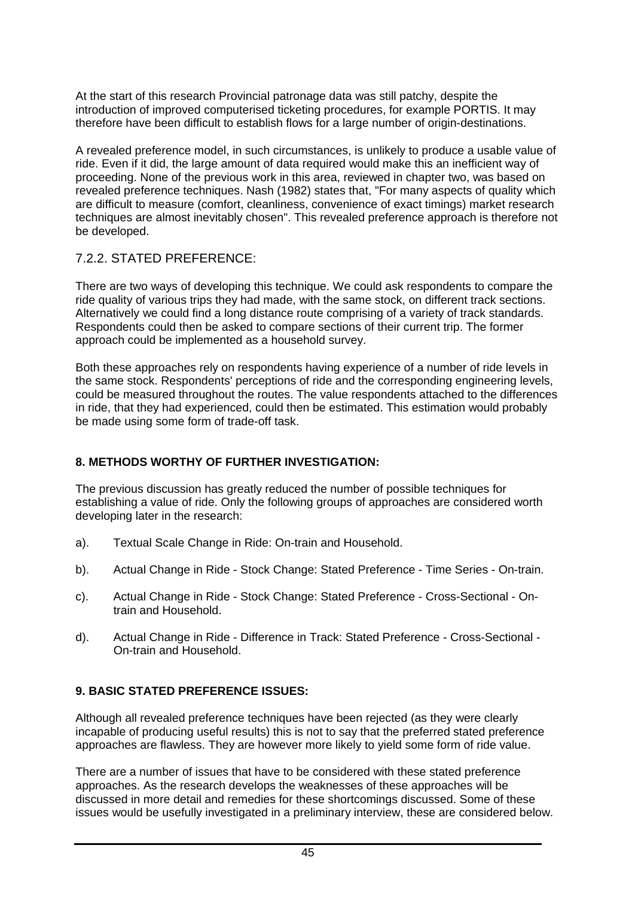At the start of this research Provincial patronage data was still patchy, despite the introduction of improved computerised ticketing procedures, for example PORTIS. It may therefore have been difficult to establish flows for a large number of origin-destinations.

A revealed preference model, in such circumstances, is unlikely to produce a usable value of ride. Even if it did, the large amount of data required would make this an inefficient way of proceeding. None of the previous work in this area, reviewed in chapter two, was based on revealed preference techniques. Nash (1982) states that, "For many aspects of quality which are difficult to measure (comfort, cleanliness, convenience of exact timings) market research techniques are almost inevitably chosen". This revealed preference approach is therefore not be developed.

### 7.2.2. STATED PREFERENCE:

There are two ways of developing this technique. We could ask respondents to compare the ride quality of various trips they had made, with the same stock, on different track sections. Alternatively we could find a long distance route comprising of a variety of track standards. Respondents could then be asked to compare sections of their current trip. The former approach could be implemented as a household survey.

Both these approaches rely on respondents having experience of a number of ride levels in the same stock. Respondents' perceptions of ride and the corresponding engineering levels, could be measured throughout the routes. The value respondents attached to the differences in ride, that they had experienced, could then be estimated. This estimation would probably be made using some form of trade-off task.

## 8. METHODS WORTHY OF FURTHER INVESTIGATION:

The previous discussion has greatly reduced the number of possible techniques for establishing a value of ride. Only the following groups of approaches are considered worth developing later in the research:

a). Textual Scale Change in Ride: On-train and Household.

b). Actual Change in Ride - Stock Change: Stated Preference - Time Series - On-train.

c). Actual Change in Ride - Stock Change: Stated Preference - Cross-Sectional - On-train and Household.

d). Actual Change in Ride - Difference in Track: Stated Preference - Cross-Sectional - On-train and Household.

## 9. BASIC STATED PREFERENCE ISSUES:

Although all revealed preference techniques have been rejected (as they were clearly incapable of producing useful results) this is not to say that the preferred stated preference approaches are flawless. They are however more likely to yield some form of ride value.

There are a number of issues that have to be considered with these stated preference approaches. As the research develops the weaknesses of these approaches will be discussed in more detail and remedies for these shortcomings discussed. Some of these issues would be usefully investigated in a preliminary interview, these are considered below.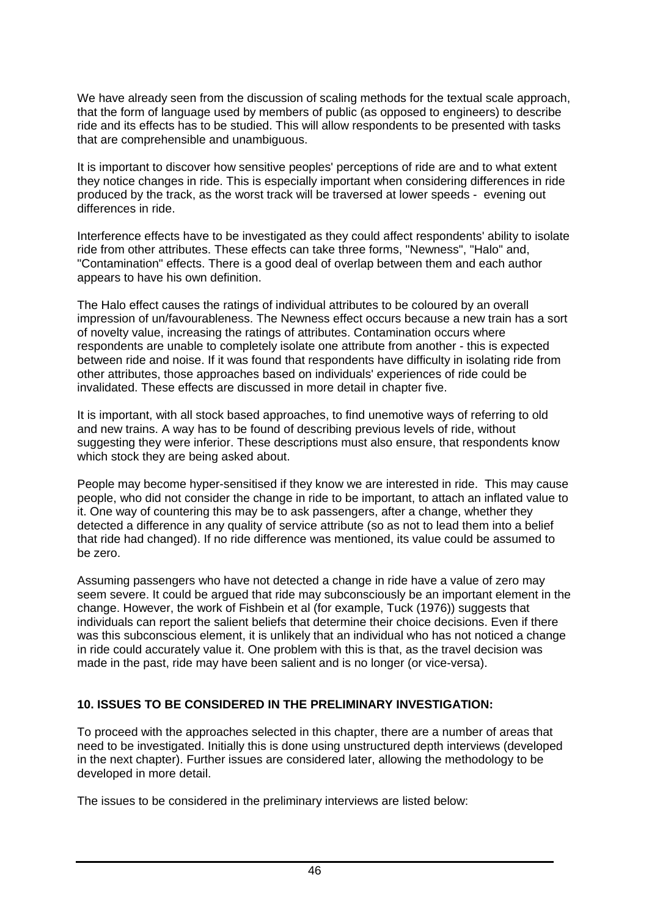We have already seen from the discussion of scaling methods for the textual scale approach, that the form of language used by members of public (as opposed to engineers) to describe ride and its effects has to be studied. This will allow respondents to be presented with tasks that are comprehensible and unambiguous.

It is important to discover how sensitive peoples' perceptions of ride are and to what extent they notice changes in ride. This is especially important when considering differences in ride produced by the track, as the worst track will be traversed at lower speeds - evening out differences in ride.

Interference effects have to be investigated as they could affect respondents' ability to isolate ride from other attributes. These effects can take three forms, "Newness", "Halo" and, "Contamination" effects. There is a good deal of overlap between them and each author appears to have his own definition.

The Halo effect causes the ratings of individual attributes to be coloured by an overall impression of un/favourableness. The Newness effect occurs because a new train has a sort of novelty value, increasing the ratings of attributes. Contamination occurs where respondents are unable to completely isolate one attribute from another - this is expected between ride and noise. If it was found that respondents have difficulty in isolating ride from other attributes, those approaches based on individuals' experiences of ride could be invalidated. These effects are discussed in more detail in chapter five.

It is important, with all stock based approaches, to find unemotive ways of referring to old and new trains. A way has to be found of describing previous levels of ride, without suggesting they were inferior. These descriptions must also ensure, that respondents know which stock they are being asked about.

People may become hyper-sensitised if they know we are interested in ride. This may cause people, who did not consider the change in ride to be important, to attach an inflated value to it. One way of countering this may be to ask passengers, after a change, whether they detected a difference in any quality of service attribute (so as not to lead them into a belief that ride had changed). If no ride difference was mentioned, its value could be assumed to be zero.

Assuming passengers who have not detected a change in ride have a value of zero may seem severe. It could be argued that ride may subconsciously be an important element in the change. However, the work of Fishbein et al (for example, Tuck (1976)) suggests that individuals can report the salient beliefs that determine their choice decisions. Even if there was this subconscious element, it is unlikely that an individual who has not noticed a change in ride could accurately value it. One problem with this is that, as the travel decision was made in the past, ride may have been salient and is no longer (or vice-versa).

## 10. ISSUES TO BE CONSIDERED IN THE PRELIMINARY INVESTIGATION:

To proceed with the approaches selected in this chapter, there are a number of areas that need to be investigated. Initially this is done using unstructured depth interviews (developed in the next chapter). Further issues are considered later, allowing the methodology to be developed in more detail.

The issues to be considered in the preliminary interviews are listed below: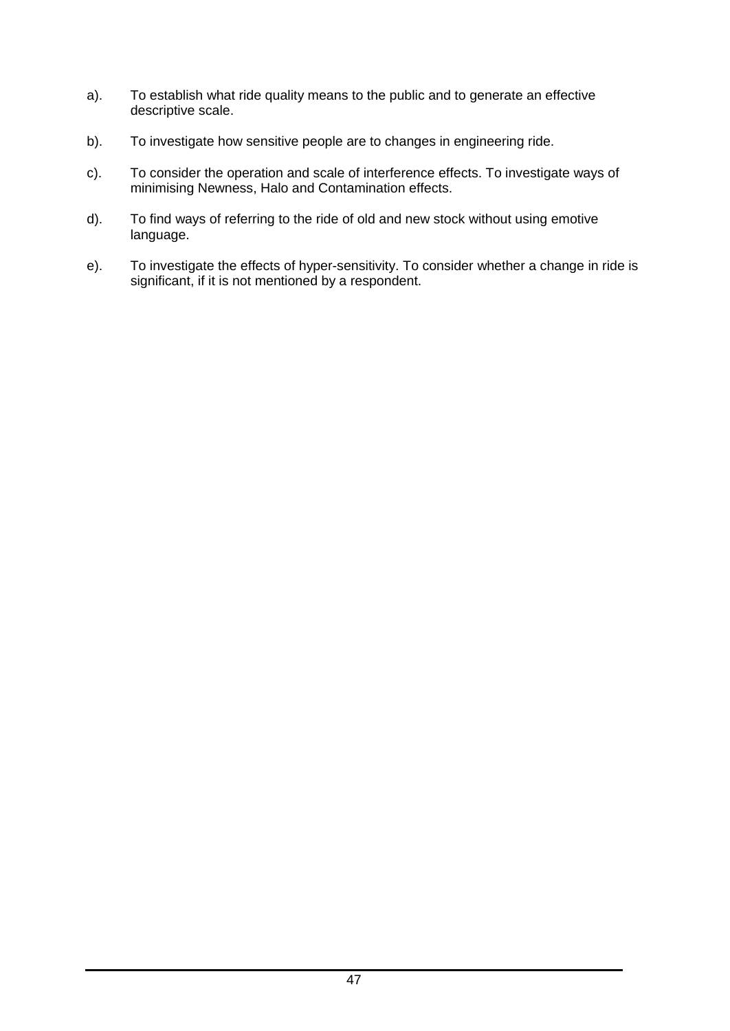a). To establish what ride quality means to the public and to generate an effective descriptive scale.

b). To investigate how sensitive people are to changes in engineering ride.

c). To consider the operation and scale of interference effects. To investigate ways of minimising Newness, Halo and Contamination effects.

d). To find ways of referring to the ride of old and new stock without using emotive language.

e). To investigate the effects of hyper-sensitivity. To consider whether a change in ride is significant, if it is not mentioned by a respondent.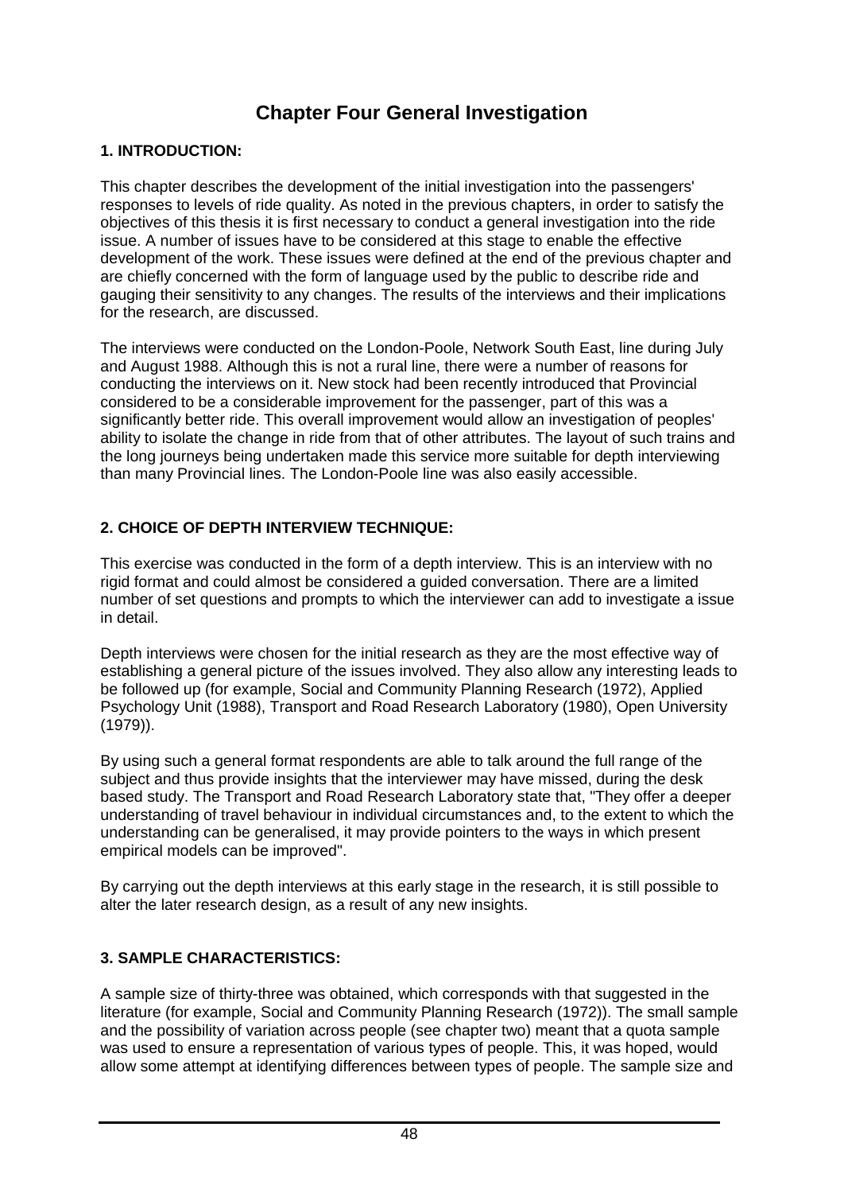# Chapter Four General Investigation

## 1. INTRODUCTION:

This chapter describes the development of the initial investigation into the passengers' responses to levels of ride quality. As noted in the previous chapters, in order to satisfy the objectives of this thesis it is first necessary to conduct a general investigation into the ride issue. A number of issues have to be considered at this stage to enable the effective development of the work. These issues were defined at the end of the previous chapter and are chiefly concerned with the form of language used by the public to describe ride and gauging their sensitivity to any changes. The results of the interviews and their implications for the research, are discussed.

The interviews were conducted on the London-Poole, Network South East, line during July and August 1988. Although this is not a rural line, there were a number of reasons for conducting the interviews on it. New stock had been recently introduced that Provincial considered to be a considerable improvement for the passenger, part of this was a significantly better ride. This overall improvement would allow an investigation of peoples' ability to isolate the change in ride from that of other attributes. The layout of such trains and the long journeys being undertaken made this service more suitable for depth interviewing than many Provincial lines. The London-Poole line was also easily accessible.

## 2. CHOICE OF DEPTH INTERVIEW TECHNIQUE:

This exercise was conducted in the form of a depth interview. This is an interview with no rigid format and could almost be considered a guided conversation. There are a limited number of set questions and prompts to which the interviewer can add to investigate a issue in detail.

Depth interviews were chosen for the initial research as they are the most effective way of establishing a general picture of the issues involved. They also allow any interesting leads to be followed up (for example, Social and Community Planning Research (1972), Applied Psychology Unit (1988), Transport and Road Research Laboratory (1980), Open University (1979)).

By using such a general format respondents are able to talk around the full range of the subject and thus provide insights that the interviewer may have missed, during the desk based study. The Transport and Road Research Laboratory state that, "They offer a deeper understanding of travel behaviour in individual circumstances and, to the extent to which the understanding can be generalised, it may provide pointers to the ways in which present empirical models can be improved".

By carrying out the depth interviews at this early stage in the research, it is still possible to alter the later research design, as a result of any new insights.

## 3. SAMPLE CHARACTERISTICS:

A sample size of thirty-three was obtained, which corresponds with that suggested in the literature (for example, Social and Community Planning Research (1972)). The small sample and the possibility of variation across people (see chapter two) meant that a quota sample was used to ensure a representation of various types of people. This, it was hoped, would allow some attempt at identifying differences between types of people. The sample size and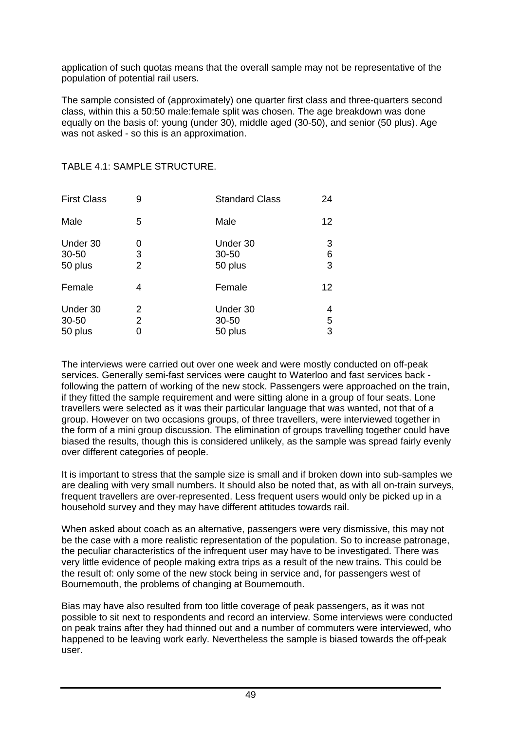application of such quotas means that the overall sample may not be representative of the population of potential rail users.

The sample consisted of (approximately) one quarter first class and three-quarters second class, within this a 50:50 male:female split was chosen. The age breakdown was done equally on the basis of: young (under 30), middle aged (30-50), and senior (50 plus). Age was not asked - so this is an approximation.

TABLE 4.1: SAMPLE STRUCTURE.

| First Class | 9 | Standard Class | 24 |
|---|---|---|---|
| Male | 5 | Male | 12 |
| Under 30 | 0 | Under 30 | 3 |
| 30-50 | 3 | 30-50 | 6 |
| 50 plus | 2 | 50 plus | 3 |
| Female | 4 | Female | 12 |
| Under 30 | 2 | Under 30 | 4 |
| 30-50 | 2 | 30-50 | 5 |
| 50 plus | 0 | 50 plus | 3 |

The interviews were carried out over one week and were mostly conducted on off-peak services. Generally semi-fast services were caught to Waterloo and fast services back - following the pattern of working of the new stock. Passengers were approached on the train, if they fitted the sample requirement and were sitting alone in a group of four seats. Lone travellers were selected as it was their particular language that was wanted, not that of a group. However on two occasions groups, of three travellers, were interviewed together in the form of a mini group discussion. The elimination of groups travelling together could have biased the results, though this is considered unlikely, as the sample was spread fairly evenly over different categories of people.

It is important to stress that the sample size is small and if broken down into sub-samples we are dealing with very small numbers. It should also be noted that, as with all on-train surveys, frequent travellers are over-represented. Less frequent users would only be picked up in a household survey and they may have different attitudes towards rail.

When asked about coach as an alternative, passengers were very dismissive, this may not be the case with a more realistic representation of the population. So to increase patronage, the peculiar characteristics of the infrequent user may have to be investigated. There was very little evidence of people making extra trips as a result of the new trains. This could be the result of: only some of the new stock being in service and, for passengers west of Bournemouth, the problems of changing at Bournemouth.

Bias may have also resulted from too little coverage of peak passengers, as it was not possible to sit next to respondents and record an interview. Some interviews were conducted on peak trains after they had thinned out and a number of commuters were interviewed, who happened to be leaving work early. Nevertheless the sample is biased towards the off-peak user.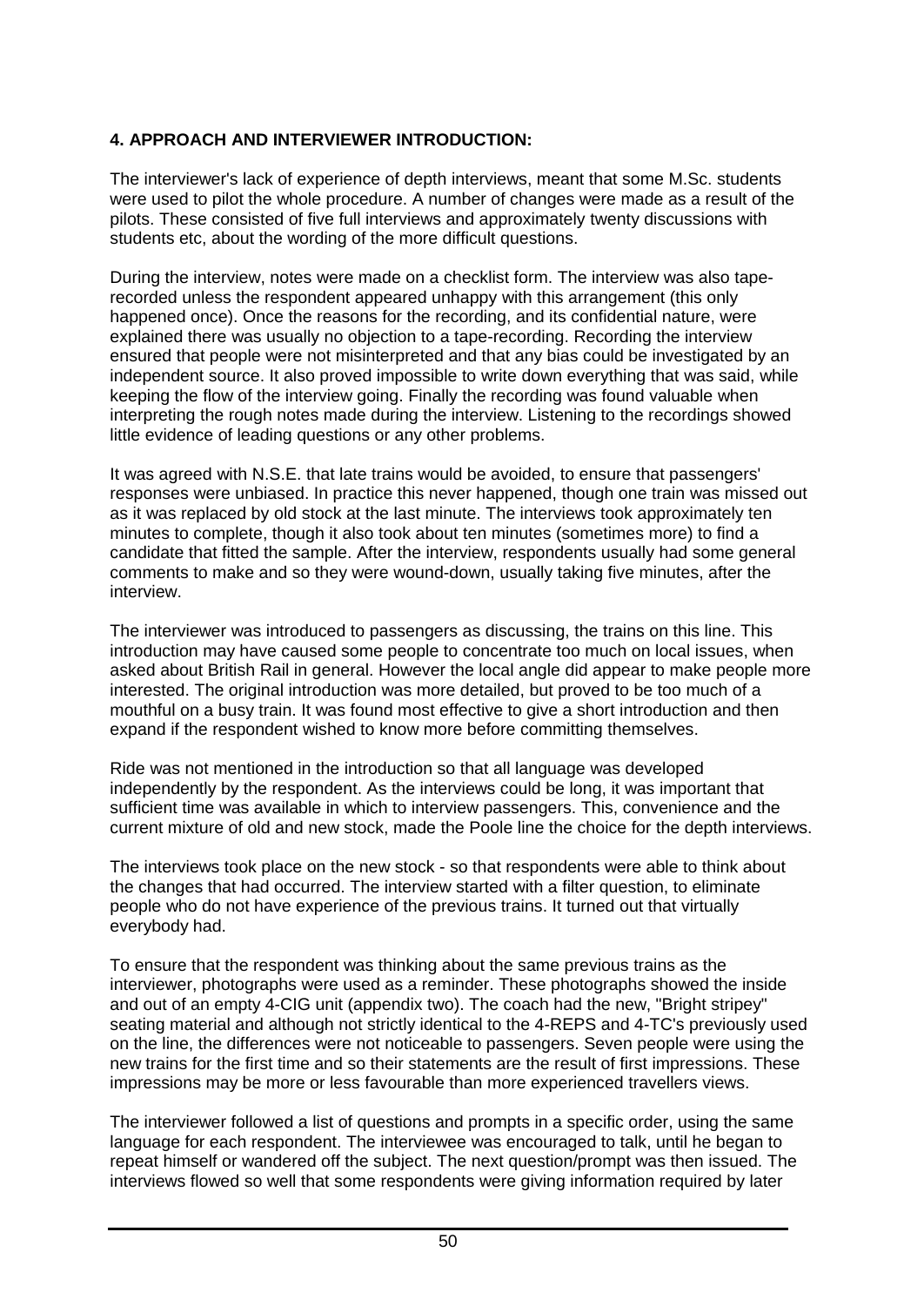### 4. APPROACH AND INTERVIEWER INTRODUCTION:

The interviewer's lack of experience of depth interviews, meant that some M.Sc. students were used to pilot the whole procedure. A number of changes were made as a result of the pilots. These consisted of five full interviews and approximately twenty discussions with students etc, about the wording of the more difficult questions.

During the interview, notes were made on a checklist form. The interview was also tape-recorded unless the respondent appeared unhappy with this arrangement (this only happened once). Once the reasons for the recording, and its confidential nature, were explained there was usually no objection to a tape-recording. Recording the interview ensured that people were not misinterpreted and that any bias could be investigated by an independent source. It also proved impossible to write down everything that was said, while keeping the flow of the interview going. Finally the recording was found valuable when interpreting the rough notes made during the interview. Listening to the recordings showed little evidence of leading questions or any other problems.

It was agreed with N.S.E. that late trains would be avoided, to ensure that passengers' responses were unbiased. In practice this never happened, though one train was missed out as it was replaced by old stock at the last minute. The interviews took approximately ten minutes to complete, though it also took about ten minutes (sometimes more) to find a candidate that fitted the sample. After the interview, respondents usually had some general comments to make and so they were wound-down, usually taking five minutes, after the interview.

The interviewer was introduced to passengers as discussing, the trains on this line. This introduction may have caused some people to concentrate too much on local issues, when asked about British Rail in general. However the local angle did appear to make people more interested. The original introduction was more detailed, but proved to be too much of a mouthful on a busy train. It was found most effective to give a short introduction and then expand if the respondent wished to know more before committing themselves.

Ride was not mentioned in the introduction so that all language was developed independently by the respondent. As the interviews could be long, it was important that sufficient time was available in which to interview passengers. This, convenience and the current mixture of old and new stock, made the Poole line the choice for the depth interviews.

The interviews took place on the new stock - so that respondents were able to think about the changes that had occurred. The interview started with a filter question, to eliminate people who do not have experience of the previous trains. It turned out that virtually everybody had.

To ensure that the respondent was thinking about the same previous trains as the interviewer, photographs were used as a reminder. These photographs showed the inside and out of an empty 4-CIG unit (appendix two). The coach had the new, "Bright stripey" seating material and although not strictly identical to the 4-REPS and 4-TC's previously used on the line, the differences were not noticeable to passengers. Seven people were using the new trains for the first time and so their statements are the result of first impressions. These impressions may be more or less favourable than more experienced travellers views.

The interviewer followed a list of questions and prompts in a specific order, using the same language for each respondent. The interviewee was encouraged to talk, until he began to repeat himself or wandered off the subject. The next question/prompt was then issued. The interviews flowed so well that some respondents were giving information required by later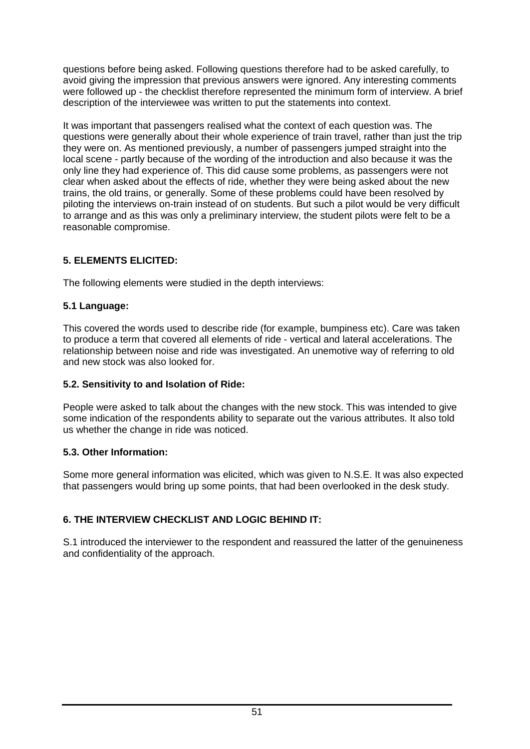questions before being asked. Following questions therefore had to be asked carefully, to avoid giving the impression that previous answers were ignored. Any interesting comments were followed up - the checklist therefore represented the minimum form of interview. A brief description of the interviewee was written to put the statements into context.

It was important that passengers realised what the context of each question was. The questions were generally about their whole experience of train travel, rather than just the trip they were on. As mentioned previously, a number of passengers jumped straight into the local scene - partly because of the wording of the introduction and also because it was the only line they had experience of. This did cause some problems, as passengers were not clear when asked about the effects of ride, whether they were being asked about the new trains, the old trains, or generally. Some of these problems could have been resolved by piloting the interviews on-train instead of on students. But such a pilot would be very difficult to arrange and as this was only a preliminary interview, the student pilots were felt to be a reasonable compromise.

## 5. ELEMENTS ELICITED:

The following elements were studied in the depth interviews:

### 5.1 Language:

This covered the words used to describe ride (for example, bumpiness etc). Care was taken to produce a term that covered all elements of ride - vertical and lateral accelerations. The relationship between noise and ride was investigated. An unemotive way of referring to old and new stock was also looked for.

### 5.2. Sensitivity to and Isolation of Ride:

People were asked to talk about the changes with the new stock. This was intended to give some indication of the respondents ability to separate out the various attributes. It also told us whether the change in ride was noticed.

### 5.3. Other Information:

Some more general information was elicited, which was given to N.S.E. It was also expected that passengers would bring up some points, that had been overlooked in the desk study.

## 6. THE INTERVIEW CHECKLIST AND LOGIC BEHIND IT:

S.1 introduced the interviewer to the respondent and reassured the latter of the genuineness and confidentiality of the approach.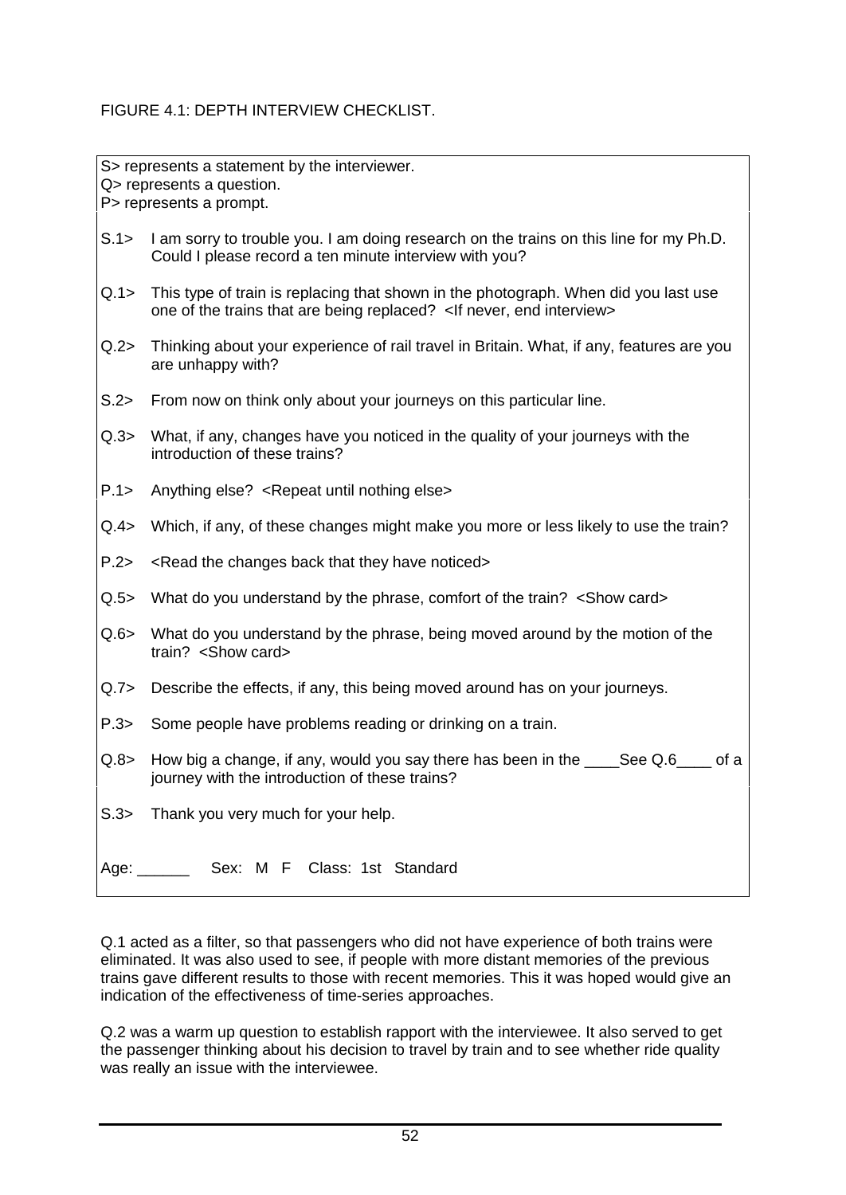FIGURE 4.1: DEPTH INTERVIEW CHECKLIST.

S> represents a statement by the interviewer.
Q> represents a question.
P> represents a prompt.

| | |
|---|---|
| S.1> | I am sorry to trouble you. I am doing research on the trains on this line for my Ph.D. Could I please record a ten minute interview with you? |
| Q.1> | This type of train is replacing that shown in the photograph. When did you last use one of the trains that are being replaced? <If never, end interview> |
| Q.2> | Thinking about your experience of rail travel in Britain. What, if any, features are you are unhappy with? |
| S.2> | From now on think only about your journeys on this particular line. |
| Q.3> | What, if any, changes have you noticed in the quality of your journeys with the introduction of these trains? |
| P.1> | Anything else? <Repeat until nothing else> |
| Q.4> | Which, if any, of these changes might make you more or less likely to use the train? |
| P.2> | <Read the changes back that they have noticed> |
| Q.5> | What do you understand by the phrase, comfort of the train? <Show card> |
| Q.6> | What do you understand by the phrase, being moved around by the motion of the train? <Show card> |
| Q.7> | Describe the effects, if any, this being moved around has on your journeys. |
| P.3> | Some people have problems reading or drinking on a train. |
| Q.8> | How big a change, if any, would you say there has been in the ____See Q.6____ of a journey with the introduction of these trains? |
| S.3> | Thank you very much for your help. |

Age: ______ Sex: M F Class: 1st Standard

Q.1 acted as a filter, so that passengers who did not have experience of both trains were eliminated. It was also used to see, if people with more distant memories of the previous trains gave different results to those with recent memories. This it was hoped would give an indication of the effectiveness of time-series approaches.

Q.2 was a warm up question to establish rapport with the interviewee. It also served to get the passenger thinking about his decision to travel by train and to see whether ride quality was really an issue with the interviewee.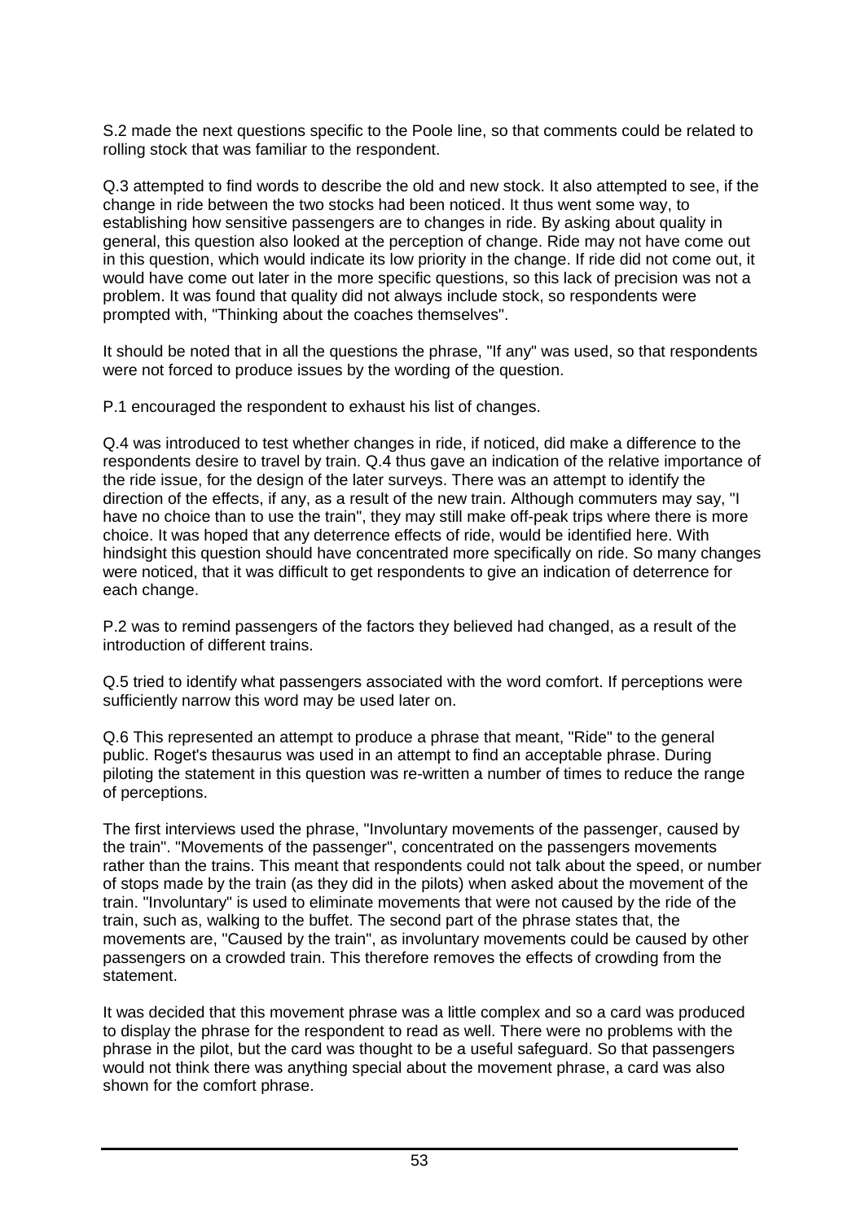S.2 made the next questions specific to the Poole line, so that comments could be related to rolling stock that was familiar to the respondent.

Q.3 attempted to find words to describe the old and new stock. It also attempted to see, if the change in ride between the two stocks had been noticed. It thus went some way, to establishing how sensitive passengers are to changes in ride. By asking about quality in general, this question also looked at the perception of change. Ride may not have come out in this question, which would indicate its low priority in the change. If ride did not come out, it would have come out later in the more specific questions, so this lack of precision was not a problem. It was found that quality did not always include stock, so respondents were prompted with, "Thinking about the coaches themselves".

It should be noted that in all the questions the phrase, "If any" was used, so that respondents were not forced to produce issues by the wording of the question.

P.1 encouraged the respondent to exhaust his list of changes.

Q.4 was introduced to test whether changes in ride, if noticed, did make a difference to the respondents desire to travel by train. Q.4 thus gave an indication of the relative importance of the ride issue, for the design of the later surveys. There was an attempt to identify the direction of the effects, if any, as a result of the new train. Although commuters may say, "I have no choice than to use the train", they may still make off-peak trips where there is more choice. It was hoped that any deterrence effects of ride, would be identified here. With hindsight this question should have concentrated more specifically on ride. So many changes were noticed, that it was difficult to get respondents to give an indication of deterrence for each change.

P.2 was to remind passengers of the factors they believed had changed, as a result of the introduction of different trains.

Q.5 tried to identify what passengers associated with the word comfort. If perceptions were sufficiently narrow this word may be used later on.

Q.6 This represented an attempt to produce a phrase that meant, "Ride" to the general public. Roget's thesaurus was used in an attempt to find an acceptable phrase. During piloting the statement in this question was re-written a number of times to reduce the range of perceptions.

The first interviews used the phrase, "Involuntary movements of the passenger, caused by the train". "Movements of the passenger", concentrated on the passengers movements rather than the trains. This meant that respondents could not talk about the speed, or number of stops made by the train (as they did in the pilots) when asked about the movement of the train. "Involuntary" is used to eliminate movements that were not caused by the ride of the train, such as, walking to the buffet. The second part of the phrase states that, the movements are, "Caused by the train", as involuntary movements could be caused by other passengers on a crowded train. This therefore removes the effects of crowding from the statement.

It was decided that this movement phrase was a little complex and so a card was produced to display the phrase for the respondent to read as well. There were no problems with the phrase in the pilot, but the card was thought to be a useful safeguard. So that passengers would not think there was anything special about the movement phrase, a card was also shown for the comfort phrase.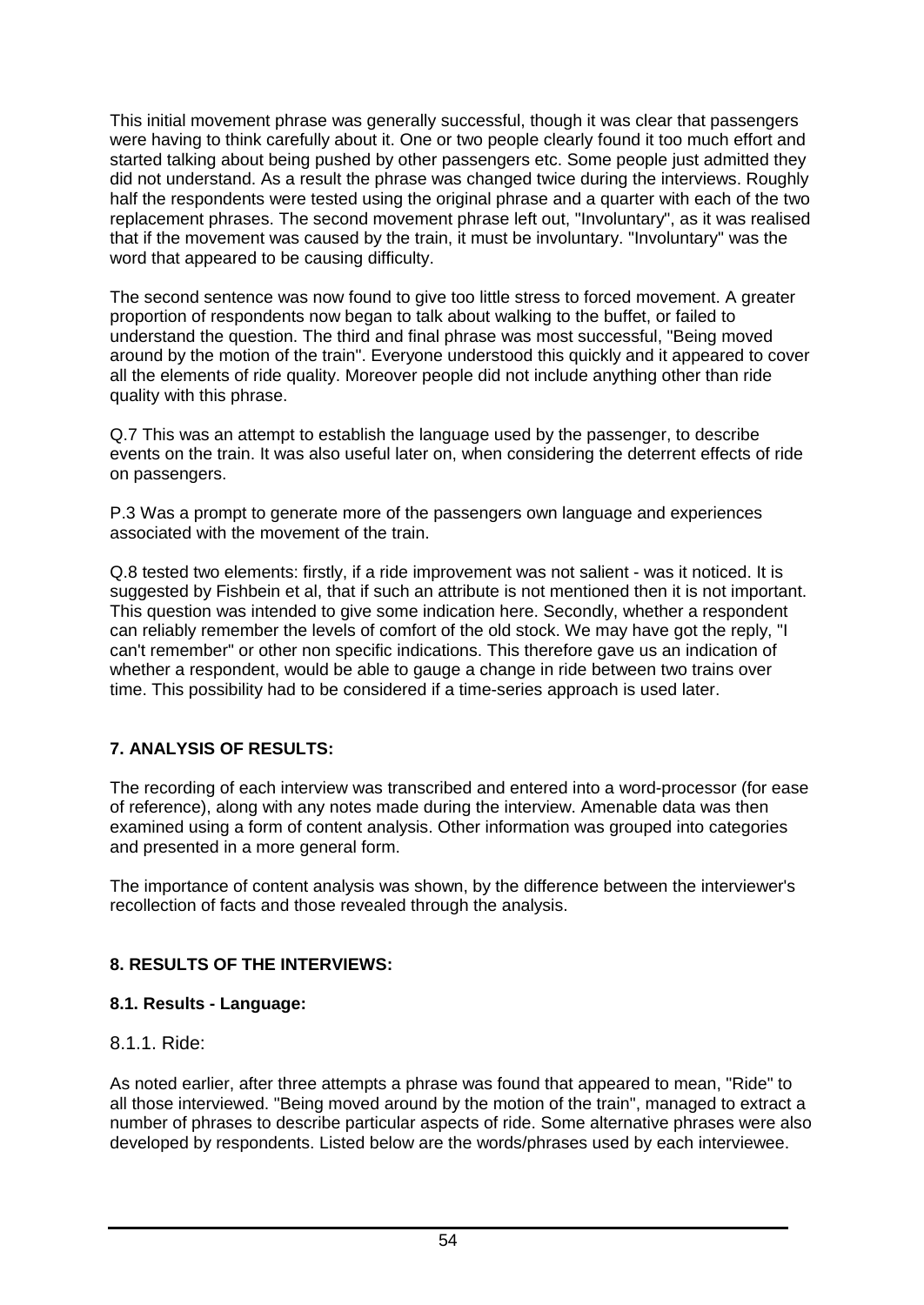This initial movement phrase was generally successful, though it was clear that passengers were having to think carefully about it. One or two people clearly found it too much effort and started talking about being pushed by other passengers etc. Some people just admitted they did not understand. As a result the phrase was changed twice during the interviews. Roughly half the respondents were tested using the original phrase and a quarter with each of the two replacement phrases. The second movement phrase left out, "Involuntary", as it was realised that if the movement was caused by the train, it must be involuntary. "Involuntary" was the word that appeared to be causing difficulty.

The second sentence was now found to give too little stress to forced movement. A greater proportion of respondents now began to talk about walking to the buffet, or failed to understand the question. The third and final phrase was most successful, "Being moved around by the motion of the train". Everyone understood this quickly and it appeared to cover all the elements of ride quality. Moreover people did not include anything other than ride quality with this phrase.

Q.7 This was an attempt to establish the language used by the passenger, to describe events on the train. It was also useful later on, when considering the deterrent effects of ride on passengers.

P.3 Was a prompt to generate more of the passengers own language and experiences associated with the movement of the train.

Q.8 tested two elements: firstly, if a ride improvement was not salient - was it noticed. It is suggested by Fishbein et al, that if such an attribute is not mentioned then it is not important. This question was intended to give some indication here. Secondly, whether a respondent can reliably remember the levels of comfort of the old stock. We may have got the reply, "I can't remember" or other non specific indications. This therefore gave us an indication of whether a respondent, would be able to gauge a change in ride between two trains over time. This possibility had to be considered if a time-series approach is used later.

## 7. ANALYSIS OF RESULTS:

The recording of each interview was transcribed and entered into a word-processor (for ease of reference), along with any notes made during the interview. Amenable data was then examined using a form of content analysis. Other information was grouped into categories and presented in a more general form.

The importance of content analysis was shown, by the difference between the interviewer's recollection of facts and those revealed through the analysis.

## 8. RESULTS OF THE INTERVIEWS:

### 8.1. Results - Language:

#### 8.1.1. Ride:

As noted earlier, after three attempts a phrase was found that appeared to mean, "Ride" to all those interviewed. "Being moved around by the motion of the train", managed to extract a number of phrases to describe particular aspects of ride. Some alternative phrases were also developed by respondents. Listed below are the words/phrases used by each interviewee.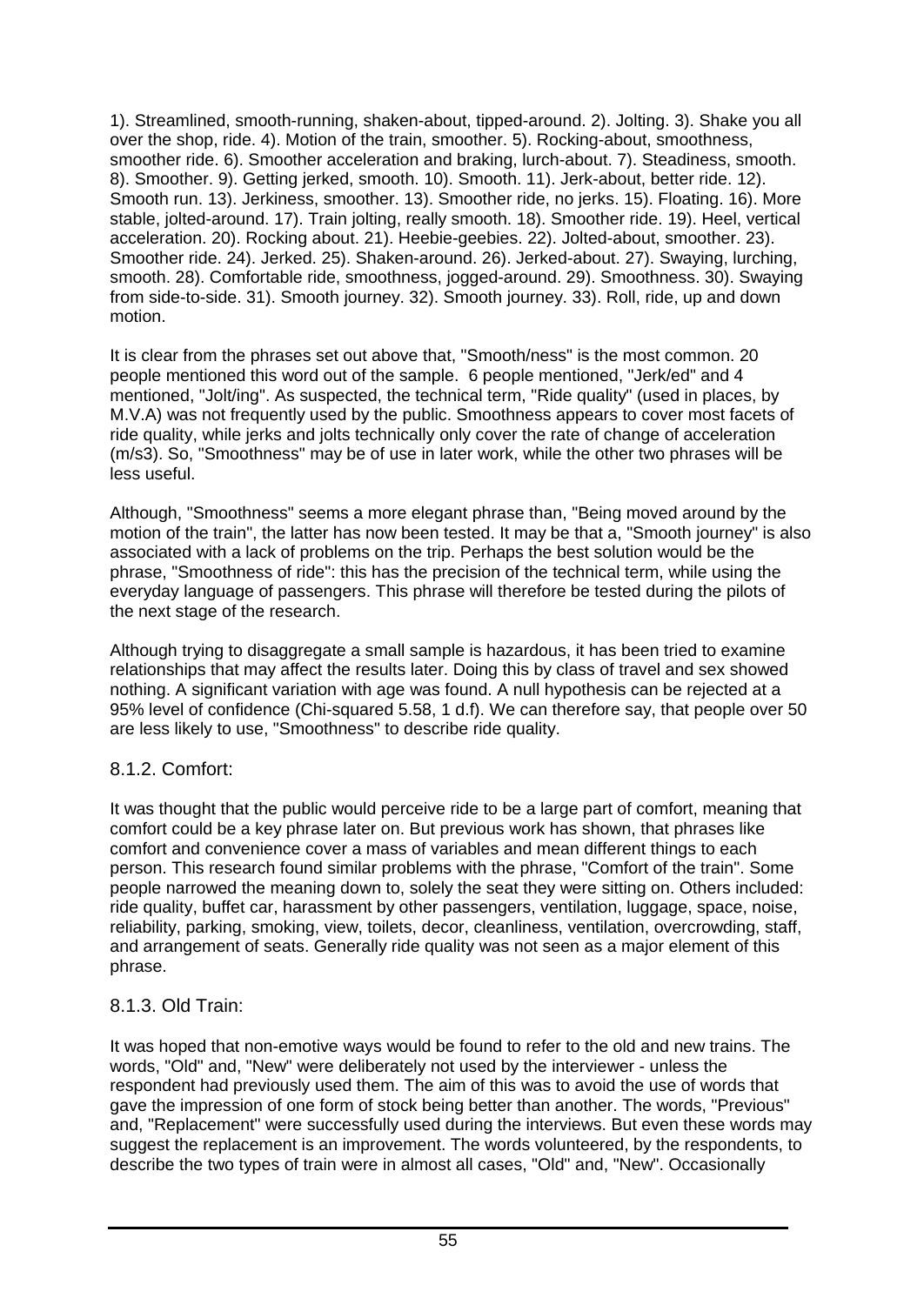1). Streamlined, smooth-running, shaken-about, tipped-around. 2). Jolting. 3). Shake you all over the shop, ride. 4). Motion of the train, smoother. 5). Rocking-about, smoothness, smoother ride. 6). Smoother acceleration and braking, lurch-about. 7). Steadiness, smooth. 8). Smoother. 9). Getting jerked, smooth. 10). Smooth. 11). Jerk-about, better ride. 12). Smooth run. 13). Jerkiness, smoother. 13). Smoother ride, no jerks. 15). Floating. 16). More stable, jolted-around. 17). Train jolting, really smooth. 18). Smoother ride. 19). Heel, vertical acceleration. 20). Rocking about. 21). Heebie-geebies. 22). Jolted-about, smoother. 23). Smoother ride. 24). Jerked. 25). Shaken-around. 26). Jerked-about. 27). Swaying, lurching, smooth. 28). Comfortable ride, smoothness, jogged-around. 29). Smoothness. 30). Swaying from side-to-side. 31). Smooth journey. 32). Smooth journey. 33). Roll, ride, up and down motion.

It is clear from the phrases set out above that, "Smooth/ness" is the most common. 20 people mentioned this word out of the sample. 6 people mentioned, "Jerk/ed" and 4 mentioned, "Jolt/ing". As suspected, the technical term, "Ride quality" (used in places, by M.V.A) was not frequently used by the public. Smoothness appears to cover most facets of ride quality, while jerks and jolts technically only cover the rate of change of acceleration ($m/s^3$). So, "Smoothness" may be of use in later work, while the other two phrases will be less useful.

Although, "Smoothness" seems a more elegant phrase than, "Being moved around by the motion of the train", the latter has now been tested. It may be that a, "Smooth journey" is also associated with a lack of problems on the trip. Perhaps the best solution would be the phrase, "Smoothness of ride": this has the precision of the technical term, while using the everyday language of passengers. This phrase will therefore be tested during the pilots of the next stage of the research.

Although trying to disaggregate a small sample is hazardous, it has been tried to examine relationships that may affect the results later. Doing this by class of travel and sex showed nothing. A significant variation with age was found. A null hypothesis can be rejected at a 95% level of confidence (Chi-squared 5.58, 1 d.f). We can therefore say, that people over 50 are less likely to use, "Smoothness" to describe ride quality.

### 8.1.2. Comfort:

It was thought that the public would perceive ride to be a large part of comfort, meaning that comfort could be a key phrase later on. But previous work has shown, that phrases like comfort and convenience cover a mass of variables and mean different things to each person. This research found similar problems with the phrase, "Comfort of the train". Some people narrowed the meaning down to, solely the seat they were sitting on. Others included: ride quality, buffet car, harassment by other passengers, ventilation, luggage, space, noise, reliability, parking, smoking, view, toilets, decor, cleanliness, ventilation, overcrowding, staff, and arrangement of seats. Generally ride quality was not seen as a major element of this phrase.

### 8.1.3. Old Train:

It was hoped that non-emotive ways would be found to refer to the old and new trains. The words, "Old" and, "New" were deliberately not used by the interviewer - unless the respondent had previously used them. The aim of this was to avoid the use of words that gave the impression of one form of stock being better than another. The words, "Previous" and, "Replacement" were successfully used during the interviews. But even these words may suggest the replacement is an improvement. The words volunteered, by the respondents, to describe the two types of train were in almost all cases, "Old" and, "New". Occasionally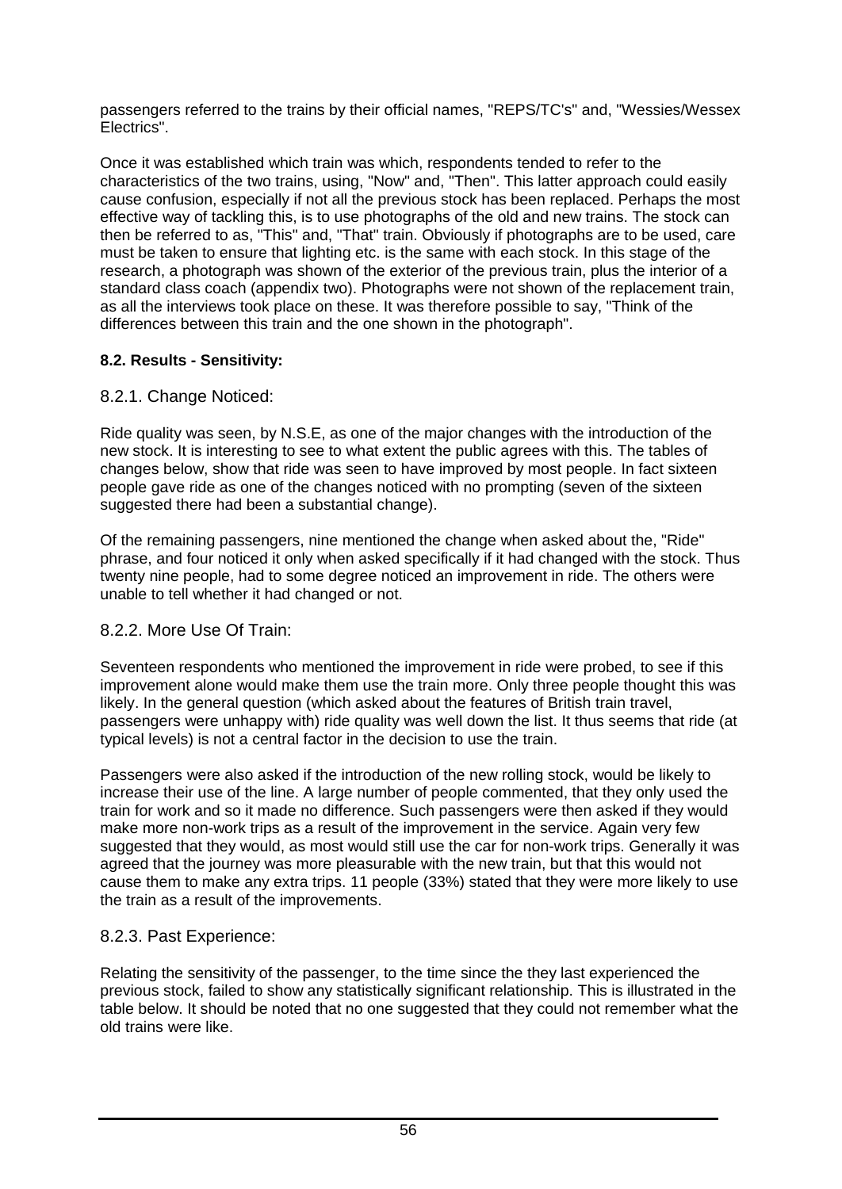passengers referred to the trains by their official names, "REPS/TC's" and, "Wessies/Wessex Electrics".

Once it was established which train was which, respondents tended to refer to the characteristics of the two trains, using, "Now" and, "Then". This latter approach could easily cause confusion, especially if not all the previous stock has been replaced. Perhaps the most effective way of tackling this, is to use photographs of the old and new trains. The stock can then be referred to as, "This" and, "That" train. Obviously if photographs are to be used, care must be taken to ensure that lighting etc. is the same with each stock. In this stage of the research, a photograph was shown of the exterior of the previous train, plus the interior of a standard class coach (appendix two). Photographs were not shown of the replacement train, as all the interviews took place on these. It was therefore possible to say, "Think of the differences between this train and the one shown in the photograph".

### 8.2. Results - Sensitivity:

#### 8.2.1. Change Noticed:

Ride quality was seen, by N.S.E, as one of the major changes with the introduction of the new stock. It is interesting to see to what extent the public agrees with this. The tables of changes below, show that ride was seen to have improved by most people. In fact sixteen people gave ride as one of the changes noticed with no prompting (seven of the sixteen suggested there had been a substantial change).

Of the remaining passengers, nine mentioned the change when asked about the, "Ride" phrase, and four noticed it only when asked specifically if it had changed with the stock. Thus twenty nine people, had to some degree noticed an improvement in ride. The others were unable to tell whether it had changed or not.

#### 8.2.2. More Use Of Train:

Seventeen respondents who mentioned the improvement in ride were probed, to see if this improvement alone would make them use the train more. Only three people thought this was likely. In the general question (which asked about the features of British train travel, passengers were unhappy with) ride quality was well down the list. It thus seems that ride (at typical levels) is not a central factor in the decision to use the train.

Passengers were also asked if the introduction of the new rolling stock, would be likely to increase their use of the line. A large number of people commented, that they only used the train for work and so it made no difference. Such passengers were then asked if they would make more non-work trips as a result of the improvement in the service. Again very few suggested that they would, as most would still use the car for non-work trips. Generally it was agreed that the journey was more pleasurable with the new train, but that this would not cause them to make any extra trips. 11 people (33%) stated that they were more likely to use the train as a result of the improvements.

#### 8.2.3. Past Experience:

Relating the sensitivity of the passenger, to the time since the they last experienced the previous stock, failed to show any statistically significant relationship. This is illustrated in the table below. It should be noted that no one suggested that they could not remember what the old trains were like.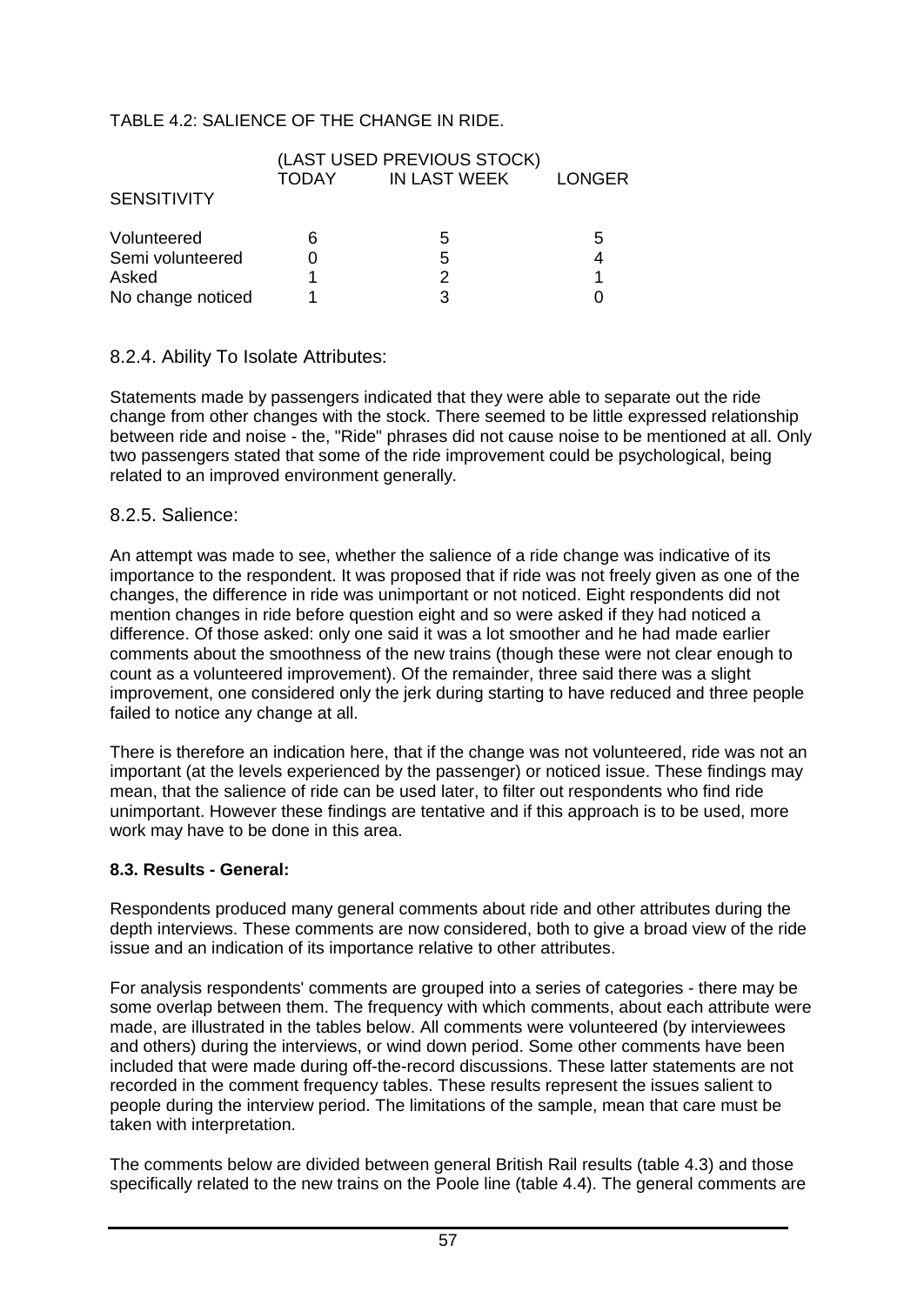TABLE 4.2: SALIENCE OF THE CHANGE IN RIDE.

| SENSITIVITY | (LAST USED PREVIOUS STOCK) TODAY | IN LAST WEEK | LONGER |
|---|---|---|---|
| Volunteered | 6 | 5 | 5 |
| Semi volunteered | 0 | 5 | 4 |
| Asked | 1 | 2 | 1 |
| No change noticed | 1 | 3 | 0 |

### 8.2.4. Ability To Isolate Attributes:

Statements made by passengers indicated that they were able to separate out the ride change from other changes with the stock. There seemed to be little expressed relationship between ride and noise - the, "Ride" phrases did not cause noise to be mentioned at all. Only two passengers stated that some of the ride improvement could be psychological, being related to an improved environment generally.

### 8.2.5. Salience:

An attempt was made to see, whether the salience of a ride change was indicative of its importance to the respondent. It was proposed that if ride was not freely given as one of the changes, the difference in ride was unimportant or not noticed. Eight respondents did not mention changes in ride before question eight and so were asked if they had noticed a difference. Of those asked: only one said it was a lot smoother and he had made earlier comments about the smoothness of the new trains (though these were not clear enough to count as a volunteered improvement). Of the remainder, three said there was a slight improvement, one considered only the jerk during starting to have reduced and three people failed to notice any change at all.

There is therefore an indication here, that if the change was not volunteered, ride was not an important (at the levels experienced by the passenger) or noticed issue. These findings may mean, that the salience of ride can be used later, to filter out respondents who find ride unimportant. However these findings are tentative and if this approach is to be used, more work may have to be done in this area.

### 8.3. Results - General:

Respondents produced many general comments about ride and other attributes during the depth interviews. These comments are now considered, both to give a broad view of the ride issue and an indication of its importance relative to other attributes.

For analysis respondents' comments are grouped into a series of categories - there may be some overlap between them. The frequency with which comments, about each attribute were made, are illustrated in the tables below. All comments were volunteered (by interviewees and others) during the interviews, or wind down period. Some other comments have been included that were made during off-the-record discussions. These latter statements are not recorded in the comment frequency tables. These results represent the issues salient to people during the interview period. The limitations of the sample, mean that care must be taken with interpretation.

The comments below are divided between general British Rail results (table 4.3) and those specifically related to the new trains on the Poole line (table 4.4). The general comments are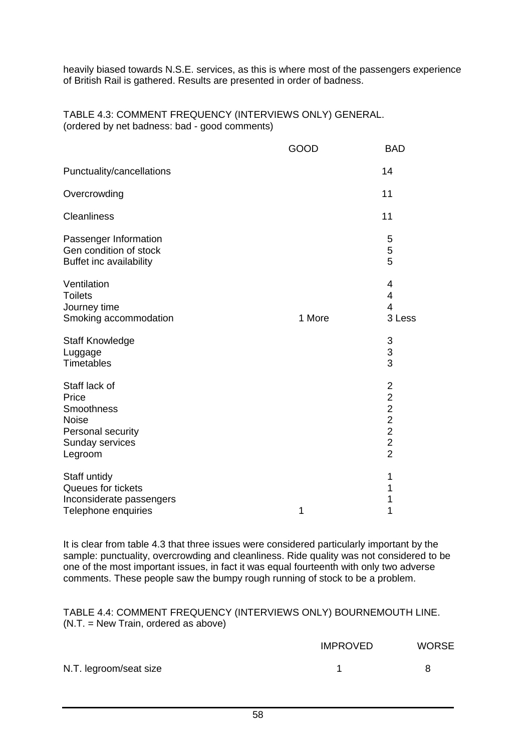heavily biased towards N.S.E. services, as this is where most of the passengers experience of British Rail is gathered. Results are presented in order of badness.

TABLE 4.3: COMMENT FREQUENCY (INTERVIEWS ONLY) GENERAL.
(ordered by net badness: bad - good comments)

| | GOOD | BAD |
|---|---|---|
| Punctuality/cancellations | | 14 |
| Overcrowding | | 11 |
| Cleanliness | | 11 |
| Passenger Information | | 5 |
| Gen condition of stock | | 5 |
| Buffet inc availability | | 5 |
| Ventilation | | 4 |
| Toilets | | 4 |
| Journey time | | 4 |
| Smoking accommodation | 1 More | 3 Less |
| Staff Knowledge | | 3 |
| Luggage | | 3 |
| Timetables | | 3 |
| Staff lack of | | 2 |
| Price | | 2 |
| Smoothness | | 2 |
| Noise | | 2 |
| Personal security | | 2 |
| Sunday services | | 2 |
| Legroom | | 2 |
| Staff untidy | | 1 |
| Queues for tickets | | 1 |
| Inconsiderate passengers | | 1 |
| Telephone enquiries | 1 | 1 |

It is clear from table 4.3 that three issues were considered particularly important by the sample: punctuality, overcrowding and cleanliness. Ride quality was not considered to be one of the most important issues, in fact it was equal fourteenth with only two adverse comments. These people saw the bumpy rough running of stock to be a problem.

TABLE 4.4: COMMENT FREQUENCY (INTERVIEWS ONLY) BOURNEMOUTH LINE.
(N.T. = New Train, ordered as above)

| | IMPROVED | WORSE |
|---|---|---|
| N.T. legroom/seat size | 1 | 8 |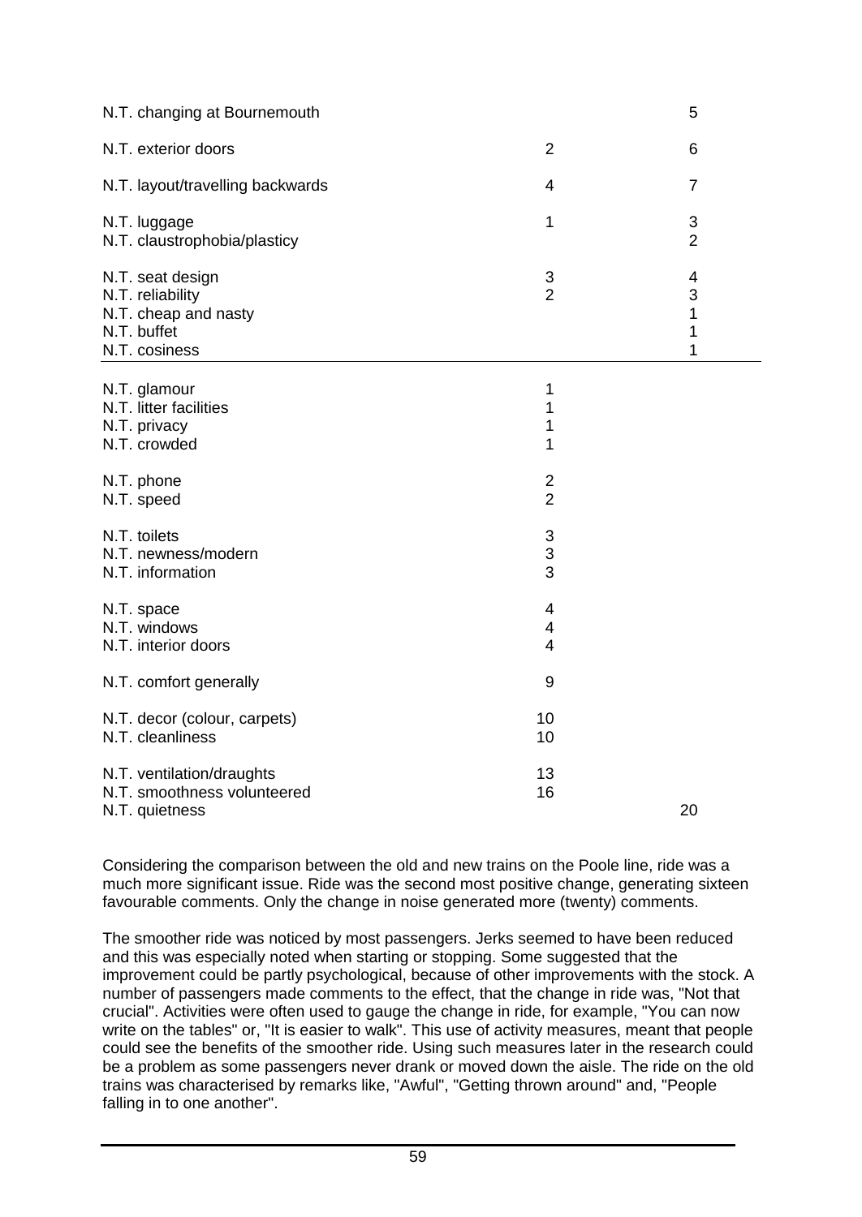| | | |
|---|---|---|
| N.T. changing at Bournemouth | | 5 |
| N.T. exterior doors | 2 | 6 |
| N.T. layout/travelling backwards | 4 | 7 |
| N.T. luggage | 1 | 3 |
| N.T. claustrophobia/plasticy | | 2 |
| N.T. seat design | 3 | 4 |
| N.T. reliability | 2 | 3 |
| N.T. cheap and nasty | | 1 |
| N.T. buffet | | 1 |
| N.T. cosiness | | 1 |
| N.T. glamour | 1 | |
| N.T. litter facilities | 1 | |
| N.T. privacy | 1 | |
| N.T. crowded | 1 | |
| N.T. phone | 2 | |
| N.T. speed | 2 | |
| N.T. toilets | 3 | |
| N.T. newness/modern | 3 | |
| N.T. information | 3 | |
| N.T. space | 4 | |
| N.T. windows | 4 | |
| N.T. interior doors | 4 | |
| N.T. comfort generally | 9 | |
| N.T. decor (colour, carpets) | 10 | |
| N.T. cleanliness | 10 | |
| N.T. ventilation/draughts | 13 | |
| N.T. smoothness volunteered | 16 | |
| N.T. quietness | | 20 |

Considering the comparison between the old and new trains on the Poole line, ride was a much more significant issue. Ride was the second most positive change, generating sixteen favourable comments. Only the change in noise generated more (twenty) comments.

The smoother ride was noticed by most passengers. Jerks seemed to have been reduced and this was especially noted when starting or stopping. Some suggested that the improvement could be partly psychological, because of other improvements with the stock. A number of passengers made comments to the effect, that the change in ride was, "Not that crucial". Activities were often used to gauge the change in ride, for example, "You can now write on the tables" or, "It is easier to walk". This use of activity measures, meant that people could see the benefits of the smoother ride. Using such measures later in the research could be a problem as some passengers never drank or moved down the aisle. The ride on the old trains was characterised by remarks like, "Awful", "Getting thrown around" and, "People falling in to one another".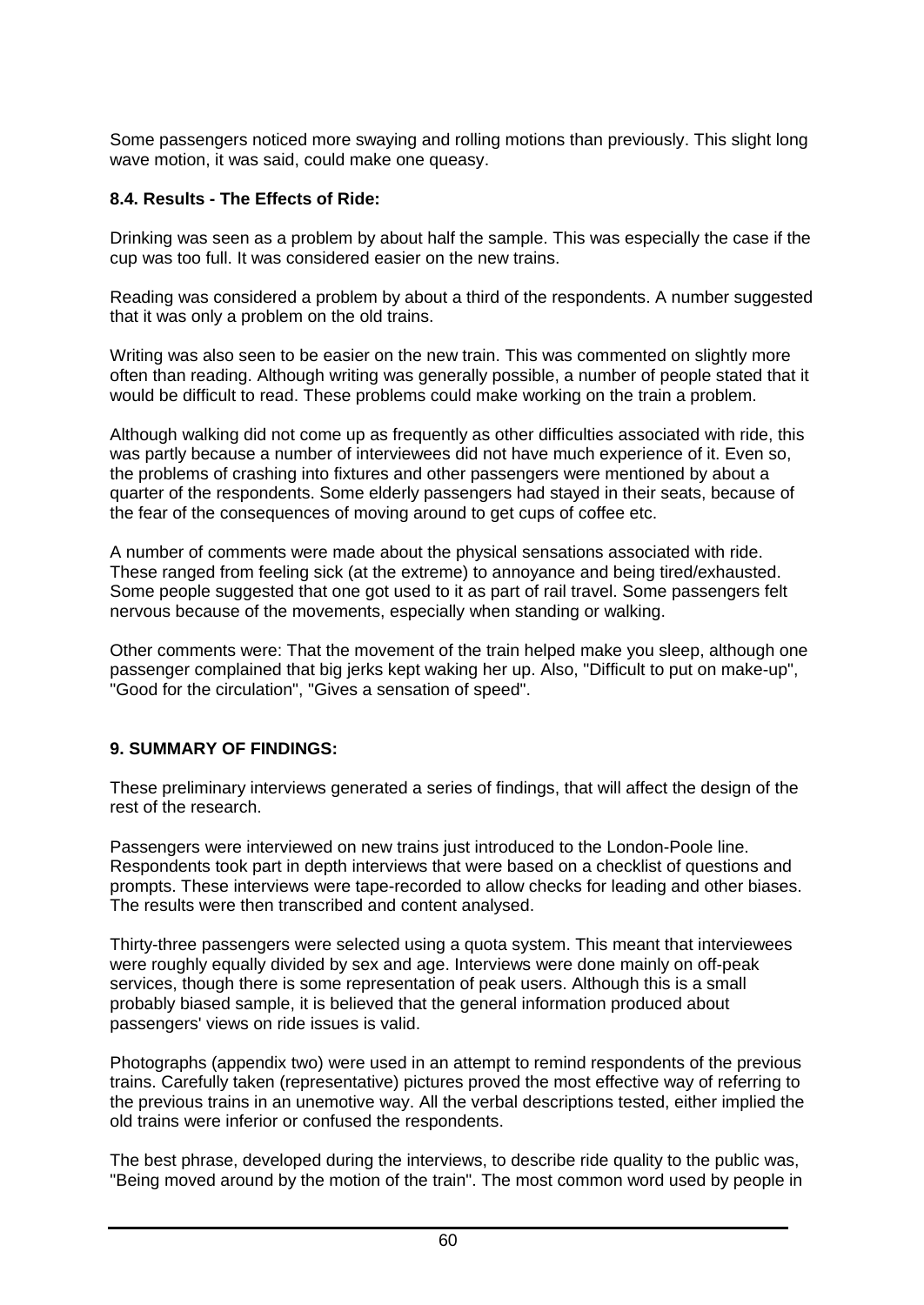Some passengers noticed more swaying and rolling motions than previously. This slight long wave motion, it was said, could make one queasy.

### 8.4. Results - The Effects of Ride:

Drinking was seen as a problem by about half the sample. This was especially the case if the cup was too full. It was considered easier on the new trains.

Reading was considered a problem by about a third of the respondents. A number suggested that it was only a problem on the old trains.

Writing was also seen to be easier on the new train. This was commented on slightly more often than reading. Although writing was generally possible, a number of people stated that it would be difficult to read. These problems could make working on the train a problem.

Although walking did not come up as frequently as other difficulties associated with ride, this was partly because a number of interviewees did not have much experience of it. Even so, the problems of crashing into fixtures and other passengers were mentioned by about a quarter of the respondents. Some elderly passengers had stayed in their seats, because of the fear of the consequences of moving around to get cups of coffee etc.

A number of comments were made about the physical sensations associated with ride. These ranged from feeling sick (at the extreme) to annoyance and being tired/exhausted. Some people suggested that one got used to it as part of rail travel. Some passengers felt nervous because of the movements, especially when standing or walking.

Other comments were: That the movement of the train helped make you sleep, although one passenger complained that big jerks kept waking her up. Also, "Difficult to put on make-up", "Good for the circulation", "Gives a sensation of speed".

## 9. SUMMARY OF FINDINGS:

These preliminary interviews generated a series of findings, that will affect the design of the rest of the research.

Passengers were interviewed on new trains just introduced to the London-Poole line. Respondents took part in depth interviews that were based on a checklist of questions and prompts. These interviews were tape-recorded to allow checks for leading and other biases. The results were then transcribed and content analysed.

Thirty-three passengers were selected using a quota system. This meant that interviewees were roughly equally divided by sex and age. Interviews were done mainly on off-peak services, though there is some representation of peak users. Although this is a small probably biased sample, it is believed that the general information produced about passengers' views on ride issues is valid.

Photographs (appendix two) were used in an attempt to remind respondents of the previous trains. Carefully taken (representative) pictures proved the most effective way of referring to the previous trains in an unemotive way. All the verbal descriptions tested, either implied the old trains were inferior or confused the respondents.

The best phrase, developed during the interviews, to describe ride quality to the public was, "Being moved around by the motion of the train". The most common word used by people in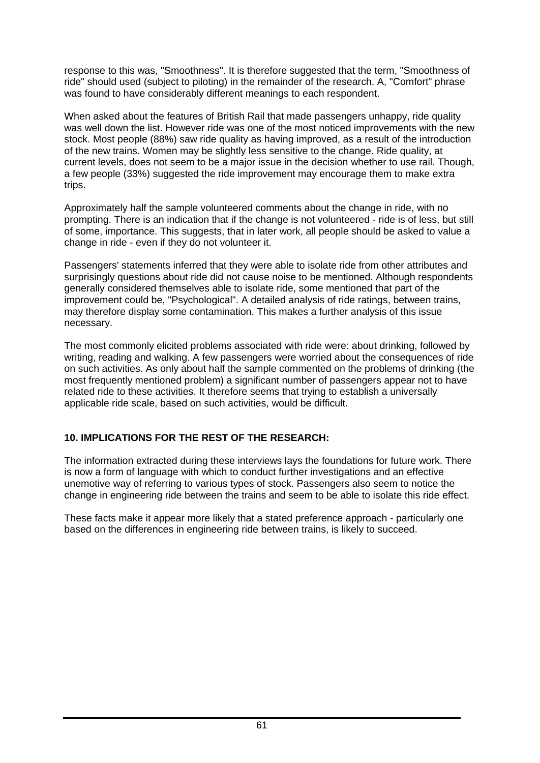response to this was, "Smoothness". It is therefore suggested that the term, "Smoothness of ride" should used (subject to piloting) in the remainder of the research. A, "Comfort" phrase was found to have considerably different meanings to each respondent.

When asked about the features of British Rail that made passengers unhappy, ride quality was well down the list. However ride was one of the most noticed improvements with the new stock. Most people (88%) saw ride quality as having improved, as a result of the introduction of the new trains. Women may be slightly less sensitive to the change. Ride quality, at current levels, does not seem to be a major issue in the decision whether to use rail. Though, a few people (33%) suggested the ride improvement may encourage them to make extra trips.

Approximately half the sample volunteered comments about the change in ride, with no prompting. There is an indication that if the change is not volunteered - ride is of less, but still of some, importance. This suggests, that in later work, all people should be asked to value a change in ride - even if they do not volunteer it.

Passengers' statements inferred that they were able to isolate ride from other attributes and surprisingly questions about ride did not cause noise to be mentioned. Although respondents generally considered themselves able to isolate ride, some mentioned that part of the improvement could be, "Psychological". A detailed analysis of ride ratings, between trains, may therefore display some contamination. This makes a further analysis of this issue necessary.

The most commonly elicited problems associated with ride were: about drinking, followed by writing, reading and walking. A few passengers were worried about the consequences of ride on such activities. As only about half the sample commented on the problems of drinking (the most frequently mentioned problem) a significant number of passengers appear not to have related ride to these activities. It therefore seems that trying to establish a universally applicable ride scale, based on such activities, would be difficult.

## 10. IMPLICATIONS FOR THE REST OF THE RESEARCH:

The information extracted during these interviews lays the foundations for future work. There is now a form of language with which to conduct further investigations and an effective unemotive way of referring to various types of stock. Passengers also seem to notice the change in engineering ride between the trains and seem to be able to isolate this ride effect.

These facts make it appear more likely that a stated preference approach - particularly one based on the differences in engineering ride between trains, is likely to succeed.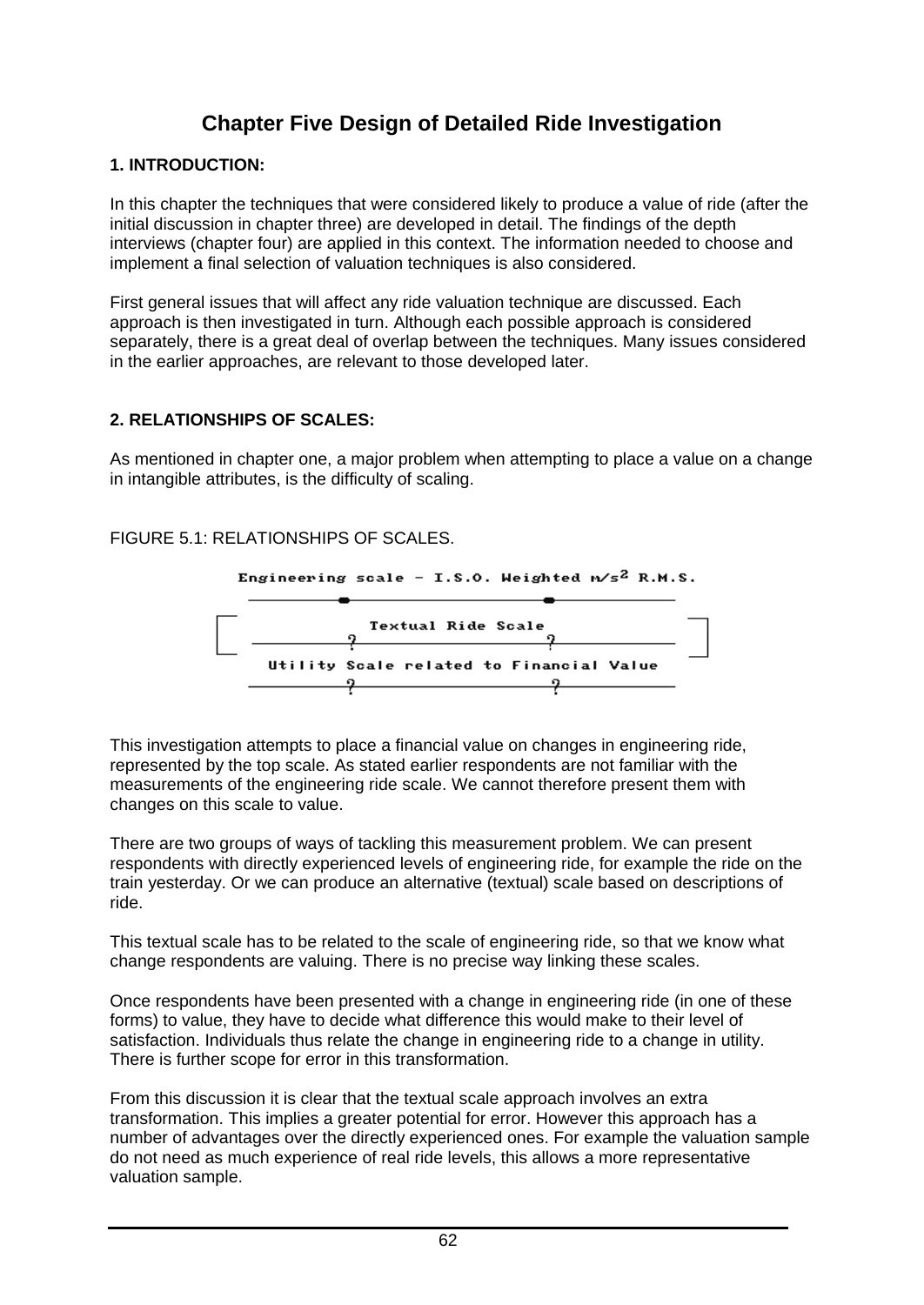# Chapter Five Design of Detailed Ride Investigation

## 1. INTRODUCTION:

In this chapter the techniques that were considered likely to produce a value of ride (after the initial discussion in chapter three) are developed in detail. The findings of the depth interviews (chapter four) are applied in this context. The information needed to choose and implement a final selection of valuation techniques is also considered.

First general issues that will affect any ride valuation technique are discussed. Each approach is then investigated in turn. Although each possible approach is considered separately, there is a great deal of overlap between the techniques. Many issues considered in the earlier approaches, are relevant to those developed later.

## 2. RELATIONSHIPS OF SCALES:

As mentioned in chapter one, a major problem when attempting to place a value on a change in intangible attributes, is the difficulty of scaling.

FIGURE 5.1: RELATIONSHIPS OF SCALES.

Engineering scale - I.S.O. Weighted $m/s^2$ R.M.S.

Textual Ride Scale

Utility Scale related to Financial Value

This investigation attempts to place a financial value on changes in engineering ride, represented by the top scale. As stated earlier respondents are not familiar with the measurements of the engineering ride scale. We cannot therefore present them with changes on this scale to value.

There are two groups of ways of tackling this measurement problem. We can present respondents with directly experienced levels of engineering ride, for example the ride on the train yesterday. Or we can produce an alternative (textual) scale based on descriptions of ride.

This textual scale has to be related to the scale of engineering ride, so that we know what change respondents are valuing. There is no precise way linking these scales.

Once respondents have been presented with a change in engineering ride (in one of these forms) to value, they have to decide what difference this would make to their level of satisfaction. Individuals thus relate the change in engineering ride to a change in utility. There is further scope for error in this transformation.

From this discussion it is clear that the textual scale approach involves an extra transformation. This implies a greater potential for error. However this approach has a number of advantages over the directly experienced ones. For example the valuation sample do not need as much experience of real ride levels, this allows a more representative valuation sample.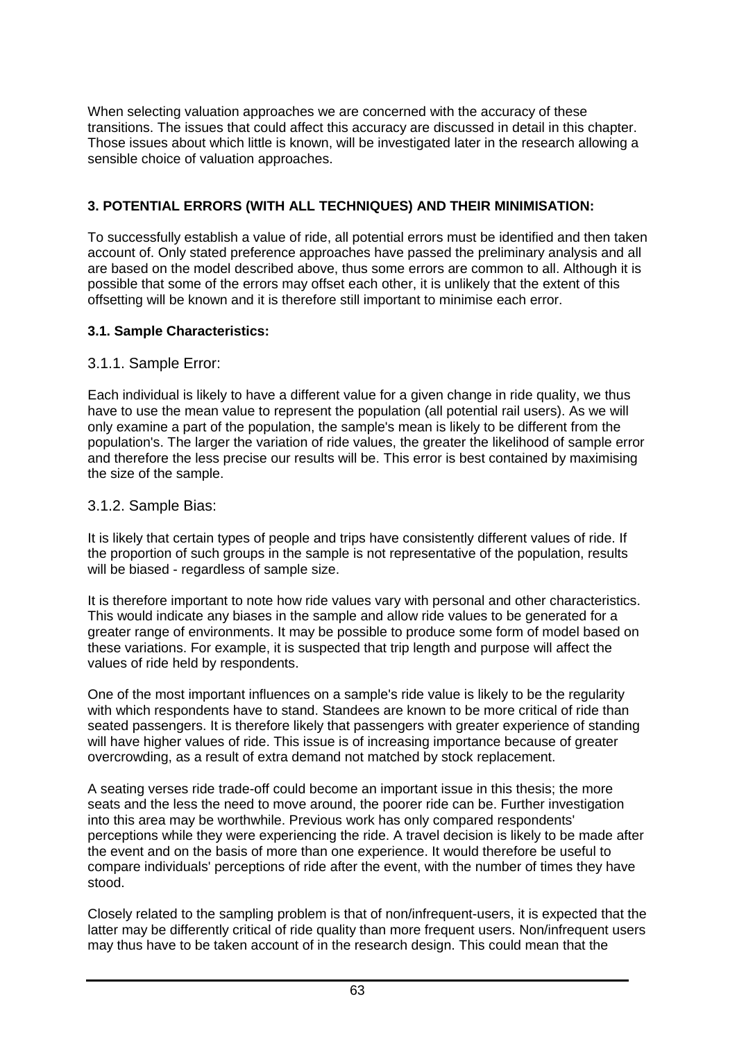When selecting valuation approaches we are concerned with the accuracy of these transitions. The issues that could affect this accuracy are discussed in detail in this chapter. Those issues about which little is known, will be investigated later in the research allowing a sensible choice of valuation approaches.

## 3. POTENTIAL ERRORS (WITH ALL TECHNIQUES) AND THEIR MINIMISATION:

To successfully establish a value of ride, all potential errors must be identified and then taken account of. Only stated preference approaches have passed the preliminary analysis and all are based on the model described above, thus some errors are common to all. Although it is possible that some of the errors may offset each other, it is unlikely that the extent of this offsetting will be known and it is therefore still important to minimise each error.

### 3.1. Sample Characteristics:

#### 3.1.1. Sample Error:

Each individual is likely to have a different value for a given change in ride quality, we thus have to use the mean value to represent the population (all potential rail users). As we will only examine a part of the population, the sample's mean is likely to be different from the population's. The larger the variation of ride values, the greater the likelihood of sample error and therefore the less precise our results will be. This error is best contained by maximising the size of the sample.

#### 3.1.2. Sample Bias:

It is likely that certain types of people and trips have consistently different values of ride. If the proportion of such groups in the sample is not representative of the population, results will be biased - regardless of sample size.

It is therefore important to note how ride values vary with personal and other characteristics. This would indicate any biases in the sample and allow ride values to be generated for a greater range of environments. It may be possible to produce some form of model based on these variations. For example, it is suspected that trip length and purpose will affect the values of ride held by respondents.

One of the most important influences on a sample's ride value is likely to be the regularity with which respondents have to stand. Standees are known to be more critical of ride than seated passengers. It is therefore likely that passengers with greater experience of standing will have higher values of ride. This issue is of increasing importance because of greater overcrowding, as a result of extra demand not matched by stock replacement.

A seating verses ride trade-off could become an important issue in this thesis; the more seats and the less the need to move around, the poorer ride can be. Further investigation into this area may be worthwhile. Previous work has only compared respondents' perceptions while they were experiencing the ride. A travel decision is likely to be made after the event and on the basis of more than one experience. It would therefore be useful to compare individuals' perceptions of ride after the event, with the number of times they have stood.

Closely related to the sampling problem is that of non/infrequent-users, it is expected that the latter may be differently critical of ride quality than more frequent users. Non/infrequent users may thus have to be taken account of in the research design. This could mean that the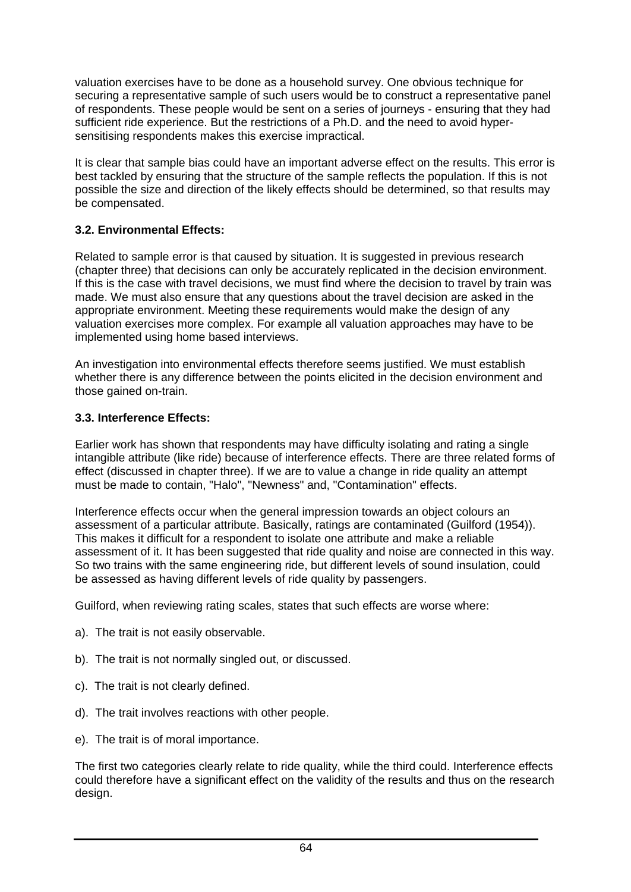valuation exercises have to be done as a household survey. One obvious technique for securing a representative sample of such users would be to construct a representative panel of respondents. These people would be sent on a series of journeys - ensuring that they had sufficient ride experience. But the restrictions of a Ph.D. and the need to avoid hyper-sensitising respondents makes this exercise impractical.

It is clear that sample bias could have an important adverse effect on the results. This error is best tackled by ensuring that the structure of the sample reflects the population. If this is not possible the size and direction of the likely effects should be determined, so that results may be compensated.

### 3.2. Environmental Effects:

Related to sample error is that caused by situation. It is suggested in previous research (chapter three) that decisions can only be accurately replicated in the decision environment. If this is the case with travel decisions, we must find where the decision to travel by train was made. We must also ensure that any questions about the travel decision are asked in the appropriate environment. Meeting these requirements would make the design of any valuation exercises more complex. For example all valuation approaches may have to be implemented using home based interviews.

An investigation into environmental effects therefore seems justified. We must establish whether there is any difference between the points elicited in the decision environment and those gained on-train.

### 3.3. Interference Effects:

Earlier work has shown that respondents may have difficulty isolating and rating a single intangible attribute (like ride) because of interference effects. There are three related forms of effect (discussed in chapter three). If we are to value a change in ride quality an attempt must be made to contain, "Halo", "Newness" and, "Contamination" effects.

Interference effects occur when the general impression towards an object colours an assessment of a particular attribute. Basically, ratings are contaminated (Guilford (1954)). This makes it difficult for a respondent to isolate one attribute and make a reliable assessment of it. It has been suggested that ride quality and noise are connected in this way. So two trains with the same engineering ride, but different levels of sound insulation, could be assessed as having different levels of ride quality by passengers.

Guilford, when reviewing rating scales, states that such effects are worse where:

a). The trait is not easily observable.

b). The trait is not normally singled out, or discussed.

c). The trait is not clearly defined.

d). The trait involves reactions with other people.

e). The trait is of moral importance.

The first two categories clearly relate to ride quality, while the third could. Interference effects could therefore have a significant effect on the validity of the results and thus on the research design.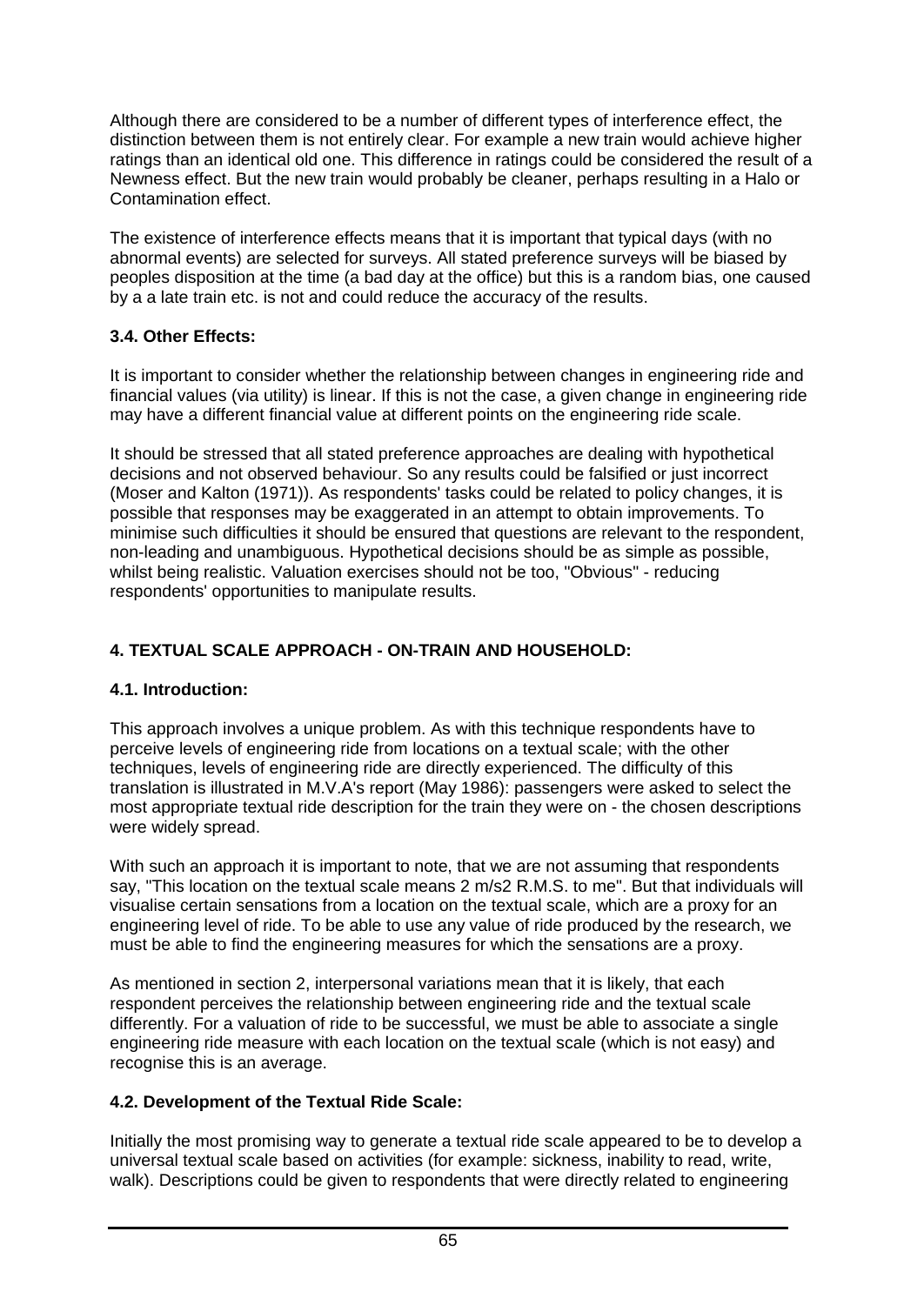Although there are considered to be a number of different types of interference effect, the distinction between them is not entirely clear. For example a new train would achieve higher ratings than an identical old one. This difference in ratings could be considered the result of a Newness effect. But the new train would probably be cleaner, perhaps resulting in a Halo or Contamination effect.

The existence of interference effects means that it is important that typical days (with no abnormal events) are selected for surveys. All stated preference surveys will be biased by peoples disposition at the time (a bad day at the office) but this is a random bias, one caused by a a late train etc. is not and could reduce the accuracy of the results.

### 3.4. Other Effects:

It is important to consider whether the relationship between changes in engineering ride and financial values (via utility) is linear. If this is not the case, a given change in engineering ride may have a different financial value at different points on the engineering ride scale.

It should be stressed that all stated preference approaches are dealing with hypothetical decisions and not observed behaviour. So any results could be falsified or just incorrect (Moser and Kalton (1971)). As respondents' tasks could be related to policy changes, it is possible that responses may be exaggerated in an attempt to obtain improvements. To minimise such difficulties it should be ensured that questions are relevant to the respondent, non-leading and unambiguous. Hypothetical decisions should be as simple as possible, whilst being realistic. Valuation exercises should not be too, "Obvious" - reducing respondents' opportunities to manipulate results.

## 4. TEXTUAL SCALE APPROACH - ON-TRAIN AND HOUSEHOLD:

### 4.1. Introduction:

This approach involves a unique problem. As with this technique respondents have to perceive levels of engineering ride from locations on a textual scale; with the other techniques, levels of engineering ride are directly experienced. The difficulty of this translation is illustrated in M.V.A's report (May 1986): passengers were asked to select the most appropriate textual ride description for the train they were on - the chosen descriptions were widely spread.

With such an approach it is important to note, that we are not assuming that respondents say, "This location on the textual scale means 2 m/s2 R.M.S. to me". But that individuals will visualise certain sensations from a location on the textual scale, which are a proxy for an engineering level of ride. To be able to use any value of ride produced by the research, we must be able to find the engineering measures for which the sensations are a proxy.

As mentioned in section 2, interpersonal variations mean that it is likely, that each respondent perceives the relationship between engineering ride and the textual scale differently. For a valuation of ride to be successful, we must be able to associate a single engineering ride measure with each location on the textual scale (which is not easy) and recognise this is an average.

### 4.2. Development of the Textual Ride Scale:

Initially the most promising way to generate a textual ride scale appeared to be to develop a universal textual scale based on activities (for example: sickness, inability to read, write, walk). Descriptions could be given to respondents that were directly related to engineering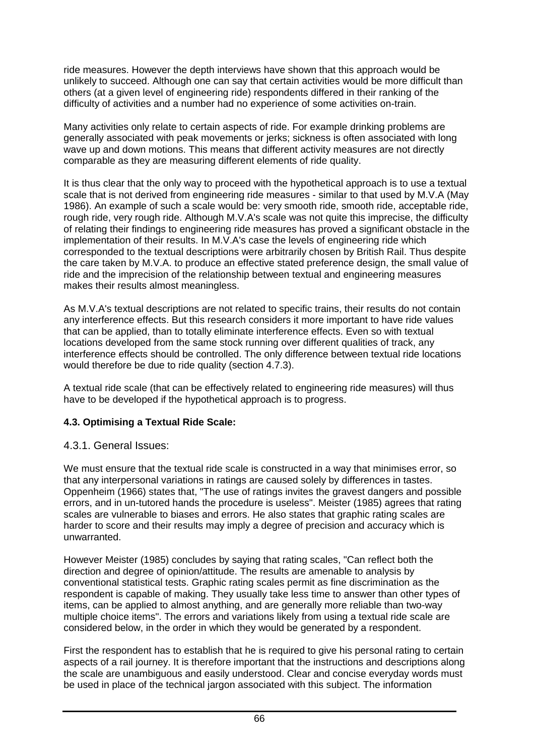ride measures. However the depth interviews have shown that this approach would be unlikely to succeed. Although one can say that certain activities would be more difficult than others (at a given level of engineering ride) respondents differed in their ranking of the difficulty of activities and a number had no experience of some activities on-train.

Many activities only relate to certain aspects of ride. For example drinking problems are generally associated with peak movements or jerks; sickness is often associated with long wave up and down motions. This means that different activity measures are not directly comparable as they are measuring different elements of ride quality.

It is thus clear that the only way to proceed with the hypothetical approach is to use a textual scale that is not derived from engineering ride measures - similar to that used by M.V.A (May 1986). An example of such a scale would be: very smooth ride, smooth ride, acceptable ride, rough ride, very rough ride. Although M.V.A's scale was not quite this imprecise, the difficulty of relating their findings to engineering ride measures has proved a significant obstacle in the implementation of their results. In M.V.A's case the levels of engineering ride which corresponded to the textual descriptions were arbitrarily chosen by British Rail. Thus despite the care taken by M.V.A. to produce an effective stated preference design, the small value of ride and the imprecision of the relationship between textual and engineering measures makes their results almost meaningless.

As M.V.A's textual descriptions are not related to specific trains, their results do not contain any interference effects. But this research considers it more important to have ride values that can be applied, than to totally eliminate interference effects. Even so with textual locations developed from the same stock running over different qualities of track, any interference effects should be controlled. The only difference between textual ride locations would therefore be due to ride quality (section 4.7.3).

A textual ride scale (that can be effectively related to engineering ride measures) will thus have to be developed if the hypothetical approach is to progress.

## 4.3. Optimising a Textual Ride Scale:

### 4.3.1. General Issues:

We must ensure that the textual ride scale is constructed in a way that minimises error, so that any interpersonal variations in ratings are caused solely by differences in tastes. Oppenheim (1966) states that, "The use of ratings invites the gravest dangers and possible errors, and in un-tutored hands the procedure is useless". Meister (1985) agrees that rating scales are vulnerable to biases and errors. He also states that graphic rating scales are harder to score and their results may imply a degree of precision and accuracy which is unwarranted.

However Meister (1985) concludes by saying that rating scales, "Can reflect both the direction and degree of opinion/attitude. The results are amenable to analysis by conventional statistical tests. Graphic rating scales permit as fine discrimination as the respondent is capable of making. They usually take less time to answer than other types of items, can be applied to almost anything, and are generally more reliable than two-way multiple choice items". The errors and variations likely from using a textual ride scale are considered below, in the order in which they would be generated by a respondent.

First the respondent has to establish that he is required to give his personal rating to certain aspects of a rail journey. It is therefore important that the instructions and descriptions along the scale are unambiguous and easily understood. Clear and concise everyday words must be used in place of the technical jargon associated with this subject. The information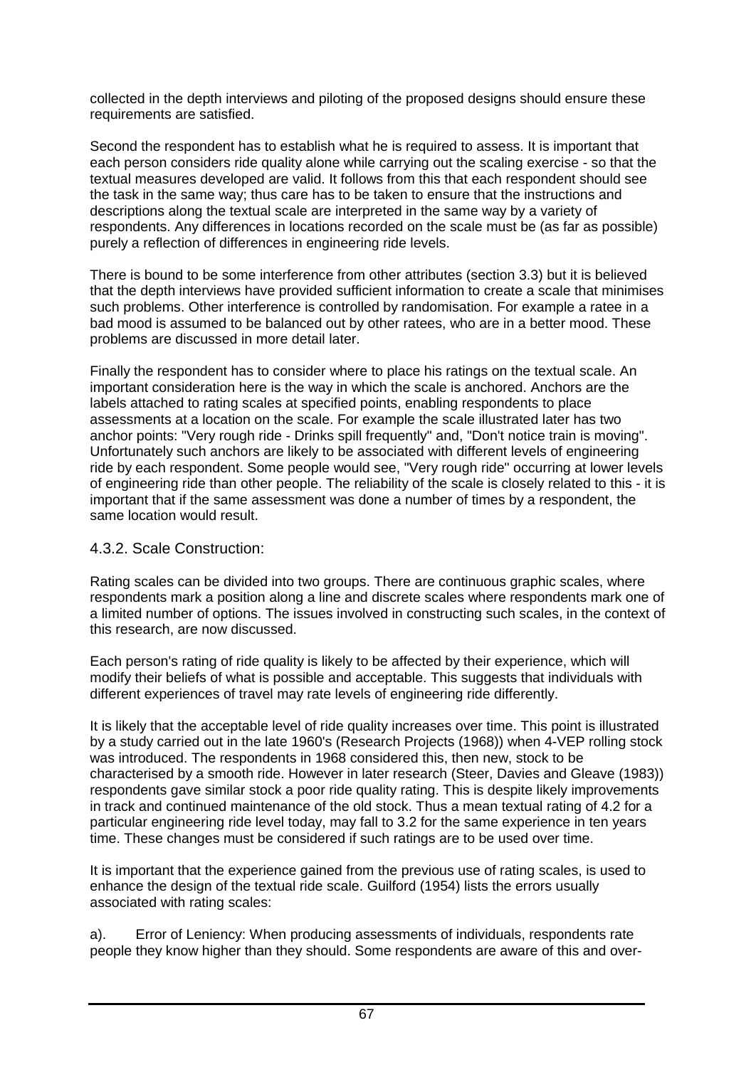collected in the depth interviews and piloting of the proposed designs should ensure these requirements are satisfied.

Second the respondent has to establish what he is required to assess. It is important that each person considers ride quality alone while carrying out the scaling exercise - so that the textual measures developed are valid. It follows from this that each respondent should see the task in the same way; thus care has to be taken to ensure that the instructions and descriptions along the textual scale are interpreted in the same way by a variety of respondents. Any differences in locations recorded on the scale must be (as far as possible) purely a reflection of differences in engineering ride levels.

There is bound to be some interference from other attributes (section 3.3) but it is believed that the depth interviews have provided sufficient information to create a scale that minimises such problems. Other interference is controlled by randomisation. For example a ratee in a bad mood is assumed to be balanced out by other ratees, who are in a better mood. These problems are discussed in more detail later.

Finally the respondent has to consider where to place his ratings on the textual scale. An important consideration here is the way in which the scale is anchored. Anchors are the labels attached to rating scales at specified points, enabling respondents to place assessments at a location on the scale. For example the scale illustrated later has two anchor points: "Very rough ride - Drinks spill frequently" and, "Don't notice train is moving". Unfortunately such anchors are likely to be associated with different levels of engineering ride by each respondent. Some people would see, "Very rough ride" occurring at lower levels of engineering ride than other people. The reliability of the scale is closely related to this - it is important that if the same assessment was done a number of times by a respondent, the same location would result.

### 4.3.2. Scale Construction:

Rating scales can be divided into two groups. There are continuous graphic scales, where respondents mark a position along a line and discrete scales where respondents mark one of a limited number of options. The issues involved in constructing such scales, in the context of this research, are now discussed.

Each person's rating of ride quality is likely to be affected by their experience, which will modify their beliefs of what is possible and acceptable. This suggests that individuals with different experiences of travel may rate levels of engineering ride differently.

It is likely that the acceptable level of ride quality increases over time. This point is illustrated by a study carried out in the late 1960's (Research Projects (1968)) when 4-VEP rolling stock was introduced. The respondents in 1968 considered this, then new, stock to be characterised by a smooth ride. However in later research (Steer, Davies and Gleave (1983)) respondents gave similar stock a poor ride quality rating. This is despite likely improvements in track and continued maintenance of the old stock. Thus a mean textual rating of 4.2 for a particular engineering ride level today, may fall to 3.2 for the same experience in ten years time. These changes must be considered if such ratings are to be used over time.

It is important that the experience gained from the previous use of rating scales, is used to enhance the design of the textual ride scale. Guilford (1954) lists the errors usually associated with rating scales:

a). Error of Leniency: When producing assessments of individuals, respondents rate people they know higher than they should. Some respondents are aware of this and over-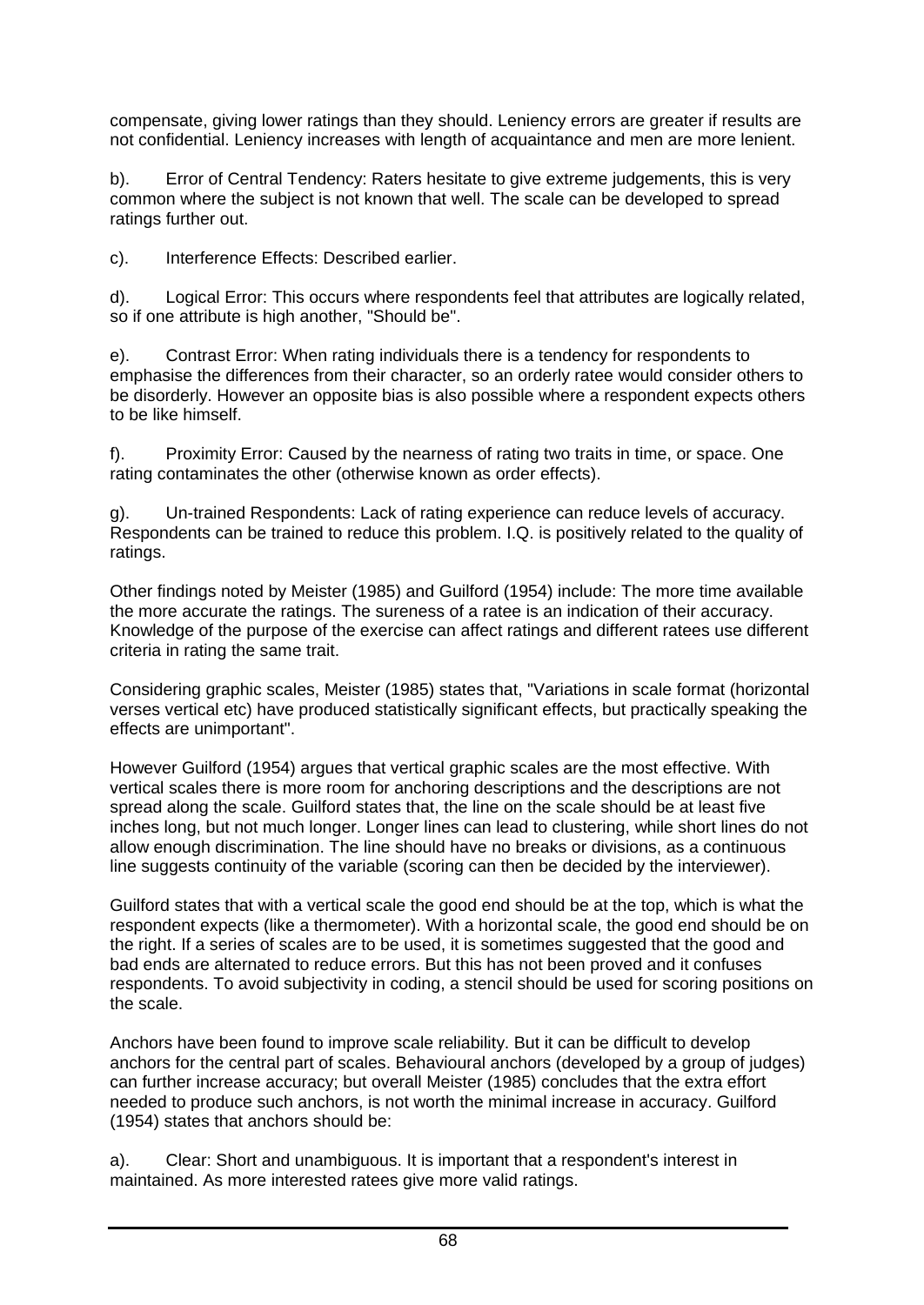compensate, giving lower ratings than they should. Leniency errors are greater if results are not confidential. Leniency increases with length of acquaintance and men are more lenient.

b). Error of Central Tendency: Raters hesitate to give extreme judgements, this is very common where the subject is not known that well. The scale can be developed to spread ratings further out.

c). Interference Effects: Described earlier.

d). Logical Error: This occurs where respondents feel that attributes are logically related, so if one attribute is high another, "Should be".

e). Contrast Error: When rating individuals there is a tendency for respondents to emphasise the differences from their character, so an orderly ratee would consider others to be disorderly. However an opposite bias is also possible where a respondent expects others to be like himself.

f). Proximity Error: Caused by the nearness of rating two traits in time, or space. One rating contaminates the other (otherwise known as order effects).

g). Un-trained Respondents: Lack of rating experience can reduce levels of accuracy. Respondents can be trained to reduce this problem. I.Q. is positively related to the quality of ratings.

Other findings noted by Meister (1985) and Guilford (1954) include: The more time available the more accurate the ratings. The sureness of a ratee is an indication of their accuracy. Knowledge of the purpose of the exercise can affect ratings and different ratees use different criteria in rating the same trait.

Considering graphic scales, Meister (1985) states that, "Variations in scale format (horizontal verses vertical etc) have produced statistically significant effects, but practically speaking the effects are unimportant".

However Guilford (1954) argues that vertical graphic scales are the most effective. With vertical scales there is more room for anchoring descriptions and the descriptions are not spread along the scale. Guilford states that, the line on the scale should be at least five inches long, but not much longer. Longer lines can lead to clustering, while short lines do not allow enough discrimination. The line should have no breaks or divisions, as a continuous line suggests continuity of the variable (scoring can then be decided by the interviewer).

Guilford states that with a vertical scale the good end should be at the top, which is what the respondent expects (like a thermometer). With a horizontal scale, the good end should be on the right. If a series of scales are to be used, it is sometimes suggested that the good and bad ends are alternated to reduce errors. But this has not been proved and it confuses respondents. To avoid subjectivity in coding, a stencil should be used for scoring positions on the scale.

Anchors have been found to improve scale reliability. But it can be difficult to develop anchors for the central part of scales. Behavioural anchors (developed by a group of judges) can further increase accuracy; but overall Meister (1985) concludes that the extra effort needed to produce such anchors, is not worth the minimal increase in accuracy. Guilford (1954) states that anchors should be:

a). Clear: Short and unambiguous. It is important that a respondent's interest in maintained. As more interested ratees give more valid ratings.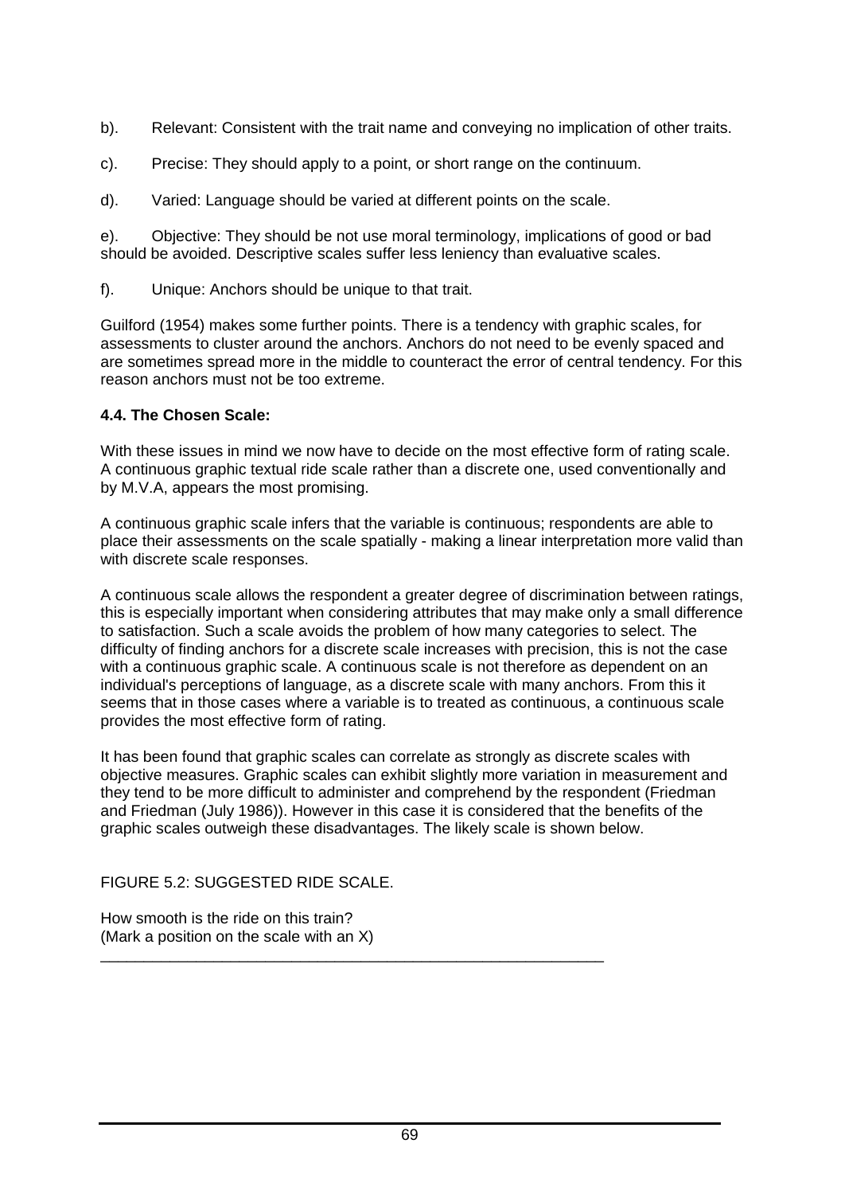b). Relevant: Consistent with the trait name and conveying no implication of other traits.

c). Precise: They should apply to a point, or short range on the continuum.

d). Varied: Language should be varied at different points on the scale.

e). Objective: They should be not use moral terminology, implications of good or bad should be avoided. Descriptive scales suffer less leniency than evaluative scales.

f). Unique: Anchors should be unique to that trait.

Guilford (1954) makes some further points. There is a tendency with graphic scales, for assessments to cluster around the anchors. Anchors do not need to be evenly spaced and are sometimes spread more in the middle to counteract the error of central tendency. For this reason anchors must not be too extreme.

**4.4. The Chosen Scale:**

With these issues in mind we now have to decide on the most effective form of rating scale. A continuous graphic textual ride scale rather than a discrete one, used conventionally and by M.V.A, appears the most promising.

A continuous graphic scale infers that the variable is continuous; respondents are able to place their assessments on the scale spatially - making a linear interpretation more valid than with discrete scale responses.

A continuous scale allows the respondent a greater degree of discrimination between ratings, this is especially important when considering attributes that may make only a small difference to satisfaction. Such a scale avoids the problem of how many categories to select. The difficulty of finding anchors for a discrete scale increases with precision, this is not the case with a continuous graphic scale. A continuous scale is not therefore as dependent on an individual's perceptions of language, as a discrete scale with many anchors. From this it seems that in those cases where a variable is to treated as continuous, a continuous scale provides the most effective form of rating.

It has been found that graphic scales can correlate as strongly as discrete scales with objective measures. Graphic scales can exhibit slightly more variation in measurement and they tend to be more difficult to administer and comprehend by the respondent (Friedman and Friedman (July 1986)). However in this case it is considered that the benefits of the graphic scales outweigh these disadvantages. The likely scale is shown below.

FIGURE 5.2: SUGGESTED RIDE SCALE.

How smooth is the ride on this train?
(Mark a position on the scale with an X)

\_\_\_\_\_\_\_\_\_\_\_\_\_\_\_\_\_\_\_\_\_\_\_\_\_\_\_\_\_\_\_\_\_\_\_\_\_\_\_\_\_\_\_\_\_\_\_\_\_\_\_\_\_\_\_\_\_\_\_\_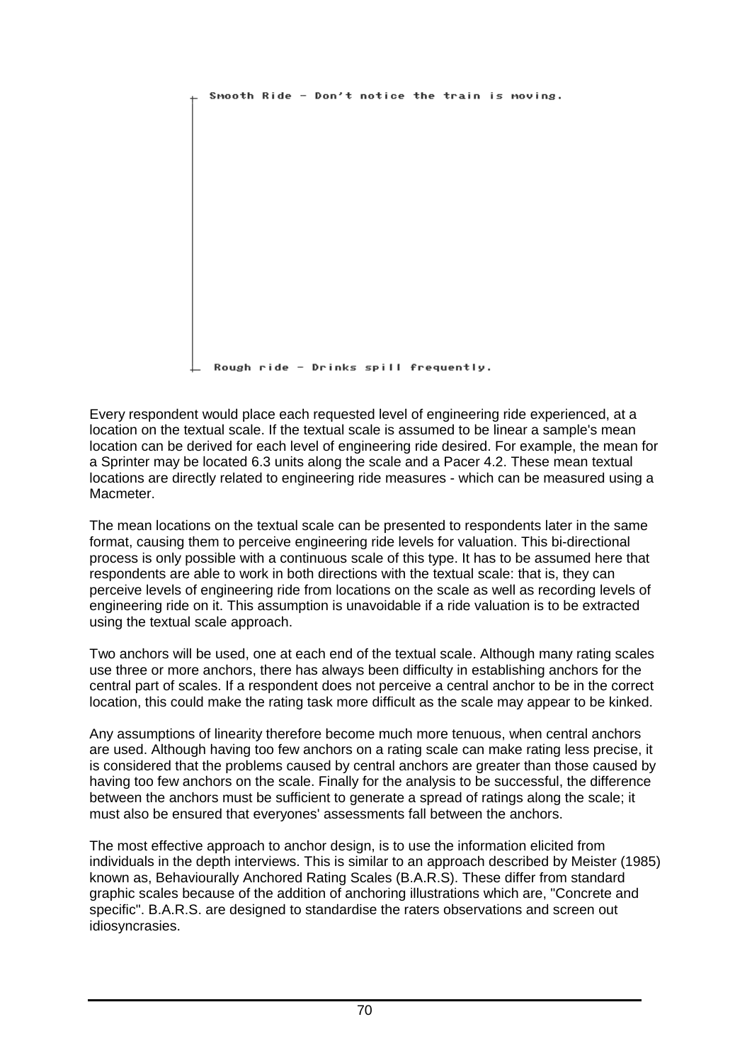Smooth Ride - Don't notice the train is moving.

Rough ride - Drinks spill frequently.

Every respondent would place each requested level of engineering ride experienced, at a location on the textual scale. If the textual scale is assumed to be linear a sample's mean location can be derived for each level of engineering ride desired. For example, the mean for a Sprinter may be located 6.3 units along the scale and a Pacer 4.2. These mean textual locations are directly related to engineering ride measures - which can be measured using a Macmeter.

The mean locations on the textual scale can be presented to respondents later in the same format, causing them to perceive engineering ride levels for valuation. This bi-directional process is only possible with a continuous scale of this type. It has to be assumed here that respondents are able to work in both directions with the textual scale: that is, they can perceive levels of engineering ride from locations on the scale as well as recording levels of engineering ride on it. This assumption is unavoidable if a ride valuation is to be extracted using the textual scale approach.

Two anchors will be used, one at each end of the textual scale. Although many rating scales use three or more anchors, there has always been difficulty in establishing anchors for the central part of scales. If a respondent does not perceive a central anchor to be in the correct location, this could make the rating task more difficult as the scale may appear to be kinked.

Any assumptions of linearity therefore become much more tenuous, when central anchors are used. Although having too few anchors on a rating scale can make rating less precise, it is considered that the problems caused by central anchors are greater than those caused by having too few anchors on the scale. Finally for the analysis to be successful, the difference between the anchors must be sufficient to generate a spread of ratings along the scale; it must also be ensured that everyones' assessments fall between the anchors.

The most effective approach to anchor design, is to use the information elicited from individuals in the depth interviews. This is similar to an approach described by Meister (1985) known as, Behaviourally Anchored Rating Scales (B.A.R.S). These differ from standard graphic scales because of the addition of anchoring illustrations which are, "Concrete and specific". B.A.R.S. are designed to standardise the raters observations and screen out idiosyncrasies.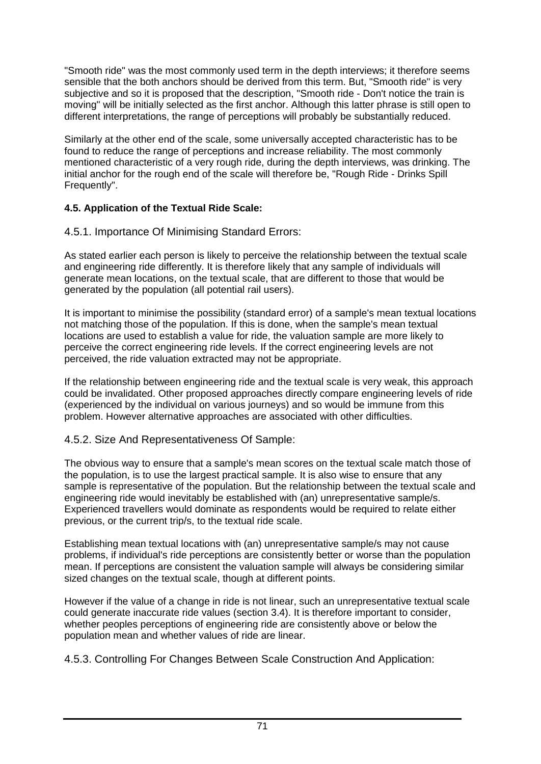"Smooth ride" was the most commonly used term in the depth interviews; it therefore seems sensible that the both anchors should be derived from this term. But, "Smooth ride" is very subjective and so it is proposed that the description, "Smooth ride - Don't notice the train is moving" will be initially selected as the first anchor. Although this latter phrase is still open to different interpretations, the range of perceptions will probably be substantially reduced.

Similarly at the other end of the scale, some universally accepted characteristic has to be found to reduce the range of perceptions and increase reliability. The most commonly mentioned characteristic of a very rough ride, during the depth interviews, was drinking. The initial anchor for the rough end of the scale will therefore be, "Rough Ride - Drinks Spill Frequently".

### 4.5. Application of the Textual Ride Scale:

#### 4.5.1. Importance Of Minimising Standard Errors:

As stated earlier each person is likely to perceive the relationship between the textual scale and engineering ride differently. It is therefore likely that any sample of individuals will generate mean locations, on the textual scale, that are different to those that would be generated by the population (all potential rail users).

It is important to minimise the possibility (standard error) of a sample's mean textual locations not matching those of the population. If this is done, when the sample's mean textual locations are used to establish a value for ride, the valuation sample are more likely to perceive the correct engineering ride levels. If the correct engineering levels are not perceived, the ride valuation extracted may not be appropriate.

If the relationship between engineering ride and the textual scale is very weak, this approach could be invalidated. Other proposed approaches directly compare engineering levels of ride (experienced by the individual on various journeys) and so would be immune from this problem. However alternative approaches are associated with other difficulties.

#### 4.5.2. Size And Representativeness Of Sample:

The obvious way to ensure that a sample's mean scores on the textual scale match those of the population, is to use the largest practical sample. It is also wise to ensure that any sample is representative of the population. But the relationship between the textual scale and engineering ride would inevitably be established with (an) unrepresentative sample/s. Experienced travellers would dominate as respondents would be required to relate either previous, or the current trip/s, to the textual ride scale.

Establishing mean textual locations with (an) unrepresentative sample/s may not cause problems, if individual's ride perceptions are consistently better or worse than the population mean. If perceptions are consistent the valuation sample will always be considering similar sized changes on the textual scale, though at different points.

However if the value of a change in ride is not linear, such an unrepresentative textual scale could generate inaccurate ride values (section 3.4). It is therefore important to consider, whether peoples perceptions of engineering ride are consistently above or below the population mean and whether values of ride are linear.

#### 4.5.3. Controlling For Changes Between Scale Construction And Application: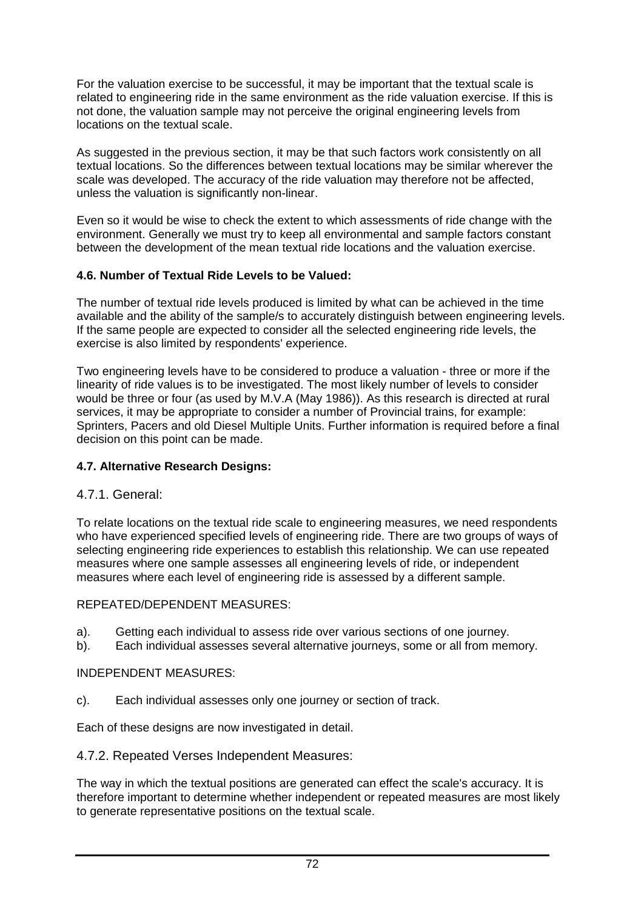For the valuation exercise to be successful, it may be important that the textual scale is related to engineering ride in the same environment as the ride valuation exercise. If this is not done, the valuation sample may not perceive the original engineering levels from locations on the textual scale.

As suggested in the previous section, it may be that such factors work consistently on all textual locations. So the differences between textual locations may be similar wherever the scale was developed. The accuracy of the ride valuation may therefore not be affected, unless the valuation is significantly non-linear.

Even so it would be wise to check the extent to which assessments of ride change with the environment. Generally we must try to keep all environmental and sample factors constant between the development of the mean textual ride locations and the valuation exercise.

### 4.6. Number of Textual Ride Levels to be Valued:

The number of textual ride levels produced is limited by what can be achieved in the time available and the ability of the sample/s to accurately distinguish between engineering levels. If the same people are expected to consider all the selected engineering ride levels, the exercise is also limited by respondents' experience.

Two engineering levels have to be considered to produce a valuation - three or more if the linearity of ride values is to be investigated. The most likely number of levels to consider would be three or four (as used by M.V.A (May 1986)). As this research is directed at rural services, it may be appropriate to consider a number of Provincial trains, for example: Sprinters, Pacers and old Diesel Multiple Units. Further information is required before a final decision on this point can be made.

### 4.7. Alternative Research Designs:

#### 4.7.1. General:

To relate locations on the textual ride scale to engineering measures, we need respondents who have experienced specified levels of engineering ride. There are two groups of ways of selecting engineering ride experiences to establish this relationship. We can use repeated measures where one sample assesses all engineering levels of ride, or independent measures where each level of engineering ride is assessed by a different sample.

REPEATED/DEPENDENT MEASURES:

a). Getting each individual to assess ride over various sections of one journey.
b). Each individual assesses several alternative journeys, some or all from memory.

INDEPENDENT MEASURES:

c). Each individual assesses only one journey or section of track.

Each of these designs are now investigated in detail.

#### 4.7.2. Repeated Verses Independent Measures:

The way in which the textual positions are generated can effect the scale's accuracy. It is therefore important to determine whether independent or repeated measures are most likely to generate representative positions on the textual scale.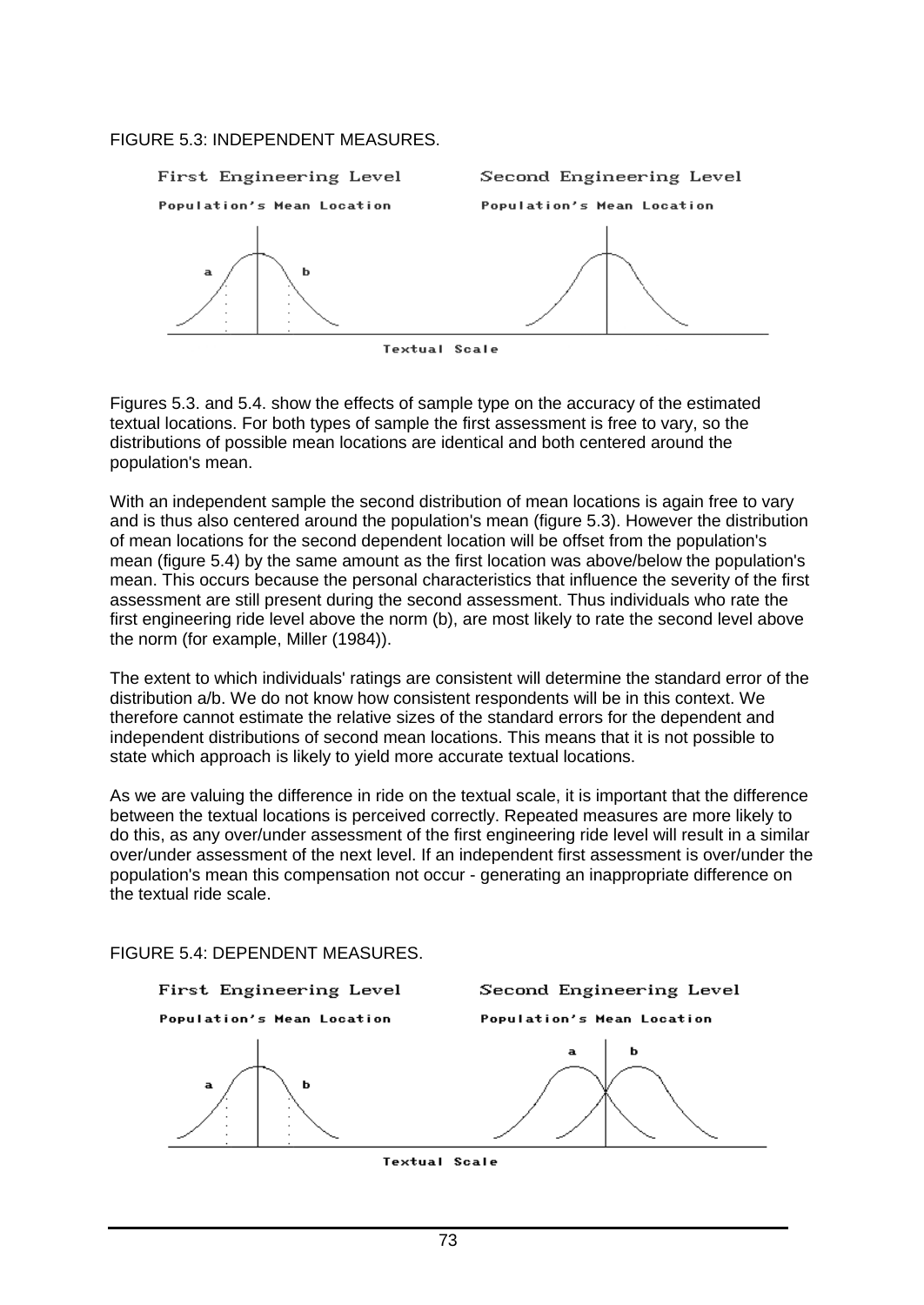FIGURE 5.3: INDEPENDENT MEASURES.

Figures 5.3. and 5.4. show the effects of sample type on the accuracy of the estimated textual locations. For both types of sample the first assessment is free to vary, so the distributions of possible mean locations are identical and both centered around the population's mean.

With an independent sample the second distribution of mean locations is again free to vary and is thus also centered around the population's mean (figure 5.3). However the distribution of mean locations for the second dependent location will be offset from the population's mean (figure 5.4) by the same amount as the first location was above/below the population's mean. This occurs because the personal characteristics that influence the severity of the first assessment are still present during the second assessment. Thus individuals who rate the first engineering ride level above the norm (b), are most likely to rate the second level above the norm (for example, Miller (1984)).

The extent to which individuals' ratings are consistent will determine the standard error of the distribution a/b. We do not know how consistent respondents will be in this context. We therefore cannot estimate the relative sizes of the standard errors for the dependent and independent distributions of second mean locations. This means that it is not possible to state which approach is likely to yield more accurate textual locations.

As we are valuing the difference in ride on the textual scale, it is important that the difference between the textual locations is perceived correctly. Repeated measures are more likely to do this, as any over/under assessment of the first engineering ride level will result in a similar over/under assessment of the next level. If an independent first assessment is over/under the population's mean this compensation not occur - generating an inappropriate difference on the textual ride scale.

FIGURE 5.4: DEPENDENT MEASURES.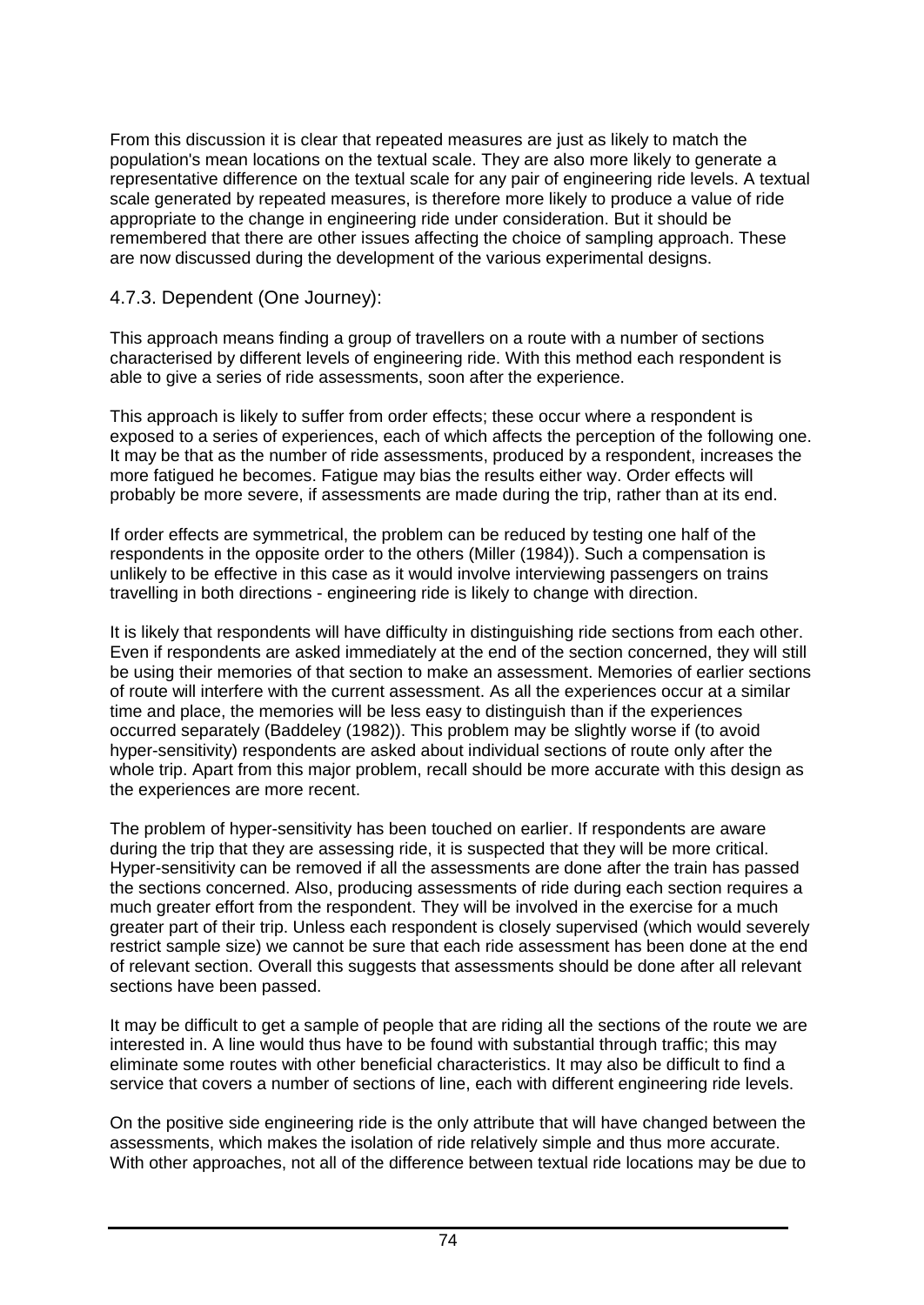From this discussion it is clear that repeated measures are just as likely to match the population's mean locations on the textual scale. They are also more likely to generate a representative difference on the textual scale for any pair of engineering ride levels. A textual scale generated by repeated measures, is therefore more likely to produce a value of ride appropriate to the change in engineering ride under consideration. But it should be remembered that there are other issues affecting the choice of sampling approach. These are now discussed during the development of the various experimental designs.

### 4.7.3. Dependent (One Journey):

This approach means finding a group of travellers on a route with a number of sections characterised by different levels of engineering ride. With this method each respondent is able to give a series of ride assessments, soon after the experience.

This approach is likely to suffer from order effects; these occur where a respondent is exposed to a series of experiences, each of which affects the perception of the following one. It may be that as the number of ride assessments, produced by a respondent, increases the more fatigued he becomes. Fatigue may bias the results either way. Order effects will probably be more severe, if assessments are made during the trip, rather than at its end.

If order effects are symmetrical, the problem can be reduced by testing one half of the respondents in the opposite order to the others (Miller (1984)). Such a compensation is unlikely to be effective in this case as it would involve interviewing passengers on trains travelling in both directions - engineering ride is likely to change with direction.

It is likely that respondents will have difficulty in distinguishing ride sections from each other. Even if respondents are asked immediately at the end of the section concerned, they will still be using their memories of that section to make an assessment. Memories of earlier sections of route will interfere with the current assessment. As all the experiences occur at a similar time and place, the memories will be less easy to distinguish than if the experiences occurred separately (Baddeley (1982)). This problem may be slightly worse if (to avoid hyper-sensitivity) respondents are asked about individual sections of route only after the whole trip. Apart from this major problem, recall should be more accurate with this design as the experiences are more recent.

The problem of hyper-sensitivity has been touched on earlier. If respondents are aware during the trip that they are assessing ride, it is suspected that they will be more critical. Hyper-sensitivity can be removed if all the assessments are done after the train has passed the sections concerned. Also, producing assessments of ride during each section requires a much greater effort from the respondent. They will be involved in the exercise for a much greater part of their trip. Unless each respondent is closely supervised (which would severely restrict sample size) we cannot be sure that each ride assessment has been done at the end of relevant section. Overall this suggests that assessments should be done after all relevant sections have been passed.

It may be difficult to get a sample of people that are riding all the sections of the route we are interested in. A line would thus have to be found with substantial through traffic; this may eliminate some routes with other beneficial characteristics. It may also be difficult to find a service that covers a number of sections of line, each with different engineering ride levels.

On the positive side engineering ride is the only attribute that will have changed between the assessments, which makes the isolation of ride relatively simple and thus more accurate. With other approaches, not all of the difference between textual ride locations may be due to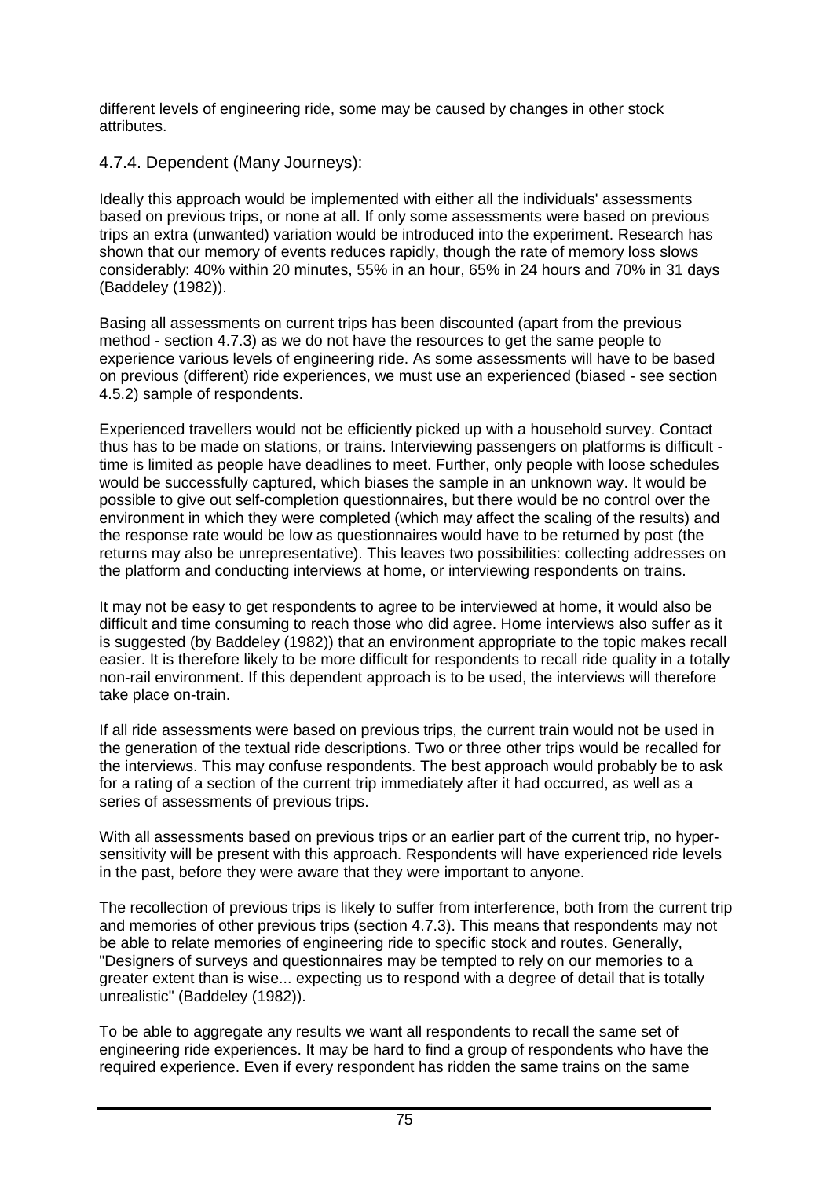different levels of engineering ride, some may be caused by changes in other stock attributes.

### 4.7.4. Dependent (Many Journeys):

Ideally this approach would be implemented with either all the individuals' assessments based on previous trips, or none at all. If only some assessments were based on previous trips an extra (unwanted) variation would be introduced into the experiment. Research has shown that our memory of events reduces rapidly, though the rate of memory loss slows considerably: 40% within 20 minutes, 55% in an hour, 65% in 24 hours and 70% in 31 days (Baddeley (1982)).

Basing all assessments on current trips has been discounted (apart from the previous method - section 4.7.3) as we do not have the resources to get the same people to experience various levels of engineering ride. As some assessments will have to be based on previous (different) ride experiences, we must use an experienced (biased - see section 4.5.2) sample of respondents.

Experienced travellers would not be efficiently picked up with a household survey. Contact thus has to be made on stations, or trains. Interviewing passengers on platforms is difficult - time is limited as people have deadlines to meet. Further, only people with loose schedules would be successfully captured, which biases the sample in an unknown way. It would be possible to give out self-completion questionnaires, but there would be no control over the environment in which they were completed (which may affect the scaling of the results) and the response rate would be low as questionnaires would have to be returned by post (the returns may also be unrepresentative). This leaves two possibilities: collecting addresses on the platform and conducting interviews at home, or interviewing respondents on trains.

It may not be easy to get respondents to agree to be interviewed at home, it would also be difficult and time consuming to reach those who did agree. Home interviews also suffer as it is suggested (by Baddeley (1982)) that an environment appropriate to the topic makes recall easier. It is therefore likely to be more difficult for respondents to recall ride quality in a totally non-rail environment. If this dependent approach is to be used, the interviews will therefore take place on-train.

If all ride assessments were based on previous trips, the current train would not be used in the generation of the textual ride descriptions. Two or three other trips would be recalled for the interviews. This may confuse respondents. The best approach would probably be to ask for a rating of a section of the current trip immediately after it had occurred, as well as a series of assessments of previous trips.

With all assessments based on previous trips or an earlier part of the current trip, no hyper-sensitivity will be present with this approach. Respondents will have experienced ride levels in the past, before they were aware that they were important to anyone.

The recollection of previous trips is likely to suffer from interference, both from the current trip and memories of other previous trips (section 4.7.3). This means that respondents may not be able to relate memories of engineering ride to specific stock and routes. Generally, "Designers of surveys and questionnaires may be tempted to rely on our memories to a greater extent than is wise... expecting us to respond with a degree of detail that is totally unrealistic" (Baddeley (1982)).

To be able to aggregate any results we want all respondents to recall the same set of engineering ride experiences. It may be hard to find a group of respondents who have the required experience. Even if every respondent has ridden the same trains on the same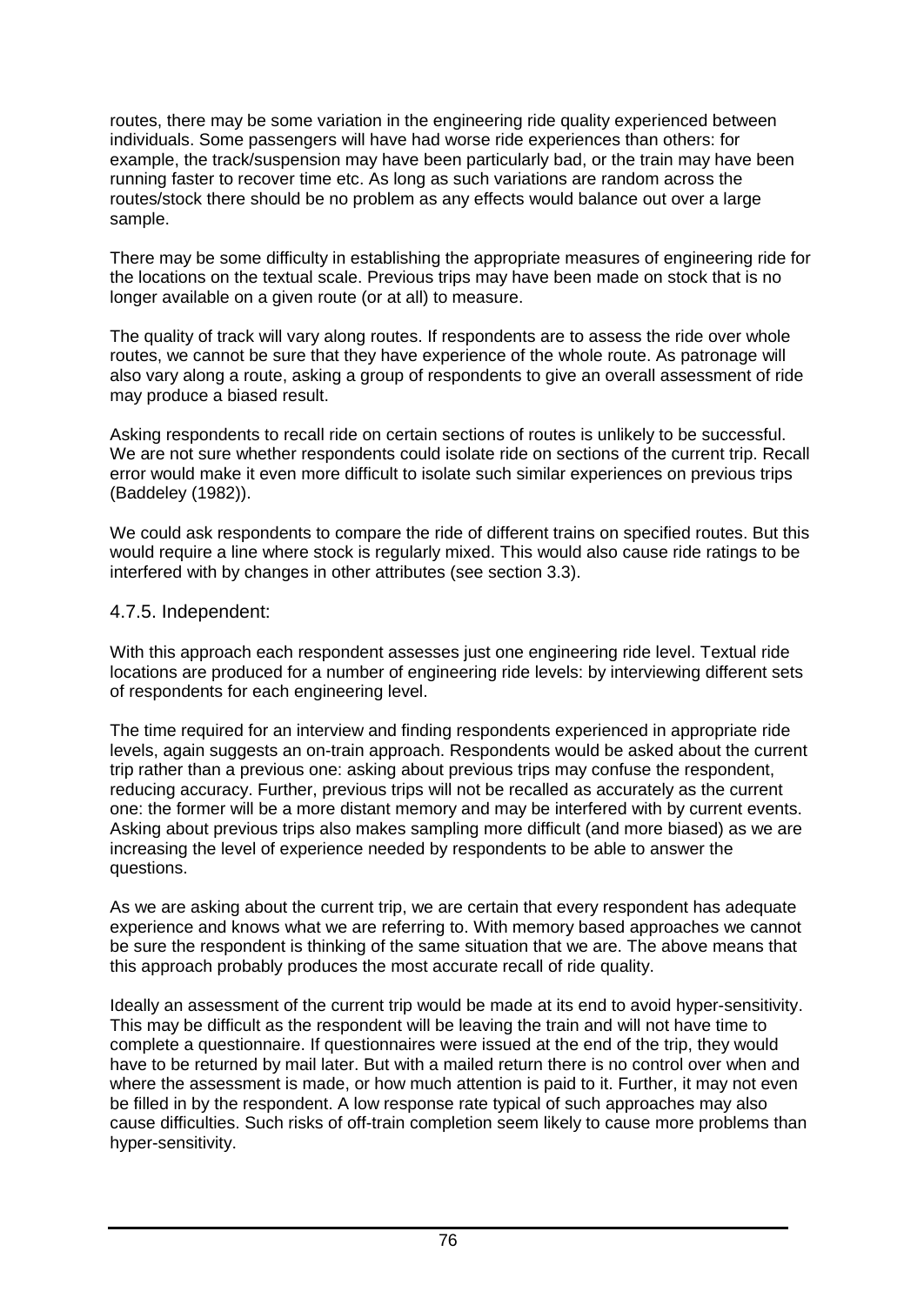routes, there may be some variation in the engineering ride quality experienced between individuals. Some passengers will have had worse ride experiences than others: for example, the track/suspension may have been particularly bad, or the train may have been running faster to recover time etc. As long as such variations are random across the routes/stock there should be no problem as any effects would balance out over a large sample.

There may be some difficulty in establishing the appropriate measures of engineering ride for the locations on the textual scale. Previous trips may have been made on stock that is no longer available on a given route (or at all) to measure.

The quality of track will vary along routes. If respondents are to assess the ride over whole routes, we cannot be sure that they have experience of the whole route. As patronage will also vary along a route, asking a group of respondents to give an overall assessment of ride may produce a biased result.

Asking respondents to recall ride on certain sections of routes is unlikely to be successful. We are not sure whether respondents could isolate ride on sections of the current trip. Recall error would make it even more difficult to isolate such similar experiences on previous trips (Baddeley (1982)).

We could ask respondents to compare the ride of different trains on specified routes. But this would require a line where stock is regularly mixed. This would also cause ride ratings to be interfered with by changes in other attributes (see section 3.3).

### 4.7.5. Independent:

With this approach each respondent assesses just one engineering ride level. Textual ride locations are produced for a number of engineering ride levels: by interviewing different sets of respondents for each engineering level.

The time required for an interview and finding respondents experienced in appropriate ride levels, again suggests an on-train approach. Respondents would be asked about the current trip rather than a previous one: asking about previous trips may confuse the respondent, reducing accuracy. Further, previous trips will not be recalled as accurately as the current one: the former will be a more distant memory and may be interfered with by current events. Asking about previous trips also makes sampling more difficult (and more biased) as we are increasing the level of experience needed by respondents to be able to answer the questions.

As we are asking about the current trip, we are certain that every respondent has adequate experience and knows what we are referring to. With memory based approaches we cannot be sure the respondent is thinking of the same situation that we are. The above means that this approach probably produces the most accurate recall of ride quality.

Ideally an assessment of the current trip would be made at its end to avoid hyper-sensitivity. This may be difficult as the respondent will be leaving the train and will not have time to complete a questionnaire. If questionnaires were issued at the end of the trip, they would have to be returned by mail later. But with a mailed return there is no control over when and where the assessment is made, or how much attention is paid to it. Further, it may not even be filled in by the respondent. A low response rate typical of such approaches may also cause difficulties. Such risks of off-train completion seem likely to cause more problems than hyper-sensitivity.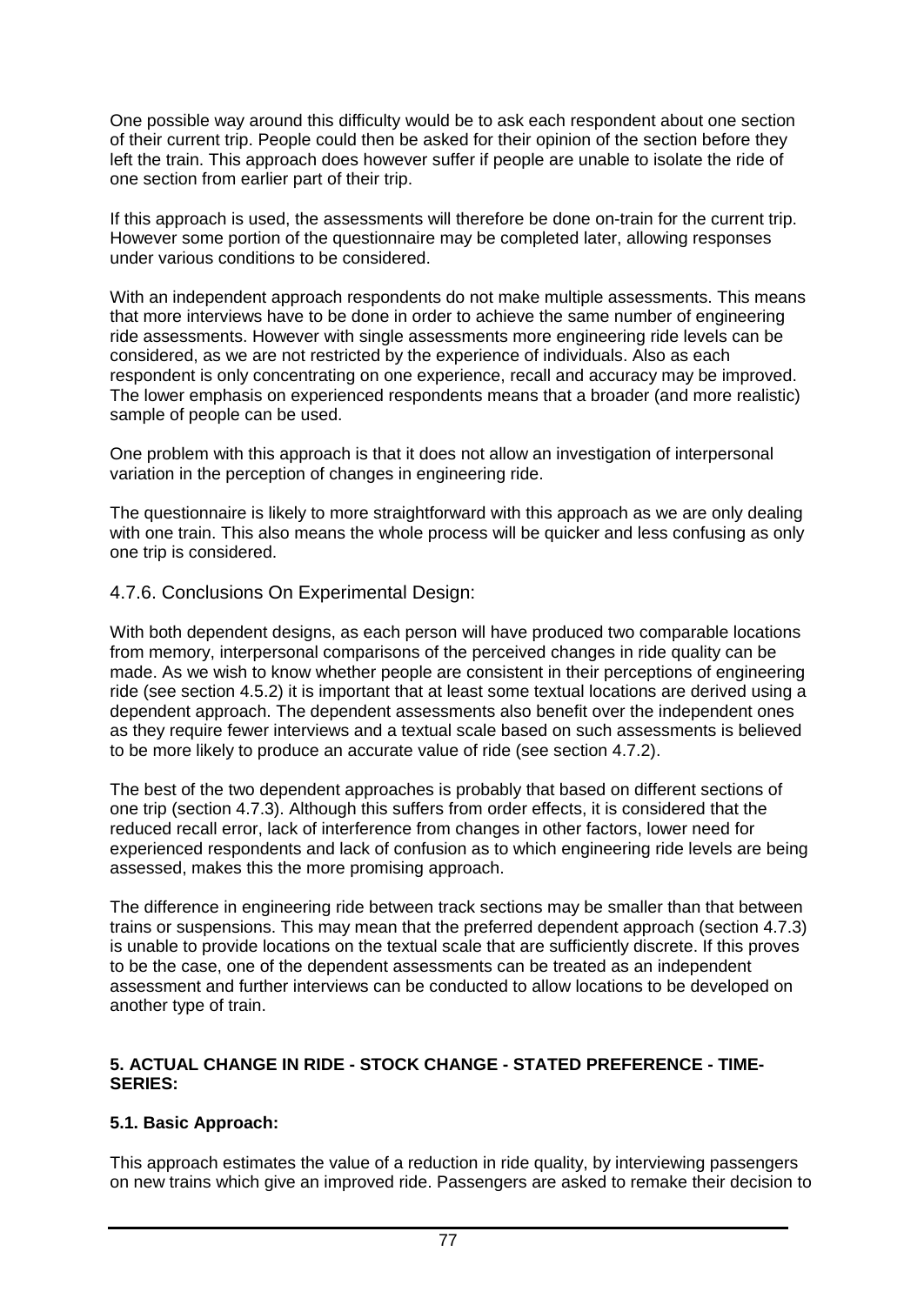One possible way around this difficulty would be to ask each respondent about one section of their current trip. People could then be asked for their opinion of the section before they left the train. This approach does however suffer if people are unable to isolate the ride of one section from earlier part of their trip.

If this approach is used, the assessments will therefore be done on-train for the current trip. However some portion of the questionnaire may be completed later, allowing responses under various conditions to be considered.

With an independent approach respondents do not make multiple assessments. This means that more interviews have to be done in order to achieve the same number of engineering ride assessments. However with single assessments more engineering ride levels can be considered, as we are not restricted by the experience of individuals. Also as each respondent is only concentrating on one experience, recall and accuracy may be improved. The lower emphasis on experienced respondents means that a broader (and more realistic) sample of people can be used.

One problem with this approach is that it does not allow an investigation of interpersonal variation in the perception of changes in engineering ride.

The questionnaire is likely to more straightforward with this approach as we are only dealing with one train. This also means the whole process will be quicker and less confusing as only one trip is considered.

### 4.7.6. Conclusions On Experimental Design:

With both dependent designs, as each person will have produced two comparable locations from memory, interpersonal comparisons of the perceived changes in ride quality can be made. As we wish to know whether people are consistent in their perceptions of engineering ride (see section 4.5.2) it is important that at least some textual locations are derived using a dependent approach. The dependent assessments also benefit over the independent ones as they require fewer interviews and a textual scale based on such assessments is believed to be more likely to produce an accurate value of ride (see section 4.7.2).

The best of the two dependent approaches is probably that based on different sections of one trip (section 4.7.3). Although this suffers from order effects, it is considered that the reduced recall error, lack of interference from changes in other factors, lower need for experienced respondents and lack of confusion as to which engineering ride levels are being assessed, makes this the more promising approach.

The difference in engineering ride between track sections may be smaller than that between trains or suspensions. This may mean that the preferred dependent approach (section 4.7.3) is unable to provide locations on the textual scale that are sufficiently discrete. If this proves to be the case, one of the dependent assessments can be treated as an independent assessment and further interviews can be conducted to allow locations to be developed on another type of train.

## 5. ACTUAL CHANGE IN RIDE - STOCK CHANGE - STATED PREFERENCE - TIME-SERIES:

### 5.1. Basic Approach:

This approach estimates the value of a reduction in ride quality, by interviewing passengers on new trains which give an improved ride. Passengers are asked to remake their decision to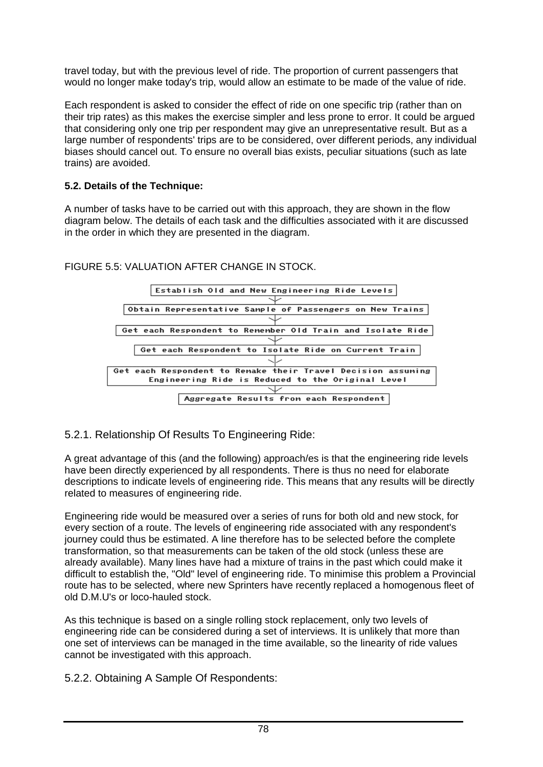travel today, but with the previous level of ride. The proportion of current passengers that would no longer make today's trip, would allow an estimate to be made of the value of ride.

Each respondent is asked to consider the effect of ride on one specific trip (rather than on their trip rates) as this makes the exercise simpler and less prone to error. It could be argued that considering only one trip per respondent may give an unrepresentative result. But as a large number of respondents' trips are to be considered, over different periods, any individual biases should cancel out. To ensure no overall bias exists, peculiar situations (such as late trains) are avoided.

### 5.2. Details of the Technique:

A number of tasks have to be carried out with this approach, they are shown in the flow diagram below. The details of each task and the difficulties associated with it are discussed in the order in which they are presented in the diagram.

FIGURE 5.5: VALUATION AFTER CHANGE IN STOCK.

```
Establish Old and New Engineering Ride Levels
                    ↓
Obtain Representative Sample of Passengers on New Trains
                    ↓
Get each Respondent to Remember Old Train and Isolate Ride
                    ↓
Get each Respondent to Isolate Ride on Current Train
                    ↓
Get each Respondent to Remake their Travel Decision assuming
     Engineering Ride is Reduced to the Original Level
                    ↓
Aggregate Results from each Respondent
```

#### 5.2.1. Relationship Of Results To Engineering Ride:

A great advantage of this (and the following) approach/es is that the engineering ride levels have been directly experienced by all respondents. There is thus no need for elaborate descriptions to indicate levels of engineering ride. This means that any results will be directly related to measures of engineering ride.

Engineering ride would be measured over a series of runs for both old and new stock, for every section of a route. The levels of engineering ride associated with any respondent's journey could thus be estimated. A line therefore has to be selected before the complete transformation, so that measurements can be taken of the old stock (unless these are already available). Many lines have had a mixture of trains in the past which could make it difficult to establish the, "Old" level of engineering ride. To minimise this problem a Provincial route has to be selected, where new Sprinters have recently replaced a homogenous fleet of old D.M.U's or loco-hauled stock.

As this technique is based on a single rolling stock replacement, only two levels of engineering ride can be considered during a set of interviews. It is unlikely that more than one set of interviews can be managed in the time available, so the linearity of ride values cannot be investigated with this approach.

#### 5.2.2. Obtaining A Sample Of Respondents: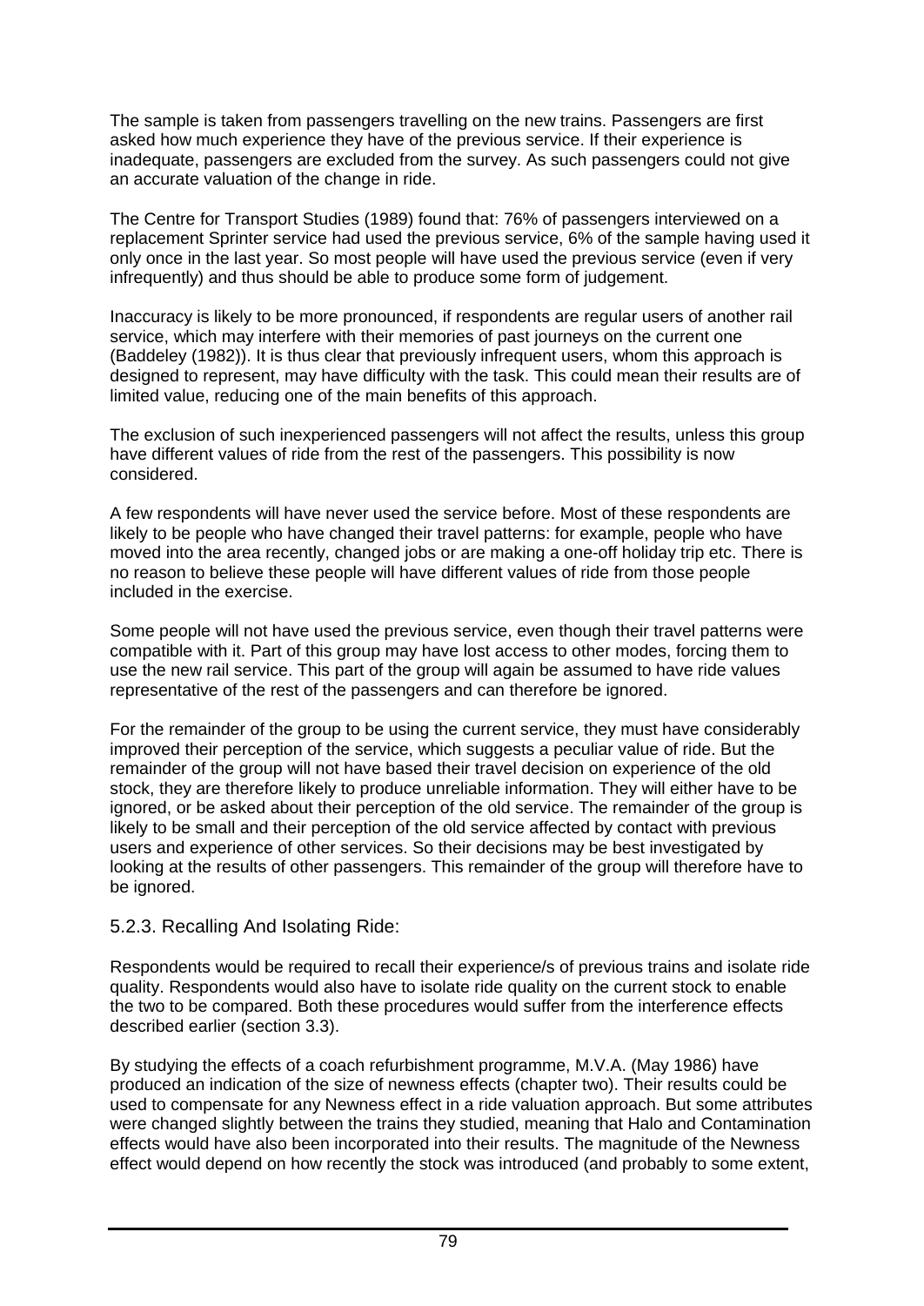The sample is taken from passengers travelling on the new trains. Passengers are first asked how much experience they have of the previous service. If their experience is inadequate, passengers are excluded from the survey. As such passengers could not give an accurate valuation of the change in ride.

The Centre for Transport Studies (1989) found that: 76% of passengers interviewed on a replacement Sprinter service had used the previous service, 6% of the sample having used it only once in the last year. So most people will have used the previous service (even if very infrequently) and thus should be able to produce some form of judgement.

Inaccuracy is likely to be more pronounced, if respondents are regular users of another rail service, which may interfere with their memories of past journeys on the current one (Baddeley (1982)). It is thus clear that previously infrequent users, whom this approach is designed to represent, may have difficulty with the task. This could mean their results are of limited value, reducing one of the main benefits of this approach.

The exclusion of such inexperienced passengers will not affect the results, unless this group have different values of ride from the rest of the passengers. This possibility is now considered.

A few respondents will have never used the service before. Most of these respondents are likely to be people who have changed their travel patterns: for example, people who have moved into the area recently, changed jobs or are making a one-off holiday trip etc. There is no reason to believe these people will have different values of ride from those people included in the exercise.

Some people will not have used the previous service, even though their travel patterns were compatible with it. Part of this group may have lost access to other modes, forcing them to use the new rail service. This part of the group will again be assumed to have ride values representative of the rest of the passengers and can therefore be ignored.

For the remainder of the group to be using the current service, they must have considerably improved their perception of the service, which suggests a peculiar value of ride. But the remainder of the group will not have based their travel decision on experience of the old stock, they are therefore likely to produce unreliable information. They will either have to be ignored, or be asked about their perception of the old service. The remainder of the group is likely to be small and their perception of the old service affected by contact with previous users and experience of other services. So their decisions may be best investigated by looking at the results of other passengers. This remainder of the group will therefore have to be ignored.

### 5.2.3. Recalling And Isolating Ride:

Respondents would be required to recall their experience/s of previous trains and isolate ride quality. Respondents would also have to isolate ride quality on the current stock to enable the two to be compared. Both these procedures would suffer from the interference effects described earlier (section 3.3).

By studying the effects of a coach refurbishment programme, M.V.A. (May 1986) have produced an indication of the size of newness effects (chapter two). Their results could be used to compensate for any Newness effect in a ride valuation approach. But some attributes were changed slightly between the trains they studied, meaning that Halo and Contamination effects would have also been incorporated into their results. The magnitude of the Newness effect would depend on how recently the stock was introduced (and probably to some extent,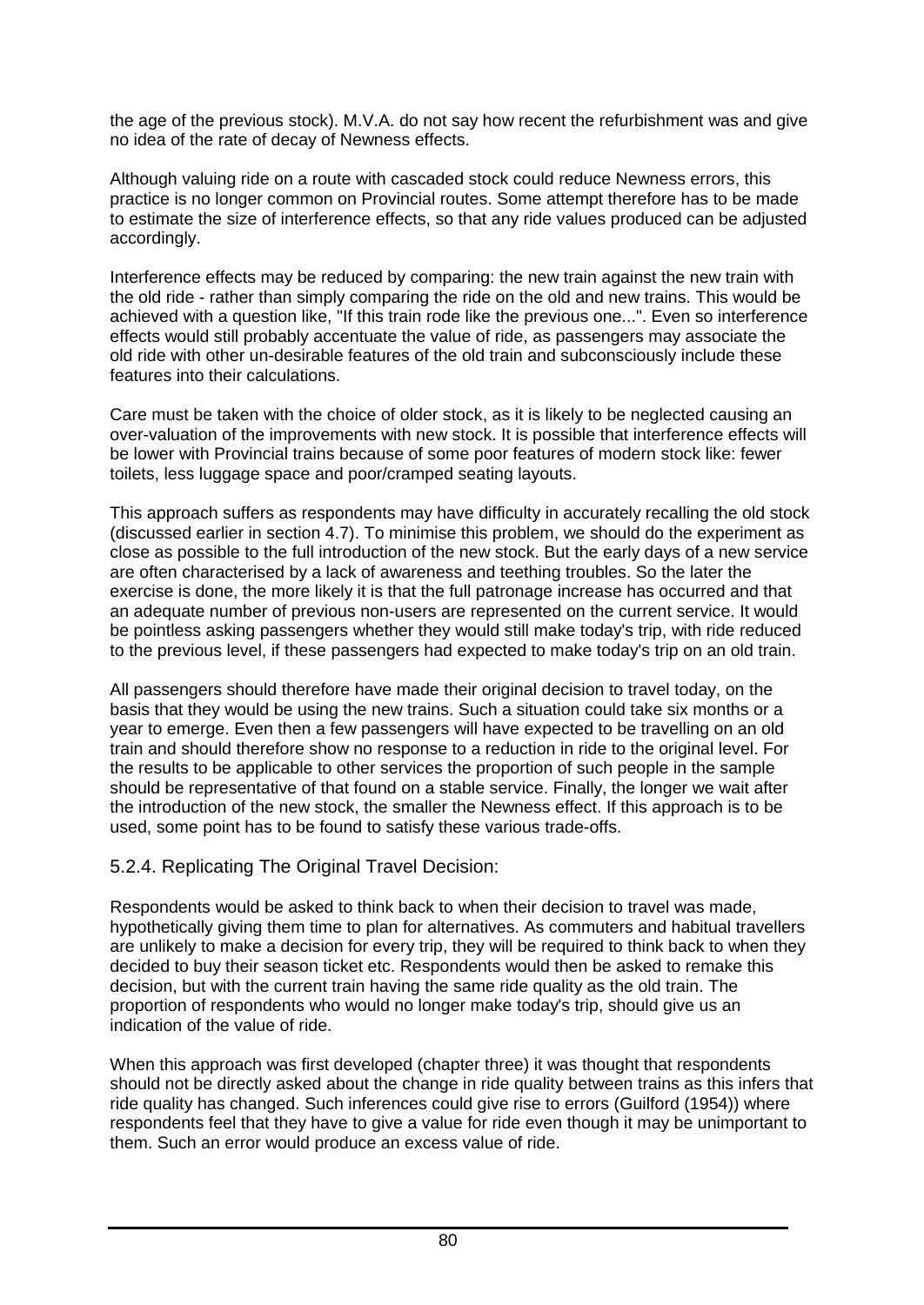the age of the previous stock). M.V.A. do not say how recent the refurbishment was and give no idea of the rate of decay of Newness effects.

Although valuing ride on a route with cascaded stock could reduce Newness errors, this practice is no longer common on Provincial routes. Some attempt therefore has to be made to estimate the size of interference effects, so that any ride values produced can be adjusted accordingly.

Interference effects may be reduced by comparing: the new train against the new train with the old ride - rather than simply comparing the ride on the old and new trains. This would be achieved with a question like, "If this train rode like the previous one...". Even so interference effects would still probably accentuate the value of ride, as passengers may associate the old ride with other un-desirable features of the old train and subconsciously include these features into their calculations.

Care must be taken with the choice of older stock, as it is likely to be neglected causing an over-valuation of the improvements with new stock. It is possible that interference effects will be lower with Provincial trains because of some poor features of modern stock like: fewer toilets, less luggage space and poor/cramped seating layouts.

This approach suffers as respondents may have difficulty in accurately recalling the old stock (discussed earlier in section 4.7). To minimise this problem, we should do the experiment as close as possible to the full introduction of the new stock. But the early days of a new service are often characterised by a lack of awareness and teething troubles. So the later the exercise is done, the more likely it is that the full patronage increase has occurred and that an adequate number of previous non-users are represented on the current service. It would be pointless asking passengers whether they would still make today's trip, with ride reduced to the previous level, if these passengers had expected to make today's trip on an old train.

All passengers should therefore have made their original decision to travel today, on the basis that they would be using the new trains. Such a situation could take six months or a year to emerge. Even then a few passengers will have expected to be travelling on an old train and should therefore show no response to a reduction in ride to the original level. For the results to be applicable to other services the proportion of such people in the sample should be representative of that found on a stable service. Finally, the longer we wait after the introduction of the new stock, the smaller the Newness effect. If this approach is to be used, some point has to be found to satisfy these various trade-offs.

### 5.2.4. Replicating The Original Travel Decision:

Respondents would be asked to think back to when their decision to travel was made, hypothetically giving them time to plan for alternatives. As commuters and habitual travellers are unlikely to make a decision for every trip, they will be required to think back to when they decided to buy their season ticket etc. Respondents would then be asked to remake this decision, but with the current train having the same ride quality as the old train. The proportion of respondents who would no longer make today's trip, should give us an indication of the value of ride.

When this approach was first developed (chapter three) it was thought that respondents should not be directly asked about the change in ride quality between trains as this infers that ride quality has changed. Such inferences could give rise to errors (Guilford (1954)) where respondents feel that they have to give a value for ride even though it may be unimportant to them. Such an error would produce an excess value of ride.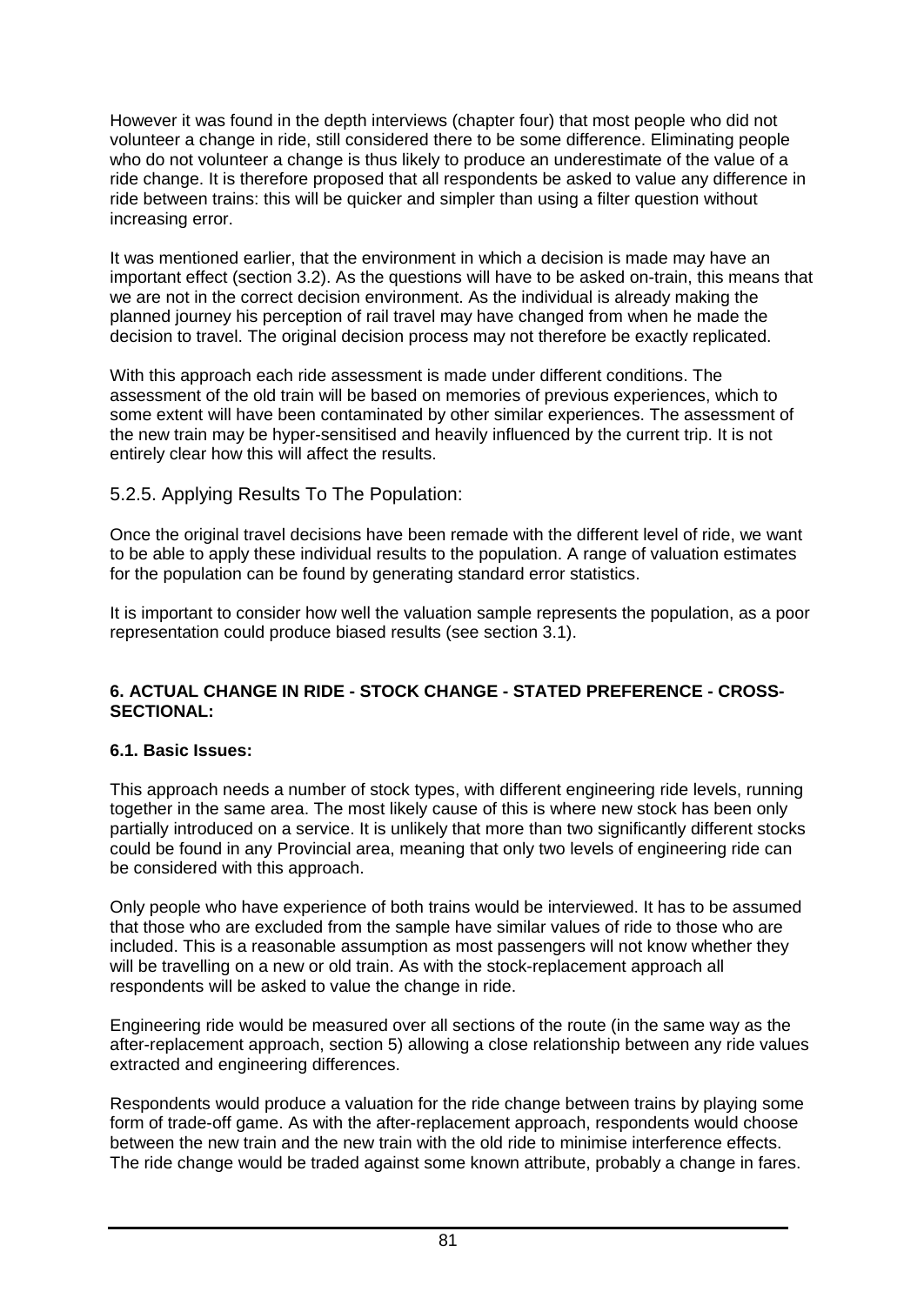However it was found in the depth interviews (chapter four) that most people who did not volunteer a change in ride, still considered there to be some difference. Eliminating people who do not volunteer a change is thus likely to produce an underestimate of the value of a ride change. It is therefore proposed that all respondents be asked to value any difference in ride between trains: this will be quicker and simpler than using a filter question without increasing error.

It was mentioned earlier, that the environment in which a decision is made may have an important effect (section 3.2). As the questions will have to be asked on-train, this means that we are not in the correct decision environment. As the individual is already making the planned journey his perception of rail travel may have changed from when he made the decision to travel. The original decision process may not therefore be exactly replicated.

With this approach each ride assessment is made under different conditions. The assessment of the old train will be based on memories of previous experiences, which to some extent will have been contaminated by other similar experiences. The assessment of the new train may be hyper-sensitised and heavily influenced by the current trip. It is not entirely clear how this will affect the results.

### 5.2.5. Applying Results To The Population:

Once the original travel decisions have been remade with the different level of ride, we want to be able to apply these individual results to the population. A range of valuation estimates for the population can be found by generating standard error statistics.

It is important to consider how well the valuation sample represents the population, as a poor representation could produce biased results (see section 3.1).

## 6. ACTUAL CHANGE IN RIDE - STOCK CHANGE - STATED PREFERENCE - CROSS-SECTIONAL:

### 6.1. Basic Issues:

This approach needs a number of stock types, with different engineering ride levels, running together in the same area. The most likely cause of this is where new stock has been only partially introduced on a service. It is unlikely that more than two significantly different stocks could be found in any Provincial area, meaning that only two levels of engineering ride can be considered with this approach.

Only people who have experience of both trains would be interviewed. It has to be assumed that those who are excluded from the sample have similar values of ride to those who are included. This is a reasonable assumption as most passengers will not know whether they will be travelling on a new or old train. As with the stock-replacement approach all respondents will be asked to value the change in ride.

Engineering ride would be measured over all sections of the route (in the same way as the after-replacement approach, section 5) allowing a close relationship between any ride values extracted and engineering differences.

Respondents would produce a valuation for the ride change between trains by playing some form of trade-off game. As with the after-replacement approach, respondents would choose between the new train and the new train with the old ride to minimise interference effects. The ride change would be traded against some known attribute, probably a change in fares.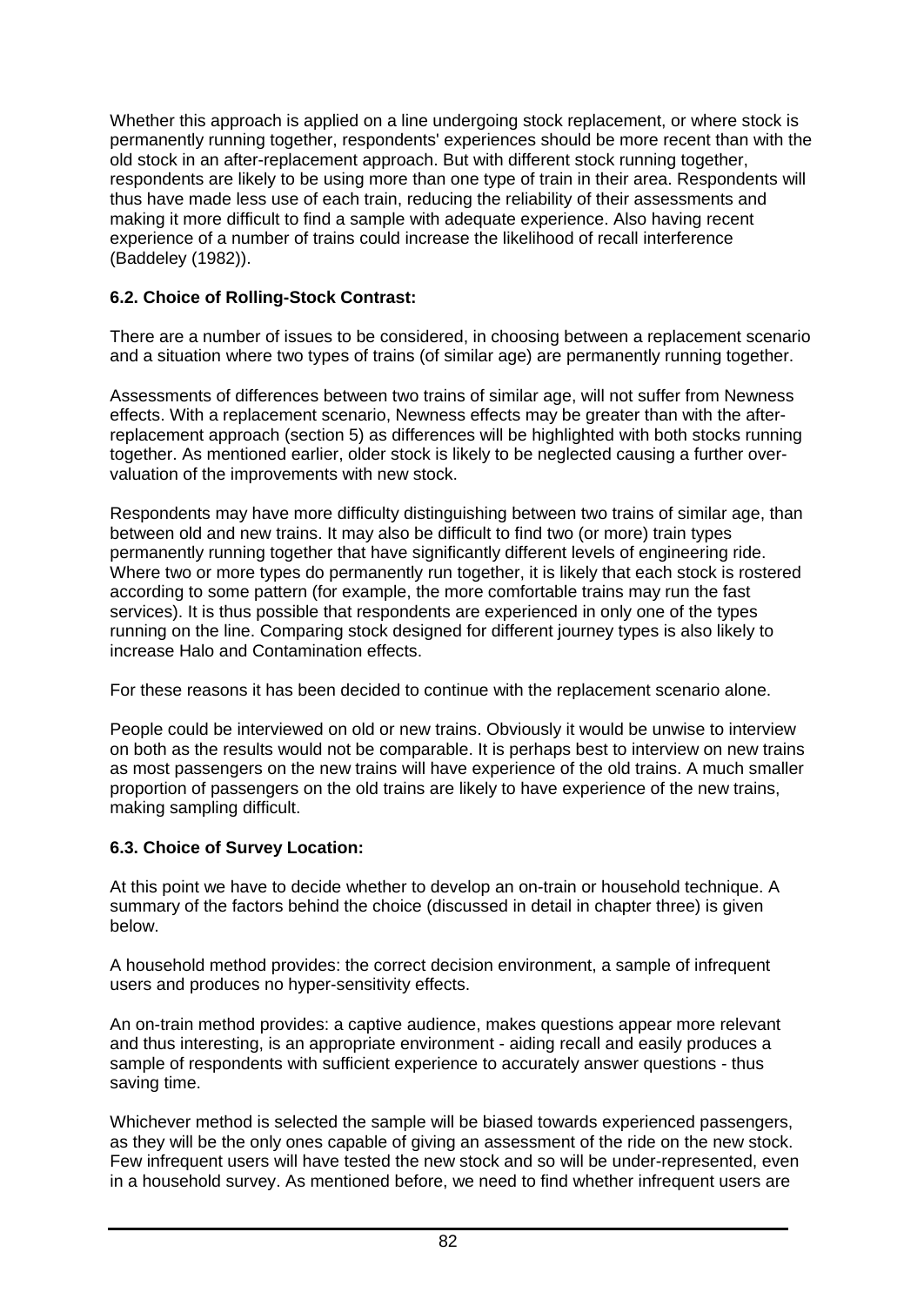Whether this approach is applied on a line undergoing stock replacement, or where stock is permanently running together, respondents' experiences should be more recent than with the old stock in an after-replacement approach. But with different stock running together, respondents are likely to be using more than one type of train in their area. Respondents will thus have made less use of each train, reducing the reliability of their assessments and making it more difficult to find a sample with adequate experience. Also having recent experience of a number of trains could increase the likelihood of recall interference (Baddeley (1982)).

### 6.2. Choice of Rolling-Stock Contrast:

There are a number of issues to be considered, in choosing between a replacement scenario and a situation where two types of trains (of similar age) are permanently running together.

Assessments of differences between two trains of similar age, will not suffer from Newness effects. With a replacement scenario, Newness effects may be greater than with the after-replacement approach (section 5) as differences will be highlighted with both stocks running together. As mentioned earlier, older stock is likely to be neglected causing a further over-valuation of the improvements with new stock.

Respondents may have more difficulty distinguishing between two trains of similar age, than between old and new trains. It may also be difficult to find two (or more) train types permanently running together that have significantly different levels of engineering ride. Where two or more types do permanently run together, it is likely that each stock is rostered according to some pattern (for example, the more comfortable trains may run the fast services). It is thus possible that respondents are experienced in only one of the types running on the line. Comparing stock designed for different journey types is also likely to increase Halo and Contamination effects.

For these reasons it has been decided to continue with the replacement scenario alone.

People could be interviewed on old or new trains. Obviously it would be unwise to interview on both as the results would not be comparable. It is perhaps best to interview on new trains as most passengers on the new trains will have experience of the old trains. A much smaller proportion of passengers on the old trains are likely to have experience of the new trains, making sampling difficult.

### 6.3. Choice of Survey Location:

At this point we have to decide whether to develop an on-train or household technique. A summary of the factors behind the choice (discussed in detail in chapter three) is given below.

A household method provides: the correct decision environment, a sample of infrequent users and produces no hyper-sensitivity effects.

An on-train method provides: a captive audience, makes questions appear more relevant and thus interesting, is an appropriate environment - aiding recall and easily produces a sample of respondents with sufficient experience to accurately answer questions - thus saving time.

Whichever method is selected the sample will be biased towards experienced passengers, as they will be the only ones capable of giving an assessment of the ride on the new stock. Few infrequent users will have tested the new stock and so will be under-represented, even in a household survey. As mentioned before, we need to find whether infrequent users are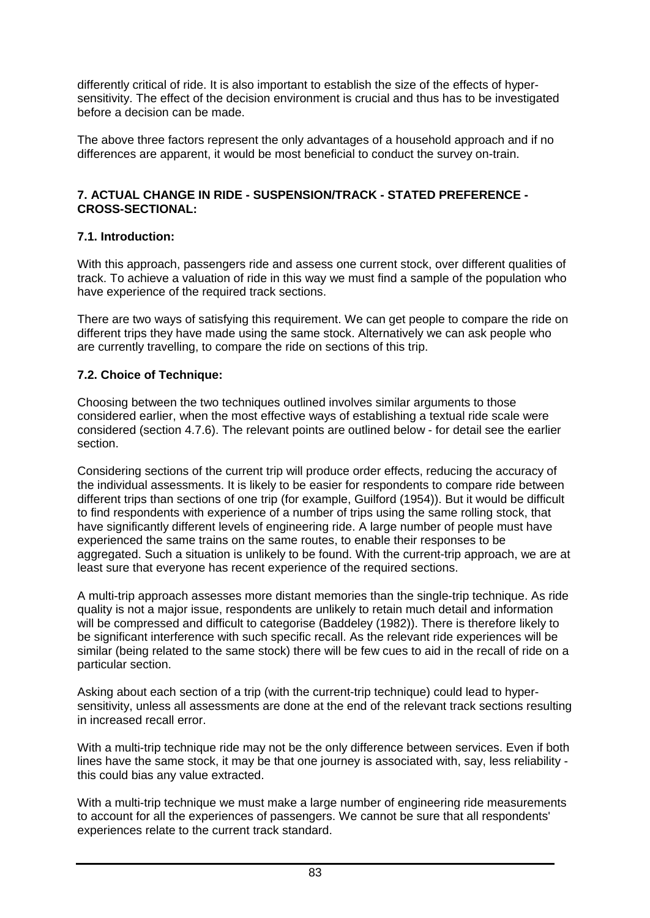differently critical of ride. It is also important to establish the size of the effects of hyper-sensitivity. The effect of the decision environment is crucial and thus has to be investigated before a decision can be made.

The above three factors represent the only advantages of a household approach and if no differences are apparent, it would be most beneficial to conduct the survey on-train.

## 7. ACTUAL CHANGE IN RIDE - SUSPENSION/TRACK - STATED PREFERENCE - CROSS-SECTIONAL:

### 7.1. Introduction:

With this approach, passengers ride and assess one current stock, over different qualities of track. To achieve a valuation of ride in this way we must find a sample of the population who have experience of the required track sections.

There are two ways of satisfying this requirement. We can get people to compare the ride on different trips they have made using the same stock. Alternatively we can ask people who are currently travelling, to compare the ride on sections of this trip.

### 7.2. Choice of Technique:

Choosing between the two techniques outlined involves similar arguments to those considered earlier, when the most effective ways of establishing a textual ride scale were considered (section 4.7.6). The relevant points are outlined below - for detail see the earlier section.

Considering sections of the current trip will produce order effects, reducing the accuracy of the individual assessments. It is likely to be easier for respondents to compare ride between different trips than sections of one trip (for example, Guilford (1954)). But it would be difficult to find respondents with experience of a number of trips using the same rolling stock, that have significantly different levels of engineering ride. A large number of people must have experienced the same trains on the same routes, to enable their responses to be aggregated. Such a situation is unlikely to be found. With the current-trip approach, we are at least sure that everyone has recent experience of the required sections.

A multi-trip approach assesses more distant memories than the single-trip technique. As ride quality is not a major issue, respondents are unlikely to retain much detail and information will be compressed and difficult to categorise (Baddeley (1982)). There is therefore likely to be significant interference with such specific recall. As the relevant ride experiences will be similar (being related to the same stock) there will be few cues to aid in the recall of ride on a particular section.

Asking about each section of a trip (with the current-trip technique) could lead to hyper-sensitivity, unless all assessments are done at the end of the relevant track sections resulting in increased recall error.

With a multi-trip technique ride may not be the only difference between services. Even if both lines have the same stock, it may be that one journey is associated with, say, less reliability - this could bias any value extracted.

With a multi-trip technique we must make a large number of engineering ride measurements to account for all the experiences of passengers. We cannot be sure that all respondents' experiences relate to the current track standard.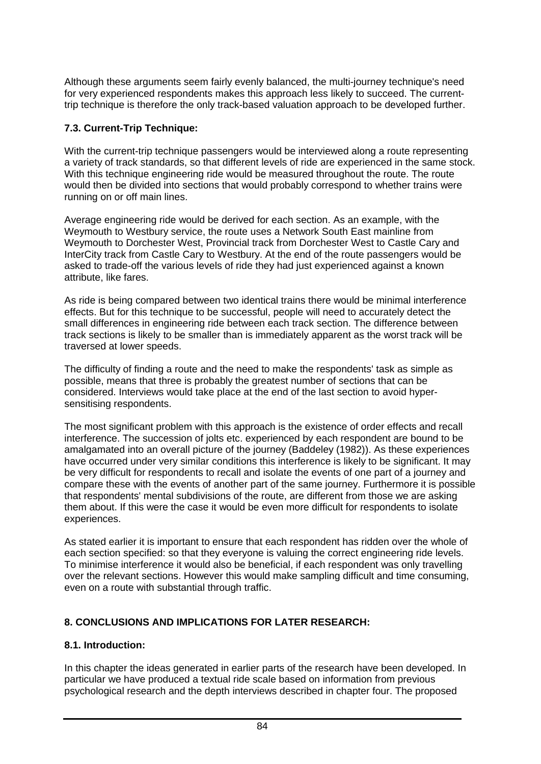Although these arguments seem fairly evenly balanced, the multi-journey technique's need for very experienced respondents makes this approach less likely to succeed. The current-trip technique is therefore the only track-based valuation approach to be developed further.

### 7.3. Current-Trip Technique:

With the current-trip technique passengers would be interviewed along a route representing a variety of track standards, so that different levels of ride are experienced in the same stock. With this technique engineering ride would be measured throughout the route. The route would then be divided into sections that would probably correspond to whether trains were running on or off main lines.

Average engineering ride would be derived for each section. As an example, with the Weymouth to Westbury service, the route uses a Network South East mainline from Weymouth to Dorchester West, Provincial track from Dorchester West to Castle Cary and InterCity track from Castle Cary to Westbury. At the end of the route passengers would be asked to trade-off the various levels of ride they had just experienced against a known attribute, like fares.

As ride is being compared between two identical trains there would be minimal interference effects. But for this technique to be successful, people will need to accurately detect the small differences in engineering ride between each track section. The difference between track sections is likely to be smaller than is immediately apparent as the worst track will be traversed at lower speeds.

The difficulty of finding a route and the need to make the respondents' task as simple as possible, means that three is probably the greatest number of sections that can be considered. Interviews would take place at the end of the last section to avoid hyper-sensitising respondents.

The most significant problem with this approach is the existence of order effects and recall interference. The succession of jolts etc. experienced by each respondent are bound to be amalgamated into an overall picture of the journey (Baddeley (1982)). As these experiences have occurred under very similar conditions this interference is likely to be significant. It may be very difficult for respondents to recall and isolate the events of one part of a journey and compare these with the events of another part of the same journey. Furthermore it is possible that respondents' mental subdivisions of the route, are different from those we are asking them about. If this were the case it would be even more difficult for respondents to isolate experiences.

As stated earlier it is important to ensure that each respondent has ridden over the whole of each section specified: so that they everyone is valuing the correct engineering ride levels. To minimise interference it would also be beneficial, if each respondent was only travelling over the relevant sections. However this would make sampling difficult and time consuming, even on a route with substantial through traffic.

## 8. CONCLUSIONS AND IMPLICATIONS FOR LATER RESEARCH:

### 8.1. Introduction:

In this chapter the ideas generated in earlier parts of the research have been developed. In particular we have produced a textual ride scale based on information from previous psychological research and the depth interviews described in chapter four. The proposed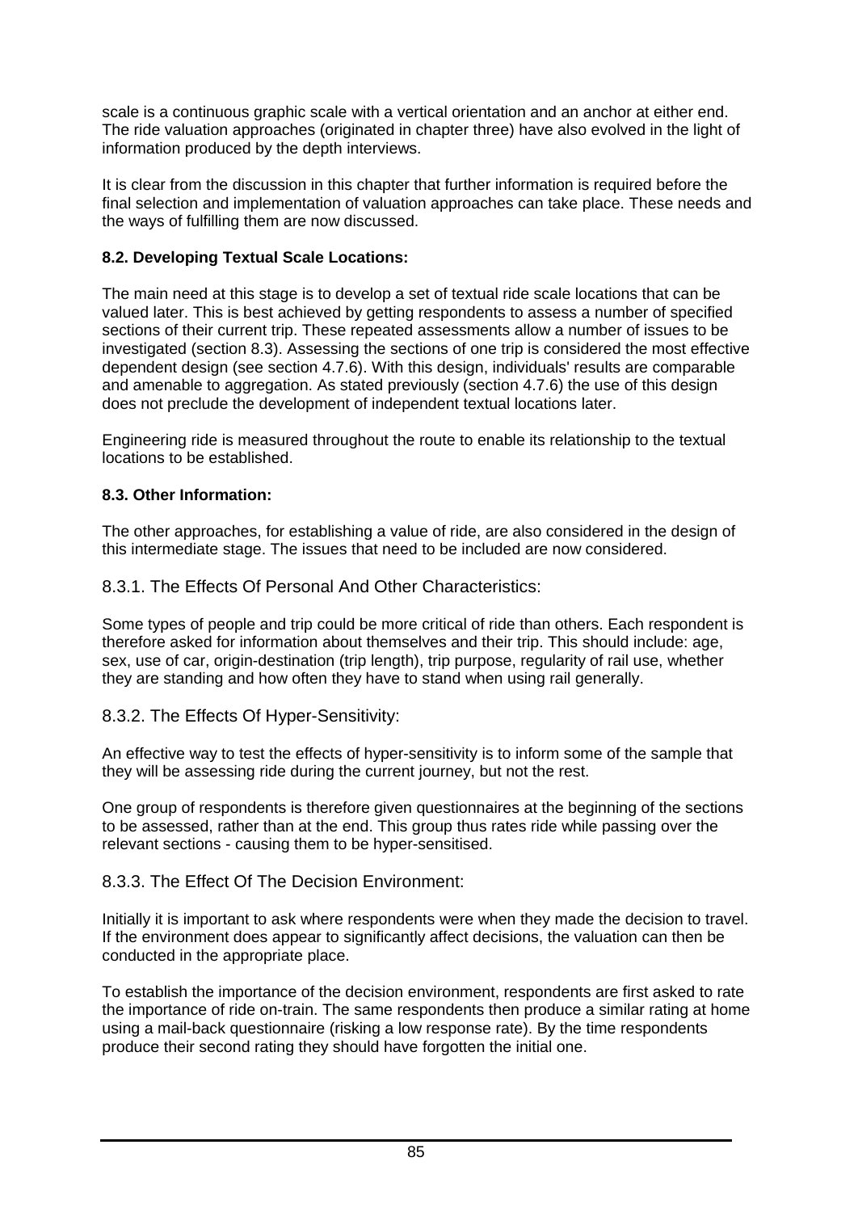scale is a continuous graphic scale with a vertical orientation and an anchor at either end. The ride valuation approaches (originated in chapter three) have also evolved in the light of information produced by the depth interviews.

It is clear from the discussion in this chapter that further information is required before the final selection and implementation of valuation approaches can take place. These needs and the ways of fulfilling them are now discussed.

### 8.2. Developing Textual Scale Locations:

The main need at this stage is to develop a set of textual ride scale locations that can be valued later. This is best achieved by getting respondents to assess a number of specified sections of their current trip. These repeated assessments allow a number of issues to be investigated (section 8.3). Assessing the sections of one trip is considered the most effective dependent design (see section 4.7.6). With this design, individuals' results are comparable and amenable to aggregation. As stated previously (section 4.7.6) the use of this design does not preclude the development of independent textual locations later.

Engineering ride is measured throughout the route to enable its relationship to the textual locations to be established.

### 8.3. Other Information:

The other approaches, for establishing a value of ride, are also considered in the design of this intermediate stage. The issues that need to be included are now considered.

#### 8.3.1. The Effects Of Personal And Other Characteristics:

Some types of people and trip could be more critical of ride than others. Each respondent is therefore asked for information about themselves and their trip. This should include: age, sex, use of car, origin-destination (trip length), trip purpose, regularity of rail use, whether they are standing and how often they have to stand when using rail generally.

#### 8.3.2. The Effects Of Hyper-Sensitivity:

An effective way to test the effects of hyper-sensitivity is to inform some of the sample that they will be assessing ride during the current journey, but not the rest.

One group of respondents is therefore given questionnaires at the beginning of the sections to be assessed, rather than at the end. This group thus rates ride while passing over the relevant sections - causing them to be hyper-sensitised.

#### 8.3.3. The Effect Of The Decision Environment:

Initially it is important to ask where respondents were when they made the decision to travel. If the environment does appear to significantly affect decisions, the valuation can then be conducted in the appropriate place.

To establish the importance of the decision environment, respondents are first asked to rate the importance of ride on-train. The same respondents then produce a similar rating at home using a mail-back questionnaire (risking a low response rate). By the time respondents produce their second rating they should have forgotten the initial one.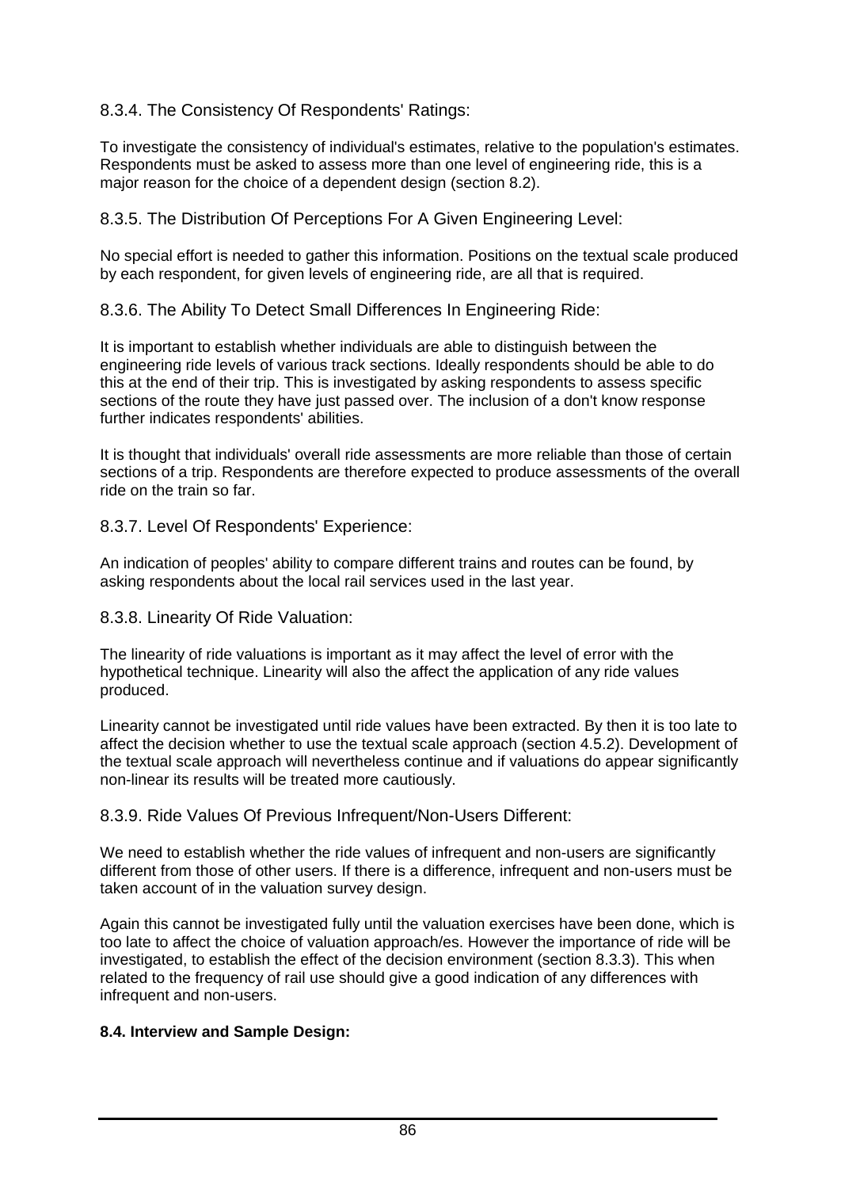### 8.3.4. The Consistency Of Respondents' Ratings:

To investigate the consistency of individual's estimates, relative to the population's estimates. Respondents must be asked to assess more than one level of engineering ride, this is a major reason for the choice of a dependent design (section 8.2).

### 8.3.5. The Distribution Of Perceptions For A Given Engineering Level:

No special effort is needed to gather this information. Positions on the textual scale produced by each respondent, for given levels of engineering ride, are all that is required.

### 8.3.6. The Ability To Detect Small Differences In Engineering Ride:

It is important to establish whether individuals are able to distinguish between the engineering ride levels of various track sections. Ideally respondents should be able to do this at the end of their trip. This is investigated by asking respondents to assess specific sections of the route they have just passed over. The inclusion of a don't know response further indicates respondents' abilities.

It is thought that individuals' overall ride assessments are more reliable than those of certain sections of a trip. Respondents are therefore expected to produce assessments of the overall ride on the train so far.

### 8.3.7. Level Of Respondents' Experience:

An indication of peoples' ability to compare different trains and routes can be found, by asking respondents about the local rail services used in the last year.

### 8.3.8. Linearity Of Ride Valuation:

The linearity of ride valuations is important as it may affect the level of error with the hypothetical technique. Linearity will also the affect the application of any ride values produced.

Linearity cannot be investigated until ride values have been extracted. By then it is too late to affect the decision whether to use the textual scale approach (section 4.5.2). Development of the textual scale approach will nevertheless continue and if valuations do appear significantly non-linear its results will be treated more cautiously.

### 8.3.9. Ride Values Of Previous Infrequent/Non-Users Different:

We need to establish whether the ride values of infrequent and non-users are significantly different from those of other users. If there is a difference, infrequent and non-users must be taken account of in the valuation survey design.

Again this cannot be investigated fully until the valuation exercises have been done, which is too late to affect the choice of valuation approach/es. However the importance of ride will be investigated, to establish the effect of the decision environment (section 8.3.3). This when related to the frequency of rail use should give a good indication of any differences with infrequent and non-users.

## 8.4. Interview and Sample Design: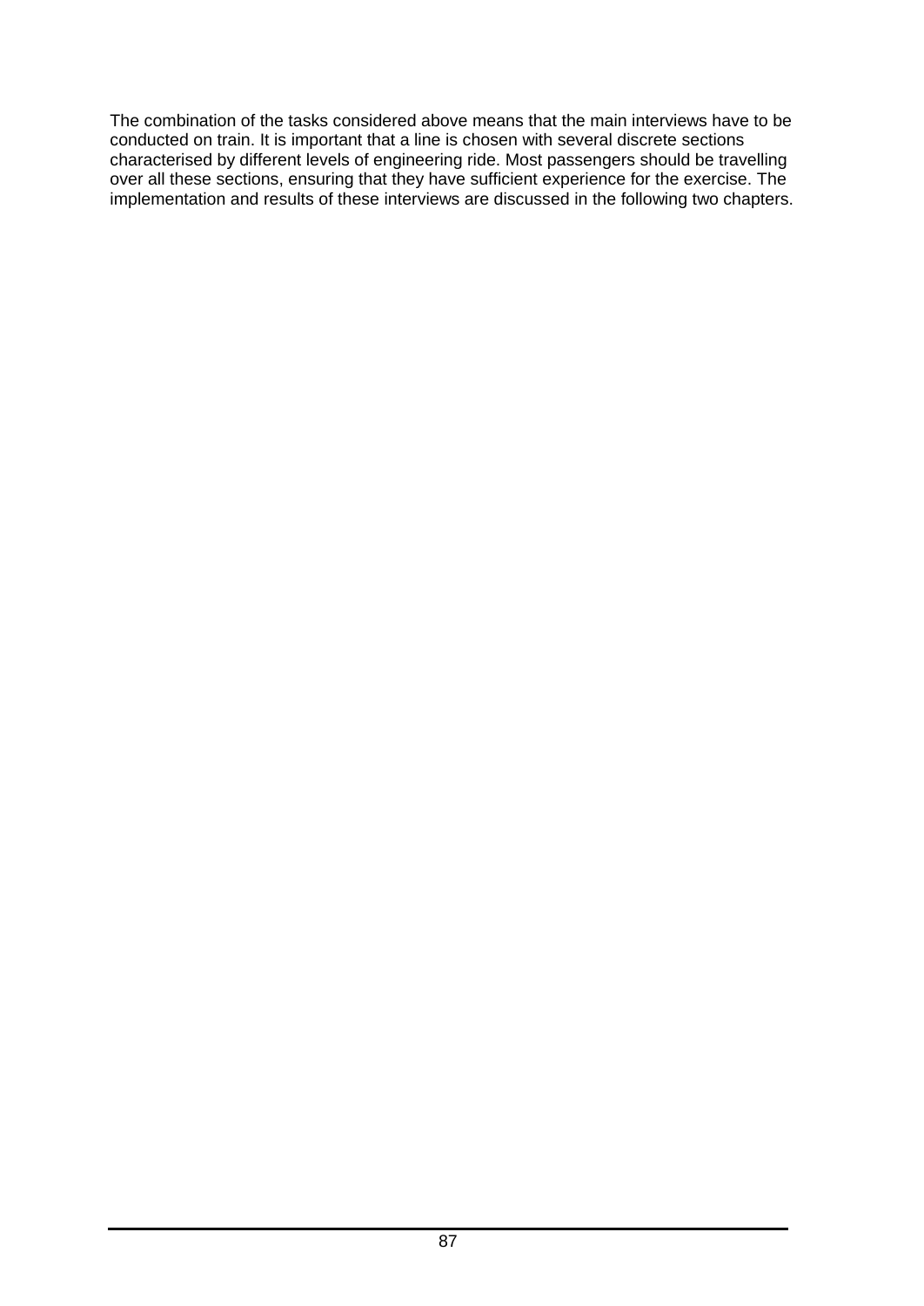The combination of the tasks considered above means that the main interviews have to be conducted on train. It is important that a line is chosen with several discrete sections characterised by different levels of engineering ride. Most passengers should be travelling over all these sections, ensuring that they have sufficient experience for the exercise. The implementation and results of these interviews are discussed in the following two chapters.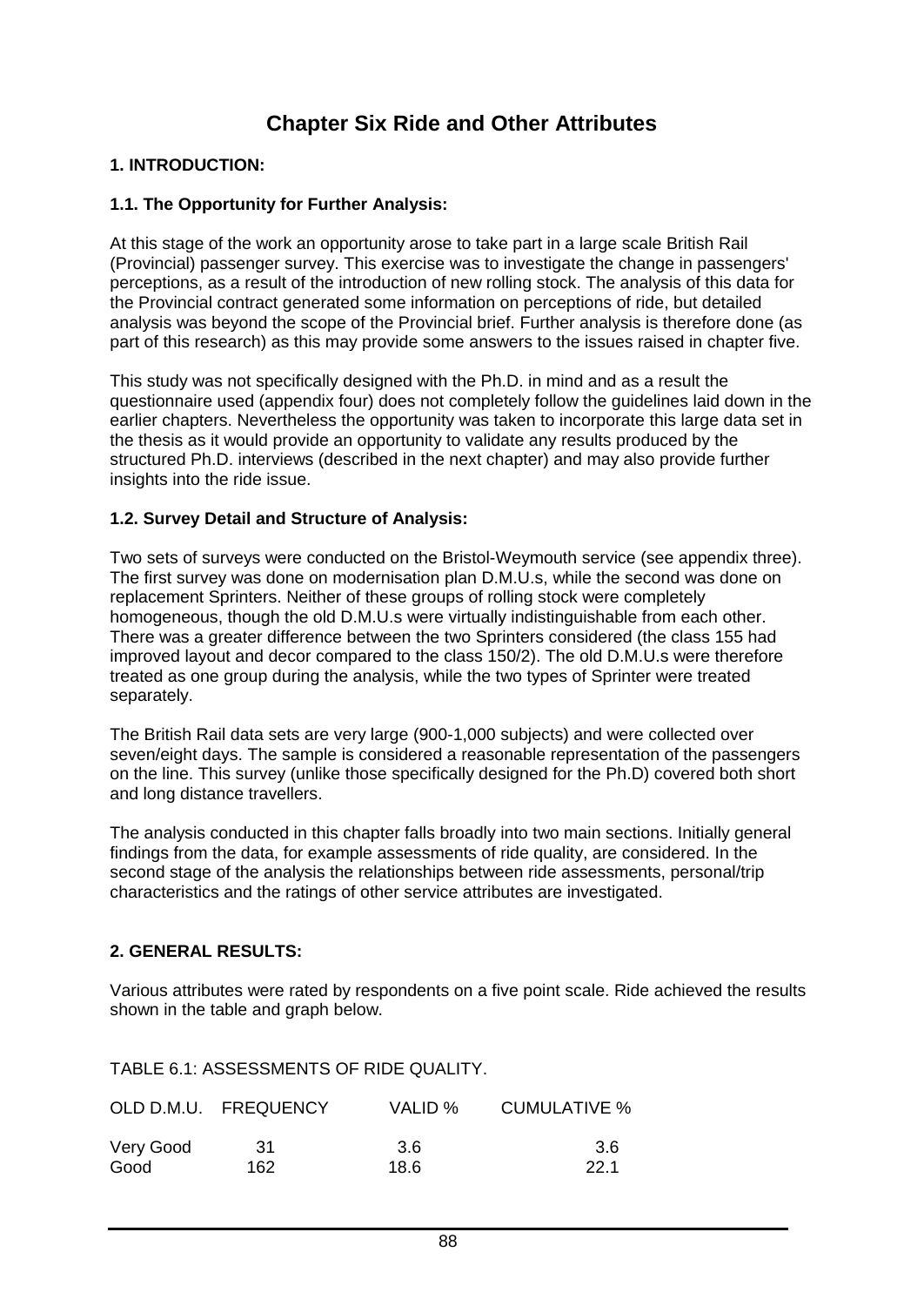# Chapter Six Ride and Other Attributes

## 1. INTRODUCTION:

### 1.1. The Opportunity for Further Analysis:

At this stage of the work an opportunity arose to take part in a large scale British Rail (Provincial) passenger survey. This exercise was to investigate the change in passengers' perceptions, as a result of the introduction of new rolling stock. The analysis of this data for the Provincial contract generated some information on perceptions of ride, but detailed analysis was beyond the scope of the Provincial brief. Further analysis is therefore done (as part of this research) as this may provide some answers to the issues raised in chapter five.

This study was not specifically designed with the Ph.D. in mind and as a result the questionnaire used (appendix four) does not completely follow the guidelines laid down in the earlier chapters. Nevertheless the opportunity was taken to incorporate this large data set in the thesis as it would provide an opportunity to validate any results produced by the structured Ph.D. interviews (described in the next chapter) and may also provide further insights into the ride issue.

### 1.2. Survey Detail and Structure of Analysis:

Two sets of surveys were conducted on the Bristol-Weymouth service (see appendix three). The first survey was done on modernisation plan D.M.U.s, while the second was done on replacement Sprinters. Neither of these groups of rolling stock were completely homogeneous, though the old D.M.U.s were virtually indistinguishable from each other. There was a greater difference between the two Sprinters considered (the class 155 had improved layout and decor compared to the class 150/2). The old D.M.U.s were therefore treated as one group during the analysis, while the two types of Sprinter were treated separately.

The British Rail data sets are very large (900-1,000 subjects) and were collected over seven/eight days. The sample is considered a reasonable representation of the passengers on the line. This survey (unlike those specifically designed for the Ph.D) covered both short and long distance travellers.

The analysis conducted in this chapter falls broadly into two main sections. Initially general findings from the data, for example assessments of ride quality, are considered. In the second stage of the analysis the relationships between ride assessments, personal/trip characteristics and the ratings of other service attributes are investigated.

## 2. GENERAL RESULTS:

Various attributes were rated by respondents on a five point scale. Ride achieved the results shown in the table and graph below.

TABLE 6.1: ASSESSMENTS OF RIDE QUALITY.

| OLD D.M.U. | FREQUENCY | VALID % | CUMULATIVE % |
|---|---|---|---|
| Very Good | 31 | 3.6 | 3.6 |
| Good | 162 | 18.6 | 22.1 |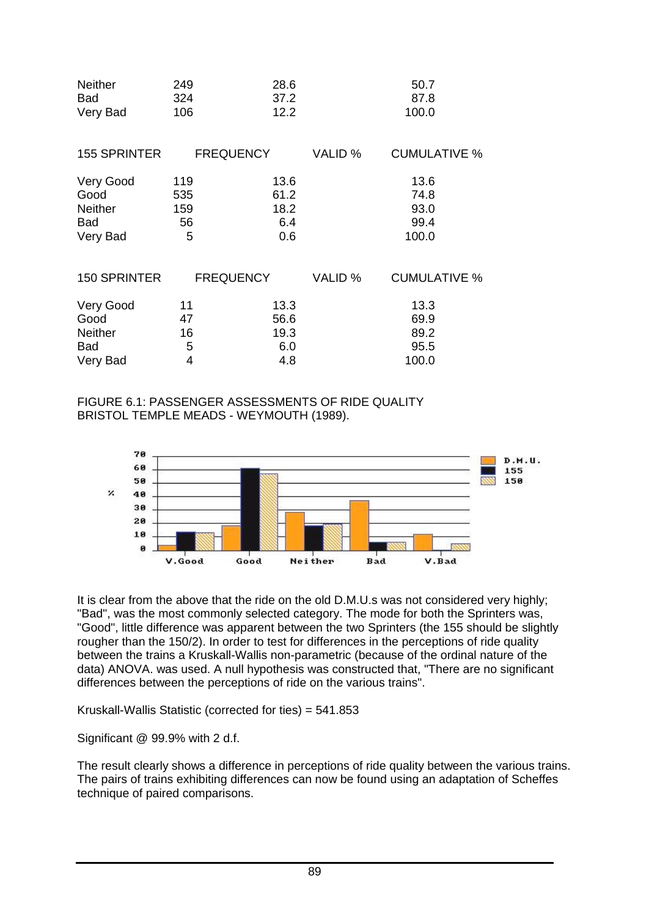| | | | |
|---|---|---|---|
| Neither | 249 | 28.6 | 50.7 |
| Bad | 324 | 37.2 | 87.8 |
| Very Bad | 106 | 12.2 | 100.0 |

| 155 SPRINTER | FREQUENCY | VALID % | CUMULATIVE % |
|---|---|---|---|
| Very Good | 119 | 13.6 | 13.6 |
| Good | 535 | 61.2 | 74.8 |
| Neither | 159 | 18.2 | 93.0 |
| Bad | 56 | 6.4 | 99.4 |
| Very Bad | 5 | 0.6 | 100.0 |

| 150 SPRINTER | FREQUENCY | VALID % | CUMULATIVE % |
|---|---|---|---|
| Very Good | 11 | 13.3 | 13.3 |
| Good | 47 | 56.6 | 69.9 |
| Neither | 16 | 19.3 | 89.2 |
| Bad | 5 | 6.0 | 95.5 |
| Very Bad | 4 | 4.8 | 100.0 |

FIGURE 6.1: PASSENGER ASSESSMENTS OF RIDE QUALITY
BRISTOL TEMPLE MEADS - WEYMOUTH (1989).

It is clear from the above that the ride on the old D.M.U.s was not considered very highly; "Bad", was the most commonly selected category. The mode for both the Sprinters was, "Good", little difference was apparent between the two Sprinters (the 155 should be slightly rougher than the 150/2). In order to test for differences in the perceptions of ride quality between the trains a Kruskall-Wallis non-parametric (because of the ordinal nature of the data) ANOVA. was used. A null hypothesis was constructed that, "There are no significant differences between the perceptions of ride on the various trains".

Kruskall-Wallis Statistic (corrected for ties) = 541.853

Significant @ 99.9% with 2 d.f.

The result clearly shows a difference in perceptions of ride quality between the various trains. The pairs of trains exhibiting differences can now be found using an adaptation of Scheffes technique of paired comparisons.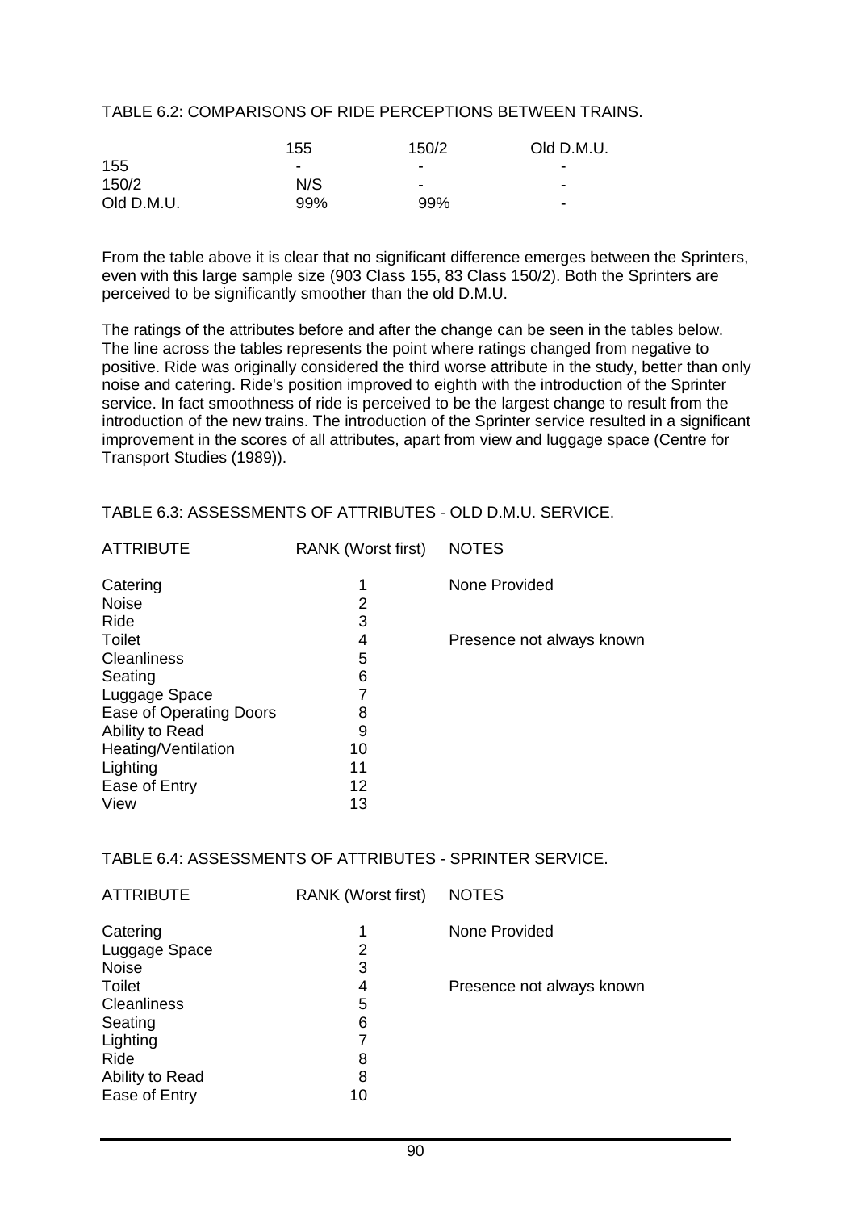TABLE 6.2: COMPARISONS OF RIDE PERCEPTIONS BETWEEN TRAINS.

| | 155 | 150/2 | Old D.M.U. |
|---|---|---|---|
| 155 | - | - | - |
| 150/2 | N/S | - | - |
| Old D.M.U. | 99% | 99% | - |

From the table above it is clear that no significant difference emerges between the Sprinters, even with this large sample size (903 Class 155, 83 Class 150/2). Both the Sprinters are perceived to be significantly smoother than the old D.M.U.

The ratings of the attributes before and after the change can be seen in the tables below. The line across the tables represents the point where ratings changed from negative to positive. Ride was originally considered the third worse attribute in the study, better than only noise and catering. Ride's position improved to eighth with the introduction of the Sprinter service. In fact smoothness of ride is perceived to be the largest change to result from the introduction of the new trains. The introduction of the Sprinter service resulted in a significant improvement in the scores of all attributes, apart from view and luggage space (Centre for Transport Studies (1989)).

TABLE 6.3: ASSESSMENTS OF ATTRIBUTES - OLD D.M.U. SERVICE.

| ATTRIBUTE | RANK (Worst first) | NOTES |
|---|---|---|
| Catering | 1 | None Provided |
| Noise | 2 | |
| Ride | 3 | |
| Toilet | 4 | Presence not always known |
| Cleanliness | 5 | |
| Seating | 6 | |
| Luggage Space | 7 | |
| Ease of Operating Doors | 8 | |
| Ability to Read | 9 | |
| Heating/Ventilation | 10 | |
| Lighting | 11 | |
| Ease of Entry | 12 | |
| View | 13 | |

TABLE 6.4: ASSESSMENTS OF ATTRIBUTES - SPRINTER SERVICE.

| ATTRIBUTE | RANK (Worst first) | NOTES |
|---|---|---|
| Catering | 1 | None Provided |
| Luggage Space | 2 | |
| Noise | 3 | |
| Toilet | 4 | Presence not always known |
| Cleanliness | 5 | |
| Seating | 6 | |
| Lighting | 7 | |
| Ride | 8 | |
| Ability to Read | 8 | |
| Ease of Entry | 10 | |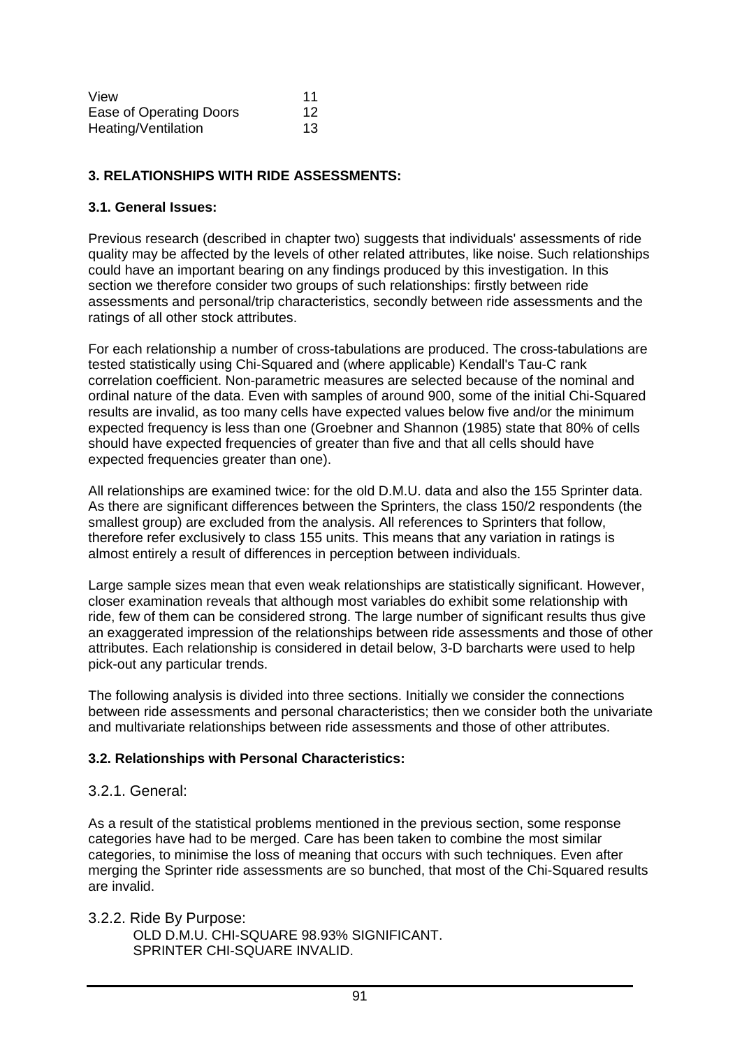| | |
|---|---|
| View | 11 |
| Ease of Operating Doors | 12 |
| Heating/Ventilation | 13 |

### 3. RELATIONSHIPS WITH RIDE ASSESSMENTS:

#### 3.1. General Issues:

Previous research (described in chapter two) suggests that individuals' assessments of ride quality may be affected by the levels of other related attributes, like noise. Such relationships could have an important bearing on any findings produced by this investigation. In this section we therefore consider two groups of such relationships: firstly between ride assessments and personal/trip characteristics, secondly between ride assessments and the ratings of all other stock attributes.

For each relationship a number of cross-tabulations are produced. The cross-tabulations are tested statistically using Chi-Squared and (where applicable) Kendall's Tau-C rank correlation coefficient. Non-parametric measures are selected because of the nominal and ordinal nature of the data. Even with samples of around 900, some of the initial Chi-Squared results are invalid, as too many cells have expected values below five and/or the minimum expected frequency is less than one (Groebner and Shannon (1985) state that 80% of cells should have expected frequencies of greater than five and that all cells should have expected frequencies greater than one).

All relationships are examined twice: for the old D.M.U. data and also the 155 Sprinter data. As there are significant differences between the Sprinters, the class 150/2 respondents (the smallest group) are excluded from the analysis. All references to Sprinters that follow, therefore refer exclusively to class 155 units. This means that any variation in ratings is almost entirely a result of differences in perception between individuals.

Large sample sizes mean that even weak relationships are statistically significant. However, closer examination reveals that although most variables do exhibit some relationship with ride, few of them can be considered strong. The large number of significant results thus give an exaggerated impression of the relationships between ride assessments and those of other attributes. Each relationship is considered in detail below, 3-D barcharts were used to help pick-out any particular trends.

The following analysis is divided into three sections. Initially we consider the connections between ride assessments and personal characteristics; then we consider both the univariate and multivariate relationships between ride assessments and those of other attributes.

#### 3.2. Relationships with Personal Characteristics:

##### 3.2.1. General:

As a result of the statistical problems mentioned in the previous section, some response categories have had to be merged. Care has been taken to combine the most similar categories, to minimise the loss of meaning that occurs with such techniques. Even after merging the Sprinter ride assessments are so bunched, that most of the Chi-Squared results are invalid.

##### 3.2.2. Ride By Purpose:

OLD D.M.U. CHI-SQUARE 98.93% SIGNIFICANT.
SPRINTER CHI-SQUARE INVALID.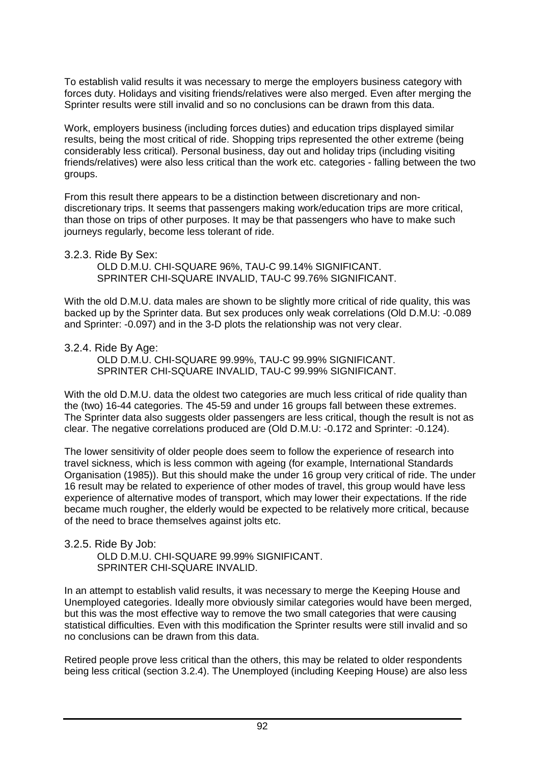To establish valid results it was necessary to merge the employers business category with forces duty. Holidays and visiting friends/relatives were also merged. Even after merging the Sprinter results were still invalid and so no conclusions can be drawn from this data.

Work, employers business (including forces duties) and education trips displayed similar results, being the most critical of ride. Shopping trips represented the other extreme (being considerably less critical). Personal business, day out and holiday trips (including visiting friends/relatives) were also less critical than the work etc. categories - falling between the two groups.

From this result there appears to be a distinction between discretionary and non-discretionary trips. It seems that passengers making work/education trips are more critical, than those on trips of other purposes. It may be that passengers who have to make such journeys regularly, become less tolerant of ride.

### 3.2.3. Ride By Sex:

OLD D.M.U. CHI-SQUARE 96%, TAU-C 99.14% SIGNIFICANT.
SPRINTER CHI-SQUARE INVALID, TAU-C 99.76% SIGNIFICANT.

With the old D.M.U. data males are shown to be slightly more critical of ride quality, this was backed up by the Sprinter data. But sex produces only weak correlations (Old D.M.U: -0.089 and Sprinter: -0.097) and in the 3-D plots the relationship was not very clear.

### 3.2.4. Ride By Age:

OLD D.M.U. CHI-SQUARE 99.99%, TAU-C 99.99% SIGNIFICANT.
SPRINTER CHI-SQUARE INVALID, TAU-C 99.99% SIGNIFICANT.

With the old D.M.U. data the oldest two categories are much less critical of ride quality than the (two) 16-44 categories. The 45-59 and under 16 groups fall between these extremes. The Sprinter data also suggests older passengers are less critical, though the result is not as clear. The negative correlations produced are (Old D.M.U: -0.172 and Sprinter: -0.124).

The lower sensitivity of older people does seem to follow the experience of research into travel sickness, which is less common with ageing (for example, International Standards Organisation (1985)). But this should make the under 16 group very critical of ride. The under 16 result may be related to experience of other modes of travel, this group would have less experience of alternative modes of transport, which may lower their expectations. If the ride became much rougher, the elderly would be expected to be relatively more critical, because of the need to brace themselves against jolts etc.

### 3.2.5. Ride By Job:

OLD D.M.U. CHI-SQUARE 99.99% SIGNIFICANT.
SPRINTER CHI-SQUARE INVALID.

In an attempt to establish valid results, it was necessary to merge the Keeping House and Unemployed categories. Ideally more obviously similar categories would have been merged, but this was the most effective way to remove the two small categories that were causing statistical difficulties. Even with this modification the Sprinter results were still invalid and so no conclusions can be drawn from this data.

Retired people prove less critical than the others, this may be related to older respondents being less critical (section 3.2.4). The Unemployed (including Keeping House) are also less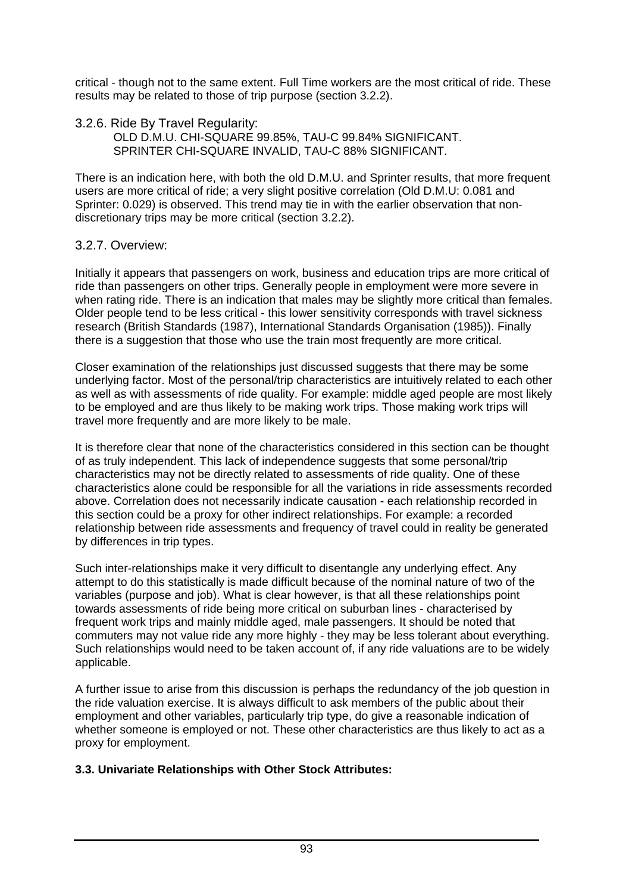critical - though not to the same extent. Full Time workers are the most critical of ride. These results may be related to those of trip purpose (section 3.2.2).

### 3.2.6. Ride By Travel Regularity:

OLD D.M.U. CHI-SQUARE 99.85%, TAU-C 99.84% SIGNIFICANT.
SPRINTER CHI-SQUARE INVALID, TAU-C 88% SIGNIFICANT.

There is an indication here, with both the old D.M.U. and Sprinter results, that more frequent users are more critical of ride; a very slight positive correlation (Old D.M.U: 0.081 and Sprinter: 0.029) is observed. This trend may tie in with the earlier observation that non-discretionary trips may be more critical (section 3.2.2).

### 3.2.7. Overview:

Initially it appears that passengers on work, business and education trips are more critical of ride than passengers on other trips. Generally people in employment were more severe in when rating ride. There is an indication that males may be slightly more critical than females. Older people tend to be less critical - this lower sensitivity corresponds with travel sickness research (British Standards (1987), International Standards Organisation (1985)). Finally there is a suggestion that those who use the train most frequently are more critical.

Closer examination of the relationships just discussed suggests that there may be some underlying factor. Most of the personal/trip characteristics are intuitively related to each other as well as with assessments of ride quality. For example: middle aged people are most likely to be employed and are thus likely to be making work trips. Those making work trips will travel more frequently and are more likely to be male.

It is therefore clear that none of the characteristics considered in this section can be thought of as truly independent. This lack of independence suggests that some personal/trip characteristics may not be directly related to assessments of ride quality. One of these characteristics alone could be responsible for all the variations in ride assessments recorded above. Correlation does not necessarily indicate causation - each relationship recorded in this section could be a proxy for other indirect relationships. For example: a recorded relationship between ride assessments and frequency of travel could in reality be generated by differences in trip types.

Such inter-relationships make it very difficult to disentangle any underlying effect. Any attempt to do this statistically is made difficult because of the nominal nature of two of the variables (purpose and job). What is clear however, is that all these relationships point towards assessments of ride being more critical on suburban lines - characterised by frequent work trips and mainly middle aged, male passengers. It should be noted that commuters may not value ride any more highly - they may be less tolerant about everything. Such relationships would need to be taken account of, if any ride valuations are to be widely applicable.

A further issue to arise from this discussion is perhaps the redundancy of the job question in the ride valuation exercise. It is always difficult to ask members of the public about their employment and other variables, particularly trip type, do give a reasonable indication of whether someone is employed or not. These other characteristics are thus likely to act as a proxy for employment.

## 3.3. Univariate Relationships with Other Stock Attributes: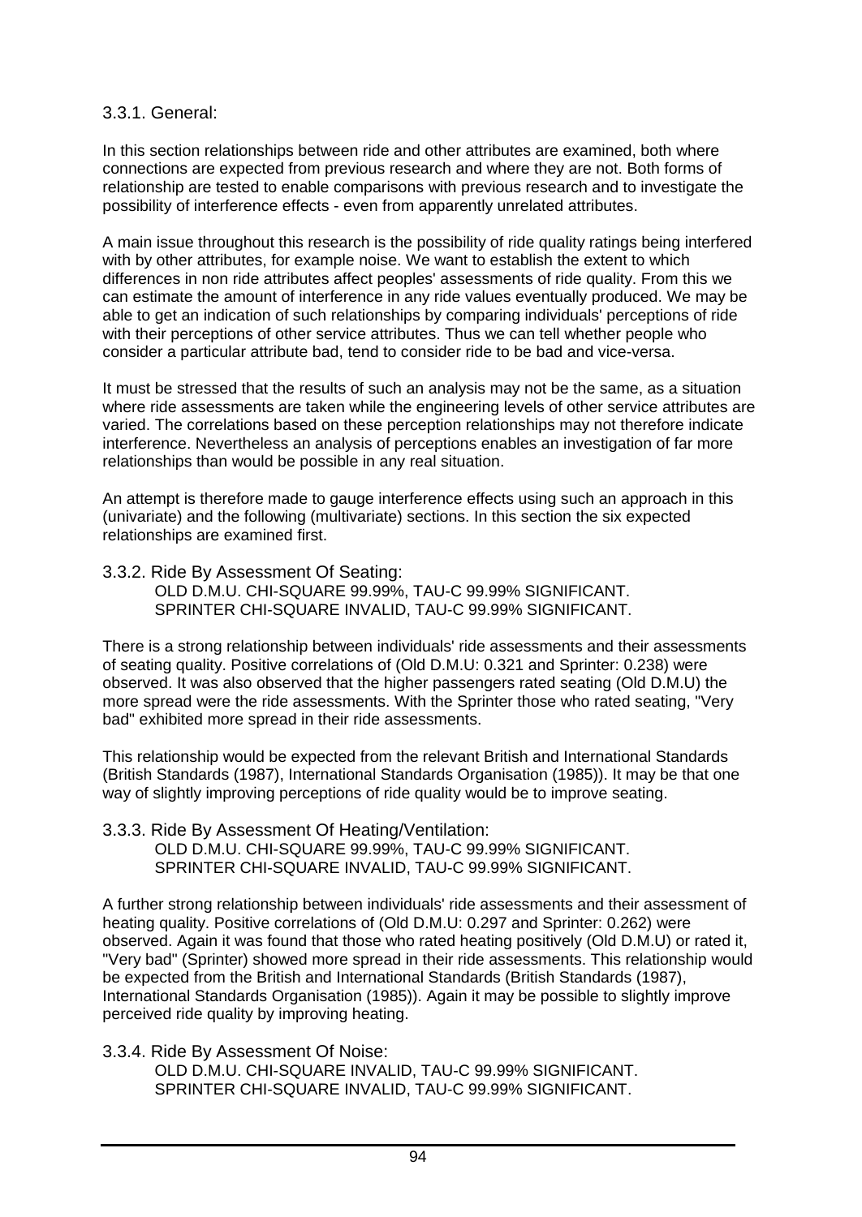### 3.3.1. General:

In this section relationships between ride and other attributes are examined, both where connections are expected from previous research and where they are not. Both forms of relationship are tested to enable comparisons with previous research and to investigate the possibility of interference effects - even from apparently unrelated attributes.

A main issue throughout this research is the possibility of ride quality ratings being interfered with by other attributes, for example noise. We want to establish the extent to which differences in non ride attributes affect peoples' assessments of ride quality. From this we can estimate the amount of interference in any ride values eventually produced. We may be able to get an indication of such relationships by comparing individuals' perceptions of ride with their perceptions of other service attributes. Thus we can tell whether people who consider a particular attribute bad, tend to consider ride to be bad and vice-versa.

It must be stressed that the results of such an analysis may not be the same, as a situation where ride assessments are taken while the engineering levels of other service attributes are varied. The correlations based on these perception relationships may not therefore indicate interference. Nevertheless an analysis of perceptions enables an investigation of far more relationships than would be possible in any real situation.

An attempt is therefore made to gauge interference effects using such an approach in this (univariate) and the following (multivariate) sections. In this section the six expected relationships are examined first.

### 3.3.2. Ride By Assessment Of Seating:

OLD D.M.U. CHI-SQUARE 99.99%, TAU-C 99.99% SIGNIFICANT.
SPRINTER CHI-SQUARE INVALID, TAU-C 99.99% SIGNIFICANT.

There is a strong relationship between individuals' ride assessments and their assessments of seating quality. Positive correlations of (Old D.M.U: 0.321 and Sprinter: 0.238) were observed. It was also observed that the higher passengers rated seating (Old D.M.U) the more spread were the ride assessments. With the Sprinter those who rated seating, "Very bad" exhibited more spread in their ride assessments.

This relationship would be expected from the relevant British and International Standards (British Standards (1987), International Standards Organisation (1985)). It may be that one way of slightly improving perceptions of ride quality would be to improve seating.

### 3.3.3. Ride By Assessment Of Heating/Ventilation:

OLD D.M.U. CHI-SQUARE 99.99%, TAU-C 99.99% SIGNIFICANT.
SPRINTER CHI-SQUARE INVALID, TAU-C 99.99% SIGNIFICANT.

A further strong relationship between individuals' ride assessments and their assessment of heating quality. Positive correlations of (Old D.M.U: 0.297 and Sprinter: 0.262) were observed. Again it was found that those who rated heating positively (Old D.M.U) or rated it, "Very bad" (Sprinter) showed more spread in their ride assessments. This relationship would be expected from the British and International Standards (British Standards (1987), International Standards Organisation (1985)). Again it may be possible to slightly improve perceived ride quality by improving heating.

### 3.3.4. Ride By Assessment Of Noise:

OLD D.M.U. CHI-SQUARE INVALID, TAU-C 99.99% SIGNIFICANT.
SPRINTER CHI-SQUARE INVALID, TAU-C 99.99% SIGNIFICANT.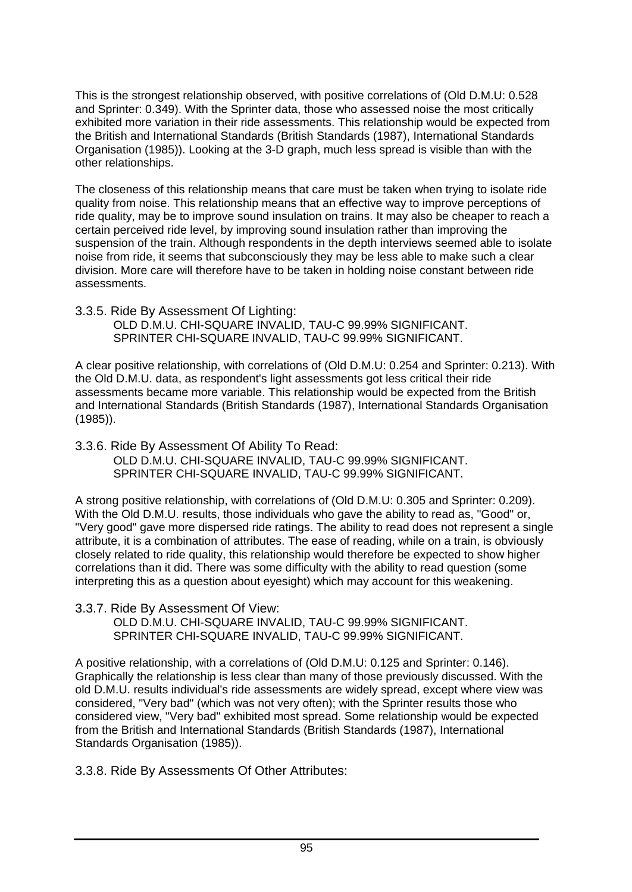This is the strongest relationship observed, with positive correlations of (Old D.M.U: 0.528 and Sprinter: 0.349). With the Sprinter data, those who assessed noise the most critically exhibited more variation in their ride assessments. This relationship would be expected from the British and International Standards (British Standards (1987), International Standards Organisation (1985)). Looking at the 3-D graph, much less spread is visible than with the other relationships.

The closeness of this relationship means that care must be taken when trying to isolate ride quality from noise. This relationship means that an effective way to improve perceptions of ride quality, may be to improve sound insulation on trains. It may also be cheaper to reach a certain perceived ride level, by improving sound insulation rather than improving the suspension of the train. Although respondents in the depth interviews seemed able to isolate noise from ride, it seems that subconsciously they may be less able to make such a clear division. More care will therefore have to be taken in holding noise constant between ride assessments.

### 3.3.5. Ride By Assessment Of Lighting:

OLD D.M.U. CHI-SQUARE INVALID, TAU-C 99.99% SIGNIFICANT.
SPRINTER CHI-SQUARE INVALID, TAU-C 99.99% SIGNIFICANT.

A clear positive relationship, with correlations of (Old D.M.U: 0.254 and Sprinter: 0.213). With the Old D.M.U. data, as respondent's light assessments got less critical their ride assessments became more variable. This relationship would be expected from the British and International Standards (British Standards (1987), International Standards Organisation (1985)).

### 3.3.6. Ride By Assessment Of Ability To Read:

OLD D.M.U. CHI-SQUARE INVALID, TAU-C 99.99% SIGNIFICANT.
SPRINTER CHI-SQUARE INVALID, TAU-C 99.99% SIGNIFICANT.

A strong positive relationship, with correlations of (Old D.M.U: 0.305 and Sprinter: 0.209). With the Old D.M.U. results, those individuals who gave the ability to read as, "Good" or, "Very good" gave more dispersed ride ratings. The ability to read does not represent a single attribute, it is a combination of attributes. The ease of reading, while on a train, is obviously closely related to ride quality, this relationship would therefore be expected to show higher correlations than it did. There was some difficulty with the ability to read question (some interpreting this as a question about eyesight) which may account for this weakening.

### 3.3.7. Ride By Assessment Of View:

OLD D.M.U. CHI-SQUARE INVALID, TAU-C 99.99% SIGNIFICANT.
SPRINTER CHI-SQUARE INVALID, TAU-C 99.99% SIGNIFICANT.

A positive relationship, with a correlations of (Old D.M.U: 0.125 and Sprinter: 0.146). Graphically the relationship is less clear than many of those previously discussed. With the old D.M.U. results individual's ride assessments are widely spread, except where view was considered, "Very bad" (which was not very often); with the Sprinter results those who considered view, "Very bad" exhibited most spread. Some relationship would be expected from the British and International Standards (British Standards (1987), International Standards Organisation (1985)).

### 3.3.8. Ride By Assessments Of Other Attributes: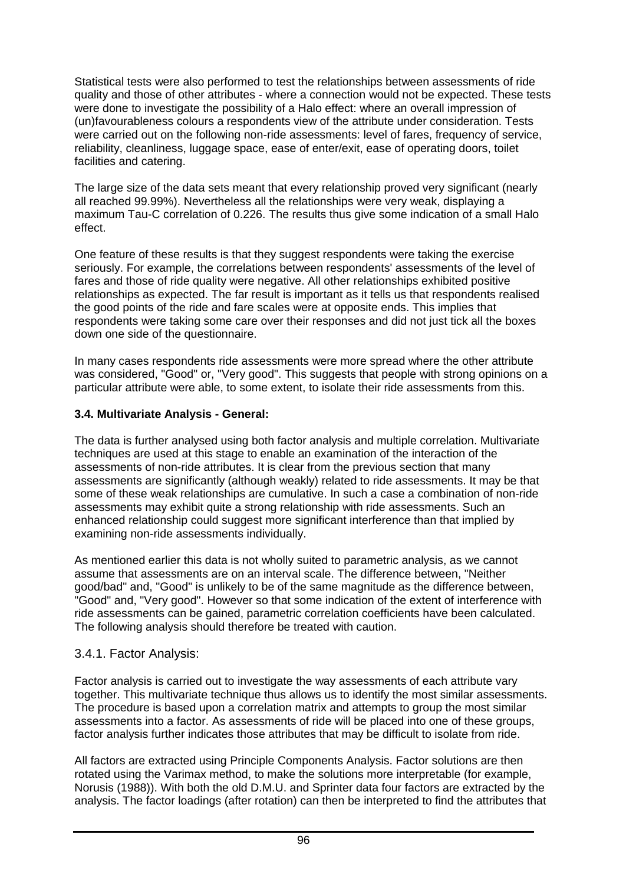Statistical tests were also performed to test the relationships between assessments of ride quality and those of other attributes - where a connection would not be expected. These tests were done to investigate the possibility of a Halo effect: where an overall impression of (un)favourableness colours a respondents view of the attribute under consideration. Tests were carried out on the following non-ride assessments: level of fares, frequency of service, reliability, cleanliness, luggage space, ease of enter/exit, ease of operating doors, toilet facilities and catering.

The large size of the data sets meant that every relationship proved very significant (nearly all reached 99.99%). Nevertheless all the relationships were very weak, displaying a maximum Tau-C correlation of 0.226. The results thus give some indication of a small Halo effect.

One feature of these results is that they suggest respondents were taking the exercise seriously. For example, the correlations between respondents' assessments of the level of fares and those of ride quality were negative. All other relationships exhibited positive relationships as expected. The far result is important as it tells us that respondents realised the good points of the ride and fare scales were at opposite ends. This implies that respondents were taking some care over their responses and did not just tick all the boxes down one side of the questionnaire.

In many cases respondents ride assessments were more spread where the other attribute was considered, "Good" or, "Very good". This suggests that people with strong opinions on a particular attribute were able, to some extent, to isolate their ride assessments from this.

### 3.4. Multivariate Analysis - General:

The data is further analysed using both factor analysis and multiple correlation. Multivariate techniques are used at this stage to enable an examination of the interaction of the assessments of non-ride attributes. It is clear from the previous section that many assessments are significantly (although weakly) related to ride assessments. It may be that some of these weak relationships are cumulative. In such a case a combination of non-ride assessments may exhibit quite a strong relationship with ride assessments. Such an enhanced relationship could suggest more significant interference than that implied by examining non-ride assessments individually.

As mentioned earlier this data is not wholly suited to parametric analysis, as we cannot assume that assessments are on an interval scale. The difference between, "Neither good/bad" and, "Good" is unlikely to be of the same magnitude as the difference between, "Good" and, "Very good". However so that some indication of the extent of interference with ride assessments can be gained, parametric correlation coefficients have been calculated. The following analysis should therefore be treated with caution.

#### 3.4.1. Factor Analysis:

Factor analysis is carried out to investigate the way assessments of each attribute vary together. This multivariate technique thus allows us to identify the most similar assessments. The procedure is based upon a correlation matrix and attempts to group the most similar assessments into a factor. As assessments of ride will be placed into one of these groups, factor analysis further indicates those attributes that may be difficult to isolate from ride.

All factors are extracted using Principle Components Analysis. Factor solutions are then rotated using the Varimax method, to make the solutions more interpretable (for example, Norusis (1988)). With both the old D.M.U. and Sprinter data four factors are extracted by the analysis. The factor loadings (after rotation) can then be interpreted to find the attributes that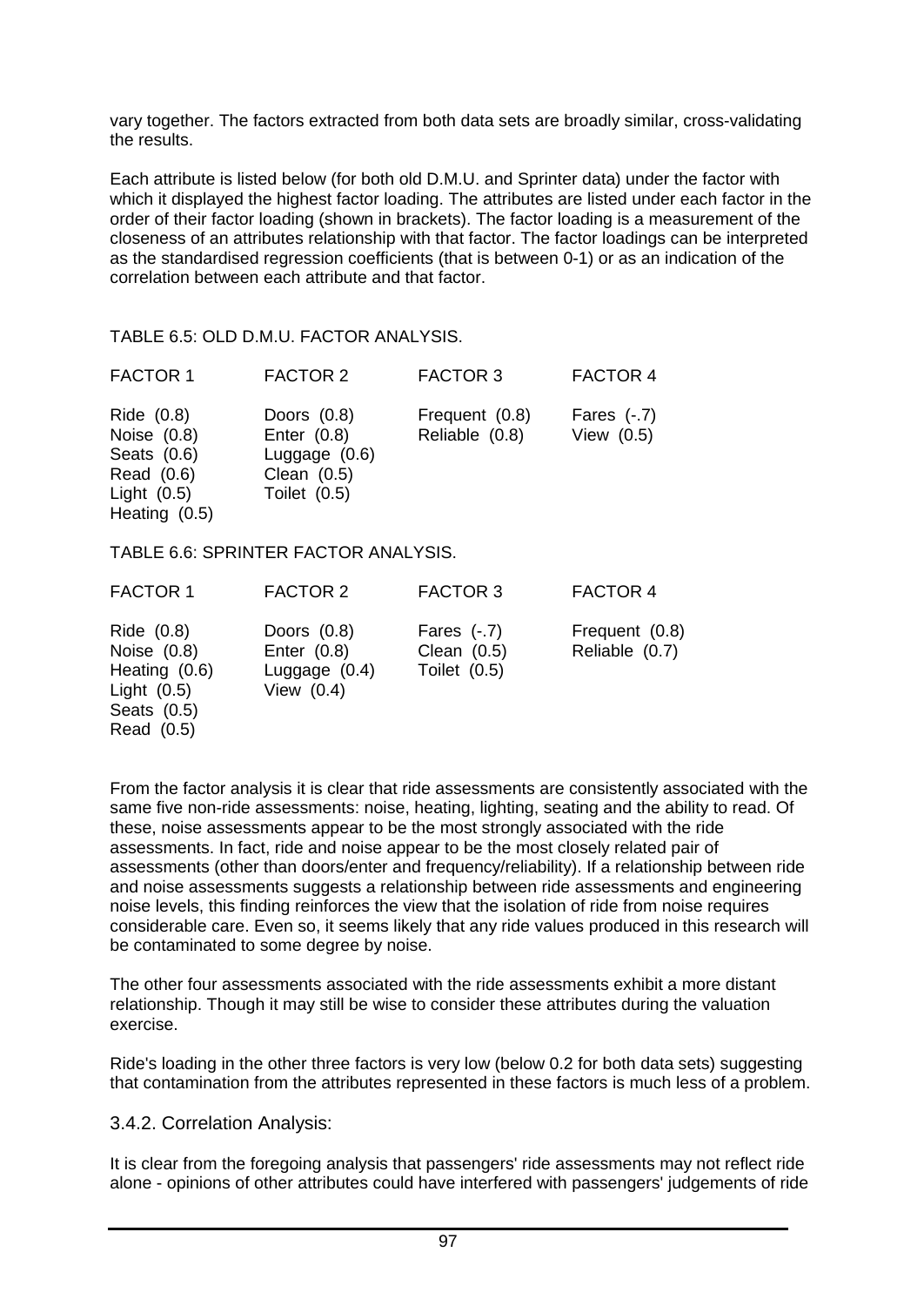vary together. The factors extracted from both data sets are broadly similar, cross-validating the results.

Each attribute is listed below (for both old D.M.U. and Sprinter data) under the factor with which it displayed the highest factor loading. The attributes are listed under each factor in the order of their factor loading (shown in brackets). The factor loading is a measurement of the closeness of an attributes relationship with that factor. The factor loadings can be interpreted as the standardised regression coefficients (that is between 0-1) or as an indication of the correlation between each attribute and that factor.

TABLE 6.5: OLD D.M.U. FACTOR ANALYSIS.

| FACTOR 1 | FACTOR 2 | FACTOR 3 | FACTOR 4 |
|---|---|---|---|
| Ride (0.8) | Doors (0.8) | Frequent (0.8) | Fares (-.7) |
| Noise (0.8) | Enter (0.8) | Reliable (0.8) | View (0.5) |
| Seats (0.6) | Luggage (0.6) | | |
| Read (0.6) | Clean (0.5) | | |
| Light (0.5) | Toilet (0.5) | | |
| Heating (0.5) | | | |

TABLE 6.6: SPRINTER FACTOR ANALYSIS.

| FACTOR 1 | FACTOR 2 | FACTOR 3 | FACTOR 4 |
|---|---|---|---|
| Ride (0.8) | Doors (0.8) | Fares (-.7) | Frequent (0.8) |
| Noise (0.8) | Enter (0.8) | Clean (0.5) | Reliable (0.7) |
| Heating (0.6) | Luggage (0.4) | Toilet (0.5) | |
| Light (0.5) | View (0.4) | | |
| Seats (0.5) | | | |
| Read (0.5) | | | |

From the factor analysis it is clear that ride assessments are consistently associated with the same five non-ride assessments: noise, heating, lighting, seating and the ability to read. Of these, noise assessments appear to be the most strongly associated with the ride assessments. In fact, ride and noise appear to be the most closely related pair of assessments (other than doors/enter and frequency/reliability). If a relationship between ride and noise assessments suggests a relationship between ride assessments and engineering noise levels, this finding reinforces the view that the isolation of ride from noise requires considerable care. Even so, it seems likely that any ride values produced in this research will be contaminated to some degree by noise.

The other four assessments associated with the ride assessments exhibit a more distant relationship. Though it may still be wise to consider these attributes during the valuation exercise.

Ride's loading in the other three factors is very low (below 0.2 for both data sets) suggesting that contamination from the attributes represented in these factors is much less of a problem.

### 3.4.2. Correlation Analysis:

It is clear from the foregoing analysis that passengers' ride assessments may not reflect ride alone - opinions of other attributes could have interfered with passengers' judgements of ride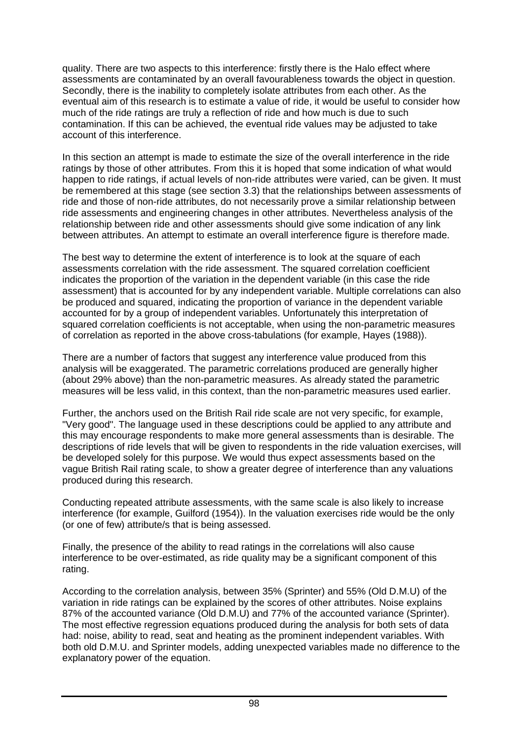quality. There are two aspects to this interference: firstly there is the Halo effect where assessments are contaminated by an overall favourableness towards the object in question. Secondly, there is the inability to completely isolate attributes from each other. As the eventual aim of this research is to estimate a value of ride, it would be useful to consider how much of the ride ratings are truly a reflection of ride and how much is due to such contamination. If this can be achieved, the eventual ride values may be adjusted to take account of this interference.

In this section an attempt is made to estimate the size of the overall interference in the ride ratings by those of other attributes. From this it is hoped that some indication of what would happen to ride ratings, if actual levels of non-ride attributes were varied, can be given. It must be remembered at this stage (see section 3.3) that the relationships between assessments of ride and those of non-ride attributes, do not necessarily prove a similar relationship between ride assessments and engineering changes in other attributes. Nevertheless analysis of the relationship between ride and other assessments should give some indication of any link between attributes. An attempt to estimate an overall interference figure is therefore made.

The best way to determine the extent of interference is to look at the square of each assessments correlation with the ride assessment. The squared correlation coefficient indicates the proportion of the variation in the dependent variable (in this case the ride assessment) that is accounted for by any independent variable. Multiple correlations can also be produced and squared, indicating the proportion of variance in the dependent variable accounted for by a group of independent variables. Unfortunately this interpretation of squared correlation coefficients is not acceptable, when using the non-parametric measures of correlation as reported in the above cross-tabulations (for example, Hayes (1988)).

There are a number of factors that suggest any interference value produced from this analysis will be exaggerated. The parametric correlations produced are generally higher (about 29% above) than the non-parametric measures. As already stated the parametric measures will be less valid, in this context, than the non-parametric measures used earlier.

Further, the anchors used on the British Rail ride scale are not very specific, for example, "Very good". The language used in these descriptions could be applied to any attribute and this may encourage respondents to make more general assessments than is desirable. The descriptions of ride levels that will be given to respondents in the ride valuation exercises, will be developed solely for this purpose. We would thus expect assessments based on the vague British Rail rating scale, to show a greater degree of interference than any valuations produced during this research.

Conducting repeated attribute assessments, with the same scale is also likely to increase interference (for example, Guilford (1954)). In the valuation exercises ride would be the only (or one of few) attribute/s that is being assessed.

Finally, the presence of the ability to read ratings in the correlations will also cause interference to be over-estimated, as ride quality may be a significant component of this rating.

According to the correlation analysis, between 35% (Sprinter) and 55% (Old D.M.U) of the variation in ride ratings can be explained by the scores of other attributes. Noise explains 87% of the accounted variance (Old D.M.U) and 77% of the accounted variance (Sprinter). The most effective regression equations produced during the analysis for both sets of data had: noise, ability to read, seat and heating as the prominent independent variables. With both old D.M.U. and Sprinter models, adding unexpected variables made no difference to the explanatory power of the equation.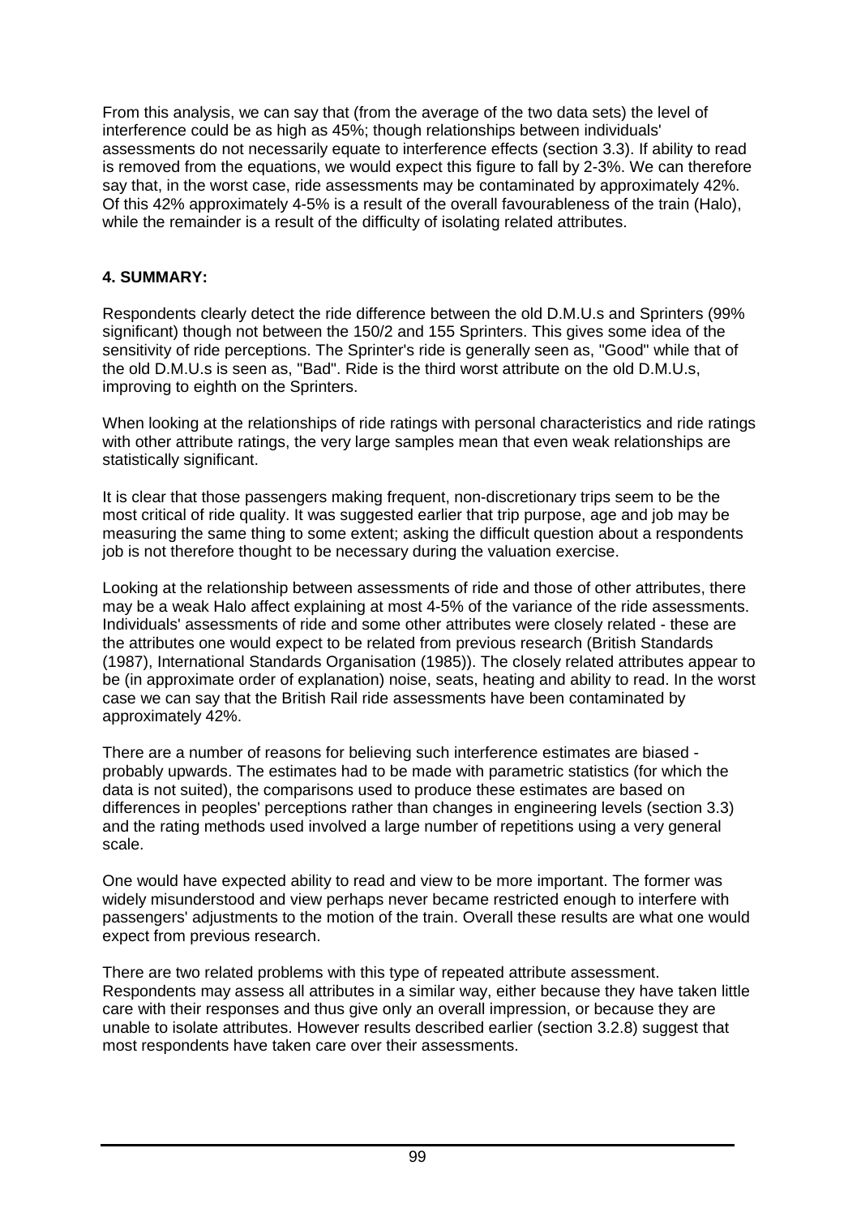From this analysis, we can say that (from the average of the two data sets) the level of interference could be as high as 45%; though relationships between individuals' assessments do not necessarily equate to interference effects (section 3.3). If ability to read is removed from the equations, we would expect this figure to fall by 2-3%. We can therefore say that, in the worst case, ride assessments may be contaminated by approximately 42%. Of this 42% approximately 4-5% is a result of the overall favourableness of the train (Halo), while the remainder is a result of the difficulty of isolating related attributes.

## 4. SUMMARY:

Respondents clearly detect the ride difference between the old D.M.U.s and Sprinters (99% significant) though not between the 150/2 and 155 Sprinters. This gives some idea of the sensitivity of ride perceptions. The Sprinter's ride is generally seen as, "Good" while that of the old D.M.U.s is seen as, "Bad". Ride is the third worst attribute on the old D.M.U.s, improving to eighth on the Sprinters.

When looking at the relationships of ride ratings with personal characteristics and ride ratings with other attribute ratings, the very large samples mean that even weak relationships are statistically significant.

It is clear that those passengers making frequent, non-discretionary trips seem to be the most critical of ride quality. It was suggested earlier that trip purpose, age and job may be measuring the same thing to some extent; asking the difficult question about a respondents job is not therefore thought to be necessary during the valuation exercise.

Looking at the relationship between assessments of ride and those of other attributes, there may be a weak Halo affect explaining at most 4-5% of the variance of the ride assessments. Individuals' assessments of ride and some other attributes were closely related - these are the attributes one would expect to be related from previous research (British Standards (1987), International Standards Organisation (1985)). The closely related attributes appear to be (in approximate order of explanation) noise, seats, heating and ability to read. In the worst case we can say that the British Rail ride assessments have been contaminated by approximately 42%.

There are a number of reasons for believing such interference estimates are biased - probably upwards. The estimates had to be made with parametric statistics (for which the data is not suited), the comparisons used to produce these estimates are based on differences in peoples' perceptions rather than changes in engineering levels (section 3.3) and the rating methods used involved a large number of repetitions using a very general scale.

One would have expected ability to read and view to be more important. The former was widely misunderstood and view perhaps never became restricted enough to interfere with passengers' adjustments to the motion of the train. Overall these results are what one would expect from previous research.

There are two related problems with this type of repeated attribute assessment. Respondents may assess all attributes in a similar way, either because they have taken little care with their responses and thus give only an overall impression, or because they are unable to isolate attributes. However results described earlier (section 3.2.8) suggest that most respondents have taken care over their assessments.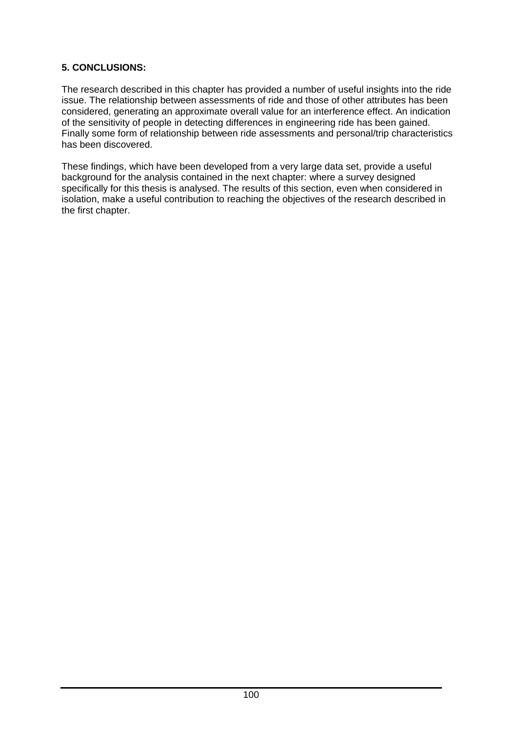## 5. CONCLUSIONS:

The research described in this chapter has provided a number of useful insights into the ride issue. The relationship between assessments of ride and those of other attributes has been considered, generating an approximate overall value for an interference effect. An indication of the sensitivity of people in detecting differences in engineering ride has been gained. Finally some form of relationship between ride assessments and personal/trip characteristics has been discovered.

These findings, which have been developed from a very large data set, provide a useful background for the analysis contained in the next chapter: where a survey designed specifically for this thesis is analysed. The results of this section, even when considered in isolation, make a useful contribution to reaching the objectives of the research described in the first chapter.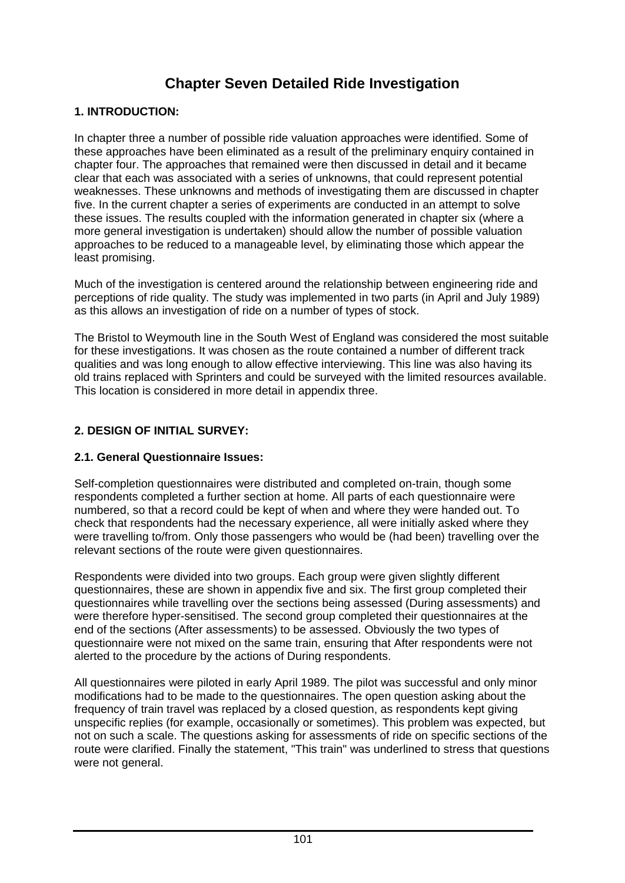# Chapter Seven Detailed Ride Investigation

## 1. INTRODUCTION:

In chapter three a number of possible ride valuation approaches were identified. Some of these approaches have been eliminated as a result of the preliminary enquiry contained in chapter four. The approaches that remained were then discussed in detail and it became clear that each was associated with a series of unknowns, that could represent potential weaknesses. These unknowns and methods of investigating them are discussed in chapter five. In the current chapter a series of experiments are conducted in an attempt to solve these issues. The results coupled with the information generated in chapter six (where a more general investigation is undertaken) should allow the number of possible valuation approaches to be reduced to a manageable level, by eliminating those which appear the least promising.

Much of the investigation is centered around the relationship between engineering ride and perceptions of ride quality. The study was implemented in two parts (in April and July 1989) as this allows an investigation of ride on a number of types of stock.

The Bristol to Weymouth line in the South West of England was considered the most suitable for these investigations. It was chosen as the route contained a number of different track qualities and was long enough to allow effective interviewing. This line was also having its old trains replaced with Sprinters and could be surveyed with the limited resources available. This location is considered in more detail in appendix three.

## 2. DESIGN OF INITIAL SURVEY:

### 2.1. General Questionnaire Issues:

Self-completion questionnaires were distributed and completed on-train, though some respondents completed a further section at home. All parts of each questionnaire were numbered, so that a record could be kept of when and where they were handed out. To check that respondents had the necessary experience, all were initially asked where they were travelling to/from. Only those passengers who would be (had been) travelling over the relevant sections of the route were given questionnaires.

Respondents were divided into two groups. Each group were given slightly different questionnaires, these are shown in appendix five and six. The first group completed their questionnaires while travelling over the sections being assessed (During assessments) and were therefore hyper-sensitised. The second group completed their questionnaires at the end of the sections (After assessments) to be assessed. Obviously the two types of questionnaire were not mixed on the same train, ensuring that After respondents were not alerted to the procedure by the actions of During respondents.

All questionnaires were piloted in early April 1989. The pilot was successful and only minor modifications had to be made to the questionnaires. The open question asking about the frequency of train travel was replaced by a closed question, as respondents kept giving unspecific replies (for example, occasionally or sometimes). This problem was expected, but not on such a scale. The questions asking for assessments of ride on specific sections of the route were clarified. Finally the statement, "This train" was underlined to stress that questions were not general.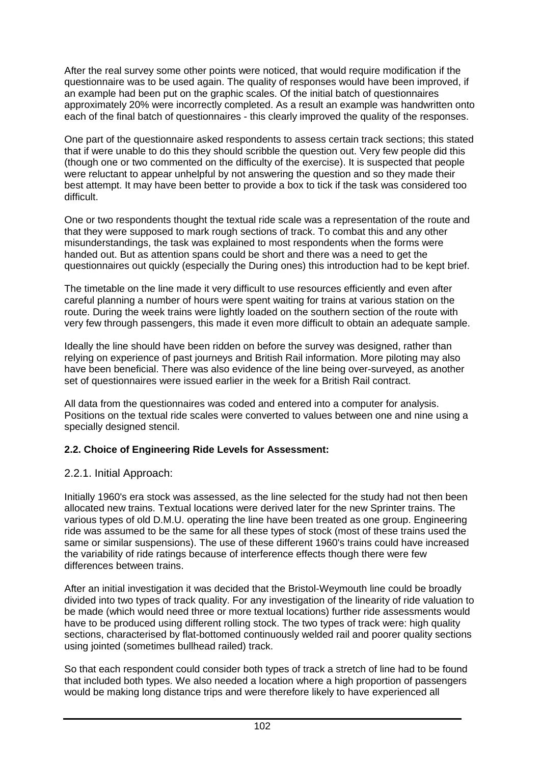After the real survey some other points were noticed, that would require modification if the questionnaire was to be used again. The quality of responses would have been improved, if an example had been put on the graphic scales. Of the initial batch of questionnaires approximately 20% were incorrectly completed. As a result an example was handwritten onto each of the final batch of questionnaires - this clearly improved the quality of the responses.

One part of the questionnaire asked respondents to assess certain track sections; this stated that if were unable to do this they should scribble the question out. Very few people did this (though one or two commented on the difficulty of the exercise). It is suspected that people were reluctant to appear unhelpful by not answering the question and so they made their best attempt. It may have been better to provide a box to tick if the task was considered too difficult.

One or two respondents thought the textual ride scale was a representation of the route and that they were supposed to mark rough sections of track. To combat this and any other misunderstandings, the task was explained to most respondents when the forms were handed out. But as attention spans could be short and there was a need to get the questionnaires out quickly (especially the During ones) this introduction had to be kept brief.

The timetable on the line made it very difficult to use resources efficiently and even after careful planning a number of hours were spent waiting for trains at various station on the route. During the week trains were lightly loaded on the southern section of the route with very few through passengers, this made it even more difficult to obtain an adequate sample.

Ideally the line should have been ridden on before the survey was designed, rather than relying on experience of past journeys and British Rail information. More piloting may also have been beneficial. There was also evidence of the line being over-surveyed, as another set of questionnaires were issued earlier in the week for a British Rail contract.

All data from the questionnaires was coded and entered into a computer for analysis. Positions on the textual ride scales were converted to values between one and nine using a specially designed stencil.

### 2.2. Choice of Engineering Ride Levels for Assessment:

#### 2.2.1. Initial Approach:

Initially 1960's era stock was assessed, as the line selected for the study had not then been allocated new trains. Textual locations were derived later for the new Sprinter trains. The various types of old D.M.U. operating the line have been treated as one group. Engineering ride was assumed to be the same for all these types of stock (most of these trains used the same or similar suspensions). The use of these different 1960's trains could have increased the variability of ride ratings because of interference effects though there were few differences between trains.

After an initial investigation it was decided that the Bristol-Weymouth line could be broadly divided into two types of track quality. For any investigation of the linearity of ride valuation to be made (which would need three or more textual locations) further ride assessments would have to be produced using different rolling stock. The two types of track were: high quality sections, characterised by flat-bottomed continuously welded rail and poorer quality sections using jointed (sometimes bullhead railed) track.

So that each respondent could consider both types of track a stretch of line had to be found that included both types. We also needed a location where a high proportion of passengers would be making long distance trips and were therefore likely to have experienced all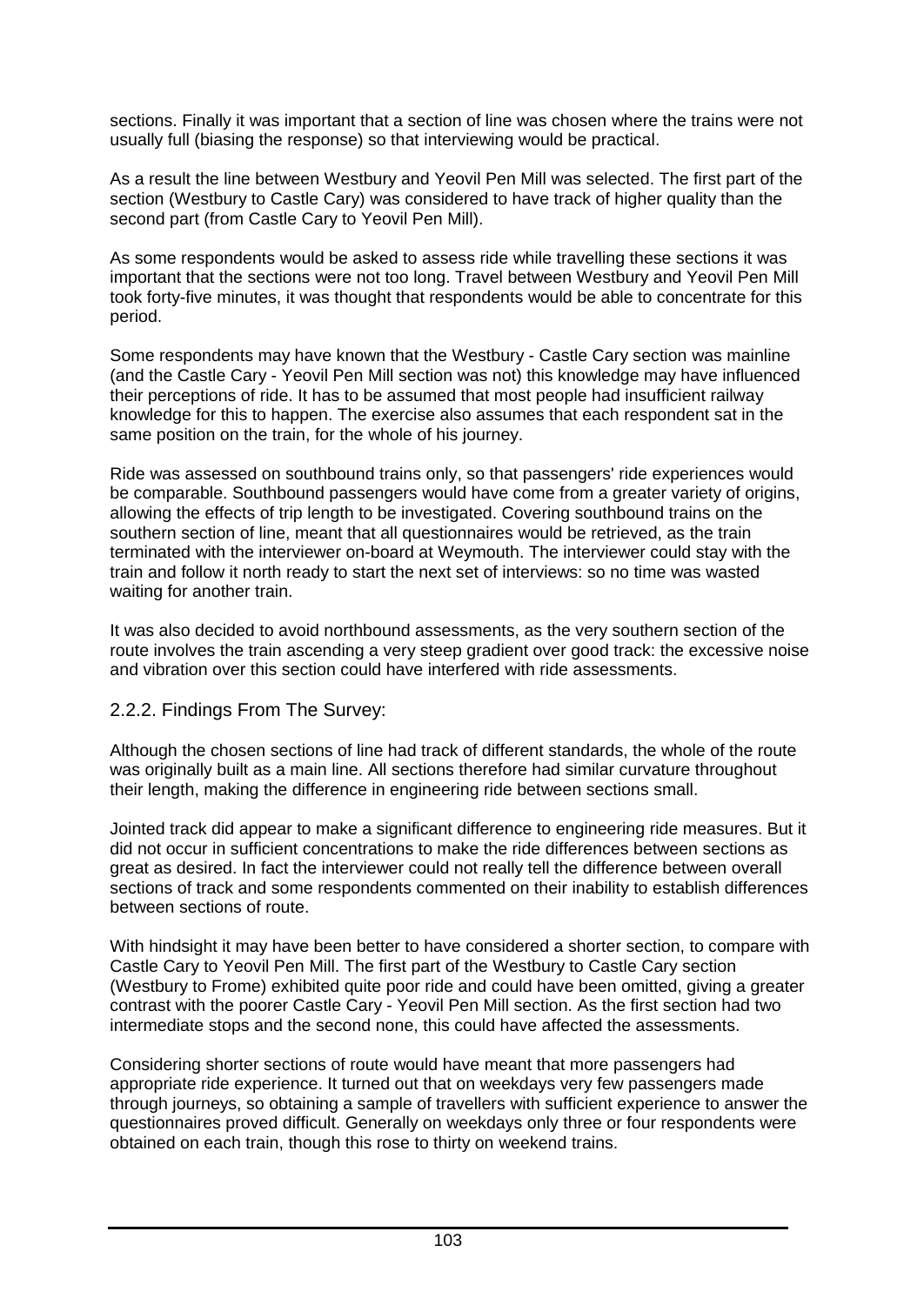sections. Finally it was important that a section of line was chosen where the trains were not usually full (biasing the response) so that interviewing would be practical.

As a result the line between Westbury and Yeovil Pen Mill was selected. The first part of the section (Westbury to Castle Cary) was considered to have track of higher quality than the second part (from Castle Cary to Yeovil Pen Mill).

As some respondents would be asked to assess ride while travelling these sections it was important that the sections were not too long. Travel between Westbury and Yeovil Pen Mill took forty-five minutes, it was thought that respondents would be able to concentrate for this period.

Some respondents may have known that the Westbury - Castle Cary section was mainline (and the Castle Cary - Yeovil Pen Mill section was not) this knowledge may have influenced their perceptions of ride. It has to be assumed that most people had insufficient railway knowledge for this to happen. The exercise also assumes that each respondent sat in the same position on the train, for the whole of his journey.

Ride was assessed on southbound trains only, so that passengers' ride experiences would be comparable. Southbound passengers would have come from a greater variety of origins, allowing the effects of trip length to be investigated. Covering southbound trains on the southern section of line, meant that all questionnaires would be retrieved, as the train terminated with the interviewer on-board at Weymouth. The interviewer could stay with the train and follow it north ready to start the next set of interviews: so no time was wasted waiting for another train.

It was also decided to avoid northbound assessments, as the very southern section of the route involves the train ascending a very steep gradient over good track: the excessive noise and vibration over this section could have interfered with ride assessments.

### 2.2.2. Findings From The Survey:

Although the chosen sections of line had track of different standards, the whole of the route was originally built as a main line. All sections therefore had similar curvature throughout their length, making the difference in engineering ride between sections small.

Jointed track did appear to make a significant difference to engineering ride measures. But it did not occur in sufficient concentrations to make the ride differences between sections as great as desired. In fact the interviewer could not really tell the difference between overall sections of track and some respondents commented on their inability to establish differences between sections of route.

With hindsight it may have been better to have considered a shorter section, to compare with Castle Cary to Yeovil Pen Mill. The first part of the Westbury to Castle Cary section (Westbury to Frome) exhibited quite poor ride and could have been omitted, giving a greater contrast with the poorer Castle Cary - Yeovil Pen Mill section. As the first section had two intermediate stops and the second none, this could have affected the assessments.

Considering shorter sections of route would have meant that more passengers had appropriate ride experience. It turned out that on weekdays very few passengers made through journeys, so obtaining a sample of travellers with sufficient experience to answer the questionnaires proved difficult. Generally on weekdays only three or four respondents were obtained on each train, though this rose to thirty on weekend trains.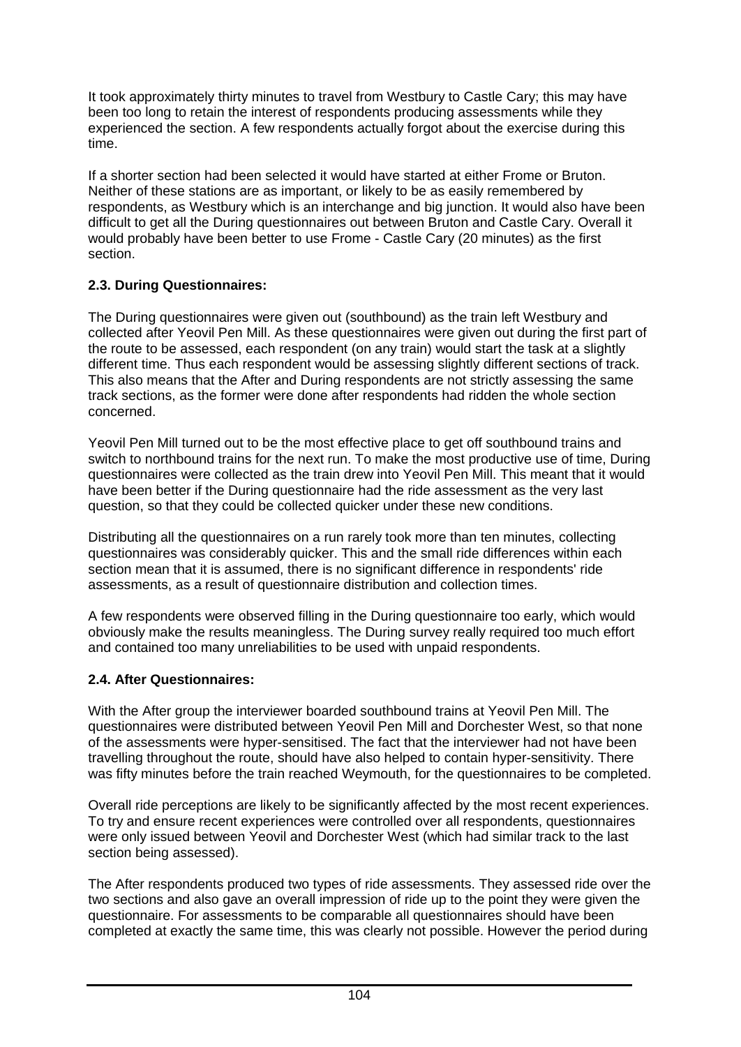It took approximately thirty minutes to travel from Westbury to Castle Cary; this may have been too long to retain the interest of respondents producing assessments while they experienced the section. A few respondents actually forgot about the exercise during this time.

If a shorter section had been selected it would have started at either Frome or Bruton. Neither of these stations are as important, or likely to be as easily remembered by respondents, as Westbury which is an interchange and big junction. It would also have been difficult to get all the During questionnaires out between Bruton and Castle Cary. Overall it would probably have been better to use Frome - Castle Cary (20 minutes) as the first section.

### 2.3. During Questionnaires:

The During questionnaires were given out (southbound) as the train left Westbury and collected after Yeovil Pen Mill. As these questionnaires were given out during the first part of the route to be assessed, each respondent (on any train) would start the task at a slightly different time. Thus each respondent would be assessing slightly different sections of track. This also means that the After and During respondents are not strictly assessing the same track sections, as the former were done after respondents had ridden the whole section concerned.

Yeovil Pen Mill turned out to be the most effective place to get off southbound trains and switch to northbound trains for the next run. To make the most productive use of time, During questionnaires were collected as the train drew into Yeovil Pen Mill. This meant that it would have been better if the During questionnaire had the ride assessment as the very last question, so that they could be collected quicker under these new conditions.

Distributing all the questionnaires on a run rarely took more than ten minutes, collecting questionnaires was considerably quicker. This and the small ride differences within each section mean that it is assumed, there is no significant difference in respondents' ride assessments, as a result of questionnaire distribution and collection times.

A few respondents were observed filling in the During questionnaire too early, which would obviously make the results meaningless. The During survey really required too much effort and contained too many unreliabilities to be used with unpaid respondents.

### 2.4. After Questionnaires:

With the After group the interviewer boarded southbound trains at Yeovil Pen Mill. The questionnaires were distributed between Yeovil Pen Mill and Dorchester West, so that none of the assessments were hyper-sensitised. The fact that the interviewer had not have been travelling throughout the route, should have also helped to contain hyper-sensitivity. There was fifty minutes before the train reached Weymouth, for the questionnaires to be completed.

Overall ride perceptions are likely to be significantly affected by the most recent experiences. To try and ensure recent experiences were controlled over all respondents, questionnaires were only issued between Yeovil and Dorchester West (which had similar track to the last section being assessed).

The After respondents produced two types of ride assessments. They assessed ride over the two sections and also gave an overall impression of ride up to the point they were given the questionnaire. For assessments to be comparable all questionnaires should have been completed at exactly the same time, this was clearly not possible. However the period during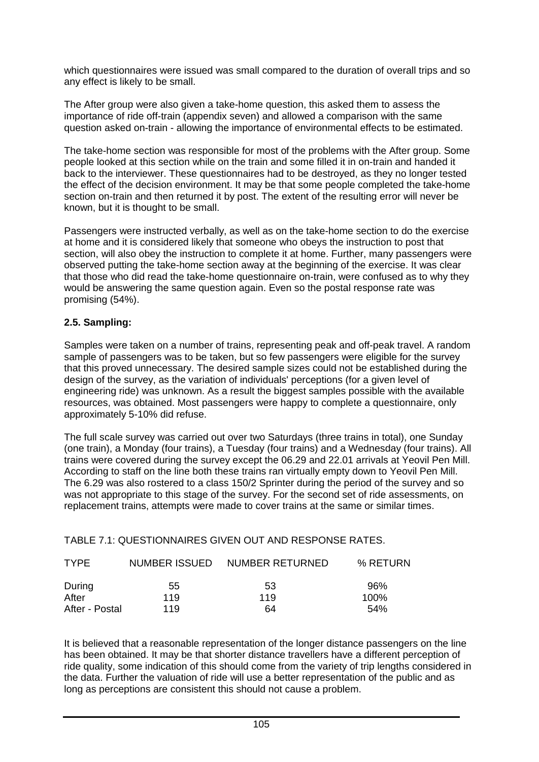which questionnaires were issued was small compared to the duration of overall trips and so any effect is likely to be small.

The After group were also given a take-home question, this asked them to assess the importance of ride off-train (appendix seven) and allowed a comparison with the same question asked on-train - allowing the importance of environmental effects to be estimated.

The take-home section was responsible for most of the problems with the After group. Some people looked at this section while on the train and some filled it in on-train and handed it back to the interviewer. These questionnaires had to be destroyed, as they no longer tested the effect of the decision environment. It may be that some people completed the take-home section on-train and then returned it by post. The extent of the resulting error will never be known, but it is thought to be small.

Passengers were instructed verbally, as well as on the take-home section to do the exercise at home and it is considered likely that someone who obeys the instruction to post that section, will also obey the instruction to complete it at home. Further, many passengers were observed putting the take-home section away at the beginning of the exercise. It was clear that those who did read the take-home questionnaire on-train, were confused as to why they would be answering the same question again. Even so the postal response rate was promising (54%).

### 2.5. Sampling:

Samples were taken on a number of trains, representing peak and off-peak travel. A random sample of passengers was to be taken, but so few passengers were eligible for the survey that this proved unnecessary. The desired sample sizes could not be established during the design of the survey, as the variation of individuals' perceptions (for a given level of engineering ride) was unknown. As a result the biggest samples possible with the available resources, was obtained. Most passengers were happy to complete a questionnaire, only approximately 5-10% did refuse.

The full scale survey was carried out over two Saturdays (three trains in total), one Sunday (one train), a Monday (four trains), a Tuesday (four trains) and a Wednesday (four trains). All trains were covered during the survey except the 06.29 and 22.01 arrivals at Yeovil Pen Mill. According to staff on the line both these trains ran virtually empty down to Yeovil Pen Mill. The 6.29 was also rostered to a class 150/2 Sprinter during the period of the survey and so was not appropriate to this stage of the survey. For the second set of ride assessments, on replacement trains, attempts were made to cover trains at the same or similar times.

TABLE 7.1: QUESTIONNAIRES GIVEN OUT AND RESPONSE RATES.

| TYPE | NUMBER ISSUED | NUMBER RETURNED | % RETURN |
|---|---|---|---|
| During | 55 | 53 | 96% |
| After | 119 | 119 | 100% |
| After - Postal | 119 | 64 | 54% |

It is believed that a reasonable representation of the longer distance passengers on the line has been obtained. It may be that shorter distance travellers have a different perception of ride quality, some indication of this should come from the variety of trip lengths considered in the data. Further the valuation of ride will use a better representation of the public and as long as perceptions are consistent this should not cause a problem.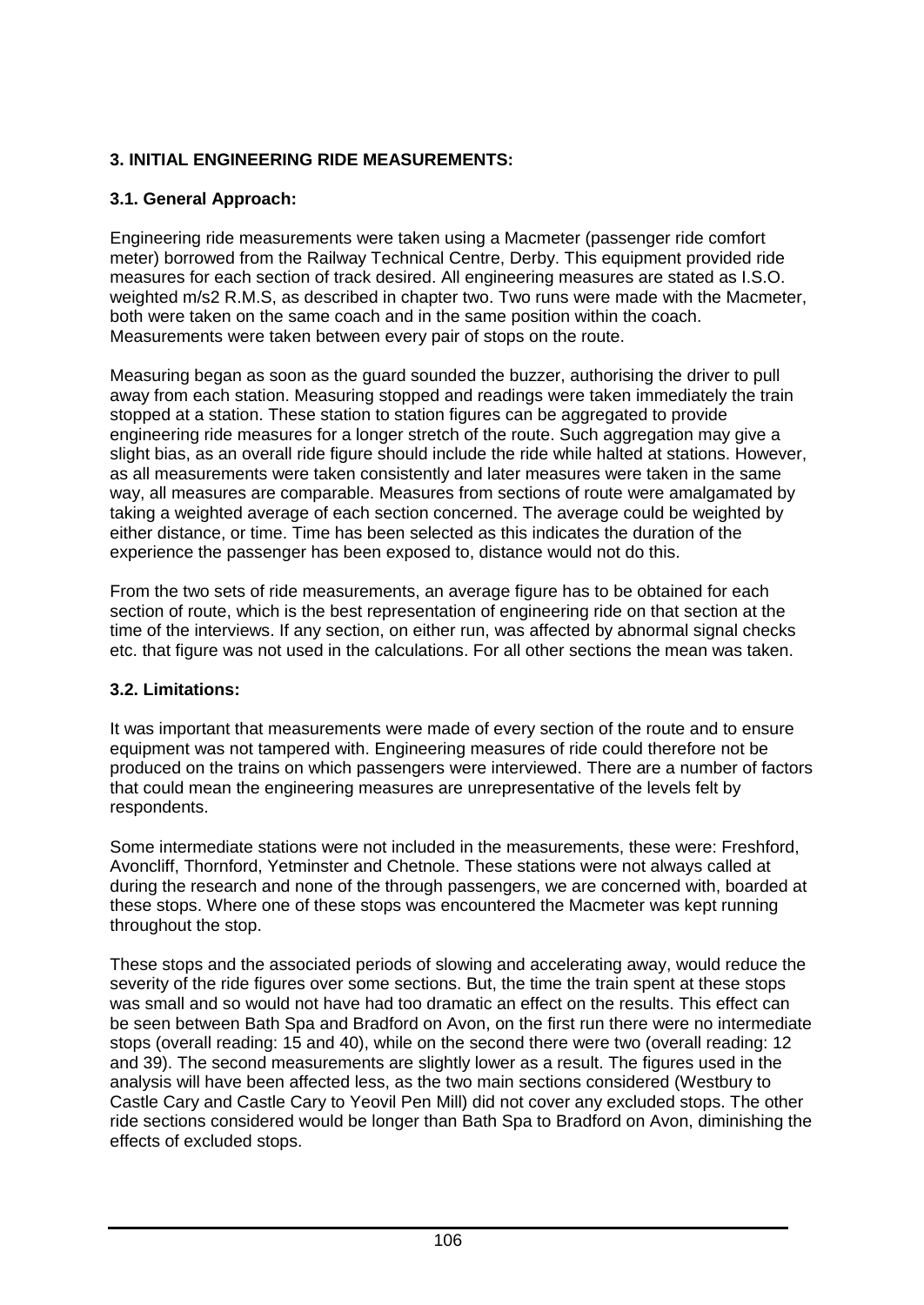## 3. INITIAL ENGINEERING RIDE MEASUREMENTS:

### 3.1. General Approach:

Engineering ride measurements were taken using a Macmeter (passenger ride comfort meter) borrowed from the Railway Technical Centre, Derby. This equipment provided ride measures for each section of track desired. All engineering measures are stated as I.S.O. weighted m/s2 R.M.S, as described in chapter two. Two runs were made with the Macmeter, both were taken on the same coach and in the same position within the coach. Measurements were taken between every pair of stops on the route.

Measuring began as soon as the guard sounded the buzzer, authorising the driver to pull away from each station. Measuring stopped and readings were taken immediately the train stopped at a station. These station to station figures can be aggregated to provide engineering ride measures for a longer stretch of the route. Such aggregation may give a slight bias, as an overall ride figure should include the ride while halted at stations. However, as all measurements were taken consistently and later measures were taken in the same way, all measures are comparable. Measures from sections of route were amalgamated by taking a weighted average of each section concerned. The average could be weighted by either distance, or time. Time has been selected as this indicates the duration of the experience the passenger has been exposed to, distance would not do this.

From the two sets of ride measurements, an average figure has to be obtained for each section of route, which is the best representation of engineering ride on that section at the time of the interviews. If any section, on either run, was affected by abnormal signal checks etc. that figure was not used in the calculations. For all other sections the mean was taken.

### 3.2. Limitations:

It was important that measurements were made of every section of the route and to ensure equipment was not tampered with. Engineering measures of ride could therefore not be produced on the trains on which passengers were interviewed. There are a number of factors that could mean the engineering measures are unrepresentative of the levels felt by respondents.

Some intermediate stations were not included in the measurements, these were: Freshford, Avoncliff, Thornford, Yetminster and Chetnole. These stations were not always called at during the research and none of the through passengers, we are concerned with, boarded at these stops. Where one of these stops was encountered the Macmeter was kept running throughout the stop.

These stops and the associated periods of slowing and accelerating away, would reduce the severity of the ride figures over some sections. But, the time the train spent at these stops was small and so would not have had too dramatic an effect on the results. This effect can be seen between Bath Spa and Bradford on Avon, on the first run there were no intermediate stops (overall reading: 15 and 40), while on the second there were two (overall reading: 12 and 39). The second measurements are slightly lower as a result. The figures used in the analysis will have been affected less, as the two main sections considered (Westbury to Castle Cary and Castle Cary to Yeovil Pen Mill) did not cover any excluded stops. The other ride sections considered would be longer than Bath Spa to Bradford on Avon, diminishing the effects of excluded stops.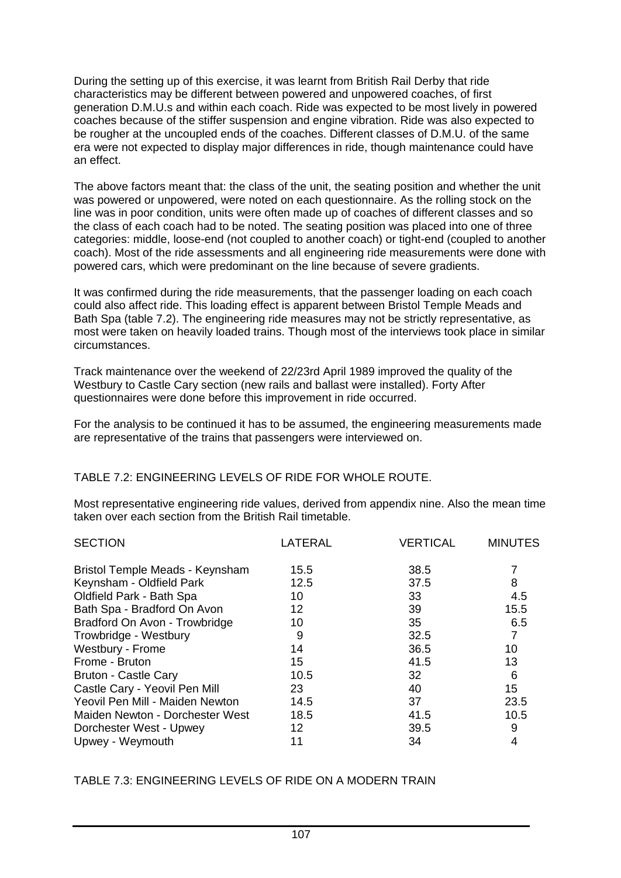During the setting up of this exercise, it was learnt from British Rail Derby that ride characteristics may be different between powered and unpowered coaches, of first generation D.M.U.s and within each coach. Ride was expected to be most lively in powered coaches because of the stiffer suspension and engine vibration. Ride was also expected to be rougher at the uncoupled ends of the coaches. Different classes of D.M.U. of the same era were not expected to display major differences in ride, though maintenance could have an effect.

The above factors meant that: the class of the unit, the seating position and whether the unit was powered or unpowered, were noted on each questionnaire. As the rolling stock on the line was in poor condition, units were often made up of coaches of different classes and so the class of each coach had to be noted. The seating position was placed into one of three categories: middle, loose-end (not coupled to another coach) or tight-end (coupled to another coach). Most of the ride assessments and all engineering ride measurements were done with powered cars, which were predominant on the line because of severe gradients.

It was confirmed during the ride measurements, that the passenger loading on each coach could also affect ride. This loading effect is apparent between Bristol Temple Meads and Bath Spa (table 7.2). The engineering ride measures may not be strictly representative, as most were taken on heavily loaded trains. Though most of the interviews took place in similar circumstances.

Track maintenance over the weekend of 22/23rd April 1989 improved the quality of the Westbury to Castle Cary section (new rails and ballast were installed). Forty After questionnaires were done before this improvement in ride occurred.

For the analysis to be continued it has to be assumed, the engineering measurements made are representative of the trains that passengers were interviewed on.

TABLE 7.2: ENGINEERING LEVELS OF RIDE FOR WHOLE ROUTE.

Most representative engineering ride values, derived from appendix nine. Also the mean time taken over each section from the British Rail timetable.

| SECTION | LATERAL | VERTICAL | MINUTES |
|---|---|---|---|
| Bristol Temple Meads - Keynsham | 15.5 | 38.5 | 7 |
| Keynsham - Oldfield Park | 12.5 | 37.5 | 8 |
| Oldfield Park - Bath Spa | 10 | 33 | 4.5 |
| Bath Spa - Bradford On Avon | 12 | 39 | 15.5 |
| Bradford On Avon - Trowbridge | 10 | 35 | 6.5 |
| Trowbridge - Westbury | 9 | 32.5 | 7 |
| Westbury - Frome | 14 | 36.5 | 10 |
| Frome - Bruton | 15 | 41.5 | 13 |
| Bruton - Castle Cary | 10.5 | 32 | 6 |
| Castle Cary - Yeovil Pen Mill | 23 | 40 | 15 |
| Yeovil Pen Mill - Maiden Newton | 14.5 | 37 | 23.5 |
| Maiden Newton - Dorchester West | 18.5 | 41.5 | 10.5 |
| Dorchester West - Upwey | 12 | 39.5 | 9 |
| Upwey - Weymouth | 11 | 34 | 4 |

TABLE 7.3: ENGINEERING LEVELS OF RIDE ON A MODERN TRAIN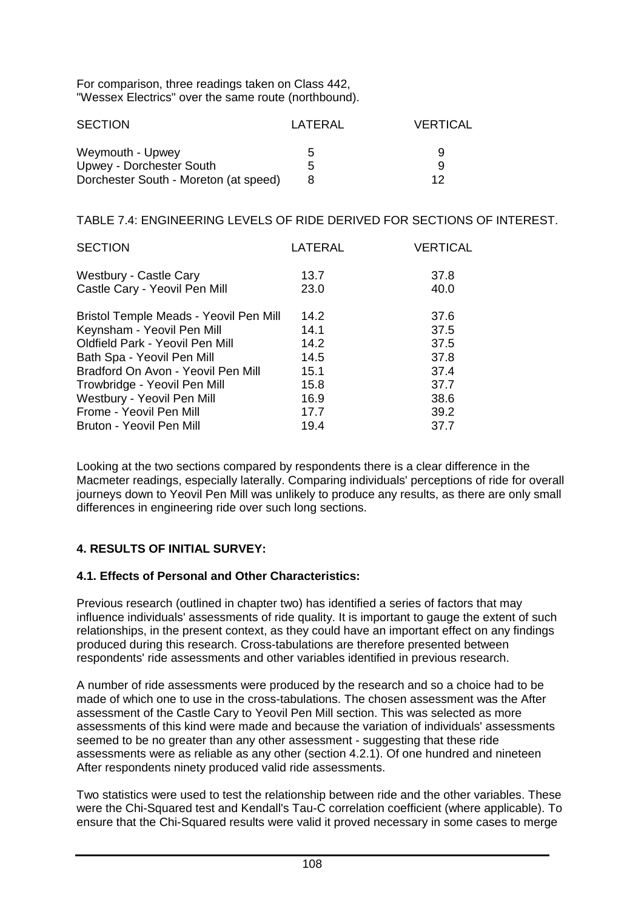For comparison, three readings taken on Class 442, "Wessex Electrics" over the same route (northbound).

| SECTION | LATERAL | VERTICAL |
|---|---|---|
| Weymouth - Upwey | 5 | 9 |
| Upwey - Dorchester South | 5 | 9 |
| Dorchester South - Moreton (at speed) | 8 | 12 |

TABLE 7.4: ENGINEERING LEVELS OF RIDE DERIVED FOR SECTIONS OF INTEREST.

| SECTION | LATERAL | VERTICAL |
|---|---|---|
| Westbury - Castle Cary | 13.7 | 37.8 |
| Castle Cary - Yeovil Pen Mill | 23.0 | 40.0 |
| Bristol Temple Meads - Yeovil Pen Mill | 14.2 | 37.6 |
| Keynsham - Yeovil Pen Mill | 14.1 | 37.5 |
| Oldfield Park - Yeovil Pen Mill | 14.2 | 37.5 |
| Bath Spa - Yeovil Pen Mill | 14.5 | 37.8 |
| Bradford On Avon - Yeovil Pen Mill | 15.1 | 37.4 |
| Trowbridge - Yeovil Pen Mill | 15.8 | 37.7 |
| Westbury - Yeovil Pen Mill | 16.9 | 38.6 |
| Frome - Yeovil Pen Mill | 17.7 | 39.2 |
| Bruton - Yeovil Pen Mill | 19.4 | 37.7 |

Looking at the two sections compared by respondents there is a clear difference in the Macmeter readings, especially laterally. Comparing individuals' perceptions of ride for overall journeys down to Yeovil Pen Mill was unlikely to produce any results, as there are only small differences in engineering ride over such long sections.

## 4. RESULTS OF INITIAL SURVEY:

### 4.1. Effects of Personal and Other Characteristics:

Previous research (outlined in chapter two) has identified a series of factors that may influence individuals' assessments of ride quality. It is important to gauge the extent of such relationships, in the present context, as they could have an important effect on any findings produced during this research. Cross-tabulations are therefore presented between respondents' ride assessments and other variables identified in previous research.

A number of ride assessments were produced by the research and so a choice had to be made of which one to use in the cross-tabulations. The chosen assessment was the After assessment of the Castle Cary to Yeovil Pen Mill section. This was selected as more assessments of this kind were made and because the variation of individuals' assessments seemed to be no greater than any other assessment - suggesting that these ride assessments were as reliable as any other (section 4.2.1). Of one hundred and nineteen After respondents ninety produced valid ride assessments.

Two statistics were used to test the relationship between ride and the other variables. These were the Chi-Squared test and Kendall's Tau-C correlation coefficient (where applicable). To ensure that the Chi-Squared results were valid it proved necessary in some cases to merge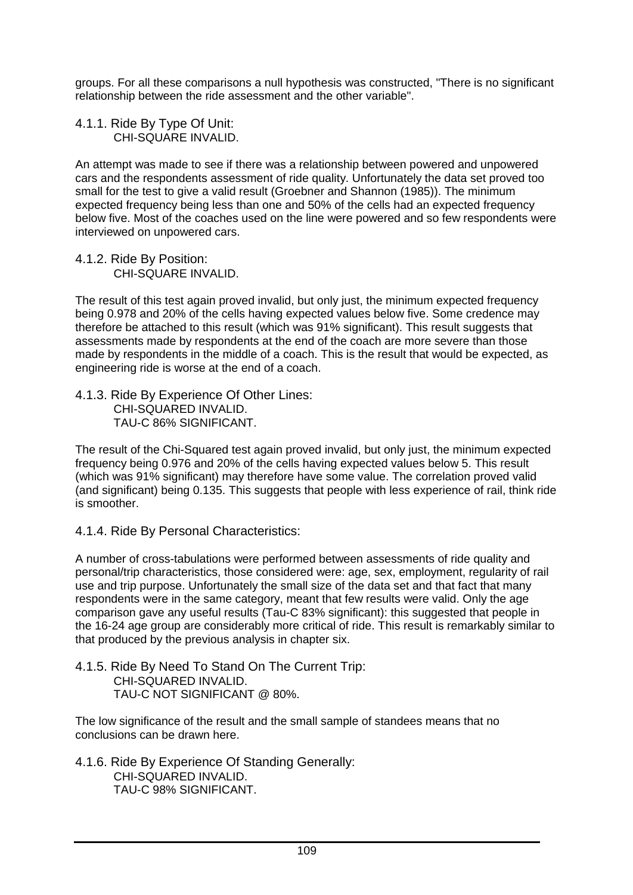groups. For all these comparisons a null hypothesis was constructed, "There is no significant relationship between the ride assessment and the other variable".

#### 4.1.1. Ride By Type Of Unit:

CHI-SQUARE INVALID.

An attempt was made to see if there was a relationship between powered and unpowered cars and the respondents assessment of ride quality. Unfortunately the data set proved too small for the test to give a valid result (Groebner and Shannon (1985)). The minimum expected frequency being less than one and 50% of the cells had an expected frequency below five. Most of the coaches used on the line were powered and so few respondents were interviewed on unpowered cars.

#### 4.1.2. Ride By Position:

CHI-SQUARE INVALID.

The result of this test again proved invalid, but only just, the minimum expected frequency being 0.978 and 20% of the cells having expected values below five. Some credence may therefore be attached to this result (which was 91% significant). This result suggests that assessments made by respondents at the end of the coach are more severe than those made by respondents in the middle of a coach. This is the result that would be expected, as engineering ride is worse at the end of a coach.

#### 4.1.3. Ride By Experience Of Other Lines:

CHI-SQUARED INVALID.
TAU-C 86% SIGNIFICANT.

The result of the Chi-Squared test again proved invalid, but only just, the minimum expected frequency being 0.976 and 20% of the cells having expected values below 5. This result (which was 91% significant) may therefore have some value. The correlation proved valid (and significant) being 0.135. This suggests that people with less experience of rail, think ride is smoother.

#### 4.1.4. Ride By Personal Characteristics:

A number of cross-tabulations were performed between assessments of ride quality and personal/trip characteristics, those considered were: age, sex, employment, regularity of rail use and trip purpose. Unfortunately the small size of the data set and that fact that many respondents were in the same category, meant that few results were valid. Only the age comparison gave any useful results (Tau-C 83% significant): this suggested that people in the 16-24 age group are considerably more critical of ride. This result is remarkably similar to that produced by the previous analysis in chapter six.

#### 4.1.5. Ride By Need To Stand On The Current Trip:

CHI-SQUARED INVALID.
TAU-C NOT SIGNIFICANT @ 80%.

The low significance of the result and the small sample of standees means that no conclusions can be drawn here.

#### 4.1.6. Ride By Experience Of Standing Generally:

CHI-SQUARED INVALID.
TAU-C 98% SIGNIFICANT.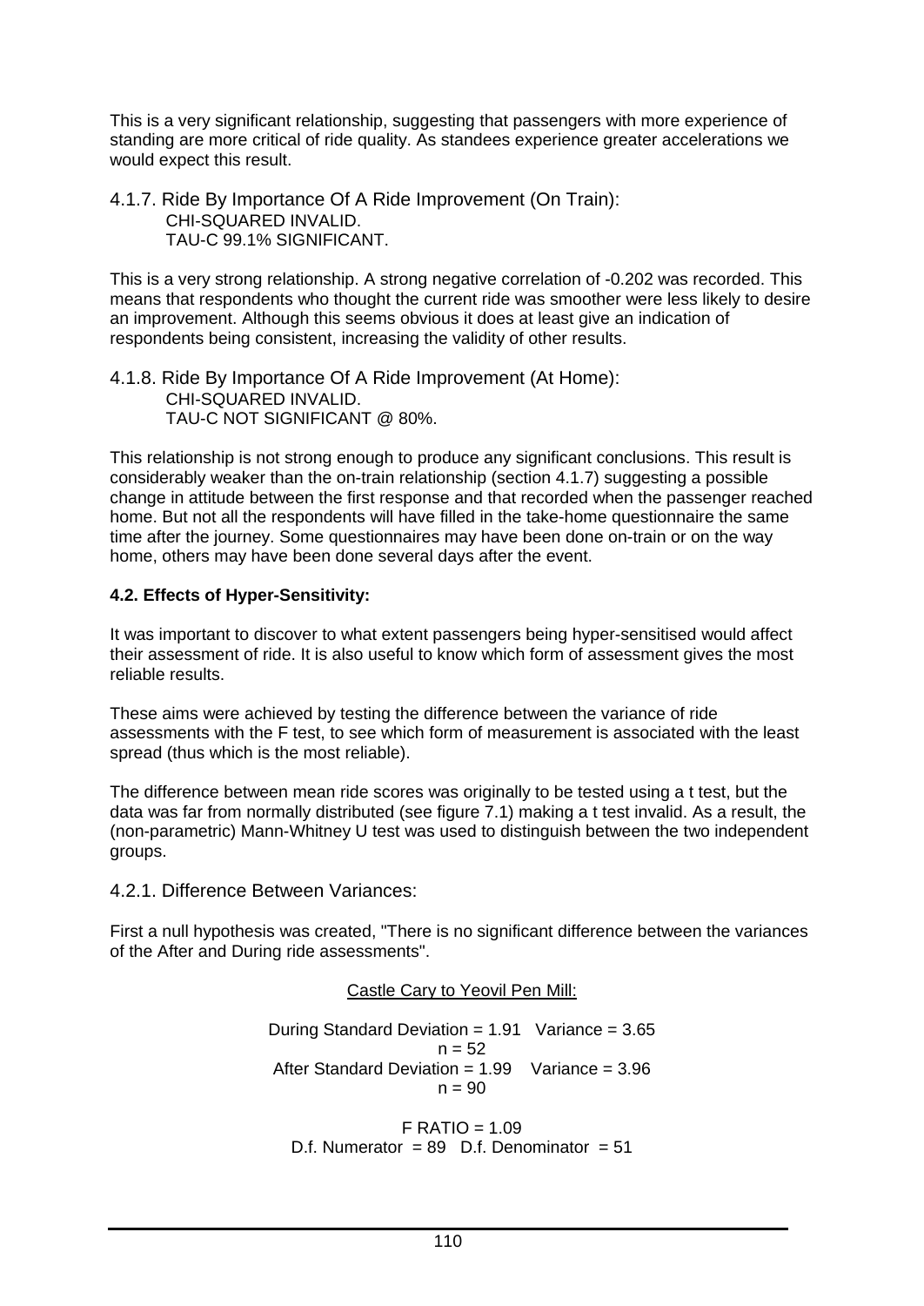This is a very significant relationship, suggesting that passengers with more experience of standing are more critical of ride quality. As standees experience greater accelerations we would expect this result.

### 4.1.7. Ride By Importance Of A Ride Improvement (On Train):

CHI-SQUARED INVALID.
TAU-C 99.1% SIGNIFICANT.

This is a very strong relationship. A strong negative correlation of -0.202 was recorded. This means that respondents who thought the current ride was smoother were less likely to desire an improvement. Although this seems obvious it does at least give an indication of respondents being consistent, increasing the validity of other results.

### 4.1.8. Ride By Importance Of A Ride Improvement (At Home):

CHI-SQUARED INVALID.
TAU-C NOT SIGNIFICANT @ 80%.

This relationship is not strong enough to produce any significant conclusions. This result is considerably weaker than the on-train relationship (section 4.1.7) suggesting a possible change in attitude between the first response and that recorded when the passenger reached home. But not all the respondents will have filled in the take-home questionnaire the same time after the journey. Some questionnaires may have been done on-train or on the way home, others may have been done several days after the event.

## 4.2. Effects of Hyper-Sensitivity:

It was important to discover to what extent passengers being hyper-sensitised would affect their assessment of ride. It is also useful to know which form of assessment gives the most reliable results.

These aims were achieved by testing the difference between the variance of ride assessments with the F test, to see which form of measurement is associated with the least spread (thus which is the most reliable).

The difference between mean ride scores was originally to be tested using a t test, but the data was far from normally distributed (see figure 7.1) making a t test invalid. As a result, the (non-parametric) Mann-Whitney U test was used to distinguish between the two independent groups.

### 4.2.1. Difference Between Variances:

First a null hypothesis was created, "There is no significant difference between the variances of the After and During ride assessments".

<u>Castle Cary to Yeovil Pen Mill:</u>

During Standard Deviation = 1.91   Variance = 3.65
n = 52
After Standard Deviation = 1.99   Variance = 3.96
n = 90

F RATIO = 1.09
D.f. Numerator = 89   D.f. Denominator = 51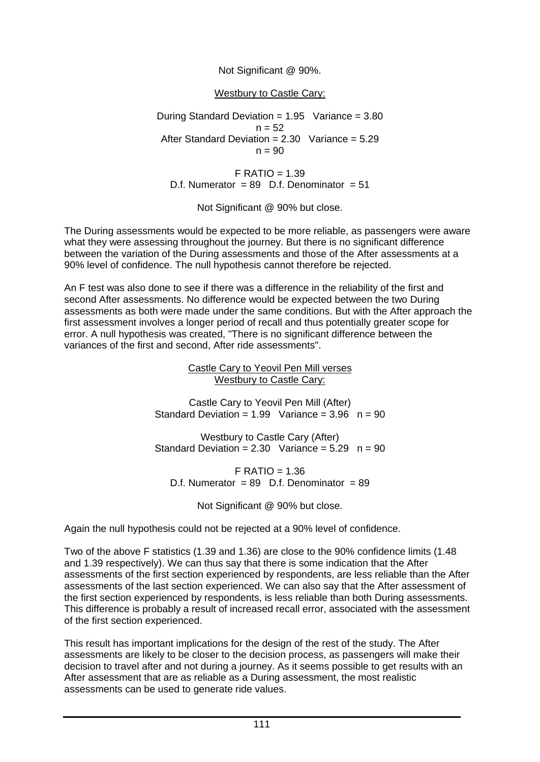Not Significant @ 90%.

Westbury to Castle Cary:

During Standard Deviation = 1.95   Variance = 3.80  
n = 52  
After Standard Deviation = 2.30   Variance = 5.29  
n = 90

F RATIO = 1.39  
D.f. Numerator = 89   D.f. Denominator = 51

Not Significant @ 90% but close.

The During assessments would be expected to be more reliable, as passengers were aware what they were assessing throughout the journey. But there is no significant difference between the variation of the During assessments and those of the After assessments at a 90% level of confidence. The null hypothesis cannot therefore be rejected.

An F test was also done to see if there was a difference in the reliability of the first and second After assessments. No difference would be expected between the two During assessments as both were made under the same conditions. But with the After approach the first assessment involves a longer period of recall and thus potentially greater scope for error. A null hypothesis was created, "There is no significant difference between the variances of the first and second, After ride assessments".

Castle Cary to Yeovil Pen Mill verses  
Westbury to Castle Cary:

Castle Cary to Yeovil Pen Mill (After)  
Standard Deviation = 1.99   Variance = 3.96   n = 90

Westbury to Castle Cary (After)  
Standard Deviation = 2.30   Variance = 5.29   n = 90

F RATIO = 1.36  
D.f. Numerator = 89   D.f. Denominator = 89

Not Significant @ 90% but close.

Again the null hypothesis could not be rejected at a 90% level of confidence.

Two of the above F statistics (1.39 and 1.36) are close to the 90% confidence limits (1.48 and 1.39 respectively). We can thus say that there is some indication that the After assessments of the first section experienced by respondents, are less reliable than the After assessments of the last section experienced. We can also say that the After assessment of the first section experienced by respondents, is less reliable than both During assessments. This difference is probably a result of increased recall error, associated with the assessment of the first section experienced.

This result has important implications for the design of the rest of the study. The After assessments are likely to be closer to the decision process, as passengers will make their decision to travel after and not during a journey. As it seems possible to get results with an After assessment that are as reliable as a During assessment, the most realistic assessments can be used to generate ride values.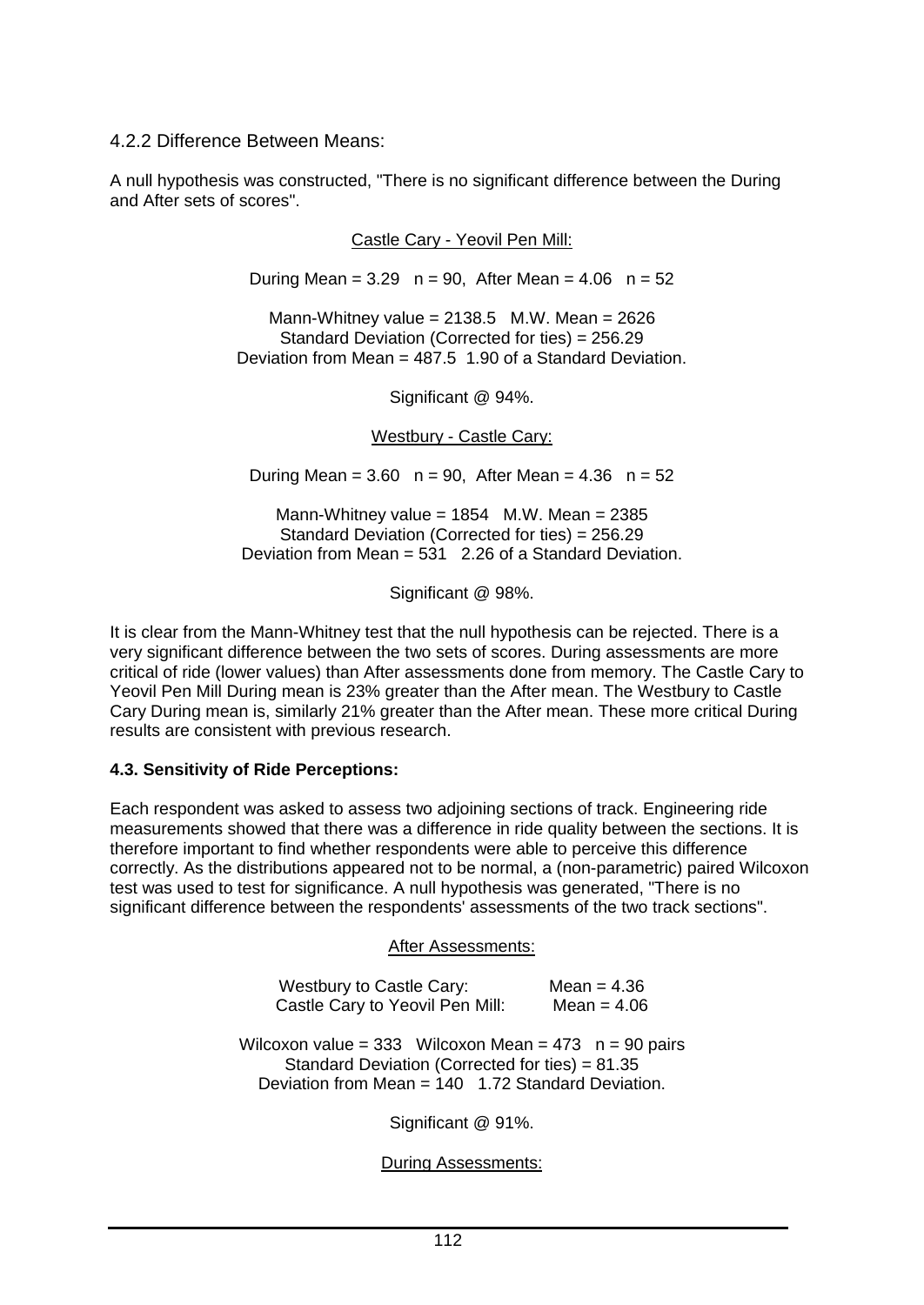### 4.2.2 Difference Between Means:

A null hypothesis was constructed, "There is no significant difference between the During and After sets of scores".

Castle Cary - Yeovil Pen Mill:

During Mean = 3.29 n = 90, After Mean = 4.06 n = 52

Mann-Whitney value = 2138.5 M.W. Mean = 2626
Standard Deviation (Corrected for ties) = 256.29
Deviation from Mean = 487.5 1.90 of a Standard Deviation.

Significant @ 94%.

Westbury - Castle Cary:

During Mean = 3.60 n = 90, After Mean = 4.36 n = 52

Mann-Whitney value = 1854 M.W. Mean = 2385
Standard Deviation (Corrected for ties) = 256.29
Deviation from Mean = 531 2.26 of a Standard Deviation.

Significant @ 98%.

It is clear from the Mann-Whitney test that the null hypothesis can be rejected. There is a very significant difference between the two sets of scores. During assessments are more critical of ride (lower values) than After assessments done from memory. The Castle Cary to Yeovil Pen Mill During mean is 23% greater than the After mean. The Westbury to Castle Cary During mean is, similarly 21% greater than the After mean. These more critical During results are consistent with previous research.

### 4.3. Sensitivity of Ride Perceptions:

Each respondent was asked to assess two adjoining sections of track. Engineering ride measurements showed that there was a difference in ride quality between the sections. It is therefore important to find whether respondents were able to perceive this difference correctly. As the distributions appeared not to be normal, a (non-parametric) paired Wilcoxon test was used to test for significance. A null hypothesis was generated, "There is no significant difference between the respondents' assessments of the two track sections".

After Assessments:

Westbury to Castle Cary: Mean = 4.36
Castle Cary to Yeovil Pen Mill: Mean = 4.06

Wilcoxon value = 333 Wilcoxon Mean = 473 n = 90 pairs
Standard Deviation (Corrected for ties) = 81.35
Deviation from Mean = 140 1.72 Standard Deviation.

Significant @ 91%.

During Assessments: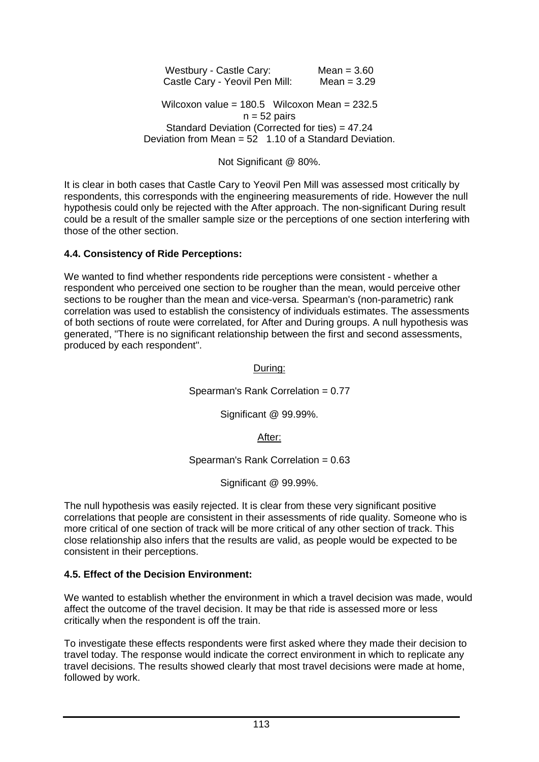Westbury - Castle Cary: Mean = 3.60
Castle Cary - Yeovil Pen Mill: Mean = 3.29

Wilcoxon value = 180.5 Wilcoxon Mean = 232.5
n = 52 pairs
Standard Deviation (Corrected for ties) = 47.24
Deviation from Mean = 52 1.10 of a Standard Deviation.

Not Significant @ 80%.

It is clear in both cases that Castle Cary to Yeovil Pen Mill was assessed most critically by respondents, this corresponds with the engineering measurements of ride. However the null hypothesis could only be rejected with the After approach. The non-significant During result could be a result of the smaller sample size or the perceptions of one section interfering with those of the other section.

### 4.4. Consistency of Ride Perceptions:

We wanted to find whether respondents ride perceptions were consistent - whether a respondent who perceived one section to be rougher than the mean, would perceive other sections to be rougher than the mean and vice-versa. Spearman's (non-parametric) rank correlation was used to establish the consistency of individuals estimates. The assessments of both sections of route were correlated, for After and During groups. A null hypothesis was generated, "There is no significant relationship between the first and second assessments, produced by each respondent".

<u>During:</u>

Spearman's Rank Correlation = 0.77

Significant @ 99.99%.

<u>After:</u>

Spearman's Rank Correlation = 0.63

Significant @ 99.99%.

The null hypothesis was easily rejected. It is clear from these very significant positive correlations that people are consistent in their assessments of ride quality. Someone who is more critical of one section of track will be more critical of any other section of track. This close relationship also infers that the results are valid, as people would be expected to be consistent in their perceptions.

### 4.5. Effect of the Decision Environment:

We wanted to establish whether the environment in which a travel decision was made, would affect the outcome of the travel decision. It may be that ride is assessed more or less critically when the respondent is off the train.

To investigate these effects respondents were first asked where they made their decision to travel today. The response would indicate the correct environment in which to replicate any travel decisions. The results showed clearly that most travel decisions were made at home, followed by work.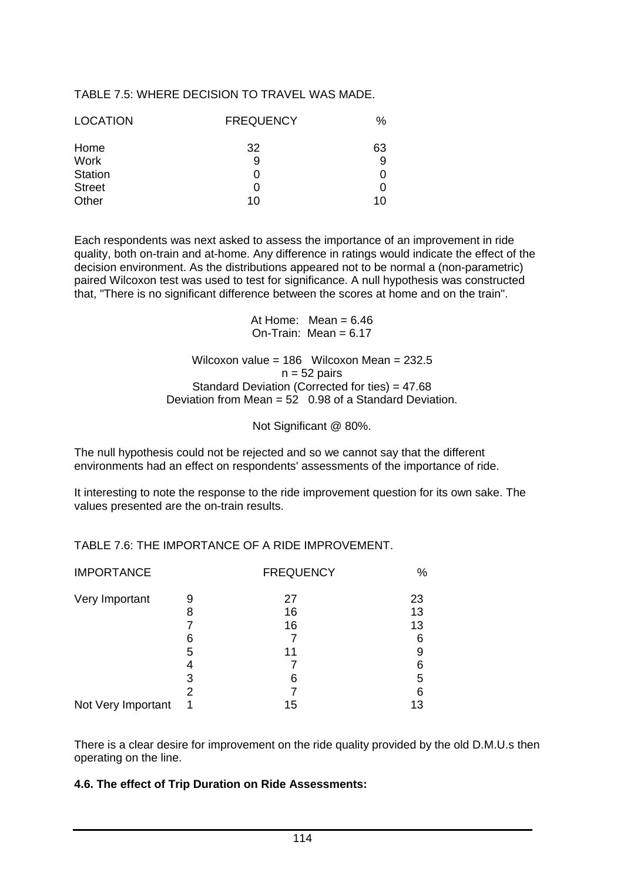TABLE 7.5: WHERE DECISION TO TRAVEL WAS MADE.

| LOCATION | FREQUENCY | % |
|---|---|---|
| Home | 32 | 63 |
| Work | 9 | 9 |
| Station | 0 | 0 |
| Street | 0 | 0 |
| Other | 10 | 10 |

Each respondents was next asked to assess the importance of an improvement in ride quality, both on-train and at-home. Any difference in ratings would indicate the effect of the decision environment. As the distributions appeared not to be normal a (non-parametric) paired Wilcoxon test was used to test for significance. A null hypothesis was constructed that, "There is no significant difference between the scores at home and on the train".

At Home: Mean = 6.46
On-Train: Mean = 6.17

Wilcoxon value = 186 Wilcoxon Mean = 232.5
n = 52 pairs
Standard Deviation (Corrected for ties) = 47.68
Deviation from Mean = 52 0.98 of a Standard Deviation.

Not Significant @ 80%.

The null hypothesis could not be rejected and so we cannot say that the different environments had an effect on respondents' assessments of the importance of ride.

It interesting to note the response to the ride improvement question for its own sake. The values presented are the on-train results.

TABLE 7.6: THE IMPORTANCE OF A RIDE IMPROVEMENT.

| IMPORTANCE | | FREQUENCY | % |
|---|---|---|---|
| Very Important | 9 | 27 | 23 |
| | 8 | 16 | 13 |
| | 7 | 16 | 13 |
| | 6 | 7 | 6 |
| | 5 | 11 | 9 |
| | 4 | 7 | 6 |
| | 3 | 6 | 5 |
| | 2 | 7 | 6 |
| Not Very Important | 1 | 15 | 13 |

There is a clear desire for improvement on the ride quality provided by the old D.M.U.s then operating on the line.

**4.6. The effect of Trip Duration on Ride Assessments:**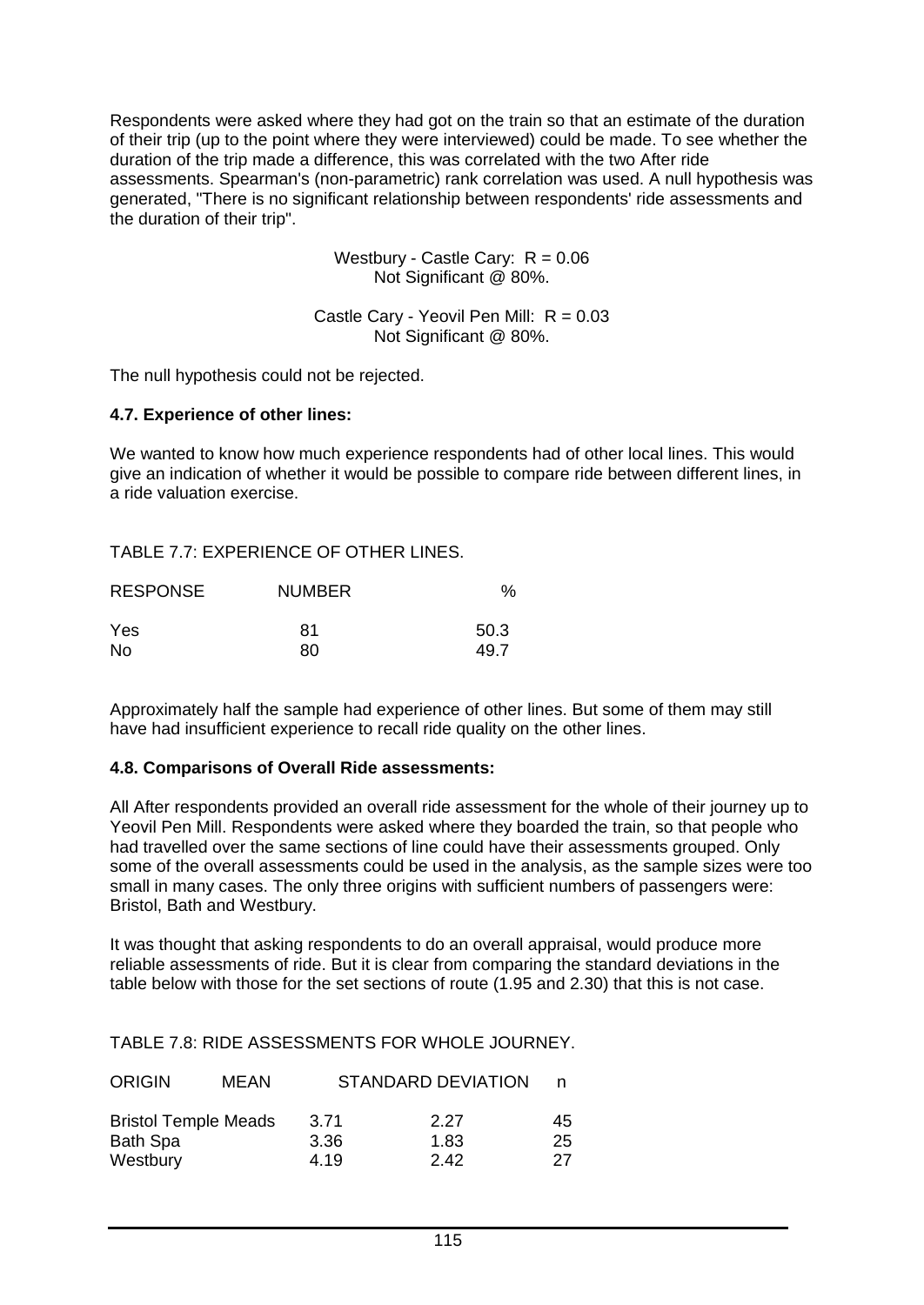Respondents were asked where they had got on the train so that an estimate of the duration of their trip (up to the point where they were interviewed) could be made. To see whether the duration of the trip made a difference, this was correlated with the two After ride assessments. Spearman's (non-parametric) rank correlation was used. A null hypothesis was generated, "There is no significant relationship between respondents' ride assessments and the duration of their trip".

Westbury - Castle Cary: $R = 0.06$
Not Significant @ 80%.

Castle Cary - Yeovil Pen Mill: $R = 0.03$
Not Significant @ 80%.

The null hypothesis could not be rejected.

### 4.7. Experience of other lines:

We wanted to know how much experience respondents had of other local lines. This would give an indication of whether it would be possible to compare ride between different lines, in a ride valuation exercise.

TABLE 7.7: EXPERIENCE OF OTHER LINES.

| RESPONSE | NUMBER | % |
|---|---|---|
| Yes | 81 | 50.3 |
| No | 80 | 49.7 |

Approximately half the sample had experience of other lines. But some of them may still have had insufficient experience to recall ride quality on the other lines.

### 4.8. Comparisons of Overall Ride assessments:

All After respondents provided an overall ride assessment for the whole of their journey up to Yeovil Pen Mill. Respondents were asked where they boarded the train, so that people who had travelled over the same sections of line could have their assessments grouped. Only some of the overall assessments could be used in the analysis, as the sample sizes were too small in many cases. The only three origins with sufficient numbers of passengers were: Bristol, Bath and Westbury.

It was thought that asking respondents to do an overall appraisal, would produce more reliable assessments of ride. But it is clear from comparing the standard deviations in the table below with those for the set sections of route (1.95 and 2.30) that this is not case.

TABLE 7.8: RIDE ASSESSMENTS FOR WHOLE JOURNEY.

| ORIGIN | MEAN | STANDARD DEVIATION | n |
|---|---|---|---|
| Bristol Temple Meads | 3.71 | 2.27 | 45 |
| Bath Spa | 3.36 | 1.83 | 25 |
| Westbury | 4.19 | 2.42 | 27 |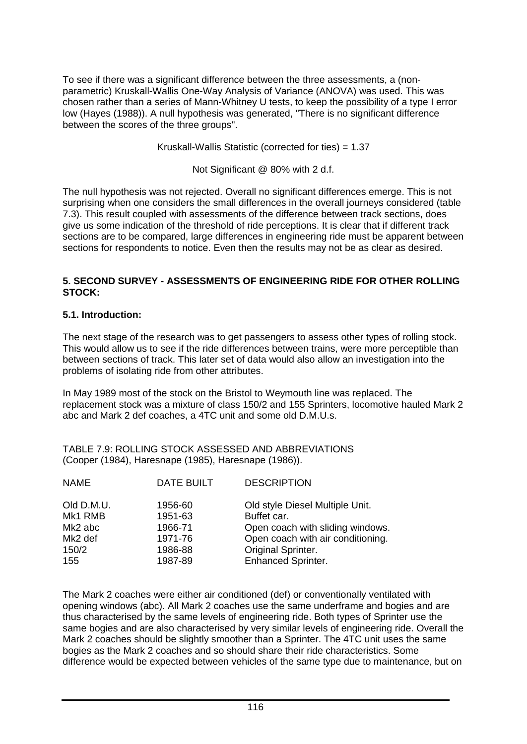To see if there was a significant difference between the three assessments, a (non-parametric) Kruskall-Wallis One-Way Analysis of Variance (ANOVA) was used. This was chosen rather than a series of Mann-Whitney U tests, to keep the possibility of a type I error low (Hayes (1988)). A null hypothesis was generated, "There is no significant difference between the scores of the three groups".

Kruskall-Wallis Statistic (corrected for ties) = 1.37

Not Significant @ 80% with 2 d.f.

The null hypothesis was not rejected. Overall no significant differences emerge. This is not surprising when one considers the small differences in the overall journeys considered (table 7.3). This result coupled with assessments of the difference between track sections, does give us some indication of the threshold of ride perceptions. It is clear that if different track sections are to be compared, large differences in engineering ride must be apparent between sections for respondents to notice. Even then the results may not be as clear as desired.

### 5. SECOND SURVEY - ASSESSMENTS OF ENGINEERING RIDE FOR OTHER ROLLING STOCK:

#### 5.1. Introduction:

The next stage of the research was to get passengers to assess other types of rolling stock. This would allow us to see if the ride differences between trains, were more perceptible than between sections of track. This later set of data would also allow an investigation into the problems of isolating ride from other attributes.

In May 1989 most of the stock on the Bristol to Weymouth line was replaced. The replacement stock was a mixture of class 150/2 and 155 Sprinters, locomotive hauled Mark 2 abc and Mark 2 def coaches, a 4TC unit and some old D.M.U.s.

TABLE 7.9: ROLLING STOCK ASSESSED AND ABBREVIATIONS
(Cooper (1984), Haresnape (1985), Haresnape (1986)).

| NAME | DATE BUILT | DESCRIPTION |
|---|---|---|
| Old D.M.U. | 1956-60 | Old style Diesel Multiple Unit. |
| Mk1 RMB | 1951-63 | Buffet car. |
| Mk2 abc | 1966-71 | Open coach with sliding windows. |
| Mk2 def | 1971-76 | Open coach with air conditioning. |
| 150/2 | 1986-88 | Original Sprinter. |
| 155 | 1987-89 | Enhanced Sprinter. |

The Mark 2 coaches were either air conditioned (def) or conventionally ventilated with opening windows (abc). All Mark 2 coaches use the same underframe and bogies and are thus characterised by the same levels of engineering ride. Both types of Sprinter use the same bogies and are also characterised by very similar levels of engineering ride. Overall the Mark 2 coaches should be slightly smoother than a Sprinter. The 4TC unit uses the same bogies as the Mark 2 coaches and so should share their ride characteristics. Some difference would be expected between vehicles of the same type due to maintenance, but on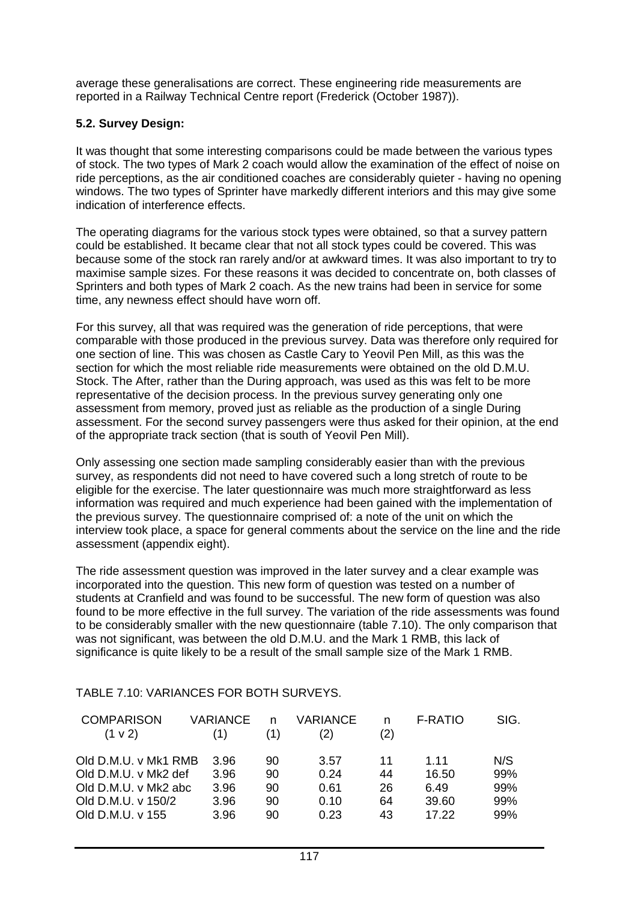average these generalisations are correct. These engineering ride measurements are reported in a Railway Technical Centre report (Frederick (October 1987)).

### 5.2. Survey Design:

It was thought that some interesting comparisons could be made between the various types of stock. The two types of Mark 2 coach would allow the examination of the effect of noise on ride perceptions, as the air conditioned coaches are considerably quieter - having no opening windows. The two types of Sprinter have markedly different interiors and this may give some indication of interference effects.

The operating diagrams for the various stock types were obtained, so that a survey pattern could be established. It became clear that not all stock types could be covered. This was because some of the stock ran rarely and/or at awkward times. It was also important to try to maximise sample sizes. For these reasons it was decided to concentrate on, both classes of Sprinters and both types of Mark 2 coach. As the new trains had been in service for some time, any newness effect should have worn off.

For this survey, all that was required was the generation of ride perceptions, that were comparable with those produced in the previous survey. Data was therefore only required for one section of line. This was chosen as Castle Cary to Yeovil Pen Mill, as this was the section for which the most reliable ride measurements were obtained on the old D.M.U. Stock. The After, rather than the During approach, was used as this was felt to be more representative of the decision process. In the previous survey generating only one assessment from memory, proved just as reliable as the production of a single During assessment. For the second survey passengers were thus asked for their opinion, at the end of the appropriate track section (that is south of Yeovil Pen Mill).

Only assessing one section made sampling considerably easier than with the previous survey, as respondents did not need to have covered such a long stretch of route to be eligible for the exercise. The later questionnaire was much more straightforward as less information was required and much experience had been gained with the implementation of the previous survey. The questionnaire comprised of: a note of the unit on which the interview took place, a space for general comments about the service on the line and the ride assessment (appendix eight).

The ride assessment question was improved in the later survey and a clear example was incorporated into the question. This new form of question was tested on a number of students at Cranfield and was found to be successful. The new form of question was also found to be more effective in the full survey. The variation of the ride assessments was found to be considerably smaller with the new questionnaire (table 7.10). The only comparison that was not significant, was between the old D.M.U. and the Mark 1 RMB, this lack of significance is quite likely to be a result of the small sample size of the Mark 1 RMB.

TABLE 7.10: VARIANCES FOR BOTH SURVEYS.

| COMPARISON (1 v 2) | VARIANCE (1) | n (1) | VARIANCE (2) | n (2) | F-RATIO | SIG. |
|---|---|---|---|---|---|---|
| Old D.M.U. v Mk1 RMB | 3.96 | 90 | 3.57 | 11 | 1.11 | N/S |
| Old D.M.U. v Mk2 def | 3.96 | 90 | 0.24 | 44 | 16.50 | 99% |
| Old D.M.U. v Mk2 abc | 3.96 | 90 | 0.61 | 26 | 6.49 | 99% |
| Old D.M.U. v 150/2 | 3.96 | 90 | 0.10 | 64 | 39.60 | 99% |
| Old D.M.U. v 155 | 3.96 | 90 | 0.23 | 43 | 17.22 | 99% |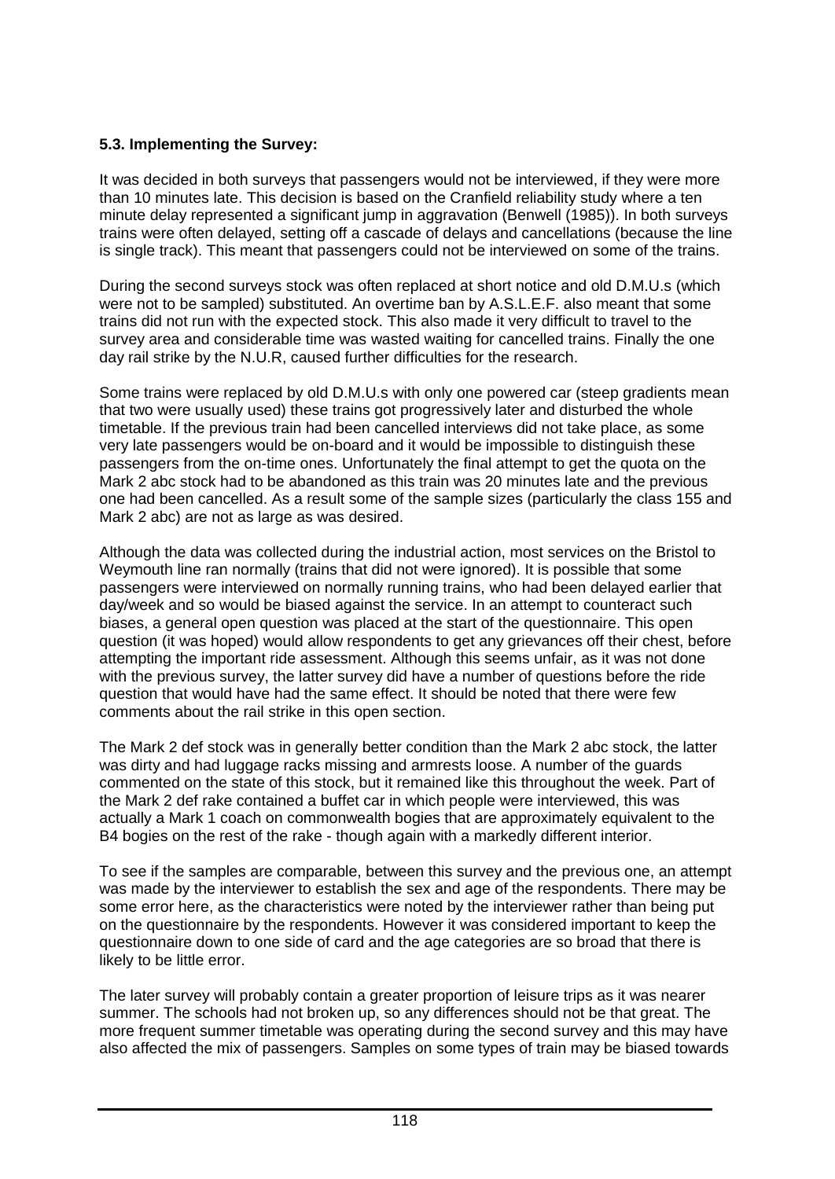### 5.3. Implementing the Survey:

It was decided in both surveys that passengers would not be interviewed, if they were more than 10 minutes late. This decision is based on the Cranfield reliability study where a ten minute delay represented a significant jump in aggravation (Benwell (1985)). In both surveys trains were often delayed, setting off a cascade of delays and cancellations (because the line is single track). This meant that passengers could not be interviewed on some of the trains.

During the second surveys stock was often replaced at short notice and old D.M.U.s (which were not to be sampled) substituted. An overtime ban by A.S.L.E.F. also meant that some trains did not run with the expected stock. This also made it very difficult to travel to the survey area and considerable time was wasted waiting for cancelled trains. Finally the one day rail strike by the N.U.R, caused further difficulties for the research.

Some trains were replaced by old D.M.U.s with only one powered car (steep gradients mean that two were usually used) these trains got progressively later and disturbed the whole timetable. If the previous train had been cancelled interviews did not take place, as some very late passengers would be on-board and it would be impossible to distinguish these passengers from the on-time ones. Unfortunately the final attempt to get the quota on the Mark 2 abc stock had to be abandoned as this train was 20 minutes late and the previous one had been cancelled. As a result some of the sample sizes (particularly the class 155 and Mark 2 abc) are not as large as was desired.

Although the data was collected during the industrial action, most services on the Bristol to Weymouth line ran normally (trains that did not were ignored). It is possible that some passengers were interviewed on normally running trains, who had been delayed earlier that day/week and so would be biased against the service. In an attempt to counteract such biases, a general open question was placed at the start of the questionnaire. This open question (it was hoped) would allow respondents to get any grievances off their chest, before attempting the important ride assessment. Although this seems unfair, as it was not done with the previous survey, the latter survey did have a number of questions before the ride question that would have had the same effect. It should be noted that there were few comments about the rail strike in this open section.

The Mark 2 def stock was in generally better condition than the Mark 2 abc stock, the latter was dirty and had luggage racks missing and armrests loose. A number of the guards commented on the state of this stock, but it remained like this throughout the week. Part of the Mark 2 def rake contained a buffet car in which people were interviewed, this was actually a Mark 1 coach on commonwealth bogies that are approximately equivalent to the B4 bogies on the rest of the rake - though again with a markedly different interior.

To see if the samples are comparable, between this survey and the previous one, an attempt was made by the interviewer to establish the sex and age of the respondents. There may be some error here, as the characteristics were noted by the interviewer rather than being put on the questionnaire by the respondents. However it was considered important to keep the questionnaire down to one side of card and the age categories are so broad that there is likely to be little error.

The later survey will probably contain a greater proportion of leisure trips as it was nearer summer. The schools had not broken up, so any differences should not be that great. The more frequent summer timetable was operating during the second survey and this may have also affected the mix of passengers. Samples on some types of train may be biased towards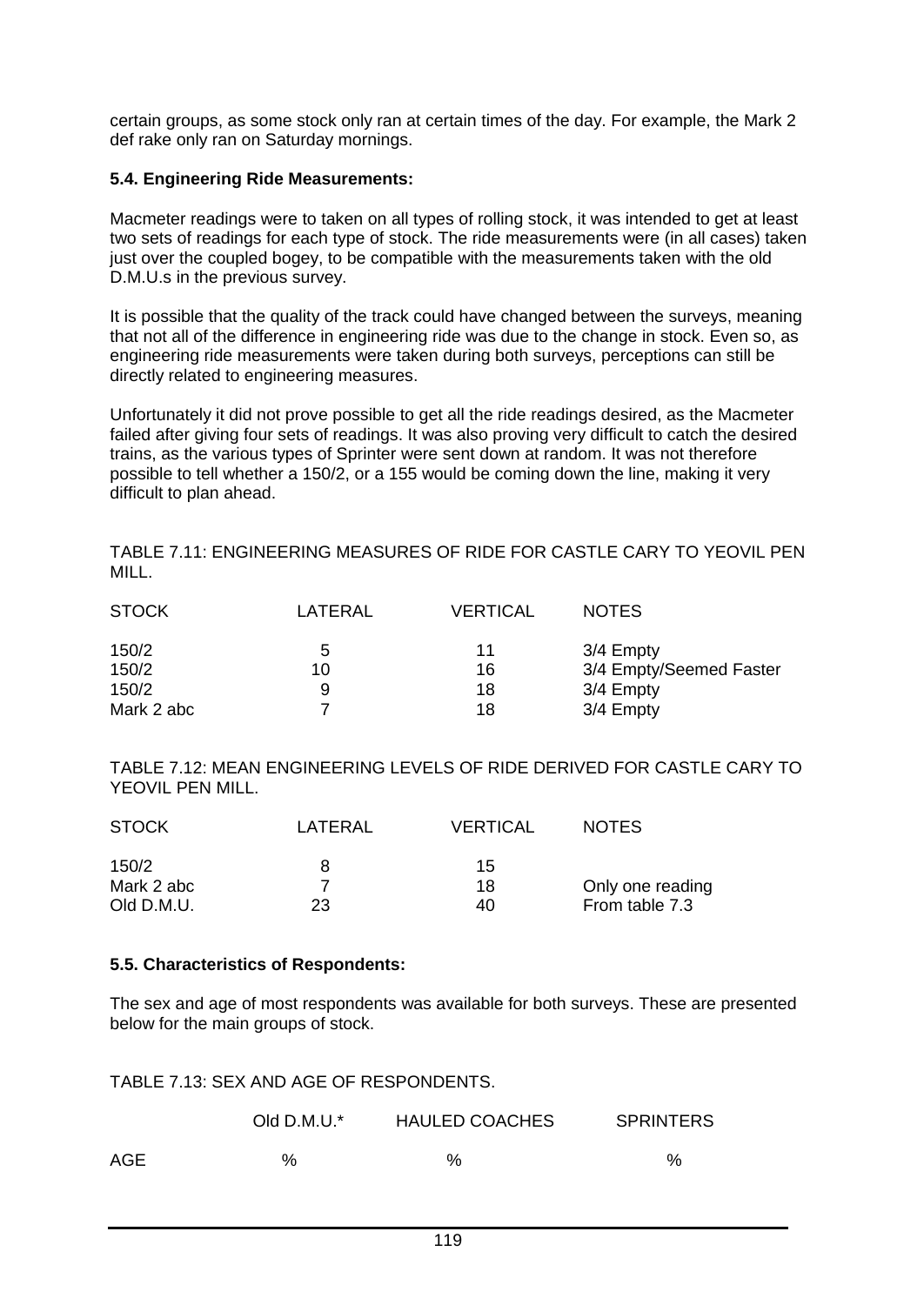certain groups, as some stock only ran at certain times of the day. For example, the Mark 2 def rake only ran on Saturday mornings.

### 5.4. Engineering Ride Measurements:

Macmeter readings were to taken on all types of rolling stock, it was intended to get at least two sets of readings for each type of stock. The ride measurements were (in all cases) taken just over the coupled bogey, to be compatible with the measurements taken with the old D.M.U.s in the previous survey.

It is possible that the quality of the track could have changed between the surveys, meaning that not all of the difference in engineering ride was due to the change in stock. Even so, as engineering ride measurements were taken during both surveys, perceptions can still be directly related to engineering measures.

Unfortunately it did not prove possible to get all the ride readings desired, as the Macmeter failed after giving four sets of readings. It was also proving very difficult to catch the desired trains, as the various types of Sprinter were sent down at random. It was not therefore possible to tell whether a 150/2, or a 155 would be coming down the line, making it very difficult to plan ahead.

TABLE 7.11: ENGINEERING MEASURES OF RIDE FOR CASTLE CARY TO YEOVIL PEN MILL.

| STOCK | LATERAL | VERTICAL | NOTES |
|---|---|---|---|
| 150/2 | 5 | 11 | 3/4 Empty |
| 150/2 | 10 | 16 | 3/4 Empty/Seemed Faster |
| 150/2 | 9 | 18 | 3/4 Empty |
| Mark 2 abc | 7 | 18 | 3/4 Empty |

TABLE 7.12: MEAN ENGINEERING LEVELS OF RIDE DERIVED FOR CASTLE CARY TO YEOVIL PEN MILL.

| STOCK | LATERAL | VERTICAL | NOTES |
|---|---|---|---|
| 150/2 | 8 | 15 | |
| Mark 2 abc | 7 | 18 | Only one reading |
| Old D.M.U. | 23 | 40 | From table 7.3 |

### 5.5. Characteristics of Respondents:

The sex and age of most respondents was available for both surveys. These are presented below for the main groups of stock.

TABLE 7.13: SEX AND AGE OF RESPONDENTS.

| | Old D.M.U.* | HAULED COACHES | SPRINTERS |
|---|---|---|---|
| AGE | % | % | % |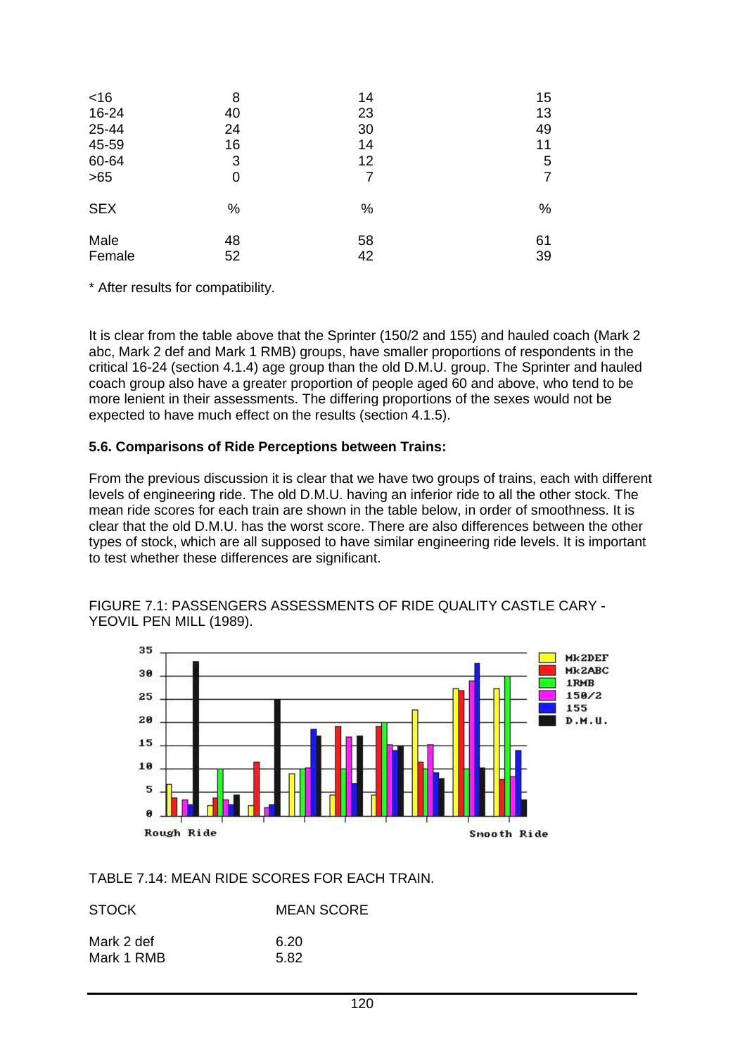| | | | |
|---|---|---|---|
| <16 | 8 | 14 | 15 |
| 16-24 | 40 | 23 | 13 |
| 25-44 | 24 | 30 | 49 |
| 45-59 | 16 | 14 | 11 |
| 60-64 | 3 | 12 | 5 |
| >65 | 0 | 7 | 7 |
| SEX | % | % | % |
| Male | 48 | 58 | 61 |
| Female | 52 | 42 | 39 |

* After results for compatibility.

It is clear from the table above that the Sprinter (150/2 and 155) and hauled coach (Mark 2 abc, Mark 2 def and Mark 1 RMB) groups, have smaller proportions of respondents in the critical 16-24 (section 4.1.4) age group than the old D.M.U. group. The Sprinter and hauled coach group also have a greater proportion of people aged 60 and above, who tend to be more lenient in their assessments. The differing proportions of the sexes would not be expected to have much effect on the results (section 4.1.5).

### 5.6. Comparisons of Ride Perceptions between Trains:

From the previous discussion it is clear that we have two groups of trains, each with different levels of engineering ride. The old D.M.U. having an inferior ride to all the other stock. The mean ride scores for each train are shown in the table below, in order of smoothness. It is clear that the old D.M.U. has the worst score. There are also differences between the other types of stock, which are all supposed to have similar engineering ride levels. It is important to test whether these differences are significant.

FIGURE 7.1: PASSENGERS ASSESSMENTS OF RIDE QUALITY CASTLE CARY - YEOVIL PEN MILL (1989).

TABLE 7.14: MEAN RIDE SCORES FOR EACH TRAIN.

| STOCK | MEAN SCORE |
|---|---|
| Mark 2 def | 6.20 |
| Mark 1 RMB | 5.82 |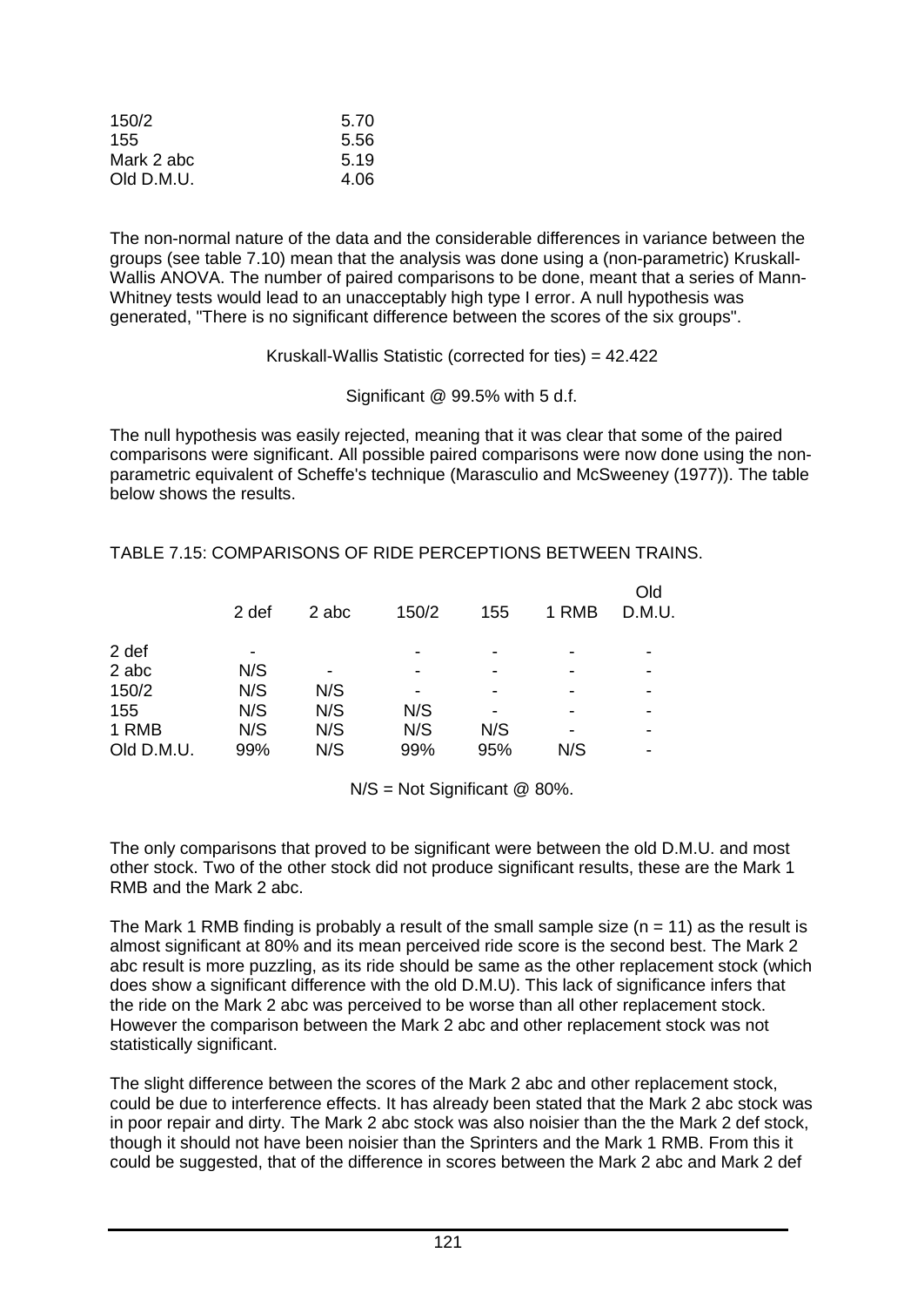| | |
|---|---|
| 150/2 | 5.70 |
| 155 | 5.56 |
| Mark 2 abc | 5.19 |
| Old D.M.U. | 4.06 |

The non-normal nature of the data and the considerable differences in variance between the groups (see table 7.10) mean that the analysis was done using a (non-parametric) Kruskall-Wallis ANOVA. The number of paired comparisons to be done, meant that a series of Mann-Whitney tests would lead to an unacceptably high type I error. A null hypothesis was generated, "There is no significant difference between the scores of the six groups".

Kruskall-Wallis Statistic (corrected for ties) = 42.422

Significant @ 99.5% with 5 d.f.

The null hypothesis was easily rejected, meaning that it was clear that some of the paired comparisons were significant. All possible paired comparisons were now done using the non-parametric equivalent of Scheffe's technique (Marasculio and McSweeney (1977)). The table below shows the results.

TABLE 7.15: COMPARISONS OF RIDE PERCEPTIONS BETWEEN TRAINS.

| | 2 def | 2 abc | 150/2 | 155 | 1 RMB | Old D.M.U. |
|---|---|---|---|---|---|---|
| 2 def | - | | - | - | - | - |
| 2 abc | N/S | - | - | - | - | - |
| 150/2 | N/S | N/S | - | - | - | - |
| 155 | N/S | N/S | N/S | - | - | - |
| 1 RMB | N/S | N/S | N/S | N/S | - | - |
| Old D.M.U. | 99% | N/S | 99% | 95% | N/S | - |

N/S = Not Significant @ 80%.

The only comparisons that proved to be significant were between the old D.M.U. and most other stock. Two of the other stock did not produce significant results, these are the Mark 1 RMB and the Mark 2 abc.

The Mark 1 RMB finding is probably a result of the small sample size (n = 11) as the result is almost significant at 80% and its mean perceived ride score is the second best. The Mark 2 abc result is more puzzling, as its ride should be same as the other replacement stock (which does show a significant difference with the old D.M.U). This lack of significance infers that the ride on the Mark 2 abc was perceived to be worse than all other replacement stock. However the comparison between the Mark 2 abc and other replacement stock was not statistically significant.

The slight difference between the scores of the Mark 2 abc and other replacement stock, could be due to interference effects. It has already been stated that the Mark 2 abc stock was in poor repair and dirty. The Mark 2 abc stock was also noisier than the the Mark 2 def stock, though it should not have been noisier than the Sprinters and the Mark 1 RMB. From this it could be suggested, that of the difference in scores between the Mark 2 abc and Mark 2 def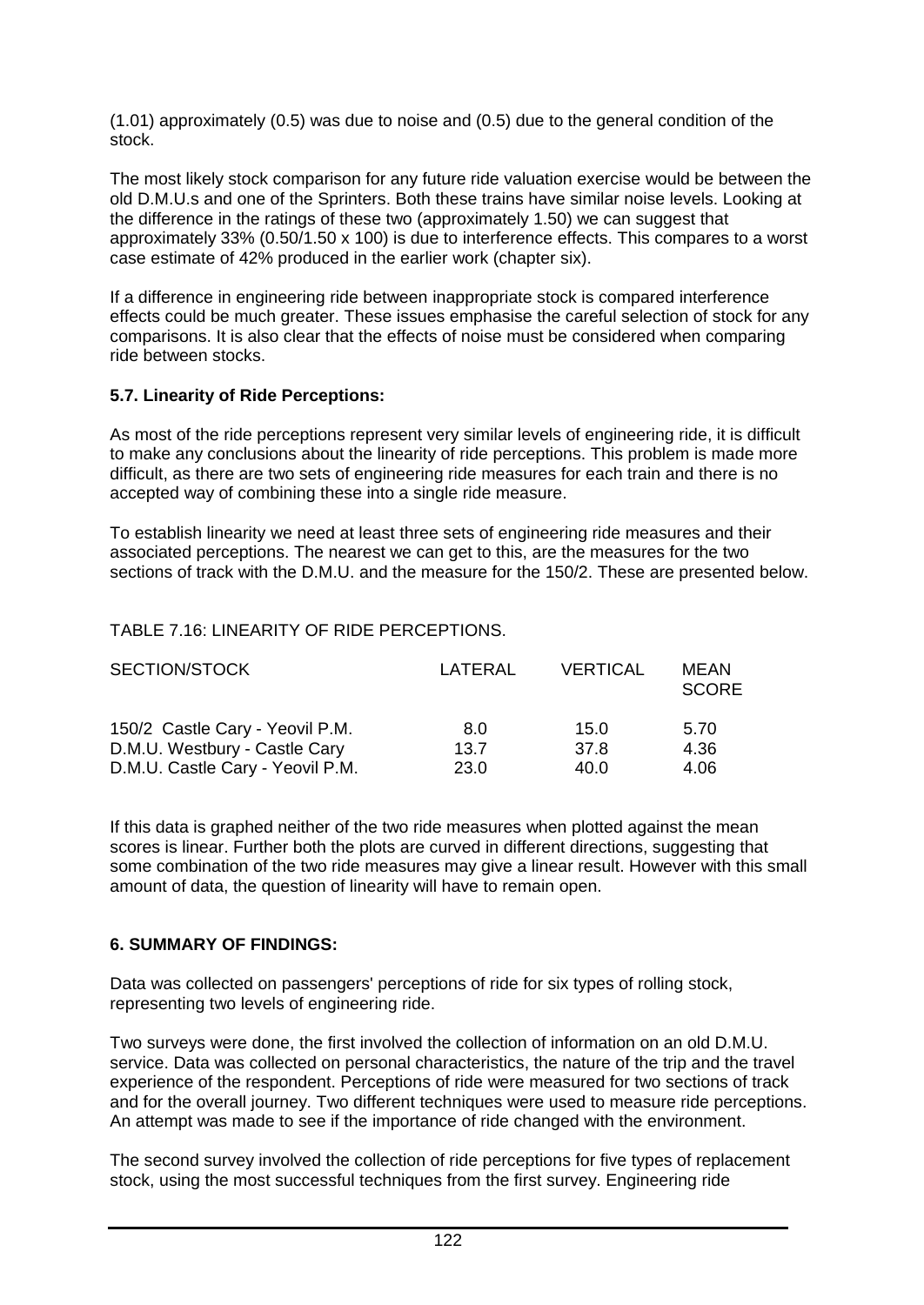(1.01) approximately (0.5) was due to noise and (0.5) due to the general condition of the stock.

The most likely stock comparison for any future ride valuation exercise would be between the old D.M.U.s and one of the Sprinters. Both these trains have similar noise levels. Looking at the difference in the ratings of these two (approximately 1.50) we can suggest that approximately 33% (0.50/1.50 x 100) is due to interference effects. This compares to a worst case estimate of 42% produced in the earlier work (chapter six).

If a difference in engineering ride between inappropriate stock is compared interference effects could be much greater. These issues emphasise the careful selection of stock for any comparisons. It is also clear that the effects of noise must be considered when comparing ride between stocks.

### 5.7. Linearity of Ride Perceptions:

As most of the ride perceptions represent very similar levels of engineering ride, it is difficult to make any conclusions about the linearity of ride perceptions. This problem is made more difficult, as there are two sets of engineering ride measures for each train and there is no accepted way of combining these into a single ride measure.

To establish linearity we need at least three sets of engineering ride measures and their associated perceptions. The nearest we can get to this, are the measures for the two sections of track with the D.M.U. and the measure for the 150/2. These are presented below.

TABLE 7.16: LINEARITY OF RIDE PERCEPTIONS.

| SECTION/STOCK | LATERAL | VERTICAL | MEAN SCORE |
|---|---|---|---|
| 150/2 Castle Cary - Yeovil P.M. | 8.0 | 15.0 | 5.70 |
| D.M.U. Westbury - Castle Cary | 13.7 | 37.8 | 4.36 |
| D.M.U. Castle Cary - Yeovil P.M. | 23.0 | 40.0 | 4.06 |

If this data is graphed neither of the two ride measures when plotted against the mean scores is linear. Further both the plots are curved in different directions, suggesting that some combination of the two ride measures may give a linear result. However with this small amount of data, the question of linearity will have to remain open.

## 6. SUMMARY OF FINDINGS:

Data was collected on passengers' perceptions of ride for six types of rolling stock, representing two levels of engineering ride.

Two surveys were done, the first involved the collection of information on an old D.M.U. service. Data was collected on personal characteristics, the nature of the trip and the travel experience of the respondent. Perceptions of ride were measured for two sections of track and for the overall journey. Two different techniques were used to measure ride perceptions. An attempt was made to see if the importance of ride changed with the environment.

The second survey involved the collection of ride perceptions for five types of replacement stock, using the most successful techniques from the first survey. Engineering ride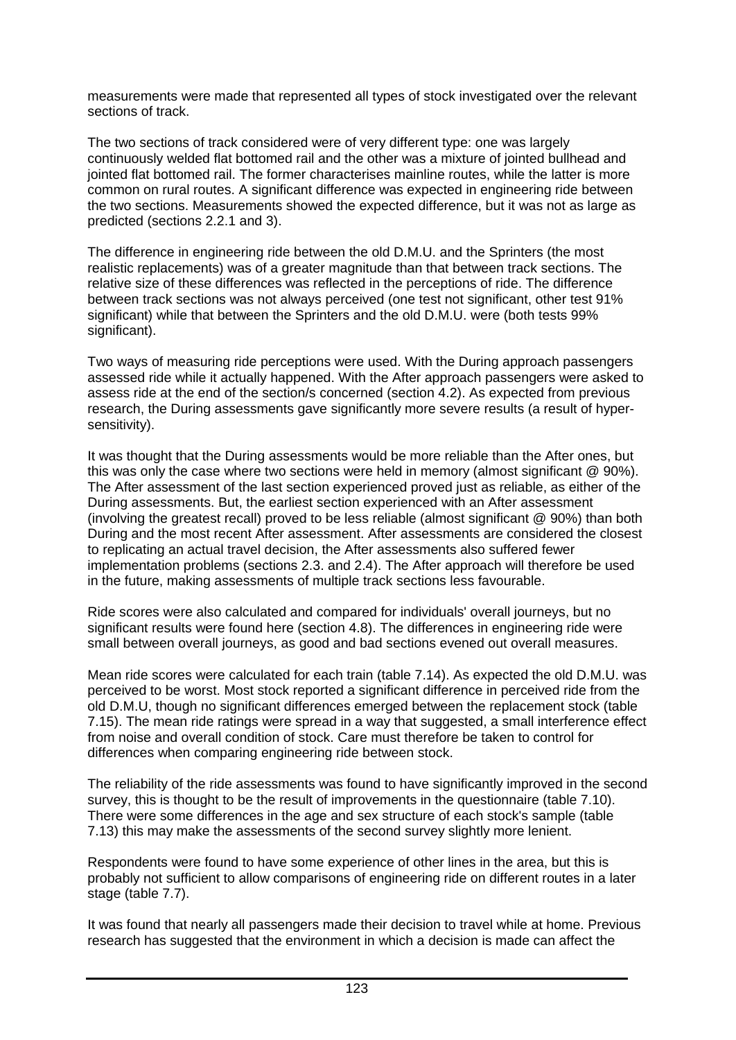measurements were made that represented all types of stock investigated over the relevant sections of track.

The two sections of track considered were of very different type: one was largely continuously welded flat bottomed rail and the other was a mixture of jointed bullhead and jointed flat bottomed rail. The former characterises mainline routes, while the latter is more common on rural routes. A significant difference was expected in engineering ride between the two sections. Measurements showed the expected difference, but it was not as large as predicted (sections 2.2.1 and 3).

The difference in engineering ride between the old D.M.U. and the Sprinters (the most realistic replacements) was of a greater magnitude than that between track sections. The relative size of these differences was reflected in the perceptions of ride. The difference between track sections was not always perceived (one test not significant, other test 91% significant) while that between the Sprinters and the old D.M.U. were (both tests 99% significant).

Two ways of measuring ride perceptions were used. With the During approach passengers assessed ride while it actually happened. With the After approach passengers were asked to assess ride at the end of the section/s concerned (section 4.2). As expected from previous research, the During assessments gave significantly more severe results (a result of hyper-sensitivity).

It was thought that the During assessments would be more reliable than the After ones, but this was only the case where two sections were held in memory (almost significant @ 90%). The After assessment of the last section experienced proved just as reliable, as either of the During assessments. But, the earliest section experienced with an After assessment (involving the greatest recall) proved to be less reliable (almost significant @ 90%) than both During and the most recent After assessment. After assessments are considered the closest to replicating an actual travel decision, the After assessments also suffered fewer implementation problems (sections 2.3. and 2.4). The After approach will therefore be used in the future, making assessments of multiple track sections less favourable.

Ride scores were also calculated and compared for individuals' overall journeys, but no significant results were found here (section 4.8). The differences in engineering ride were small between overall journeys, as good and bad sections evened out overall measures.

Mean ride scores were calculated for each train (table 7.14). As expected the old D.M.U. was perceived to be worst. Most stock reported a significant difference in perceived ride from the old D.M.U, though no significant differences emerged between the replacement stock (table 7.15). The mean ride ratings were spread in a way that suggested, a small interference effect from noise and overall condition of stock. Care must therefore be taken to control for differences when comparing engineering ride between stock.

The reliability of the ride assessments was found to have significantly improved in the second survey, this is thought to be the result of improvements in the questionnaire (table 7.10). There were some differences in the age and sex structure of each stock's sample (table 7.13) this may make the assessments of the second survey slightly more lenient.

Respondents were found to have some experience of other lines in the area, but this is probably not sufficient to allow comparisons of engineering ride on different routes in a later stage (table 7.7).

It was found that nearly all passengers made their decision to travel while at home. Previous research has suggested that the environment in which a decision is made can affect the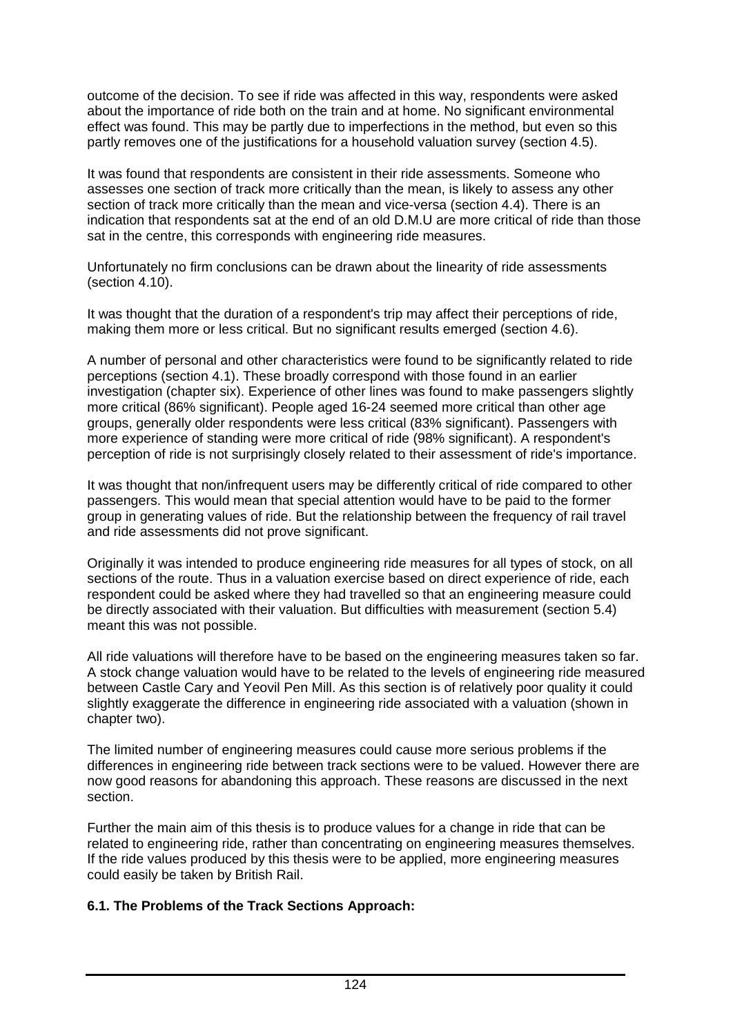outcome of the decision. To see if ride was affected in this way, respondents were asked about the importance of ride both on the train and at home. No significant environmental effect was found. This may be partly due to imperfections in the method, but even so this partly removes one of the justifications for a household valuation survey (section 4.5).

It was found that respondents are consistent in their ride assessments. Someone who assesses one section of track more critically than the mean, is likely to assess any other section of track more critically than the mean and vice-versa (section 4.4). There is an indication that respondents sat at the end of an old D.M.U are more critical of ride than those sat in the centre, this corresponds with engineering ride measures.

Unfortunately no firm conclusions can be drawn about the linearity of ride assessments (section 4.10).

It was thought that the duration of a respondent's trip may affect their perceptions of ride, making them more or less critical. But no significant results emerged (section 4.6).

A number of personal and other characteristics were found to be significantly related to ride perceptions (section 4.1). These broadly correspond with those found in an earlier investigation (chapter six). Experience of other lines was found to make passengers slightly more critical (86% significant). People aged 16-24 seemed more critical than other age groups, generally older respondents were less critical (83% significant). Passengers with more experience of standing were more critical of ride (98% significant). A respondent's perception of ride is not surprisingly closely related to their assessment of ride's importance.

It was thought that non/infrequent users may be differently critical of ride compared to other passengers. This would mean that special attention would have to be paid to the former group in generating values of ride. But the relationship between the frequency of rail travel and ride assessments did not prove significant.

Originally it was intended to produce engineering ride measures for all types of stock, on all sections of the route. Thus in a valuation exercise based on direct experience of ride, each respondent could be asked where they had travelled so that an engineering measure could be directly associated with their valuation. But difficulties with measurement (section 5.4) meant this was not possible.

All ride valuations will therefore have to be based on the engineering measures taken so far. A stock change valuation would have to be related to the levels of engineering ride measured between Castle Cary and Yeovil Pen Mill. As this section is of relatively poor quality it could slightly exaggerate the difference in engineering ride associated with a valuation (shown in chapter two).

The limited number of engineering measures could cause more serious problems if the differences in engineering ride between track sections were to be valued. However there are now good reasons for abandoning this approach. These reasons are discussed in the next section.

Further the main aim of this thesis is to produce values for a change in ride that can be related to engineering ride, rather than concentrating on engineering measures themselves. If the ride values produced by this thesis were to be applied, more engineering measures could easily be taken by British Rail.

### 6.1. The Problems of the Track Sections Approach: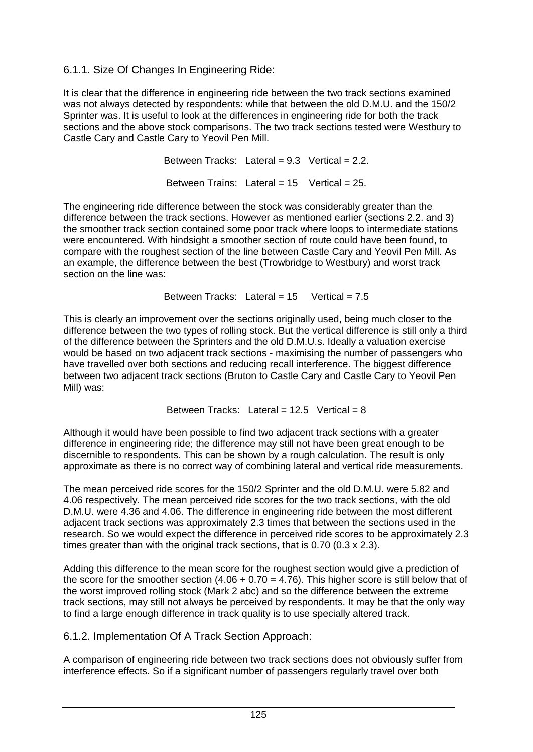### 6.1.1. Size Of Changes In Engineering Ride:

It is clear that the difference in engineering ride between the two track sections examined was not always detected by respondents: while that between the old D.M.U. and the 150/2 Sprinter was. It is useful to look at the differences in engineering ride for both the track sections and the above stock comparisons. The two track sections tested were Westbury to Castle Cary and Castle Cary to Yeovil Pen Mill.

Between Tracks: Lateral = 9.3 Vertical = 2.2.

Between Trains: Lateral = 15 Vertical = 25.

The engineering ride difference between the stock was considerably greater than the difference between the track sections. However as mentioned earlier (sections 2.2. and 3) the smoother track section contained some poor track where loops to intermediate stations were encountered. With hindsight a smoother section of route could have been found, to compare with the roughest section of the line between Castle Cary and Yeovil Pen Mill. As an example, the difference between the best (Trowbridge to Westbury) and worst track section on the line was:

Between Tracks: Lateral = 15 Vertical = 7.5

This is clearly an improvement over the sections originally used, being much closer to the difference between the two types of rolling stock. But the vertical difference is still only a third of the difference between the Sprinters and the old D.M.U.s. Ideally a valuation exercise would be based on two adjacent track sections - maximising the number of passengers who have travelled over both sections and reducing recall interference. The biggest difference between two adjacent track sections (Bruton to Castle Cary and Castle Cary to Yeovil Pen Mill) was:

Between Tracks: Lateral = 12.5 Vertical = 8

Although it would have been possible to find two adjacent track sections with a greater difference in engineering ride; the difference may still not have been great enough to be discernible to respondents. This can be shown by a rough calculation. The result is only approximate as there is no correct way of combining lateral and vertical ride measurements.

The mean perceived ride scores for the 150/2 Sprinter and the old D.M.U. were 5.82 and 4.06 respectively. The mean perceived ride scores for the two track sections, with the old D.M.U. were 4.36 and 4.06. The difference in engineering ride between the most different adjacent track sections was approximately 2.3 times that between the sections used in the research. So we would expect the difference in perceived ride scores to be approximately 2.3 times greater than with the original track sections, that is 0.70 (0.3 x 2.3).

Adding this difference to the mean score for the roughest section would give a prediction of the score for the smoother section (4.06 + 0.70 = 4.76). This higher score is still below that of the worst improved rolling stock (Mark 2 abc) and so the difference between the extreme track sections, may still not always be perceived by respondents. It may be that the only way to find a large enough difference in track quality is to use specially altered track.

### 6.1.2. Implementation Of A Track Section Approach:

A comparison of engineering ride between two track sections does not obviously suffer from interference effects. So if a significant number of passengers regularly travel over both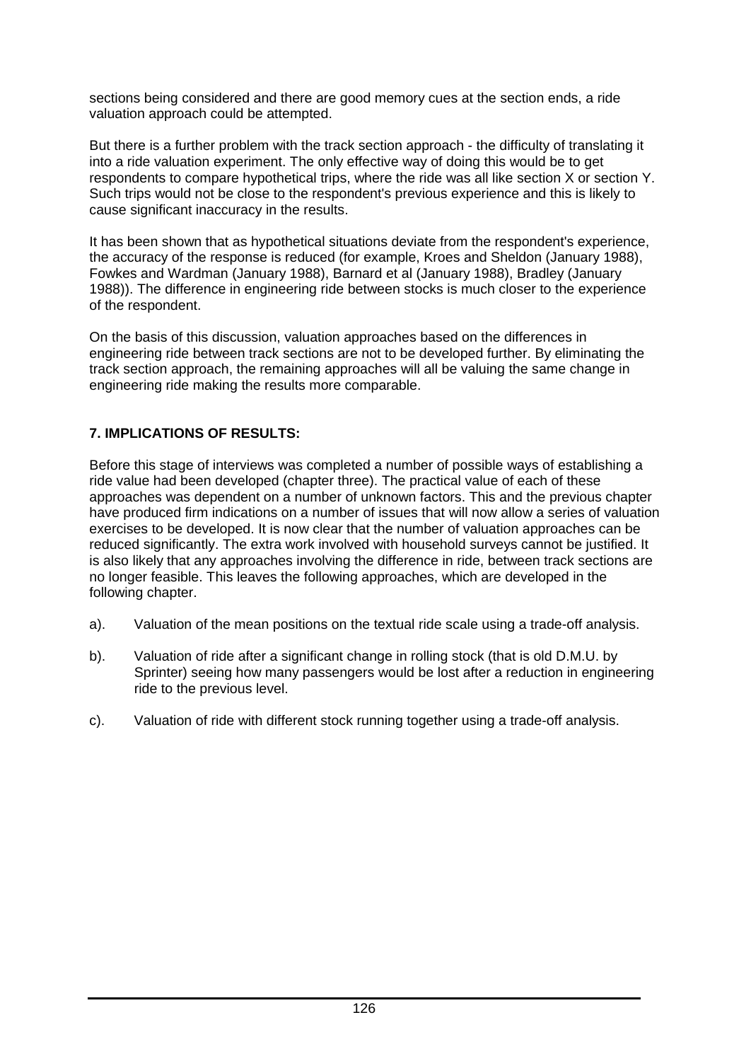sections being considered and there are good memory cues at the section ends, a ride valuation approach could be attempted.

But there is a further problem with the track section approach - the difficulty of translating it into a ride valuation experiment. The only effective way of doing this would be to get respondents to compare hypothetical trips, where the ride was all like section X or section Y. Such trips would not be close to the respondent's previous experience and this is likely to cause significant inaccuracy in the results.

It has been shown that as hypothetical situations deviate from the respondent's experience, the accuracy of the response is reduced (for example, Kroes and Sheldon (January 1988), Fowkes and Wardman (January 1988), Barnard et al (January 1988), Bradley (January 1988)). The difference in engineering ride between stocks is much closer to the experience of the respondent.

On the basis of this discussion, valuation approaches based on the differences in engineering ride between track sections are not to be developed further. By eliminating the track section approach, the remaining approaches will all be valuing the same change in engineering ride making the results more comparable.

## 7. IMPLICATIONS OF RESULTS:

Before this stage of interviews was completed a number of possible ways of establishing a ride value had been developed (chapter three). The practical value of each of these approaches was dependent on a number of unknown factors. This and the previous chapter have produced firm indications on a number of issues that will now allow a series of valuation exercises to be developed. It is now clear that the number of valuation approaches can be reduced significantly. The extra work involved with household surveys cannot be justified. It is also likely that any approaches involving the difference in ride, between track sections are no longer feasible. This leaves the following approaches, which are developed in the following chapter.

a). Valuation of the mean positions on the textual ride scale using a trade-off analysis.

b). Valuation of ride after a significant change in rolling stock (that is old D.M.U. by Sprinter) seeing how many passengers would be lost after a reduction in engineering ride to the previous level.

c). Valuation of ride with different stock running together using a trade-off analysis.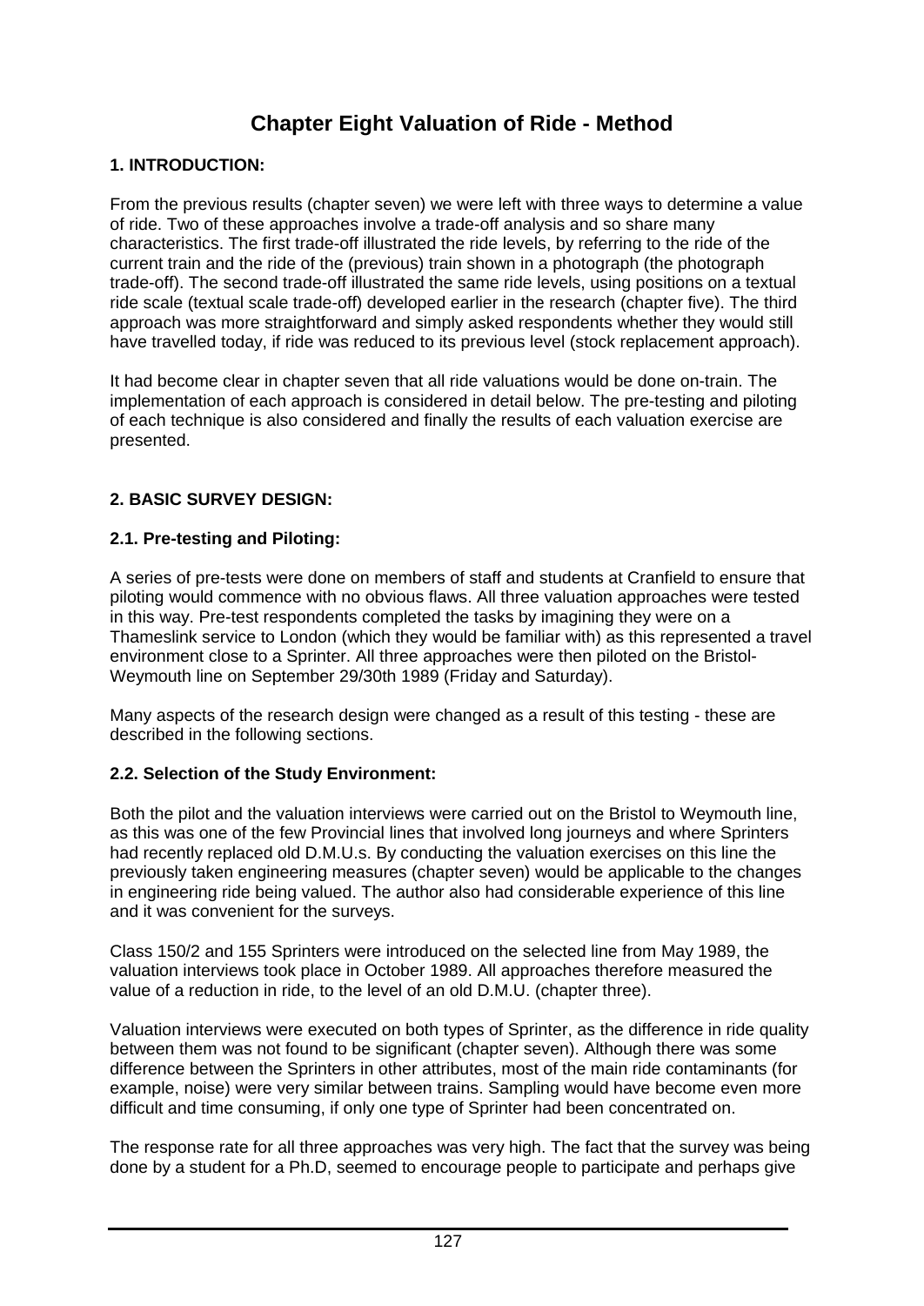# Chapter Eight Valuation of Ride - Method

## 1. INTRODUCTION:

From the previous results (chapter seven) we were left with three ways to determine a value of ride. Two of these approaches involve a trade-off analysis and so share many characteristics. The first trade-off illustrated the ride levels, by referring to the ride of the current train and the ride of the (previous) train shown in a photograph (the photograph trade-off). The second trade-off illustrated the same ride levels, using positions on a textual ride scale (textual scale trade-off) developed earlier in the research (chapter five). The third approach was more straightforward and simply asked respondents whether they would still have travelled today, if ride was reduced to its previous level (stock replacement approach).

It had become clear in chapter seven that all ride valuations would be done on-train. The implementation of each approach is considered in detail below. The pre-testing and piloting of each technique is also considered and finally the results of each valuation exercise are presented.

## 2. BASIC SURVEY DESIGN:

### 2.1. Pre-testing and Piloting:

A series of pre-tests were done on members of staff and students at Cranfield to ensure that piloting would commence with no obvious flaws. All three valuation approaches were tested in this way. Pre-test respondents completed the tasks by imagining they were on a Thameslink service to London (which they would be familiar with) as this represented a travel environment close to a Sprinter. All three approaches were then piloted on the Bristol-Weymouth line on September 29/30th 1989 (Friday and Saturday).

Many aspects of the research design were changed as a result of this testing - these are described in the following sections.

### 2.2. Selection of the Study Environment:

Both the pilot and the valuation interviews were carried out on the Bristol to Weymouth line, as this was one of the few Provincial lines that involved long journeys and where Sprinters had recently replaced old D.M.U.s. By conducting the valuation exercises on this line the previously taken engineering measures (chapter seven) would be applicable to the changes in engineering ride being valued. The author also had considerable experience of this line and it was convenient for the surveys.

Class 150/2 and 155 Sprinters were introduced on the selected line from May 1989, the valuation interviews took place in October 1989. All approaches therefore measured the value of a reduction in ride, to the level of an old D.M.U. (chapter three).

Valuation interviews were executed on both types of Sprinter, as the difference in ride quality between them was not found to be significant (chapter seven). Although there was some difference between the Sprinters in other attributes, most of the main ride contaminants (for example, noise) were very similar between trains. Sampling would have become even more difficult and time consuming, if only one type of Sprinter had been concentrated on.

The response rate for all three approaches was very high. The fact that the survey was being done by a student for a Ph.D, seemed to encourage people to participate and perhaps give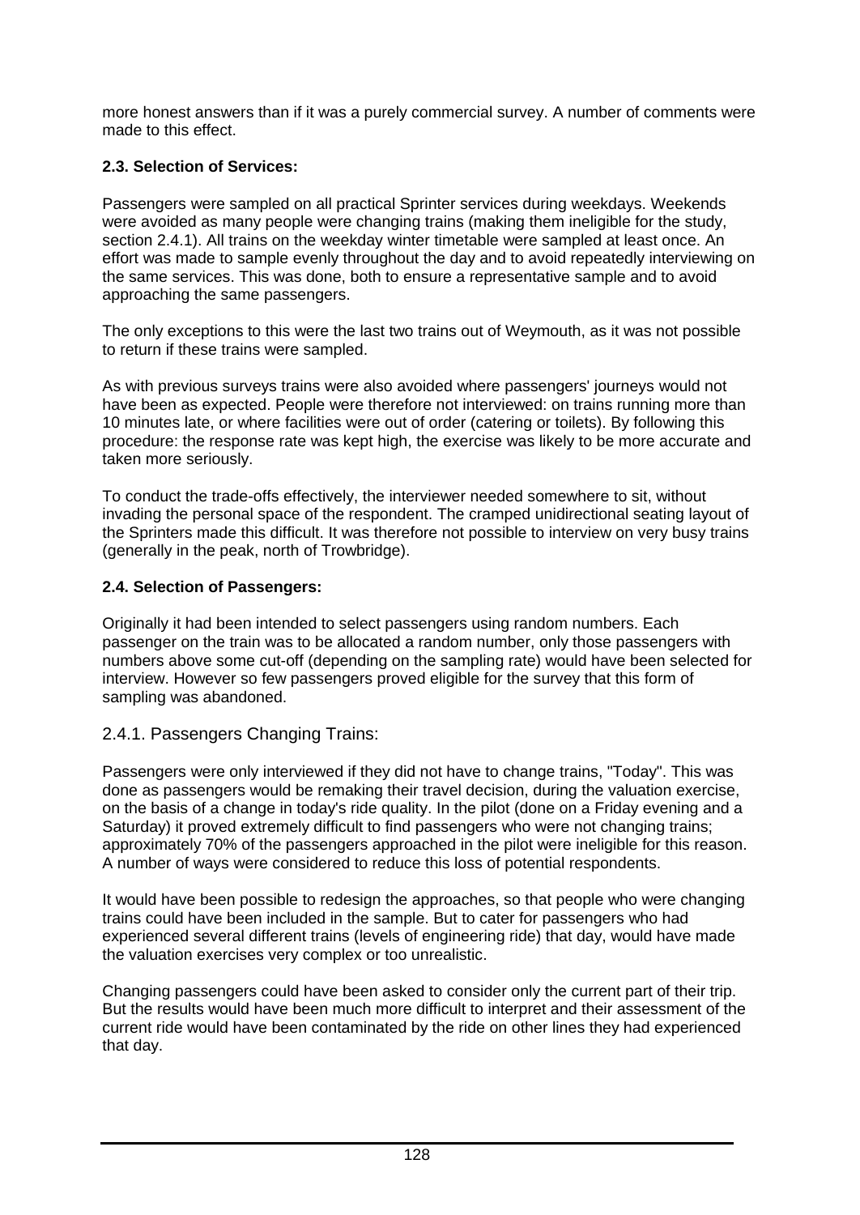more honest answers than if it was a purely commercial survey. A number of comments were made to this effect.

### 2.3. Selection of Services:

Passengers were sampled on all practical Sprinter services during weekdays. Weekends were avoided as many people were changing trains (making them ineligible for the study, section 2.4.1). All trains on the weekday winter timetable were sampled at least once. An effort was made to sample evenly throughout the day and to avoid repeatedly interviewing on the same services. This was done, both to ensure a representative sample and to avoid approaching the same passengers.

The only exceptions to this were the last two trains out of Weymouth, as it was not possible to return if these trains were sampled.

As with previous surveys trains were also avoided where passengers' journeys would not have been as expected. People were therefore not interviewed: on trains running more than 10 minutes late, or where facilities were out of order (catering or toilets). By following this procedure: the response rate was kept high, the exercise was likely to be more accurate and taken more seriously.

To conduct the trade-offs effectively, the interviewer needed somewhere to sit, without invading the personal space of the respondent. The cramped unidirectional seating layout of the Sprinters made this difficult. It was therefore not possible to interview on very busy trains (generally in the peak, north of Trowbridge).

### 2.4. Selection of Passengers:

Originally it had been intended to select passengers using random numbers. Each passenger on the train was to be allocated a random number, only those passengers with numbers above some cut-off (depending on the sampling rate) would have been selected for interview. However so few passengers proved eligible for the survey that this form of sampling was abandoned.

#### 2.4.1. Passengers Changing Trains:

Passengers were only interviewed if they did not have to change trains, "Today". This was done as passengers would be remaking their travel decision, during the valuation exercise, on the basis of a change in today's ride quality. In the pilot (done on a Friday evening and a Saturday) it proved extremely difficult to find passengers who were not changing trains; approximately 70% of the passengers approached in the pilot were ineligible for this reason. A number of ways were considered to reduce this loss of potential respondents.

It would have been possible to redesign the approaches, so that people who were changing trains could have been included in the sample. But to cater for passengers who had experienced several different trains (levels of engineering ride) that day, would have made the valuation exercises very complex or too unrealistic.

Changing passengers could have been asked to consider only the current part of their trip. But the results would have been much more difficult to interpret and their assessment of the current ride would have been contaminated by the ride on other lines they had experienced that day.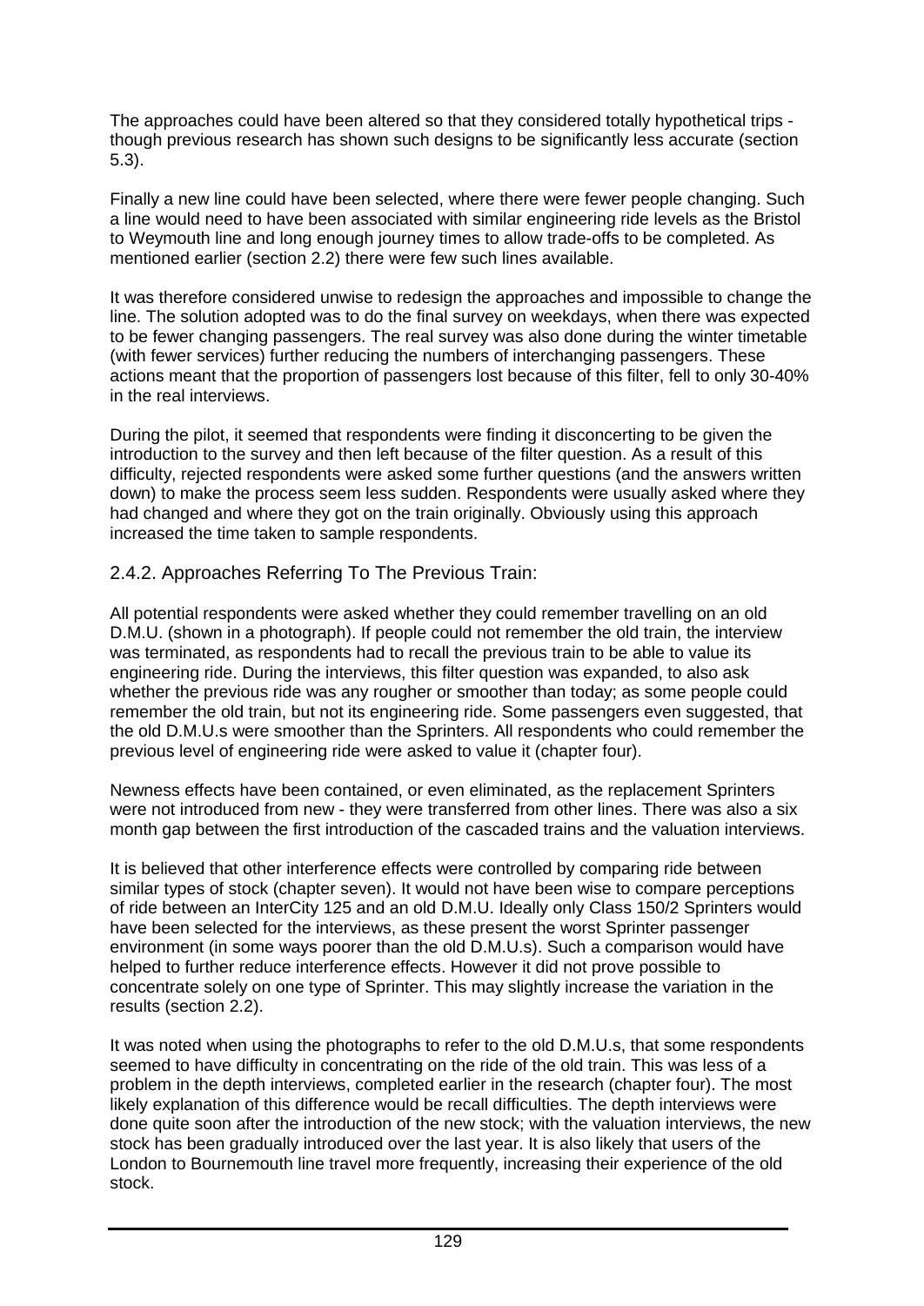The approaches could have been altered so that they considered totally hypothetical trips - though previous research has shown such designs to be significantly less accurate (section 5.3).

Finally a new line could have been selected, where there were fewer people changing. Such a line would need to have been associated with similar engineering ride levels as the Bristol to Weymouth line and long enough journey times to allow trade-offs to be completed. As mentioned earlier (section 2.2) there were few such lines available.

It was therefore considered unwise to redesign the approaches and impossible to change the line. The solution adopted was to do the final survey on weekdays, when there was expected to be fewer changing passengers. The real survey was also done during the winter timetable (with fewer services) further reducing the numbers of interchanging passengers. These actions meant that the proportion of passengers lost because of this filter, fell to only 30-40% in the real interviews.

During the pilot, it seemed that respondents were finding it disconcerting to be given the introduction to the survey and then left because of the filter question. As a result of this difficulty, rejected respondents were asked some further questions (and the answers written down) to make the process seem less sudden. Respondents were usually asked where they had changed and where they got on the train originally. Obviously using this approach increased the time taken to sample respondents.

### 2.4.2. Approaches Referring To The Previous Train:

All potential respondents were asked whether they could remember travelling on an old D.M.U. (shown in a photograph). If people could not remember the old train, the interview was terminated, as respondents had to recall the previous train to be able to value its engineering ride. During the interviews, this filter question was expanded, to also ask whether the previous ride was any rougher or smoother than today; as some people could remember the old train, but not its engineering ride. Some passengers even suggested, that the old D.M.U.s were smoother than the Sprinters. All respondents who could remember the previous level of engineering ride were asked to value it (chapter four).

Newness effects have been contained, or even eliminated, as the replacement Sprinters were not introduced from new - they were transferred from other lines. There was also a six month gap between the first introduction of the cascaded trains and the valuation interviews.

It is believed that other interference effects were controlled by comparing ride between similar types of stock (chapter seven). It would not have been wise to compare perceptions of ride between an InterCity 125 and an old D.M.U. Ideally only Class 150/2 Sprinters would have been selected for the interviews, as these present the worst Sprinter passenger environment (in some ways poorer than the old D.M.U.s). Such a comparison would have helped to further reduce interference effects. However it did not prove possible to concentrate solely on one type of Sprinter. This may slightly increase the variation in the results (section 2.2).

It was noted when using the photographs to refer to the old D.M.U.s, that some respondents seemed to have difficulty in concentrating on the ride of the old train. This was less of a problem in the depth interviews, completed earlier in the research (chapter four). The most likely explanation of this difference would be recall difficulties. The depth interviews were done quite soon after the introduction of the new stock; with the valuation interviews, the new stock has been gradually introduced over the last year. It is also likely that users of the London to Bournemouth line travel more frequently, increasing their experience of the old stock.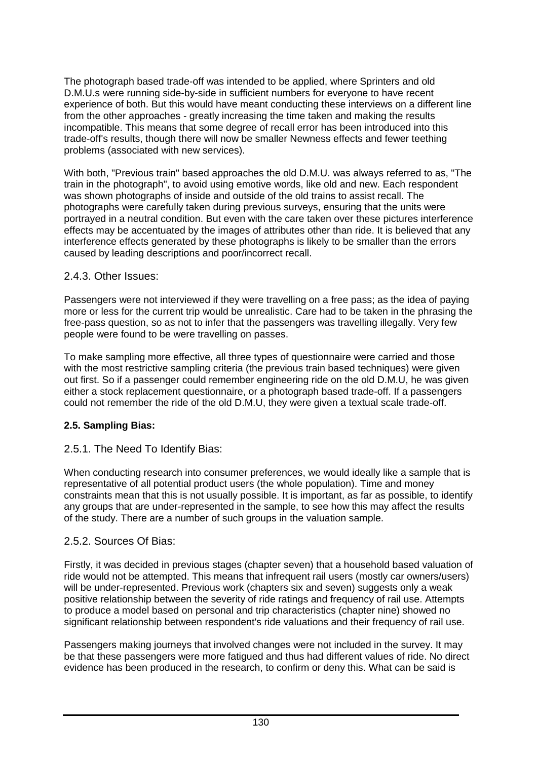The photograph based trade-off was intended to be applied, where Sprinters and old D.M.U.s were running side-by-side in sufficient numbers for everyone to have recent experience of both. But this would have meant conducting these interviews on a different line from the other approaches - greatly increasing the time taken and making the results incompatible. This means that some degree of recall error has been introduced into this trade-off's results, though there will now be smaller Newness effects and fewer teething problems (associated with new services).

With both, "Previous train" based approaches the old D.M.U. was always referred to as, "The train in the photograph", to avoid using emotive words, like old and new. Each respondent was shown photographs of inside and outside of the old trains to assist recall. The photographs were carefully taken during previous surveys, ensuring that the units were portrayed in a neutral condition. But even with the care taken over these pictures interference effects may be accentuated by the images of attributes other than ride. It is believed that any interference effects generated by these photographs is likely to be smaller than the errors caused by leading descriptions and poor/incorrect recall.

### 2.4.3. Other Issues:

Passengers were not interviewed if they were travelling on a free pass; as the idea of paying more or less for the current trip would be unrealistic. Care had to be taken in the phrasing the free-pass question, so as not to infer that the passengers was travelling illegally. Very few people were found to be were travelling on passes.

To make sampling more effective, all three types of questionnaire were carried and those with the most restrictive sampling criteria (the previous train based techniques) were given out first. So if a passenger could remember engineering ride on the old D.M.U, he was given either a stock replacement questionnaire, or a photograph based trade-off. If a passengers could not remember the ride of the old D.M.U, they were given a textual scale trade-off.

## 2.5. Sampling Bias:

### 2.5.1. The Need To Identify Bias:

When conducting research into consumer preferences, we would ideally like a sample that is representative of all potential product users (the whole population). Time and money constraints mean that this is not usually possible. It is important, as far as possible, to identify any groups that are under-represented in the sample, to see how this may affect the results of the study. There are a number of such groups in the valuation sample.

### 2.5.2. Sources Of Bias:

Firstly, it was decided in previous stages (chapter seven) that a household based valuation of ride would not be attempted. This means that infrequent rail users (mostly car owners/users) will be under-represented. Previous work (chapters six and seven) suggests only a weak positive relationship between the severity of ride ratings and frequency of rail use. Attempts to produce a model based on personal and trip characteristics (chapter nine) showed no significant relationship between respondent's ride valuations and their frequency of rail use.

Passengers making journeys that involved changes were not included in the survey. It may be that these passengers were more fatigued and thus had different values of ride. No direct evidence has been produced in the research, to confirm or deny this. What can be said is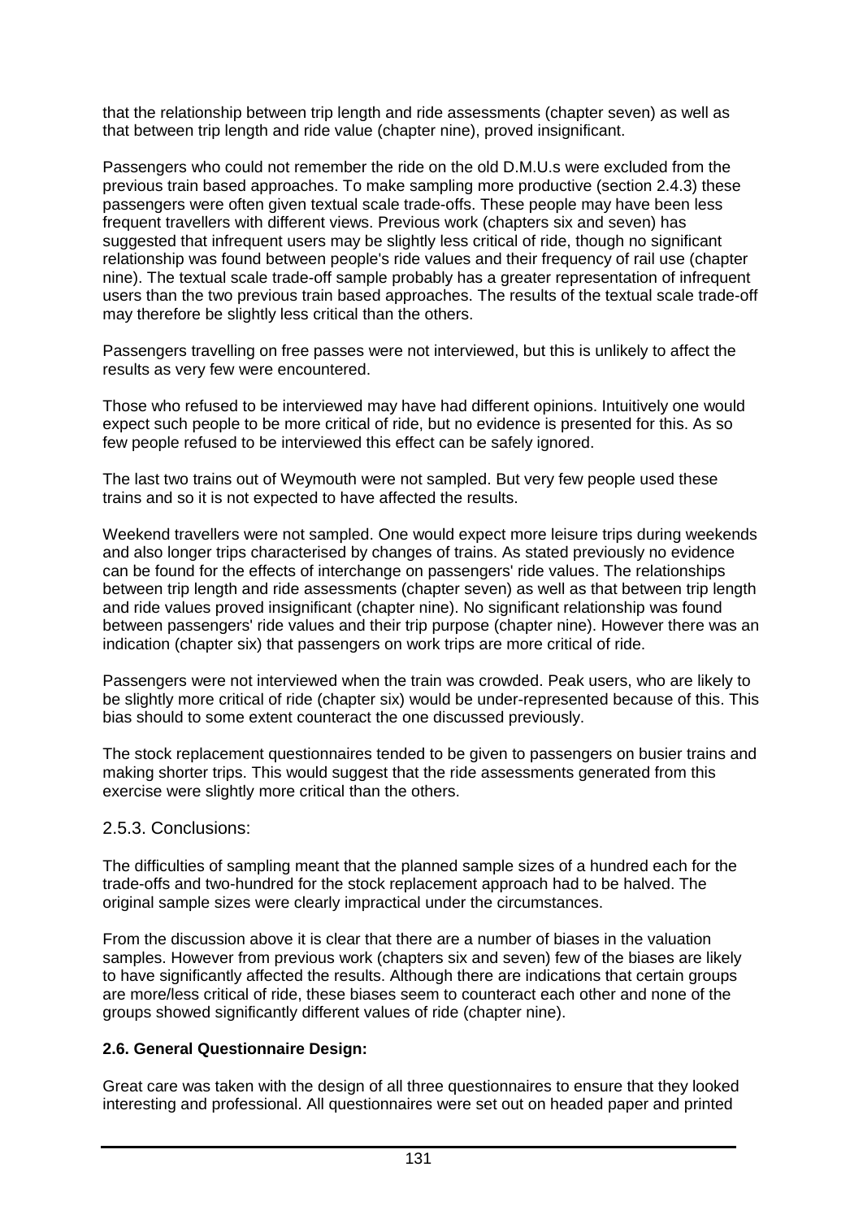that the relationship between trip length and ride assessments (chapter seven) as well as that between trip length and ride value (chapter nine), proved insignificant.

Passengers who could not remember the ride on the old D.M.U.s were excluded from the previous train based approaches. To make sampling more productive (section 2.4.3) these passengers were often given textual scale trade-offs. These people may have been less frequent travellers with different views. Previous work (chapters six and seven) has suggested that infrequent users may be slightly less critical of ride, though no significant relationship was found between people's ride values and their frequency of rail use (chapter nine). The textual scale trade-off sample probably has a greater representation of infrequent users than the two previous train based approaches. The results of the textual scale trade-off may therefore be slightly less critical than the others.

Passengers travelling on free passes were not interviewed, but this is unlikely to affect the results as very few were encountered.

Those who refused to be interviewed may have had different opinions. Intuitively one would expect such people to be more critical of ride, but no evidence is presented for this. As so few people refused to be interviewed this effect can be safely ignored.

The last two trains out of Weymouth were not sampled. But very few people used these trains and so it is not expected to have affected the results.

Weekend travellers were not sampled. One would expect more leisure trips during weekends and also longer trips characterised by changes of trains. As stated previously no evidence can be found for the effects of interchange on passengers' ride values. The relationships between trip length and ride assessments (chapter seven) as well as that between trip length and ride values proved insignificant (chapter nine). No significant relationship was found between passengers' ride values and their trip purpose (chapter nine). However there was an indication (chapter six) that passengers on work trips are more critical of ride.

Passengers were not interviewed when the train was crowded. Peak users, who are likely to be slightly more critical of ride (chapter six) would be under-represented because of this. This bias should to some extent counteract the one discussed previously.

The stock replacement questionnaires tended to be given to passengers on busier trains and making shorter trips. This would suggest that the ride assessments generated from this exercise were slightly more critical than the others.

### 2.5.3. Conclusions:

The difficulties of sampling meant that the planned sample sizes of a hundred each for the trade-offs and two-hundred for the stock replacement approach had to be halved. The original sample sizes were clearly impractical under the circumstances.

From the discussion above it is clear that there are a number of biases in the valuation samples. However from previous work (chapters six and seven) few of the biases are likely to have significantly affected the results. Although there are indications that certain groups are more/less critical of ride, these biases seem to counteract each other and none of the groups showed significantly different values of ride (chapter nine).

### 2.6. General Questionnaire Design:

Great care was taken with the design of all three questionnaires to ensure that they looked interesting and professional. All questionnaires were set out on headed paper and printed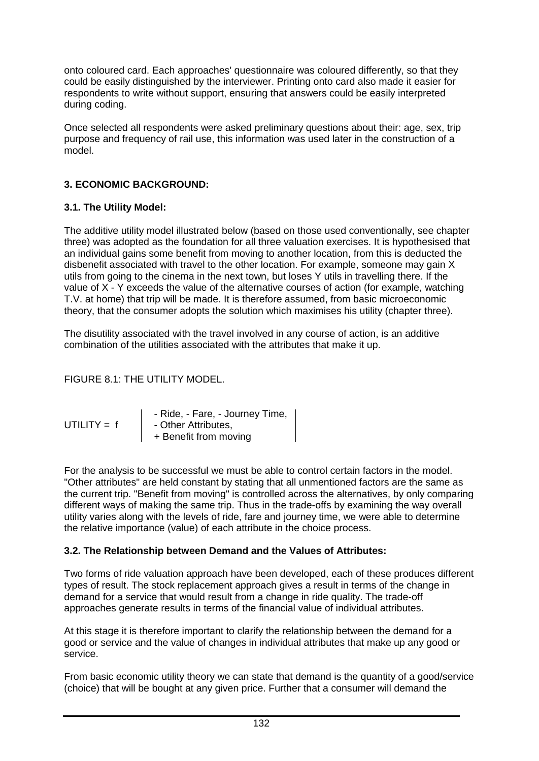onto coloured card. Each approaches' questionnaire was coloured differently, so that they could be easily distinguished by the interviewer. Printing onto card also made it easier for respondents to write without support, ensuring that answers could be easily interpreted during coding.

Once selected all respondents were asked preliminary questions about their: age, sex, trip purpose and frequency of rail use, this information was used later in the construction of a model.

## 3. ECONOMIC BACKGROUND:

### 3.1. The Utility Model:

The additive utility model illustrated below (based on those used conventionally, see chapter three) was adopted as the foundation for all three valuation exercises. It is hypothesised that an individual gains some benefit from moving to another location, from this is deducted the disbenefit associated with travel to the other location. For example, someone may gain X utils from going to the cinema in the next town, but loses Y utils in travelling there. If the value of X - Y exceeds the value of the alternative courses of action (for example, watching T.V. at home) that trip will be made. It is therefore assumed, from basic microeconomic theory, that the consumer adopts the solution which maximises his utility (chapter three).

The disutility associated with the travel involved in any course of action, is an additive combination of the utilities associated with the attributes that make it up.

FIGURE 8.1: THE UTILITY MODEL.

$$\text{UTILITY} = f \left| \begin{array}{l} \text{- Ride, - Fare, - Journey Time,} \\ \text{- Other Attributes,} \\ \text{+ Benefit from moving} \end{array} \right|$$

For the analysis to be successful we must be able to control certain factors in the model. "Other attributes" are held constant by stating that all unmentioned factors are the same as the current trip. "Benefit from moving" is controlled across the alternatives, by only comparing different ways of making the same trip. Thus in the trade-offs by examining the way overall utility varies along with the levels of ride, fare and journey time, we were able to determine the relative importance (value) of each attribute in the choice process.

### 3.2. The Relationship between Demand and the Values of Attributes:

Two forms of ride valuation approach have been developed, each of these produces different types of result. The stock replacement approach gives a result in terms of the change in demand for a service that would result from a change in ride quality. The trade-off approaches generate results in terms of the financial value of individual attributes.

At this stage it is therefore important to clarify the relationship between the demand for a good or service and the value of changes in individual attributes that make up any good or service.

From basic economic utility theory we can state that demand is the quantity of a good/service (choice) that will be bought at any given price. Further that a consumer will demand the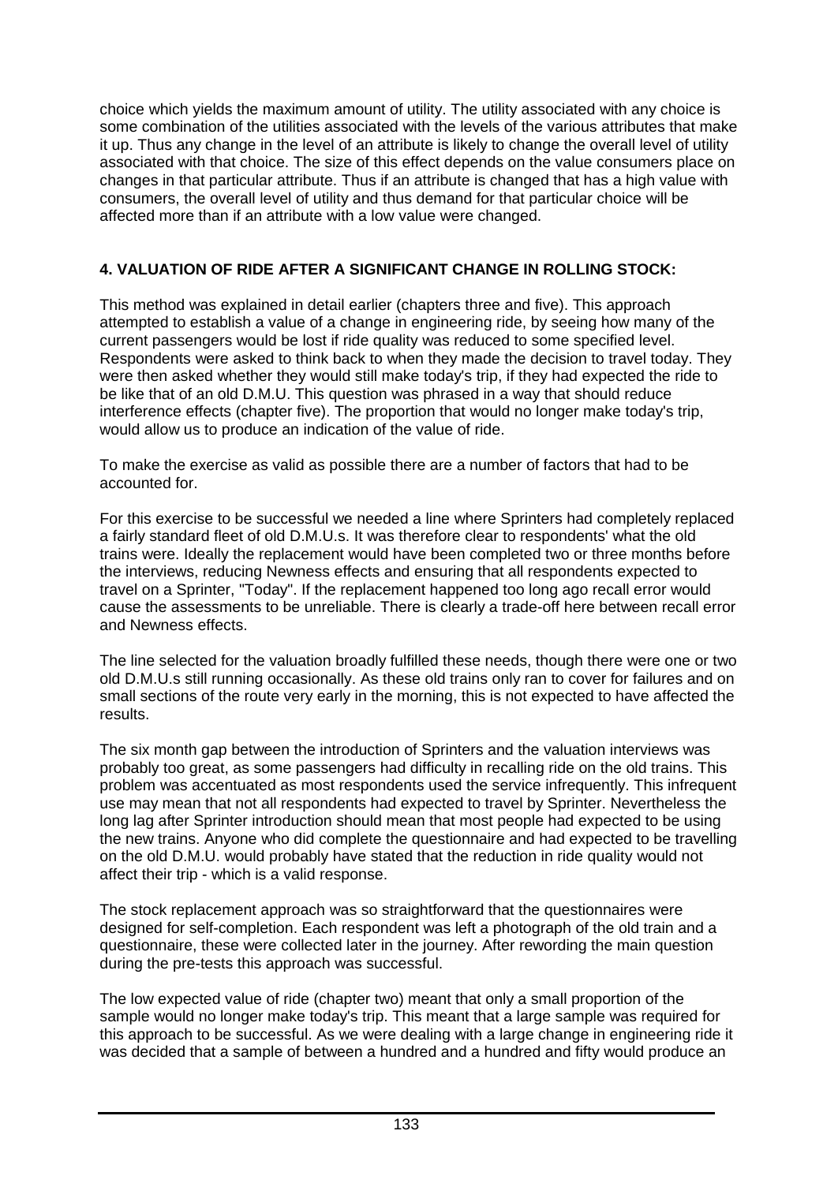choice which yields the maximum amount of utility. The utility associated with any choice is some combination of the utilities associated with the levels of the various attributes that make it up. Thus any change in the level of an attribute is likely to change the overall level of utility associated with that choice. The size of this effect depends on the value consumers place on changes in that particular attribute. Thus if an attribute is changed that has a high value with consumers, the overall level of utility and thus demand for that particular choice will be affected more than if an attribute with a low value were changed.

### 4. VALUATION OF RIDE AFTER A SIGNIFICANT CHANGE IN ROLLING STOCK:

This method was explained in detail earlier (chapters three and five). This approach attempted to establish a value of a change in engineering ride, by seeing how many of the current passengers would be lost if ride quality was reduced to some specified level. Respondents were asked to think back to when they made the decision to travel today. They were then asked whether they would still make today's trip, if they had expected the ride to be like that of an old D.M.U. This question was phrased in a way that should reduce interference effects (chapter five). The proportion that would no longer make today's trip, would allow us to produce an indication of the value of ride.

To make the exercise as valid as possible there are a number of factors that had to be accounted for.

For this exercise to be successful we needed a line where Sprinters had completely replaced a fairly standard fleet of old D.M.U.s. It was therefore clear to respondents' what the old trains were. Ideally the replacement would have been completed two or three months before the interviews, reducing Newness effects and ensuring that all respondents expected to travel on a Sprinter, "Today". If the replacement happened too long ago recall error would cause the assessments to be unreliable. There is clearly a trade-off here between recall error and Newness effects.

The line selected for the valuation broadly fulfilled these needs, though there were one or two old D.M.U.s still running occasionally. As these old trains only ran to cover for failures and on small sections of the route very early in the morning, this is not expected to have affected the results.

The six month gap between the introduction of Sprinters and the valuation interviews was probably too great, as some passengers had difficulty in recalling ride on the old trains. This problem was accentuated as most respondents used the service infrequently. This infrequent use may mean that not all respondents had expected to travel by Sprinter. Nevertheless the long lag after Sprinter introduction should mean that most people had expected to be using the new trains. Anyone who did complete the questionnaire and had expected to be travelling on the old D.M.U. would probably have stated that the reduction in ride quality would not affect their trip - which is a valid response.

The stock replacement approach was so straightforward that the questionnaires were designed for self-completion. Each respondent was left a photograph of the old train and a questionnaire, these were collected later in the journey. After rewording the main question during the pre-tests this approach was successful.

The low expected value of ride (chapter two) meant that only a small proportion of the sample would no longer make today's trip. This meant that a large sample was required for this approach to be successful. As we were dealing with a large change in engineering ride it was decided that a sample of between a hundred and a hundred and fifty would produce an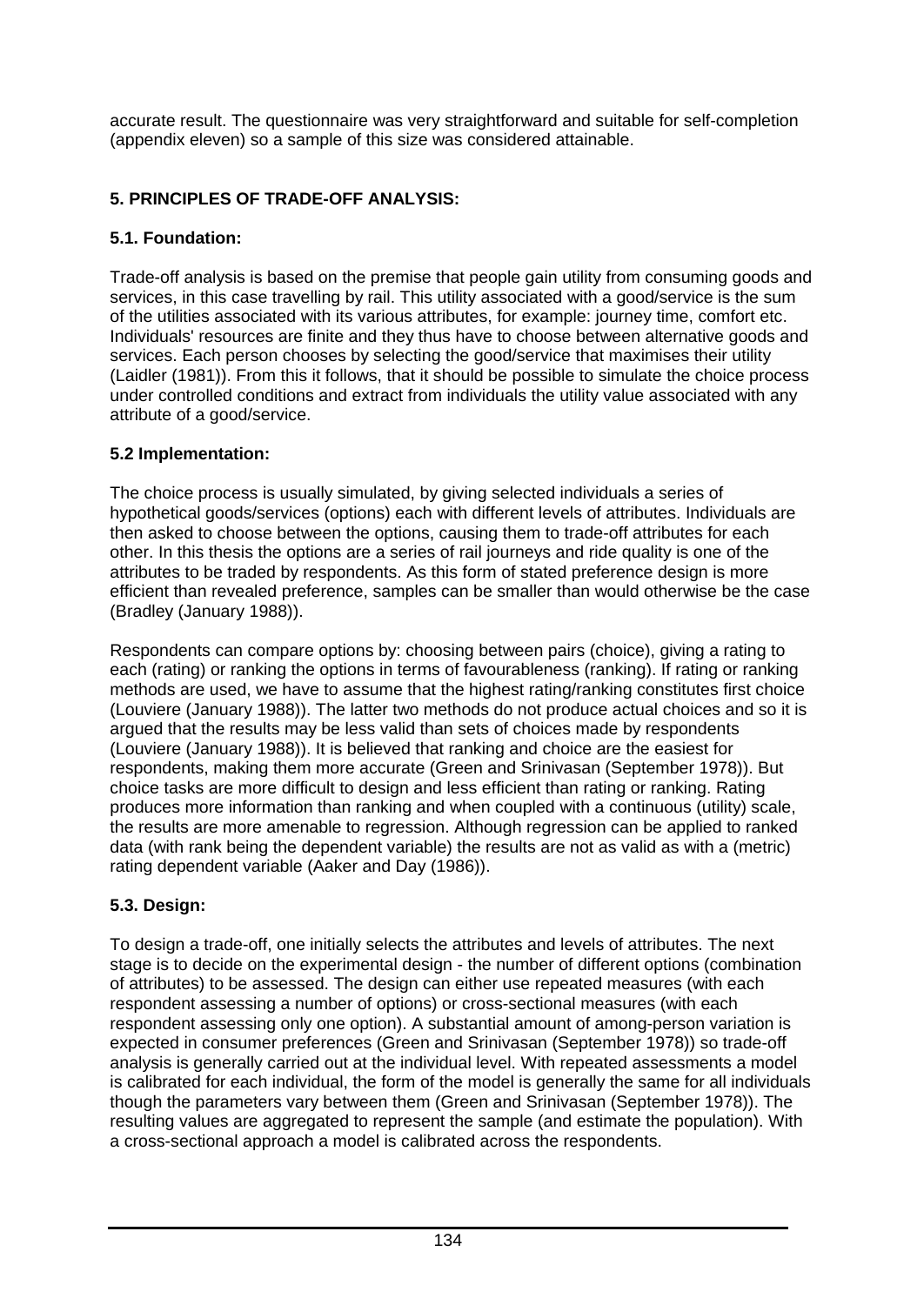accurate result. The questionnaire was very straightforward and suitable for self-completion (appendix eleven) so a sample of this size was considered attainable.

## 5. PRINCIPLES OF TRADE-OFF ANALYSIS:

### 5.1. Foundation:

Trade-off analysis is based on the premise that people gain utility from consuming goods and services, in this case travelling by rail. This utility associated with a good/service is the sum of the utilities associated with its various attributes, for example: journey time, comfort etc. Individuals' resources are finite and they thus have to choose between alternative goods and services. Each person chooses by selecting the good/service that maximises their utility (Laidler (1981)). From this it follows, that it should be possible to simulate the choice process under controlled conditions and extract from individuals the utility value associated with any attribute of a good/service.

### 5.2 Implementation:

The choice process is usually simulated, by giving selected individuals a series of hypothetical goods/services (options) each with different levels of attributes. Individuals are then asked to choose between the options, causing them to trade-off attributes for each other. In this thesis the options are a series of rail journeys and ride quality is one of the attributes to be traded by respondents. As this form of stated preference design is more efficient than revealed preference, samples can be smaller than would otherwise be the case (Bradley (January 1988)).

Respondents can compare options by: choosing between pairs (choice), giving a rating to each (rating) or ranking the options in terms of favourableness (ranking). If rating or ranking methods are used, we have to assume that the highest rating/ranking constitutes first choice (Louviere (January 1988)). The latter two methods do not produce actual choices and so it is argued that the results may be less valid than sets of choices made by respondents (Louviere (January 1988)). It is believed that ranking and choice are the easiest for respondents, making them more accurate (Green and Srinivasan (September 1978)). But choice tasks are more difficult to design and less efficient than rating or ranking. Rating produces more information than ranking and when coupled with a continuous (utility) scale, the results are more amenable to regression. Although regression can be applied to ranked data (with rank being the dependent variable) the results are not as valid as with a (metric) rating dependent variable (Aaker and Day (1986)).

### 5.3. Design:

To design a trade-off, one initially selects the attributes and levels of attributes. The next stage is to decide on the experimental design - the number of different options (combination of attributes) to be assessed. The design can either use repeated measures (with each respondent assessing a number of options) or cross-sectional measures (with each respondent assessing only one option). A substantial amount of among-person variation is expected in consumer preferences (Green and Srinivasan (September 1978)) so trade-off analysis is generally carried out at the individual level. With repeated assessments a model is calibrated for each individual, the form of the model is generally the same for all individuals though the parameters vary between them (Green and Srinivasan (September 1978)). The resulting values are aggregated to represent the sample (and estimate the population). With a cross-sectional approach a model is calibrated across the respondents.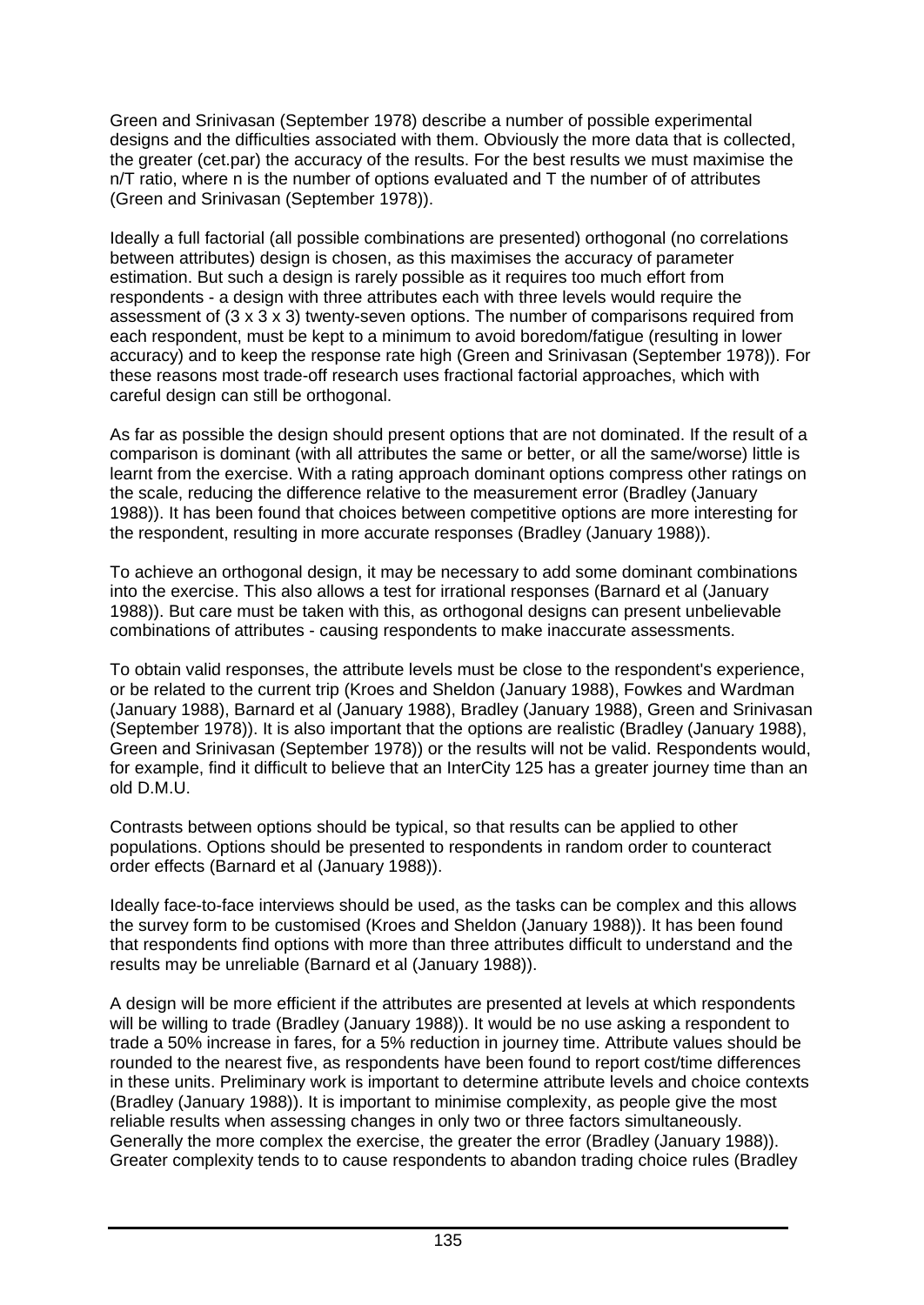Green and Srinivasan (September 1978) describe a number of possible experimental designs and the difficulties associated with them. Obviously the more data that is collected, the greater (cet.par) the accuracy of the results. For the best results we must maximise the n/T ratio, where n is the number of options evaluated and T the number of of attributes (Green and Srinivasan (September 1978)).

Ideally a full factorial (all possible combinations are presented) orthogonal (no correlations between attributes) design is chosen, as this maximises the accuracy of parameter estimation. But such a design is rarely possible as it requires too much effort from respondents - a design with three attributes each with three levels would require the assessment of (3 x 3 x 3) twenty-seven options. The number of comparisons required from each respondent, must be kept to a minimum to avoid boredom/fatigue (resulting in lower accuracy) and to keep the response rate high (Green and Srinivasan (September 1978)). For these reasons most trade-off research uses fractional factorial approaches, which with careful design can still be orthogonal.

As far as possible the design should present options that are not dominated. If the result of a comparison is dominant (with all attributes the same or better, or all the same/worse) little is learnt from the exercise. With a rating approach dominant options compress other ratings on the scale, reducing the difference relative to the measurement error (Bradley (January 1988)). It has been found that choices between competitive options are more interesting for the respondent, resulting in more accurate responses (Bradley (January 1988)).

To achieve an orthogonal design, it may be necessary to add some dominant combinations into the exercise. This also allows a test for irrational responses (Barnard et al (January 1988)). But care must be taken with this, as orthogonal designs can present unbelievable combinations of attributes - causing respondents to make inaccurate assessments.

To obtain valid responses, the attribute levels must be close to the respondent's experience, or be related to the current trip (Kroes and Sheldon (January 1988), Fowkes and Wardman (January 1988), Barnard et al (January 1988), Bradley (January 1988), Green and Srinivasan (September 1978)). It is also important that the options are realistic (Bradley (January 1988), Green and Srinivasan (September 1978)) or the results will not be valid. Respondents would, for example, find it difficult to believe that an InterCity 125 has a greater journey time than an old D.M.U.

Contrasts between options should be typical, so that results can be applied to other populations. Options should be presented to respondents in random order to counteract order effects (Barnard et al (January 1988)).

Ideally face-to-face interviews should be used, as the tasks can be complex and this allows the survey form to be customised (Kroes and Sheldon (January 1988)). It has been found that respondents find options with more than three attributes difficult to understand and the results may be unreliable (Barnard et al (January 1988)).

A design will be more efficient if the attributes are presented at levels at which respondents will be willing to trade (Bradley (January 1988)). It would be no use asking a respondent to trade a 50% increase in fares, for a 5% reduction in journey time. Attribute values should be rounded to the nearest five, as respondents have been found to report cost/time differences in these units. Preliminary work is important to determine attribute levels and choice contexts (Bradley (January 1988)). It is important to minimise complexity, as people give the most reliable results when assessing changes in only two or three factors simultaneously. Generally the more complex the exercise, the greater the error (Bradley (January 1988)). Greater complexity tends to to cause respondents to abandon trading choice rules (Bradley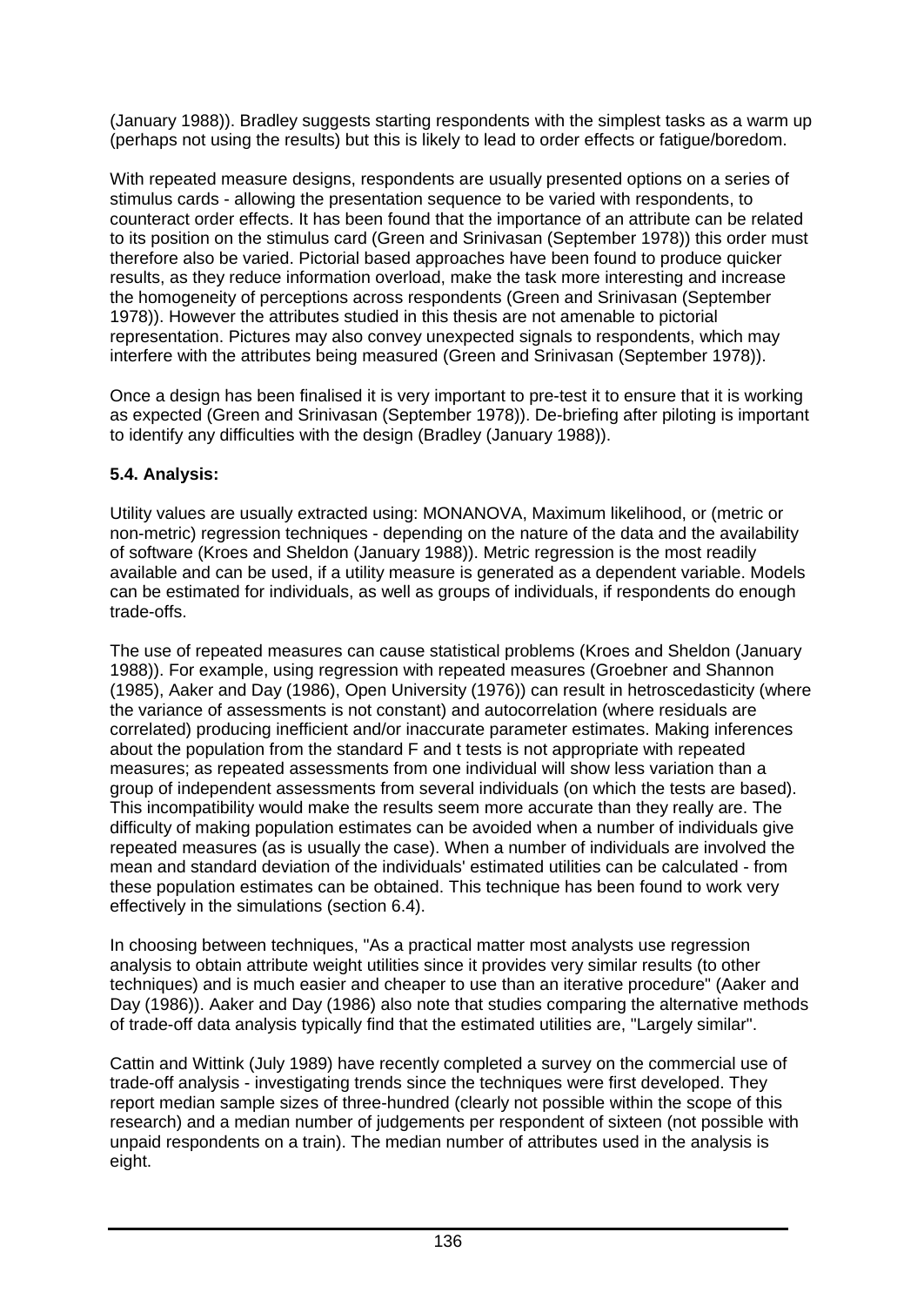(January 1988)). Bradley suggests starting respondents with the simplest tasks as a warm up (perhaps not using the results) but this is likely to lead to order effects or fatigue/boredom.

With repeated measure designs, respondents are usually presented options on a series of stimulus cards - allowing the presentation sequence to be varied with respondents, to counteract order effects. It has been found that the importance of an attribute can be related to its position on the stimulus card (Green and Srinivasan (September 1978)) this order must therefore also be varied. Pictorial based approaches have been found to produce quicker results, as they reduce information overload, make the task more interesting and increase the homogeneity of perceptions across respondents (Green and Srinivasan (September 1978)). However the attributes studied in this thesis are not amenable to pictorial representation. Pictures may also convey unexpected signals to respondents, which may interfere with the attributes being measured (Green and Srinivasan (September 1978)).

Once a design has been finalised it is very important to pre-test it to ensure that it is working as expected (Green and Srinivasan (September 1978)). De-briefing after piloting is important to identify any difficulties with the design (Bradley (January 1988)).

**5.4. Analysis:**

Utility values are usually extracted using: MONANOVA, Maximum likelihood, or (metric or non-metric) regression techniques - depending on the nature of the data and the availability of software (Kroes and Sheldon (January 1988)). Metric regression is the most readily available and can be used, if a utility measure is generated as a dependent variable. Models can be estimated for individuals, as well as groups of individuals, if respondents do enough trade-offs.

The use of repeated measures can cause statistical problems (Kroes and Sheldon (January 1988)). For example, using regression with repeated measures (Groebner and Shannon (1985), Aaker and Day (1986), Open University (1976)) can result in hetroscedasticity (where the variance of assessments is not constant) and autocorrelation (where residuals are correlated) producing inefficient and/or inaccurate parameter estimates. Making inferences about the population from the standard F and t tests is not appropriate with repeated measures; as repeated assessments from one individual will show less variation than a group of independent assessments from several individuals (on which the tests are based). This incompatibility would make the results seem more accurate than they really are. The difficulty of making population estimates can be avoided when a number of individuals give repeated measures (as is usually the case). When a number of individuals are involved the mean and standard deviation of the individuals' estimated utilities can be calculated - from these population estimates can be obtained. This technique has been found to work very effectively in the simulations (section 6.4).

In choosing between techniques, "As a practical matter most analysts use regression analysis to obtain attribute weight utilities since it provides very similar results (to other techniques) and is much easier and cheaper to use than an iterative procedure" (Aaker and Day (1986)). Aaker and Day (1986) also note that studies comparing the alternative methods of trade-off data analysis typically find that the estimated utilities are, "Largely similar".

Cattin and Wittink (July 1989) have recently completed a survey on the commercial use of trade-off analysis - investigating trends since the techniques were first developed. They report median sample sizes of three-hundred (clearly not possible within the scope of this research) and a median number of judgements per respondent of sixteen (not possible with unpaid respondents on a train). The median number of attributes used in the analysis is eight.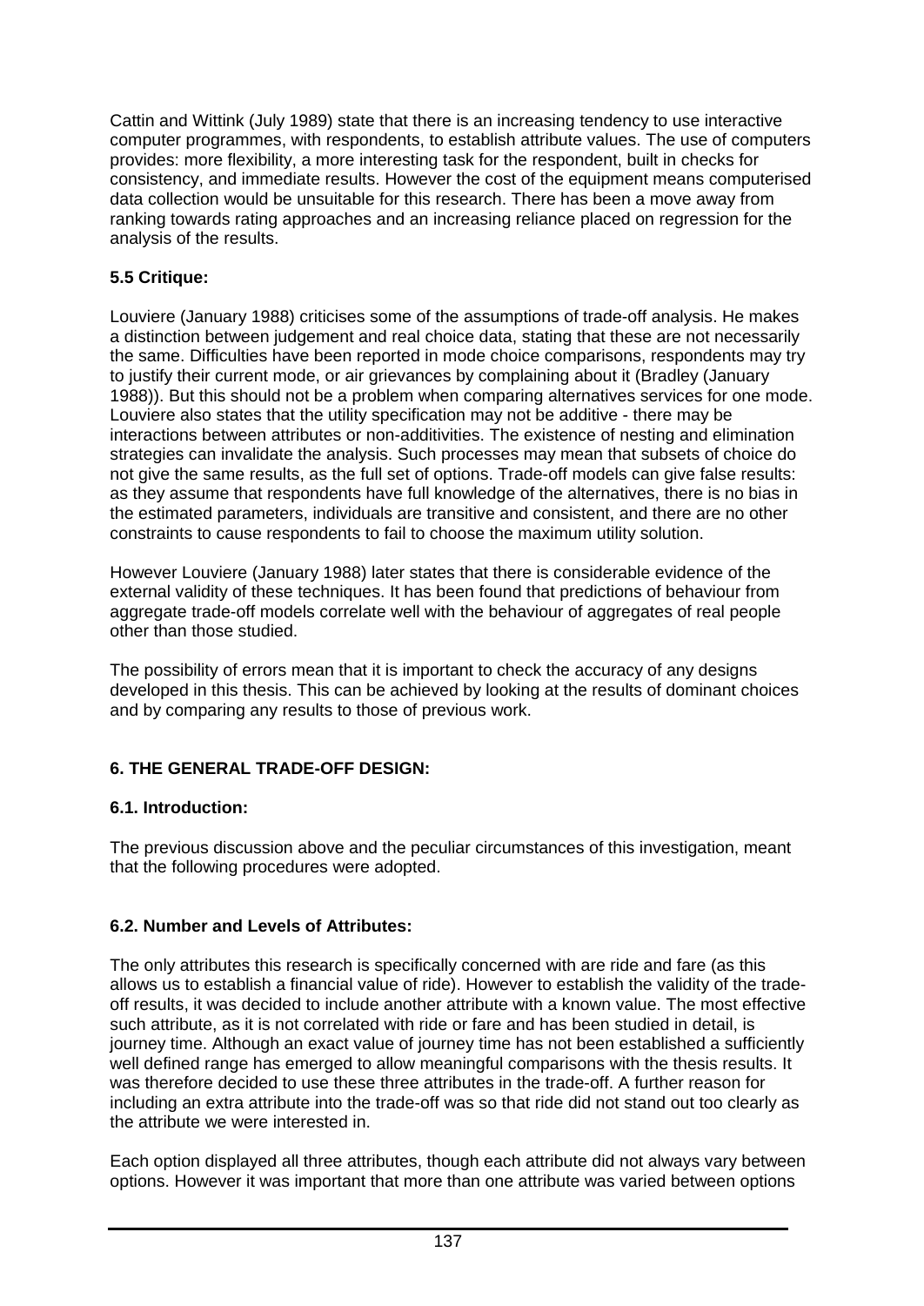Cattin and Wittink (July 1989) state that there is an increasing tendency to use interactive computer programmes, with respondents, to establish attribute values. The use of computers provides: more flexibility, a more interesting task for the respondent, built in checks for consistency, and immediate results. However the cost of the equipment means computerised data collection would be unsuitable for this research. There has been a move away from ranking towards rating approaches and an increasing reliance placed on regression for the analysis of the results.

### 5.5 Critique:

Louviere (January 1988) criticises some of the assumptions of trade-off analysis. He makes a distinction between judgement and real choice data, stating that these are not necessarily the same. Difficulties have been reported in mode choice comparisons, respondents may try to justify their current mode, or air grievances by complaining about it (Bradley (January 1988)). But this should not be a problem when comparing alternatives services for one mode. Louviere also states that the utility specification may not be additive - there may be interactions between attributes or non-additivities. The existence of nesting and elimination strategies can invalidate the analysis. Such processes may mean that subsets of choice do not give the same results, as the full set of options. Trade-off models can give false results: as they assume that respondents have full knowledge of the alternatives, there is no bias in the estimated parameters, individuals are transitive and consistent, and there are no other constraints to cause respondents to fail to choose the maximum utility solution.

However Louviere (January 1988) later states that there is considerable evidence of the external validity of these techniques. It has been found that predictions of behaviour from aggregate trade-off models correlate well with the behaviour of aggregates of real people other than those studied.

The possibility of errors mean that it is important to check the accuracy of any designs developed in this thesis. This can be achieved by looking at the results of dominant choices and by comparing any results to those of previous work.

## 6. THE GENERAL TRADE-OFF DESIGN:

### 6.1. Introduction:

The previous discussion above and the peculiar circumstances of this investigation, meant that the following procedures were adopted.

### 6.2. Number and Levels of Attributes:

The only attributes this research is specifically concerned with are ride and fare (as this allows us to establish a financial value of ride). However to establish the validity of the trade-off results, it was decided to include another attribute with a known value. The most effective such attribute, as it is not correlated with ride or fare and has been studied in detail, is journey time. Although an exact value of journey time has not been established a sufficiently well defined range has emerged to allow meaningful comparisons with the thesis results. It was therefore decided to use these three attributes in the trade-off. A further reason for including an extra attribute into the trade-off was so that ride did not stand out too clearly as the attribute we were interested in.

Each option displayed all three attributes, though each attribute did not always vary between options. However it was important that more than one attribute was varied between options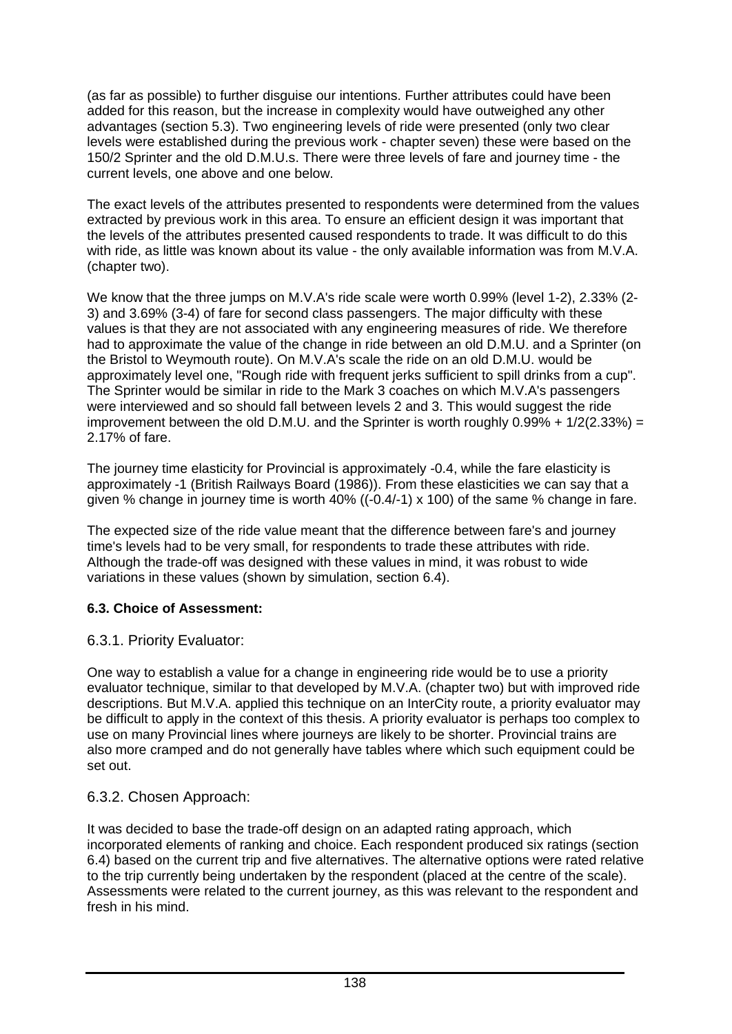(as far as possible) to further disguise our intentions. Further attributes could have been added for this reason, but the increase in complexity would have outweighed any other advantages (section 5.3). Two engineering levels of ride were presented (only two clear levels were established during the previous work - chapter seven) these were based on the 150/2 Sprinter and the old D.M.U.s. There were three levels of fare and journey time - the current levels, one above and one below.

The exact levels of the attributes presented to respondents were determined from the values extracted by previous work in this area. To ensure an efficient design it was important that the levels of the attributes presented caused respondents to trade. It was difficult to do this with ride, as little was known about its value - the only available information was from M.V.A. (chapter two).

We know that the three jumps on M.V.A's ride scale were worth 0.99% (level 1-2), 2.33% (2-3) and 3.69% (3-4) of fare for second class passengers. The major difficulty with these values is that they are not associated with any engineering measures of ride. We therefore had to approximate the value of the change in ride between an old D.M.U. and a Sprinter (on the Bristol to Weymouth route). On M.V.A's scale the ride on an old D.M.U. would be approximately level one, "Rough ride with frequent jerks sufficient to spill drinks from a cup". The Sprinter would be similar in ride to the Mark 3 coaches on which M.V.A's passengers were interviewed and so should fall between levels 2 and 3. This would suggest the ride improvement between the old D.M.U. and the Sprinter is worth roughly 0.99% + 1/2(2.33%) = 2.17% of fare.

The journey time elasticity for Provincial is approximately -0.4, while the fare elasticity is approximately -1 (British Railways Board (1986)). From these elasticities we can say that a given % change in journey time is worth 40% ((-0.4/-1) x 100) of the same % change in fare.

The expected size of the ride value meant that the difference between fare's and journey time's levels had to be very small, for respondents to trade these attributes with ride. Although the trade-off was designed with these values in mind, it was robust to wide variations in these values (shown by simulation, section 6.4).

### 6.3. Choice of Assessment:

#### 6.3.1. Priority Evaluator:

One way to establish a value for a change in engineering ride would be to use a priority evaluator technique, similar to that developed by M.V.A. (chapter two) but with improved ride descriptions. But M.V.A. applied this technique on an InterCity route, a priority evaluator may be difficult to apply in the context of this thesis. A priority evaluator is perhaps too complex to use on many Provincial lines where journeys are likely to be shorter. Provincial trains are also more cramped and do not generally have tables where which such equipment could be set out.

#### 6.3.2. Chosen Approach:

It was decided to base the trade-off design on an adapted rating approach, which incorporated elements of ranking and choice. Each respondent produced six ratings (section 6.4) based on the current trip and five alternatives. The alternative options were rated relative to the trip currently being undertaken by the respondent (placed at the centre of the scale). Assessments were related to the current journey, as this was relevant to the respondent and fresh in his mind.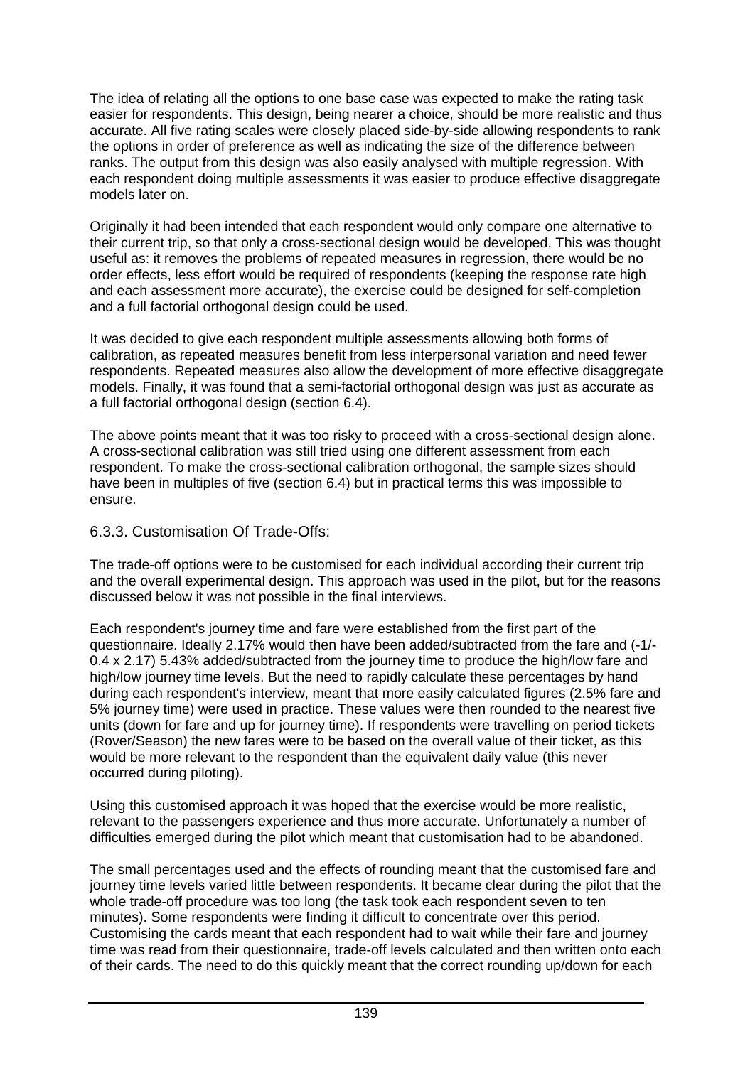The idea of relating all the options to one base case was expected to make the rating task easier for respondents. This design, being nearer a choice, should be more realistic and thus accurate. All five rating scales were closely placed side-by-side allowing respondents to rank the options in order of preference as well as indicating the size of the difference between ranks. The output from this design was also easily analysed with multiple regression. With each respondent doing multiple assessments it was easier to produce effective disaggregate models later on.

Originally it had been intended that each respondent would only compare one alternative to their current trip, so that only a cross-sectional design would be developed. This was thought useful as: it removes the problems of repeated measures in regression, there would be no order effects, less effort would be required of respondents (keeping the response rate high and each assessment more accurate), the exercise could be designed for self-completion and a full factorial orthogonal design could be used.

It was decided to give each respondent multiple assessments allowing both forms of calibration, as repeated measures benefit from less interpersonal variation and need fewer respondents. Repeated measures also allow the development of more effective disaggregate models. Finally, it was found that a semi-factorial orthogonal design was just as accurate as a full factorial orthogonal design (section 6.4).

The above points meant that it was too risky to proceed with a cross-sectional design alone. A cross-sectional calibration was still tried using one different assessment from each respondent. To make the cross-sectional calibration orthogonal, the sample sizes should have been in multiples of five (section 6.4) but in practical terms this was impossible to ensure.

### 6.3.3. Customisation Of Trade-Offs:

The trade-off options were to be customised for each individual according their current trip and the overall experimental design. This approach was used in the pilot, but for the reasons discussed below it was not possible in the final interviews.

Each respondent's journey time and fare were established from the first part of the questionnaire. Ideally 2.17% would then have been added/subtracted from the fare and (-1/-0.4 x 2.17) 5.43% added/subtracted from the journey time to produce the high/low fare and high/low journey time levels. But the need to rapidly calculate these percentages by hand during each respondent's interview, meant that more easily calculated figures (2.5% fare and 5% journey time) were used in practice. These values were then rounded to the nearest five units (down for fare and up for journey time). If respondents were travelling on period tickets (Rover/Season) the new fares were to be based on the overall value of their ticket, as this would be more relevant to the respondent than the equivalent daily value (this never occurred during piloting).

Using this customised approach it was hoped that the exercise would be more realistic, relevant to the passengers experience and thus more accurate. Unfortunately a number of difficulties emerged during the pilot which meant that customisation had to be abandoned.

The small percentages used and the effects of rounding meant that the customised fare and journey time levels varied little between respondents. It became clear during the pilot that the whole trade-off procedure was too long (the task took each respondent seven to ten minutes). Some respondents were finding it difficult to concentrate over this period. Customising the cards meant that each respondent had to wait while their fare and journey time was read from their questionnaire, trade-off levels calculated and then written onto each of their cards. The need to do this quickly meant that the correct rounding up/down for each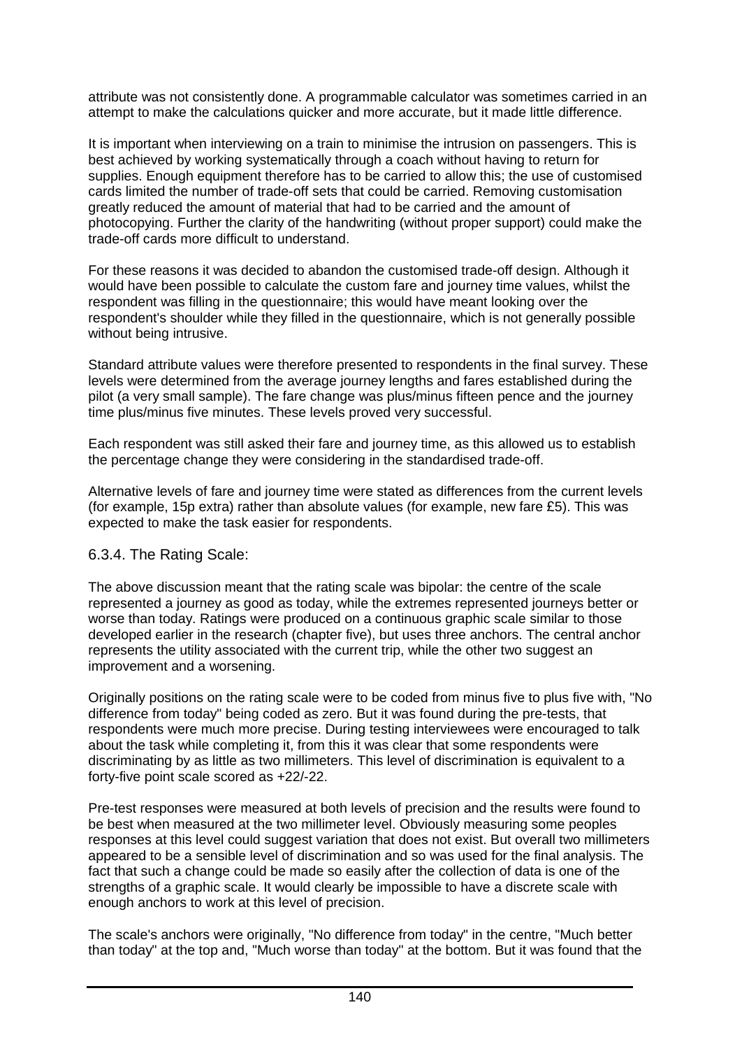attribute was not consistently done. A programmable calculator was sometimes carried in an attempt to make the calculations quicker and more accurate, but it made little difference.

It is important when interviewing on a train to minimise the intrusion on passengers. This is best achieved by working systematically through a coach without having to return for supplies. Enough equipment therefore has to be carried to allow this; the use of customised cards limited the number of trade-off sets that could be carried. Removing customisation greatly reduced the amount of material that had to be carried and the amount of photocopying. Further the clarity of the handwriting (without proper support) could make the trade-off cards more difficult to understand.

For these reasons it was decided to abandon the customised trade-off design. Although it would have been possible to calculate the custom fare and journey time values, whilst the respondent was filling in the questionnaire; this would have meant looking over the respondent's shoulder while they filled in the questionnaire, which is not generally possible without being intrusive.

Standard attribute values were therefore presented to respondents in the final survey. These levels were determined from the average journey lengths and fares established during the pilot (a very small sample). The fare change was plus/minus fifteen pence and the journey time plus/minus five minutes. These levels proved very successful.

Each respondent was still asked their fare and journey time, as this allowed us to establish the percentage change they were considering in the standardised trade-off.

Alternative levels of fare and journey time were stated as differences from the current levels (for example, 15p extra) rather than absolute values (for example, new fare £5). This was expected to make the task easier for respondents.

### 6.3.4. The Rating Scale:

The above discussion meant that the rating scale was bipolar: the centre of the scale represented a journey as good as today, while the extremes represented journeys better or worse than today. Ratings were produced on a continuous graphic scale similar to those developed earlier in the research (chapter five), but uses three anchors. The central anchor represents the utility associated with the current trip, while the other two suggest an improvement and a worsening.

Originally positions on the rating scale were to be coded from minus five to plus five with, "No difference from today" being coded as zero. But it was found during the pre-tests, that respondents were much more precise. During testing interviewees were encouraged to talk about the task while completing it, from this it was clear that some respondents were discriminating by as little as two millimeters. This level of discrimination is equivalent to a forty-five point scale scored as +22/-22.

Pre-test responses were measured at both levels of precision and the results were found to be best when measured at the two millimeter level. Obviously measuring some peoples responses at this level could suggest variation that does not exist. But overall two millimeters appeared to be a sensible level of discrimination and so was used for the final analysis. The fact that such a change could be made so easily after the collection of data is one of the strengths of a graphic scale. It would clearly be impossible to have a discrete scale with enough anchors to work at this level of precision.

The scale's anchors were originally, "No difference from today" in the centre, "Much better than today" at the top and, "Much worse than today" at the bottom. But it was found that the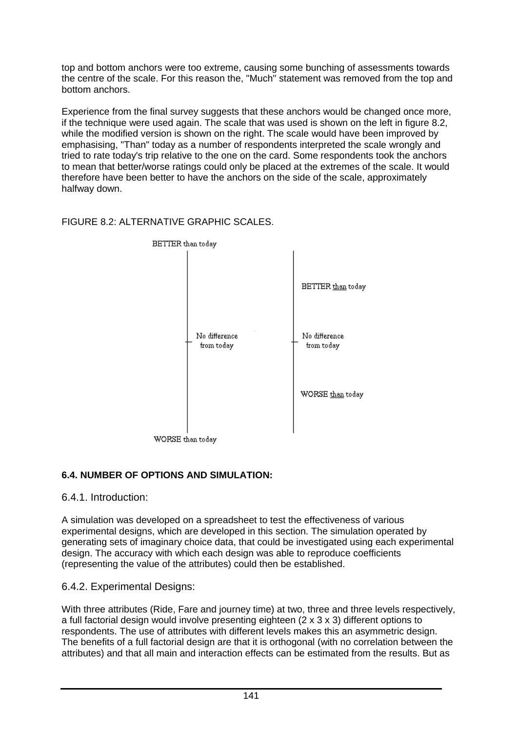top and bottom anchors were too extreme, causing some bunching of assessments towards the centre of the scale. For this reason the, "Much" statement was removed from the top and bottom anchors.

Experience from the final survey suggests that these anchors would be changed once more, if the technique were used again. The scale that was used is shown on the left in figure 8.2, while the modified version is shown on the right. The scale would have been improved by emphasising, "Than" today as a number of respondents interpreted the scale wrongly and tried to rate today's trip relative to the one on the card. Some respondents took the anchors to mean that better/worse ratings could only be placed at the extremes of the scale. It would therefore have been better to have the anchors on the side of the scale, approximately halfway down.

FIGURE 8.2: ALTERNATIVE GRAPHIC SCALES.

BETTER than today

No difference from today

WORSE than today

BETTER than today

No difference from today

WORSE than today

**6.4. NUMBER OF OPTIONS AND SIMULATION:**

## 6.4.1. Introduction:

A simulation was developed on a spreadsheet to test the effectiveness of various experimental designs, which are developed in this section. The simulation operated by generating sets of imaginary choice data, that could be investigated using each experimental design. The accuracy with which each design was able to reproduce coefficients (representing the value of the attributes) could then be established.

## 6.4.2. Experimental Designs:

With three attributes (Ride, Fare and journey time) at two, three and three levels respectively, a full factorial design would involve presenting eighteen (2 x 3 x 3) different options to respondents. The use of attributes with different levels makes this an asymmetric design. The benefits of a full factorial design are that it is orthogonal (with no correlation between the attributes) and that all main and interaction effects can be estimated from the results. But as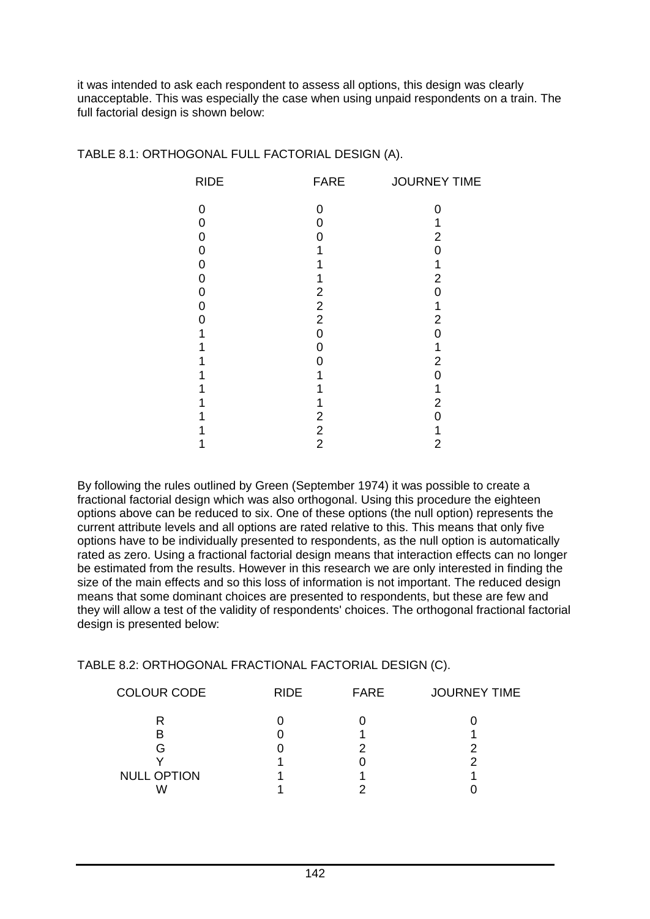it was intended to ask each respondent to assess all options, this design was clearly unacceptable. This was especially the case when using unpaid respondents on a train. The full factorial design is shown below:

TABLE 8.1: ORTHOGONAL FULL FACTORIAL DESIGN (A).

| RIDE | FARE | JOURNEY TIME |
|---|---|---|
| 0 | 0 | 0 |
| 0 | 0 | 1 |
| 0 | 0 | 2 |
| 0 | 1 | 0 |
| 0 | 1 | 1 |
| 0 | 1 | 2 |
| 0 | 2 | 0 |
| 0 | 2 | 1 |
| 0 | 2 | 2 |
| 1 | 0 | 0 |
| 1 | 0 | 1 |
| 1 | 0 | 2 |
| 1 | 1 | 0 |
| 1 | 1 | 1 |
| 1 | 1 | 2 |
| 1 | 2 | 0 |
| 1 | 2 | 1 |
| 1 | 2 | 2 |

By following the rules outlined by Green (September 1974) it was possible to create a fractional factorial design which was also orthogonal. Using this procedure the eighteen options above can be reduced to six. One of these options (the null option) represents the current attribute levels and all options are rated relative to this. This means that only five options have to be individually presented to respondents, as the null option is automatically rated as zero. Using a fractional factorial design means that interaction effects can no longer be estimated from the results. However in this research we are only interested in finding the size of the main effects and so this loss of information is not important. The reduced design means that some dominant choices are presented to respondents, but these are few and they will allow a test of the validity of respondents' choices. The orthogonal fractional factorial design is presented below:

TABLE 8.2: ORTHOGONAL FRACTIONAL FACTORIAL DESIGN (C).

| COLOUR CODE | RIDE | FARE | JOURNEY TIME |
|---|---|---|---|
| R | 0 | 0 | 0 |
| B | 0 | 1 | 1 |
| G | 0 | 2 | 2 |
| Y | 1 | 0 | 2 |
| NULL OPTION | 1 | 1 | 1 |
| W | 1 | 2 | 0 |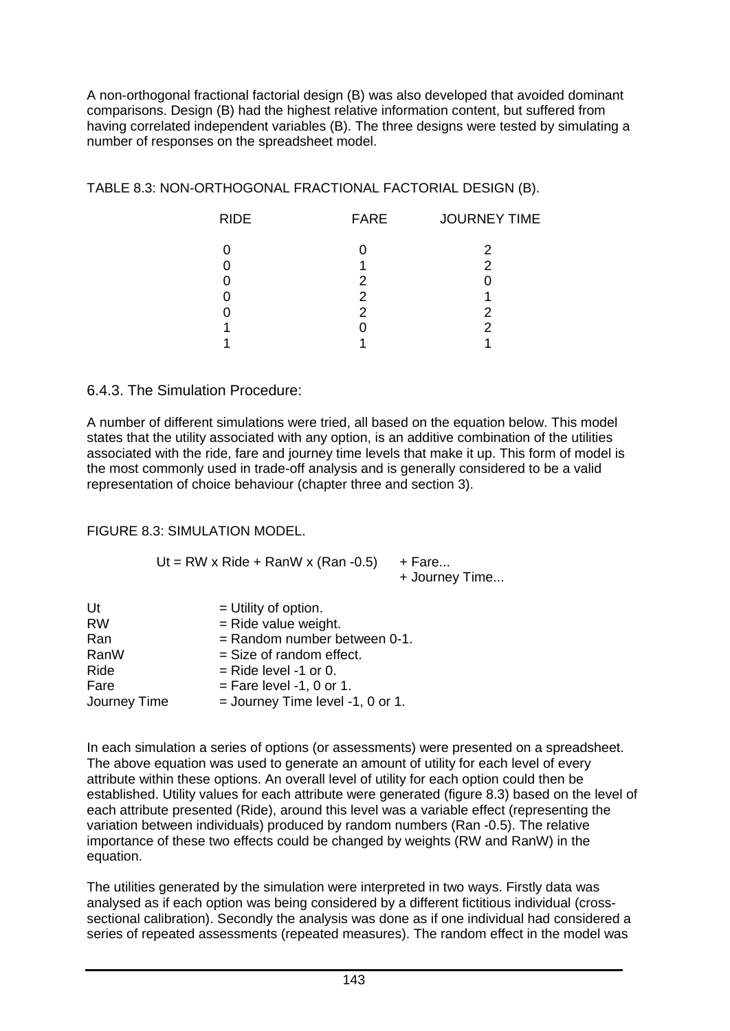A non-orthogonal fractional factorial design (B) was also developed that avoided dominant comparisons. Design (B) had the highest relative information content, but suffered from having correlated independent variables (B). The three designs were tested by simulating a number of responses on the spreadsheet model.

TABLE 8.3: NON-ORTHOGONAL FRACTIONAL FACTORIAL DESIGN (B).

| RIDE | FARE | JOURNEY TIME |
|---|---|---|
| 0 | 0 | 2 |
| 0 | 1 | 2 |
| 0 | 2 | 0 |
| 0 | 2 | 1 |
| 0 | 2 | 2 |
| 1 | 0 | 2 |
| 1 | 1 | 1 |

### 6.4.3. The Simulation Procedure:

A number of different simulations were tried, all based on the equation below. This model states that the utility associated with any option, is an additive combination of the utilities associated with the ride, fare and journey time levels that make it up. This form of model is the most commonly used in trade-off analysis and is generally considered to be a valid representation of choice behaviour (chapter three and section 3).

FIGURE 8.3: SIMULATION MODEL.

$$Ut = RW \times Ride + RanW \times (Ran - 0.5) \quad + Fare... \quad + Journey\ Time...$$

| | |
|---|---|
| Ut | = Utility of option. |
| RW | = Ride value weight. |
| Ran | = Random number between 0-1. |
| RanW | = Size of random effect. |
| Ride | = Ride level -1 or 0. |
| Fare | = Fare level -1, 0 or 1. |
| Journey Time | = Journey Time level -1, 0 or 1. |

In each simulation a series of options (or assessments) were presented on a spreadsheet. The above equation was used to generate an amount of utility for each level of every attribute within these options. An overall level of utility for each option could then be established. Utility values for each attribute were generated (figure 8.3) based on the level of each attribute presented (Ride), around this level was a variable effect (representing the variation between individuals) produced by random numbers (Ran -0.5). The relative importance of these two effects could be changed by weights (RW and RanW) in the equation.

The utilities generated by the simulation were interpreted in two ways. Firstly data was analysed as if each option was being considered by a different fictitious individual (cross-sectional calibration). Secondly the analysis was done as if one individual had considered a series of repeated assessments (repeated measures). The random effect in the model was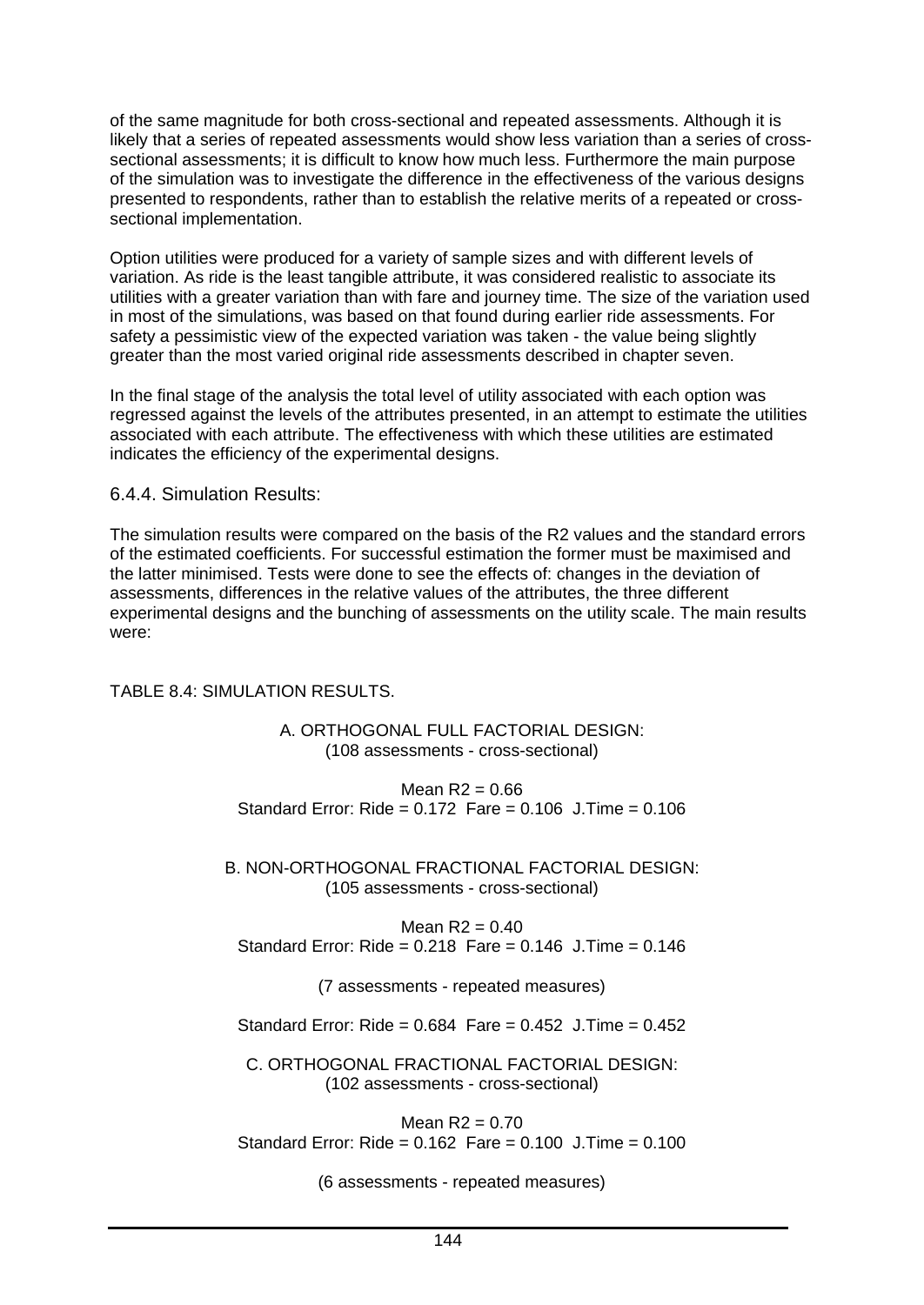of the same magnitude for both cross-sectional and repeated assessments. Although it is likely that a series of repeated assessments would show less variation than a series of cross-sectional assessments; it is difficult to know how much less. Furthermore the main purpose of the simulation was to investigate the difference in the effectiveness of the various designs presented to respondents, rather than to establish the relative merits of a repeated or cross-sectional implementation.

Option utilities were produced for a variety of sample sizes and with different levels of variation. As ride is the least tangible attribute, it was considered realistic to associate its utilities with a greater variation than with fare and journey time. The size of the variation used in most of the simulations, was based on that found during earlier ride assessments. For safety a pessimistic view of the expected variation was taken - the value being slightly greater than the most varied original ride assessments described in chapter seven.

In the final stage of the analysis the total level of utility associated with each option was regressed against the levels of the attributes presented, in an attempt to estimate the utilities associated with each attribute. The effectiveness with which these utilities are estimated indicates the efficiency of the experimental designs.

### 6.4.4. Simulation Results:

The simulation results were compared on the basis of the R2 values and the standard errors of the estimated coefficients. For successful estimation the former must be maximised and the latter minimised. Tests were done to see the effects of: changes in the deviation of assessments, differences in the relative values of the attributes, the three different experimental designs and the bunching of assessments on the utility scale. The main results were:

TABLE 8.4: SIMULATION RESULTS.

A. ORTHOGONAL FULL FACTORIAL DESIGN:
(108 assessments - cross-sectional)

Mean R2 = 0.66
Standard Error: Ride = 0.172  Fare = 0.106  J.Time = 0.106

B. NON-ORTHOGONAL FRACTIONAL FACTORIAL DESIGN:
(105 assessments - cross-sectional)

Mean R2 = 0.40
Standard Error: Ride = 0.218  Fare = 0.146  J.Time = 0.146

(7 assessments - repeated measures)

Standard Error: Ride = 0.684  Fare = 0.452  J.Time = 0.452

C. ORTHOGONAL FRACTIONAL FACTORIAL DESIGN:
(102 assessments - cross-sectional)

Mean R2 = 0.70
Standard Error: Ride = 0.162  Fare = 0.100  J.Time = 0.100

(6 assessments - repeated measures)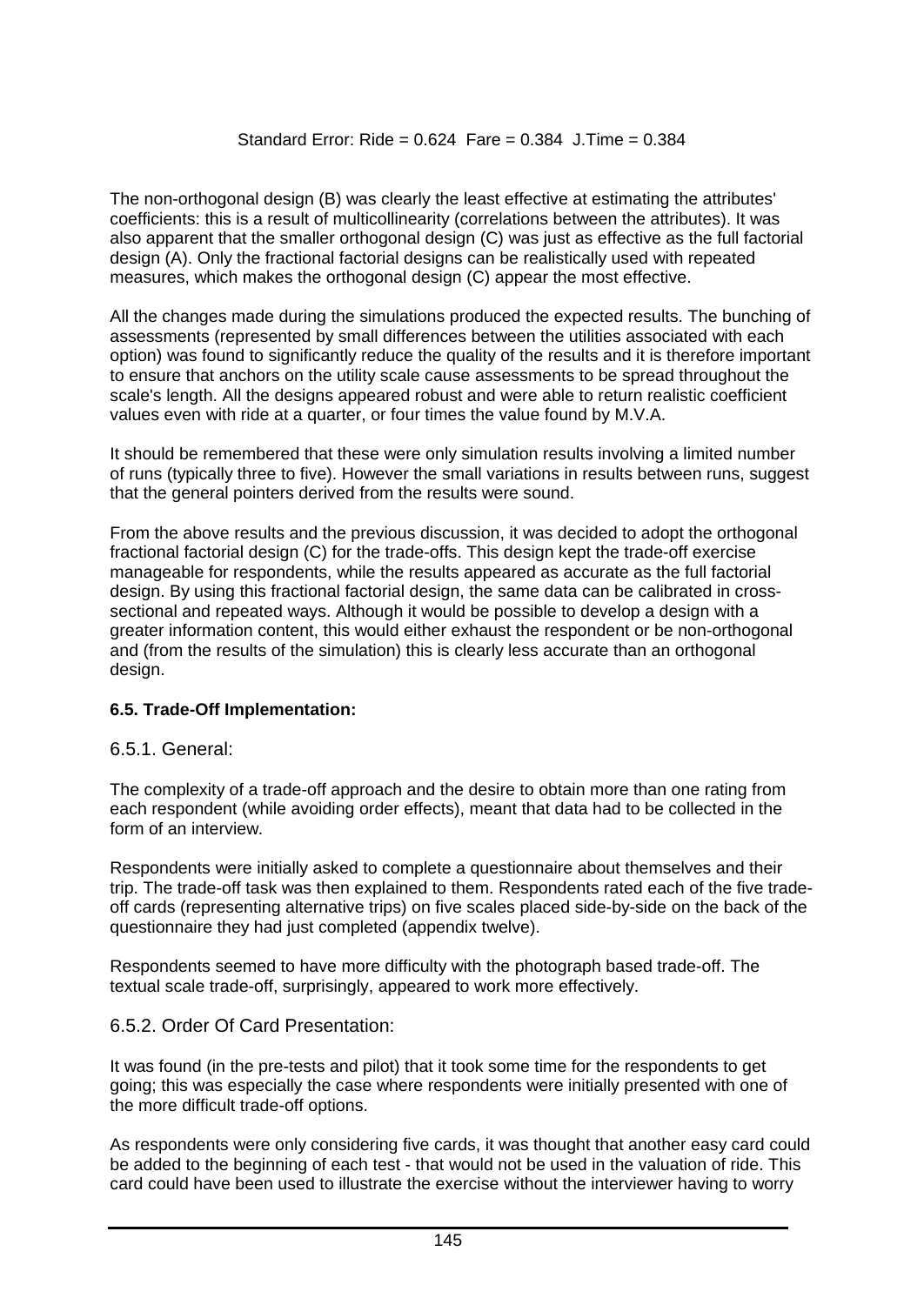Standard Error: Ride = 0.624  Fare = 0.384  J.Time = 0.384

The non-orthogonal design (B) was clearly the least effective at estimating the attributes' coefficients: this is a result of multicollinearity (correlations between the attributes). It was also apparent that the smaller orthogonal design (C) was just as effective as the full factorial design (A). Only the fractional factorial designs can be realistically used with repeated measures, which makes the orthogonal design (C) appear the most effective.

All the changes made during the simulations produced the expected results. The bunching of assessments (represented by small differences between the utilities associated with each option) was found to significantly reduce the quality of the results and it is therefore important to ensure that anchors on the utility scale cause assessments to be spread throughout the scale's length. All the designs appeared robust and were able to return realistic coefficient values even with ride at a quarter, or four times the value found by M.V.A.

It should be remembered that these were only simulation results involving a limited number of runs (typically three to five). However the small variations in results between runs, suggest that the general pointers derived from the results were sound.

From the above results and the previous discussion, it was decided to adopt the orthogonal fractional factorial design (C) for the trade-offs. This design kept the trade-off exercise manageable for respondents, while the results appeared as accurate as the full factorial design. By using this fractional factorial design, the same data can be calibrated in cross-sectional and repeated ways. Although it would be possible to develop a design with a greater information content, this would either exhaust the respondent or be non-orthogonal and (from the results of the simulation) this is clearly less accurate than an orthogonal design.

### 6.5. Trade-Off Implementation:

#### 6.5.1. General:

The complexity of a trade-off approach and the desire to obtain more than one rating from each respondent (while avoiding order effects), meant that data had to be collected in the form of an interview.

Respondents were initially asked to complete a questionnaire about themselves and their trip. The trade-off task was then explained to them. Respondents rated each of the five trade-off cards (representing alternative trips) on five scales placed side-by-side on the back of the questionnaire they had just completed (appendix twelve).

Respondents seemed to have more difficulty with the photograph based trade-off. The textual scale trade-off, surprisingly, appeared to work more effectively.

#### 6.5.2. Order Of Card Presentation:

It was found (in the pre-tests and pilot) that it took some time for the respondents to get going; this was especially the case where respondents were initially presented with one of the more difficult trade-off options.

As respondents were only considering five cards, it was thought that another easy card could be added to the beginning of each test - that would not be used in the valuation of ride. This card could have been used to illustrate the exercise without the interviewer having to worry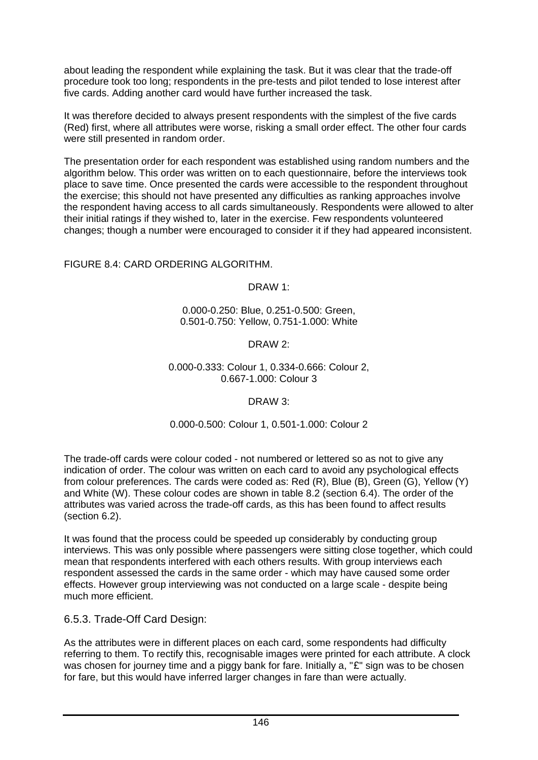about leading the respondent while explaining the task. But it was clear that the trade-off procedure took too long; respondents in the pre-tests and pilot tended to lose interest after five cards. Adding another card would have further increased the task.

It was therefore decided to always present respondents with the simplest of the five cards (Red) first, where all attributes were worse, risking a small order effect. The other four cards were still presented in random order.

The presentation order for each respondent was established using random numbers and the algorithm below. This order was written on to each questionnaire, before the interviews took place to save time. Once presented the cards were accessible to the respondent throughout the exercise; this should not have presented any difficulties as ranking approaches involve the respondent having access to all cards simultaneously. Respondents were allowed to alter their initial ratings if they wished to, later in the exercise. Few respondents volunteered changes; though a number were encouraged to consider it if they had appeared inconsistent.

FIGURE 8.4: CARD ORDERING ALGORITHM.

DRAW 1:

0.000-0.250: Blue, 0.251-0.500: Green,
0.501-0.750: Yellow, 0.751-1.000: White

DRAW 2:

0.000-0.333: Colour 1, 0.334-0.666: Colour 2,
0.667-1.000: Colour 3

DRAW 3:

0.000-0.500: Colour 1, 0.501-1.000: Colour 2

The trade-off cards were colour coded - not numbered or lettered so as not to give any indication of order. The colour was written on each card to avoid any psychological effects from colour preferences. The cards were coded as: Red (R), Blue (B), Green (G), Yellow (Y) and White (W). These colour codes are shown in table 8.2 (section 6.4). The order of the attributes was varied across the trade-off cards, as this has been found to affect results (section 6.2).

It was found that the process could be speeded up considerably by conducting group interviews. This was only possible where passengers were sitting close together, which could mean that respondents interfered with each others results. With group interviews each respondent assessed the cards in the same order - which may have caused some order effects. However group interviewing was not conducted on a large scale - despite being much more efficient.

### 6.5.3. Trade-Off Card Design:

As the attributes were in different places on each card, some respondents had difficulty referring to them. To rectify this, recognisable images were printed for each attribute. A clock was chosen for journey time and a piggy bank for fare. Initially a, "£" sign was to be chosen for fare, but this would have inferred larger changes in fare than were actually.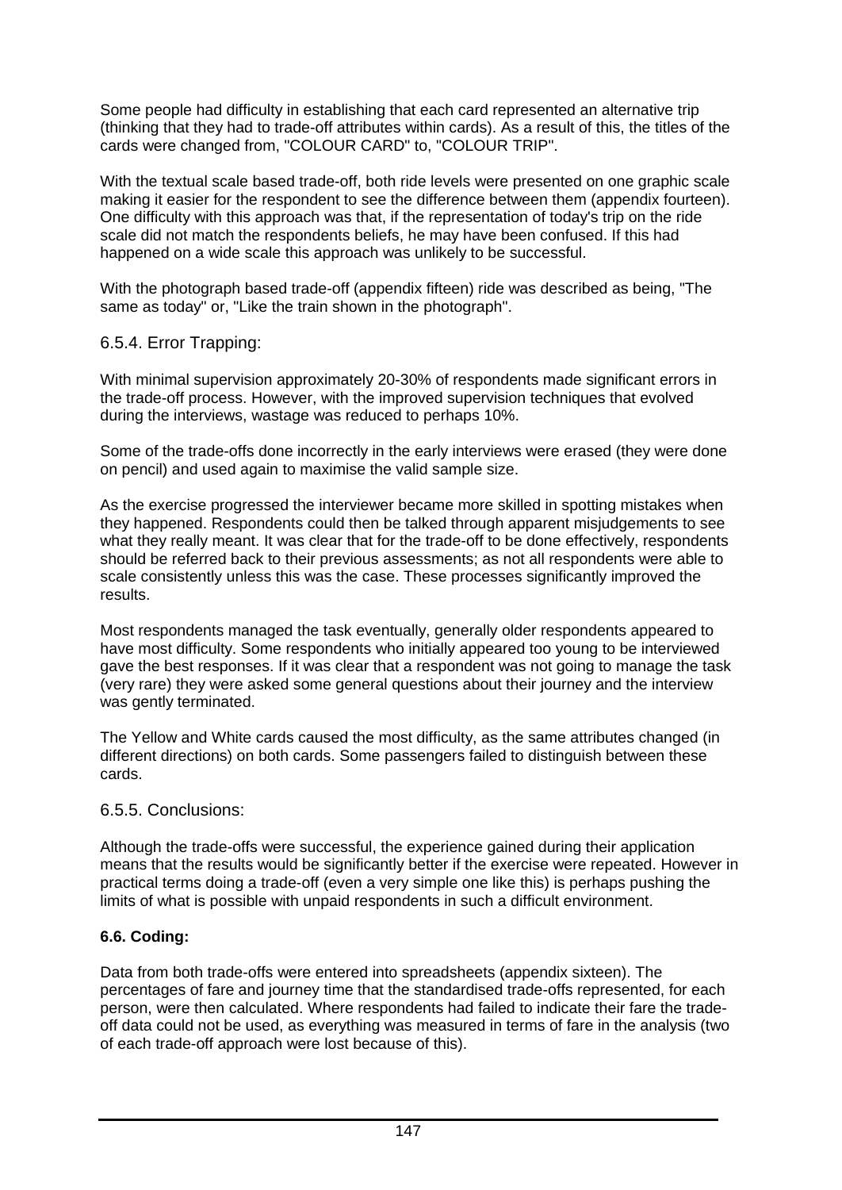Some people had difficulty in establishing that each card represented an alternative trip (thinking that they had to trade-off attributes within cards). As a result of this, the titles of the cards were changed from, "COLOUR CARD" to, "COLOUR TRIP".

With the textual scale based trade-off, both ride levels were presented on one graphic scale making it easier for the respondent to see the difference between them (appendix fourteen). One difficulty with this approach was that, if the representation of today's trip on the ride scale did not match the respondents beliefs, he may have been confused. If this had happened on a wide scale this approach was unlikely to be successful.

With the photograph based trade-off (appendix fifteen) ride was described as being, "The same as today" or, "Like the train shown in the photograph".

### 6.5.4. Error Trapping:

With minimal supervision approximately 20-30% of respondents made significant errors in the trade-off process. However, with the improved supervision techniques that evolved during the interviews, wastage was reduced to perhaps 10%.

Some of the trade-offs done incorrectly in the early interviews were erased (they were done on pencil) and used again to maximise the valid sample size.

As the exercise progressed the interviewer became more skilled in spotting mistakes when they happened. Respondents could then be talked through apparent misjudgements to see what they really meant. It was clear that for the trade-off to be done effectively, respondents should be referred back to their previous assessments; as not all respondents were able to scale consistently unless this was the case. These processes significantly improved the results.

Most respondents managed the task eventually, generally older respondents appeared to have most difficulty. Some respondents who initially appeared too young to be interviewed gave the best responses. If it was clear that a respondent was not going to manage the task (very rare) they were asked some general questions about their journey and the interview was gently terminated.

The Yellow and White cards caused the most difficulty, as the same attributes changed (in different directions) on both cards. Some passengers failed to distinguish between these cards.

### 6.5.5. Conclusions:

Although the trade-offs were successful, the experience gained during their application means that the results would be significantly better if the exercise were repeated. However in practical terms doing a trade-off (even a very simple one like this) is perhaps pushing the limits of what is possible with unpaid respondents in such a difficult environment.

## 6.6. Coding:

Data from both trade-offs were entered into spreadsheets (appendix sixteen). The percentages of fare and journey time that the standardised trade-offs represented, for each person, were then calculated. Where respondents had failed to indicate their fare the trade-off data could not be used, as everything was measured in terms of fare in the analysis (two of each trade-off approach were lost because of this).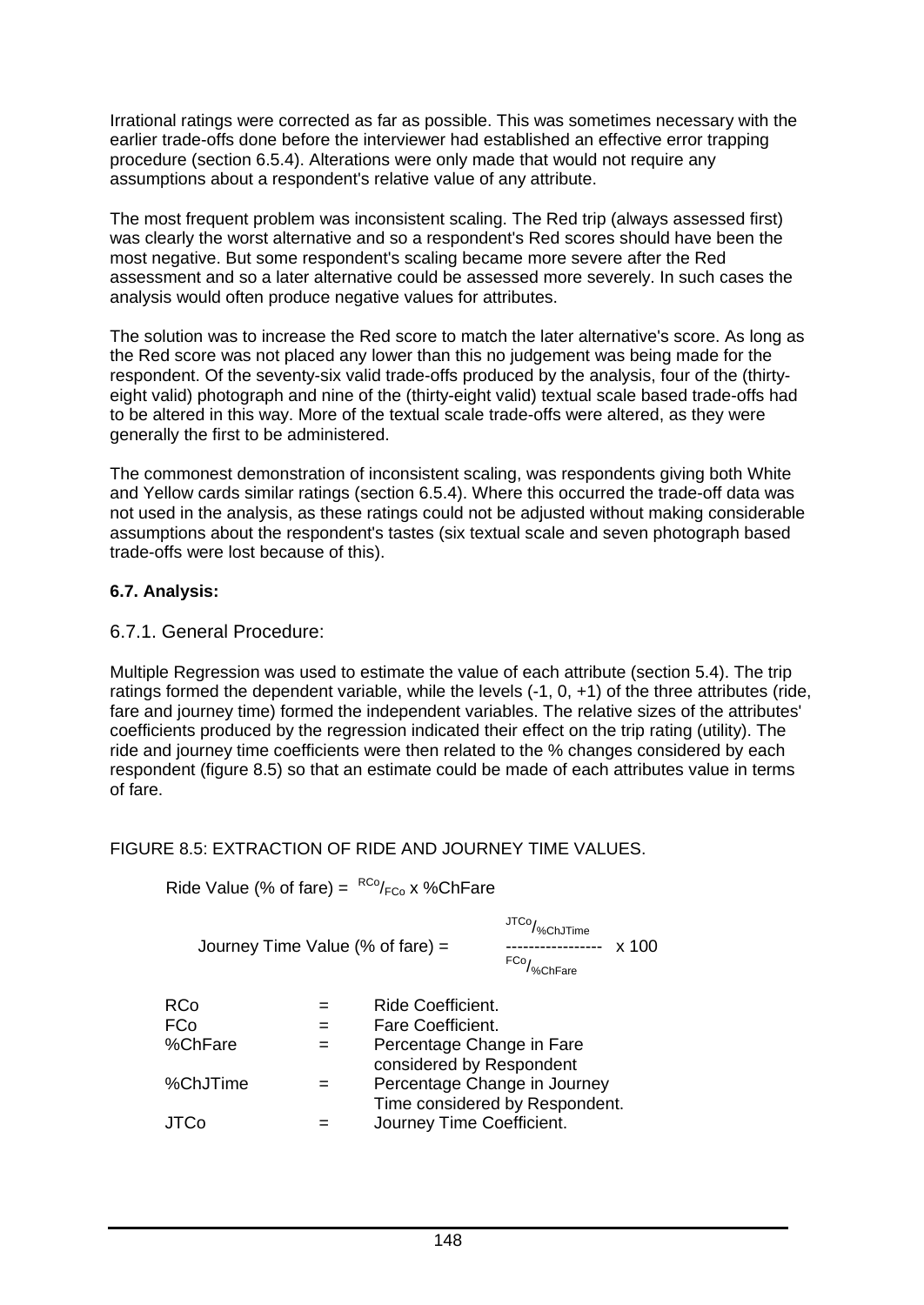Irrational ratings were corrected as far as possible. This was sometimes necessary with the earlier trade-offs done before the interviewer had established an effective error trapping procedure (section 6.5.4). Alterations were only made that would not require any assumptions about a respondent's relative value of any attribute.

The most frequent problem was inconsistent scaling. The Red trip (always assessed first) was clearly the worst alternative and so a respondent's Red scores should have been the most negative. But some respondent's scaling became more severe after the Red assessment and so a later alternative could be assessed more severely. In such cases the analysis would often produce negative values for attributes.

The solution was to increase the Red score to match the later alternative's score. As long as the Red score was not placed any lower than this no judgement was being made for the respondent. Of the seventy-six valid trade-offs produced by the analysis, four of the (thirty-eight valid) photograph and nine of the (thirty-eight valid) textual scale based trade-offs had to be altered in this way. More of the textual scale trade-offs were altered, as they were generally the first to be administered.

The commonest demonstration of inconsistent scaling, was respondents giving both White and Yellow cards similar ratings (section 6.5.4). Where this occurred the trade-off data was not used in the analysis, as these ratings could not be adjusted without making considerable assumptions about the respondent's tastes (six textual scale and seven photograph based trade-offs were lost because of this).

### 6.7. Analysis:

#### 6.7.1. General Procedure:

Multiple Regression was used to estimate the value of each attribute (section 5.4). The trip ratings formed the dependent variable, while the levels (-1, 0, +1) of the three attributes (ride, fare and journey time) formed the independent variables. The relative sizes of the attributes' coefficients produced by the regression indicated their effect on the trip rating (utility). The ride and journey time coefficients were then related to the % changes considered by each respondent (figure 8.5) so that an estimate could be made of each attributes value in terms of fare.

FIGURE 8.5: EXTRACTION OF RIDE AND JOURNEY TIME VALUES.

$$\text{Ride Value (\% of fare)} = \frac{RCo}{FCo} \times \%ChFare$$

$$\text{Journey Time Value (\% of fare)} = \frac{JTCo / \%ChJTime}{FCo / \%ChFare} \times 100$$

| | | |
|---|---|---|
| RCo | = | Ride Coefficient. |
| FCo | = | Fare Coefficient. |
| %ChFare | = | Percentage Change in Fare considered by Respondent |
| %ChJTime | = | Percentage Change in Journey Time considered by Respondent. |
| JTCo | = | Journey Time Coefficient. |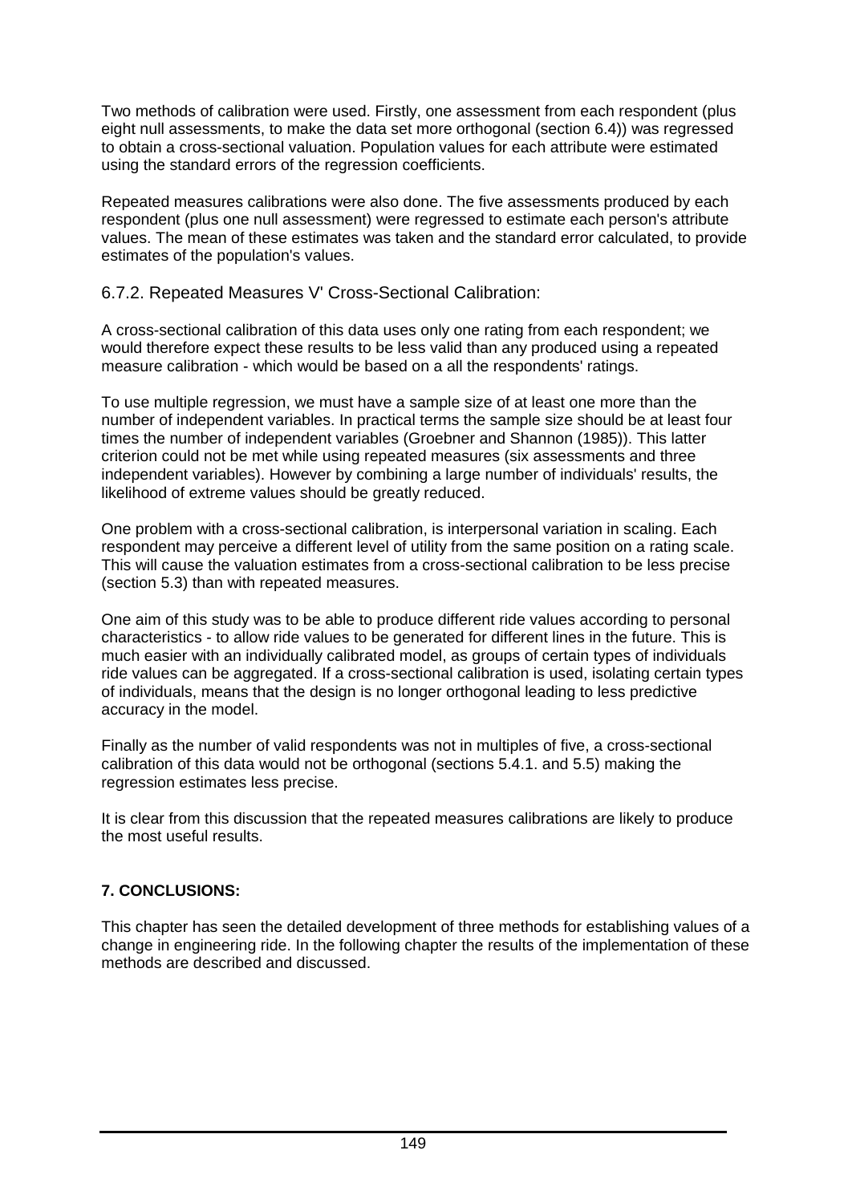Two methods of calibration were used. Firstly, one assessment from each respondent (plus eight null assessments, to make the data set more orthogonal (section 6.4)) was regressed to obtain a cross-sectional valuation. Population values for each attribute were estimated using the standard errors of the regression coefficients.

Repeated measures calibrations were also done. The five assessments produced by each respondent (plus one null assessment) were regressed to estimate each person's attribute values. The mean of these estimates was taken and the standard error calculated, to provide estimates of the population's values.

### 6.7.2. Repeated Measures V' Cross-Sectional Calibration:

A cross-sectional calibration of this data uses only one rating from each respondent; we would therefore expect these results to be less valid than any produced using a repeated measure calibration - which would be based on a all the respondents' ratings.

To use multiple regression, we must have a sample size of at least one more than the number of independent variables. In practical terms the sample size should be at least four times the number of independent variables (Groebner and Shannon (1985)). This latter criterion could not be met while using repeated measures (six assessments and three independent variables). However by combining a large number of individuals' results, the likelihood of extreme values should be greatly reduced.

One problem with a cross-sectional calibration, is interpersonal variation in scaling. Each respondent may perceive a different level of utility from the same position on a rating scale. This will cause the valuation estimates from a cross-sectional calibration to be less precise (section 5.3) than with repeated measures.

One aim of this study was to be able to produce different ride values according to personal characteristics - to allow ride values to be generated for different lines in the future. This is much easier with an individually calibrated model, as groups of certain types of individuals ride values can be aggregated. If a cross-sectional calibration is used, isolating certain types of individuals, means that the design is no longer orthogonal leading to less predictive accuracy in the model.

Finally as the number of valid respondents was not in multiples of five, a cross-sectional calibration of this data would not be orthogonal (sections 5.4.1. and 5.5) making the regression estimates less precise.

It is clear from this discussion that the repeated measures calibrations are likely to produce the most useful results.

## 7. CONCLUSIONS:

This chapter has seen the detailed development of three methods for establishing values of a change in engineering ride. In the following chapter the results of the implementation of these methods are described and discussed.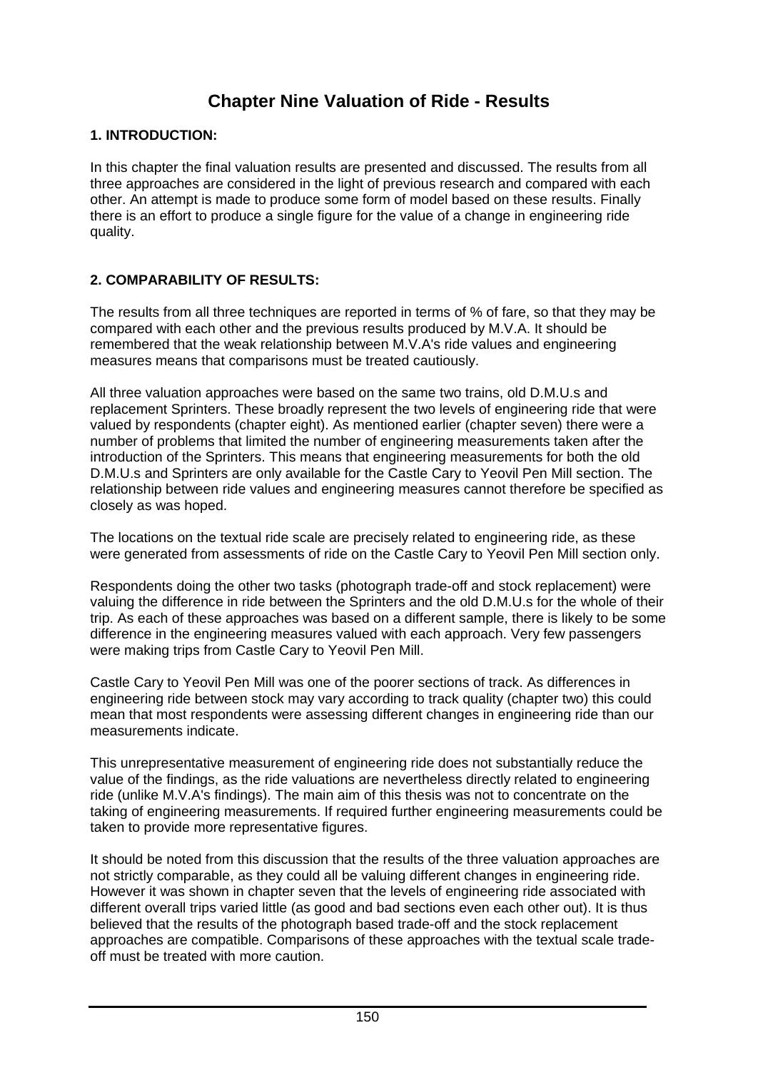# Chapter Nine Valuation of Ride - Results

### 1. INTRODUCTION:

In this chapter the final valuation results are presented and discussed. The results from all three approaches are considered in the light of previous research and compared with each other. An attempt is made to produce some form of model based on these results. Finally there is an effort to produce a single figure for the value of a change in engineering ride quality.

### 2. COMPARABILITY OF RESULTS:

The results from all three techniques are reported in terms of % of fare, so that they may be compared with each other and the previous results produced by M.V.A. It should be remembered that the weak relationship between M.V.A's ride values and engineering measures means that comparisons must be treated cautiously.

All three valuation approaches were based on the same two trains, old D.M.U.s and replacement Sprinters. These broadly represent the two levels of engineering ride that were valued by respondents (chapter eight). As mentioned earlier (chapter seven) there were a number of problems that limited the number of engineering measurements taken after the introduction of the Sprinters. This means that engineering measurements for both the old D.M.U.s and Sprinters are only available for the Castle Cary to Yeovil Pen Mill section. The relationship between ride values and engineering measures cannot therefore be specified as closely as was hoped.

The locations on the textual ride scale are precisely related to engineering ride, as these were generated from assessments of ride on the Castle Cary to Yeovil Pen Mill section only.

Respondents doing the other two tasks (photograph trade-off and stock replacement) were valuing the difference in ride between the Sprinters and the old D.M.U.s for the whole of their trip. As each of these approaches was based on a different sample, there is likely to be some difference in the engineering measures valued with each approach. Very few passengers were making trips from Castle Cary to Yeovil Pen Mill.

Castle Cary to Yeovil Pen Mill was one of the poorer sections of track. As differences in engineering ride between stock may vary according to track quality (chapter two) this could mean that most respondents were assessing different changes in engineering ride than our measurements indicate.

This unrepresentative measurement of engineering ride does not substantially reduce the value of the findings, as the ride valuations are nevertheless directly related to engineering ride (unlike M.V.A's findings). The main aim of this thesis was not to concentrate on the taking of engineering measurements. If required further engineering measurements could be taken to provide more representative figures.

It should be noted from this discussion that the results of the three valuation approaches are not strictly comparable, as they could all be valuing different changes in engineering ride. However it was shown in chapter seven that the levels of engineering ride associated with different overall trips varied little (as good and bad sections even each other out). It is thus believed that the results of the photograph based trade-off and the stock replacement approaches are compatible. Comparisons of these approaches with the textual scale trade-off must be treated with more caution.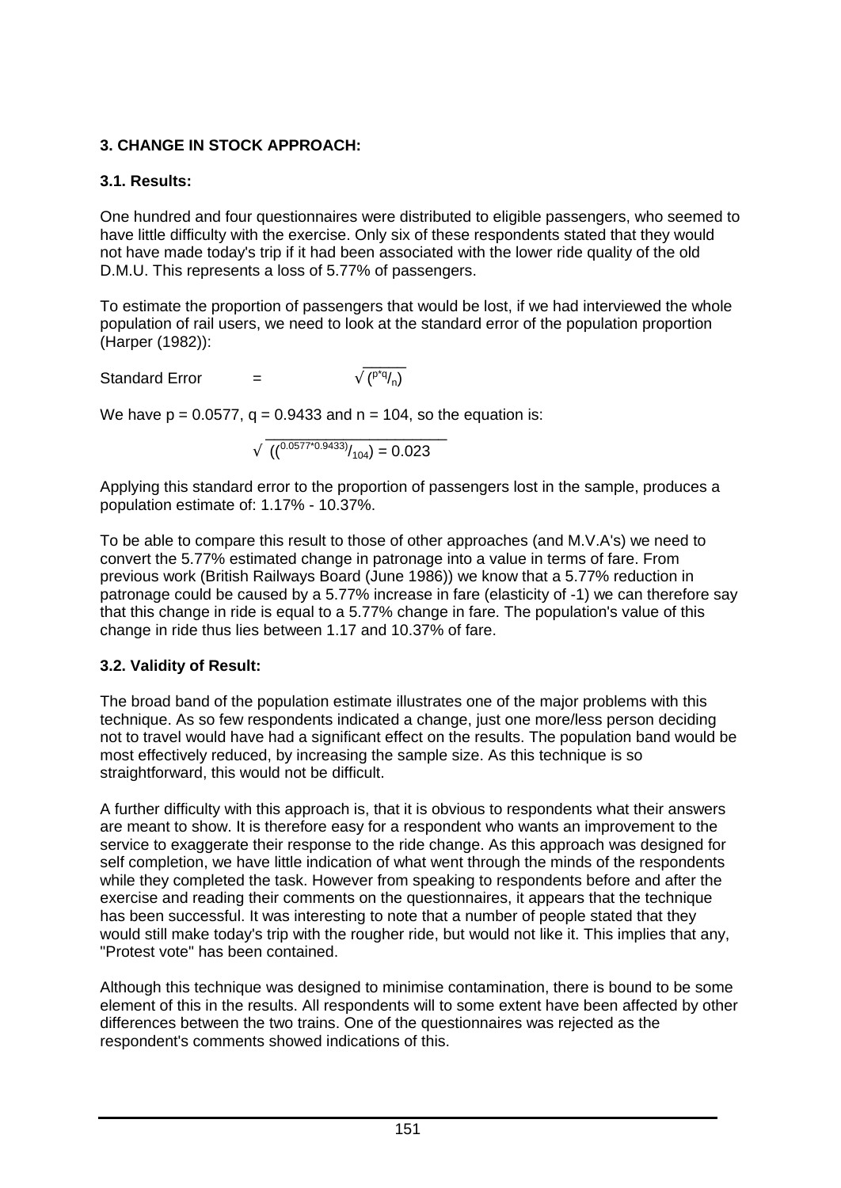### 3. CHANGE IN STOCK APPROACH:

#### 3.1. Results:

One hundred and four questionnaires were distributed to eligible passengers, who seemed to have little difficulty with the exercise. Only six of these respondents stated that they would not have made today's trip if it had been associated with the lower ride quality of the old D.M.U. This represents a loss of 5.77% of passengers.

To estimate the proportion of passengers that would be lost, if we had interviewed the whole population of rail users, we need to look at the standard error of the population proportion (Harper (1982)):

$$\text{Standard Error} = \sqrt{\left(\frac{p*q}{n}\right)}$$

We have $p = 0.0577$, $q = 0.9433$ and $n = 104$, so the equation is:

$$\sqrt{\left(\frac{0.0577*0.9433}{104}\right)} = 0.023$$

Applying this standard error to the proportion of passengers lost in the sample, produces a population estimate of: 1.17% - 10.37%.

To be able to compare this result to those of other approaches (and M.V.A's) we need to convert the 5.77% estimated change in patronage into a value in terms of fare. From previous work (British Railways Board (June 1986)) we know that a 5.77% reduction in patronage could be caused by a 5.77% increase in fare (elasticity of -1) we can therefore say that this change in ride is equal to a 5.77% change in fare. The population's value of this change in ride thus lies between 1.17 and 10.37% of fare.

#### 3.2. Validity of Result:

The broad band of the population estimate illustrates one of the major problems with this technique. As so few respondents indicated a change, just one more/less person deciding not to travel would have had a significant effect on the results. The population band would be most effectively reduced, by increasing the sample size. As this technique is so straightforward, this would not be difficult.

A further difficulty with this approach is, that it is obvious to respondents what their answers are meant to show. It is therefore easy for a respondent who wants an improvement to the service to exaggerate their response to the ride change. As this approach was designed for self completion, we have little indication of what went through the minds of the respondents while they completed the task. However from speaking to respondents before and after the exercise and reading their comments on the questionnaires, it appears that the technique has been successful. It was interesting to note that a number of people stated that they would still make today's trip with the rougher ride, but would not like it. This implies that any, "Protest vote" has been contained.

Although this technique was designed to minimise contamination, there is bound to be some element of this in the results. All respondents will to some extent have been affected by other differences between the two trains. One of the questionnaires was rejected as the respondent's comments showed indications of this.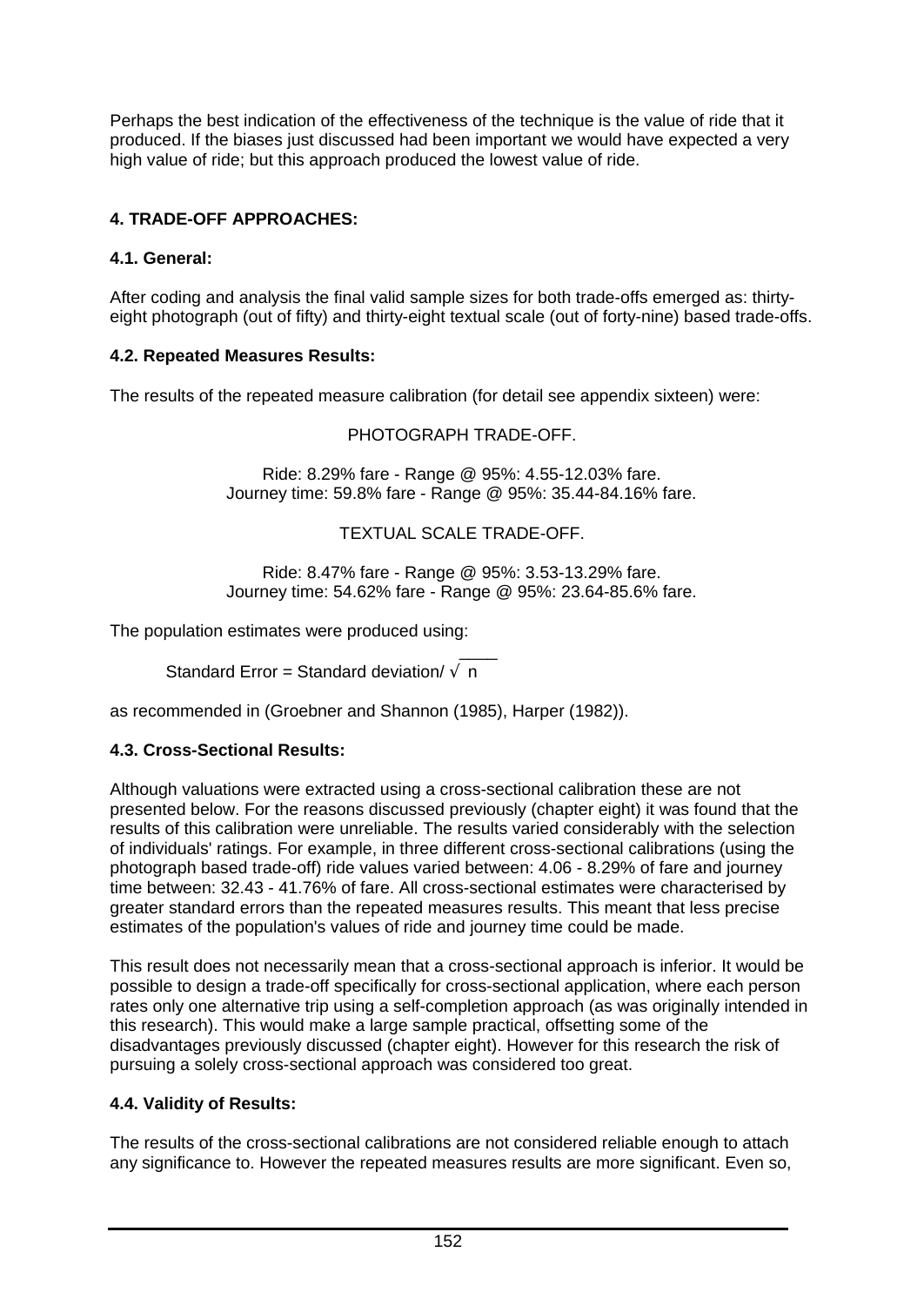Perhaps the best indication of the effectiveness of the technique is the value of ride that it produced. If the biases just discussed had been important we would have expected a very high value of ride; but this approach produced the lowest value of ride.

## 4. TRADE-OFF APPROACHES:

### 4.1. General:

After coding and analysis the final valid sample sizes for both trade-offs emerged as: thirty-eight photograph (out of fifty) and thirty-eight textual scale (out of forty-nine) based trade-offs.

### 4.2. Repeated Measures Results:

The results of the repeated measure calibration (for detail see appendix sixteen) were:

PHOTOGRAPH TRADE-OFF.

Ride: 8.29% fare - Range @ 95%: 4.55-12.03% fare.
Journey time: 59.8% fare - Range @ 95%: 35.44-84.16% fare.

TEXTUAL SCALE TRADE-OFF.

Ride: 8.47% fare - Range @ 95%: 3.53-13.29% fare.
Journey time: 54.62% fare - Range @ 95%: 23.64-85.6% fare.

The population estimates were produced using:

$$\text{Standard Error} = \text{Standard deviation} / \sqrt{n}$$

as recommended in (Groebner and Shannon (1985), Harper (1982)).

### 4.3. Cross-Sectional Results:

Although valuations were extracted using a cross-sectional calibration these are not presented below. For the reasons discussed previously (chapter eight) it was found that the results of this calibration were unreliable. The results varied considerably with the selection of individuals' ratings. For example, in three different cross-sectional calibrations (using the photograph based trade-off) ride values varied between: 4.06 - 8.29% of fare and journey time between: 32.43 - 41.76% of fare. All cross-sectional estimates were characterised by greater standard errors than the repeated measures results. This meant that less precise estimates of the population's values of ride and journey time could be made.

This result does not necessarily mean that a cross-sectional approach is inferior. It would be possible to design a trade-off specifically for cross-sectional application, where each person rates only one alternative trip using a self-completion approach (as was originally intended in this research). This would make a large sample practical, offsetting some of the disadvantages previously discussed (chapter eight). However for this research the risk of pursuing a solely cross-sectional approach was considered too great.

### 4.4. Validity of Results:

The results of the cross-sectional calibrations are not considered reliable enough to attach any significance to. However the repeated measures results are more significant. Even so,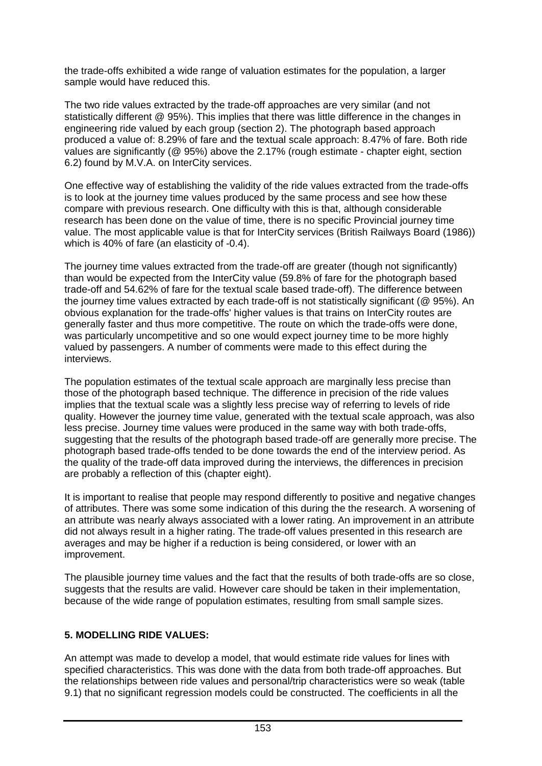the trade-offs exhibited a wide range of valuation estimates for the population, a larger sample would have reduced this.

The two ride values extracted by the trade-off approaches are very similar (and not statistically different @ 95%). This implies that there was little difference in the changes in engineering ride valued by each group (section 2). The photograph based approach produced a value of: 8.29% of fare and the textual scale approach: 8.47% of fare. Both ride values are significantly (@ 95%) above the 2.17% (rough estimate - chapter eight, section 6.2) found by M.V.A. on InterCity services.

One effective way of establishing the validity of the ride values extracted from the trade-offs is to look at the journey time values produced by the same process and see how these compare with previous research. One difficulty with this is that, although considerable research has been done on the value of time, there is no specific Provincial journey time value. The most applicable value is that for InterCity services (British Railways Board (1986)) which is 40% of fare (an elasticity of -0.4).

The journey time values extracted from the trade-off are greater (though not significantly) than would be expected from the InterCity value (59.8% of fare for the photograph based trade-off and 54.62% of fare for the textual scale based trade-off). The difference between the journey time values extracted by each trade-off is not statistically significant (@ 95%). An obvious explanation for the trade-offs' higher values is that trains on InterCity routes are generally faster and thus more competitive. The route on which the trade-offs were done, was particularly uncompetitive and so one would expect journey time to be more highly valued by passengers. A number of comments were made to this effect during the interviews.

The population estimates of the textual scale approach are marginally less precise than those of the photograph based technique. The difference in precision of the ride values implies that the textual scale was a slightly less precise way of referring to levels of ride quality. However the journey time value, generated with the textual scale approach, was also less precise. Journey time values were produced in the same way with both trade-offs, suggesting that the results of the photograph based trade-off are generally more precise. The photograph based trade-offs tended to be done towards the end of the interview period. As the quality of the trade-off data improved during the interviews, the differences in precision are probably a reflection of this (chapter eight).

It is important to realise that people may respond differently to positive and negative changes of attributes. There was some some indication of this during the the research. A worsening of an attribute was nearly always associated with a lower rating. An improvement in an attribute did not always result in a higher rating. The trade-off values presented in this research are averages and may be higher if a reduction is being considered, or lower with an improvement.

The plausible journey time values and the fact that the results of both trade-offs are so close, suggests that the results are valid. However care should be taken in their implementation, because of the wide range of population estimates, resulting from small sample sizes.

## 5. MODELLING RIDE VALUES:

An attempt was made to develop a model, that would estimate ride values for lines with specified characteristics. This was done with the data from both trade-off approaches. But the relationships between ride values and personal/trip characteristics were so weak (table 9.1) that no significant regression models could be constructed. The coefficients in all the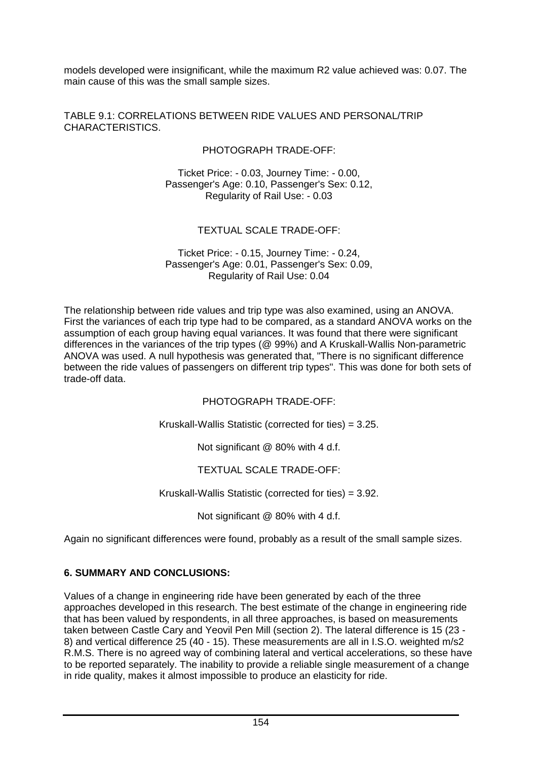models developed were insignificant, while the maximum R2 value achieved was: 0.07. The main cause of this was the small sample sizes.

TABLE 9.1: CORRELATIONS BETWEEN RIDE VALUES AND PERSONAL/TRIP CHARACTERISTICS.

PHOTOGRAPH TRADE-OFF:

Ticket Price: - 0.03, Journey Time: - 0.00,
Passenger's Age: 0.10, Passenger's Sex: 0.12,
Regularity of Rail Use: - 0.03

TEXTUAL SCALE TRADE-OFF:

Ticket Price: - 0.15, Journey Time: - 0.24,
Passenger's Age: 0.01, Passenger's Sex: 0.09,
Regularity of Rail Use: 0.04

The relationship between ride values and trip type was also examined, using an ANOVA. First the variances of each trip type had to be compared, as a standard ANOVA works on the assumption of each group having equal variances. It was found that there were significant differences in the variances of the trip types (@ 99%) and A Kruskall-Wallis Non-parametric ANOVA was used. A null hypothesis was generated that, "There is no significant difference between the ride values of passengers on different trip types". This was done for both sets of trade-off data.

PHOTOGRAPH TRADE-OFF:

Kruskall-Wallis Statistic (corrected for ties) = 3.25.

Not significant @ 80% with 4 d.f.

TEXTUAL SCALE TRADE-OFF:

Kruskall-Wallis Statistic (corrected for ties) = 3.92.

Not significant @ 80% with 4 d.f.

Again no significant differences were found, probably as a result of the small sample sizes.

## 6. SUMMARY AND CONCLUSIONS:

Values of a change in engineering ride have been generated by each of the three approaches developed in this research. The best estimate of the change in engineering ride that has been valued by respondents, in all three approaches, is based on measurements taken between Castle Cary and Yeovil Pen Mill (section 2). The lateral difference is 15 (23 - 8) and vertical difference 25 (40 - 15). These measurements are all in I.S.O. weighted m/s2 R.M.S. There is no agreed way of combining lateral and vertical accelerations, so these have to be reported separately. The inability to provide a reliable single measurement of a change in ride quality, makes it almost impossible to produce an elasticity for ride.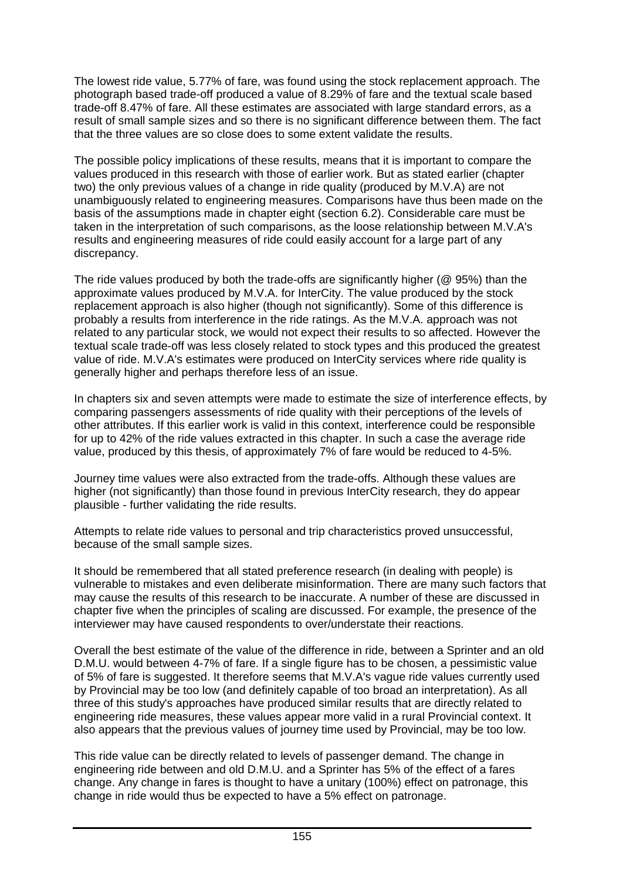The lowest ride value, 5.77% of fare, was found using the stock replacement approach. The photograph based trade-off produced a value of 8.29% of fare and the textual scale based trade-off 8.47% of fare. All these estimates are associated with large standard errors, as a result of small sample sizes and so there is no significant difference between them. The fact that the three values are so close does to some extent validate the results.

The possible policy implications of these results, means that it is important to compare the values produced in this research with those of earlier work. But as stated earlier (chapter two) the only previous values of a change in ride quality (produced by M.V.A) are not unambiguously related to engineering measures. Comparisons have thus been made on the basis of the assumptions made in chapter eight (section 6.2). Considerable care must be taken in the interpretation of such comparisons, as the loose relationship between M.V.A's results and engineering measures of ride could easily account for a large part of any discrepancy.

The ride values produced by both the trade-offs are significantly higher (@ 95%) than the approximate values produced by M.V.A. for InterCity. The value produced by the stock replacement approach is also higher (though not significantly). Some of this difference is probably a results from interference in the ride ratings. As the M.V.A. approach was not related to any particular stock, we would not expect their results to so affected. However the textual scale trade-off was less closely related to stock types and this produced the greatest value of ride. M.V.A's estimates were produced on InterCity services where ride quality is generally higher and perhaps therefore less of an issue.

In chapters six and seven attempts were made to estimate the size of interference effects, by comparing passengers assessments of ride quality with their perceptions of the levels of other attributes. If this earlier work is valid in this context, interference could be responsible for up to 42% of the ride values extracted in this chapter. In such a case the average ride value, produced by this thesis, of approximately 7% of fare would be reduced to 4-5%.

Journey time values were also extracted from the trade-offs. Although these values are higher (not significantly) than those found in previous InterCity research, they do appear plausible - further validating the ride results.

Attempts to relate ride values to personal and trip characteristics proved unsuccessful, because of the small sample sizes.

It should be remembered that all stated preference research (in dealing with people) is vulnerable to mistakes and even deliberate misinformation. There are many such factors that may cause the results of this research to be inaccurate. A number of these are discussed in chapter five when the principles of scaling are discussed. For example, the presence of the interviewer may have caused respondents to over/understate their reactions.

Overall the best estimate of the value of the difference in ride, between a Sprinter and an old D.M.U. would between 4-7% of fare. If a single figure has to be chosen, a pessimistic value of 5% of fare is suggested. It therefore seems that M.V.A's vague ride values currently used by Provincial may be too low (and definitely capable of too broad an interpretation). As all three of this study's approaches have produced similar results that are directly related to engineering ride measures, these values appear more valid in a rural Provincial context. It also appears that the previous values of journey time used by Provincial, may be too low.

This ride value can be directly related to levels of passenger demand. The change in engineering ride between and old D.M.U. and a Sprinter has 5% of the effect of a fares change. Any change in fares is thought to have a unitary (100%) effect on patronage, this change in ride would thus be expected to have a 5% effect on patronage.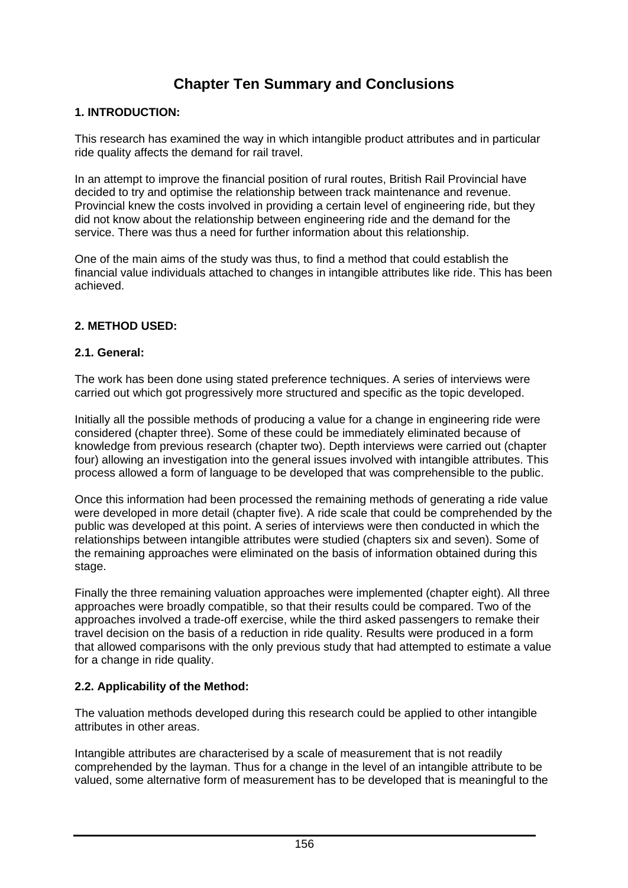# Chapter Ten Summary and Conclusions

## 1. INTRODUCTION:

This research has examined the way in which intangible product attributes and in particular ride quality affects the demand for rail travel.

In an attempt to improve the financial position of rural routes, British Rail Provincial have decided to try and optimise the relationship between track maintenance and revenue. Provincial knew the costs involved in providing a certain level of engineering ride, but they did not know about the relationship between engineering ride and the demand for the service. There was thus a need for further information about this relationship.

One of the main aims of the study was thus, to find a method that could establish the financial value individuals attached to changes in intangible attributes like ride. This has been achieved.

## 2. METHOD USED:

### 2.1. General:

The work has been done using stated preference techniques. A series of interviews were carried out which got progressively more structured and specific as the topic developed.

Initially all the possible methods of producing a value for a change in engineering ride were considered (chapter three). Some of these could be immediately eliminated because of knowledge from previous research (chapter two). Depth interviews were carried out (chapter four) allowing an investigation into the general issues involved with intangible attributes. This process allowed a form of language to be developed that was comprehensible to the public.

Once this information had been processed the remaining methods of generating a ride value were developed in more detail (chapter five). A ride scale that could be comprehended by the public was developed at this point. A series of interviews were then conducted in which the relationships between intangible attributes were studied (chapters six and seven). Some of the remaining approaches were eliminated on the basis of information obtained during this stage.

Finally the three remaining valuation approaches were implemented (chapter eight). All three approaches were broadly compatible, so that their results could be compared. Two of the approaches involved a trade-off exercise, while the third asked passengers to remake their travel decision on the basis of a reduction in ride quality. Results were produced in a form that allowed comparisons with the only previous study that had attempted to estimate a value for a change in ride quality.

### 2.2. Applicability of the Method:

The valuation methods developed during this research could be applied to other intangible attributes in other areas.

Intangible attributes are characterised by a scale of measurement that is not readily comprehended by the layman. Thus for a change in the level of an intangible attribute to be valued, some alternative form of measurement has to be developed that is meaningful to the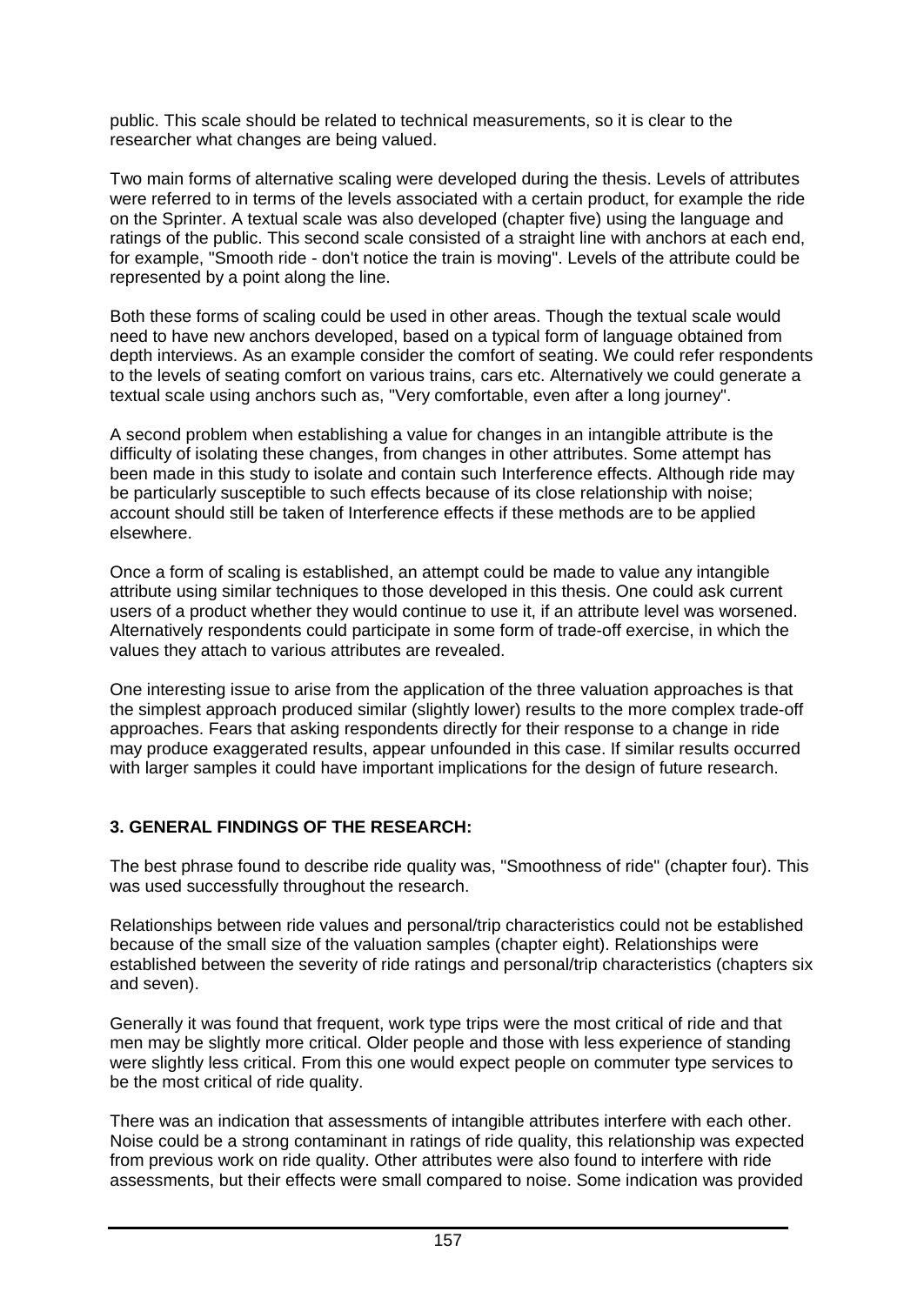public. This scale should be related to technical measurements, so it is clear to the researcher what changes are being valued.

Two main forms of alternative scaling were developed during the thesis. Levels of attributes were referred to in terms of the levels associated with a certain product, for example the ride on the Sprinter. A textual scale was also developed (chapter five) using the language and ratings of the public. This second scale consisted of a straight line with anchors at each end, for example, "Smooth ride - don't notice the train is moving". Levels of the attribute could be represented by a point along the line.

Both these forms of scaling could be used in other areas. Though the textual scale would need to have new anchors developed, based on a typical form of language obtained from depth interviews. As an example consider the comfort of seating. We could refer respondents to the levels of seating comfort on various trains, cars etc. Alternatively we could generate a textual scale using anchors such as, "Very comfortable, even after a long journey".

A second problem when establishing a value for changes in an intangible attribute is the difficulty of isolating these changes, from changes in other attributes. Some attempt has been made in this study to isolate and contain such Interference effects. Although ride may be particularly susceptible to such effects because of its close relationship with noise; account should still be taken of Interference effects if these methods are to be applied elsewhere.

Once a form of scaling is established, an attempt could be made to value any intangible attribute using similar techniques to those developed in this thesis. One could ask current users of a product whether they would continue to use it, if an attribute level was worsened. Alternatively respondents could participate in some form of trade-off exercise, in which the values they attach to various attributes are revealed.

One interesting issue to arise from the application of the three valuation approaches is that the simplest approach produced similar (slightly lower) results to the more complex trade-off approaches. Fears that asking respondents directly for their response to a change in ride may produce exaggerated results, appear unfounded in this case. If similar results occurred with larger samples it could have important implications for the design of future research.

## 3. GENERAL FINDINGS OF THE RESEARCH:

The best phrase found to describe ride quality was, "Smoothness of ride" (chapter four). This was used successfully throughout the research.

Relationships between ride values and personal/trip characteristics could not be established because of the small size of the valuation samples (chapter eight). Relationships were established between the severity of ride ratings and personal/trip characteristics (chapters six and seven).

Generally it was found that frequent, work type trips were the most critical of ride and that men may be slightly more critical. Older people and those with less experience of standing were slightly less critical. From this one would expect people on commuter type services to be the most critical of ride quality.

There was an indication that assessments of intangible attributes interfere with each other. Noise could be a strong contaminant in ratings of ride quality, this relationship was expected from previous work on ride quality. Other attributes were also found to interfere with ride assessments, but their effects were small compared to noise. Some indication was provided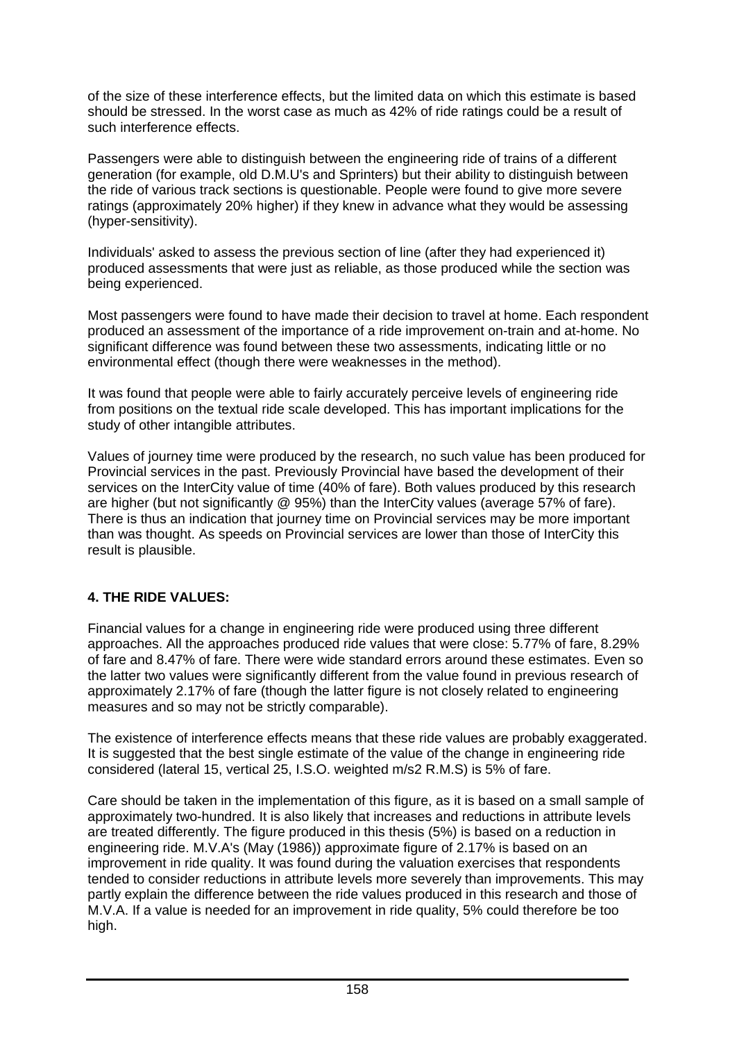of the size of these interference effects, but the limited data on which this estimate is based should be stressed. In the worst case as much as 42% of ride ratings could be a result of such interference effects.

Passengers were able to distinguish between the engineering ride of trains of a different generation (for example, old D.M.U's and Sprinters) but their ability to distinguish between the ride of various track sections is questionable. People were found to give more severe ratings (approximately 20% higher) if they knew in advance what they would be assessing (hyper-sensitivity).

Individuals' asked to assess the previous section of line (after they had experienced it) produced assessments that were just as reliable, as those produced while the section was being experienced.

Most passengers were found to have made their decision to travel at home. Each respondent produced an assessment of the importance of a ride improvement on-train and at-home. No significant difference was found between these two assessments, indicating little or no environmental effect (though there were weaknesses in the method).

It was found that people were able to fairly accurately perceive levels of engineering ride from positions on the textual ride scale developed. This has important implications for the study of other intangible attributes.

Values of journey time were produced by the research, no such value has been produced for Provincial services in the past. Previously Provincial have based the development of their services on the InterCity value of time (40% of fare). Both values produced by this research are higher (but not significantly @ 95%) than the InterCity values (average 57% of fare). There is thus an indication that journey time on Provincial services may be more important than was thought. As speeds on Provincial services are lower than those of InterCity this result is plausible.

**4. THE RIDE VALUES:**

Financial values for a change in engineering ride were produced using three different approaches. All the approaches produced ride values that were close: 5.77% of fare, 8.29% of fare and 8.47% of fare. There were wide standard errors around these estimates. Even so the latter two values were significantly different from the value found in previous research of approximately 2.17% of fare (though the latter figure is not closely related to engineering measures and so may not be strictly comparable).

The existence of interference effects means that these ride values are probably exaggerated. It is suggested that the best single estimate of the value of the change in engineering ride considered (lateral 15, vertical 25, I.S.O. weighted m/s2 R.M.S) is 5% of fare.

Care should be taken in the implementation of this figure, as it is based on a small sample of approximately two-hundred. It is also likely that increases and reductions in attribute levels are treated differently. The figure produced in this thesis (5%) is based on a reduction in engineering ride. M.V.A's (May (1986)) approximate figure of 2.17% is based on an improvement in ride quality. It was found during the valuation exercises that respondents tended to consider reductions in attribute levels more severely than improvements. This may partly explain the difference between the ride values produced in this research and those of M.V.A. If a value is needed for an improvement in ride quality, 5% could therefore be too high.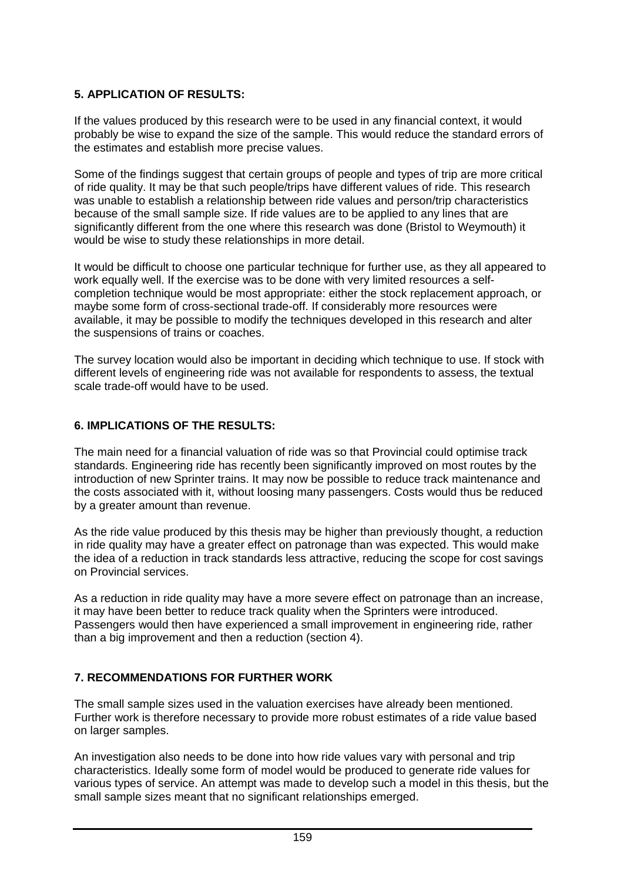## 5. APPLICATION OF RESULTS:

If the values produced by this research were to be used in any financial context, it would probably be wise to expand the size of the sample. This would reduce the standard errors of the estimates and establish more precise values.

Some of the findings suggest that certain groups of people and types of trip are more critical of ride quality. It may be that such people/trips have different values of ride. This research was unable to establish a relationship between ride values and person/trip characteristics because of the small sample size. If ride values are to be applied to any lines that are significantly different from the one where this research was done (Bristol to Weymouth) it would be wise to study these relationships in more detail.

It would be difficult to choose one particular technique for further use, as they all appeared to work equally well. If the exercise was to be done with very limited resources a self-completion technique would be most appropriate: either the stock replacement approach, or maybe some form of cross-sectional trade-off. If considerably more resources were available, it may be possible to modify the techniques developed in this research and alter the suspensions of trains or coaches.

The survey location would also be important in deciding which technique to use. If stock with different levels of engineering ride was not available for respondents to assess, the textual scale trade-off would have to be used.

## 6. IMPLICATIONS OF THE RESULTS:

The main need for a financial valuation of ride was so that Provincial could optimise track standards. Engineering ride has recently been significantly improved on most routes by the introduction of new Sprinter trains. It may now be possible to reduce track maintenance and the costs associated with it, without loosing many passengers. Costs would thus be reduced by a greater amount than revenue.

As the ride value produced by this thesis may be higher than previously thought, a reduction in ride quality may have a greater effect on patronage than was expected. This would make the idea of a reduction in track standards less attractive, reducing the scope for cost savings on Provincial services.

As a reduction in ride quality may have a more severe effect on patronage than an increase, it may have been better to reduce track quality when the Sprinters were introduced. Passengers would then have experienced a small improvement in engineering ride, rather than a big improvement and then a reduction (section 4).

## 7. RECOMMENDATIONS FOR FURTHER WORK

The small sample sizes used in the valuation exercises have already been mentioned. Further work is therefore necessary to provide more robust estimates of a ride value based on larger samples.

An investigation also needs to be done into how ride values vary with personal and trip characteristics. Ideally some form of model would be produced to generate ride values for various types of service. An attempt was made to develop such a model in this thesis, but the small sample sizes meant that no significant relationships emerged.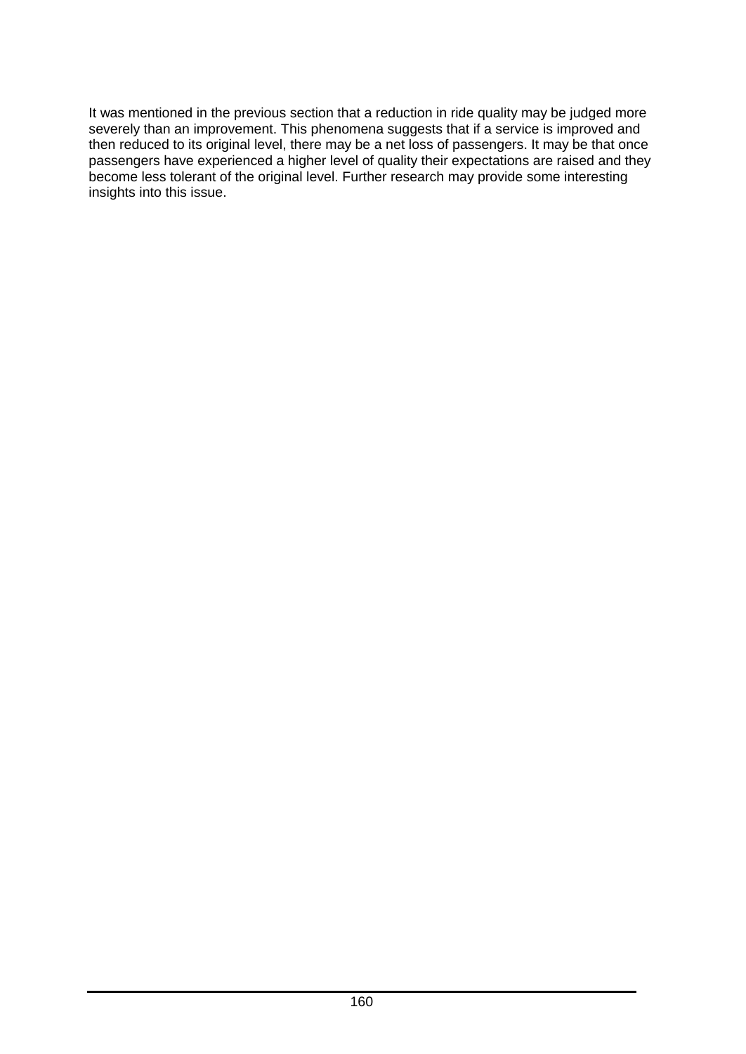It was mentioned in the previous section that a reduction in ride quality may be judged more severely than an improvement. This phenomena suggests that if a service is improved and then reduced to its original level, there may be a net loss of passengers. It may be that once passengers have experienced a higher level of quality their expectations are raised and they become less tolerant of the original level. Further research may provide some interesting insights into this issue.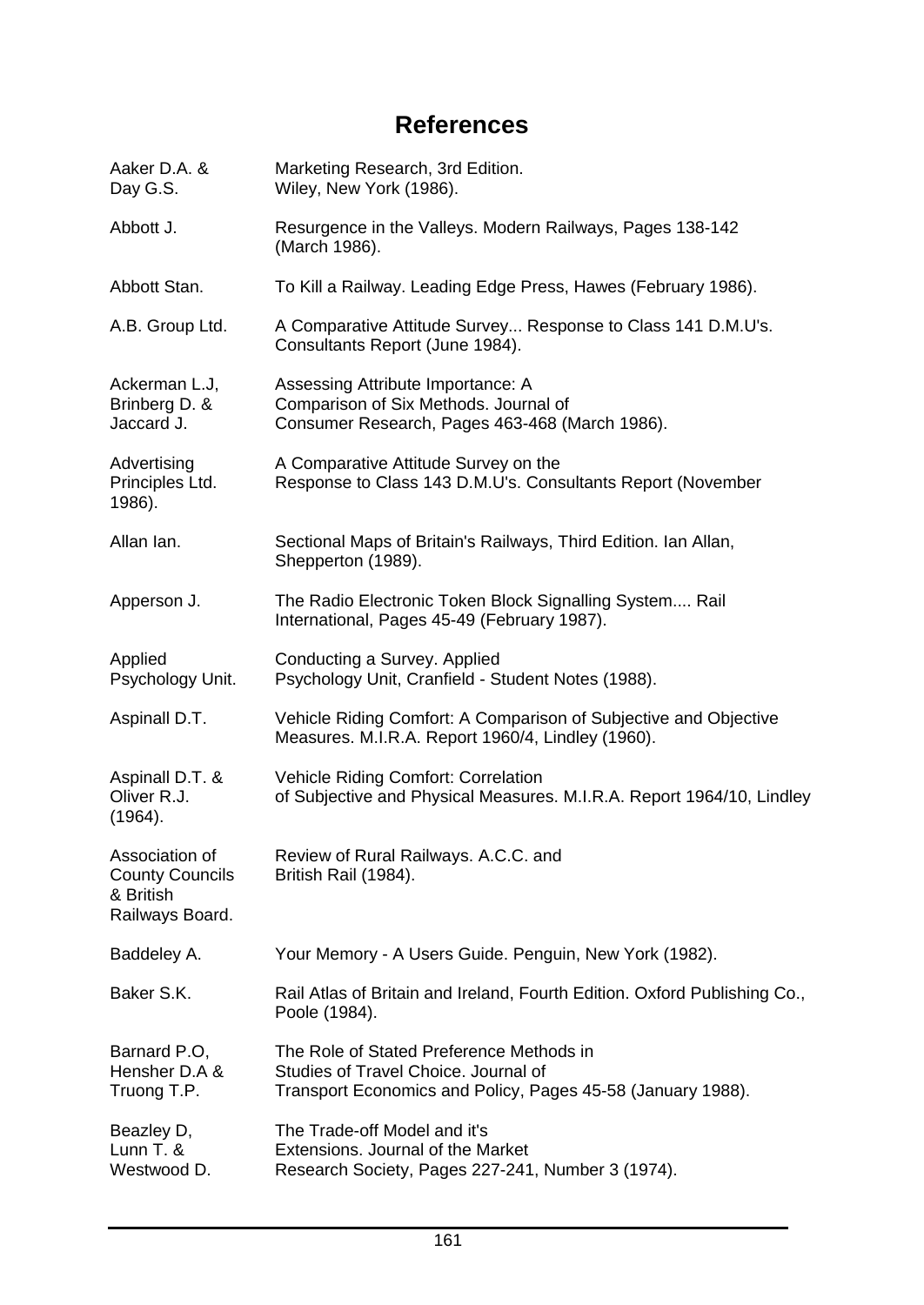# References

Aaker D.A. & Day G.S. Marketing Research, 3rd Edition. Wiley, New York (1986).

Abbott J. Resurgence in the Valleys. Modern Railways, Pages 138-142 (March 1986).

Abbott Stan. To Kill a Railway. Leading Edge Press, Hawes (February 1986).

A.B. Group Ltd. A Comparative Attitude Survey... Response to Class 141 D.M.U's. Consultants Report (June 1984).

Ackerman L.J, Brinberg D. & Jaccard J. Assessing Attribute Importance: A Comparison of Six Methods. Journal of Consumer Research, Pages 463-468 (March 1986).

Advertising Principles Ltd. A Comparative Attitude Survey on the Response to Class 143 D.M.U's. Consultants Report (November 1986).

Allan Ian. Sectional Maps of Britain's Railways, Third Edition. Ian Allan, Shepperton (1989).

Apperson J. The Radio Electronic Token Block Signalling System.... Rail International, Pages 45-49 (February 1987).

Applied Psychology Unit. Conducting a Survey. Applied Psychology Unit, Cranfield - Student Notes (1988).

Aspinall D.T. Vehicle Riding Comfort: A Comparison of Subjective and Objective Measures. M.I.R.A. Report 1960/4, Lindley (1960).

Aspinall D.T. & Oliver R.J. Vehicle Riding Comfort: Correlation of Subjective and Physical Measures. M.I.R.A. Report 1964/10, Lindley (1964).

Association of County Councils & British Railways Board. Review of Rural Railways. A.C.C. and British Rail (1984).

Baddeley A. Your Memory - A Users Guide. Penguin, New York (1982).

Baker S.K. Rail Atlas of Britain and Ireland, Fourth Edition. Oxford Publishing Co., Poole (1984).

Barnard P.O, Hensher D.A & Truong T.P. The Role of Stated Preference Methods in Studies of Travel Choice. Journal of Transport Economics and Policy, Pages 45-58 (January 1988).

Beazley D, Lunn T. & Westwood D. The Trade-off Model and it's Extensions. Journal of the Market Research Society, Pages 227-241, Number 3 (1974).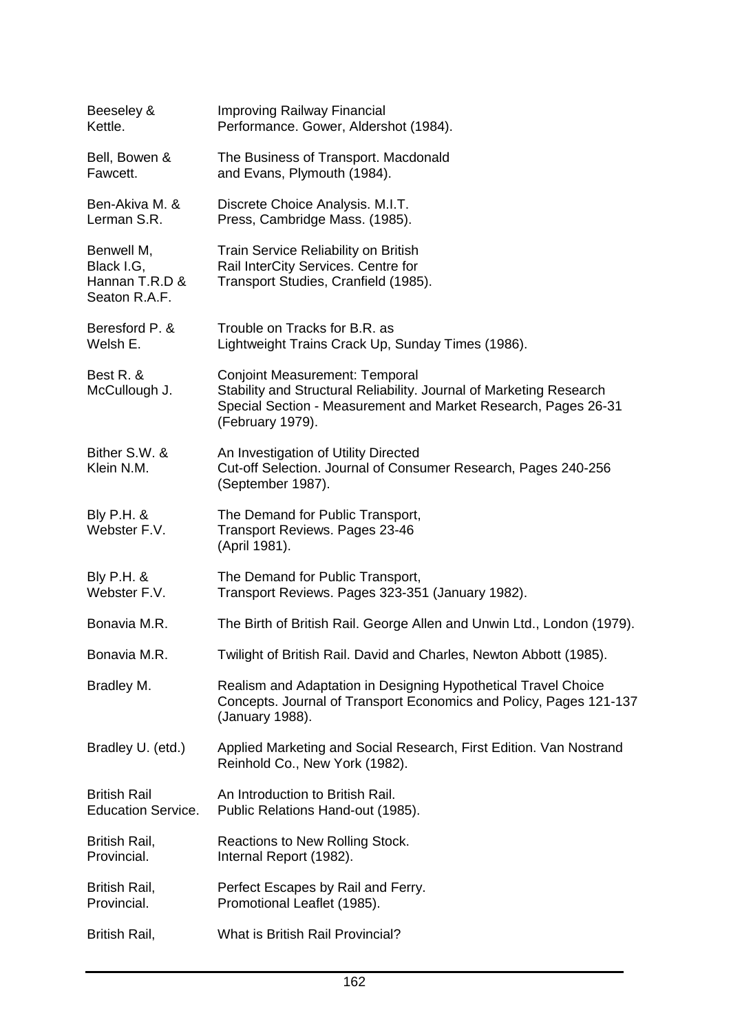| | |
|---|---|
| Beeseley & Kettle. | Improving Railway Financial Performance. Gower, Aldershot (1984). |
| Bell, Bowen & Fawcett. | The Business of Transport. Macdonald and Evans, Plymouth (1984). |
| Ben-Akiva M. & Lerman S.R. | Discrete Choice Analysis. M.I.T. Press, Cambridge Mass. (1985). |
| Benwell M, Black I.G, Hannan T.R.D & Seaton R.A.F. | Train Service Reliability on British Rail InterCity Services. Centre for Transport Studies, Cranfield (1985). |
| Beresford P. & Welsh E. | Trouble on Tracks for B.R. as Lightweight Trains Crack Up, Sunday Times (1986). |
| Best R. & McCullough J. | Conjoint Measurement: Temporal Stability and Structural Reliability. Journal of Marketing Research Special Section - Measurement and Market Research, Pages 26-31 (February 1979). |
| Bither S.W. & Klein N.M. | An Investigation of Utility Directed Cut-off Selection. Journal of Consumer Research, Pages 240-256 (September 1987). |
| Bly P.H. & Webster F.V. | The Demand for Public Transport, Transport Reviews. Pages 23-46 (April 1981). |
| Bly P.H. & Webster F.V. | The Demand for Public Transport, Transport Reviews. Pages 323-351 (January 1982). |
| Bonavia M.R. | The Birth of British Rail. George Allen and Unwin Ltd., London (1979). |
| Bonavia M.R. | Twilight of British Rail. David and Charles, Newton Abbott (1985). |
| Bradley M. | Realism and Adaptation in Designing Hypothetical Travel Choice Concepts. Journal of Transport Economics and Policy, Pages 121-137 (January 1988). |
| Bradley U. (etd.) | Applied Marketing and Social Research, First Edition. Van Nostrand Reinhold Co., New York (1982). |
| British Rail Education Service. | An Introduction to British Rail. Public Relations Hand-out (1985). |
| British Rail, Provincial. | Reactions to New Rolling Stock. Internal Report (1982). |
| British Rail, Provincial. | Perfect Escapes by Rail and Ferry. Promotional Leaflet (1985). |
| British Rail, | What is British Rail Provincial? |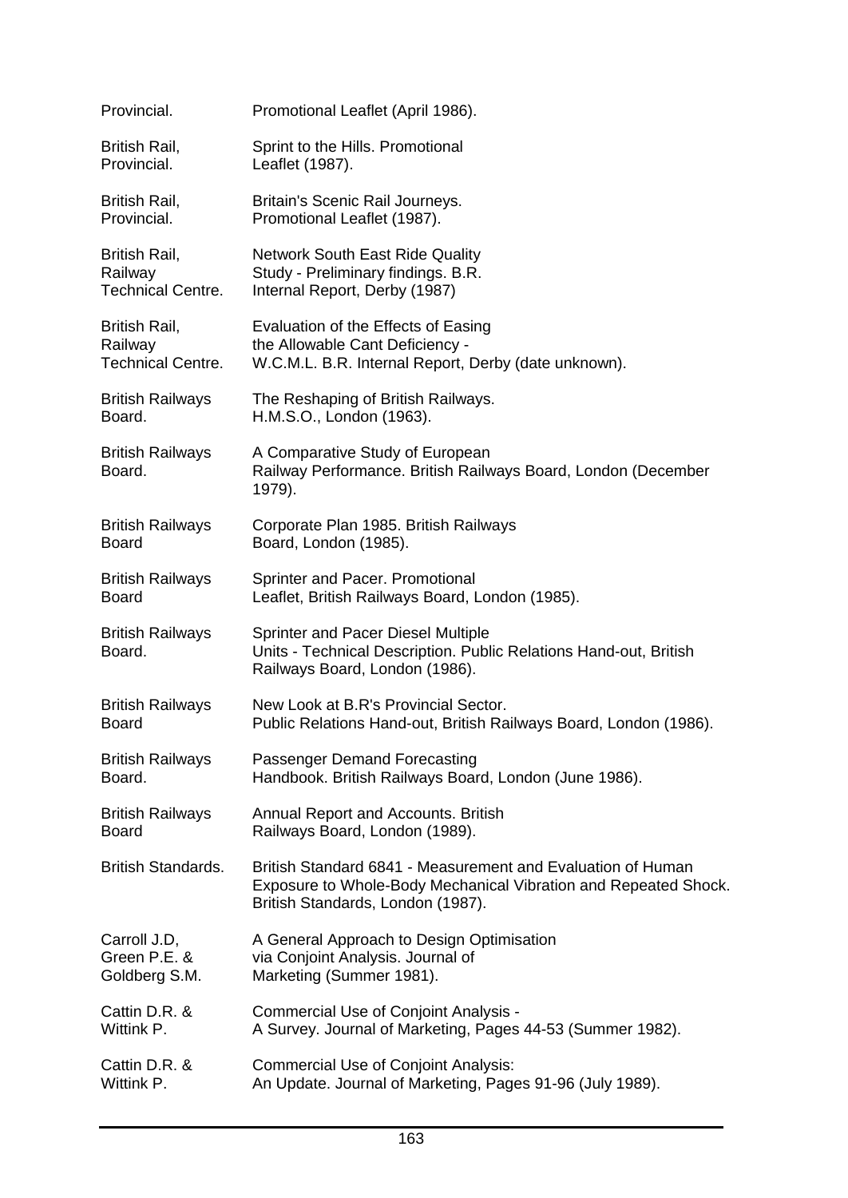| | |
|---|---|
| Provincial. | Promotional Leaflet (April 1986). |
| British Rail, Provincial. | Sprint to the Hills. Promotional Leaflet (1987). |
| British Rail, Provincial. | Britain's Scenic Rail Journeys. Promotional Leaflet (1987). |
| British Rail, Railway Technical Centre. | Network South East Ride Quality Study - Preliminary findings. B.R. Internal Report, Derby (1987) |
| British Rail, Railway Technical Centre. | Evaluation of the Effects of Easing the Allowable Cant Deficiency - W.C.M.L. B.R. Internal Report, Derby (date unknown). |
| British Railways Board. | The Reshaping of British Railways. H.M.S.O., London (1963). |
| British Railways Board. | A Comparative Study of European Railway Performance. British Railways Board, London (December 1979). |
| British Railways Board | Corporate Plan 1985. British Railways Board, London (1985). |
| British Railways Board | Sprinter and Pacer. Promotional Leaflet, British Railways Board, London (1985). |
| British Railways Board. | Sprinter and Pacer Diesel Multiple Units - Technical Description. Public Relations Hand-out, British Railways Board, London (1986). |
| British Railways Board | New Look at B.R's Provincial Sector. Public Relations Hand-out, British Railways Board, London (1986). |
| British Railways Board. | Passenger Demand Forecasting Handbook. British Railways Board, London (June 1986). |
| British Railways Board | Annual Report and Accounts. British Railways Board, London (1989). |
| British Standards. | British Standard 6841 - Measurement and Evaluation of Human Exposure to Whole-Body Mechanical Vibration and Repeated Shock. British Standards, London (1987). |
| Carroll J.D, Green P.E. & Goldberg S.M. | A General Approach to Design Optimisation via Conjoint Analysis. Journal of Marketing (Summer 1981). |
| Cattin D.R. & Wittink P. | Commercial Use of Conjoint Analysis - A Survey. Journal of Marketing, Pages 44-53 (Summer 1982). |
| Cattin D.R. & Wittink P. | Commercial Use of Conjoint Analysis: An Update. Journal of Marketing, Pages 91-96 (July 1989). |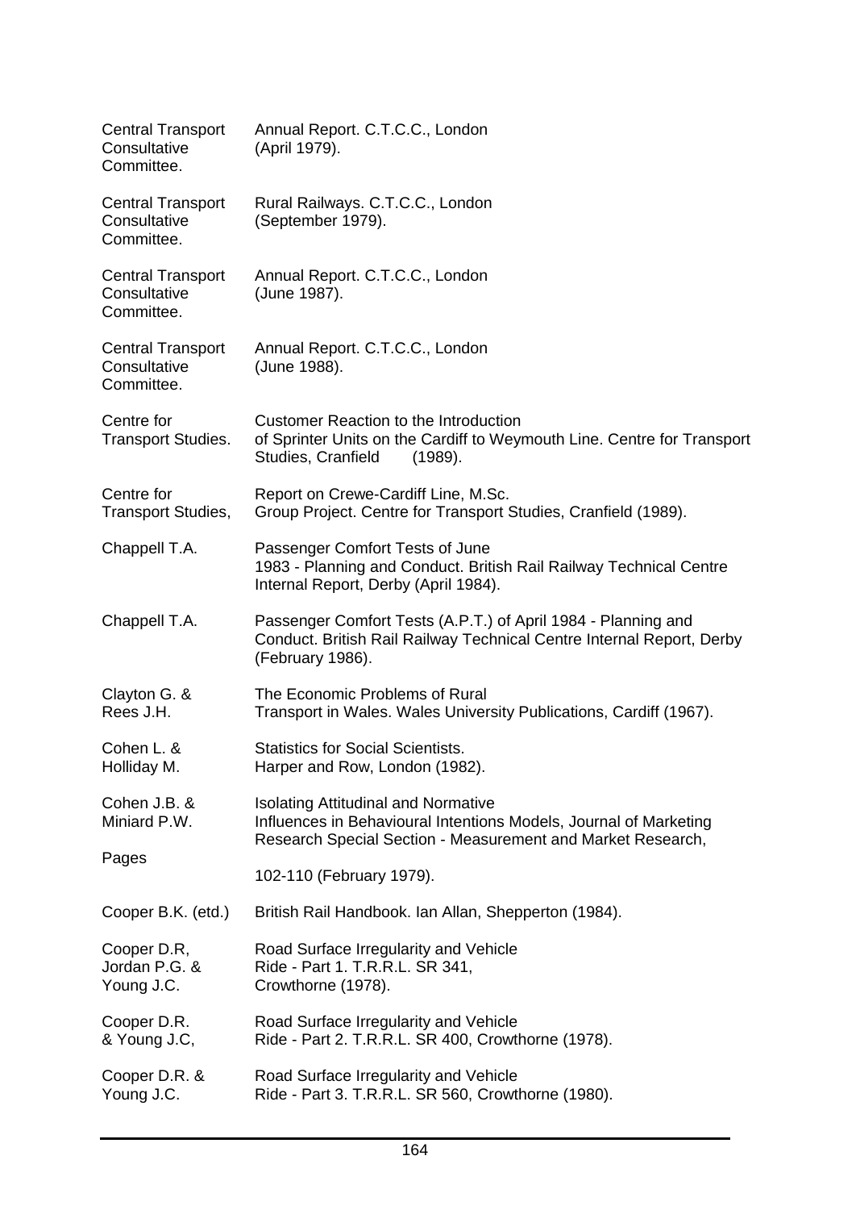Central Transport Consultative Committee. Annual Report. C.T.C.C., London (April 1979).

Central Transport Consultative Committee. Rural Railways. C.T.C.C., London (September 1979).

Central Transport Consultative Committee. Annual Report. C.T.C.C., London (June 1987).

Central Transport Consultative Committee. Annual Report. C.T.C.C., London (June 1988).

Centre for Transport Studies. Customer Reaction to the Introduction of Sprinter Units on the Cardiff to Weymouth Line. Centre for Transport Studies, Cranfield (1989).

Centre for Transport Studies, Report on Crewe-Cardiff Line, M.Sc. Group Project. Centre for Transport Studies, Cranfield (1989).

Chappell T.A. Passenger Comfort Tests of June 1983 - Planning and Conduct. British Rail Railway Technical Centre Internal Report, Derby (April 1984).

Chappell T.A. Passenger Comfort Tests (A.P.T.) of April 1984 - Planning and Conduct. British Rail Railway Technical Centre Internal Report, Derby (February 1986).

Clayton G. & Rees J.H. The Economic Problems of Rural Transport in Wales. Wales University Publications, Cardiff (1967).

Cohen L. & Holliday M. Statistics for Social Scientists. Harper and Row, London (1982).

Cohen J.B. & Miniard P.W. Isolating Attitudinal and Normative Influences in Behavioural Intentions Models, Journal of Marketing Research Special Section - Measurement and Market Research, Pages 102-110 (February 1979).

Cooper B.K. (etd.) British Rail Handbook. Ian Allan, Shepperton (1984).

Cooper D.R, Jordan P.G. & Young J.C. Road Surface Irregularity and Vehicle Ride - Part 1. T.R.R.L. SR 341, Crowthorne (1978).

Cooper D.R. & Young J.C, Road Surface Irregularity and Vehicle Ride - Part 2. T.R.R.L. SR 400, Crowthorne (1978).

Cooper D.R. & Young J.C. Road Surface Irregularity and Vehicle Ride - Part 3. T.R.R.L. SR 560, Crowthorne (1980).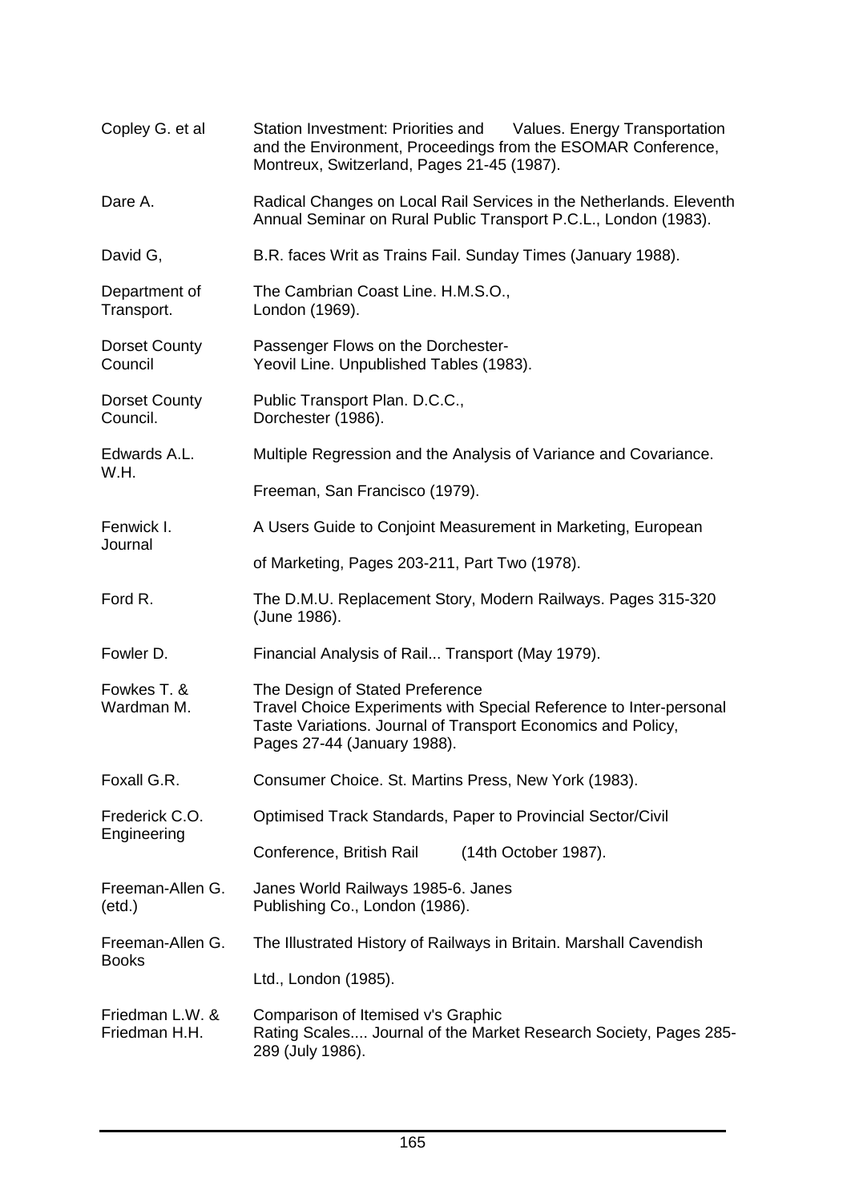Copley G. et al — Station Investment: Priorities and Values. Energy Transportation and the Environment, Proceedings from the ESOMAR Conference, Montreux, Switzerland, Pages 21-45 (1987).

Dare A. — Radical Changes on Local Rail Services in the Netherlands. Eleventh Annual Seminar on Rural Public Transport P.C.L., London (1983).

David G, — B.R. faces Writ as Trains Fail. Sunday Times (January 1988).

Department of Transport. — The Cambrian Coast Line. H.M.S.O., London (1969).

Dorset County Council — Passenger Flows on the Dorchester-Yeovil Line. Unpublished Tables (1983).

Dorset County Council. — Public Transport Plan. D.C.C., Dorchester (1986).

Edwards A.L. W.H. — Multiple Regression and the Analysis of Variance and Covariance. Freeman, San Francisco (1979).

Fenwick I. Journal — A Users Guide to Conjoint Measurement in Marketing, European of Marketing, Pages 203-211, Part Two (1978).

Ford R. — The D.M.U. Replacement Story, Modern Railways. Pages 315-320 (June 1986).

Fowler D. — Financial Analysis of Rail... Transport (May 1979).

Fowkes T. & Wardman M. — The Design of Stated Preference Travel Choice Experiments with Special Reference to Inter-personal Taste Variations. Journal of Transport Economics and Policy, Pages 27-44 (January 1988).

Foxall G.R. — Consumer Choice. St. Martins Press, New York (1983).

Frederick C.O. Engineering — Optimised Track Standards, Paper to Provincial Sector/Civil Conference, British Rail (14th October 1987).

Freeman-Allen G. (etd.) — Janes World Railways 1985-6. Janes Publishing Co., London (1986).

Freeman-Allen G. Books — The Illustrated History of Railways in Britain. Marshall Cavendish Ltd., London (1985).

Friedman L.W. & Friedman H.H. — Comparison of Itemised v's Graphic Rating Scales.... Journal of the Market Research Society, Pages 285-289 (July 1986).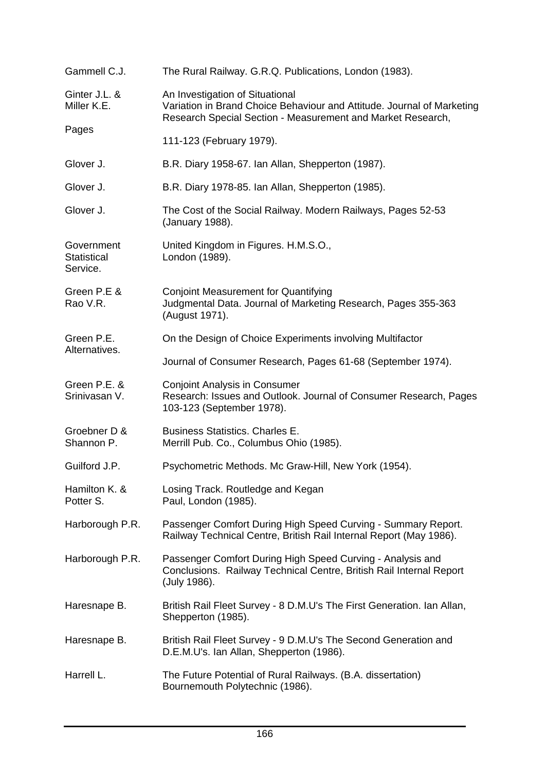Gammell C.J. The Rural Railway. G.R.Q. Publications, London (1983).

Ginter J.L. & Miller K.E. An Investigation of Situational Variation in Brand Choice Behaviour and Attitude. Journal of Marketing Research Special Section - Measurement and Market Research, Pages 111-123 (February 1979).

Glover J. B.R. Diary 1958-67. Ian Allan, Shepperton (1987).

Glover J. B.R. Diary 1978-85. Ian Allan, Shepperton (1985).

Glover J. The Cost of the Social Railway. Modern Railways, Pages 52-53 (January 1988).

Government Statistical Service. United Kingdom in Figures. H.M.S.O., London (1989).

Green P.E & Rao V.R. Conjoint Measurement for Quantifying Judgmental Data. Journal of Marketing Research, Pages 355-363 (August 1971).

Green P.E. On the Design of Choice Experiments involving Multifactor Alternatives. Journal of Consumer Research, Pages 61-68 (September 1974).

Green P.E. & Srinivasan V. Conjoint Analysis in Consumer Research: Issues and Outlook. Journal of Consumer Research, Pages 103-123 (September 1978).

Groebner D & Shannon P. Business Statistics. Charles E. Merrill Pub. Co., Columbus Ohio (1985).

Guilford J.P. Psychometric Methods. Mc Graw-Hill, New York (1954).

Hamilton K. & Potter S. Losing Track. Routledge and Kegan Paul, London (1985).

Harborough P.R. Passenger Comfort During High Speed Curving - Summary Report. Railway Technical Centre, British Rail Internal Report (May 1986).

Harborough P.R. Passenger Comfort During High Speed Curving - Analysis and Conclusions. Railway Technical Centre, British Rail Internal Report (July 1986).

Haresnape B. British Rail Fleet Survey - 8 D.M.U's The First Generation. Ian Allan, Shepperton (1985).

Haresnape B. British Rail Fleet Survey - 9 D.M.U's The Second Generation and D.E.M.U's. Ian Allan, Shepperton (1986).

Harrell L. The Future Potential of Rural Railways. (B.A. dissertation) Bournemouth Polytechnic (1986).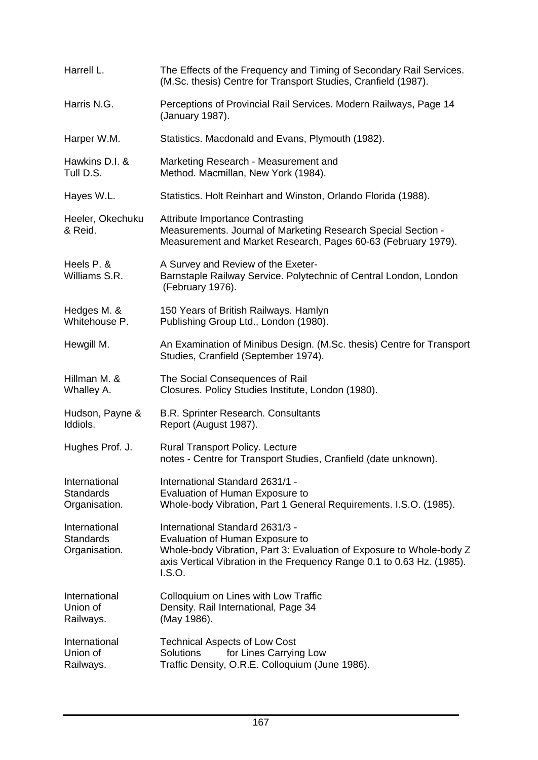Harrell L. The Effects of the Frequency and Timing of Secondary Rail Services. (M.Sc. thesis) Centre for Transport Studies, Cranfield (1987).

Harris N.G. Perceptions of Provincial Rail Services. Modern Railways, Page 14 (January 1987).

Harper W.M. Statistics. Macdonald and Evans, Plymouth (1982).

Hawkins D.I. & Tull D.S. Marketing Research - Measurement and Method. Macmillan, New York (1984).

Hayes W.L. Statistics. Holt Reinhart and Winston, Orlando Florida (1988).

Heeler, Okechuku & Reid. Attribute Importance Contrasting Measurements. Journal of Marketing Research Special Section - Measurement and Market Research, Pages 60-63 (February 1979).

Heels P. & Williams S.R. A Survey and Review of the Exeter-Barnstaple Railway Service. Polytechnic of Central London, London (February 1976).

Hedges M. & Whitehouse P. 150 Years of British Railways. Hamlyn Publishing Group Ltd., London (1980).

Hewgill M. An Examination of Minibus Design. (M.Sc. thesis) Centre for Transport Studies, Cranfield (September 1974).

Hillman M. & Whalley A. The Social Consequences of Rail Closures. Policy Studies Institute, London (1980).

Hudson, Payne & Iddiols. B.R. Sprinter Research. Consultants Report (August 1987).

Hughes Prof. J. Rural Transport Policy. Lecture notes - Centre for Transport Studies, Cranfield (date unknown).

International Standards Organisation. International Standard 2631/1 - Evaluation of Human Exposure to Whole-body Vibration, Part 1 General Requirements. I.S.O. (1985).

International Standards Organisation. International Standard 2631/3 - Evaluation of Human Exposure to Whole-body Vibration, Part 3: Evaluation of Exposure to Whole-body Z axis Vertical Vibration in the Frequency Range 0.1 to 0.63 Hz. (1985). I.S.O.

International Union of Railways. Colloquium on Lines with Low Traffic Density. Rail International, Page 34 (May 1986).

International Union of Railways. Technical Aspects of Low Cost Solutions for Lines Carrying Low Traffic Density, O.R.E. Colloquium (June 1986).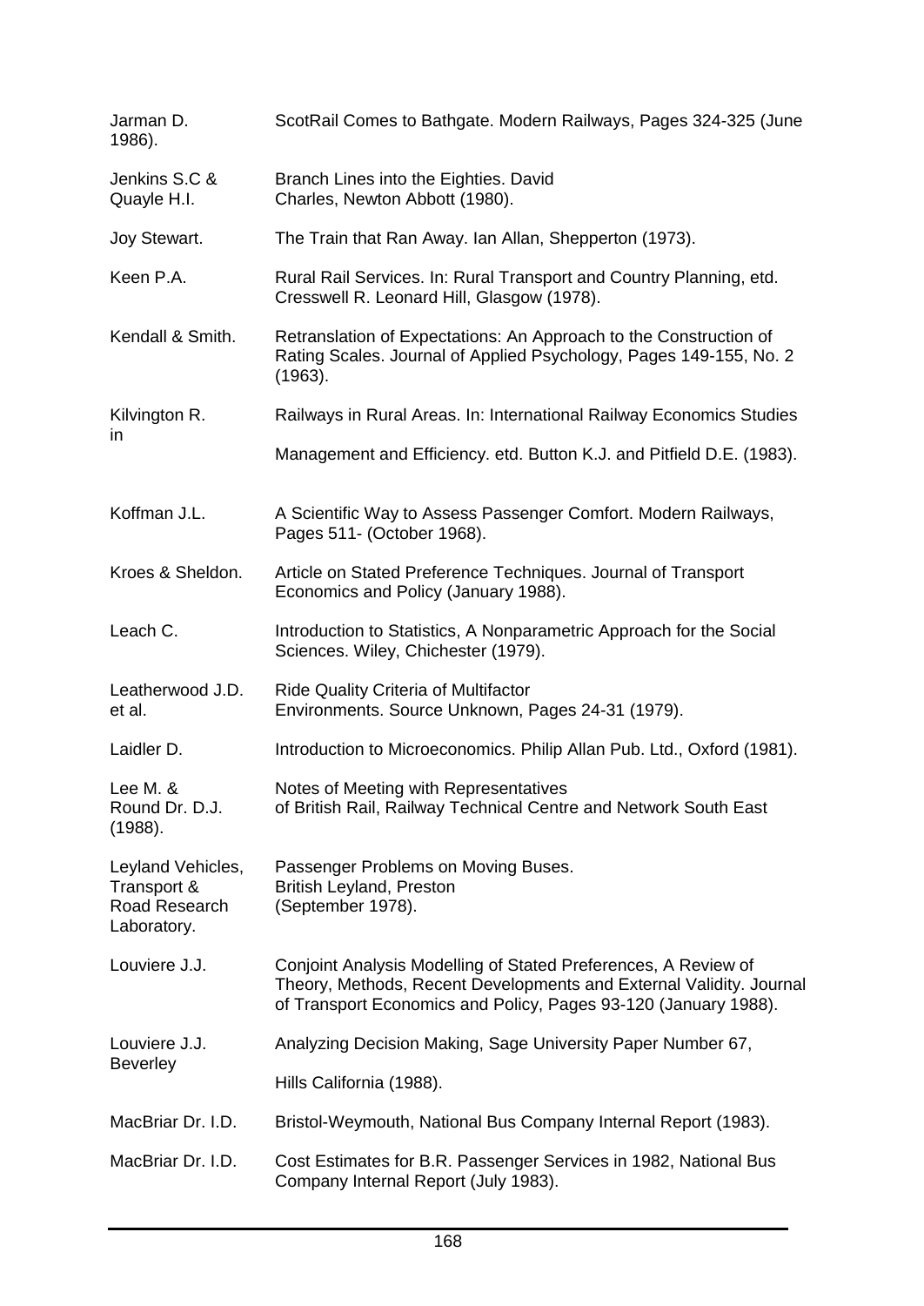Jarman D. ScotRail Comes to Bathgate. Modern Railways, Pages 324-325 (June 1986).

Jenkins S.C & Quayle H.I. Branch Lines into the Eighties. David Charles, Newton Abbott (1980).

Joy Stewart. The Train that Ran Away. Ian Allan, Shepperton (1973).

Keen P.A. Rural Rail Services. In: Rural Transport and Country Planning, etd. Cresswell R. Leonard Hill, Glasgow (1978).

Kendall & Smith. Retranslation of Expectations: An Approach to the Construction of Rating Scales. Journal of Applied Psychology, Pages 149-155, No. 2 (1963).

Kilvington R. Railways in Rural Areas. In: International Railway Economics Studies in Management and Efficiency. etd. Button K.J. and Pitfield D.E. (1983).

Koffman J.L. A Scientific Way to Assess Passenger Comfort. Modern Railways, Pages 511- (October 1968).

Kroes & Sheldon. Article on Stated Preference Techniques. Journal of Transport Economics and Policy (January 1988).

Leach C. Introduction to Statistics, A Nonparametric Approach for the Social Sciences. Wiley, Chichester (1979).

Leatherwood J.D. et al. Ride Quality Criteria of Multifactor Environments. Source Unknown, Pages 24-31 (1979).

Laidler D. Introduction to Microeconomics. Philip Allan Pub. Ltd., Oxford (1981).

Lee M. & Round Dr. D.J. (1988). Notes of Meeting with Representatives of British Rail, Railway Technical Centre and Network South East

Leyland Vehicles, Transport & Road Research Laboratory. Passenger Problems on Moving Buses. British Leyland, Preston (September 1978).

Louviere J.J. Conjoint Analysis Modelling of Stated Preferences, A Review of Theory, Methods, Recent Developments and External Validity. Journal of Transport Economics and Policy, Pages 93-120 (January 1988).

Louviere J.J. Analyzing Decision Making, Sage University Paper Number 67, Beverley Hills California (1988).

MacBriar Dr. I.D. Bristol-Weymouth, National Bus Company Internal Report (1983).

MacBriar Dr. I.D. Cost Estimates for B.R. Passenger Services in 1982, National Bus Company Internal Report (July 1983).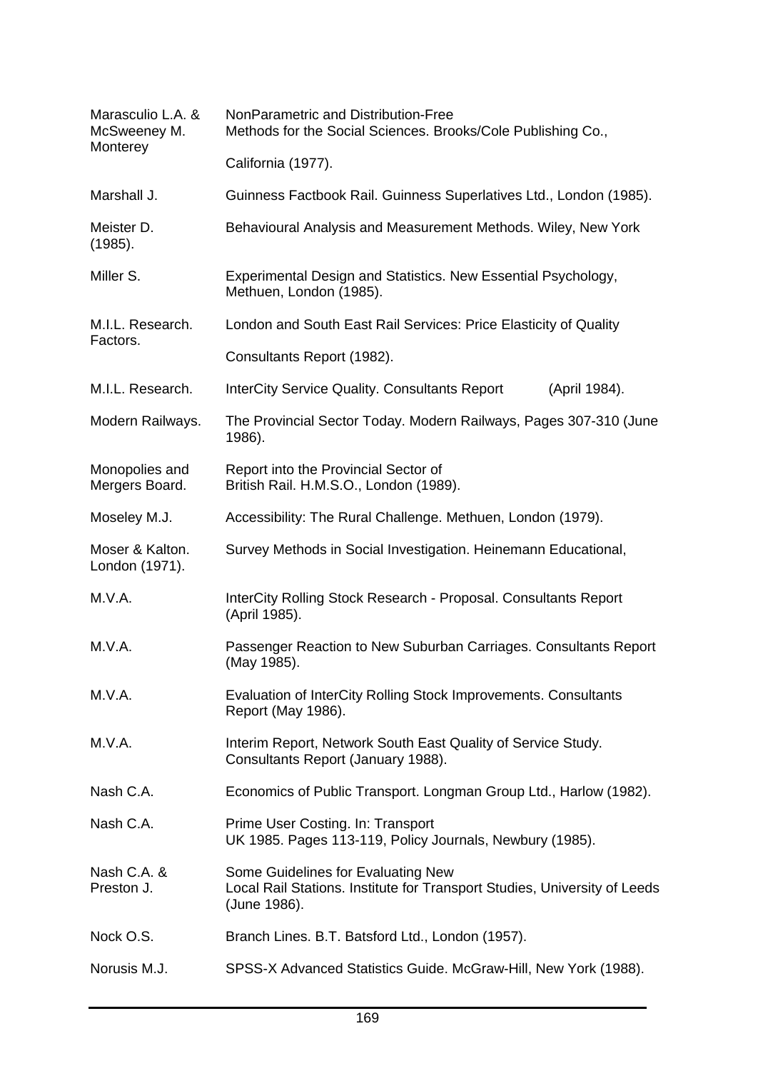| | |
|---|---|
| Marasculio L.A. & McSweeney M. Monterey | NonParametric and Distribution-Free Methods for the Social Sciences. Brooks/Cole Publishing Co., California (1977). |
| Marshall J. | Guinness Factbook Rail. Guinness Superlatives Ltd., London (1985). |
| Meister D. (1985). | Behavioural Analysis and Measurement Methods. Wiley, New York |
| Miller S. | Experimental Design and Statistics. New Essential Psychology, Methuen, London (1985). |
| M.I.L. Research. Factors. | London and South East Rail Services: Price Elasticity of Quality Consultants Report (1982). |
| M.I.L. Research. | InterCity Service Quality. Consultants Report (April 1984). |
| Modern Railways. | The Provincial Sector Today. Modern Railways, Pages 307-310 (June 1986). |
| Monopolies and Mergers Board. | Report into the Provincial Sector of British Rail. H.M.S.O., London (1989). |
| Moseley M.J. | Accessibility: The Rural Challenge. Methuen, London (1979). |
| Moser & Kalton. London (1971). | Survey Methods in Social Investigation. Heinemann Educational, |
| M.V.A. | InterCity Rolling Stock Research - Proposal. Consultants Report (April 1985). |
| M.V.A. | Passenger Reaction to New Suburban Carriages. Consultants Report (May 1985). |
| M.V.A. | Evaluation of InterCity Rolling Stock Improvements. Consultants Report (May 1986). |
| M.V.A. | Interim Report, Network South East Quality of Service Study. Consultants Report (January 1988). |
| Nash C.A. | Economics of Public Transport. Longman Group Ltd., Harlow (1982). |
| Nash C.A. | Prime User Costing. In: Transport UK 1985. Pages 113-119, Policy Journals, Newbury (1985). |
| Nash C.A. & Preston J. | Some Guidelines for Evaluating New Local Rail Stations. Institute for Transport Studies, University of Leeds (June 1986). |
| Nock O.S. | Branch Lines. B.T. Batsford Ltd., London (1957). |
| Norusis M.J. | SPSS-X Advanced Statistics Guide. McGraw-Hill, New York (1988). |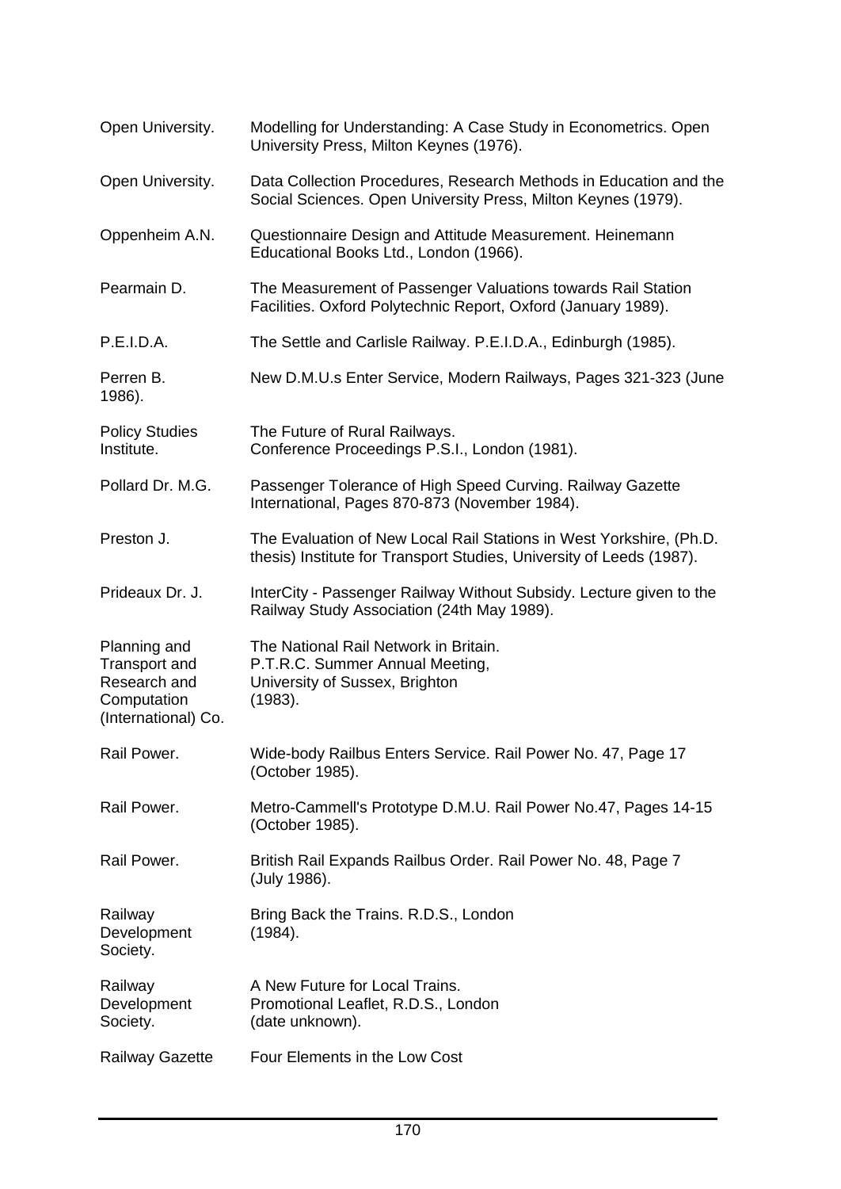| | |
|---|---|
| Open University. | Modelling for Understanding: A Case Study in Econometrics. Open University Press, Milton Keynes (1976). |
| Open University. | Data Collection Procedures, Research Methods in Education and the Social Sciences. Open University Press, Milton Keynes (1979). |
| Oppenheim A.N. | Questionnaire Design and Attitude Measurement. Heinemann Educational Books Ltd., London (1966). |
| Pearmain D. | The Measurement of Passenger Valuations towards Rail Station Facilities. Oxford Polytechnic Report, Oxford (January 1989). |
| P.E.I.D.A. | The Settle and Carlisle Railway. P.E.I.D.A., Edinburgh (1985). |
| Perren B. | New D.M.U.s Enter Service, Modern Railways, Pages 321-323 (June 1986). |
| Policy Studies Institute. | The Future of Rural Railways. Conference Proceedings P.S.I., London (1981). |
| Pollard Dr. M.G. | Passenger Tolerance of High Speed Curving. Railway Gazette International, Pages 870-873 (November 1984). |
| Preston J. | The Evaluation of New Local Rail Stations in West Yorkshire, (Ph.D. thesis) Institute for Transport Studies, University of Leeds (1987). |
| Prideaux Dr. J. | InterCity - Passenger Railway Without Subsidy. Lecture given to the Railway Study Association (24th May 1989). |
| Planning and Transport and Research and Computation (International) Co. | The National Rail Network in Britain. P.T.R.C. Summer Annual Meeting, University of Sussex, Brighton (1983). |
| Rail Power. | Wide-body Railbus Enters Service. Rail Power No. 47, Page 17 (October 1985). |
| Rail Power. | Metro-Cammell's Prototype D.M.U. Rail Power No.47, Pages 14-15 (October 1985). |
| Rail Power. | British Rail Expands Railbus Order. Rail Power No. 48, Page 7 (July 1986). |
| Railway Development Society. | Bring Back the Trains. R.D.S., London (1984). |
| Railway Development Society. | A New Future for Local Trains. Promotional Leaflet, R.D.S., London (date unknown). |
| Railway Gazette | Four Elements in the Low Cost |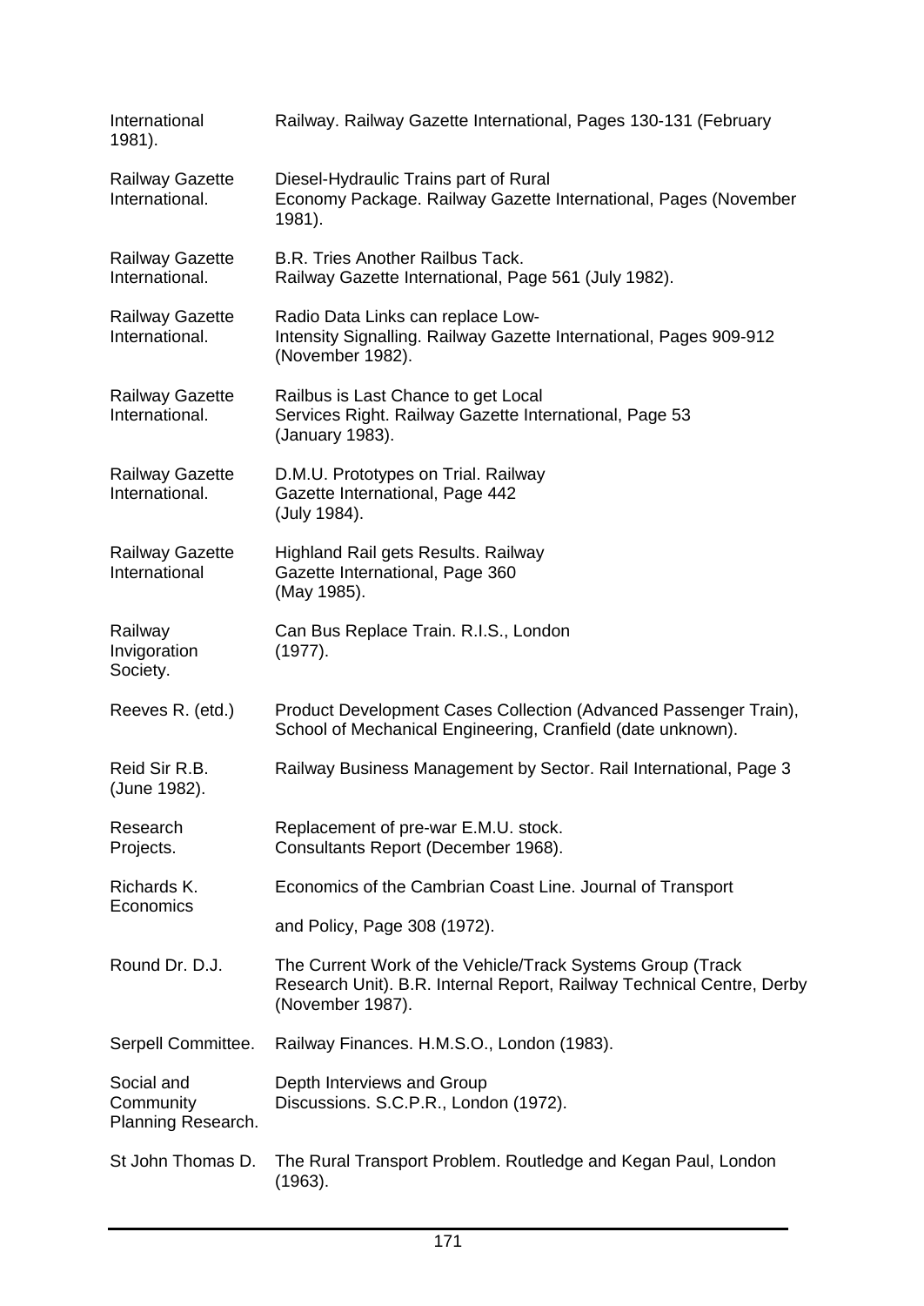International 1981). Railway. Railway Gazette International, Pages 130-131 (February

Railway Gazette International. Diesel-Hydraulic Trains part of Rural Economy Package. Railway Gazette International, Pages (November 1981).

Railway Gazette International. B.R. Tries Another Railbus Tack. Railway Gazette International, Page 561 (July 1982).

Railway Gazette International. Radio Data Links can replace Low-Intensity Signalling. Railway Gazette International, Pages 909-912 (November 1982).

Railway Gazette International. Railbus is Last Chance to get Local Services Right. Railway Gazette International, Page 53 (January 1983).

Railway Gazette International. D.M.U. Prototypes on Trial. Railway Gazette International, Page 442 (July 1984).

Railway Gazette International. Highland Rail gets Results. Railway Gazette International, Page 360 (May 1985).

Railway Invigoration Society. Can Bus Replace Train. R.I.S., London (1977).

Reeves R. (etd.) Product Development Cases Collection (Advanced Passenger Train), School of Mechanical Engineering, Cranfield (date unknown).

Reid Sir R.B. (June 1982). Railway Business Management by Sector. Rail International, Page 3

Research Projects. Replacement of pre-war E.M.U. stock. Consultants Report (December 1968).

Richards K. Economics of the Cambrian Coast Line. Journal of Transport Economics and Policy, Page 308 (1972).

Round Dr. D.J. The Current Work of the Vehicle/Track Systems Group (Track Research Unit). B.R. Internal Report, Railway Technical Centre, Derby (November 1987).

Serpell Committee. Railway Finances. H.M.S.O., London (1983).

Social and Community Planning Research. Depth Interviews and Group Discussions. S.C.P.R., London (1972).

St John Thomas D. The Rural Transport Problem. Routledge and Kegan Paul, London (1963).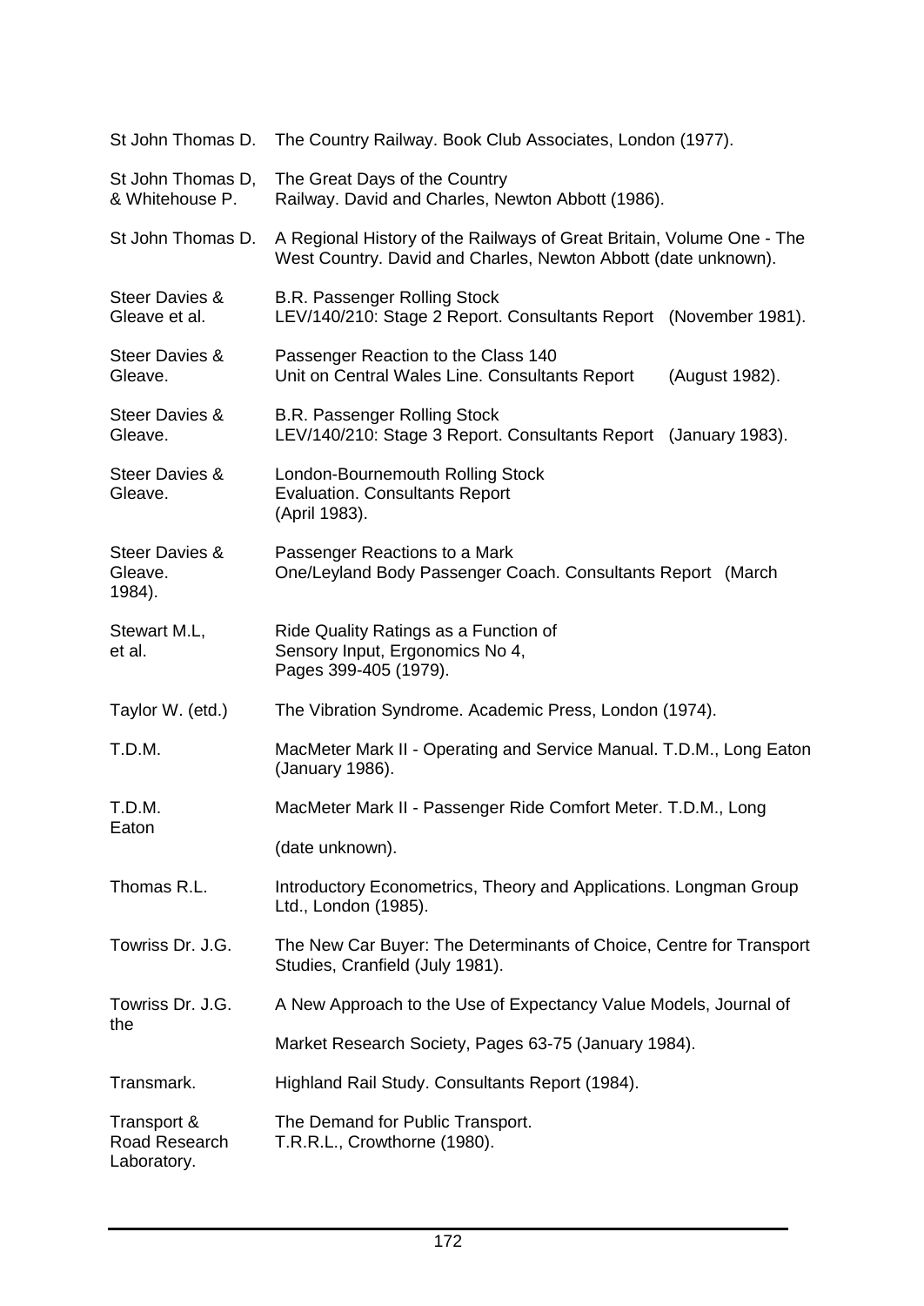| | |
|---|---|
| St John Thomas D. | The Country Railway. Book Club Associates, London (1977). |
| St John Thomas D, & Whitehouse P. | The Great Days of the Country Railway. David and Charles, Newton Abbott (1986). |
| St John Thomas D. | A Regional History of the Railways of Great Britain, Volume One - The West Country. David and Charles, Newton Abbott (date unknown). |
| Steer Davies & Gleave et al. | B.R. Passenger Rolling Stock LEV/140/210: Stage 2 Report. Consultants Report (November 1981). |
| Steer Davies & Gleave. | Passenger Reaction to the Class 140 Unit on Central Wales Line. Consultants Report (August 1982). |
| Steer Davies & Gleave. | B.R. Passenger Rolling Stock LEV/140/210: Stage 3 Report. Consultants Report (January 1983). |
| Steer Davies & Gleave. | London-Bournemouth Rolling Stock Evaluation. Consultants Report (April 1983). |
| Steer Davies & Gleave. 1984). | Passenger Reactions to a Mark One/Leyland Body Passenger Coach. Consultants Report (March |
| Stewart M.L, et al. | Ride Quality Ratings as a Function of Sensory Input, Ergonomics No 4, Pages 399-405 (1979). |
| Taylor W. (etd.) | The Vibration Syndrome. Academic Press, London (1974). |
| T.D.M. | MacMeter Mark II - Operating and Service Manual. T.D.M., Long Eaton (January 1986). |
| T.D.M. Eaton | MacMeter Mark II - Passenger Ride Comfort Meter. T.D.M., Long (date unknown). |
| Thomas R.L. | Introductory Econometrics, Theory and Applications. Longman Group Ltd., London (1985). |
| Towriss Dr. J.G. | The New Car Buyer: The Determinants of Choice, Centre for Transport Studies, Cranfield (July 1981). |
| Towriss Dr. J.G. the | A New Approach to the Use of Expectancy Value Models, Journal of Market Research Society, Pages 63-75 (January 1984). |
| Transmark. | Highland Rail Study. Consultants Report (1984). |
| Transport & Road Research Laboratory. | The Demand for Public Transport. T.R.R.L., Crowthorne (1980). |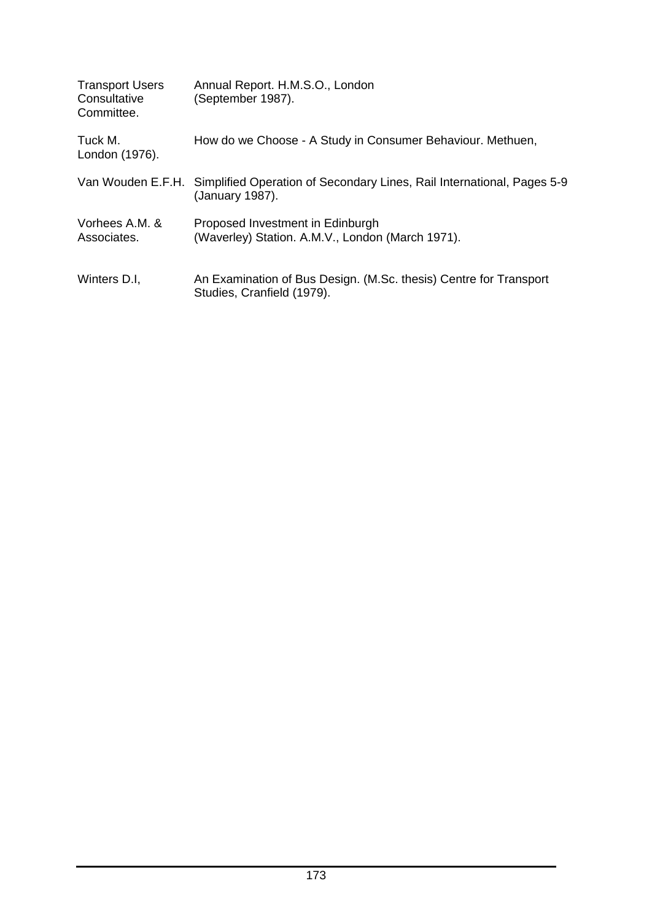Transport Users Consultative Committee. Annual Report. H.M.S.O., London (September 1987).

Tuck M. London (1976). How do we Choose - A Study in Consumer Behaviour. Methuen,

Van Wouden E.F.H. Simplified Operation of Secondary Lines, Rail International, Pages 5-9 (January 1987).

Vorhees A.M. & Associates. Proposed Investment in Edinburgh (Waverley) Station. A.M.V., London (March 1971).

Winters D.I, An Examination of Bus Design. (M.Sc. thesis) Centre for Transport Studies, Cranfield (1979).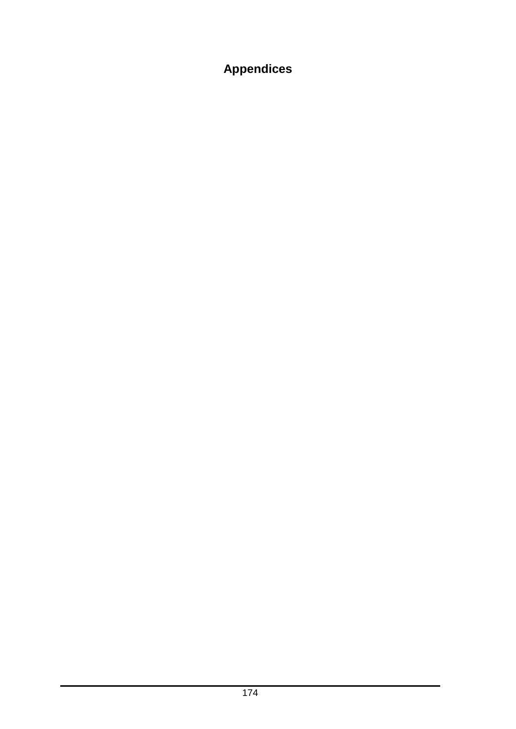# Appendices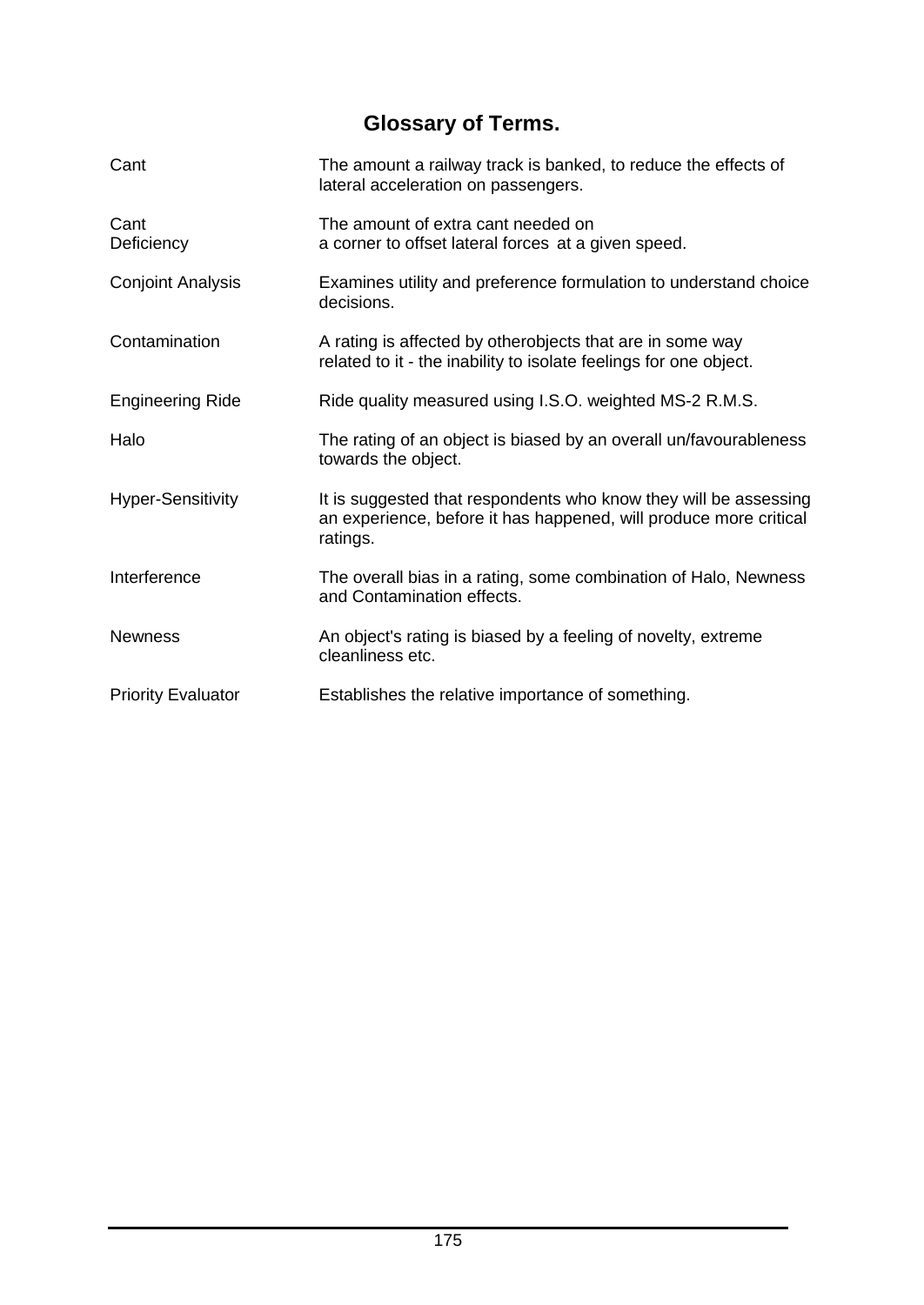# Glossary of Terms.

| Term | Definition |
|---|---|
| Cant | The amount a railway track is banked, to reduce the effects of lateral acceleration on passengers. |
| Cant Deficiency | The amount of extra cant needed on a corner to offset lateral forces at a given speed. |
| Conjoint Analysis | Examines utility and preference formulation to understand choice decisions. |
| Contamination | A rating is affected by otherobjects that are in some way related to it - the inability to isolate feelings for one object. |
| Engineering Ride | Ride quality measured using I.S.O. weighted MS-2 R.M.S. |
| Halo | The rating of an object is biased by an overall un/favourableness towards the object. |
| Hyper-Sensitivity | It is suggested that respondents who know they will be assessing an experience, before it has happened, will produce more critical ratings. |
| Interference | The overall bias in a rating, some combination of Halo, Newness and Contamination effects. |
| Newness | An object's rating is biased by a feeling of novelty, extreme cleanliness etc. |
| Priority Evaluator | Establishes the relative importance of something. |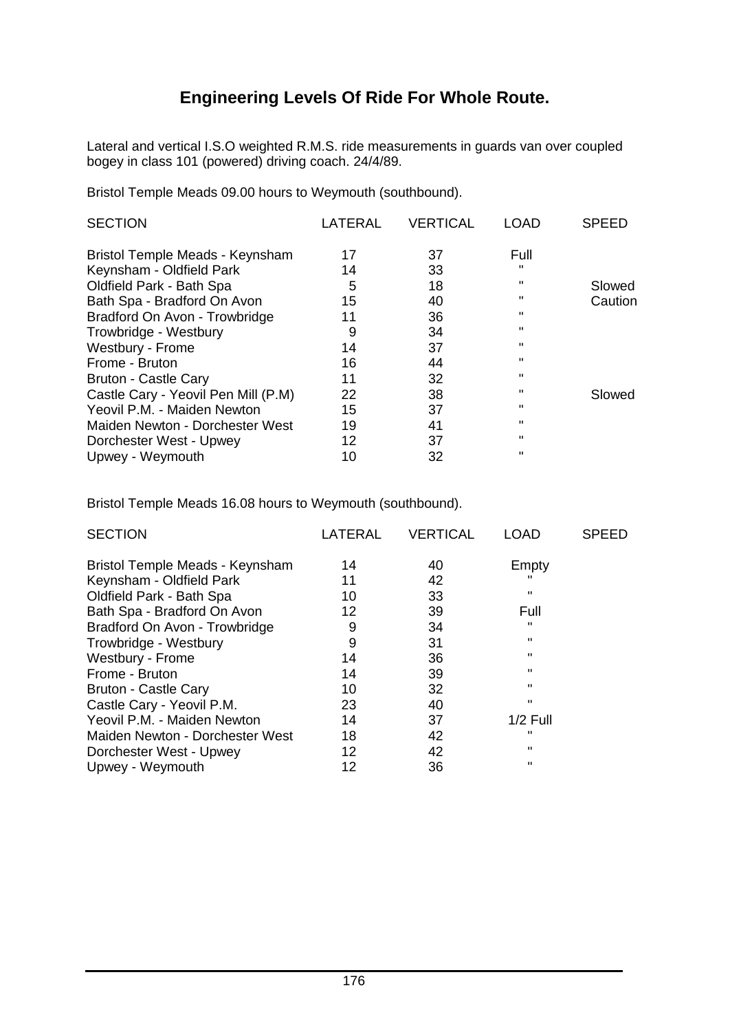# Engineering Levels Of Ride For Whole Route.

Lateral and vertical I.S.O weighted R.M.S. ride measurements in guards van over coupled bogey in class 101 (powered) driving coach. 24/4/89.

Bristol Temple Meads 09.00 hours to Weymouth (southbound).

| SECTION | LATERAL | VERTICAL | LOAD | SPEED |
|---|---|---|---|---|
| Bristol Temple Meads - Keynsham | 17 | 37 | Full | |
| Keynsham - Oldfield Park | 14 | 33 | " | |
| Oldfield Park - Bath Spa | 5 | 18 | " | Slowed |
| Bath Spa - Bradford On Avon | 15 | 40 | " | Caution |
| Bradford On Avon - Trowbridge | 11 | 36 | " | |
| Trowbridge - Westbury | 9 | 34 | " | |
| Westbury - Frome | 14 | 37 | " | |
| Frome - Bruton | 16 | 44 | " | |
| Bruton - Castle Cary | 11 | 32 | " | |
| Castle Cary - Yeovil Pen Mill (P.M) | 22 | 38 | " | Slowed |
| Yeovil P.M. - Maiden Newton | 15 | 37 | " | |
| Maiden Newton - Dorchester West | 19 | 41 | " | |
| Dorchester West - Upwey | 12 | 37 | " | |
| Upwey - Weymouth | 10 | 32 | " | |

Bristol Temple Meads 16.08 hours to Weymouth (southbound).

| SECTION | LATERAL | VERTICAL | LOAD | SPEED |
|---|---|---|---|---|
| Bristol Temple Meads - Keynsham | 14 | 40 | Empty | |
| Keynsham - Oldfield Park | 11 | 42 | " | |
| Oldfield Park - Bath Spa | 10 | 33 | " | |
| Bath Spa - Bradford On Avon | 12 | 39 | Full | |
| Bradford On Avon - Trowbridge | 9 | 34 | " | |
| Trowbridge - Westbury | 9 | 31 | " | |
| Westbury - Frome | 14 | 36 | " | |
| Frome - Bruton | 14 | 39 | " | |
| Bruton - Castle Cary | 10 | 32 | " | |
| Castle Cary - Yeovil P.M. | 23 | 40 | " | |
| Yeovil P.M. - Maiden Newton | 14 | 37 | 1/2 Full | |
| Maiden Newton - Dorchester West | 18 | 42 | " | |
| Dorchester West - Upwey | 12 | 42 | " | |
| Upwey - Weymouth | 12 | 36 | " | |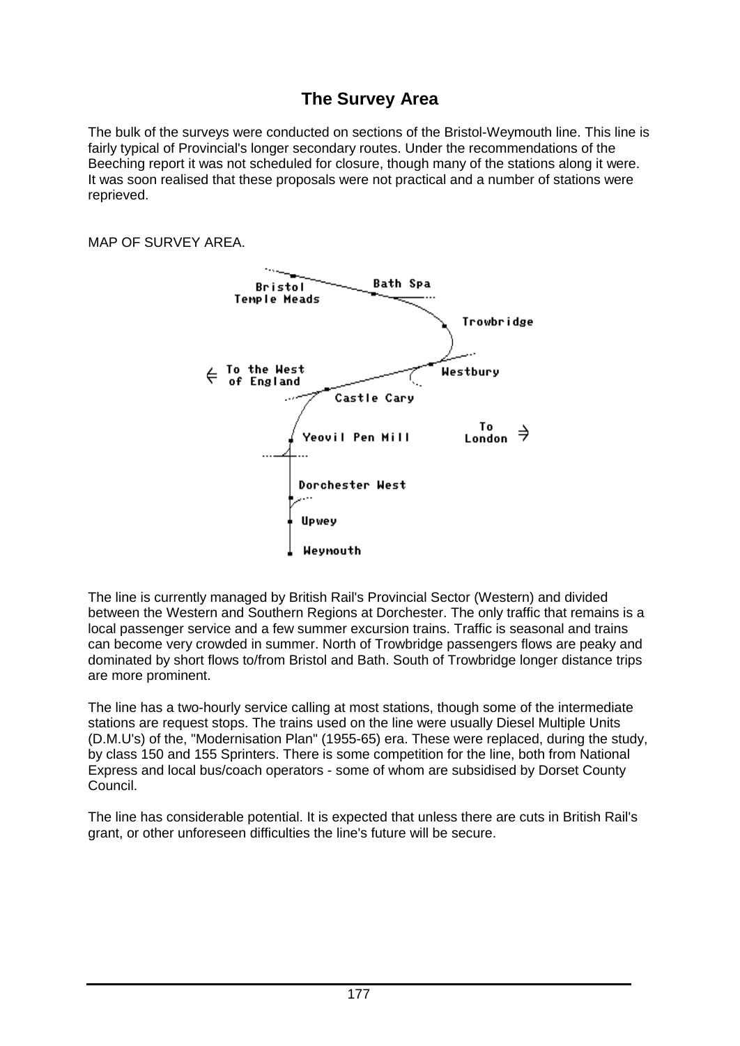# The Survey Area

The bulk of the surveys were conducted on sections of the Bristol-Weymouth line. This line is fairly typical of Provincial's longer secondary routes. Under the recommendations of the Beeching report it was not scheduled for closure, though many of the stations along it were. It was soon realised that these proposals were not practical and a number of stations were reprieved.

MAP OF SURVEY AREA.

Bristol Temple Meads

Bath Spa

Trowbridge

Westbury

To the West of England

Castle Cary

To London

Yeovil Pen Mill

Dorchester West

Upwey

Weymouth

The line is currently managed by British Rail's Provincial Sector (Western) and divided between the Western and Southern Regions at Dorchester. The only traffic that remains is a local passenger service and a few summer excursion trains. Traffic is seasonal and trains can become very crowded in summer. North of Trowbridge passengers flows are peaky and dominated by short flows to/from Bristol and Bath. South of Trowbridge longer distance trips are more prominent.

The line has a two-hourly service calling at most stations, though some of the intermediate stations are request stops. The trains used on the line were usually Diesel Multiple Units (D.M.U's) of the, "Modernisation Plan" (1955-65) era. These were replaced, during the study, by class 150 and 155 Sprinters. There is some competition for the line, both from National Express and local bus/coach operators - some of whom are subsidised by Dorset County Council.

The line has considerable potential. It is expected that unless there are cuts in British Rail's grant, or other unforeseen difficulties the line's future will be secure.